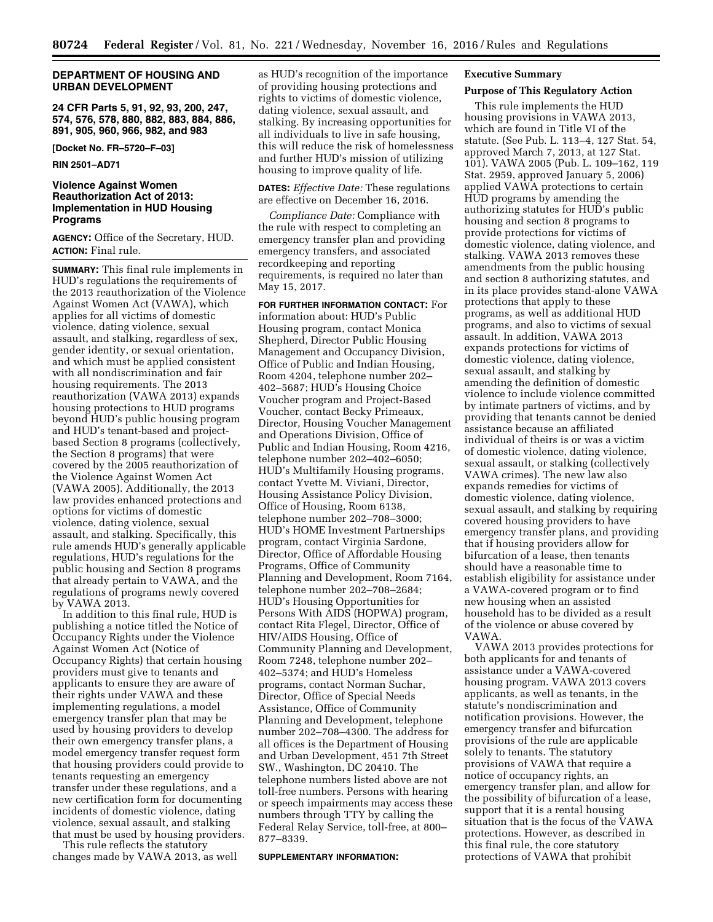## DEPARTMENT OF HOUSING AND URBAN DEVELOPMENT

**24 CFR Parts 5, 91, 92, 93, 200, 247, 574, 576, 578, 880, 882, 883, 884, 886, 891, 905, 960, 966, 982, and 983**

**[Docket No. FR–5720–F–03]**

**RIN 2501–AD71**

## Violence Against Women Reauthorization Act of 2013: Implementation in HUD Housing Programs

**AGENCY:** Office of the Secretary, HUD.

**ACTION:** Final rule.

**SUMMARY:** This final rule implements in HUD's regulations the requirements of the 2013 reauthorization of the Violence Against Women Act (VAWA), which applies for all victims of domestic violence, dating violence, sexual assault, and stalking, regardless of sex, gender identity, or sexual orientation, and which must be applied consistent with all nondiscrimination and fair housing requirements. The 2013 reauthorization (VAWA 2013) expands housing protections to HUD programs beyond HUD's public housing program and HUD's tenant-based and project-based Section 8 programs (collectively, the Section 8 programs) that were covered by the 2005 reauthorization of the Violence Against Women Act (VAWA 2005). Additionally, the 2013 law provides enhanced protections and options for victims of domestic violence, dating violence, sexual assault, and stalking. Specifically, this rule amends HUD's generally applicable regulations, HUD's regulations for the public housing and Section 8 programs that already pertain to VAWA, and the regulations of programs newly covered by VAWA 2013.

In addition to this final rule, HUD is publishing a notice titled the Notice of Occupancy Rights under the Violence Against Women Act (Notice of Occupancy Rights) that certain housing providers must give to tenants and applicants to ensure they are aware of their rights under VAWA and these implementing regulations, a model emergency transfer plan that may be used by housing providers to develop their own emergency transfer plans, a model emergency transfer request form that housing providers could provide to tenants requesting an emergency transfer under these regulations, and a new certification form for documenting incidents of domestic violence, dating violence, sexual assault, and stalking that must be used by housing providers.

This rule reflects the statutory changes made by VAWA 2013, as well as HUD's recognition of the importance of providing housing protections and rights to victims of domestic violence, dating violence, sexual assault, and stalking. By increasing opportunities for all individuals to live in safe housing, this will reduce the risk of homelessness and further HUD's mission of utilizing housing to improve quality of life.

**DATES:** *Effective Date:* These regulations are effective on December 16, 2016.

*Compliance Date:* Compliance with the rule with respect to completing an emergency transfer plan and providing emergency transfers, and associated recordkeeping and reporting requirements, is required no later than May 15, 2017.

**FOR FURTHER INFORMATION CONTACT:** For information about: HUD's Public Housing program, contact Monica Shepherd, Director Public Housing Management and Occupancy Division, Office of Public and Indian Housing, Room 4204, telephone number 202–402–5687; HUD's Housing Choice Voucher program and Project-Based Voucher, contact Becky Primeaux, Director, Housing Voucher Management and Operations Division, Office of Public and Indian Housing, Room 4216, telephone number 202–402–6050; HUD's Multifamily Housing programs, contact Yvette M. Viviani, Director, Housing Assistance Policy Division, Office of Housing, Room 6138, telephone number 202–708–3000; HUD's HOME Investment Partnerships program, contact Virginia Sardone, Director, Office of Affordable Housing Programs, Office of Community Planning and Development, Room 7164, telephone number 202–708–2684; HUD's Housing Opportunities for Persons With AIDS (HOPWA) program, contact Rita Flegel, Director, Office of HIV/AIDS Housing, Office of Community Planning and Development, Room 7248, telephone number 202–402–5374; and HUD's Homeless programs, contact Norman Suchar, Director, Office of Special Needs Assistance, Office of Community Planning and Development, telephone number 202–708–4300. The address for all offices is the Department of Housing and Urban Development, 451 7th Street SW., Washington, DC 20410. The telephone numbers listed above are not toll-free numbers. Persons with hearing or speech impairments may access these numbers through TTY by calling the Federal Relay Service, toll-free, at 800–877–8339.

**SUPPLEMENTARY INFORMATION:**

### Executive Summary

### Purpose of This Regulatory Action

This rule implements the HUD housing provisions in VAWA 2013, which are found in Title VI of the statute. (See Pub. L. 113–4, 127 Stat. 54, approved March 7, 2013, at 127 Stat. 101). VAWA 2005 (Pub. L. 109–162, 119 Stat. 2959, approved January 5, 2006) applied VAWA protections to certain HUD programs by amending the authorizing statutes for HUD's public housing and section 8 programs to provide protections for victims of domestic violence, dating violence, and stalking. VAWA 2013 removes these amendments from the public housing and section 8 authorizing statutes, and in its place provides stand-alone VAWA protections that apply to these programs, as well as additional HUD programs, and also to victims of sexual assault. In addition, VAWA 2013 expands protections for victims of domestic violence, dating violence, sexual assault, and stalking by amending the definition of domestic violence to include violence committed by intimate partners of victims, and by providing that tenants cannot be denied assistance because an affiliated individual of theirs is or was a victim of domestic violence, dating violence, sexual assault, or stalking (collectively VAWA crimes). The new law also expands remedies for victims of domestic violence, dating violence, sexual assault, and stalking by requiring covered housing providers to have emergency transfer plans, and providing that if housing providers allow for bifurcation of a lease, then tenants should have a reasonable time to establish eligibility for assistance under a VAWA-covered program or to find new housing when an assisted household has to be divided as a result of the violence or abuse covered by VAWA.

VAWA 2013 provides protections for both applicants for and tenants of assistance under a VAWA-covered housing program. VAWA 2013 covers applicants, as well as tenants, in the statute's nondiscrimination and notification provisions. However, the emergency transfer and bifurcation provisions of the rule are applicable solely to tenants. The statutory provisions of VAWA that require a notice of occupancy rights, an emergency transfer plan, and allow for the possibility of bifurcation of a lease, support that it is a rental housing situation that is the focus of the VAWA protections. However, as described in this final rule, the core statutory protections of VAWA that prohibit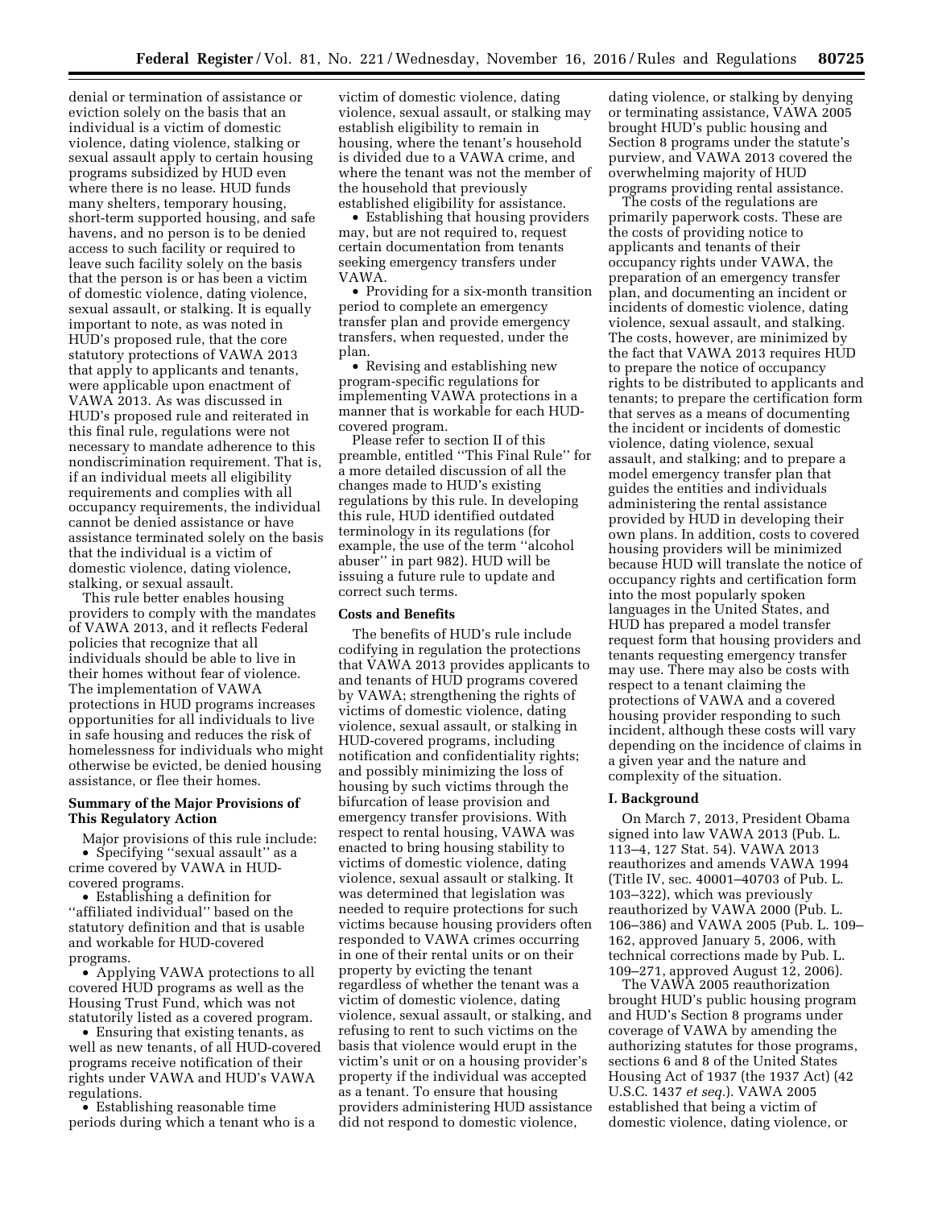denial or termination of assistance or eviction solely on the basis that an individual is a victim of domestic violence, dating violence, stalking or sexual assault apply to certain housing programs subsidized by HUD even where there is no lease. HUD funds many shelters, temporary housing, short-term supported housing, and safe havens, and no person is to be denied access to such facility or required to leave such facility solely on the basis that the person is or has been a victim of domestic violence, dating violence, sexual assault, or stalking. It is equally important to note, as was noted in HUD's proposed rule, that the core statutory protections of VAWA 2013 that apply to applicants and tenants, were applicable upon enactment of VAWA 2013. As was discussed in HUD's proposed rule and reiterated in this final rule, regulations were not necessary to mandate adherence to this nondiscrimination requirement. That is, if an individual meets all eligibility requirements and complies with all occupancy requirements, the individual cannot be denied assistance or have assistance terminated solely on the basis that the individual is a victim of domestic violence, dating violence, stalking, or sexual assault.

This rule better enables housing providers to comply with the mandates of VAWA 2013, and it reflects Federal policies that recognize that all individuals should be able to live in their homes without fear of violence. The implementation of VAWA protections in HUD programs increases opportunities for all individuals to live in safe housing and reduces the risk of homelessness for individuals who might otherwise be evicted, be denied housing assistance, or flee their homes.

**Summary of the Major Provisions of This Regulatory Action**

Major provisions of this rule include:

- Specifying ''sexual assault'' as a crime covered by VAWA in HUD-covered programs.
- Establishing a definition for ''affiliated individual'' based on the statutory definition and that is usable and workable for HUD-covered programs.
- Applying VAWA protections to all covered HUD programs as well as the Housing Trust Fund, which was not statutorily listed as a covered program.
- Ensuring that existing tenants, as well as new tenants, of all HUD-covered programs receive notification of their rights under VAWA and HUD's VAWA regulations.
- Establishing reasonable time periods during which a tenant who is a victim of domestic violence, dating violence, sexual assault, or stalking may establish eligibility to remain in housing, where the tenant's household is divided due to a VAWA crime, and where the tenant was not the member of the household that previously established eligibility for assistance.
- Establishing that housing providers may, but are not required to, request certain documentation from tenants seeking emergency transfers under VAWA.
- Providing for a six-month transition period to complete an emergency transfer plan and provide emergency transfers, when requested, under the plan.
- Revising and establishing new program-specific regulations for implementing VAWA protections in a manner that is workable for each HUD-covered program.

Please refer to section II of this preamble, entitled ''This Final Rule'' for a more detailed discussion of all the changes made to HUD's existing regulations by this rule. In developing this rule, HUD identified outdated terminology in its regulations (for example, the use of the term ''alcohol abuser'' in part 982). HUD will be issuing a future rule to update and correct such terms.

**Costs and Benefits**

The benefits of HUD's rule include codifying in regulation the protections that VAWA 2013 provides applicants to and tenants of HUD programs covered by VAWA; strengthening the rights of victims of domestic violence, dating violence, sexual assault, or stalking in HUD-covered programs, including notification and confidentiality rights; and possibly minimizing the loss of housing by such victims through the bifurcation of lease provision and emergency transfer provisions. With respect to rental housing, VAWA was enacted to bring housing stability to victims of domestic violence, dating violence, sexual assault or stalking. It was determined that legislation was needed to require protections for such victims because housing providers often responded to VAWA crimes occurring in one of their rental units or on their property by evicting the tenant regardless of whether the tenant was a victim of domestic violence, dating violence, sexual assault, or stalking, and refusing to rent to such victims on the basis that violence would erupt in the victim's unit or on a housing provider's property if the individual was accepted as a tenant. To ensure that housing providers administering HUD assistance did not respond to domestic violence, dating violence, or stalking by denying or terminating assistance, VAWA 2005 brought HUD's public housing and Section 8 programs under the statute's purview, and VAWA 2013 covered the overwhelming majority of HUD programs providing rental assistance.

The costs of the regulations are primarily paperwork costs. These are the costs of providing notice to applicants and tenants of their occupancy rights under VAWA, the preparation of an emergency transfer plan, and documenting an incident or incidents of domestic violence, dating violence, sexual assault, and stalking. The costs, however, are minimized by the fact that VAWA 2013 requires HUD to prepare the notice of occupancy rights to be distributed to applicants and tenants; to prepare the certification form that serves as a means of documenting the incident or incidents of domestic violence, dating violence, sexual assault, and stalking; and to prepare a model emergency transfer plan that guides the entities and individuals administering the rental assistance provided by HUD in developing their own plans. In addition, costs to covered housing providers will be minimized because HUD will translate the notice of occupancy rights and certification form into the most popularly spoken languages in the United States, and HUD has prepared a model transfer request form that housing providers and tenants requesting emergency transfer may use. There may also be costs with respect to a tenant claiming the protections of VAWA and a covered housing provider responding to such incident, although these costs will vary depending on the incidence of claims in a given year and the nature and complexity of the situation.

## I. Background

On March 7, 2013, President Obama signed into law VAWA 2013 (Pub. L. 113–4, 127 Stat. 54). VAWA 2013 reauthorizes and amends VAWA 1994 (Title IV, sec. 40001–40703 of Pub. L. 103–322), which was previously reauthorized by VAWA 2000 (Pub. L. 106–386) and VAWA 2005 (Pub. L. 109–162, approved January 5, 2006, with technical corrections made by Pub. L. 109–271, approved August 12, 2006).

The VAWA 2005 reauthorization brought HUD's public housing program and HUD's Section 8 programs under coverage of VAWA by amending the authorizing statutes for those programs, sections 6 and 8 of the United States Housing Act of 1937 (the 1937 Act) (42 U.S.C. 1437 *et seq.*). VAWA 2005 established that being a victim of domestic violence, dating violence, or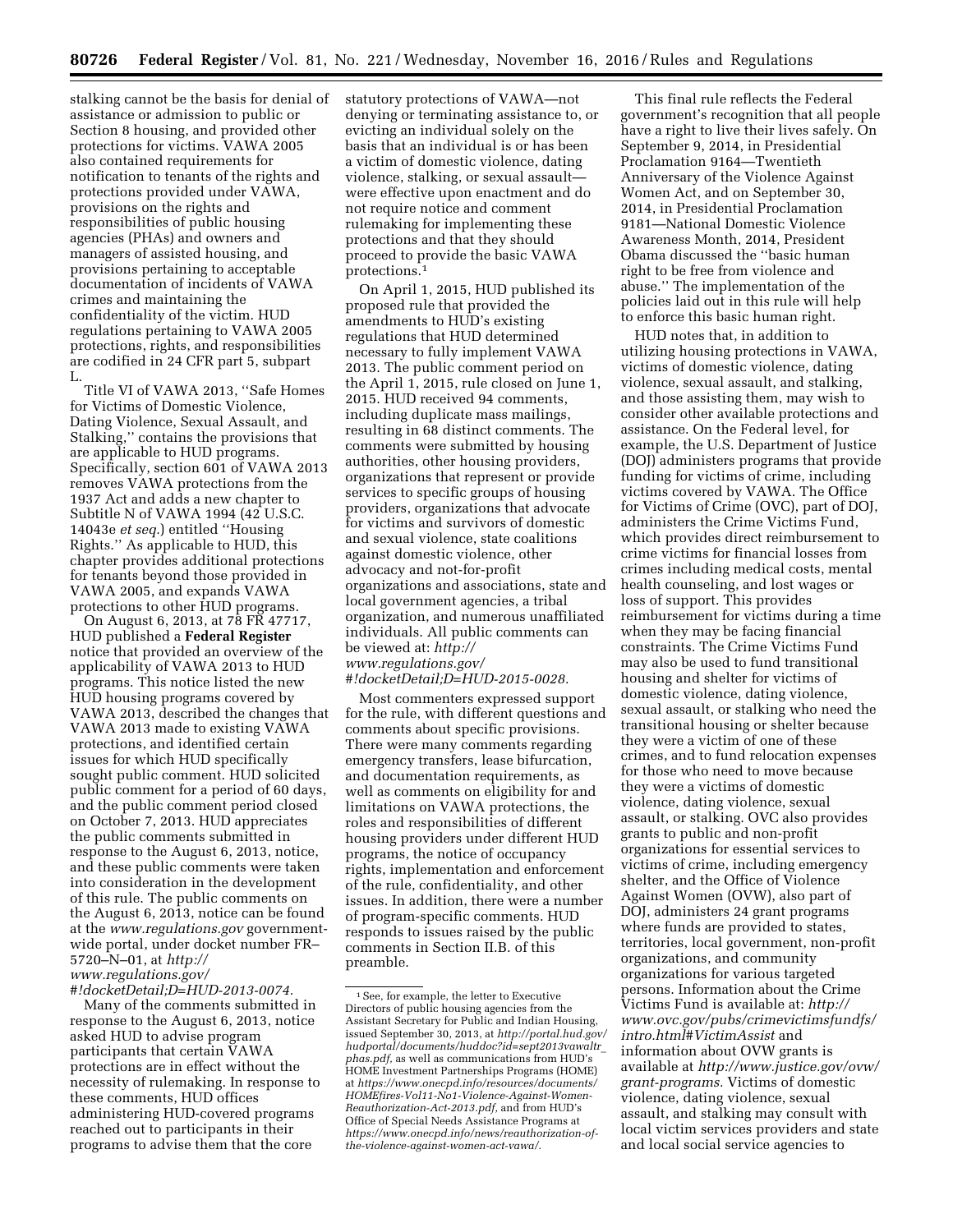stalking cannot be the basis for denial of assistance or admission to public or Section 8 housing, and provided other protections for victims. VAWA 2005 also contained requirements for notification to tenants of the rights and protections provided under VAWA, provisions on the rights and responsibilities of public housing agencies (PHAs) and owners and managers of assisted housing, and provisions pertaining to acceptable documentation of incidents of VAWA crimes and maintaining the confidentiality of the victim. HUD regulations pertaining to VAWA 2005 protections, rights, and responsibilities are codified in 24 CFR part 5, subpart L.

Title VI of VAWA 2013, ''Safe Homes for Victims of Domestic Violence, Dating Violence, Sexual Assault, and Stalking,'' contains the provisions that are applicable to HUD programs. Specifically, section 601 of VAWA 2013 removes VAWA protections from the 1937 Act and adds a new chapter to Subtitle N of VAWA 1994 (42 U.S.C. 14043e *et seq.*) entitled ''Housing Rights.'' As applicable to HUD, this chapter provides additional protections for tenants beyond those provided in VAWA 2005, and expands VAWA protections to other HUD programs.

On August 6, 2013, at 78 FR 47717, HUD published a **Federal Register** notice that provided an overview of the applicability of VAWA 2013 to HUD programs. This notice listed the new HUD housing programs covered by VAWA 2013, described the changes that VAWA 2013 made to existing VAWA protections, and identified certain issues for which HUD specifically sought public comment. HUD solicited public comment for a period of 60 days, and the public comment period closed on October 7, 2013. HUD appreciates the public comments submitted in response to the August 6, 2013, notice, and these public comments were taken into consideration in the development of this rule. The public comments on the August 6, 2013, notice can be found at the *www.regulations.gov* government-wide portal, under docket number FR–5720–N–01, at *http://www.regulations.gov/#!docketDetail;D=HUD-2013-0074.*

Many of the comments submitted in response to the August 6, 2013, notice asked HUD to advise program participants that certain VAWA protections are in effect without the necessity of rulemaking. In response to these comments, HUD offices administering HUD-covered programs reached out to participants in their programs to advise them that the core statutory protections of VAWA—not denying or terminating assistance to, or evicting an individual solely on the basis that an individual is or has been a victim of domestic violence, dating violence, stalking, or sexual assault—were effective upon enactment and do not require notice and comment rulemaking for implementing these protections and that they should proceed to provide the basic VAWA protections.[1]

On April 1, 2015, HUD published its proposed rule that provided the amendments to HUD's existing regulations that HUD determined necessary to fully implement VAWA 2013. The public comment period on the April 1, 2015, rule closed on June 1, 2015. HUD received 94 comments, including duplicate mass mailings, resulting in 68 distinct comments. The comments were submitted by housing authorities, other housing providers, organizations that represent or provide services to specific groups of housing providers, organizations that advocate for victims and survivors of domestic and sexual violence, state coalitions against domestic violence, other advocacy and not-for-profit organizations and associations, state and local government agencies, a tribal organization, and numerous unaffiliated individuals. All public comments can be viewed at: *http://www.regulations.gov/#!docketDetail;D=HUD-2015-0028.*

Most commenters expressed support for the rule, with different questions and comments about specific provisions. There were many comments regarding emergency transfers, lease bifurcation, and documentation requirements, as well as comments on eligibility for and limitations on VAWA protections, the roles and responsibilities of different housing providers under different HUD programs, the notice of occupancy rights, implementation and enforcement of the rule, confidentiality, and other issues. In addition, there were a number of program-specific comments. HUD responds to issues raised by the public comments in Section II.B. of this preamble.

This final rule reflects the Federal government's recognition that all people have a right to live their lives safely. On September 9, 2014, in Presidential Proclamation 9164—Twentieth Anniversary of the Violence Against Women Act, and on September 30, 2014, in Presidential Proclamation 9181—National Domestic Violence Awareness Month, 2014, President Obama discussed the ''basic human right to be free from violence and abuse.'' The implementation of the policies laid out in this rule will help to enforce this basic human right.

HUD notes that, in addition to utilizing housing protections in VAWA, victims of domestic violence, dating violence, sexual assault, and stalking, and those assisting them, may wish to consider other available protections and assistance. On the Federal level, for example, the U.S. Department of Justice (DOJ) administers programs that provide funding for victims of crime, including victims covered by VAWA. The Office for Victims of Crime (OVC), part of DOJ, administers the Crime Victims Fund, which provides direct reimbursement to crime victims for financial losses from crimes including medical costs, mental health counseling, and lost wages or loss of support. This provides reimbursement for victims during a time when they may be facing financial constraints. The Crime Victims Fund may also be used to fund transitional housing and shelter for victims of domestic violence, dating violence, sexual assault, or stalking who need the transitional housing or shelter because they were a victim of one of these crimes, and to fund relocation expenses for those who need to move because they were a victims of domestic violence, dating violence, sexual assault, or stalking. OVC also provides grants to public and non-profit organizations for essential services to victims of crime, including emergency shelter, and the Office of Violence Against Women (OVW), also part of DOJ, administers 24 grant programs where funds are provided to states, territories, local government, non-profit organizations, and community organizations for various targeted persons. Information about the Crime Victims Fund is available at: *http://www.ovc.gov/pubs/crimevictimsfundfs/intro.html#VictimAssist* and information about OVW grants is available at *http://www.justice.gov/ovw/grant-programs.* Victims of domestic violence, dating violence, sexual assault, and stalking may consult with local victim services providers and state and local social service agencies to

---

[1] See, for example, the letter to Executive Directors of public housing agencies from the Assistant Secretary for Public and Indian Housing, issued September 30, 2013, at *http://portal.hud.gov/hudportal/documents/huddoc?id=sept2013vawaltr_phas.pdf,* as well as communications from HUD's HOME Investment Partnerships Programs (HOME) at *https://www.onecpd.info/resources/documents/HOMEfires-Vol11-No1-Violence-Against-Women-Reauthorization-Act-2013.pdf,* and from HUD's Office of Special Needs Assistance Programs at *https://www.onecpd.info/news/reauthorization-of-the-violence-against-women-act-vawa/.*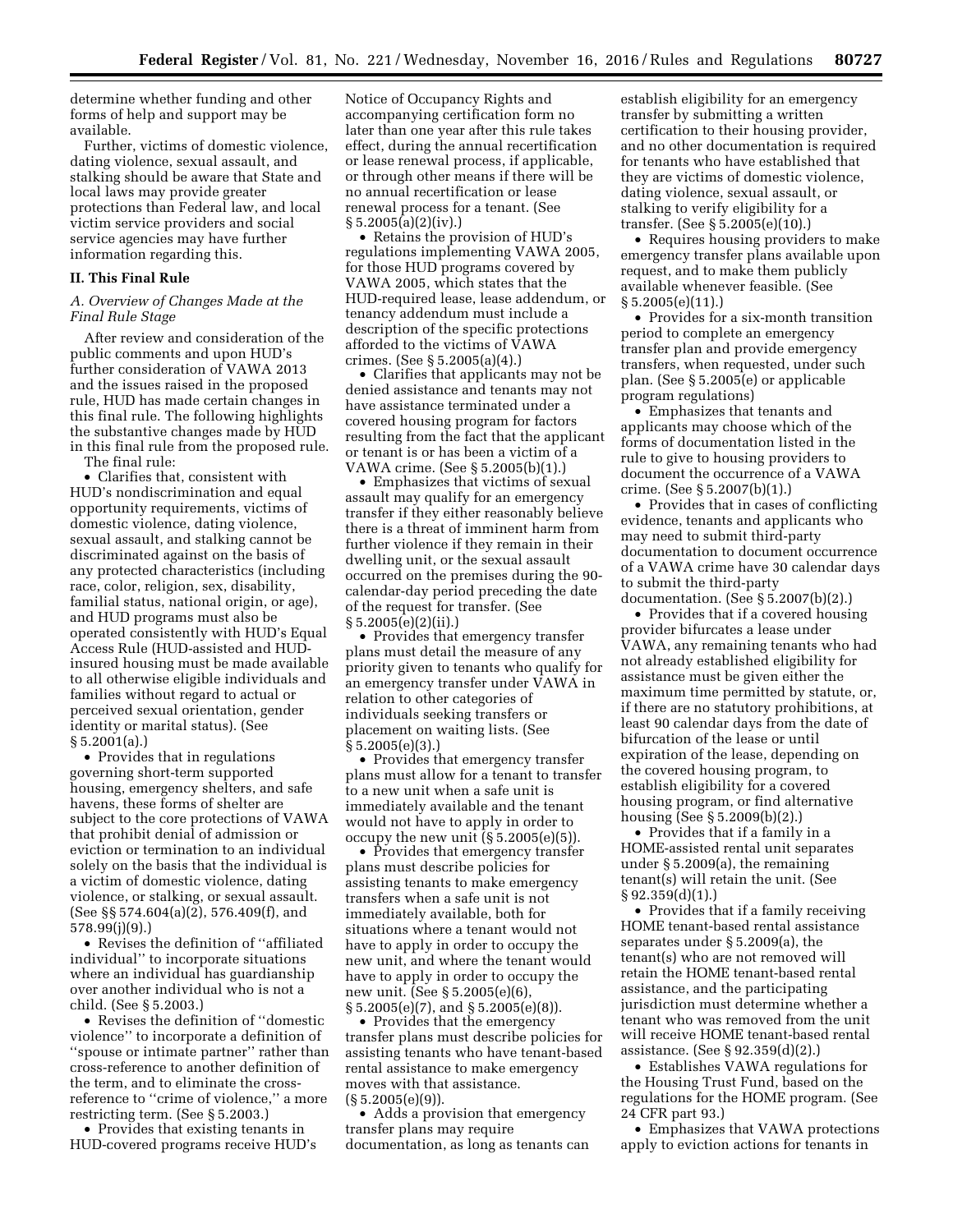determine whether funding and other forms of help and support may be available.

Further, victims of domestic violence, dating violence, sexual assault, and stalking should be aware that State and local laws may provide greater protections than Federal law, and local victim service providers and social service agencies may have further information regarding this.

## II. This Final Rule

### A. Overview of Changes Made at the Final Rule Stage

After review and consideration of the public comments and upon HUD's further consideration of VAWA 2013 and the issues raised in the proposed rule, HUD has made certain changes in this final rule. The following highlights the substantive changes made by HUD in this final rule from the proposed rule.

The final rule:

- Clarifies that, consistent with HUD's nondiscrimination and equal opportunity requirements, victims of domestic violence, dating violence, sexual assault, and stalking cannot be discriminated against on the basis of any protected characteristics (including race, color, religion, sex, disability, familial status, national origin, or age), and HUD programs must also be operated consistently with HUD's Equal Access Rule (HUD-assisted and HUD-insured housing must be made available to all otherwise eligible individuals and families without regard to actual or perceived sexual orientation, gender identity or marital status). (See § 5.2001(a).)
- Provides that in regulations governing short-term supported housing, emergency shelters, and safe havens, these forms of shelter are subject to the core protections of VAWA that prohibit denial of admission or eviction or termination to an individual solely on the basis that the individual is a victim of domestic violence, dating violence, or stalking, or sexual assault. (See §§ 574.604(a)(2), 576.409(f), and 578.99(j)(9).)
- Revises the definition of ''affiliated individual'' to incorporate situations where an individual has guardianship over another individual who is not a child. (See § 5.2003.)
- Revises the definition of ''domestic violence'' to incorporate a definition of ''spouse or intimate partner'' rather than cross-reference to another definition of the term, and to eliminate the cross-reference to ''crime of violence,'' a more restricting term. (See § 5.2003.)
- Provides that existing tenants in HUD-covered programs receive HUD's Notice of Occupancy Rights and accompanying certification form no later than one year after this rule takes effect, during the annual recertification or lease renewal process, if applicable, or through other means if there will be no annual recertification or lease renewal process for a tenant. (See § 5.2005(a)(2)(iv).)
- Retains the provision of HUD's regulations implementing VAWA 2005, for those HUD programs covered by VAWA 2005, which states that the HUD-required lease, lease addendum, or tenancy addendum must include a description of the specific protections afforded to the victims of VAWA crimes. (See § 5.2005(a)(4).)
- Clarifies that applicants may not be denied assistance and tenants may not have assistance terminated under a covered housing program for factors resulting from the fact that the applicant or tenant is or has been a victim of a VAWA crime. (See § 5.2005(b)(1).)
- Emphasizes that victims of sexual assault may qualify for an emergency transfer if they either reasonably believe there is a threat of imminent harm from further violence if they remain in their dwelling unit, or the sexual assault occurred on the premises during the 90-calendar-day period preceding the date of the request for transfer. (See § 5.2005(e)(2)(ii).)
- Provides that emergency transfer plans must detail the measure of any priority given to tenants who qualify for an emergency transfer under VAWA in relation to other categories of individuals seeking transfers or placement on waiting lists. (See § 5.2005(e)(3).)
- Provides that emergency transfer plans must allow for a tenant to transfer to a new unit when a safe unit is immediately available and the tenant would not have to apply in order to occupy the new unit (§ 5.2005(e)(5)).
- Provides that emergency transfer plans must describe policies for assisting tenants to make emergency transfers when a safe unit is not immediately available, both for situations where a tenant would not have to apply in order to occupy the new unit, and where the tenant would have to apply in order to occupy the new unit. (See § 5.2005(e)(6), § 5.2005(e)(7), and § 5.2005(e)(8)).
- Provides that the emergency transfer plans must describe policies for assisting tenants who have tenant-based rental assistance to make emergency moves with that assistance. (§ 5.2005(e)(9)).
- Adds a provision that emergency transfer plans may require documentation, as long as tenants can establish eligibility for an emergency transfer by submitting a written certification to their housing provider, and no other documentation is required for tenants who have established that they are victims of domestic violence, dating violence, sexual assault, or stalking to verify eligibility for a transfer. (See § 5.2005(e)(10).)
- Requires housing providers to make emergency transfer plans available upon request, and to make them publicly available whenever feasible. (See § 5.2005(e)(11).)
- Provides for a six-month transition period to complete an emergency transfer plan and provide emergency transfers, when requested, under such plan. (See § 5.2005(e) or applicable program regulations)
- Emphasizes that tenants and applicants may choose which of the forms of documentation listed in the rule to give to housing providers to document the occurrence of a VAWA crime. (See § 5.2007(b)(1).)
- Provides that in cases of conflicting evidence, tenants and applicants who may need to submit third-party documentation to document occurrence of a VAWA crime have 30 calendar days to submit the third-party documentation. (See § 5.2007(b)(2).)
- Provides that if a covered housing provider bifurcates a lease under VAWA, any remaining tenants who had not already established eligibility for assistance must be given either the maximum time permitted by statute, or, if there are no statutory prohibitions, at least 90 calendar days from the date of bifurcation of the lease or until expiration of the lease, depending on the covered housing program, to establish eligibility for a covered housing program, or find alternative housing (See § 5.2009(b)(2).)
- Provides that if a family in a HOME-assisted rental unit separates under § 5.2009(a), the remaining tenant(s) will retain the unit. (See § 92.359(d)(1).)
- Provides that if a family receiving HOME tenant-based rental assistance separates under § 5.2009(a), the tenant(s) who are not removed will retain the HOME tenant-based rental assistance, and the participating jurisdiction must determine whether a tenant who was removed from the unit will receive HOME tenant-based rental assistance. (See § 92.359(d)(2).)
- Establishes VAWA regulations for the Housing Trust Fund, based on the regulations for the HOME program. (See 24 CFR part 93.)
- Emphasizes that VAWA protections apply to eviction actions for tenants in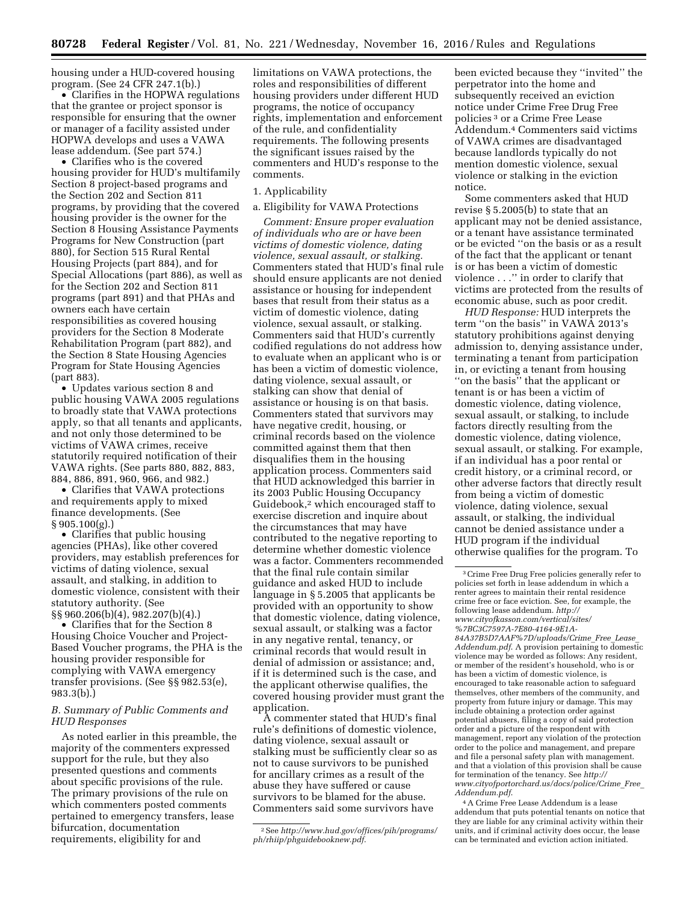housing under a HUD-covered housing program. (See 24 CFR 247.1(b).)

- Clarifies in the HOPWA regulations that the grantee or project sponsor is responsible for ensuring that the owner or manager of a facility assisted under HOPWA develops and uses a VAWA lease addendum. (See part 574.)
- Clarifies who is the covered housing provider for HUD's multifamily Section 8 project-based programs and the Section 202 and Section 811 programs, by providing that the covered housing provider is the owner for the Section 8 Housing Assistance Payments Programs for New Construction (part 880), for Section 515 Rural Rental Housing Projects (part 884), and for Special Allocations (part 886), as well as for the Section 202 and Section 811 programs (part 891) and that PHAs and owners each have certain responsibilities as covered housing providers for the Section 8 Moderate Rehabilitation Program (part 882), and the Section 8 State Housing Agencies Program for State Housing Agencies (part 883).
- Updates various section 8 and public housing VAWA 2005 regulations to broadly state that VAWA protections apply, so that all tenants and applicants, and not only those determined to be victims of VAWA crimes, receive statutorily required notification of their VAWA rights. (See parts 880, 882, 883, 884, 886, 891, 960, 966, and 982.)
- Clarifies that VAWA protections and requirements apply to mixed finance developments. (See § 905.100(g).)
- Clarifies that public housing agencies (PHAs), like other covered providers, may establish preferences for victims of dating violence, sexual assault, and stalking, in addition to domestic violence, consistent with their statutory authority. (See §§ 960.206(b)(4), 982.207(b)(4).)
- Clarifies that for the Section 8 Housing Choice Voucher and Project-Based Voucher programs, the PHA is the housing provider responsible for complying with VAWA emergency transfer provisions. (See §§ 982.53(e), 983.3(b).)

### B. Summary of Public Comments and HUD Responses

As noted earlier in this preamble, the majority of the commenters expressed support for the rule, but they also presented questions and comments about specific provisions of the rule. The primary provisions of the rule on which commenters posted comments pertained to emergency transfers, lease bifurcation, documentation requirements, eligibility for and limitations on VAWA protections, the roles and responsibilities of different housing providers under different HUD programs, the notice of occupancy rights, implementation and enforcement of the rule, and confidentiality requirements. The following presents the significant issues raised by the commenters and HUD's response to the comments.

1. Applicability

a. Eligibility for VAWA Protections

*Comment: Ensure proper evaluation of individuals who are or have been victims of domestic violence, dating violence, sexual assault, or stalking.* Commenters stated that HUD's final rule should ensure applicants are not denied assistance or housing for independent bases that result from their status as a victim of domestic violence, dating violence, sexual assault, or stalking. Commenters said that HUD's currently codified regulations do not address how to evaluate when an applicant who is or has been a victim of domestic violence, dating violence, sexual assault, or stalking can show that denial of assistance or housing is on that basis. Commenters stated that survivors may have negative credit, housing, or criminal records based on the violence committed against them that then disqualifies them in the housing application process. Commenters said that HUD acknowledged this barrier in its 2003 Public Housing Occupancy Guidebook,[2] which encouraged staff to exercise discretion and inquire about the circumstances that may have contributed to the negative reporting to determine whether domestic violence was a factor. Commenters recommended that the final rule contain similar guidance and asked HUD to include language in § 5.2005 that applicants be provided with an opportunity to show that domestic violence, dating violence, sexual assault, or stalking was a factor in any negative rental, tenancy, or criminal records that would result in denial of admission or assistance; and, if it is determined such is the case, and the applicant otherwise qualifies, the covered housing provider must grant the application.

A commenter stated that HUD's final rule's definitions of domestic violence, dating violence, sexual assault or stalking must be sufficiently clear so as not to cause survivors to be punished for ancillary crimes as a result of the abuse they have suffered or cause survivors to be blamed for the abuse. Commenters said some survivors have been evicted because they "invited" the perpetrator into the home and subsequently received an eviction notice under Crime Free Drug Free policies[3] or a Crime Free Lease Addendum.[4] Commenters said victims of VAWA crimes are disadvantaged because landlords typically do not mention domestic violence, sexual violence or stalking in the eviction notice.

Some commenters asked that HUD revise § 5.2005(b) to state that an applicant may not be denied assistance, or a tenant have assistance terminated or be evicted "on the basis or as a result of the fact that the applicant or tenant is or has been a victim of domestic violence . . ." in order to clarify that victims are protected from the results of economic abuse, such as poor credit.

*HUD Response:* HUD interprets the term "on the basis" in VAWA 2013's statutory prohibitions against denying admission to, denying assistance under, terminating a tenant from participation in, or evicting a tenant from housing "on the basis" that the applicant or tenant is or has been a victim of domestic violence, dating violence, sexual assault, or stalking, to include factors directly resulting from the domestic violence, dating violence, sexual assault, or stalking. For example, if an individual has a poor rental or credit history, or a criminal record, or other adverse factors that directly result from being a victim of domestic violence, dating violence, sexual assault, or stalking, the individual cannot be denied assistance under a HUD program if the individual otherwise qualifies for the program. To

---

[2] See *http://www.hud.gov/offices/pih/programs/ph/rhiip/phguidebooknew.pdf*.

[3] Crime Free Drug Free policies generally refer to policies set forth in lease addendum in which a renter agrees to maintain their rental residence crime free or face eviction. See, for example, the following lease addendum. *http://www.cityofkasson.com/vertical/sites/%7BC3C7597A-7E80-4164-9E1A-84A37B5D7AAF%7D/uploads/Crime_Free_Lease_Addendum.pdf*. A provision pertaining to domestic violence may be worded as follows: Any resident, or member of the resident's household, who is or has been a victim of domestic violence, is encouraged to take reasonable action to safeguard themselves, other members of the community, and property from future injury or damage. This may include obtaining a protection order against potential abusers, filing a copy of said protection order and a picture of the respondent with management, report any violation of the protection order to the police and management, and prepare and file a personal safety plan with management. and that a violation of this provision shall be cause for termination of the tenancy. See *http://www.cityofportorchard.us/docs/police/Crime_Free_Addendum.pdf*.

[4] A Crime Free Lease Addendum is a lease addendum that puts potential tenants on notice that they are liable for any criminal activity within their units, and if criminal activity does occur, the lease can be terminated and eviction action initiated.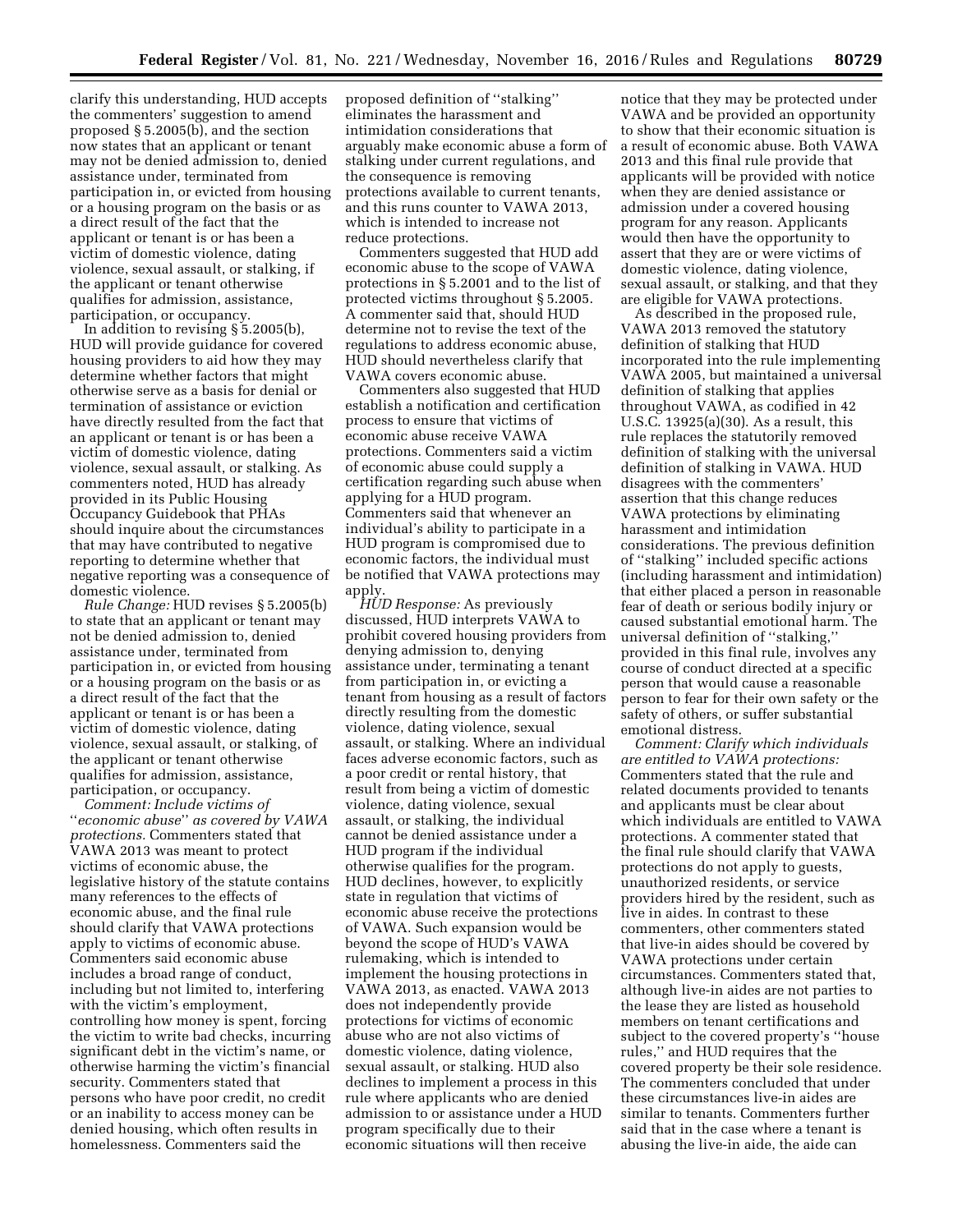clarify this understanding, HUD accepts the commenters' suggestion to amend proposed § 5.2005(b), and the section now states that an applicant or tenant may not be denied admission to, denied assistance under, terminated from participation in, or evicted from housing or a housing program on the basis or as a direct result of the fact that the applicant or tenant is or has been a victim of domestic violence, dating violence, sexual assault, or stalking, if the applicant or tenant otherwise qualifies for admission, assistance, participation, or occupancy.

In addition to revising § 5.2005(b), HUD will provide guidance for covered housing providers to aid how they may determine whether factors that might otherwise serve as a basis for denial or termination of assistance or eviction have directly resulted from the fact that an applicant or tenant is or has been a victim of domestic violence, dating violence, sexual assault, or stalking. As commenters noted, HUD has already provided in its Public Housing Occupancy Guidebook that PHAs should inquire about the circumstances that may have contributed to negative reporting to determine whether that negative reporting was a consequence of domestic violence.

*Rule Change:* HUD revises § 5.2005(b) to state that an applicant or tenant may not be denied admission to, denied assistance under, terminated from participation in, or evicted from housing or a housing program on the basis or as a direct result of the fact that the applicant or tenant is or has been a victim of domestic violence, dating violence, sexual assault, or stalking, of the applicant or tenant otherwise qualifies for admission, assistance, participation, or occupancy.

*Comment: Include victims of ''economic abuse'' as covered by VAWA protections.* Commenters stated that VAWA 2013 was meant to protect victims of economic abuse, the legislative history of the statute contains many references to the effects of economic abuse, and the final rule should clarify that VAWA protections apply to victims of economic abuse. Commenters said economic abuse includes a broad range of conduct, including but not limited to, interfering with the victim's employment, controlling how money is spent, forcing the victim to write bad checks, incurring significant debt in the victim's name, or otherwise harming the victim's financial security. Commenters stated that persons who have poor credit, no credit or an inability to access money can be denied housing, which often results in homelessness. Commenters said the proposed definition of ''stalking'' eliminates the harassment and intimidation considerations that arguably make economic abuse a form of stalking under current regulations, and the consequence is removing protections available to current tenants, and this runs counter to VAWA 2013, which is intended to increase not reduce protections.

Commenters suggested that HUD add economic abuse to the scope of VAWA protections in § 5.2001 and to the list of protected victims throughout § 5.2005. A commenter said that, should HUD determine not to revise the text of the regulations to address economic abuse, HUD should nevertheless clarify that VAWA covers economic abuse.

Commenters also suggested that HUD establish a notification and certification process to ensure that victims of economic abuse receive VAWA protections. Commenters said a victim of economic abuse could supply a certification regarding such abuse when applying for a HUD program. Commenters said that whenever an individual's ability to participate in a HUD program is compromised due to economic factors, the individual must be notified that VAWA protections may apply.

*HUD Response:* As previously discussed, HUD interprets VAWA to prohibit covered housing providers from denying admission to, denying assistance under, terminating a tenant from participation in, or evicting a tenant from housing as a result of factors directly resulting from the domestic violence, dating violence, sexual assault, or stalking. Where an individual faces adverse economic factors, such as a poor credit or rental history, that result from being a victim of domestic violence, dating violence, sexual assault, or stalking, the individual cannot be denied assistance under a HUD program if the individual otherwise qualifies for the program. HUD declines, however, to explicitly state in regulation that victims of economic abuse receive the protections of VAWA. Such expansion would be beyond the scope of HUD's VAWA rulemaking, which is intended to implement the housing protections in VAWA 2013, as enacted. VAWA 2013 does not independently provide protections for victims of economic abuse who are not also victims of domestic violence, dating violence, sexual assault, or stalking. HUD also declines to implement a process in this rule where applicants who are denied admission to or assistance under a HUD program specifically due to their economic situations will then receive notice that they may be protected under VAWA and be provided an opportunity to show that their economic situation is a result of economic abuse. Both VAWA 2013 and this final rule provide that applicants will be provided with notice when they are denied assistance or admission under a covered housing program for any reason. Applicants would then have the opportunity to assert that they are or were victims of domestic violence, dating violence, sexual assault, or stalking, and that they are eligible for VAWA protections.

As described in the proposed rule, VAWA 2013 removed the statutory definition of stalking that HUD incorporated into the rule implementing VAWA 2005, but maintained a universal definition of stalking that applies throughout VAWA, as codified in 42 U.S.C. 13925(a)(30). As a result, this rule replaces the statutorily removed definition of stalking with the universal definition of stalking in VAWA. HUD disagrees with the commenters' assertion that this change reduces VAWA protections by eliminating harassment and intimidation considerations. The previous definition of ''stalking'' included specific actions (including harassment and intimidation) that either placed a person in reasonable fear of death or serious bodily injury or caused substantial emotional harm. The universal definition of ''stalking,'' provided in this final rule, involves any course of conduct directed at a specific person that would cause a reasonable person to fear for their own safety or the safety of others, or suffer substantial emotional distress.

*Comment: Clarify which individuals are entitled to VAWA protections:* Commenters stated that the rule and related documents provided to tenants and applicants must be clear about which individuals are entitled to VAWA protections. A commenter stated that the final rule should clarify that VAWA protections do not apply to guests, unauthorized residents, or service providers hired by the resident, such as live in aides. In contrast to these commenters, other commenters stated that live-in aides should be covered by VAWA protections under certain circumstances. Commenters stated that, although live-in aides are not parties to the lease they are listed as household members on tenant certifications and subject to the covered property's ''house rules,'' and HUD requires that the covered property be their sole residence. The commenters concluded that under these circumstances live-in aides are similar to tenants. Commenters further said that in the case where a tenant is abusing the live-in aide, the aide can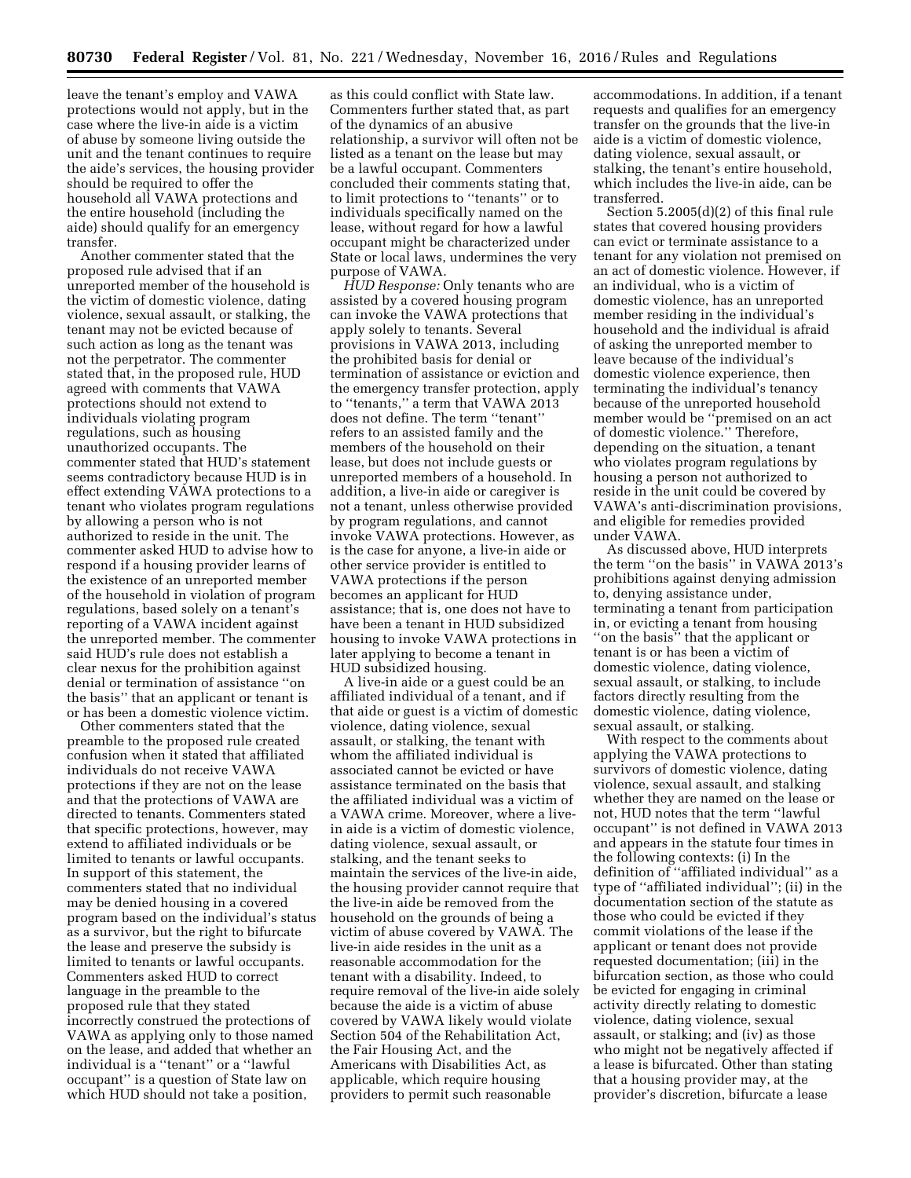leave the tenant's employ and VAWA protections would not apply, but in the case where the live-in aide is a victim of abuse by someone living outside the unit and the tenant continues to require the aide's services, the housing provider should be required to offer the household all VAWA protections and the entire household (including the aide) should qualify for an emergency transfer.

Another commenter stated that the proposed rule advised that if an unreported member of the household is the victim of domestic violence, dating violence, sexual assault, or stalking, the tenant may not be evicted because of such action as long as the tenant was not the perpetrator. The commenter stated that, in the proposed rule, HUD agreed with comments that VAWA protections should not extend to individuals violating program regulations, such as housing unauthorized occupants. The commenter stated that HUD's statement seems contradictory because HUD is in effect extending VAWA protections to a tenant who violates program regulations by allowing a person who is not authorized to reside in the unit. The commenter asked HUD to advise how to respond if a housing provider learns of the existence of an unreported member of the household in violation of program regulations, based solely on a tenant's reporting of a VAWA incident against the unreported member. The commenter said HUD's rule does not establish a clear nexus for the prohibition against denial or termination of assistance ''on the basis'' that an applicant or tenant is or has been a domestic violence victim.

Other commenters stated that the preamble to the proposed rule created confusion when it stated that affiliated individuals do not receive VAWA protections if they are not on the lease and that the protections of VAWA are directed to tenants. Commenters stated that specific protections, however, may extend to affiliated individuals or be limited to tenants or lawful occupants. In support of this statement, the commenters stated that no individual may be denied housing in a covered program based on the individual's status as a survivor, but the right to bifurcate the lease and preserve the subsidy is limited to tenants or lawful occupants. Commenters asked HUD to correct language in the preamble to the proposed rule that they stated incorrectly construed the protections of VAWA as applying only to those named on the lease, and added that whether an individual is a ''tenant'' or a ''lawful occupant'' is a question of State law on which HUD should not take a position, as this could conflict with State law. Commenters further stated that, as part of the dynamics of an abusive relationship, a survivor will often not be listed as a tenant on the lease but may be a lawful occupant. Commenters concluded their comments stating that, to limit protections to ''tenants'' or to individuals specifically named on the lease, without regard for how a lawful occupant might be characterized under State or local laws, undermines the very purpose of VAWA.

*HUD Response:* Only tenants who are assisted by a covered housing program can invoke the VAWA protections that apply solely to tenants. Several provisions in VAWA 2013, including the prohibited basis for denial or termination of assistance or eviction and the emergency transfer protection, apply to ''tenants,'' a term that VAWA 2013 does not define. The term ''tenant'' refers to an assisted family and the members of the household on their lease, but does not include guests or unreported members of a household. In addition, a live-in aide or caregiver is not a tenant, unless otherwise provided by program regulations, and cannot invoke VAWA protections. However, as is the case for anyone, a live-in aide or other service provider is entitled to VAWA protections if the person becomes an applicant for HUD assistance; that is, one does not have to have been a tenant in HUD subsidized housing to invoke VAWA protections in later applying to become a tenant in HUD subsidized housing.

A live-in aide or a guest could be an affiliated individual of a tenant, and if that aide or guest is a victim of domestic violence, dating violence, sexual assault, or stalking, the tenant with whom the affiliated individual is associated cannot be evicted or have assistance terminated on the basis that the affiliated individual was a victim of a VAWA crime. Moreover, where a live-in aide is a victim of domestic violence, dating violence, sexual assault, or stalking, and the tenant seeks to maintain the services of the live-in aide, the housing provider cannot require that the live-in aide be removed from the household on the grounds of being a victim of abuse covered by VAWA. The live-in aide resides in the unit as a reasonable accommodation for the tenant with a disability. Indeed, to require removal of the live-in aide solely because the aide is a victim of abuse covered by VAWA likely would violate Section 504 of the Rehabilitation Act, the Fair Housing Act, and the Americans with Disabilities Act, as applicable, which require housing providers to permit such reasonable accommodations. In addition, if a tenant requests and qualifies for an emergency transfer on the grounds that the live-in aide is a victim of domestic violence, dating violence, sexual assault, or stalking, the tenant's entire household, which includes the live-in aide, can be transferred.

Section 5.2005(d)(2) of this final rule states that covered housing providers can evict or terminate assistance to a tenant for any violation not premised on an act of domestic violence. However, if an individual, who is a victim of domestic violence, has an unreported member residing in the individual's household and the individual is afraid of asking the unreported member to leave because of the individual's domestic violence experience, then terminating the individual's tenancy because of the unreported household member would be ''premised on an act of domestic violence.'' Therefore, depending on the situation, a tenant who violates program regulations by housing a person not authorized to reside in the unit could be covered by VAWA's anti-discrimination provisions, and eligible for remedies provided under VAWA.

As discussed above, HUD interprets the term ''on the basis'' in VAWA 2013's prohibitions against denying admission to, denying assistance under, terminating a tenant from participation in, or evicting a tenant from housing ''on the basis'' that the applicant or tenant is or has been a victim of domestic violence, dating violence, sexual assault, or stalking, to include factors directly resulting from the domestic violence, dating violence, sexual assault, or stalking.

With respect to the comments about applying the VAWA protections to survivors of domestic violence, dating violence, sexual assault, and stalking whether they are named on the lease or not, HUD notes that the term ''lawful occupant'' is not defined in VAWA 2013 and appears in the statute four times in the following contexts: (i) In the definition of ''affiliated individual'' as a type of ''affiliated individual''; (ii) in the documentation section of the statute as those who could be evicted if they commit violations of the lease if the applicant or tenant does not provide requested documentation; (iii) in the bifurcation section, as those who could be evicted for engaging in criminal activity directly relating to domestic violence, dating violence, sexual assault, or stalking; and (iv) as those who might not be negatively affected if a lease is bifurcated. Other than stating that a housing provider may, at the provider's discretion, bifurcate a lease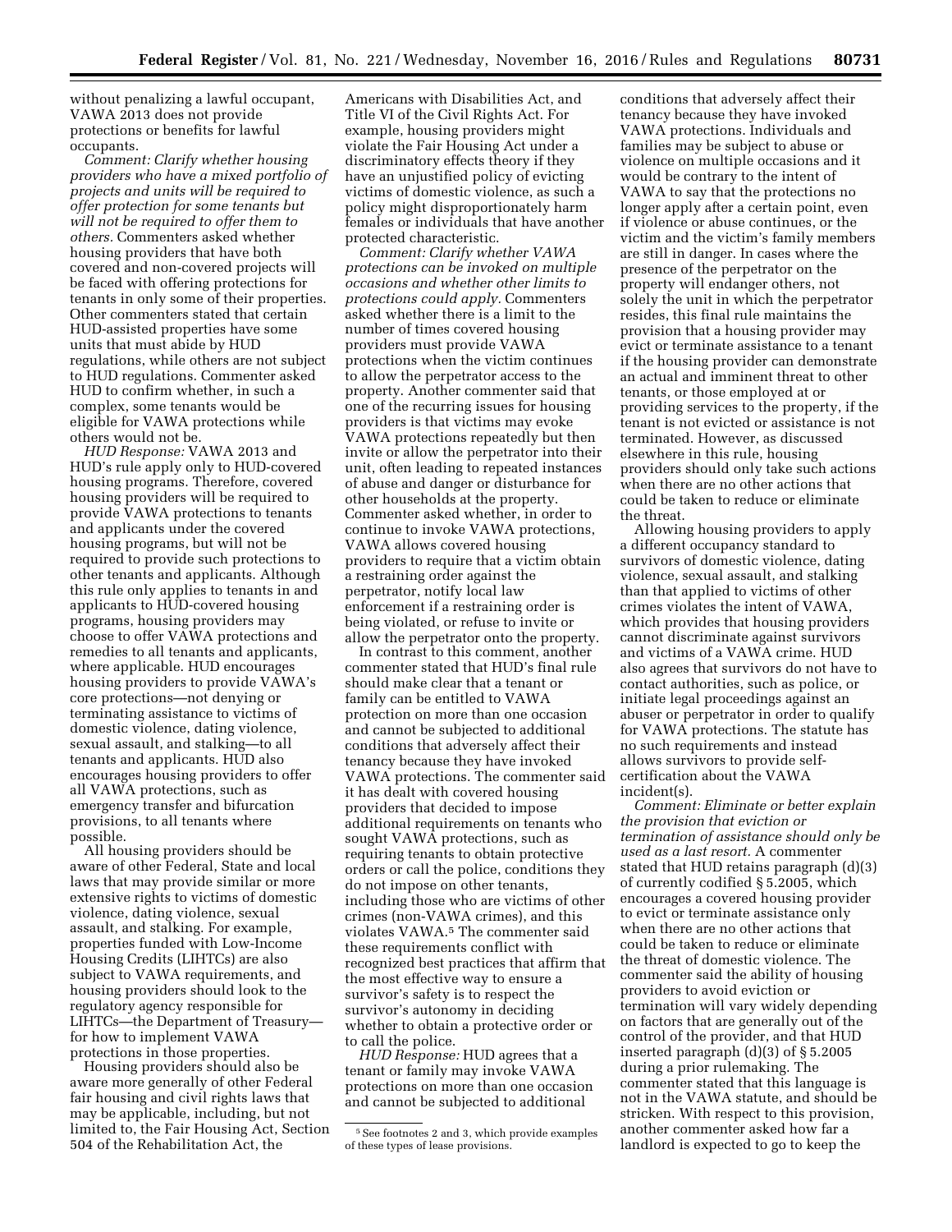without penalizing a lawful occupant, VAWA 2013 does not provide protections or benefits for lawful occupants.

*Comment: Clarify whether housing providers who have a mixed portfolio of projects and units will be required to offer protection for some tenants but will not be required to offer them to others.* Commenters asked whether housing providers that have both covered and non-covered projects will be faced with offering protections for tenants in only some of their properties. Other commenters stated that certain HUD-assisted properties have some units that must abide by HUD regulations, while others are not subject to HUD regulations. Commenter asked HUD to confirm whether, in such a complex, some tenants would be eligible for VAWA protections while others would not be.

*HUD Response:* VAWA 2013 and HUD's rule apply only to HUD-covered housing programs. Therefore, covered housing providers will be required to provide VAWA protections to tenants and applicants under the covered housing programs, but will not be required to provide such protections to other tenants and applicants. Although this rule only applies to tenants in and applicants to HUD-covered housing programs, housing providers may choose to offer VAWA protections and remedies to all tenants and applicants, where applicable. HUD encourages housing providers to provide VAWA's core protections—not denying or terminating assistance to victims of domestic violence, dating violence, sexual assault, and stalking—to all tenants and applicants. HUD also encourages housing providers to offer all VAWA protections, such as emergency transfer and bifurcation provisions, to all tenants where possible.

All housing providers should be aware of other Federal, State and local laws that may provide similar or more extensive rights to victims of domestic violence, dating violence, sexual assault, and stalking. For example, properties funded with Low-Income Housing Credits (LIHTCs) are also subject to VAWA requirements, and housing providers should look to the regulatory agency responsible for LIHTCs—the Department of Treasury—for how to implement VAWA protections in those properties.

Housing providers should also be aware more generally of other Federal fair housing and civil rights laws that may be applicable, including, but not limited to, the Fair Housing Act, Section 504 of the Rehabilitation Act, the Americans with Disabilities Act, and Title VI of the Civil Rights Act. For example, housing providers might violate the Fair Housing Act under a discriminatory effects theory if they have an unjustified policy of evicting victims of domestic violence, as such a policy might disproportionately harm females or individuals that have another protected characteristic.

*Comment: Clarify whether VAWA protections can be invoked on multiple occasions and whether other limits to protections could apply.* Commenters asked whether there is a limit to the number of times covered housing providers must provide VAWA protections when the victim continues to allow the perpetrator access to the property. Another commenter said that one of the recurring issues for housing providers is that victims may evoke VAWA protections repeatedly but then invite or allow the perpetrator into their unit, often leading to repeated instances of abuse and danger or disturbance for other households at the property. Commenter asked whether, in order to continue to invoke VAWA protections, VAWA allows covered housing providers to require that a victim obtain a restraining order against the perpetrator, notify local law enforcement if a restraining order is being violated, or refuse to invite or allow the perpetrator onto the property.

In contrast to this comment, another commenter stated that HUD's final rule should make clear that a tenant or family can be entitled to VAWA protection on more than one occasion and cannot be subjected to additional conditions that adversely affect their tenancy because they have invoked VAWA protections. The commenter said it has dealt with covered housing providers that decided to impose additional requirements on tenants who sought VAWA protections, such as requiring tenants to obtain protective orders or call the police, conditions they do not impose on other tenants, including those who are victims of other crimes (non-VAWA crimes), and this violates VAWA.[5] The commenter said these requirements conflict with recognized best practices that affirm that the most effective way to ensure a survivor's safety is to respect the survivor's autonomy in deciding whether to obtain a protective order or to call the police.

*HUD Response:* HUD agrees that a tenant or family may invoke VAWA protections on more than one occasion and cannot be subjected to additional conditions that adversely affect their tenancy because they have invoked VAWA protections. Individuals and families may be subject to abuse or violence on multiple occasions and it would be contrary to the intent of VAWA to say that the protections no longer apply after a certain point, even if violence or abuse continues, or the victim and the victim's family members are still in danger. In cases where the presence of the perpetrator on the property will endanger others, not solely the unit in which the perpetrator resides, this final rule maintains the provision that a housing provider may evict or terminate assistance to a tenant if the housing provider can demonstrate an actual and imminent threat to other tenants, or those employed at or providing services to the property, if the tenant is not evicted or assistance is not terminated. However, as discussed elsewhere in this rule, housing providers should only take such actions when there are no other actions that could be taken to reduce or eliminate the threat.

Allowing housing providers to apply a different occupancy standard to survivors of domestic violence, dating violence, sexual assault, and stalking than that applied to victims of other crimes violates the intent of VAWA, which provides that housing providers cannot discriminate against survivors and victims of a VAWA crime. HUD also agrees that survivors do not have to contact authorities, such as police, or initiate legal proceedings against an abuser or perpetrator in order to qualify for VAWA protections. The statute has no such requirements and instead allows survivors to provide self-certification about the VAWA incident(s).

*Comment: Eliminate or better explain the provision that eviction or termination of assistance should only be used as a last resort.* A commenter stated that HUD retains paragraph (d)(3) of currently codified § 5.2005, which encourages a covered housing provider to evict or terminate assistance only when there are no other actions that could be taken to reduce or eliminate the threat of domestic violence. The commenter said the ability of housing providers to avoid eviction or termination will vary widely depending on factors that are generally out of the control of the provider, and that HUD inserted paragraph (d)(3) of § 5.2005 during a prior rulemaking. The commenter stated that this language is not in the VAWA statute, and should be stricken. With respect to this provision, another commenter asked how far a landlord is expected to go to keep the

[5] See footnotes 2 and 3, which provide examples of these types of lease provisions.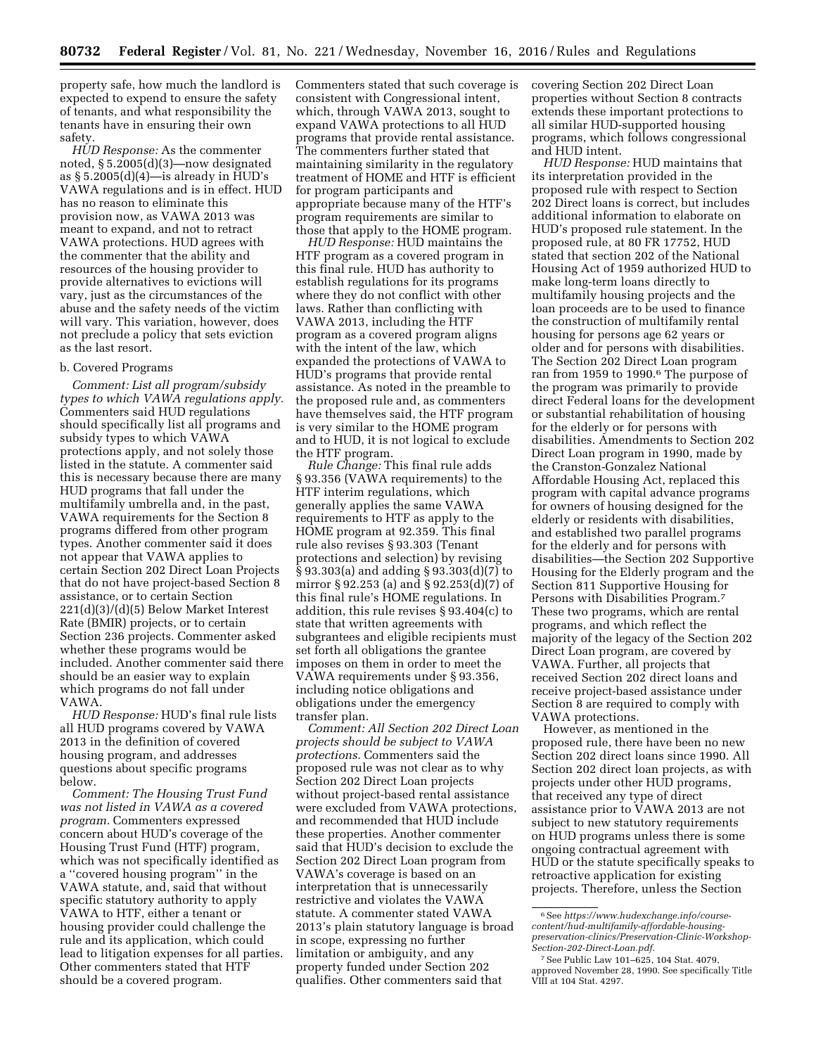property safe, how much the landlord is expected to expend to ensure the safety of tenants, and what responsibility the tenants have in ensuring their own safety.

*HUD Response:* As the commenter noted, § 5.2005(d)(3)—now designated as § 5.2005(d)(4)—is already in HUD's VAWA regulations and is in effect. HUD has no reason to eliminate this provision now, as VAWA 2013 was meant to expand, and not to retract VAWA protections. HUD agrees with the commenter that the ability and resources of the housing provider to provide alternatives to evictions will vary, just as the circumstances of the abuse and the safety needs of the victim will vary. This variation, however, does not preclude a policy that sets eviction as the last resort.

b. Covered Programs

*Comment: List all program/subsidy types to which VAWA regulations apply.* Commenters said HUD regulations should specifically list all programs and subsidy types to which VAWA protections apply, and not solely those listed in the statute. A commenter said this is necessary because there are many HUD programs that fall under the multifamily umbrella and, in the past, VAWA requirements for the Section 8 programs differed from other program types. Another commenter said it does not appear that VAWA applies to certain Section 202 Direct Loan Projects that do not have project-based Section 8 assistance, or to certain Section 221(d)(3)/(d)(5) Below Market Interest Rate (BMIR) projects, or to certain Section 236 projects. Commenter asked whether these programs would be included. Another commenter said there should be an easier way to explain which programs do not fall under VAWA.

*HUD Response:* HUD's final rule lists all HUD programs covered by VAWA 2013 in the definition of covered housing program, and addresses questions about specific programs below.

*Comment: The Housing Trust Fund was not listed in VAWA as a covered program.* Commenters expressed concern about HUD's coverage of the Housing Trust Fund (HTF) program, which was not specifically identified as a ''covered housing program'' in the VAWA statute, and, said that without specific statutory authority to apply VAWA to HTF, either a tenant or housing provider could challenge the rule and its application, which could lead to litigation expenses for all parties. Other commenters stated that HTF should be a covered program. Commenters stated that such coverage is consistent with Congressional intent, which, through VAWA 2013, sought to expand VAWA protections to all HUD programs that provide rental assistance. The commenters further stated that maintaining similarity in the regulatory treatment of HOME and HTF is efficient for program participants and appropriate because many of the HTF's program requirements are similar to those that apply to the HOME program.

*HUD Response:* HUD maintains the HTF program as a covered program in this final rule. HUD has authority to establish regulations for its programs where they do not conflict with other laws. Rather than conflicting with VAWA 2013, including the HTF program as a covered program aligns with the intent of the law, which expanded the protections of VAWA to HUD's programs that provide rental assistance. As noted in the preamble to the proposed rule and, as commenters have themselves said, the HTF program is very similar to the HOME program and to HUD, it is not logical to exclude the HTF program.

*Rule Change:* This final rule adds § 93.356 (VAWA requirements) to the HTF interim regulations, which generally applies the same VAWA requirements to HTF as apply to the HOME program at 92.359. This final rule also revises § 93.303 (Tenant protections and selection) by revising § 93.303(a) and adding § 93.303(d)(7) to mirror § 92.253 (a) and § 92.253(d)(7) of this final rule's HOME regulations. In addition, this rule revises § 93.404(c) to state that written agreements with subgrantees and eligible recipients must set forth all obligations the grantee imposes on them in order to meet the VAWA requirements under § 93.356, including notice obligations and obligations under the emergency transfer plan.

*Comment: All Section 202 Direct Loan projects should be subject to VAWA protections.* Commenters said the proposed rule was not clear as to why Section 202 Direct Loan projects without project-based rental assistance were excluded from VAWA protections, and recommended that HUD include these properties. Another commenter said that HUD's decision to exclude the Section 202 Direct Loan program from VAWA's coverage is based on an interpretation that is unnecessarily restrictive and violates the VAWA statute. A commenter stated VAWA 2013's plain statutory language is broad in scope, expressing no further limitation or ambiguity, and any property funded under Section 202 qualifies. Other commenters said that covering Section 202 Direct Loan properties without Section 8 contracts extends these important protections to all similar HUD-supported housing programs, which follows congressional and HUD intent.

*HUD Response:* HUD maintains that its interpretation provided in the proposed rule with respect to Section 202 Direct loans is correct, but includes additional information to elaborate on HUD's proposed rule statement. In the proposed rule, at 80 FR 17752, HUD stated that section 202 of the National Housing Act of 1959 authorized HUD to make long-term loans directly to multifamily housing projects and the loan proceeds are to be used to finance the construction of multifamily rental housing for persons age 62 years or older and for persons with disabilities. The Section 202 Direct Loan program ran from 1959 to 1990.[6] The purpose of the program was primarily to provide direct Federal loans for the development or substantial rehabilitation of housing for the elderly or for persons with disabilities. Amendments to Section 202 Direct Loan program in 1990, made by the Cranston-Gonzalez National Affordable Housing Act, replaced this program with capital advance programs for owners of housing designed for the elderly or residents with disabilities, and established two parallel programs for the elderly and for persons with disabilities—the Section 202 Supportive Housing for the Elderly program and the Section 811 Supportive Housing for Persons with Disabilities Program.[7] These two programs, which are rental programs, and which reflect the majority of the legacy of the Section 202 Direct Loan program, are covered by VAWA. Further, all projects that received Section 202 direct loans and receive project-based assistance under Section 8 are required to comply with VAWA protections.

However, as mentioned in the proposed rule, there have been no new Section 202 direct loans since 1990. All Section 202 direct loan projects, as with projects under other HUD programs, that received any type of direct assistance prior to VAWA 2013 are not subject to new statutory requirements on HUD programs unless there is some ongoing contractual agreement with HUD or the statute specifically speaks to retroactive application for existing projects. Therefore, unless the Section

[6] See *https://www.hudexchange.info/course-content/hud-multifamily-affordable-housing-preservation-clinics/Preservation-Clinic-Workshop-Section-202-Direct-Loan.pdf*.

[7] See Public Law 101–625, 104 Stat. 4079, approved November 28, 1990. See specifically Title VIII at 104 Stat. 4297.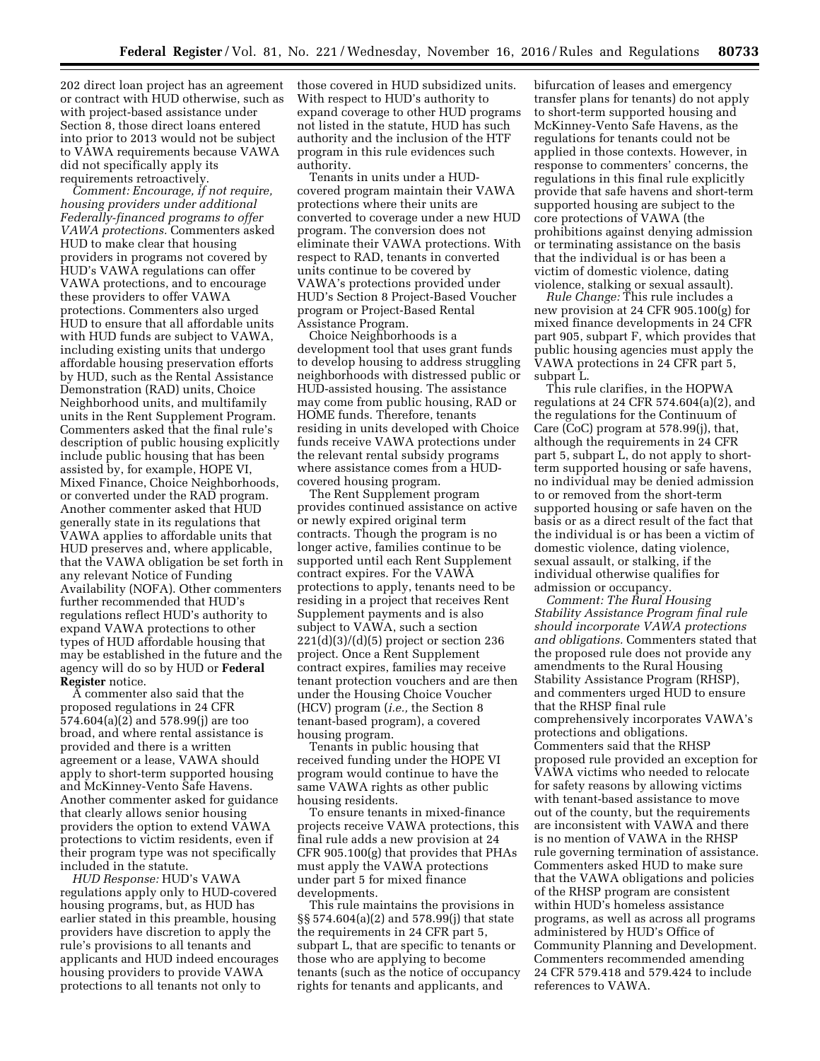202 direct loan project has an agreement or contract with HUD otherwise, such as with project-based assistance under Section 8, those direct loans entered into prior to 2013 would not be subject to VAWA requirements because VAWA did not specifically apply its requirements retroactively.

*Comment: Encourage, if not require, housing providers under additional Federally-financed programs to offer VAWA protections.* Commenters asked HUD to make clear that housing providers in programs not covered by HUD's VAWA regulations can offer VAWA protections, and to encourage these providers to offer VAWA protections. Commenters also urged HUD to ensure that all affordable units with HUD funds are subject to VAWA, including existing units that undergo affordable housing preservation efforts by HUD, such as the Rental Assistance Demonstration (RAD) units, Choice Neighborhood units, and multifamily units in the Rent Supplement Program. Commenters asked that the final rule's description of public housing explicitly include public housing that has been assisted by, for example, HOPE VI, Mixed Finance, Choice Neighborhoods, or converted under the RAD program. Another commenter asked that HUD generally state in its regulations that VAWA applies to affordable units that HUD preserves and, where applicable, that the VAWA obligation be set forth in any relevant Notice of Funding Availability (NOFA). Other commenters further recommended that HUD's regulations reflect HUD's authority to expand VAWA protections to other types of HUD affordable housing that may be established in the future and the agency will do so by HUD or **Federal Register** notice.

A commenter also said that the proposed regulations in 24 CFR 574.604(a)(2) and 578.99(j) are too broad, and where rental assistance is provided and there is a written agreement or a lease, VAWA should apply to short-term supported housing and McKinney-Vento Safe Havens. Another commenter asked for guidance that clearly allows senior housing providers the option to extend VAWA protections to victim residents, even if their program type was not specifically included in the statute.

*HUD Response:* HUD's VAWA regulations apply only to HUD-covered housing programs, but, as HUD has earlier stated in this preamble, housing providers have discretion to apply the rule's provisions to all tenants and applicants and HUD indeed encourages housing providers to provide VAWA protections to all tenants not only to those covered in HUD subsidized units. With respect to HUD's authority to expand coverage to other HUD programs not listed in the statute, HUD has such authority and the inclusion of the HTF program in this rule evidences such authority.

Tenants in units under a HUD-covered program maintain their VAWA protections where their units are converted to coverage under a new HUD program. The conversion does not eliminate their VAWA protections. With respect to RAD, tenants in converted units continue to be covered by VAWA's protections provided under HUD's Section 8 Project-Based Voucher program or Project-Based Rental Assistance Program.

Choice Neighborhoods is a development tool that uses grant funds to develop housing to address struggling neighborhoods with distressed public or HUD-assisted housing. The assistance may come from public housing, RAD or HOME funds. Therefore, tenants residing in units developed with Choice funds receive VAWA protections under the relevant rental subsidy programs where assistance comes from a HUD-covered housing program.

The Rent Supplement program provides continued assistance on active or newly expired original term contracts. Though the program is no longer active, families continue to be supported until each Rent Supplement contract expires. For the VAWA protections to apply, tenants need to be residing in a project that receives Rent Supplement payments and is also subject to VAWA, such a section 221(d)(3)/(d)(5) project or section 236 project. Once a Rent Supplement contract expires, families may receive tenant protection vouchers and are then under the Housing Choice Voucher (HCV) program (*i.e.,* the Section 8 tenant-based program), a covered housing program.

Tenants in public housing that received funding under the HOPE VI program would continue to have the same VAWA rights as other public housing residents.

To ensure tenants in mixed-finance projects receive VAWA protections, this final rule adds a new provision at 24 CFR 905.100(g) that provides that PHAs must apply the VAWA protections under part 5 for mixed finance developments.

This rule maintains the provisions in §§ 574.604(a)(2) and 578.99(j) that state the requirements in 24 CFR part 5, subpart L, that are specific to tenants or those who are applying to become tenants (such as the notice of occupancy rights for tenants and applicants, and bifurcation of leases and emergency transfer plans for tenants) do not apply to short-term supported housing and McKinney-Vento Safe Havens, as the regulations for tenants could not be applied in those contexts. However, in response to commenters' concerns, the regulations in this final rule explicitly provide that safe havens and short-term supported housing are subject to the core protections of VAWA (the prohibitions against denying admission or terminating assistance on the basis that the individual is or has been a victim of domestic violence, dating violence, stalking or sexual assault).

*Rule Change:* This rule includes a new provision at 24 CFR 905.100(g) for mixed finance developments in 24 CFR part 905, subpart F, which provides that public housing agencies must apply the VAWA protections in 24 CFR part 5, subpart L.

This rule clarifies, in the HOPWA regulations at 24 CFR 574.604(a)(2), and the regulations for the Continuum of Care (CoC) program at 578.99(j), that, although the requirements in 24 CFR part 5, subpart L, do not apply to short-term supported housing or safe havens, no individual may be denied admission to or removed from the short-term supported housing or safe haven on the basis or as a direct result of the fact that the individual is or has been a victim of domestic violence, dating violence, sexual assault, or stalking, if the individual otherwise qualifies for admission or occupancy.

*Comment: The Rural Housing Stability Assistance Program final rule should incorporate VAWA protections and obligations.* Commenters stated that the proposed rule does not provide any amendments to the Rural Housing Stability Assistance Program (RHSP), and commenters urged HUD to ensure that the RHSP final rule comprehensively incorporates VAWA's protections and obligations. Commenters said that the RHSP proposed rule provided an exception for VAWA victims who needed to relocate for safety reasons by allowing victims with tenant-based assistance to move out of the county, but the requirements are inconsistent with VAWA and there is no mention of VAWA in the RHSP rule governing termination of assistance. Commenters asked HUD to make sure that the VAWA obligations and policies of the RHSP program are consistent within HUD's homeless assistance programs, as well as across all programs administered by HUD's Office of Community Planning and Development. Commenters recommended amending 24 CFR 579.418 and 579.424 to include references to VAWA.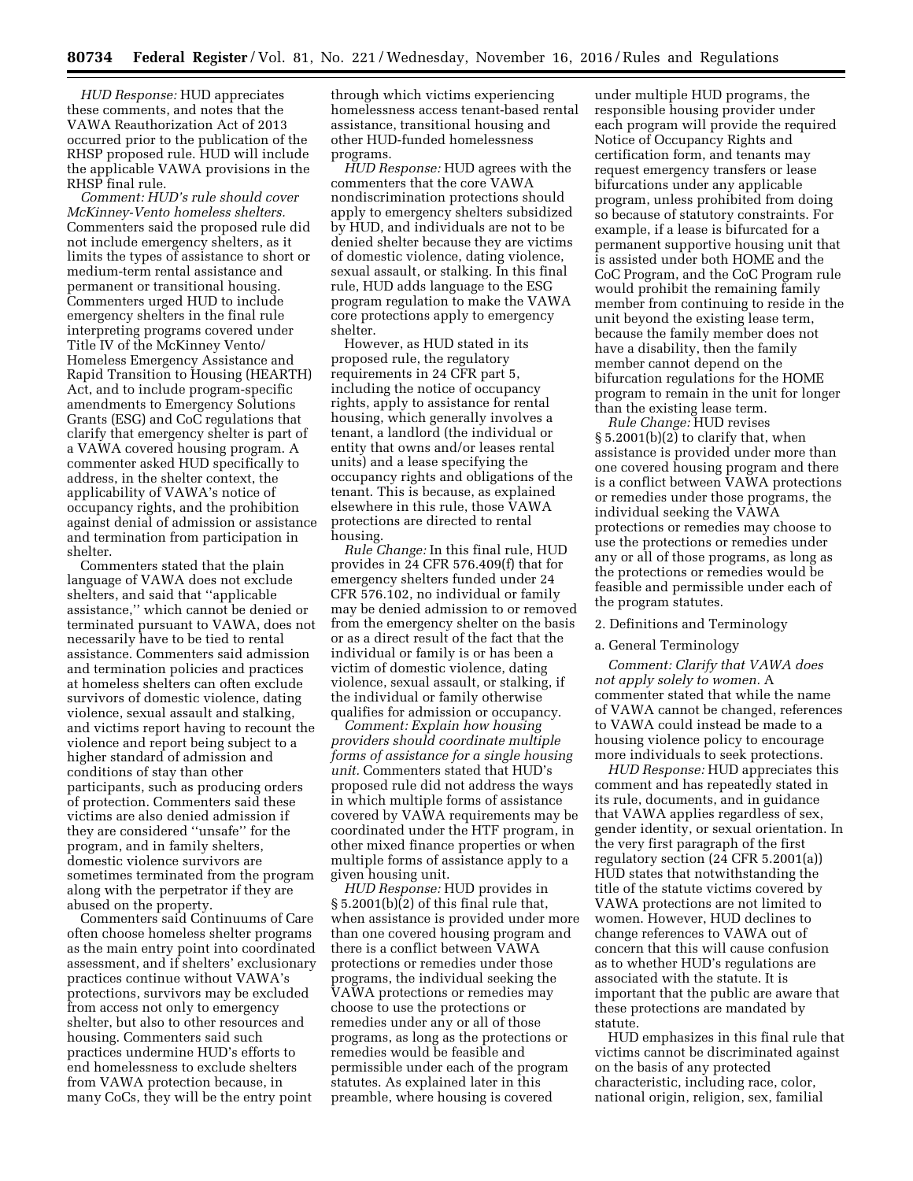*HUD Response:* HUD appreciates these comments, and notes that the VAWA Reauthorization Act of 2013 occurred prior to the publication of the RHSP proposed rule. HUD will include the applicable VAWA provisions in the RHSP final rule.

*Comment: HUD's rule should cover McKinney-Vento homeless shelters.* Commenters said the proposed rule did not include emergency shelters, as it limits the types of assistance to short or medium-term rental assistance and permanent or transitional housing. Commenters urged HUD to include emergency shelters in the final rule interpreting programs covered under Title IV of the McKinney Vento/Homeless Emergency Assistance and Rapid Transition to Housing (HEARTH) Act, and to include program-specific amendments to Emergency Solutions Grants (ESG) and CoC regulations that clarify that emergency shelter is part of a VAWA covered housing program. A commenter asked HUD specifically to address, in the shelter context, the applicability of VAWA's notice of occupancy rights, and the prohibition against denial of admission or assistance and termination from participation in shelter.

Commenters stated that the plain language of VAWA does not exclude shelters, and said that ''applicable assistance,'' which cannot be denied or terminated pursuant to VAWA, does not necessarily have to be tied to rental assistance. Commenters said admission and termination policies and practices at homeless shelters can often exclude survivors of domestic violence, dating violence, sexual assault and stalking, and victims report having to recount the violence and report being subject to a higher standard of admission and conditions of stay than other participants, such as producing orders of protection. Commenters said these victims are also denied admission if they are considered ''unsafe'' for the program, and in family shelters, domestic violence survivors are sometimes terminated from the program along with the perpetrator if they are abused on the property.

Commenters said Continuums of Care often choose homeless shelter programs as the main entry point into coordinated assessment, and if shelters' exclusionary practices continue without VAWA's protections, survivors may be excluded from access not only to emergency shelter, but also to other resources and housing. Commenters said such practices undermine HUD's efforts to end homelessness to exclude shelters from VAWA protection because, in many CoCs, they will be the entry point through which victims experiencing homelessness access tenant-based rental assistance, transitional housing and other HUD-funded homelessness programs.

*HUD Response:* HUD agrees with the commenters that the core VAWA nondiscrimination protections should apply to emergency shelters subsidized by HUD, and individuals are not to be denied shelter because they are victims of domestic violence, dating violence, sexual assault, or stalking. In this final rule, HUD adds language to the ESG program regulation to make the VAWA core protections apply to emergency shelter.

However, as HUD stated in its proposed rule, the regulatory requirements in 24 CFR part 5, including the notice of occupancy rights, apply to assistance for rental housing, which generally involves a tenant, a landlord (the individual or entity that owns and/or leases rental units) and a lease specifying the occupancy rights and obligations of the tenant. This is because, as explained elsewhere in this rule, those VAWA protections are directed to rental housing.

*Rule Change:* In this final rule, HUD provides in 24 CFR 576.409(f) that for emergency shelters funded under 24 CFR 576.102, no individual or family may be denied admission to or removed from the emergency shelter on the basis or as a direct result of the fact that the individual or family is or has been a victim of domestic violence, dating violence, sexual assault, or stalking, if the individual or family otherwise qualifies for admission or occupancy.

*Comment: Explain how housing providers should coordinate multiple forms of assistance for a single housing unit.* Commenters stated that HUD's proposed rule did not address the ways in which multiple forms of assistance covered by VAWA requirements may be coordinated under the HTF program, in other mixed finance properties or when multiple forms of assistance apply to a given housing unit.

*HUD Response:* HUD provides in § 5.2001(b)(2) of this final rule that, when assistance is provided under more than one covered housing program and there is a conflict between VAWA protections or remedies under those programs, the individual seeking the VAWA protections or remedies may choose to use the protections or remedies under any or all of those programs, as long as the protections or remedies would be feasible and permissible under each of the program statutes. As explained later in this preamble, where housing is covered under multiple HUD programs, the responsible housing provider under each program will provide the required Notice of Occupancy Rights and certification form, and tenants may request emergency transfers or lease bifurcations under any applicable program, unless prohibited from doing so because of statutory constraints. For example, if a lease is bifurcated for a permanent supportive housing unit that is assisted under both HOME and the CoC Program, and the CoC Program rule would prohibit the remaining family member from continuing to reside in the unit beyond the existing lease term, because the family member does not have a disability, then the family member cannot depend on the bifurcation regulations for the HOME program to remain in the unit for longer than the existing lease term.

*Rule Change:* HUD revises § 5.2001(b)(2) to clarify that, when assistance is provided under more than one covered housing program and there is a conflict between VAWA protections or remedies under those programs, the individual seeking the VAWA protections or remedies may choose to use the protections or remedies under any or all of those programs, as long as the protections or remedies would be feasible and permissible under each of the program statutes.

2. Definitions and Terminology

a. General Terminology

*Comment: Clarify that VAWA does not apply solely to women.* A commenter stated that while the name of VAWA cannot be changed, references to VAWA could instead be made to a housing violence policy to encourage more individuals to seek protections.

*HUD Response:* HUD appreciates this comment and has repeatedly stated in its rule, documents, and in guidance that VAWA applies regardless of sex, gender identity, or sexual orientation. In the very first paragraph of the first regulatory section (24 CFR 5.2001(a)) HUD states that notwithstanding the title of the statute victims covered by VAWA protections are not limited to women. However, HUD declines to change references to VAWA out of concern that this will cause confusion as to whether HUD's regulations are associated with the statute. It is important that the public are aware that these protections are mandated by statute.

HUD emphasizes in this final rule that victims cannot be discriminated against on the basis of any protected characteristic, including race, color, national origin, religion, sex, familial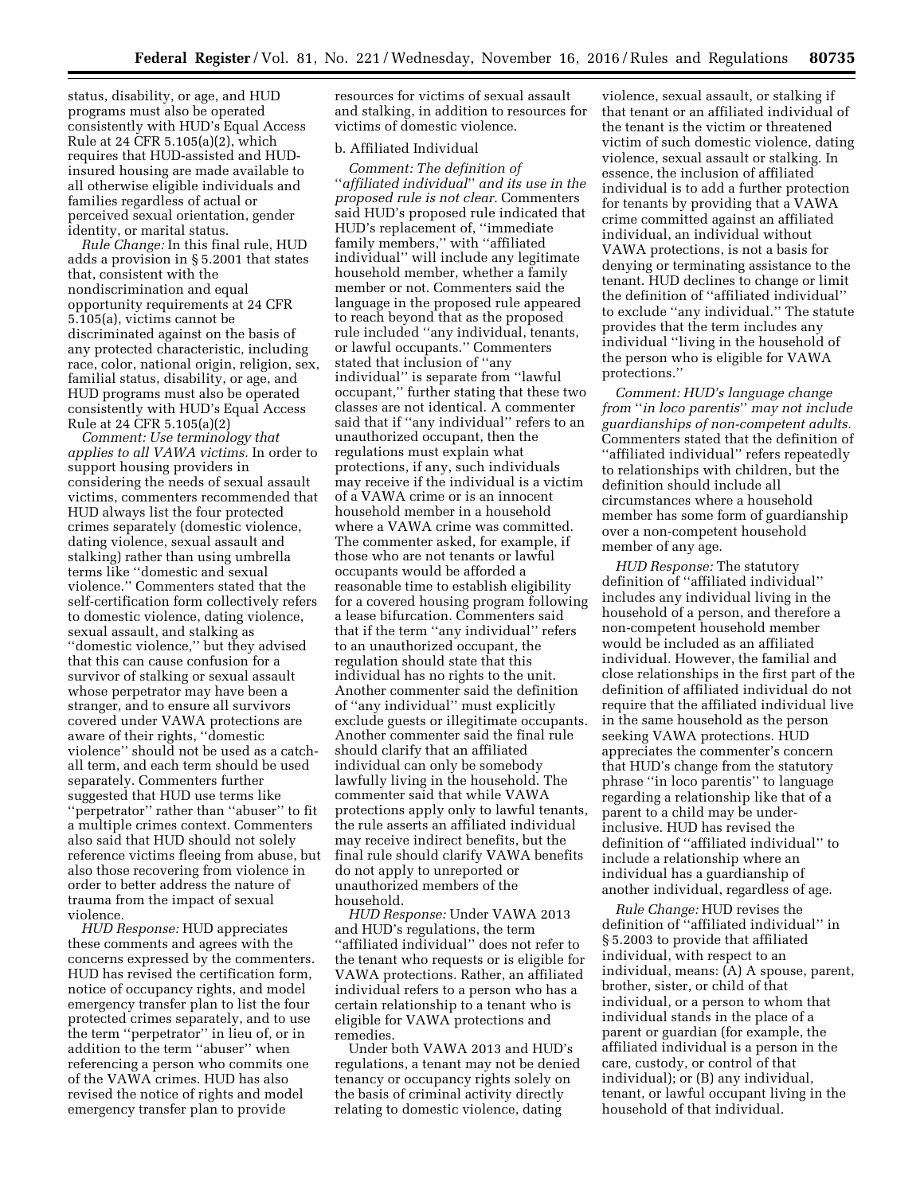status, disability, or age, and HUD programs must also be operated consistently with HUD's Equal Access Rule at 24 CFR 5.105(a)(2), which requires that HUD-assisted and HUD-insured housing are made available to all otherwise eligible individuals and families regardless of actual or perceived sexual orientation, gender identity, or marital status.

*Rule Change:* In this final rule, HUD adds a provision in § 5.2001 that states that, consistent with the nondiscrimination and equal opportunity requirements at 24 CFR 5.105(a), victims cannot be discriminated against on the basis of any protected characteristic, including race, color, national origin, religion, sex, familial status, disability, or age, and HUD programs must also be operated consistently with HUD's Equal Access Rule at 24 CFR 5.105(a)(2)

*Comment: Use terminology that applies to all VAWA victims.* In order to support housing providers in considering the needs of sexual assault victims, commenters recommended that HUD always list the four protected crimes separately (domestic violence, dating violence, sexual assault and stalking) rather than using umbrella terms like "domestic and sexual violence." Commenters stated that the self-certification form collectively refers to domestic violence, dating violence, sexual assault, and stalking as "domestic violence," but they advised that this can cause confusion for a survivor of stalking or sexual assault whose perpetrator may have been a stranger, and to ensure all survivors covered under VAWA protections are aware of their rights, "domestic violence" should not be used as a catch-all term, and each term should be used separately. Commenters further suggested that HUD use terms like "perpetrator" rather than "abuser" to fit a multiple crimes context. Commenters also said that HUD should not solely reference victims fleeing from abuse, but also those recovering from violence in order to better address the nature of trauma from the impact of sexual violence.

*HUD Response:* HUD appreciates these comments and agrees with the concerns expressed by the commenters. HUD has revised the certification form, notice of occupancy rights, and model emergency transfer plan to list the four protected crimes separately, and to use the term "perpetrator" in lieu of, or in addition to the term "abuser" when referencing a person who commits one of the VAWA crimes. HUD has also revised the notice of rights and model emergency transfer plan to provide resources for victims of sexual assault and stalking, in addition to resources for victims of domestic violence.

b. Affiliated Individual

*Comment: The definition of "affiliated individual" and its use in the proposed rule is not clear.* Commenters said HUD's proposed rule indicated that HUD's replacement of, "immediate family members," with "affiliated individual" will include any legitimate household member, whether a family member or not. Commenters said the language in the proposed rule appeared to reach beyond that as the proposed rule included "any individual, tenants, or lawful occupants." Commenters stated that inclusion of "any individual" is separate from "lawful occupant," further stating that these two classes are not identical. A commenter said that if "any individual" refers to an unauthorized occupant, then the regulations must explain what protections, if any, such individuals may receive if the individual is a victim of a VAWA crime or is an innocent household member in a household where a VAWA crime was committed. The commenter asked, for example, if those who are not tenants or lawful occupants would be afforded a reasonable time to establish eligibility for a covered housing program following a lease bifurcation. Commenters said that if the term "any individual" refers to an unauthorized occupant, the regulation should state that this individual has no rights to the unit. Another commenter said the definition of "any individual" must explicitly exclude guests or illegitimate occupants. Another commenter said the final rule should clarify that an affiliated individual can only be somebody lawfully living in the household. The commenter said that while VAWA protections apply only to lawful tenants, the rule asserts an affiliated individual may receive indirect benefits, but the final rule should clarify VAWA benefits do not apply to unreported or unauthorized members of the household.

*HUD Response:* Under VAWA 2013 and HUD's regulations, the term "affiliated individual" does not refer to the tenant who requests or is eligible for VAWA protections. Rather, an affiliated individual refers to a person who has a certain relationship to a tenant who is eligible for VAWA protections and remedies.

Under both VAWA 2013 and HUD's regulations, a tenant may not be denied tenancy or occupancy rights solely on the basis of criminal activity directly relating to domestic violence, dating violence, sexual assault, or stalking if that tenant or an affiliated individual of the tenant is the victim or threatened victim of such domestic violence, dating violence, sexual assault or stalking. In essence, the inclusion of affiliated individual is to add a further protection for tenants by providing that a VAWA crime committed against an affiliated individual, an individual without VAWA protections, is not a basis for denying or terminating assistance to the tenant. HUD declines to change or limit the definition of "affiliated individual" to exclude "any individual." The statute provides that the term includes any individual "living in the household of the person who is eligible for VAWA protections."

*Comment: HUD's language change from "in loco parentis" may not include guardianships of non-competent adults.* Commenters stated that the definition of "affiliated individual" refers repeatedly to relationships with children, but the definition should include all circumstances where a household member has some form of guardianship over a non-competent household member of any age.

*HUD Response:* The statutory definition of "affiliated individual" includes any individual living in the household of a person, and therefore a non-competent household member would be included as an affiliated individual. However, the familial and close relationships in the first part of the definition of affiliated individual do not require that the affiliated individual live in the same household as the person seeking VAWA protections. HUD appreciates the commenter's concern that HUD's change from the statutory phrase "in loco parentis" to language regarding a relationship like that of a parent to a child may be under-inclusive. HUD has revised the definition of "affiliated individual" to include a relationship where an individual has a guardianship of another individual, regardless of age.

*Rule Change:* HUD revises the definition of "affiliated individual" in § 5.2003 to provide that affiliated individual, with respect to an individual, means: (A) A spouse, parent, brother, sister, or child of that individual, or a person to whom that individual stands in the place of a parent or guardian (for example, the affiliated individual is a person in the care, custody, or control of that individual); or (B) any individual, tenant, or lawful occupant living in the household of that individual.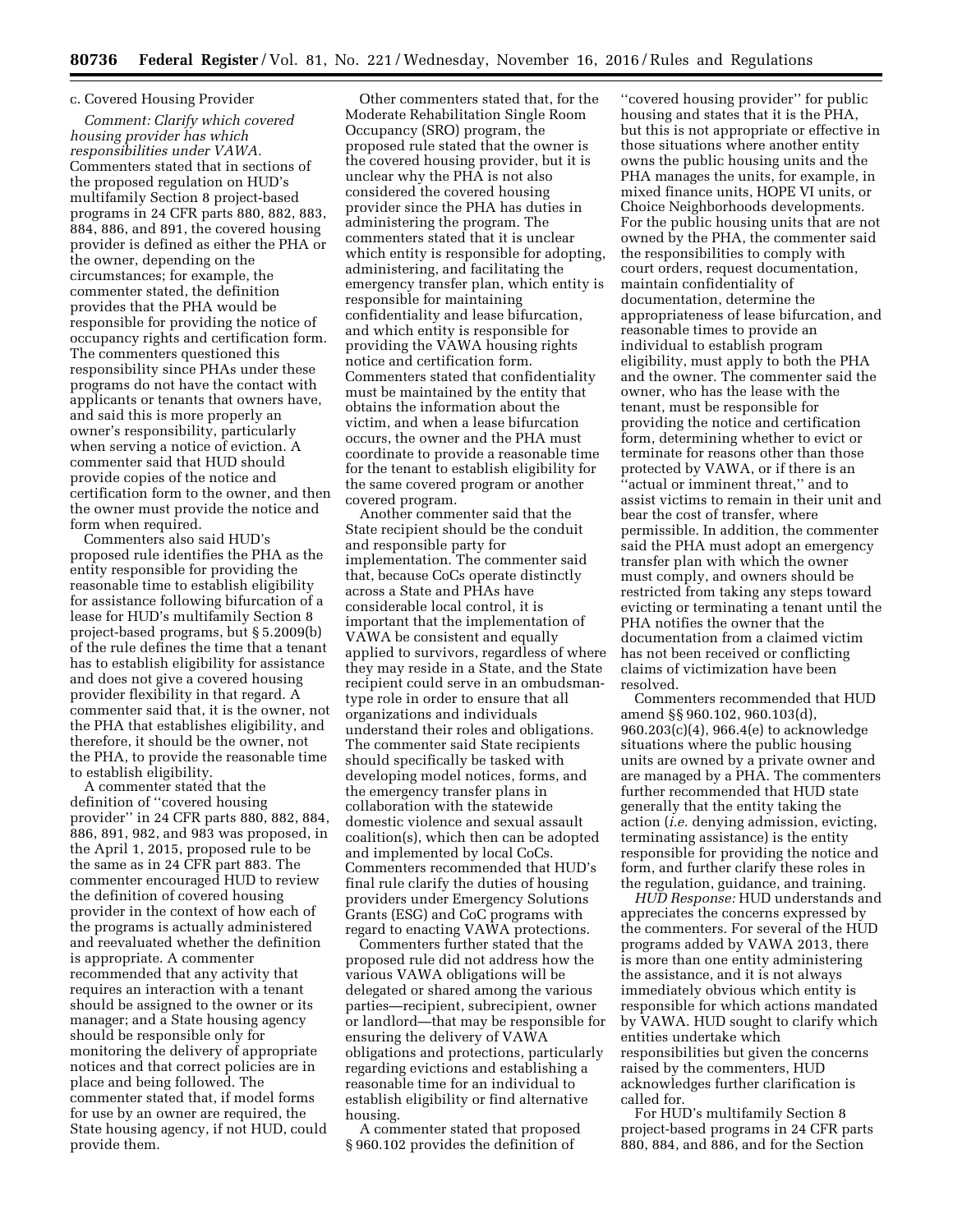c. Covered Housing Provider

*Comment: Clarify which covered housing provider has which responsibilities under VAWA.* Commenters stated that in sections of the proposed regulation on HUD's multifamily Section 8 project-based programs in 24 CFR parts 880, 882, 883, 884, 886, and 891, the covered housing provider is defined as either the PHA or the owner, depending on the circumstances; for example, the commenter stated, the definition provides that the PHA would be responsible for providing the notice of occupancy rights and certification form. The commenters questioned this responsibility since PHAs under these programs do not have the contact with applicants or tenants that owners have, and said this is more properly an owner's responsibility, particularly when serving a notice of eviction. A commenter said that HUD should provide copies of the notice and certification form to the owner, and then the owner must provide the notice and form when required.

Commenters also said HUD's proposed rule identifies the PHA as the entity responsible for providing the reasonable time to establish eligibility for assistance following bifurcation of a lease for HUD's multifamily Section 8 project-based programs, but § 5.2009(b) of the rule defines the time that a tenant has to establish eligibility for assistance and does not give a covered housing provider flexibility in that regard. A commenter said that, it is the owner, not the PHA that establishes eligibility, and therefore, it should be the owner, not the PHA, to provide the reasonable time to establish eligibility.

A commenter stated that the definition of ''covered housing provider'' in 24 CFR parts 880, 882, 884, 886, 891, 982, and 983 was proposed, in the April 1, 2015, proposed rule to be the same as in 24 CFR part 883. The commenter encouraged HUD to review the definition of covered housing provider in the context of how each of the programs is actually administered and reevaluated whether the definition is appropriate. A commenter recommended that any activity that requires an interaction with a tenant should be assigned to the owner or its manager; and a State housing agency should be responsible only for monitoring the delivery of appropriate notices and that correct policies are in place and being followed. The commenter stated that, if model forms for use by an owner are required, the State housing agency, if not HUD, could provide them.

Other commenters stated that, for the Moderate Rehabilitation Single Room Occupancy (SRO) program, the proposed rule stated that the owner is the covered housing provider, but it is unclear why the PHA is not also considered the covered housing provider since the PHA has duties in administering the program. The commenters stated that it is unclear which entity is responsible for adopting, administering, and facilitating the emergency transfer plan, which entity is responsible for maintaining confidentiality and lease bifurcation, and which entity is responsible for providing the VAWA housing rights notice and certification form. Commenters stated that confidentiality must be maintained by the entity that obtains the information about the victim, and when a lease bifurcation occurs, the owner and the PHA must coordinate to provide a reasonable time for the tenant to establish eligibility for the same covered program or another covered program.

Another commenter said that the State recipient should be the conduit and responsible party for implementation. The commenter said that, because CoCs operate distinctly across a State and PHAs have considerable local control, it is important that the implementation of VAWA be consistent and equally applied to survivors, regardless of where they may reside in a State, and the State recipient could serve in an ombudsman-type role in order to ensure that all organizations and individuals understand their roles and obligations. The commenter said State recipients should specifically be tasked with developing model notices, forms, and the emergency transfer plans in collaboration with the statewide domestic violence and sexual assault coalition(s), which then can be adopted and implemented by local CoCs. Commenters recommended that HUD's final rule clarify the duties of housing providers under Emergency Solutions Grants (ESG) and CoC programs with regard to enacting VAWA protections.

Commenters further stated that the proposed rule did not address how the various VAWA obligations will be delegated or shared among the various parties—recipient, subrecipient, owner or landlord—that may be responsible for ensuring the delivery of VAWA obligations and protections, particularly regarding evictions and establishing a reasonable time for an individual to establish eligibility or find alternative housing.

A commenter stated that proposed § 960.102 provides the definition of ''covered housing provider'' for public housing and states that it is the PHA, but this is not appropriate or effective in those situations where another entity owns the public housing units and the PHA manages the units, for example, in mixed finance units, HOPE VI units, or Choice Neighborhoods developments. For the public housing units that are not owned by the PHA, the commenter said the responsibilities to comply with court orders, request documentation, maintain confidentiality of documentation, determine the appropriateness of lease bifurcation, and reasonable times to provide an individual to establish program eligibility, must apply to both the PHA and the owner. The commenter said the owner, who has the lease with the tenant, must be responsible for providing the notice and certification form, determining whether to evict or terminate for reasons other than those protected by VAWA, or if there is an ''actual or imminent threat,'' and to assist victims to remain in their unit and bear the cost of transfer, where permissible. In addition, the commenter said the PHA must adopt an emergency transfer plan with which the owner must comply, and owners should be restricted from taking any steps toward evicting or terminating a tenant until the PHA notifies the owner that the documentation from a claimed victim has not been received or conflicting claims of victimization have been resolved.

Commenters recommended that HUD amend §§ 960.102, 960.103(d), 960.203(c)(4), 966.4(e) to acknowledge situations where the public housing units are owned by a private owner and are managed by a PHA. The commenters further recommended that HUD state generally that the entity taking the action (*i.e.* denying admission, evicting, terminating assistance) is the entity responsible for providing the notice and form, and further clarify these roles in the regulation, guidance, and training.

*HUD Response:* HUD understands and appreciates the concerns expressed by the commenters. For several of the HUD programs added by VAWA 2013, there is more than one entity administering the assistance, and it is not always immediately obvious which entity is responsible for which actions mandated by VAWA. HUD sought to clarify which entities undertake which responsibilities but given the concerns raised by the commenters, HUD acknowledges further clarification is called for.

For HUD's multifamily Section 8 project-based programs in 24 CFR parts 880, 884, and 886, and for the Section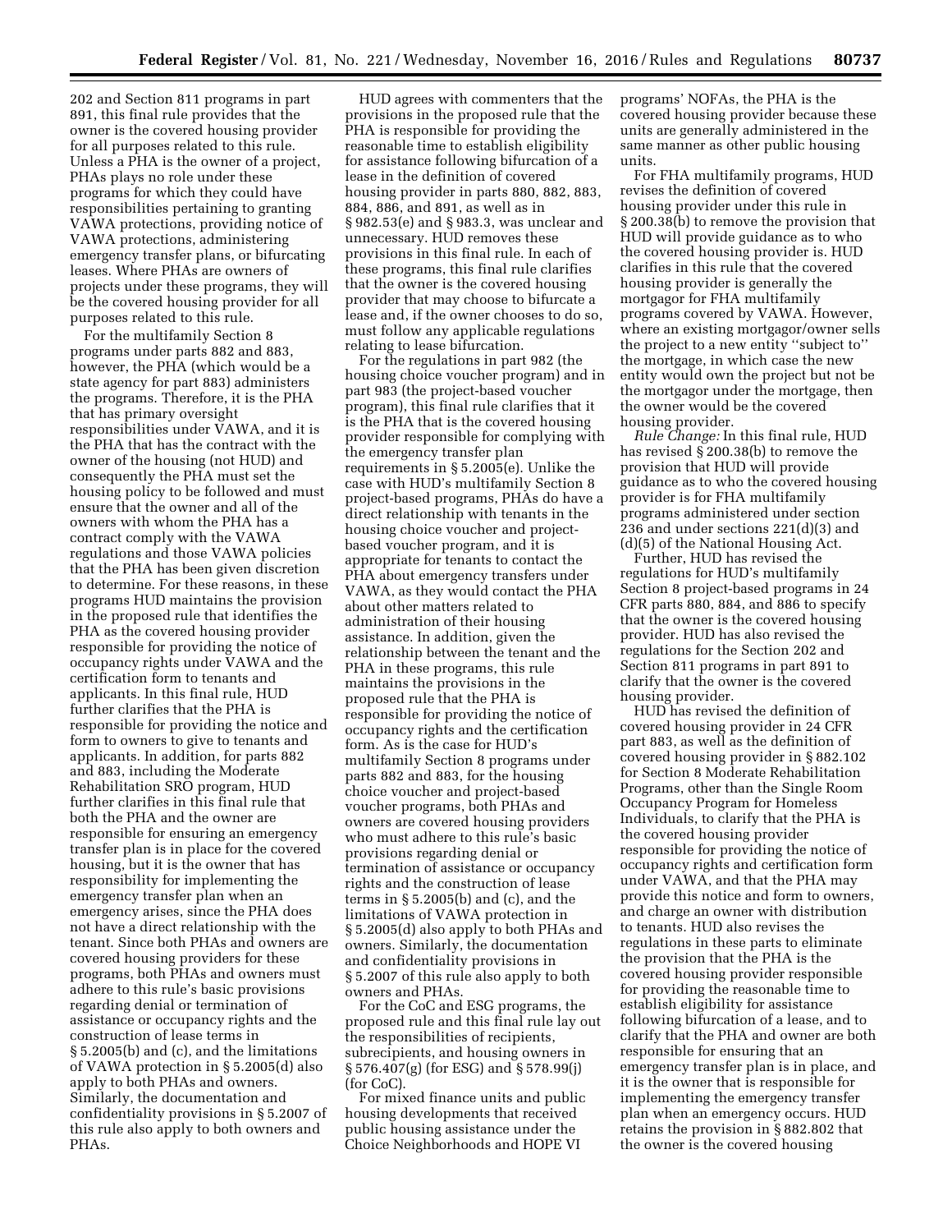202 and Section 811 programs in part 891, this final rule provides that the owner is the covered housing provider for all purposes related to this rule. Unless a PHA is the owner of a project, PHAs plays no role under these programs for which they could have responsibilities pertaining to granting VAWA protections, providing notice of VAWA protections, administering emergency transfer plans, or bifurcating leases. Where PHAs are owners of projects under these programs, they will be the covered housing provider for all purposes related to this rule.

For the multifamily Section 8 programs under parts 882 and 883, however, the PHA (which would be a state agency for part 883) administers the programs. Therefore, it is the PHA that has primary oversight responsibilities under VAWA, and it is the PHA that has the contract with the owner of the housing (not HUD) and consequently the PHA must set the housing policy to be followed and must ensure that the owner and all of the owners with whom the PHA has a contract comply with the VAWA regulations and those VAWA policies that the PHA has been given discretion to determine. For these reasons, in these programs HUD maintains the provision in the proposed rule that identifies the PHA as the covered housing provider responsible for providing the notice of occupancy rights under VAWA and the certification form to tenants and applicants. In this final rule, HUD further clarifies that the PHA is responsible for providing the notice and form to owners to give to tenants and applicants. In addition, for parts 882 and 883, including the Moderate Rehabilitation SRO program, HUD further clarifies in this final rule that both the PHA and the owner are responsible for ensuring an emergency transfer plan is in place for the covered housing, but it is the owner that has responsibility for implementing the emergency transfer plan when an emergency arises, since the PHA does not have a direct relationship with the tenant. Since both PHAs and owners are covered housing providers for these programs, both PHAs and owners must adhere to this rule's basic provisions regarding denial or termination of assistance or occupancy rights and the construction of lease terms in § 5.2005(b) and (c), and the limitations of VAWA protection in § 5.2005(d) also apply to both PHAs and owners. Similarly, the documentation and confidentiality provisions in § 5.2007 of this rule also apply to both owners and PHAs.

HUD agrees with commenters that the provisions in the proposed rule that the PHA is responsible for providing the reasonable time to establish eligibility for assistance following bifurcation of a lease in the definition of covered housing provider in parts 880, 882, 883, 884, 886, and 891, as well as in § 982.53(e) and § 983.3, was unclear and unnecessary. HUD removes these provisions in this final rule. In each of these programs, this final rule clarifies that the owner is the covered housing provider that may choose to bifurcate a lease and, if the owner chooses to do so, must follow any applicable regulations relating to lease bifurcation.

For the regulations in part 982 (the housing choice voucher program) and in part 983 (the project-based voucher program), this final rule clarifies that it is the PHA that is the covered housing provider responsible for complying with the emergency transfer plan requirements in § 5.2005(e). Unlike the case with HUD's multifamily Section 8 project-based programs, PHAs do have a direct relationship with tenants in the housing choice voucher and project-based voucher program, and it is appropriate for tenants to contact the PHA about emergency transfers under VAWA, as they would contact the PHA about other matters related to administration of their housing assistance. In addition, given the relationship between the tenant and the PHA in these programs, this rule maintains the provisions in the proposed rule that the PHA is responsible for providing the notice of occupancy rights and the certification form. As is the case for HUD's multifamily Section 8 programs under parts 882 and 883, for the housing choice voucher and project-based voucher programs, both PHAs and owners are covered housing providers who must adhere to this rule's basic provisions regarding denial or termination of assistance or occupancy rights and the construction of lease terms in § 5.2005(b) and (c), and the limitations of VAWA protection in § 5.2005(d) also apply to both PHAs and owners. Similarly, the documentation and confidentiality provisions in § 5.2007 of this rule also apply to both owners and PHAs.

For the CoC and ESG programs, the proposed rule and this final rule lay out the responsibilities of recipients, subrecipients, and housing owners in § 576.407(g) (for ESG) and § 578.99(j) (for CoC).

For mixed finance units and public housing developments that received public housing assistance under the Choice Neighborhoods and HOPE VI programs' NOFAs, the PHA is the covered housing provider because these units are generally administered in the same manner as other public housing units.

For FHA multifamily programs, HUD revises the definition of covered housing provider under this rule in § 200.38(b) to remove the provision that HUD will provide guidance as to who the covered housing provider is. HUD clarifies in this rule that the covered housing provider is generally the mortgagor for FHA multifamily programs covered by VAWA. However, where an existing mortgagor/owner sells the project to a new entity "subject to" the mortgage, in which case the new entity would own the project but not be the mortgagor under the mortgage, then the owner would be the covered housing provider.

*Rule Change:* In this final rule, HUD has revised § 200.38(b) to remove the provision that HUD will provide guidance as to who the covered housing provider is for FHA multifamily programs administered under section 236 and under sections 221(d)(3) and (d)(5) of the National Housing Act.

Further, HUD has revised the regulations for HUD's multifamily Section 8 project-based programs in 24 CFR parts 880, 884, and 886 to specify that the owner is the covered housing provider. HUD has also revised the regulations for the Section 202 and Section 811 programs in part 891 to clarify that the owner is the covered housing provider.

HUD has revised the definition of covered housing provider in 24 CFR part 883, as well as the definition of covered housing provider in § 882.102 for Section 8 Moderate Rehabilitation Programs, other than the Single Room Occupancy Program for Homeless Individuals, to clarify that the PHA is the covered housing provider responsible for providing the notice of occupancy rights and certification form under VAWA, and that the PHA may provide this notice and form to owners, and charge an owner with distribution to tenants. HUD also revises the regulations in these parts to eliminate the provision that the PHA is the covered housing provider responsible for providing the reasonable time to establish eligibility for assistance following bifurcation of a lease, and to clarify that the PHA and owner are both responsible for ensuring that an emergency transfer plan is in place, and it is the owner that is responsible for implementing the emergency transfer plan when an emergency occurs. HUD retains the provision in § 882.802 that the owner is the covered housing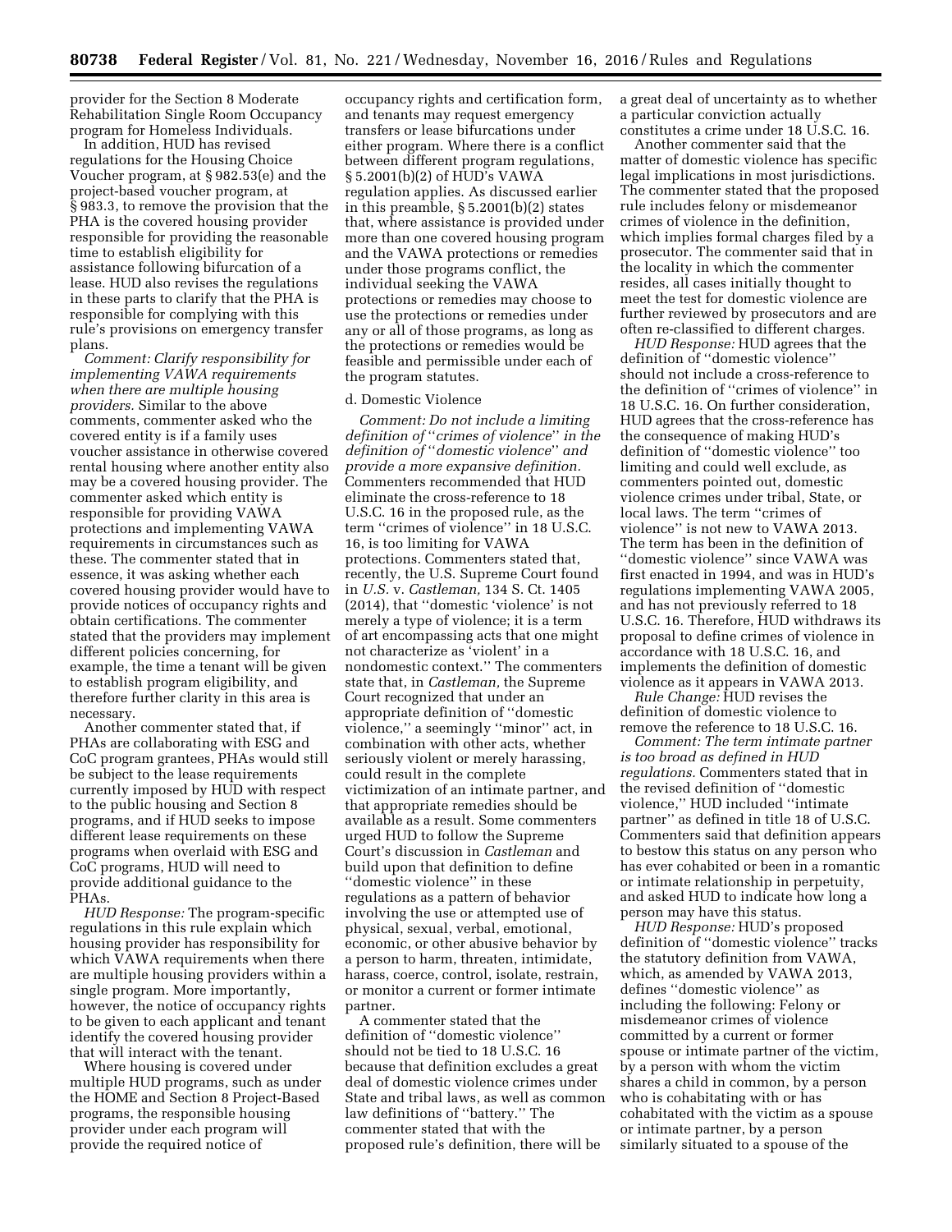provider for the Section 8 Moderate Rehabilitation Single Room Occupancy program for Homeless Individuals.

In addition, HUD has revised regulations for the Housing Choice Voucher program, at § 982.53(e) and the project-based voucher program, at § 983.3, to remove the provision that the PHA is the covered housing provider responsible for providing the reasonable time to establish eligibility for assistance following bifurcation of a lease. HUD also revises the regulations in these parts to clarify that the PHA is responsible for complying with this rule's provisions on emergency transfer plans.

*Comment: Clarify responsibility for implementing VAWA requirements when there are multiple housing providers.* Similar to the above comments, commenter asked who the covered entity is if a family uses voucher assistance in otherwise covered rental housing where another entity also may be a covered housing provider. The commenter asked which entity is responsible for providing VAWA protections and implementing VAWA requirements in circumstances such as these. The commenter stated that in essence, it was asking whether each covered housing provider would have to provide notices of occupancy rights and obtain certifications. The commenter stated that the providers may implement different policies concerning, for example, the time a tenant will be given to establish program eligibility, and therefore further clarity in this area is necessary.

Another commenter stated that, if PHAs are collaborating with ESG and CoC program grantees, PHAs would still be subject to the lease requirements currently imposed by HUD with respect to the public housing and Section 8 programs, and if HUD seeks to impose different lease requirements on these programs when overlaid with ESG and CoC programs, HUD will need to provide additional guidance to the PHAs.

*HUD Response:* The program-specific regulations in this rule explain which housing provider has responsibility for which VAWA requirements when there are multiple housing providers within a single program. More importantly, however, the notice of occupancy rights to be given to each applicant and tenant identify the covered housing provider that will interact with the tenant.

Where housing is covered under multiple HUD programs, such as under the HOME and Section 8 Project-Based programs, the responsible housing provider under each program will provide the required notice of occupancy rights and certification form, and tenants may request emergency transfers or lease bifurcations under either program. Where there is a conflict between different program regulations, § 5.2001(b)(2) of HUD's VAWA regulation applies. As discussed earlier in this preamble, § 5.2001(b)(2) states that, where assistance is provided under more than one covered housing program and the VAWA protections or remedies under those programs conflict, the individual seeking the VAWA protections or remedies may choose to use the protections or remedies under any or all of those programs, as long as the protections or remedies would be feasible and permissible under each of the program statutes.

d. Domestic Violence

*Comment: Do not include a limiting definition of "crimes of violence" in the definition of "domestic violence" and provide a more expansive definition.* Commenters recommended that HUD eliminate the cross-reference to 18 U.S.C. 16 in the proposed rule, as the term "crimes of violence" in 18 U.S.C. 16, is too limiting for VAWA protections. Commenters stated that, recently, the U.S. Supreme Court found in *U.S.* v. *Castleman,* 134 S. Ct. 1405 (2014), that "domestic 'violence' is not merely a type of violence; it is a term of art encompassing acts that one might not characterize as 'violent' in a nondomestic context." The commenters state that, in *Castleman,* the Supreme Court recognized that under an appropriate definition of "domestic violence," a seemingly "minor" act, in combination with other acts, whether seriously violent or merely harassing, could result in the complete victimization of an intimate partner, and that appropriate remedies should be available as a result. Some commenters urged HUD to follow the Supreme Court's discussion in *Castleman* and build upon that definition to define "domestic violence" in these regulations as a pattern of behavior involving the use or attempted use of physical, sexual, verbal, emotional, economic, or other abusive behavior by a person to harm, threaten, intimidate, harass, coerce, control, isolate, restrain, or monitor a current or former intimate partner.

A commenter stated that the definition of "domestic violence" should not be tied to 18 U.S.C. 16 because that definition excludes a great deal of domestic violence crimes under State and tribal laws, as well as common law definitions of "battery." The commenter stated that with the proposed rule's definition, there will be a great deal of uncertainty as to whether a particular conviction actually constitutes a crime under 18 U.S.C. 16.

Another commenter said that the matter of domestic violence has specific legal implications in most jurisdictions. The commenter stated that the proposed rule includes felony or misdemeanor crimes of violence in the definition, which implies formal charges filed by a prosecutor. The commenter said that in the locality in which the commenter resides, all cases initially thought to meet the test for domestic violence are further reviewed by prosecutors and are often re-classified to different charges.

*HUD Response:* HUD agrees that the definition of "domestic violence" should not include a cross-reference to the definition of "crimes of violence" in 18 U.S.C. 16. On further consideration, HUD agrees that the cross-reference has the consequence of making HUD's definition of "domestic violence" too limiting and could well exclude, as commenters pointed out, domestic violence crimes under tribal, State, or local laws. The term "crimes of violence" is not new to VAWA 2013. The term has been in the definition of "domestic violence" since VAWA was first enacted in 1994, and was in HUD's regulations implementing VAWA 2005, and has not previously referred to 18 U.S.C. 16. Therefore, HUD withdraws its proposal to define crimes of violence in accordance with 18 U.S.C. 16, and implements the definition of domestic violence as it appears in VAWA 2013.

*Rule Change:* HUD revises the definition of domestic violence to remove the reference to 18 U.S.C. 16.

*Comment: The term intimate partner is too broad as defined in HUD regulations.* Commenters stated that in the revised definition of "domestic violence," HUD included "intimate partner" as defined in title 18 of U.S.C. Commenters said that definition appears to bestow this status on any person who has ever cohabited or been in a romantic or intimate relationship in perpetuity, and asked HUD to indicate how long a person may have this status.

*HUD Response:* HUD's proposed definition of "domestic violence" tracks the statutory definition from VAWA, which, as amended by VAWA 2013, defines "domestic violence" as including the following: Felony or misdemeanor crimes of violence committed by a current or former spouse or intimate partner of the victim, by a person with whom the victim shares a child in common, by a person who is cohabitating with or has cohabitated with the victim as a spouse or intimate partner, by a person similarly situated to a spouse of the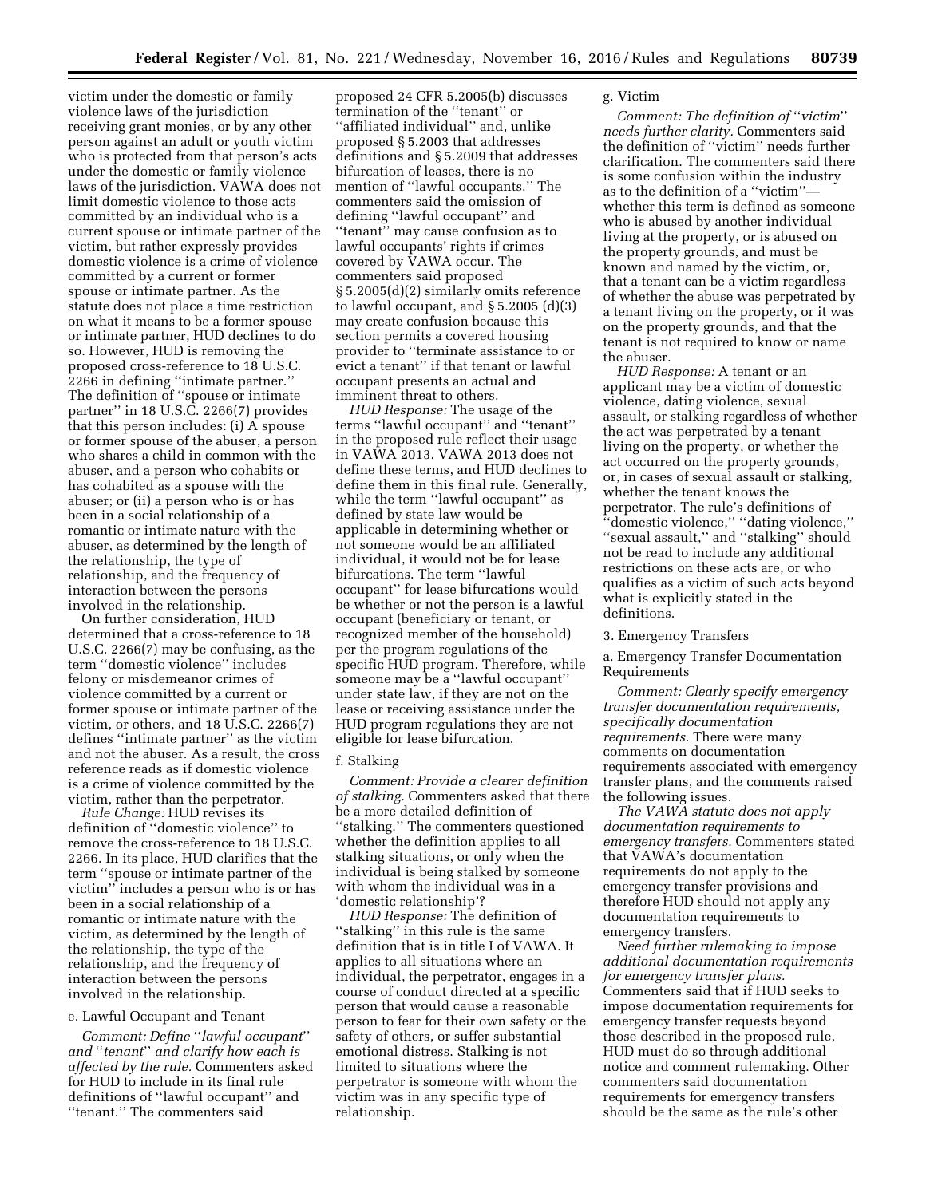victim under the domestic or family violence laws of the jurisdiction receiving grant monies, or by any other person against an adult or youth victim who is protected from that person's acts under the domestic or family violence laws of the jurisdiction. VAWA does not limit domestic violence to those acts committed by an individual who is a current spouse or intimate partner of the victim, but rather expressly provides domestic violence is a crime of violence committed by a current or former spouse or intimate partner. As the statute does not place a time restriction on what it means to be a former spouse or intimate partner, HUD declines to do so. However, HUD is removing the proposed cross-reference to 18 U.S.C. 2266 in defining "intimate partner." The definition of "spouse or intimate partner" in 18 U.S.C. 2266(7) provides that this person includes: (i) A spouse or former spouse of the abuser, a person who shares a child in common with the abuser, and a person who cohabits or has cohabited as a spouse with the abuser; or (ii) a person who is or has been in a social relationship of a romantic or intimate nature with the abuser, as determined by the length of the relationship, the type of relationship, and the frequency of interaction between the persons involved in the relationship.

On further consideration, HUD determined that a cross-reference to 18 U.S.C. 2266(7) may be confusing, as the term "domestic violence" includes felony or misdemeanor crimes of violence committed by a current or former spouse or intimate partner of the victim, or others, and 18 U.S.C. 2266(7) defines "intimate partner" as the victim and not the abuser. As a result, the cross reference reads as if domestic violence is a crime of violence committed by the victim, rather than the perpetrator.

*Rule Change:* HUD revises its definition of "domestic violence" to remove the cross-reference to 18 U.S.C. 2266. In its place, HUD clarifies that the term "spouse or intimate partner of the victim" includes a person who is or has been in a social relationship of a romantic or intimate nature with the victim, as determined by the length of the relationship, the type of the relationship, and the frequency of interaction between the persons involved in the relationship.

e. Lawful Occupant and Tenant

*Comment: Define "lawful occupant" and "tenant" and clarify how each is affected by the rule.* Commenters asked for HUD to include in its final rule definitions of "lawful occupant" and "tenant." The commenters said proposed 24 CFR 5.2005(b) discusses termination of the "tenant" or "affiliated individual" and, unlike proposed § 5.2003 that addresses definitions and § 5.2009 that addresses bifurcation of leases, there is no mention of "lawful occupants." The commenters said the omission of defining "lawful occupant" and "tenant" may cause confusion as to lawful occupants' rights if crimes covered by VAWA occur. The commenters said proposed § 5.2005(d)(2) similarly omits reference to lawful occupant, and § 5.2005 (d)(3) may create confusion because this section permits a covered housing provider to "terminate assistance to or evict a tenant" if that tenant or lawful occupant presents an actual and imminent threat to others.

*HUD Response:* The usage of the terms "lawful occupant" and "tenant" in the proposed rule reflect their usage in VAWA 2013. VAWA 2013 does not define these terms, and HUD declines to define them in this final rule. Generally, while the term "lawful occupant" as defined by state law would be applicable in determining whether or not someone would be an affiliated individual, it would not be for lease bifurcations. The term "lawful occupant" for lease bifurcations would be whether or not the person is a lawful occupant (beneficiary or tenant, or recognized member of the household) per the program regulations of the specific HUD program. Therefore, while someone may be a "lawful occupant" under state law, if they are not on the lease or receiving assistance under the HUD program regulations they are not eligible for lease bifurcation.

f. Stalking

*Comment: Provide a clearer definition of stalking.* Commenters asked that there be a more detailed definition of "stalking." The commenters questioned whether the definition applies to all stalking situations, or only when the individual is being stalked by someone with whom the individual was in a 'domestic relationship'?

*HUD Response:* The definition of "stalking" in this rule is the same definition that is in title I of VAWA. It applies to all situations where an individual, the perpetrator, engages in a course of conduct directed at a specific person that would cause a reasonable person to fear for their own safety or the safety of others, or suffer substantial emotional distress. Stalking is not limited to situations where the perpetrator is someone with whom the victim was in any specific type of relationship.

g. Victim

*Comment: The definition of "victim" needs further clarity.* Commenters said the definition of "victim" needs further clarification. The commenters said there is some confusion within the industry as to the definition of a "victim"— whether this term is defined as someone who is abused by another individual living at the property, or is abused on the property grounds, and must be known and named by the victim, or, that a tenant can be a victim regardless of whether the abuse was perpetrated by a tenant living on the property, or it was on the property grounds, and that the tenant is not required to know or name the abuser.

*HUD Response:* A tenant or an applicant may be a victim of domestic violence, dating violence, sexual assault, or stalking regardless of whether the act was perpetrated by a tenant living on the property, or whether the act occurred on the property grounds, or, in cases of sexual assault or stalking, whether the tenant knows the perpetrator. The rule's definitions of "domestic violence," "dating violence," "sexual assault," and "stalking" should not be read to include any additional restrictions on these acts are, or who qualifies as a victim of such acts beyond what is explicitly stated in the definitions.

3. Emergency Transfers

a. Emergency Transfer Documentation Requirements

*Comment: Clearly specify emergency transfer documentation requirements, specifically documentation requirements.* There were many comments on documentation requirements associated with emergency transfer plans, and the comments raised the following issues.

*The VAWA statute does not apply documentation requirements to emergency transfers.* Commenters stated that VAWA's documentation requirements do not apply to the emergency transfer provisions and therefore HUD should not apply any documentation requirements to emergency transfers.

*Need further rulemaking to impose additional documentation requirements for emergency transfer plans.* Commenters said that if HUD seeks to impose documentation requirements for emergency transfer requests beyond those described in the proposed rule, HUD must do so through additional notice and comment rulemaking. Other commenters said documentation requirements for emergency transfers should be the same as the rule's other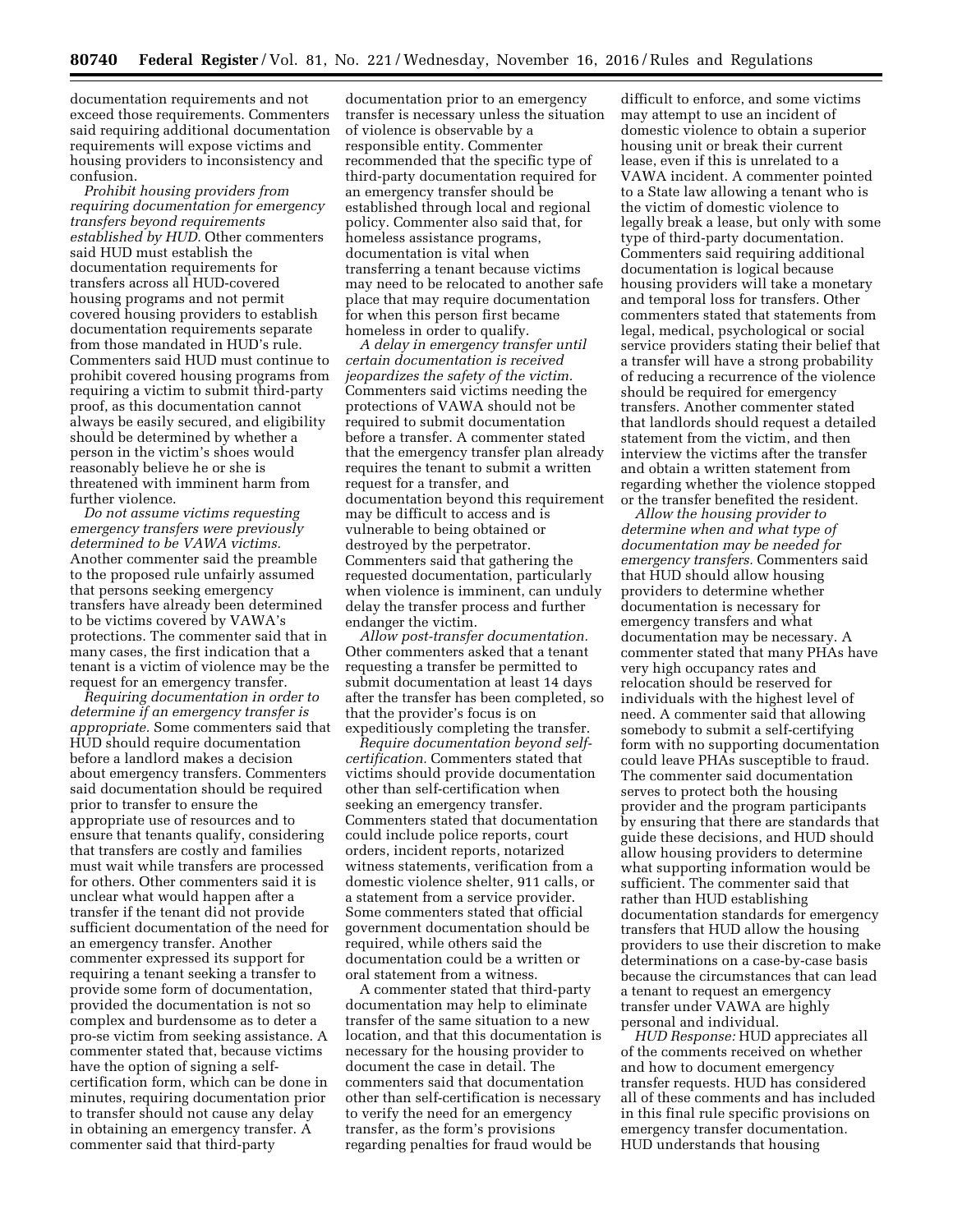documentation requirements and not exceed those requirements. Commenters said requiring additional documentation requirements will expose victims and housing providers to inconsistency and confusion.

*Prohibit housing providers from requiring documentation for emergency transfers beyond requirements established by HUD.* Other commenters said HUD must establish the documentation requirements for transfers across all HUD-covered housing programs and not permit covered housing providers to establish documentation requirements separate from those mandated in HUD's rule. Commenters said HUD must continue to prohibit covered housing programs from requiring a victim to submit third-party proof, as this documentation cannot always be easily secured, and eligibility should be determined by whether a person in the victim's shoes would reasonably believe he or she is threatened with imminent harm from further violence.

*Do not assume victims requesting emergency transfers were previously determined to be VAWA victims.* Another commenter said the preamble to the proposed rule unfairly assumed that persons seeking emergency transfers have already been determined to be victims covered by VAWA's protections. The commenter said that in many cases, the first indication that a tenant is a victim of violence may be the request for an emergency transfer.

*Requiring documentation in order to determine if an emergency transfer is appropriate.* Some commenters said that HUD should require documentation before a landlord makes a decision about emergency transfers. Commenters said documentation should be required prior to transfer to ensure the appropriate use of resources and to ensure that tenants qualify, considering that transfers are costly and families must wait while transfers are processed for others. Other commenters said it is unclear what would happen after a transfer if the tenant did not provide sufficient documentation of the need for an emergency transfer. Another commenter expressed its support for requiring a tenant seeking a transfer to provide some form of documentation, provided the documentation is not so complex and burdensome as to deter a pro-se victim from seeking assistance. A commenter stated that, because victims have the option of signing a self-certification form, which can be done in minutes, requiring documentation prior to transfer should not cause any delay in obtaining an emergency transfer. A commenter said that third-party documentation prior to an emergency transfer is necessary unless the situation of violence is observable by a responsible entity. Commenter recommended that the specific type of third-party documentation required for an emergency transfer should be established through local and regional policy. Commenter also said that, for homeless assistance programs, documentation is vital when transferring a tenant because victims may need to be relocated to another safe place that may require documentation for when this person first became homeless in order to qualify.

*A delay in emergency transfer until certain documentation is received jeopardizes the safety of the victim.* Commenters said victims needing the protections of VAWA should not be required to submit documentation before a transfer. A commenter stated that the emergency transfer plan already requires the tenant to submit a written request for a transfer, and documentation beyond this requirement may be difficult to access and is vulnerable to being obtained or destroyed by the perpetrator. Commenters said that gathering the requested documentation, particularly when violence is imminent, can unduly delay the transfer process and further endanger the victim.

*Allow post-transfer documentation.* Other commenters asked that a tenant requesting a transfer be permitted to submit documentation at least 14 days after the transfer has been completed, so that the provider's focus is on expeditiously completing the transfer.

*Require documentation beyond self-certification.* Commenters stated that victims should provide documentation other than self-certification when seeking an emergency transfer. Commenters stated that documentation could include police reports, court orders, incident reports, notarized witness statements, verification from a domestic violence shelter, 911 calls, or a statement from a service provider. Some commenters stated that official government documentation should be required, while others said the documentation could be a written or oral statement from a witness.

A commenter stated that third-party documentation may help to eliminate transfer of the same situation to a new location, and that this documentation is necessary for the housing provider to document the case in detail. The commenters said that documentation other than self-certification is necessary to verify the need for an emergency transfer, as the form's provisions regarding penalties for fraud would be difficult to enforce, and some victims may attempt to use an incident of domestic violence to obtain a superior housing unit or break their current lease, even if this is unrelated to a VAWA incident. A commenter pointed to a State law allowing a tenant who is the victim of domestic violence to legally break a lease, but only with some type of third-party documentation. Commenters said requiring additional documentation is logical because housing providers will take a monetary and temporal loss for transfers. Other commenters stated that statements from legal, medical, psychological or social service providers stating their belief that a transfer will have a strong probability of reducing a recurrence of the violence should be required for emergency transfers. Another commenter stated that landlords should request a detailed statement from the victim, and then interview the victims after the transfer and obtain a written statement from regarding whether the violence stopped or the transfer benefited the resident.

*Allow the housing provider to determine when and what type of documentation may be needed for emergency transfers.* Commenters said that HUD should allow housing providers to determine whether documentation is necessary for emergency transfers and what documentation may be necessary. A commenter stated that many PHAs have very high occupancy rates and relocation should be reserved for individuals with the highest level of need. A commenter said that allowing somebody to submit a self-certifying form with no supporting documentation could leave PHAs susceptible to fraud. The commenter said documentation serves to protect both the housing provider and the program participants by ensuring that there are standards that guide these decisions, and HUD should allow housing providers to determine what supporting information would be sufficient. The commenter said that rather than HUD establishing documentation standards for emergency transfers that HUD allow the housing providers to use their discretion to make determinations on a case-by-case basis because the circumstances that can lead a tenant to request an emergency transfer under VAWA are highly personal and individual.

*HUD Response:* HUD appreciates all of the comments received on whether and how to document emergency transfer requests. HUD has considered all of these comments and has included in this final rule specific provisions on emergency transfer documentation. HUD understands that housing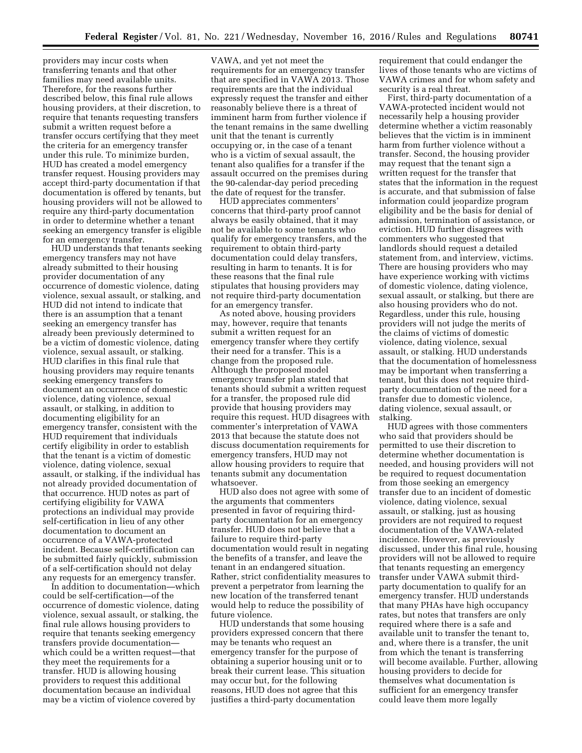providers may incur costs when transferring tenants and that other families may need available units. Therefore, for the reasons further described below, this final rule allows housing providers, at their discretion, to require that tenants requesting transfers submit a written request before a transfer occurs certifying that they meet the criteria for an emergency transfer under this rule. To minimize burden, HUD has created a model emergency transfer request. Housing providers may accept third-party documentation if that documentation is offered by tenants, but housing providers will not be allowed to require any third-party documentation in order to determine whether a tenant seeking an emergency transfer is eligible for an emergency transfer.

HUD understands that tenants seeking emergency transfers may not have already submitted to their housing provider documentation of any occurrence of domestic violence, dating violence, sexual assault, or stalking, and HUD did not intend to indicate that there is an assumption that a tenant seeking an emergency transfer has already been previously determined to be a victim of domestic violence, dating violence, sexual assault, or stalking. HUD clarifies in this final rule that housing providers may require tenants seeking emergency transfers to document an occurrence of domestic violence, dating violence, sexual assault, or stalking, in addition to documenting eligibility for an emergency transfer, consistent with the HUD requirement that individuals certify eligibility in order to establish that the tenant is a victim of domestic violence, dating violence, sexual assault, or stalking, if the individual has not already provided documentation of that occurrence. HUD notes as part of certifying eligibility for VAWA protections an individual may provide self-certification in lieu of any other documentation to document an occurrence of a VAWA-protected incident. Because self-certification can be submitted fairly quickly, submission of a self-certification should not delay any requests for an emergency transfer.

In addition to documentation—which could be self-certification—of the occurrence of domestic violence, dating violence, sexual assault, or stalking, the final rule allows housing providers to require that tenants seeking emergency transfers provide documentation—which could be a written request—that they meet the requirements for a transfer. HUD is allowing housing providers to request this additional documentation because an individual may be a victim of violence covered by VAWA, and yet not meet the requirements for an emergency transfer that are specified in VAWA 2013. Those requirements are that the individual expressly request the transfer and either reasonably believe there is a threat of imminent harm from further violence if the tenant remains in the same dwelling unit that the tenant is currently occupying or, in the case of a tenant who is a victim of sexual assault, the tenant also qualifies for a transfer if the assault occurred on the premises during the 90-calendar-day period preceding the date of request for the transfer.

HUD appreciates commenters' concerns that third-party proof cannot always be easily obtained, that it may not be available to some tenants who qualify for emergency transfers, and the requirement to obtain third-party documentation could delay transfers, resulting in harm to tenants. It is for these reasons that the final rule stipulates that housing providers may not require third-party documentation for an emergency transfer.

As noted above, housing providers may, however, require that tenants submit a written request for an emergency transfer where they certify their need for a transfer. This is a change from the proposed rule. Although the proposed model emergency transfer plan stated that tenants should submit a written request for a transfer, the proposed rule did provide that housing providers may require this request. HUD disagrees with commenter's interpretation of VAWA 2013 that because the statute does not discuss documentation requirements for emergency transfers, HUD may not allow housing providers to require that tenants submit any documentation whatsoever.

HUD also does not agree with some of the arguments that commenters presented in favor of requiring third-party documentation for an emergency transfer. HUD does not believe that a failure to require third-party documentation would result in negating the benefits of a transfer, and leave the tenant in an endangered situation. Rather, strict confidentiality measures to prevent a perpetrator from learning the new location of the transferred tenant would help to reduce the possibility of future violence.

HUD understands that some housing providers expressed concern that there may be tenants who request an emergency transfer for the purpose of obtaining a superior housing unit or to break their current lease. This situation may occur but, for the following reasons, HUD does not agree that this justifies a third-party documentation requirement that could endanger the lives of those tenants who are victims of VAWA crimes and for whom safety and security is a real threat.

First, third-party documentation of a VAWA-protected incident would not necessarily help a housing provider determine whether a victim reasonably believes that the victim is in imminent harm from further violence without a transfer. Second, the housing provider may request that the tenant sign a written request for the transfer that states that the information in the request is accurate, and that submission of false information could jeopardize program eligibility and be the basis for denial of admission, termination of assistance, or eviction. HUD further disagrees with commenters who suggested that landlords should request a detailed statement from, and interview, victims. There are housing providers who may have experience working with victims of domestic violence, dating violence, sexual assault, or stalking, but there are also housing providers who do not. Regardless, under this rule, housing providers will not judge the merits of the claims of victims of domestic violence, dating violence, sexual assault, or stalking. HUD understands that the documentation of homelessness may be important when transferring a tenant, but this does not require third-party documentation of the need for a transfer due to domestic violence, dating violence, sexual assault, or stalking.

HUD agrees with those commenters who said that providers should be permitted to use their discretion to determine whether documentation is needed, and housing providers will not be required to request documentation from those seeking an emergency transfer due to an incident of domestic violence, dating violence, sexual assault, or stalking, just as housing providers are not required to request documentation of the VAWA-related incidence. However, as previously discussed, under this final rule, housing providers will not be allowed to require that tenants requesting an emergency transfer under VAWA submit third-party documentation to qualify for an emergency transfer. HUD understands that many PHAs have high occupancy rates, but notes that transfers are only required where there is a safe and available unit to transfer the tenant to, and, where there is a transfer, the unit from which the tenant is transferring will become available. Further, allowing housing providers to decide for themselves what documentation is sufficient for an emergency transfer could leave them more legally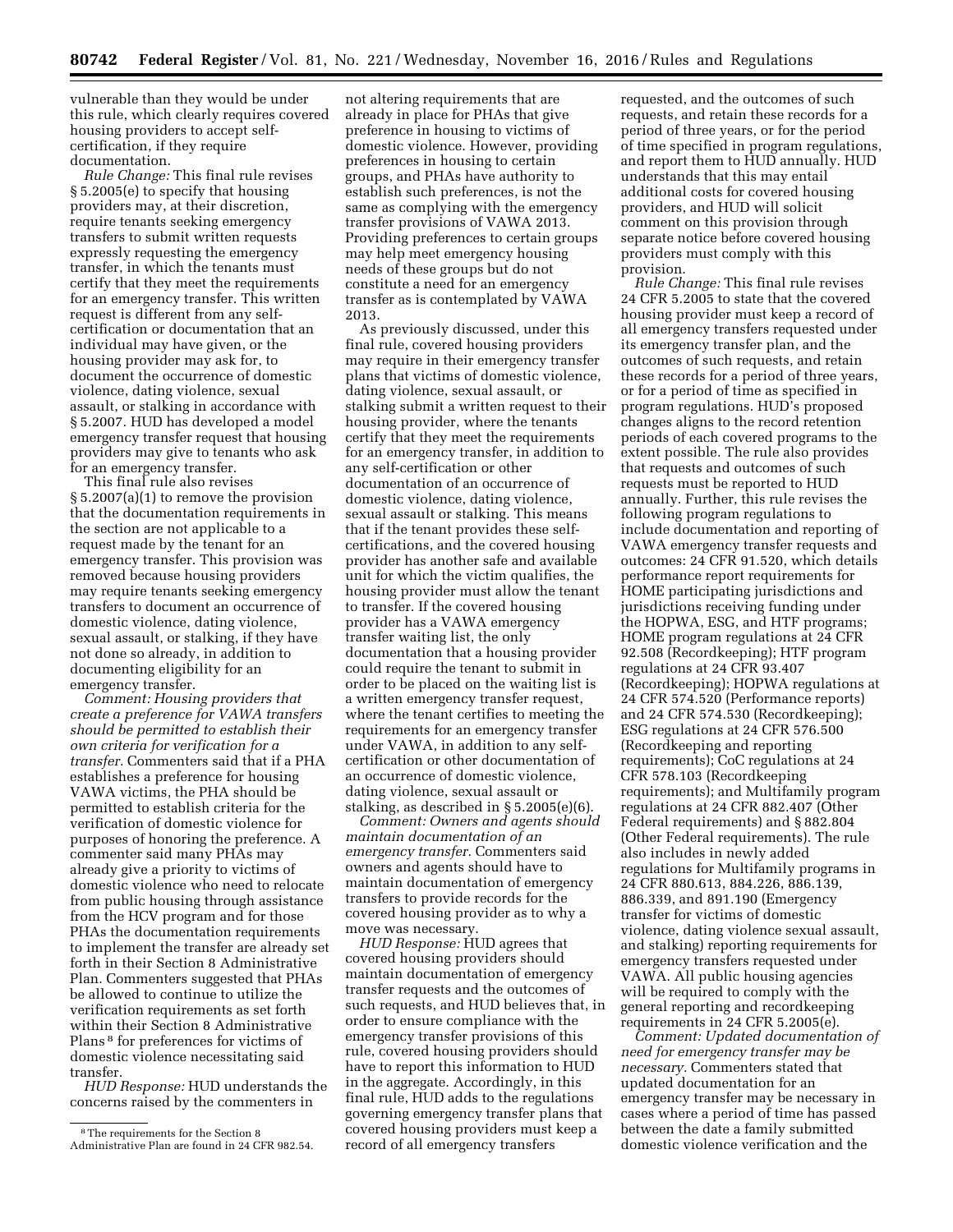vulnerable than they would be under this rule, which clearly requires covered housing providers to accept self-certification, if they require documentation.

*Rule Change:* This final rule revises § 5.2005(e) to specify that housing providers may, at their discretion, require tenants seeking emergency transfers to submit written requests expressly requesting the emergency transfer, in which the tenants must certify that they meet the requirements for an emergency transfer. This written request is different from any self-certification or documentation that an individual may have given, or the housing provider may ask for, to document the occurrence of domestic violence, dating violence, sexual assault, or stalking in accordance with § 5.2007. HUD has developed a model emergency transfer request that housing providers may give to tenants who ask for an emergency transfer.

This final rule also revises § 5.2007(a)(1) to remove the provision that the documentation requirements in the section are not applicable to a request made by the tenant for an emergency transfer. This provision was removed because housing providers may require tenants seeking emergency transfers to document an occurrence of domestic violence, dating violence, sexual assault, or stalking, if they have not done so already, in addition to documenting eligibility for an emergency transfer.

*Comment: Housing providers that create a preference for VAWA transfers should be permitted to establish their own criteria for verification for a transfer.* Commenters said that if a PHA establishes a preference for housing VAWA victims, the PHA should be permitted to establish criteria for the verification of domestic violence for purposes of honoring the preference. A commenter said many PHAs may already give a priority to victims of domestic violence who need to relocate from public housing through assistance from the HCV program and for those PHAs the documentation requirements to implement the transfer are already set forth in their Section 8 Administrative Plan. Commenters suggested that PHAs be allowed to continue to utilize the verification requirements as set forth within their Section 8 Administrative Plans [8] for preferences for victims of domestic violence necessitating said transfer.

*HUD Response:* HUD understands the concerns raised by the commenters in not altering requirements that are already in place for PHAs that give preference in housing to victims of domestic violence. However, providing preferences in housing to certain groups, and PHAs have authority to establish such preferences, is not the same as complying with the emergency transfer provisions of VAWA 2013. Providing preferences to certain groups may help meet emergency housing needs of these groups but do not constitute a need for an emergency transfer as is contemplated by VAWA 2013.

As previously discussed, under this final rule, covered housing providers may require in their emergency transfer plans that victims of domestic violence, dating violence, sexual assault, or stalking submit a written request to their housing provider, where the tenants certify that they meet the requirements for an emergency transfer, in addition to any self-certification or other documentation of an occurrence of domestic violence, dating violence, sexual assault or stalking. This means that if the tenant provides these self-certifications, and the covered housing provider has another safe and available unit for which the victim qualifies, the housing provider must allow the tenant to transfer. If the covered housing provider has a VAWA emergency transfer waiting list, the only documentation that a housing provider could require the tenant to submit in order to be placed on the waiting list is a written emergency transfer request, where the tenant certifies to meeting the requirements for an emergency transfer under VAWA, in addition to any self-certification or other documentation of an occurrence of domestic violence, dating violence, sexual assault or stalking, as described in § 5.2005(e)(6).

*Comment: Owners and agents should maintain documentation of an emergency transfer.* Commenters said owners and agents should have to maintain documentation of emergency transfers to provide records for the covered housing provider as to why a move was necessary.

*HUD Response:* HUD agrees that covered housing providers should maintain documentation of emergency transfer requests and the outcomes of such requests, and HUD believes that, in order to ensure compliance with the emergency transfer provisions of this rule, covered housing providers should have to report this information to HUD in the aggregate. Accordingly, in this final rule, HUD adds to the regulations governing emergency transfer plans that covered housing providers must keep a record of all emergency transfers requested, and the outcomes of such requests, and retain these records for a period of three years, or for the period of time specified in program regulations, and report them to HUD annually. HUD understands that this may entail additional costs for covered housing providers, and HUD will solicit comment on this provision through separate notice before covered housing providers must comply with this provision.

*Rule Change:* This final rule revises 24 CFR 5.2005 to state that the covered housing provider must keep a record of all emergency transfers requested under its emergency transfer plan, and the outcomes of such requests, and retain these records for a period of three years, or for a period of time as specified in program regulations. HUD's proposed changes aligns to the record retention periods of each covered programs to the extent possible. The rule also provides that requests and outcomes of such requests must be reported to HUD annually. Further, this rule revises the following program regulations to include documentation and reporting of VAWA emergency transfer requests and outcomes: 24 CFR 91.520, which details performance report requirements for HOME participating jurisdictions and jurisdictions receiving funding under the HOPWA, ESG, and HTF programs; HOME program regulations at 24 CFR 92.508 (Recordkeeping); HTF program regulations at 24 CFR 93.407 (Recordkeeping); HOPWA regulations at 24 CFR 574.520 (Performance reports) and 24 CFR 574.530 (Recordkeeping); ESG regulations at 24 CFR 576.500 (Recordkeeping and reporting requirements); CoC regulations at 24 CFR 578.103 (Recordkeeping requirements); and Multifamily program regulations at 24 CFR 882.407 (Other Federal requirements) and § 882.804 (Other Federal requirements). The rule also includes in newly added regulations for Multifamily programs in 24 CFR 880.613, 884.226, 886.139, 886.339, and 891.190 (Emergency transfer for victims of domestic violence, dating violence sexual assault, and stalking) reporting requirements for emergency transfers requested under VAWA. All public housing agencies will be required to comply with the general reporting and recordkeeping requirements in 24 CFR 5.2005(e).

*Comment: Updated documentation of need for emergency transfer may be necessary.* Commenters stated that updated documentation for an emergency transfer may be necessary in cases where a period of time has passed between the date a family submitted domestic violence verification and the

[8] The requirements for the Section 8 Administrative Plan are found in 24 CFR 982.54.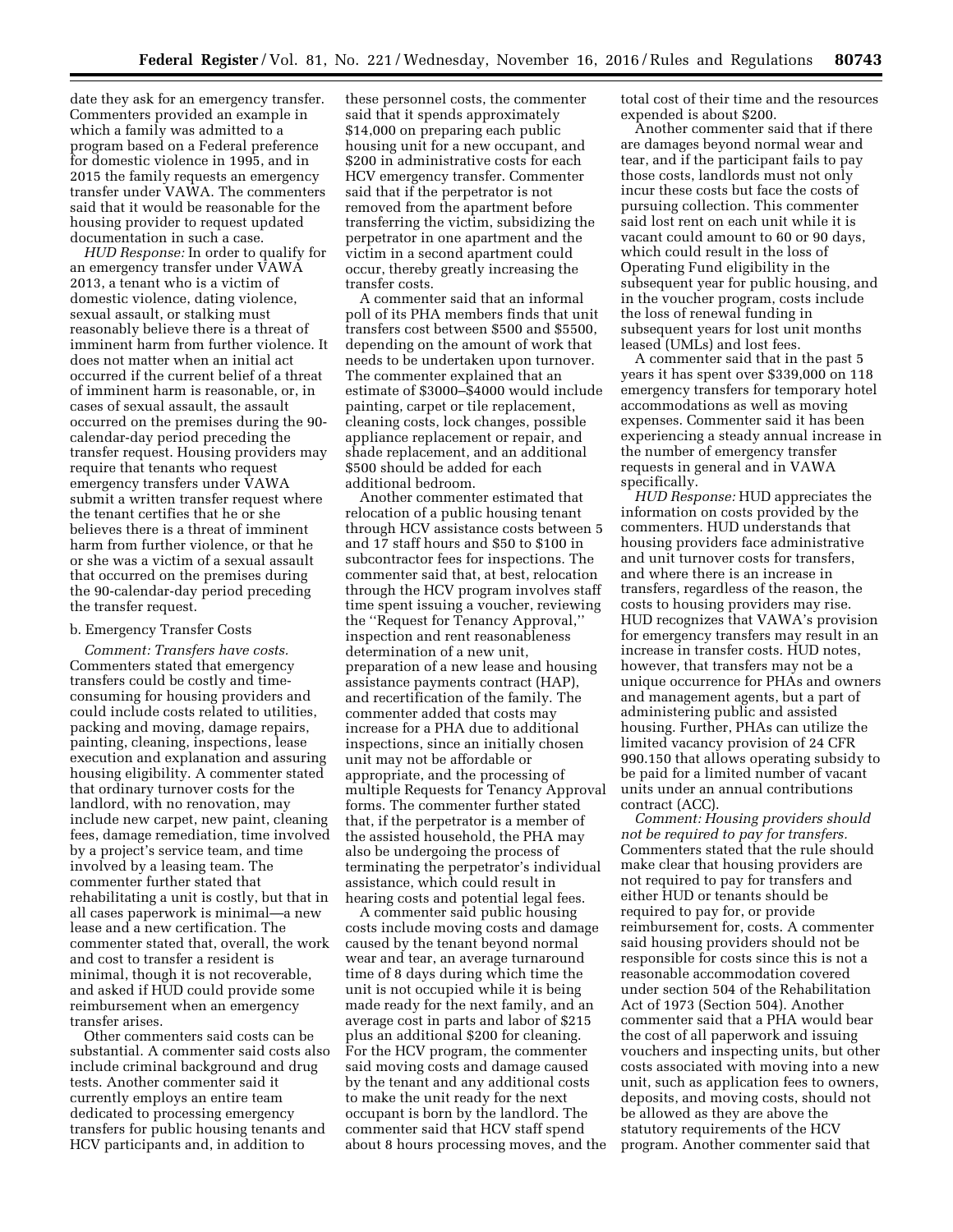date they ask for an emergency transfer. Commenters provided an example in which a family was admitted to a program based on a Federal preference for domestic violence in 1995, and in 2015 the family requests an emergency transfer under VAWA. The commenters said that it would be reasonable for the housing provider to request updated documentation in such a case.

*HUD Response:* In order to qualify for an emergency transfer under VAWA 2013, a tenant who is a victim of domestic violence, dating violence, sexual assault, or stalking must reasonably believe there is a threat of imminent harm from further violence. It does not matter when an initial act occurred if the current belief of a threat of imminent harm is reasonable, or, in cases of sexual assault, the assault occurred on the premises during the 90-calendar-day period preceding the transfer request. Housing providers may require that tenants who request emergency transfers under VAWA submit a written transfer request where the tenant certifies that he or she believes there is a threat of imminent harm from further violence, or that he or she was a victim of a sexual assault that occurred on the premises during the 90-calendar-day period preceding the transfer request.

b. Emergency Transfer Costs

*Comment: Transfers have costs.* Commenters stated that emergency transfers could be costly and time-consuming for housing providers and could include costs related to utilities, packing and moving, damage repairs, painting, cleaning, inspections, lease execution and explanation and assuring housing eligibility. A commenter stated that ordinary turnover costs for the landlord, with no renovation, may include new carpet, new paint, cleaning fees, damage remediation, time involved by a project's service team, and time involved by a leasing team. The commenter further stated that rehabilitating a unit is costly, but that in all cases paperwork is minimal—a new lease and a new certification. The commenter stated that, overall, the work and cost to transfer a resident is minimal, though it is not recoverable, and asked if HUD could provide some reimbursement when an emergency transfer arises.

Other commenters said costs can be substantial. A commenter said costs also include criminal background and drug tests. Another commenter said it currently employs an entire team dedicated to processing emergency transfers for public housing tenants and HCV participants and, in addition to these personnel costs, the commenter said that it spends approximately $14,000 on preparing each public housing unit for a new occupant, and $200 in administrative costs for each HCV emergency transfer. Commenter said that if the perpetrator is not removed from the apartment before transferring the victim, subsidizing the perpetrator in one apartment and the victim in a second apartment could occur, thereby greatly increasing the transfer costs.

A commenter said that an informal poll of its PHA members finds that unit transfers cost between $500 and $5500, depending on the amount of work that needs to be undertaken upon turnover. The commenter explained that an estimate of $3000–$4000 would include painting, carpet or tile replacement, cleaning costs, lock changes, possible appliance replacement or repair, and shade replacement, and an additional $500 should be added for each additional bedroom.

Another commenter estimated that relocation of a public housing tenant through HCV assistance costs between 5 and 17 staff hours and $50 to $100 in subcontractor fees for inspections. The commenter said that, at best, relocation through the HCV program involves staff time spent issuing a voucher, reviewing the ''Request for Tenancy Approval,'' inspection and rent reasonableness determination of a new unit, preparation of a new lease and housing assistance payments contract (HAP), and recertification of the family. The commenter added that costs may increase for a PHA due to additional inspections, since an initially chosen unit may not be affordable or appropriate, and the processing of multiple Requests for Tenancy Approval forms. The commenter further stated that, if the perpetrator is a member of the assisted household, the PHA may also be undergoing the process of terminating the perpetrator's individual assistance, which could result in hearing costs and potential legal fees.

A commenter said public housing costs include moving costs and damage caused by the tenant beyond normal wear and tear, an average turnaround time of 8 days during which time the unit is not occupied while it is being made ready for the next family, and an average cost in parts and labor of $215 plus an additional $200 for cleaning. For the HCV program, the commenter said moving costs and damage caused by the tenant and any additional costs to make the unit ready for the next occupant is born by the landlord. The commenter said that HCV staff spend about 8 hours processing moves, and the total cost of their time and the resources expended is about $200.

Another commenter said that if there are damages beyond normal wear and tear, and if the participant fails to pay those costs, landlords must not only incur these costs but face the costs of pursuing collection. This commenter said lost rent on each unit while it is vacant could amount to 60 or 90 days, which could result in the loss of Operating Fund eligibility in the subsequent year for public housing, and in the voucher program, costs include the loss of renewal funding in subsequent years for lost unit months leased (UMLs) and lost fees.

A commenter said that in the past 5 years it has spent over $339,000 on 118 emergency transfers for temporary hotel accommodations as well as moving expenses. Commenter said it has been experiencing a steady annual increase in the number of emergency transfer requests in general and in VAWA specifically.

*HUD Response:* HUD appreciates the information on costs provided by the commenters. HUD understands that housing providers face administrative and unit turnover costs for transfers, and where there is an increase in transfers, regardless of the reason, the costs to housing providers may rise. HUD recognizes that VAWA's provision for emergency transfers may result in an increase in transfer costs. HUD notes, however, that transfers may not be a unique occurrence for PHAs and owners and management agents, but a part of administering public and assisted housing. Further, PHAs can utilize the limited vacancy provision of 24 CFR 990.150 that allows operating subsidy to be paid for a limited number of vacant units under an annual contributions contract (ACC).

*Comment: Housing providers should not be required to pay for transfers.* Commenters stated that the rule should make clear that housing providers are not required to pay for transfers and either HUD or tenants should be required to pay for, or provide reimbursement for, costs. A commenter said housing providers should not be responsible for costs since this is not a reasonable accommodation covered under section 504 of the Rehabilitation Act of 1973 (Section 504). Another commenter said that a PHA would bear the cost of all paperwork and issuing vouchers and inspecting units, but other costs associated with moving into a new unit, such as application fees to owners, deposits, and moving costs, should not be allowed as they are above the statutory requirements of the HCV program. Another commenter said that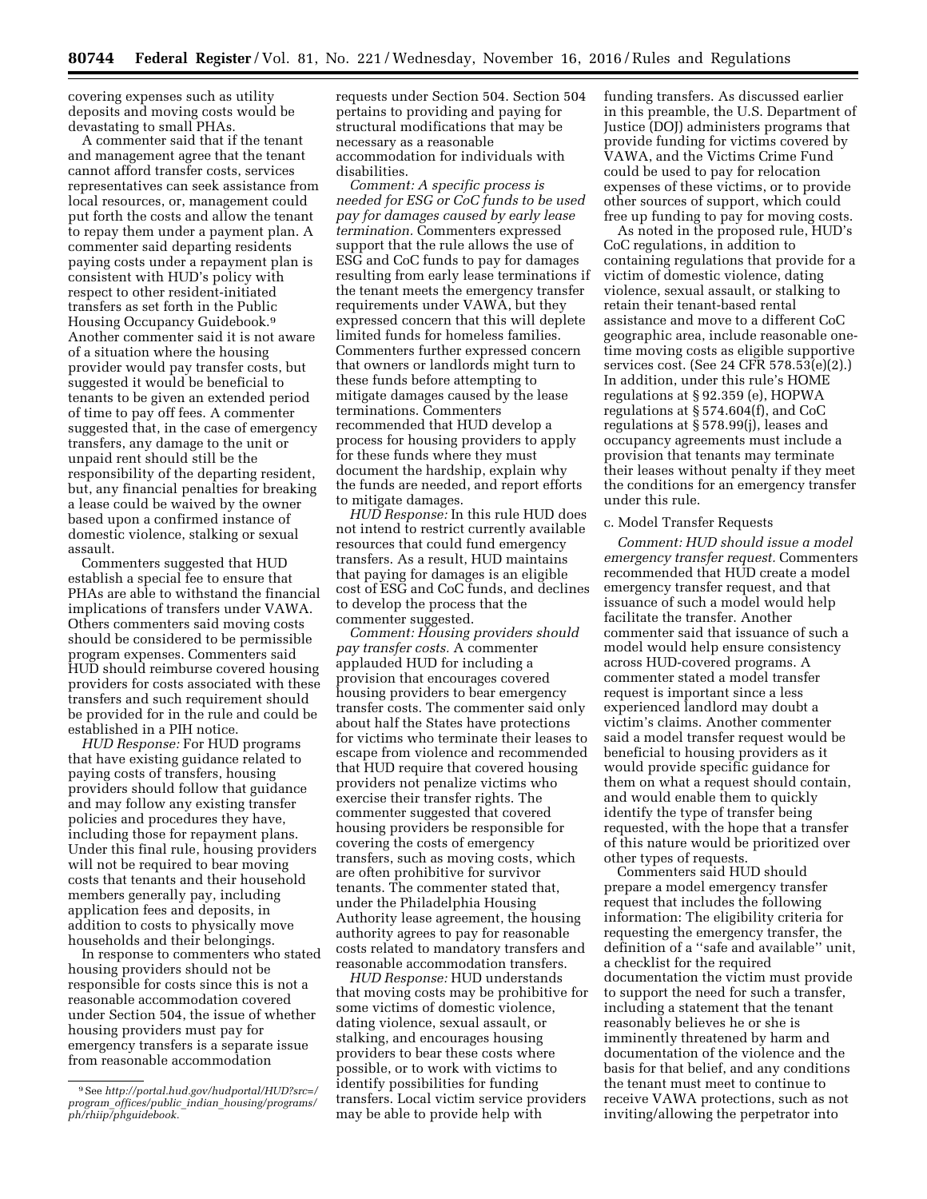covering expenses such as utility deposits and moving costs would be devastating to small PHAs.

A commenter said that if the tenant and management agree that the tenant cannot afford transfer costs, services representatives can seek assistance from local resources, or, management could put forth the costs and allow the tenant to repay them under a payment plan. A commenter said departing residents paying costs under a repayment plan is consistent with HUD's policy with respect to other resident-initiated transfers as set forth in the Public Housing Occupancy Guidebook.[9] Another commenter said it is not aware of a situation where the housing provider would pay transfer costs, but suggested it would be beneficial to tenants to be given an extended period of time to pay off fees. A commenter suggested that, in the case of emergency transfers, any damage to the unit or unpaid rent should still be the responsibility of the departing resident, but, any financial penalties for breaking a lease could be waived by the owner based upon a confirmed instance of domestic violence, stalking or sexual assault.

Commenters suggested that HUD establish a special fee to ensure that PHAs are able to withstand the financial implications of transfers under VAWA. Others commenters said moving costs should be considered to be permissible program expenses. Commenters said HUD should reimburse covered housing providers for costs associated with these transfers and such requirement should be provided for in the rule and could be established in a PIH notice.

*HUD Response:* For HUD programs that have existing guidance related to paying costs of transfers, housing providers should follow that guidance and may follow any existing transfer policies and procedures they have, including those for repayment plans. Under this final rule, housing providers will not be required to bear moving costs that tenants and their household members generally pay, including application fees and deposits, in addition to costs to physically move households and their belongings.

In response to commenters who stated housing providers should not be responsible for costs since this is not a reasonable accommodation covered under Section 504, the issue of whether housing providers must pay for emergency transfers is a separate issue from reasonable accommodation requests under Section 504. Section 504 pertains to providing and paying for structural modifications that may be necessary as a reasonable accommodation for individuals with disabilities.

*Comment: A specific process is needed for ESG or CoC funds to be used pay for damages caused by early lease termination.* Commenters expressed support that the rule allows the use of ESG and CoC funds to pay for damages resulting from early lease terminations if the tenant meets the emergency transfer requirements under VAWA, but they expressed concern that this will deplete limited funds for homeless families. Commenters further expressed concern that owners or landlords might turn to these funds before attempting to mitigate damages caused by the lease terminations. Commenters recommended that HUD develop a process for housing providers to apply for these funds where they must document the hardship, explain why the funds are needed, and report efforts to mitigate damages.

*HUD Response:* In this rule HUD does not intend to restrict currently available resources that could fund emergency transfers. As a result, HUD maintains that paying for damages is an eligible cost of ESG and CoC funds, and declines to develop the process that the commenter suggested.

*Comment: Housing providers should pay transfer costs.* A commenter applauded HUD for including a provision that encourages covered housing providers to bear emergency transfer costs. The commenter said only about half the States have protections for victims who terminate their leases to escape from violence and recommended that HUD require that covered housing providers not penalize victims who exercise their transfer rights. The commenter suggested that covered housing providers be responsible for covering the costs of emergency transfers, such as moving costs, which are often prohibitive for survivor tenants. The commenter stated that, under the Philadelphia Housing Authority lease agreement, the housing authority agrees to pay for reasonable costs related to mandatory transfers and reasonable accommodation transfers.

*HUD Response:* HUD understands that moving costs may be prohibitive for some victims of domestic violence, dating violence, sexual assault, or stalking, and encourages housing providers to bear these costs where possible, or to work with victims to identify possibilities for funding transfers. Local victim service providers may be able to provide help with funding transfers. As discussed earlier in this preamble, the U.S. Department of Justice (DOJ) administers programs that provide funding for victims covered by VAWA, and the Victims Crime Fund could be used to pay for relocation expenses of these victims, or to provide other sources of support, which could free up funding to pay for moving costs.

As noted in the proposed rule, HUD's CoC regulations, in addition to containing regulations that provide for a victim of domestic violence, dating violence, sexual assault, or stalking to retain their tenant-based rental assistance and move to a different CoC geographic area, include reasonable one-time moving costs as eligible supportive services cost. (See 24 CFR 578.53(e)(2).) In addition, under this rule's HOME regulations at § 92.359 (e), HOPWA regulations at § 574.604(f), and CoC regulations at § 578.99(j), leases and occupancy agreements must include a provision that tenants may terminate their leases without penalty if they meet the conditions for an emergency transfer under this rule.

c. Model Transfer Requests

*Comment: HUD should issue a model emergency transfer request.* Commenters recommended that HUD create a model emergency transfer request, and that issuance of such a model would help facilitate the transfer. Another commenter said that issuance of such a model would help ensure consistency across HUD-covered programs. A commenter stated a model transfer request is important since a less experienced landlord may doubt a victim's claims. Another commenter said a model transfer request would be beneficial to housing providers as it would provide specific guidance for them on what a request should contain, and would enable them to quickly identify the type of transfer being requested, with the hope that a transfer of this nature would be prioritized over other types of requests.

Commenters said HUD should prepare a model emergency transfer request that includes the following information: The eligibility criteria for requesting the emergency transfer, the definition of a ''safe and available'' unit, a checklist for the required documentation the victim must provide to support the need for such a transfer, including a statement that the tenant reasonably believes he or she is imminently threatened by harm and documentation of the violence and the basis for that belief, and any conditions the tenant must meet to continue to receive VAWA protections, such as not inviting/allowing the perpetrator into

[9] See *http://portal.hud.gov/hudportal/HUD?src=/program_offices/public_indian_housing/programs/ph/rhiip/phguidebook.*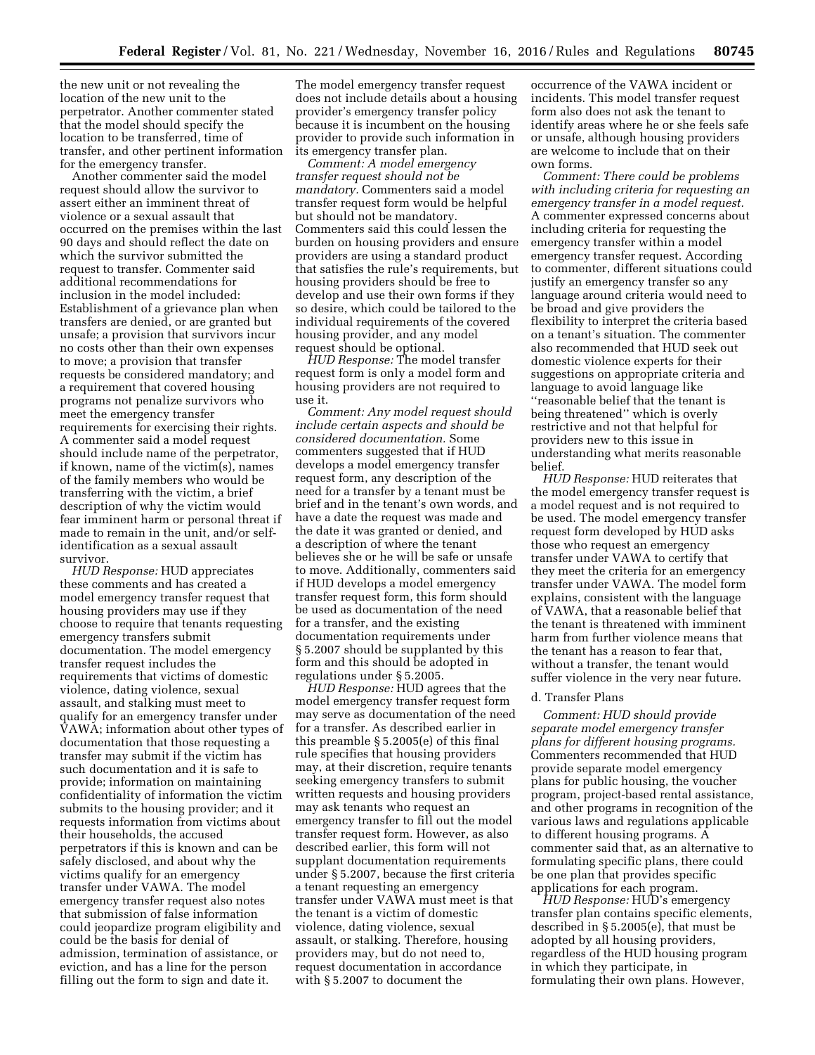the new unit or not revealing the location of the new unit to the perpetrator. Another commenter stated that the model should specify the location to be transferred, time of transfer, and other pertinent information for the emergency transfer.

Another commenter said the model request should allow the survivor to assert either an imminent threat of violence or a sexual assault that occurred on the premises within the last 90 days and should reflect the date on which the survivor submitted the request to transfer. Commenter said additional recommendations for inclusion in the model included: Establishment of a grievance plan when transfers are denied, or are granted but unsafe; a provision that survivors incur no costs other than their own expenses to move; a provision that transfer requests be considered mandatory; and a requirement that covered housing programs not penalize survivors who meet the emergency transfer requirements for exercising their rights. A commenter said a model request should include name of the perpetrator, if known, name of the victim(s), names of the family members who would be transferring with the victim, a brief description of why the victim would fear imminent harm or personal threat if made to remain in the unit, and/or self-identification as a sexual assault survivor.

*HUD Response:* HUD appreciates these comments and has created a model emergency transfer request that housing providers may use if they choose to require that tenants requesting emergency transfers submit documentation. The model emergency transfer request includes the requirements that victims of domestic violence, dating violence, sexual assault, and stalking must meet to qualify for an emergency transfer under VAWA; information about other types of documentation that those requesting a transfer may submit if the victim has such documentation and it is safe to provide; information on maintaining confidentiality of information the victim submits to the housing provider; and it requests information from victims about their households, the accused perpetrators if this is known and can be safely disclosed, and about why the victims qualify for an emergency transfer under VAWA. The model emergency transfer request also notes that submission of false information could jeopardize program eligibility and could be the basis for denial of admission, termination of assistance, or eviction, and has a line for the person filling out the form to sign and date it. The model emergency transfer request does not include details about a housing provider's emergency transfer policy because it is incumbent on the housing provider to provide such information in its emergency transfer plan.

*Comment: A model emergency transfer request should not be mandatory.* Commenters said a model transfer request form would be helpful but should not be mandatory. Commenters said this could lessen the burden on housing providers and ensure providers are using a standard product that satisfies the rule's requirements, but housing providers should be free to develop and use their own forms if they so desire, which could be tailored to the individual requirements of the covered housing provider, and any model request should be optional.

*HUD Response:* The model transfer request form is only a model form and housing providers are not required to use it.

*Comment: Any model request should include certain aspects and should be considered documentation.* Some commenters suggested that if HUD develops a model emergency transfer request form, any description of the need for a transfer by a tenant must be brief and in the tenant's own words, and have a date the request was made and the date it was granted or denied, and a description of where the tenant believes she or he will be safe or unsafe to move. Additionally, commenters said if HUD develops a model emergency transfer request form, this form should be used as documentation of the need for a transfer, and the existing documentation requirements under § 5.2007 should be supplanted by this form and this should be adopted in regulations under § 5.2005.

*HUD Response:* HUD agrees that the model emergency transfer request form may serve as documentation of the need for a transfer. As described earlier in this preamble § 5.2005(e) of this final rule specifies that housing providers may, at their discretion, require tenants seeking emergency transfers to submit written requests and housing providers may ask tenants who request an emergency transfer to fill out the model transfer request form. However, as also described earlier, this form will not supplant documentation requirements under § 5.2007, because the first criteria a tenant requesting an emergency transfer under VAWA must meet is that the tenant is a victim of domestic violence, dating violence, sexual assault, or stalking. Therefore, housing providers may, but do not need to, request documentation in accordance with § 5.2007 to document the occurrence of the VAWA incident or incidents. This model transfer request form also does not ask the tenant to identify areas where he or she feels safe or unsafe, although housing providers are welcome to include that on their own forms.

*Comment: There could be problems with including criteria for requesting an emergency transfer in a model request.* A commenter expressed concerns about including criteria for requesting the emergency transfer within a model emergency transfer request. According to commenter, different situations could justify an emergency transfer so any language around criteria would need to be broad and give providers the flexibility to interpret the criteria based on a tenant's situation. The commenter also recommended that HUD seek out domestic violence experts for their suggestions on appropriate criteria and language to avoid language like "reasonable belief that the tenant is being threatened" which is overly restrictive and not that helpful for providers new to this issue in understanding what merits reasonable belief.

*HUD Response:* HUD reiterates that the model emergency transfer request is a model request and is not required to be used. The model emergency transfer request form developed by HUD asks those who request an emergency transfer under VAWA to certify that they meet the criteria for an emergency transfer under VAWA. The model form explains, consistent with the language of VAWA, that a reasonable belief that the tenant is threatened with imminent harm from further violence means that the tenant has a reason to fear that, without a transfer, the tenant would suffer violence in the very near future.

d. Transfer Plans

*Comment: HUD should provide separate model emergency transfer plans for different housing programs.* Commenters recommended that HUD provide separate model emergency plans for public housing, the voucher program, project-based rental assistance, and other programs in recognition of the various laws and regulations applicable to different housing programs. A commenter said that, as an alternative to formulating specific plans, there could be one plan that provides specific applications for each program.

*HUD Response:* HUD's emergency transfer plan contains specific elements, described in § 5.2005(e), that must be adopted by all housing providers, regardless of the HUD housing program in which they participate, in formulating their own plans. However,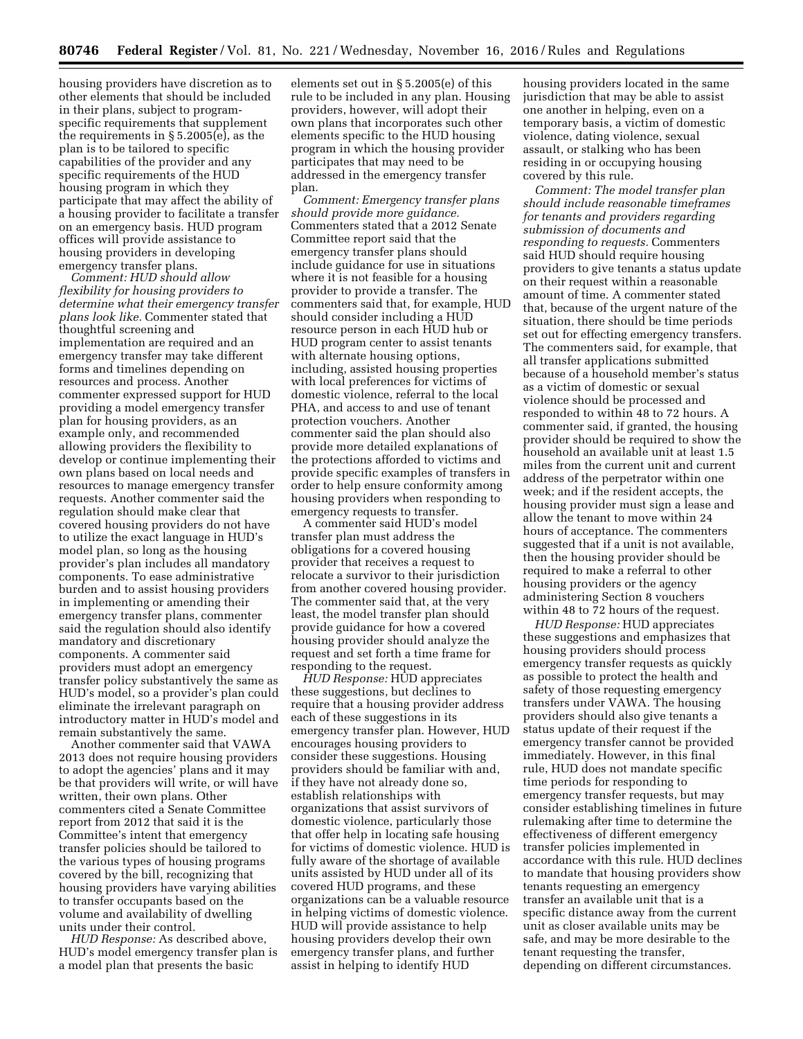housing providers have discretion as to other elements that should be included in their plans, subject to program-specific requirements that supplement the requirements in § 5.2005(e), as the plan is to be tailored to specific capabilities of the provider and any specific requirements of the HUD housing program in which they participate that may affect the ability of a housing provider to facilitate a transfer on an emergency basis. HUD program offices will provide assistance to housing providers in developing emergency transfer plans.

*Comment: HUD should allow flexibility for housing providers to determine what their emergency transfer plans look like.* Commenter stated that thoughtful screening and implementation are required and an emergency transfer may take different forms and timelines depending on resources and process. Another commenter expressed support for HUD providing a model emergency transfer plan for housing providers, as an example only, and recommended allowing providers the flexibility to develop or continue implementing their own plans based on local needs and resources to manage emergency transfer requests. Another commenter said the regulation should make clear that covered housing providers do not have to utilize the exact language in HUD's model plan, so long as the housing provider's plan includes all mandatory components. To ease administrative burden and to assist housing providers in implementing or amending their emergency transfer plans, commenter said the regulation should also identify mandatory and discretionary components. A commenter said providers must adopt an emergency transfer policy substantively the same as HUD's model, so a provider's plan could eliminate the irrelevant paragraph on introductory matter in HUD's model and remain substantively the same.

Another commenter said that VAWA 2013 does not require housing providers to adopt the agencies' plans and it may be that providers will write, or will have written, their own plans. Other commenters cited a Senate Committee report from 2012 that said it is the Committee's intent that emergency transfer policies should be tailored to the various types of housing programs covered by the bill, recognizing that housing providers have varying abilities to transfer occupants based on the volume and availability of dwelling units under their control.

*HUD Response:* As described above, HUD's model emergency transfer plan is a model plan that presents the basic elements set out in § 5.2005(e) of this rule to be included in any plan. Housing providers, however, will adopt their own plans that incorporates such other elements specific to the HUD housing program in which the housing provider participates that may need to be addressed in the emergency transfer plan.

*Comment: Emergency transfer plans should provide more guidance.* Commenters stated that a 2012 Senate Committee report said that the emergency transfer plans should include guidance for use in situations where it is not feasible for a housing provider to provide a transfer. The commenters said that, for example, HUD should consider including a HUD resource person in each HUD hub or HUD program center to assist tenants with alternate housing options, including, assisted housing properties with local preferences for victims of domestic violence, referral to the local PHA, and access to and use of tenant protection vouchers. Another commenter said the plan should also provide more detailed explanations of the protections afforded to victims and provide specific examples of transfers in order to help ensure conformity among housing providers when responding to emergency requests to transfer.

A commenter said HUD's model transfer plan must address the obligations for a covered housing provider that receives a request to relocate a survivor to their jurisdiction from another covered housing provider. The commenter said that, at the very least, the model transfer plan should provide guidance for how a covered housing provider should analyze the request and set forth a time frame for responding to the request.

*HUD Response:* HUD appreciates these suggestions, but declines to require that a housing provider address each of these suggestions in its emergency transfer plan. However, HUD encourages housing providers to consider these suggestions. Housing providers should be familiar with and, if they have not already done so, establish relationships with organizations that assist survivors of domestic violence, particularly those that offer help in locating safe housing for victims of domestic violence. HUD is fully aware of the shortage of available units assisted by HUD under all of its covered HUD programs, and these organizations can be a valuable resource in helping victims of domestic violence. HUD will provide assistance to help housing providers develop their own emergency transfer plans, and further assist in helping to identify HUD housing providers located in the same jurisdiction that may be able to assist one another in helping, even on a temporary basis, a victim of domestic violence, dating violence, sexual assault, or stalking who has been residing in or occupying housing covered by this rule.

*Comment: The model transfer plan should include reasonable timeframes for tenants and providers regarding submission of documents and responding to requests.* Commenters said HUD should require housing providers to give tenants a status update on their request within a reasonable amount of time. A commenter stated that, because of the urgent nature of the situation, there should be time periods set out for effecting emergency transfers. The commenters said, for example, that all transfer applications submitted because of a household member's status as a victim of domestic or sexual violence should be processed and responded to within 48 to 72 hours. A commenter said, if granted, the housing provider should be required to show the household an available unit at least 1.5 miles from the current unit and current address of the perpetrator within one week; and if the resident accepts, the housing provider must sign a lease and allow the tenant to move within 24 hours of acceptance. The commenters suggested that if a unit is not available, then the housing provider should be required to make a referral to other housing providers or the agency administering Section 8 vouchers within 48 to 72 hours of the request.

*HUD Response:* HUD appreciates these suggestions and emphasizes that housing providers should process emergency transfer requests as quickly as possible to protect the health and safety of those requesting emergency transfers under VAWA. The housing providers should also give tenants a status update of their request if the emergency transfer cannot be provided immediately. However, in this final rule, HUD does not mandate specific time periods for responding to emergency transfer requests, but may consider establishing timelines in future rulemaking after time to determine the effectiveness of different emergency transfer policies implemented in accordance with this rule. HUD declines to mandate that housing providers show tenants requesting an emergency transfer an available unit that is a specific distance away from the current unit as closer available units may be safe, and may be more desirable to the tenant requesting the transfer, depending on different circumstances.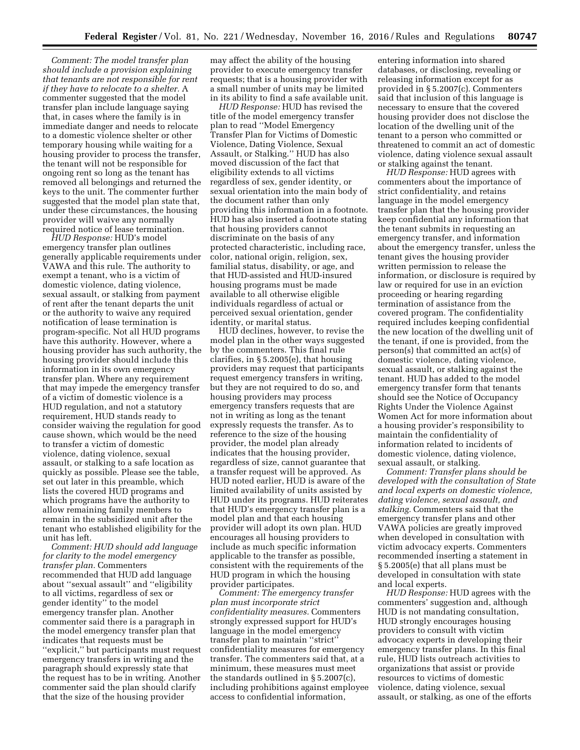*Comment: The model transfer plan should include a provision explaining that tenants are not responsible for rent if they have to relocate to a shelter.* A commenter suggested that the model transfer plan include language saying that, in cases where the family is in immediate danger and needs to relocate to a domestic violence shelter or other temporary housing while waiting for a housing provider to process the transfer, the tenant will not be responsible for ongoing rent so long as the tenant has removed all belongings and returned the keys to the unit. The commenter further suggested that the model plan state that, under these circumstances, the housing provider will waive any normally required notice of lease termination.

*HUD Response:* HUD's model emergency transfer plan outlines generally applicable requirements under VAWA and this rule. The authority to exempt a tenant, who is a victim of domestic violence, dating violence, sexual assault, or stalking from payment of rent after the tenant departs the unit or the authority to waive any required notification of lease termination is program-specific. Not all HUD programs have this authority. However, where a housing provider has such authority, the housing provider should include this information in its own emergency transfer plan. Where any requirement that may impede the emergency transfer of a victim of domestic violence is a HUD regulation, and not a statutory requirement, HUD stands ready to consider waiving the regulation for good cause shown, which would be the need to transfer a victim of domestic violence, dating violence, sexual assault, or stalking to a safe location as quickly as possible. Please see the table, set out later in this preamble, which lists the covered HUD programs and which programs have the authority to allow remaining family members to remain in the subsidized unit after the tenant who established eligibility for the unit has left.

*Comment: HUD should add language for clarity to the model emergency transfer plan.* Commenters recommended that HUD add language about ''sexual assault'' and ''eligibility to all victims, regardless of sex or gender identity'' to the model emergency transfer plan. Another commenter said there is a paragraph in the model emergency transfer plan that indicates that requests must be ''explicit,'' but participants must request emergency transfers in writing and the paragraph should expressly state that the request has to be in writing. Another commenter said the plan should clarify that the size of the housing provider may affect the ability of the housing provider to execute emergency transfer requests; that is a housing provider with a small number of units may be limited in its ability to find a safe available unit.

*HUD Response:* HUD has revised the title of the model emergency transfer plan to read ''Model Emergency Transfer Plan for Victims of Domestic Violence, Dating Violence, Sexual Assault, or Stalking.'' HUD has also moved discussion of the fact that eligibility extends to all victims regardless of sex, gender identity, or sexual orientation into the main body of the document rather than only providing this information in a footnote. HUD has also inserted a footnote stating that housing providers cannot discriminate on the basis of any protected characteristic, including race, color, national origin, religion, sex, familial status, disability, or age, and that HUD-assisted and HUD-insured housing programs must be made available to all otherwise eligible individuals regardless of actual or perceived sexual orientation, gender identity, or marital status.

HUD declines, however, to revise the model plan in the other ways suggested by the commenters. This final rule clarifies, in § 5.2005(e), that housing providers may request that participants request emergency transfers in writing, but they are not required to do so, and housing providers may process emergency transfers requests that are not in writing as long as the tenant expressly requests the transfer. As to reference to the size of the housing provider, the model plan already indicates that the housing provider, regardless of size, cannot guarantee that a transfer request will be approved. As HUD noted earlier, HUD is aware of the limited availability of units assisted by HUD under its programs. HUD reiterates that HUD's emergency transfer plan is a model plan and that each housing provider will adopt its own plan. HUD encourages all housing providers to include as much specific information applicable to the transfer as possible, consistent with the requirements of the HUD program in which the housing provider participates.

*Comment: The emergency transfer plan must incorporate strict confidentiality measures.* Commenters strongly expressed support for HUD's language in the model emergency transfer plan to maintain ''strict'' confidentiality measures for emergency transfer. The commenters said that, at a minimum, these measures must meet the standards outlined in § 5.2007(c), including prohibitions against employee access to confidential information, entering information into shared databases, or disclosing, revealing or releasing information except for as provided in § 5.2007(c). Commenters said that inclusion of this language is necessary to ensure that the covered housing provider does not disclose the location of the dwelling unit of the tenant to a person who committed or threatened to commit an act of domestic violence, dating violence sexual assault or stalking against the tenant.

*HUD Response:* HUD agrees with commenters about the importance of strict confidentiality, and retains language in the model emergency transfer plan that the housing provider keep confidential any information that the tenant submits in requesting an emergency transfer, and information about the emergency transfer, unless the tenant gives the housing provider written permission to release the information, or disclosure is required by law or required for use in an eviction proceeding or hearing regarding termination of assistance from the covered program. The confidentiality required includes keeping confidential the new location of the dwelling unit of the tenant, if one is provided, from the person(s) that committed an act(s) of domestic violence, dating violence, sexual assault, or stalking against the tenant. HUD has added to the model emergency transfer form that tenants should see the Notice of Occupancy Rights Under the Violence Against Women Act for more information about a housing provider's responsibility to maintain the confidentiality of information related to incidents of domestic violence, dating violence, sexual assault, or stalking.

*Comment: Transfer plans should be developed with the consultation of State and local experts on domestic violence, dating violence, sexual assault, and stalking.* Commenters said that the emergency transfer plans and other VAWA policies are greatly improved when developed in consultation with victim advocacy experts. Commenters recommended inserting a statement in § 5.2005(e) that all plans must be developed in consultation with state and local experts.

*HUD Response:* HUD agrees with the commenters' suggestion and, although HUD is not mandating consultation, HUD strongly encourages housing providers to consult with victim advocacy experts in developing their emergency transfer plans. In this final rule, HUD lists outreach activities to organizations that assist or provide resources to victims of domestic violence, dating violence, sexual assault, or stalking, as one of the efforts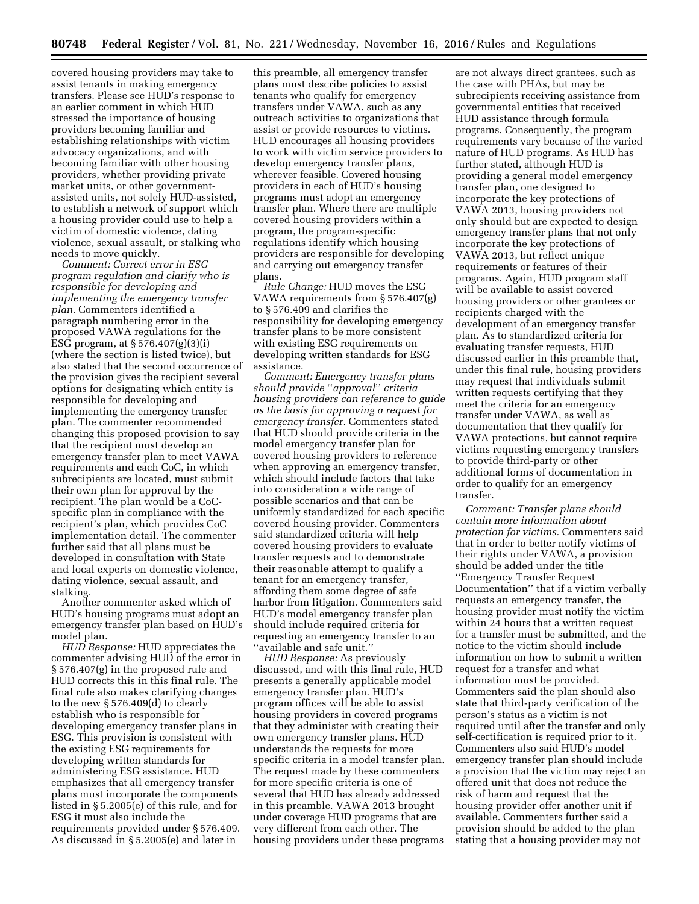covered housing providers may take to assist tenants in making emergency transfers. Please see HUD's response to an earlier comment in which HUD stressed the importance of housing providers becoming familiar and establishing relationships with victim advocacy organizations, and with becoming familiar with other housing providers, whether providing private market units, or other government-assisted units, not solely HUD-assisted, to establish a network of support which a housing provider could use to help a victim of domestic violence, dating violence, sexual assault, or stalking who needs to move quickly.

*Comment: Correct error in ESG program regulation and clarify who is responsible for developing and implementing the emergency transfer plan.* Commenters identified a paragraph numbering error in the proposed VAWA regulations for the ESG program, at § 576.407(g)(3)(i) (where the section is listed twice), but also stated that the second occurrence of the provision gives the recipient several options for designating which entity is responsible for developing and implementing the emergency transfer plan. The commenter recommended changing this proposed provision to say that the recipient must develop an emergency transfer plan to meet VAWA requirements and each CoC, in which subrecipients are located, must submit their own plan for approval by the recipient. The plan would be a CoC-specific plan in compliance with the recipient's plan, which provides CoC implementation detail. The commenter further said that all plans must be developed in consultation with State and local experts on domestic violence, dating violence, sexual assault, and stalking.

Another commenter asked which of HUD's housing programs must adopt an emergency transfer plan based on HUD's model plan.

*HUD Response:* HUD appreciates the commenter advising HUD of the error in § 576.407(g) in the proposed rule and HUD corrects this in this final rule. The final rule also makes clarifying changes to the new § 576.409(d) to clearly establish who is responsible for developing emergency transfer plans in ESG. This provision is consistent with the existing ESG requirements for developing written standards for administering ESG assistance. HUD emphasizes that all emergency transfer plans must incorporate the components listed in § 5.2005(e) of this rule, and for ESG it must also include the requirements provided under § 576.409. As discussed in § 5.2005(e) and later in this preamble, all emergency transfer plans must describe policies to assist tenants who qualify for emergency transfers under VAWA, such as any outreach activities to organizations that assist or provide resources to victims. HUD encourages all housing providers to work with victim service providers to develop emergency transfer plans, wherever feasible. Covered housing providers in each of HUD's housing programs must adopt an emergency transfer plan. Where there are multiple covered housing providers within a program, the program-specific regulations identify which housing providers are responsible for developing and carrying out emergency transfer plans.

*Rule Change:* HUD moves the ESG VAWA requirements from § 576.407(g) to § 576.409 and clarifies the responsibility for developing emergency transfer plans to be more consistent with existing ESG requirements on developing written standards for ESG assistance.

*Comment: Emergency transfer plans should provide "approval" criteria housing providers can reference to guide as the basis for approving a request for emergency transfer.* Commenters stated that HUD should provide criteria in the model emergency transfer plan for covered housing providers to reference when approving an emergency transfer, which should include factors that take into consideration a wide range of possible scenarios and that can be uniformly standardized for each specific covered housing provider. Commenters said standardized criteria will help covered housing providers to evaluate transfer requests and to demonstrate their reasonable attempt to qualify a tenant for an emergency transfer, affording them some degree of safe harbor from litigation. Commenters said HUD's model emergency transfer plan should include required criteria for requesting an emergency transfer to an "available and safe unit."

*HUD Response:* As previously discussed, and with this final rule, HUD presents a generally applicable model emergency transfer plan. HUD's program offices will be able to assist housing providers in covered programs that they administer with creating their own emergency transfer plans. HUD understands the requests for more specific criteria in a model transfer plan. The request made by these commenters for more specific criteria is one of several that HUD has already addressed in this preamble. VAWA 2013 brought under coverage HUD programs that are very different from each other. The housing providers under these programs are not always direct grantees, such as the case with PHAs, but may be subrecipients receiving assistance from governmental entities that received HUD assistance through formula programs. Consequently, the program requirements vary because of the varied nature of HUD programs. As HUD has further stated, although HUD is providing a general model emergency transfer plan, one designed to incorporate the key protections of VAWA 2013, housing providers not only should but are expected to design emergency transfer plans that not only incorporate the key protections of VAWA 2013, but reflect unique requirements or features of their programs. Again, HUD program staff will be available to assist covered housing providers or other grantees or recipients charged with the development of an emergency transfer plan. As to standardized criteria for evaluating transfer requests, HUD discussed earlier in this preamble that, under this final rule, housing providers may request that individuals submit written requests certifying that they meet the criteria for an emergency transfer under VAWA, as well as documentation that they qualify for VAWA protections, but cannot require victims requesting emergency transfers to provide third-party or other additional forms of documentation in order to qualify for an emergency transfer.

*Comment: Transfer plans should contain more information about protection for victims.* Commenters said that in order to better notify victims of their rights under VAWA, a provision should be added under the title "Emergency Transfer Request Documentation" that if a victim verbally requests an emergency transfer, the housing provider must notify the victim within 24 hours that a written request for a transfer must be submitted, and the notice to the victim should include information on how to submit a written request for a transfer and what information must be provided. Commenters said the plan should also state that third-party verification of the person's status as a victim is not required until after the transfer and only self-certification is required prior to it. Commenters also said HUD's model emergency transfer plan should include a provision that the victim may reject an offered unit that does not reduce the risk of harm and request that the housing provider offer another unit if available. Commenters further said a provision should be added to the plan stating that a housing provider may not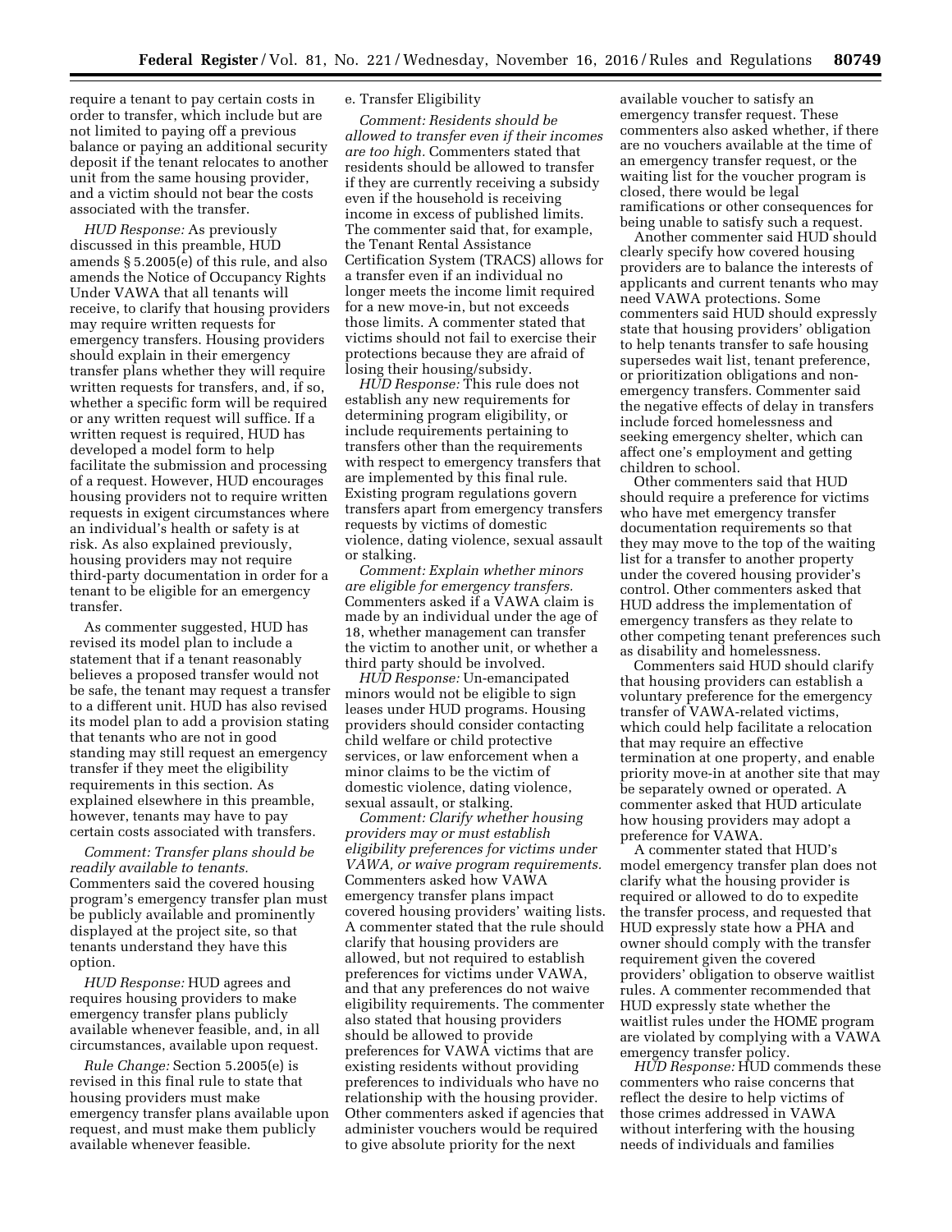require a tenant to pay certain costs in order to transfer, which include but are not limited to paying off a previous balance or paying an additional security deposit if the tenant relocates to another unit from the same housing provider, and a victim should not bear the costs associated with the transfer.

*HUD Response:* As previously discussed in this preamble, HUD amends § 5.2005(e) of this rule, and also amends the Notice of Occupancy Rights Under VAWA that all tenants will receive, to clarify that housing providers may require written requests for emergency transfers. Housing providers should explain in their emergency transfer plans whether they will require written requests for transfers, and, if so, whether a specific form will be required or any written request will suffice. If a written request is required, HUD has developed a model form to help facilitate the submission and processing of a request. However, HUD encourages housing providers not to require written requests in exigent circumstances where an individual's health or safety is at risk. As also explained previously, housing providers may not require third-party documentation in order for a tenant to be eligible for an emergency transfer.

As commenter suggested, HUD has revised its model plan to include a statement that if a tenant reasonably believes a proposed transfer would not be safe, the tenant may request a transfer to a different unit. HUD has also revised its model plan to add a provision stating that tenants who are not in good standing may still request an emergency transfer if they meet the eligibility requirements in this section. As explained elsewhere in this preamble, however, tenants may have to pay certain costs associated with transfers.

*Comment: Transfer plans should be readily available to tenants.* Commenters said the covered housing program's emergency transfer plan must be publicly available and prominently displayed at the project site, so that tenants understand they have this option.

*HUD Response:* HUD agrees and requires housing providers to make emergency transfer plans publicly available whenever feasible, and, in all circumstances, available upon request.

*Rule Change:* Section 5.2005(e) is revised in this final rule to state that housing providers must make emergency transfer plans available upon request, and must make them publicly available whenever feasible.

e. Transfer Eligibility

*Comment: Residents should be allowed to transfer even if their incomes are too high.* Commenters stated that residents should be allowed to transfer if they are currently receiving a subsidy even if the household is receiving income in excess of published limits. The commenter said that, for example, the Tenant Rental Assistance Certification System (TRACS) allows for a transfer even if an individual no longer meets the income limit required for a new move-in, but not exceeds those limits. A commenter stated that victims should not fail to exercise their protections because they are afraid of losing their housing/subsidy.

*HUD Response:* This rule does not establish any new requirements for determining program eligibility, or include requirements pertaining to transfers other than the requirements with respect to emergency transfers that are implemented by this final rule. Existing program regulations govern transfers apart from emergency transfers requests by victims of domestic violence, dating violence, sexual assault or stalking.

*Comment: Explain whether minors are eligible for emergency transfers.* Commenters asked if a VAWA claim is made by an individual under the age of 18, whether management can transfer the victim to another unit, or whether a third party should be involved.

*HUD Response:* Un-emancipated minors would not be eligible to sign leases under HUD programs. Housing providers should consider contacting child welfare or child protective services, or law enforcement when a minor claims to be the victim of domestic violence, dating violence, sexual assault, or stalking.

*Comment: Clarify whether housing providers may or must establish eligibility preferences for victims under VAWA, or waive program requirements.* Commenters asked how VAWA emergency transfer plans impact covered housing providers' waiting lists. A commenter stated that the rule should clarify that housing providers are allowed, but not required to establish preferences for victims under VAWA, and that any preferences do not waive eligibility requirements. The commenter also stated that housing providers should be allowed to provide preferences for VAWA victims that are existing residents without providing preferences to individuals who have no relationship with the housing provider. Other commenters asked if agencies that administer vouchers would be required to give absolute priority for the next available voucher to satisfy an emergency transfer request. These commenters also asked whether, if there are no vouchers available at the time of an emergency transfer request, or the waiting list for the voucher program is closed, there would be legal ramifications or other consequences for being unable to satisfy such a request.

Another commenter said HUD should clearly specify how covered housing providers are to balance the interests of applicants and current tenants who may need VAWA protections. Some commenters said HUD should expressly state that housing providers' obligation to help tenants transfer to safe housing supersedes wait list, tenant preference, or prioritization obligations and non-emergency transfers. Commenter said the negative effects of delay in transfers include forced homelessness and seeking emergency shelter, which can affect one's employment and getting children to school.

Other commenters said that HUD should require a preference for victims who have met emergency transfer documentation requirements so that they may move to the top of the waiting list for a transfer to another property under the covered housing provider's control. Other commenters asked that HUD address the implementation of emergency transfers as they relate to other competing tenant preferences such as disability and homelessness.

Commenters said HUD should clarify that housing providers can establish a voluntary preference for the emergency transfer of VAWA-related victims, which could help facilitate a relocation that may require an effective termination at one property, and enable priority move-in at another site that may be separately owned or operated. A commenter asked that HUD articulate how housing providers may adopt a preference for VAWA.

A commenter stated that HUD's model emergency transfer plan does not clarify what the housing provider is required or allowed to do to expedite the transfer process, and requested that HUD expressly state how a PHA and owner should comply with the transfer requirement given the covered providers' obligation to observe waitlist rules. A commenter recommended that HUD expressly state whether the waitlist rules under the HOME program are violated by complying with a VAWA emergency transfer policy.

*HUD Response:* HUD commends these commenters who raise concerns that reflect the desire to help victims of those crimes addressed in VAWA without interfering with the housing needs of individuals and families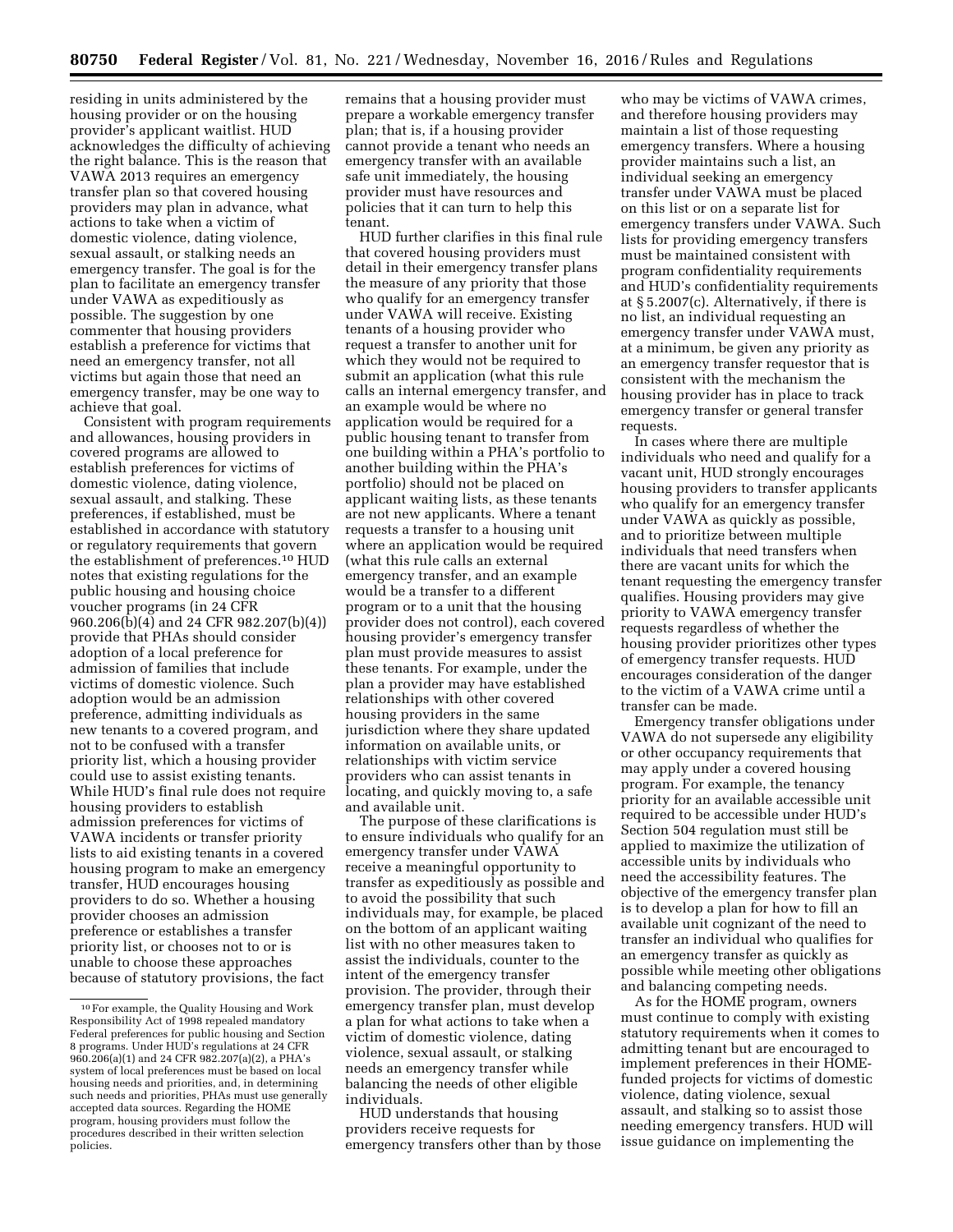residing in units administered by the housing provider or on the housing provider's applicant waitlist. HUD acknowledges the difficulty of achieving the right balance. This is the reason that VAWA 2013 requires an emergency transfer plan so that covered housing providers may plan in advance, what actions to take when a victim of domestic violence, dating violence, sexual assault, or stalking needs an emergency transfer. The goal is for the plan to facilitate an emergency transfer under VAWA as expeditiously as possible. The suggestion by one commenter that housing providers establish a preference for victims that need an emergency transfer, not all victims but again those that need an emergency transfer, may be one way to achieve that goal.

Consistent with program requirements and allowances, housing providers in covered programs are allowed to establish preferences for victims of domestic violence, dating violence, sexual assault, and stalking. These preferences, if established, must be established in accordance with statutory or regulatory requirements that govern the establishment of preferences.[10] HUD notes that existing regulations for the public housing and housing choice voucher programs (in 24 CFR 960.206(b)(4) and 24 CFR 982.207(b)(4)) provide that PHAs should consider adoption of a local preference for admission of families that include victims of domestic violence. Such adoption would be an admission preference, admitting individuals as new tenants to a covered program, and not to be confused with a transfer priority list, which a housing provider could use to assist existing tenants. While HUD's final rule does not require housing providers to establish admission preferences for victims of VAWA incidents or transfer priority lists to aid existing tenants in a covered housing program to make an emergency transfer, HUD encourages housing providers to do so. Whether a housing provider chooses an admission preference or establishes a transfer priority list, or chooses not to or is unable to choose these approaches because of statutory provisions, the fact remains that a housing provider must prepare a workable emergency transfer plan; that is, if a housing provider cannot provide a tenant who needs an emergency transfer with an available safe unit immediately, the housing provider must have resources and policies that it can turn to help this tenant.

HUD further clarifies in this final rule that covered housing providers must detail in their emergency transfer plans the measure of any priority that those who qualify for an emergency transfer under VAWA will receive. Existing tenants of a housing provider who request a transfer to another unit for which they would not be required to submit an application (what this rule calls an internal emergency transfer, and an example would be where no application would be required for a public housing tenant to transfer from one building within a PHA's portfolio to another building within the PHA's portfolio) should not be placed on applicant waiting lists, as these tenants are not new applicants. Where a tenant requests a transfer to a housing unit where an application would be required (what this rule calls an external emergency transfer, and an example would be a transfer to a different program or to a unit that the housing provider does not control), each covered housing provider's emergency transfer plan must provide measures to assist these tenants. For example, under the plan a provider may have established relationships with other covered housing providers in the same jurisdiction where they share updated information on available units, or relationships with victim service providers who can assist tenants in locating, and quickly moving to, a safe and available unit.

The purpose of these clarifications is to ensure individuals who qualify for an emergency transfer under VAWA receive a meaningful opportunity to transfer as expeditiously as possible and to avoid the possibility that such individuals may, for example, be placed on the bottom of an applicant waiting list with no other measures taken to assist the individuals, counter to the intent of the emergency transfer provision. The provider, through their emergency transfer plan, must develop a plan for what actions to take when a victim of domestic violence, dating violence, sexual assault, or stalking needs an emergency transfer while balancing the needs of other eligible individuals.

HUD understands that housing providers receive requests for emergency transfers other than by those who may be victims of VAWA crimes, and therefore housing providers may maintain a list of those requesting emergency transfers. Where a housing provider maintains such a list, an individual seeking an emergency transfer under VAWA must be placed on this list or on a separate list for emergency transfers under VAWA. Such lists for providing emergency transfers must be maintained consistent with program confidentiality requirements and HUD's confidentiality requirements at § 5.2007(c). Alternatively, if there is no list, an individual requesting an emergency transfer under VAWA must, at a minimum, be given any priority as an emergency transfer requestor that is consistent with the mechanism the housing provider has in place to track emergency transfer or general transfer requests.

In cases where there are multiple individuals who need and qualify for a vacant unit, HUD strongly encourages housing providers to transfer applicants who qualify for an emergency transfer under VAWA as quickly as possible, and to prioritize between multiple individuals that need transfers when there are vacant units for which the tenant requesting the emergency transfer qualifies. Housing providers may give priority to VAWA emergency transfer requests regardless of whether the housing provider prioritizes other types of emergency transfer requests. HUD encourages consideration of the danger to the victim of a VAWA crime until a transfer can be made.

Emergency transfer obligations under VAWA do not supersede any eligibility or other occupancy requirements that may apply under a covered housing program. For example, the tenancy priority for an available accessible unit required to be accessible under HUD's Section 504 regulation must still be applied to maximize the utilization of accessible units by individuals who need the accessibility features. The objective of the emergency transfer plan is to develop a plan for how to fill an available unit cognizant of the need to transfer an individual who qualifies for an emergency transfer as quickly as possible while meeting other obligations and balancing competing needs.

As for the HOME program, owners must continue to comply with existing statutory requirements when it comes to admitting tenant but are encouraged to implement preferences in their HOME-funded projects for victims of domestic violence, dating violence, sexual assault, and stalking so to assist those needing emergency transfers. HUD will issue guidance on implementing the

---

[10] For example, the Quality Housing and Work Responsibility Act of 1998 repealed mandatory Federal preferences for public housing and Section 8 programs. Under HUD's regulations at 24 CFR 960.206(a)(1) and 24 CFR 982.207(a)(2), a PHA's system of local preferences must be based on local housing needs and priorities, and, in determining such needs and priorities, PHAs must use generally accepted data sources. Regarding the HOME program, housing providers must follow the procedures described in their written selection policies.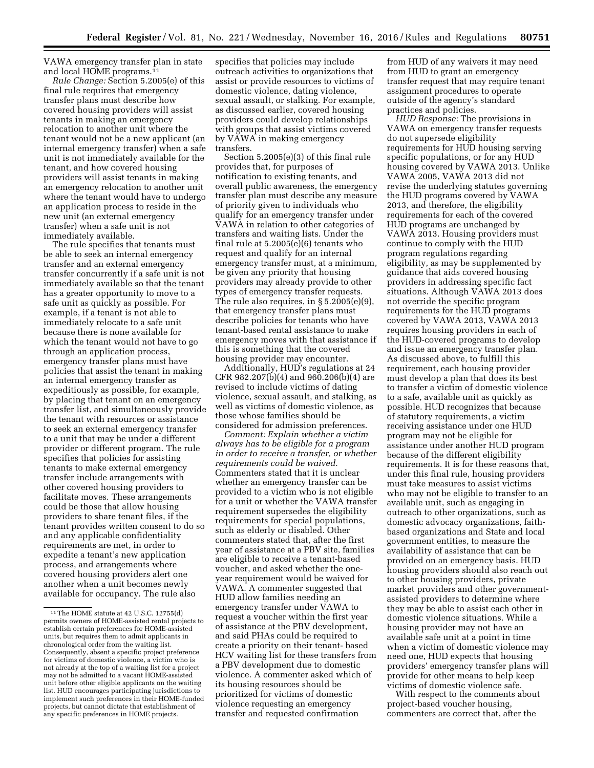VAWA emergency transfer plan in state and local HOME programs.[11]

*Rule Change:* Section 5.2005(e) of this final rule requires that emergency transfer plans must describe how covered housing providers will assist tenants in making an emergency relocation to another unit where the tenant would not be a new applicant (an internal emergency transfer) when a safe unit is not immediately available for the tenant, and how covered housing providers will assist tenants in making an emergency relocation to another unit where the tenant would have to undergo an application process to reside in the new unit (an external emergency transfer) when a safe unit is not immediately available.

The rule specifies that tenants must be able to seek an internal emergency transfer and an external emergency transfer concurrently if a safe unit is not immediately available so that the tenant has a greater opportunity to move to a safe unit as quickly as possible. For example, if a tenant is not able to immediately relocate to a safe unit because there is none available for which the tenant would not have to go through an application process, emergency transfer plans must have policies that assist the tenant in making an internal emergency transfer as expeditiously as possible, for example, by placing that tenant on an emergency transfer list, and simultaneously provide the tenant with resources or assistance to seek an external emergency transfer to a unit that may be under a different provider or different program. The rule specifies that policies for assisting tenants to make external emergency transfer include arrangements with other covered housing providers to facilitate moves. These arrangements could be those that allow housing providers to share tenant files, if the tenant provides written consent to do so and any applicable confidentiality requirements are met, in order to expedite a tenant's new application process, and arrangements where covered housing providers alert one another when a unit becomes newly available for occupancy. The rule also specifies that policies may include outreach activities to organizations that assist or provide resources to victims of domestic violence, dating violence, sexual assault, or stalking. For example, as discussed earlier, covered housing providers could develop relationships with groups that assist victims covered by VAWA in making emergency transfers.

Section 5.2005(e)(3) of this final rule provides that, for purposes of notification to existing tenants, and overall public awareness, the emergency transfer plan must describe any measure of priority given to individuals who qualify for an emergency transfer under VAWA in relation to other categories of transfers and waiting lists. Under the final rule at 5.2005(e)(6) tenants who request and qualify for an internal emergency transfer must, at a minimum, be given any priority that housing providers may already provide to other types of emergency transfer requests. The rule also requires, in § 5.2005(e)(9), that emergency transfer plans must describe policies for tenants who have tenant-based rental assistance to make emergency moves with that assistance if this is something that the covered housing provider may encounter.

Additionally, HUD's regulations at 24 CFR 982.207(b)(4) and 960.206(b)(4) are revised to include victims of dating violence, sexual assault, and stalking, as well as victims of domestic violence, as those whose families should be considered for admission preferences.

*Comment: Explain whether a victim always has to be eligible for a program in order to receive a transfer, or whether requirements could be waived.* Commenters stated that it is unclear whether an emergency transfer can be provided to a victim who is not eligible for a unit or whether the VAWA transfer requirement supersedes the eligibility requirements for special populations, such as elderly or disabled. Other commenters stated that, after the first year of assistance at a PBV site, families are eligible to receive a tenant-based voucher, and asked whether the one-year requirement would be waived for VAWA. A commenter suggested that HUD allow families needing an emergency transfer under VAWA to request a voucher within the first year of assistance at the PBV development, and said PHAs could be required to create a priority on their tenant- based HCV waiting list for these transfers from a PBV development due to domestic violence. A commenter asked which of its housing resources should be prioritized for victims of domestic violence requesting an emergency transfer and requested confirmation from HUD of any waivers it may need from HUD to grant an emergency transfer request that may require tenant assignment procedures to operate outside of the agency's standard practices and policies.

*HUD Response:* The provisions in VAWA on emergency transfer requests do not supersede eligibility requirements for HUD housing serving specific populations, or for any HUD housing covered by VAWA 2013. Unlike VAWA 2005, VAWA 2013 did not revise the underlying statutes governing the HUD programs covered by VAWA 2013, and therefore, the eligibility requirements for each of the covered HUD programs are unchanged by VAWA 2013. Housing providers must continue to comply with the HUD program regulations regarding eligibility, as may be supplemented by guidance that aids covered housing providers in addressing specific fact situations. Although VAWA 2013 does not override the specific program requirements for the HUD programs covered by VAWA 2013, VAWA 2013 requires housing providers in each of the HUD-covered programs to develop and issue an emergency transfer plan. As discussed above, to fulfill this requirement, each housing provider must develop a plan that does its best to transfer a victim of domestic violence to a safe, available unit as quickly as possible. HUD recognizes that because of statutory requirements, a victim receiving assistance under one HUD program may not be eligible for assistance under another HUD program because of the different eligibility requirements. It is for these reasons that, under this final rule, housing providers must take measures to assist victims who may not be eligible to transfer to an available unit, such as engaging in outreach to other organizations, such as domestic advocacy organizations, faith-based organizations and State and local government entities, to measure the availability of assistance that can be provided on an emergency basis. HUD housing providers should also reach out to other housing providers, private market providers and other government-assisted providers to determine where they may be able to assist each other in domestic violence situations. While a housing provider may not have an available safe unit at a point in time when a victim of domestic violence may need one, HUD expects that housing providers' emergency transfer plans will provide for other means to help keep victims of domestic violence safe.

With respect to the comments about project-based voucher housing, commenters are correct that, after the

---

[11] The HOME statute at 42 U.S.C. 12755(d) permits owners of HOME-assisted rental projects to establish certain preferences for HOME-assisted units, but requires them to admit applicants in chronological order from the waiting list. Consequently, absent a specific project preference for victims of domestic violence, a victim who is not already at the top of a waiting list for a project may not be admitted to a vacant HOME-assisted unit before other eligible applicants on the waiting list. HUD encourages participating jurisdictions to implement such preferences in their HOME-funded projects, but cannot dictate that establishment of any specific preferences in HOME projects.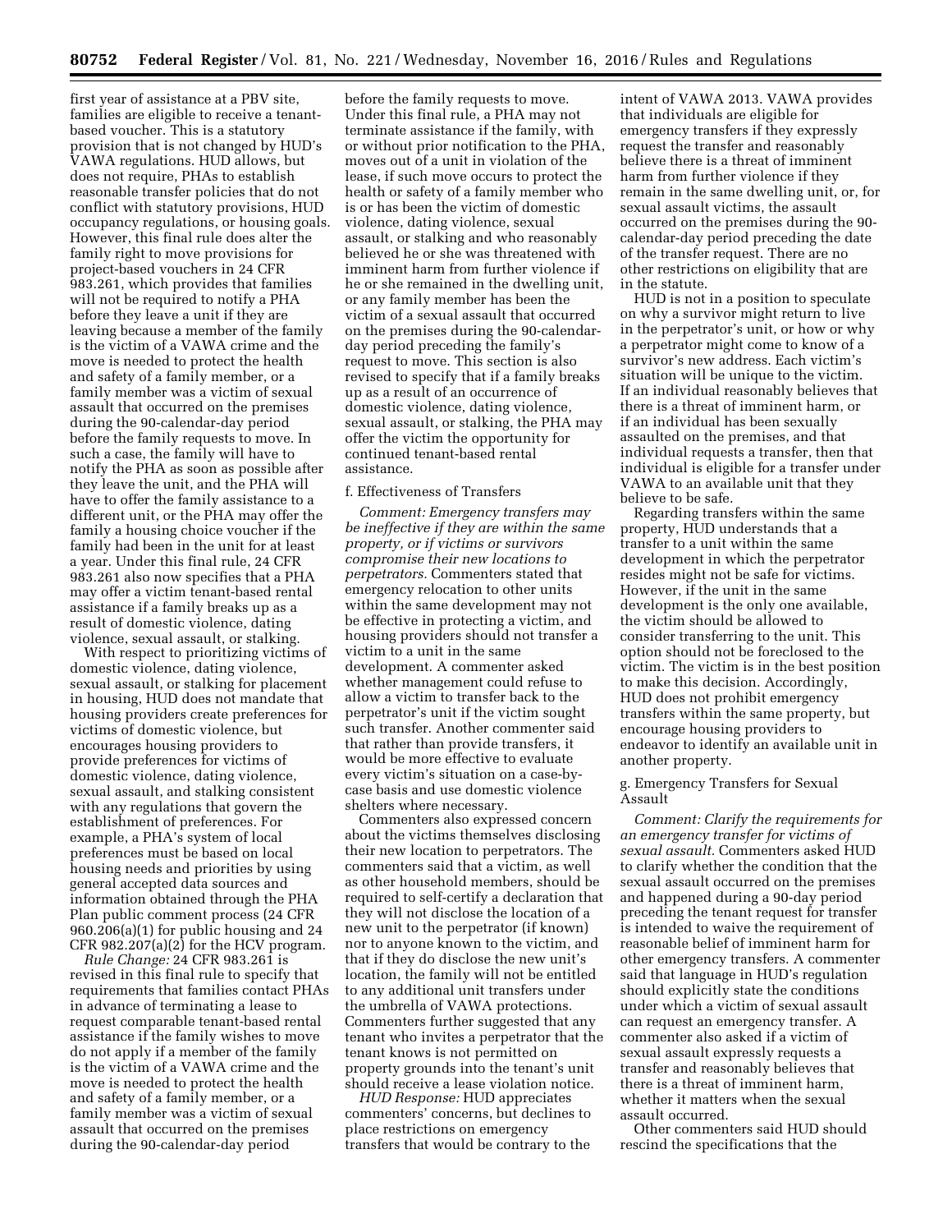first year of assistance at a PBV site, families are eligible to receive a tenant-based voucher. This is a statutory provision that is not changed by HUD's VAWA regulations. HUD allows, but does not require, PHAs to establish reasonable transfer policies that do not conflict with statutory provisions, HUD occupancy regulations, or housing goals. However, this final rule does alter the family right to move provisions for project-based vouchers in 24 CFR 983.261, which provides that families will not be required to notify a PHA before they leave a unit if they are leaving because a member of the family is the victim of a VAWA crime and the move is needed to protect the health and safety of a family member, or a family member was a victim of sexual assault that occurred on the premises during the 90-calendar-day period before the family requests to move. In such a case, the family will have to notify the PHA as soon as possible after they leave the unit, and the PHA will have to offer the family assistance to a different unit, or the PHA may offer the family a housing choice voucher if the family had been in the unit for at least a year. Under this final rule, 24 CFR 983.261 also now specifies that a PHA may offer a victim tenant-based rental assistance if a family breaks up as a result of domestic violence, dating violence, sexual assault, or stalking.

With respect to prioritizing victims of domestic violence, dating violence, sexual assault, or stalking for placement in housing, HUD does not mandate that housing providers create preferences for victims of domestic violence, but encourages housing providers to provide preferences for victims of domestic violence, dating violence, sexual assault, and stalking consistent with any regulations that govern the establishment of preferences. For example, a PHA's system of local preferences must be based on local housing needs and priorities by using general accepted data sources and information obtained through the PHA Plan public comment process (24 CFR 960.206(a)(1) for public housing and 24 CFR 982.207(a)(2) for the HCV program.

*Rule Change:* 24 CFR 983.261 is revised in this final rule to specify that requirements that families contact PHAs in advance of terminating a lease to request comparable tenant-based rental assistance if the family wishes to move do not apply if a member of the family is the victim of a VAWA crime and the move is needed to protect the health and safety of a family member, or a family member was a victim of sexual assault that occurred on the premises during the 90-calendar-day period before the family requests to move. Under this final rule, a PHA may not terminate assistance if the family, with or without prior notification to the PHA, moves out of a unit in violation of the lease, if such move occurs to protect the health or safety of a family member who is or has been the victim of domestic violence, dating violence, sexual assault, or stalking and who reasonably believed he or she was threatened with imminent harm from further violence if he or she remained in the dwelling unit, or any family member has been the victim of a sexual assault that occurred on the premises during the 90-calendar-day period preceding the family's request to move. This section is also revised to specify that if a family breaks up as a result of an occurrence of domestic violence, dating violence, sexual assault, or stalking, the PHA may offer the victim the opportunity for continued tenant-based rental assistance.

f. Effectiveness of Transfers

*Comment: Emergency transfers may be ineffective if they are within the same property, or if victims or survivors compromise their new locations to perpetrators.* Commenters stated that emergency relocation to other units within the same development may not be effective in protecting a victim, and housing providers should not transfer a victim to a unit in the same development. A commenter asked whether management could refuse to allow a victim to transfer back to the perpetrator's unit if the victim sought such transfer. Another commenter said that rather than provide transfers, it would be more effective to evaluate every victim's situation on a case-by-case basis and use domestic violence shelters where necessary.

Commenters also expressed concern about the victims themselves disclosing their new location to perpetrators. The commenters said that a victim, as well as other household members, should be required to self-certify a declaration that they will not disclose the location of a new unit to the perpetrator (if known) nor to anyone known to the victim, and that if they do disclose the new unit's location, the family will not be entitled to any additional unit transfers under the umbrella of VAWA protections. Commenters further suggested that any tenant who invites a perpetrator that the tenant knows is not permitted on property grounds into the tenant's unit should receive a lease violation notice.

*HUD Response:* HUD appreciates commenters' concerns, but declines to place restrictions on emergency transfers that would be contrary to the intent of VAWA 2013. VAWA provides that individuals are eligible for emergency transfers if they expressly request the transfer and reasonably believe there is a threat of imminent harm from further violence if they remain in the same dwelling unit, or, for sexual assault victims, the assault occurred on the premises during the 90-calendar-day period preceding the date of the transfer request. There are no other restrictions on eligibility that are in the statute.

HUD is not in a position to speculate on why a survivor might return to live in the perpetrator's unit, or how or why a perpetrator might come to know of a survivor's new address. Each victim's situation will be unique to the victim. If an individual reasonably believes that there is a threat of imminent harm, or if an individual has been sexually assaulted on the premises, and that individual requests a transfer, then that individual is eligible for a transfer under VAWA to an available unit that they believe to be safe.

Regarding transfers within the same property, HUD understands that a transfer to a unit within the same development in which the perpetrator resides might not be safe for victims. However, if the unit in the same development is the only one available, the victim should be allowed to consider transferring to the unit. This option should not be foreclosed to the victim. The victim is in the best position to make this decision. Accordingly, HUD does not prohibit emergency transfers within the same property, but encourage housing providers to endeavor to identify an available unit in another property.

g. Emergency Transfers for Sexual Assault

*Comment: Clarify the requirements for an emergency transfer for victims of sexual assault.* Commenters asked HUD to clarify whether the condition that the sexual assault occurred on the premises and happened during a 90-day period preceding the tenant request for transfer is intended to waive the requirement of reasonable belief of imminent harm for other emergency transfers. A commenter said that language in HUD's regulation should explicitly state the conditions under which a victim of sexual assault can request an emergency transfer. A commenter also asked if a victim of sexual assault expressly requests a transfer and reasonably believes that there is a threat of imminent harm, whether it matters when the sexual assault occurred.

Other commenters said HUD should rescind the specifications that the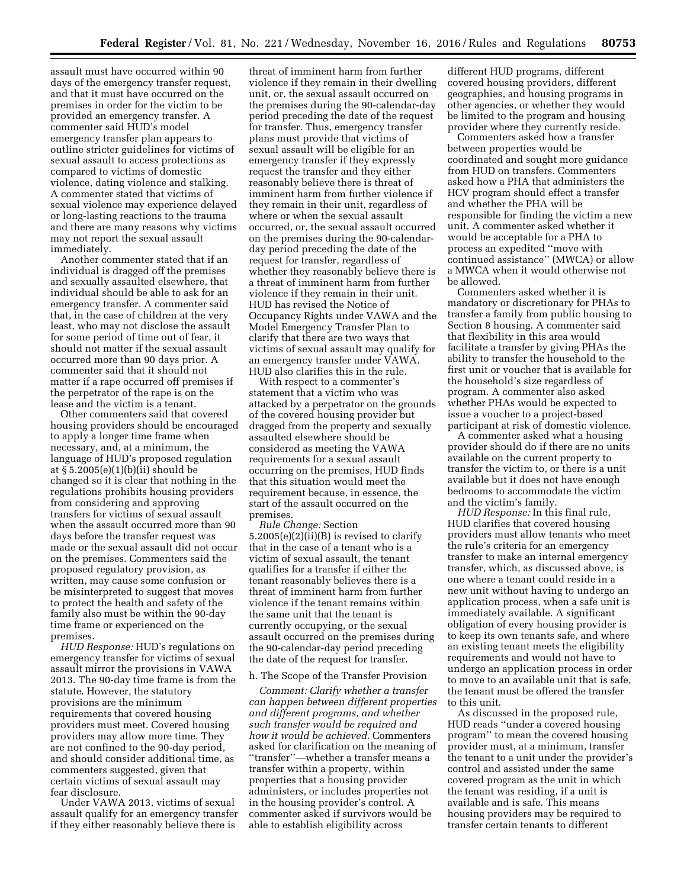assault must have occurred within 90 days of the emergency transfer request, and that it must have occurred on the premises in order for the victim to be provided an emergency transfer. A commenter said HUD's model emergency transfer plan appears to outline stricter guidelines for victims of sexual assault to access protections as compared to victims of domestic violence, dating violence and stalking. A commenter stated that victims of sexual violence may experience delayed or long-lasting reactions to the trauma and there are many reasons why victims may not report the sexual assault immediately.

Another commenter stated that if an individual is dragged off the premises and sexually assaulted elsewhere, that individual should be able to ask for an emergency transfer. A commenter said that, in the case of children at the very least, who may not disclose the assault for some period of time out of fear, it should not matter if the sexual assault occurred more than 90 days prior. A commenter said that it should not matter if a rape occurred off premises if the perpetrator of the rape is on the lease and the victim is a tenant.

Other commenters said that covered housing providers should be encouraged to apply a longer time frame when necessary, and, at a minimum, the language of HUD's proposed regulation at § 5.2005(e)(1)(b)(ii) should be changed so it is clear that nothing in the regulations prohibits housing providers from considering and approving transfers for victims of sexual assault when the assault occurred more than 90 days before the transfer request was made or the sexual assault did not occur on the premises. Commenters said the proposed regulatory provision, as written, may cause some confusion or be misinterpreted to suggest that moves to protect the health and safety of the family also must be within the 90-day time frame or experienced on the premises.

*HUD Response:* HUD's regulations on emergency transfer for victims of sexual assault mirror the provisions in VAWA 2013. The 90-day time frame is from the statute. However, the statutory provisions are the minimum requirements that covered housing providers must meet. Covered housing providers may allow more time. They are not confined to the 90-day period, and should consider additional time, as commenters suggested, given that certain victims of sexual assault may fear disclosure.

Under VAWA 2013, victims of sexual assault qualify for an emergency transfer if they either reasonably believe there is threat of imminent harm from further violence if they remain in their dwelling unit, or, the sexual assault occurred on the premises during the 90-calendar-day period preceding the date of the request for transfer. Thus, emergency transfer plans must provide that victims of sexual assault will be eligible for an emergency transfer if they expressly request the transfer and they either reasonably believe there is threat of imminent harm from further violence if they remain in their unit, regardless of where or when the sexual assault occurred, or, the sexual assault occurred on the premises during the 90-calendar-day period preceding the date of the request for transfer, regardless of whether they reasonably believe there is a threat of imminent harm from further violence if they remain in their unit. HUD has revised the Notice of Occupancy Rights under VAWA and the Model Emergency Transfer Plan to clarify that there are two ways that victims of sexual assault may qualify for an emergency transfer under VAWA. HUD also clarifies this in the rule.

With respect to a commenter's statement that a victim who was attacked by a perpetrator on the grounds of the covered housing provider but dragged from the property and sexually assaulted elsewhere should be considered as meeting the VAWA requirements for a sexual assault occurring on the premises, HUD finds that this situation would meet the requirement because, in essence, the start of the assault occurred on the premises.

*Rule Change:* Section 5.2005(e)(2)(ii)(B) is revised to clarify that in the case of a tenant who is a victim of sexual assault, the tenant qualifies for a transfer if either the tenant reasonably believes there is a threat of imminent harm from further violence if the tenant remains within the same unit that the tenant is currently occupying, or the sexual assault occurred on the premises during the 90-calendar-day period preceding the date of the request for transfer.

h. The Scope of the Transfer Provision

*Comment: Clarify whether a transfer can happen between different properties and different programs, and whether such transfer would be required and how it would be achieved.* Commenters asked for clarification on the meaning of "transfer"—whether a transfer means a transfer within a property, within properties that a housing provider administers, or includes properties not in the housing provider's control. A commenter asked if survivors would be able to establish eligibility across different HUD programs, different covered housing providers, different geographies, and housing programs in other agencies, or whether they would be limited to the program and housing provider where they currently reside.

Commenters asked how a transfer between properties would be coordinated and sought more guidance from HUD on transfers. Commenters asked how a PHA that administers the HCV program should effect a transfer and whether the PHA will be responsible for finding the victim a new unit. A commenter asked whether it would be acceptable for a PHA to process an expedited "move with continued assistance" (MWCA) or allow a MWCA when it would otherwise not be allowed.

Commenters asked whether it is mandatory or discretionary for PHAs to transfer a family from public housing to Section 8 housing. A commenter said that flexibility in this area would facilitate a transfer by giving PHAs the ability to transfer the household to the first unit or voucher that is available for the household's size regardless of program. A commenter also asked whether PHAs would be expected to issue a voucher to a project-based participant at risk of domestic violence.

A commenter asked what a housing provider should do if there are no units available on the current property to transfer the victim to, or there is a unit available but it does not have enough bedrooms to accommodate the victim and the victim's family.

*HUD Response:* In this final rule, HUD clarifies that covered housing providers must allow tenants who meet the rule's criteria for an emergency transfer to make an internal emergency transfer, which, as discussed above, is one where a tenant could reside in a new unit without having to undergo an application process, when a safe unit is immediately available. A significant obligation of every housing provider is to keep its own tenants safe, and where an existing tenant meets the eligibility requirements and would not have to undergo an application process in order to move to an available unit that is safe, the tenant must be offered the transfer to this unit.

As discussed in the proposed rule, HUD reads "under a covered housing program" to mean the covered housing provider must, at a minimum, transfer the tenant to a unit under the provider's control and assisted under the same covered program as the unit in which the tenant was residing, if a unit is available and is safe. This means housing providers may be required to transfer certain tenants to different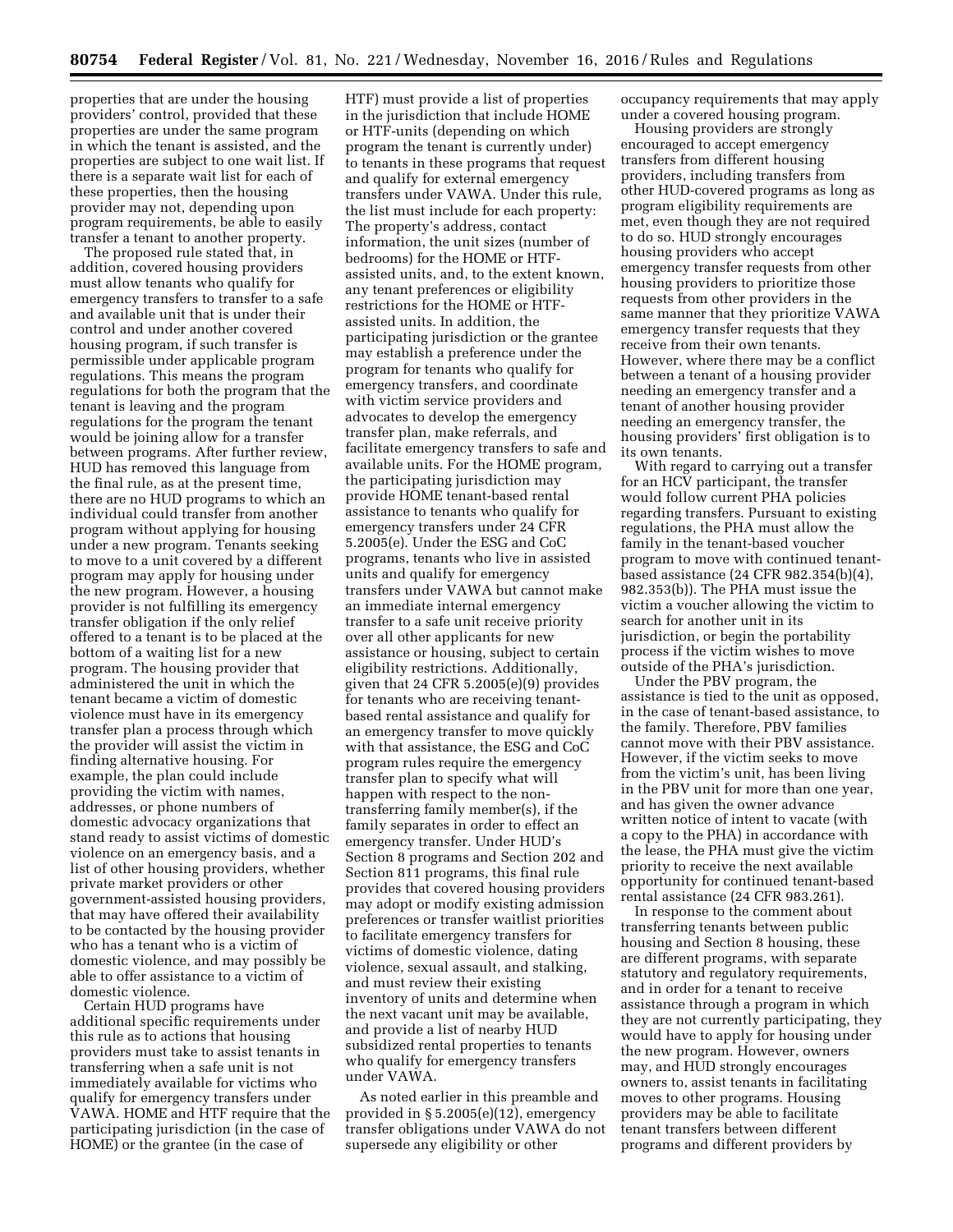properties that are under the housing providers' control, provided that these properties are under the same program in which the tenant is assisted, and the properties are subject to one wait list. If there is a separate wait list for each of these properties, then the housing provider may not, depending upon program requirements, be able to easily transfer a tenant to another property.

The proposed rule stated that, in addition, covered housing providers must allow tenants who qualify for emergency transfers to transfer to a safe and available unit that is under their control and under another covered housing program, if such transfer is permissible under applicable program regulations. This means the program regulations for both the program that the tenant is leaving and the program regulations for the program the tenant would be joining allow for a transfer between programs. After further review, HUD has removed this language from the final rule, as at the present time, there are no HUD programs to which an individual could transfer from another program without applying for housing under a new program. Tenants seeking to move to a unit covered by a different program may apply for housing under the new program. However, a housing provider is not fulfilling its emergency transfer obligation if the only relief offered to a tenant is to be placed at the bottom of a waiting list for a new program. The housing provider that administered the unit in which the tenant became a victim of domestic violence must have in its emergency transfer plan a process through which the provider will assist the victim in finding alternative housing. For example, the plan could include providing the victim with names, addresses, or phone numbers of domestic advocacy organizations that stand ready to assist victims of domestic violence on an emergency basis, and a list of other housing providers, whether private market providers or other government-assisted housing providers, that may have offered their availability to be contacted by the housing provider who has a tenant who is a victim of domestic violence, and may possibly be able to offer assistance to a victim of domestic violence.

Certain HUD programs have additional specific requirements under this rule as to actions that housing providers must take to assist tenants in transferring when a safe unit is not immediately available for victims who qualify for emergency transfers under VAWA. HOME and HTF require that the participating jurisdiction (in the case of HOME) or the grantee (in the case of HTF) must provide a list of properties in the jurisdiction that include HOME or HTF-units (depending on which program the tenant is currently under) to tenants in these programs that request and qualify for external emergency transfers under VAWA. Under this rule, the list must include for each property: The property's address, contact information, the unit sizes (number of bedrooms) for the HOME or HTF-assisted units, and, to the extent known, any tenant preferences or eligibility restrictions for the HOME or HTF-assisted units. In addition, the participating jurisdiction or the grantee may establish a preference under the program for tenants who qualify for emergency transfers, and coordinate with victim service providers and advocates to develop the emergency transfer plan, make referrals, and facilitate emergency transfers to safe and available units. For the HOME program, the participating jurisdiction may provide HOME tenant-based rental assistance to tenants who qualify for emergency transfers under 24 CFR 5.2005(e). Under the ESG and CoC programs, tenants who live in assisted units and qualify for emergency transfers under VAWA but cannot make an immediate internal emergency transfer to a safe unit receive priority over all other applicants for new assistance or housing, subject to certain eligibility restrictions. Additionally, given that 24 CFR 5.2005(e)(9) provides for tenants who are receiving tenant-based rental assistance and qualify for an emergency transfer to move quickly with that assistance, the ESG and CoC program rules require the emergency transfer plan to specify what will happen with respect to the non-transferring family member(s), if the family separates in order to effect an emergency transfer. Under HUD's Section 8 programs and Section 202 and Section 811 programs, this final rule provides that covered housing providers may adopt or modify existing admission preferences or transfer waitlist priorities to facilitate emergency transfers for victims of domestic violence, dating violence, sexual assault, and stalking, and must review their existing inventory of units and determine when the next vacant unit may be available, and provide a list of nearby HUD subsidized rental properties to tenants who qualify for emergency transfers under VAWA.

As noted earlier in this preamble and provided in § 5.2005(e)(12), emergency transfer obligations under VAWA do not supersede any eligibility or other occupancy requirements that may apply under a covered housing program.

Housing providers are strongly encouraged to accept emergency transfers from different housing providers, including transfers from other HUD-covered programs as long as program eligibility requirements are met, even though they are not required to do so. HUD strongly encourages housing providers who accept emergency transfer requests from other housing providers to prioritize those requests from other providers in the same manner that they prioritize VAWA emergency transfer requests that they receive from their own tenants. However, where there may be a conflict between a tenant of a housing provider needing an emergency transfer and a tenant of another housing provider needing an emergency transfer, the housing providers' first obligation is to its own tenants.

With regard to carrying out a transfer for an HCV participant, the transfer would follow current PHA policies regarding transfers. Pursuant to existing regulations, the PHA must allow the family in the tenant-based voucher program to move with continued tenant-based assistance (24 CFR 982.354(b)(4), 982.353(b)). The PHA must issue the victim a voucher allowing the victim to search for another unit in its jurisdiction, or begin the portability process if the victim wishes to move outside of the PHA's jurisdiction.

Under the PBV program, the assistance is tied to the unit as opposed, in the case of tenant-based assistance, to the family. Therefore, PBV families cannot move with their PBV assistance. However, if the victim seeks to move from the victim's unit, has been living in the PBV unit for more than one year, and has given the owner advance written notice of intent to vacate (with a copy to the PHA) in accordance with the lease, the PHA must give the victim priority to receive the next available opportunity for continued tenant-based rental assistance (24 CFR 983.261).

In response to the comment about transferring tenants between public housing and Section 8 housing, these are different programs, with separate statutory and regulatory requirements, and in order for a tenant to receive assistance through a program in which they are not currently participating, they would have to apply for housing under the new program. However, owners may, and HUD strongly encourages owners to, assist tenants in facilitating moves to other programs. Housing providers may be able to facilitate tenant transfers between different programs and different providers by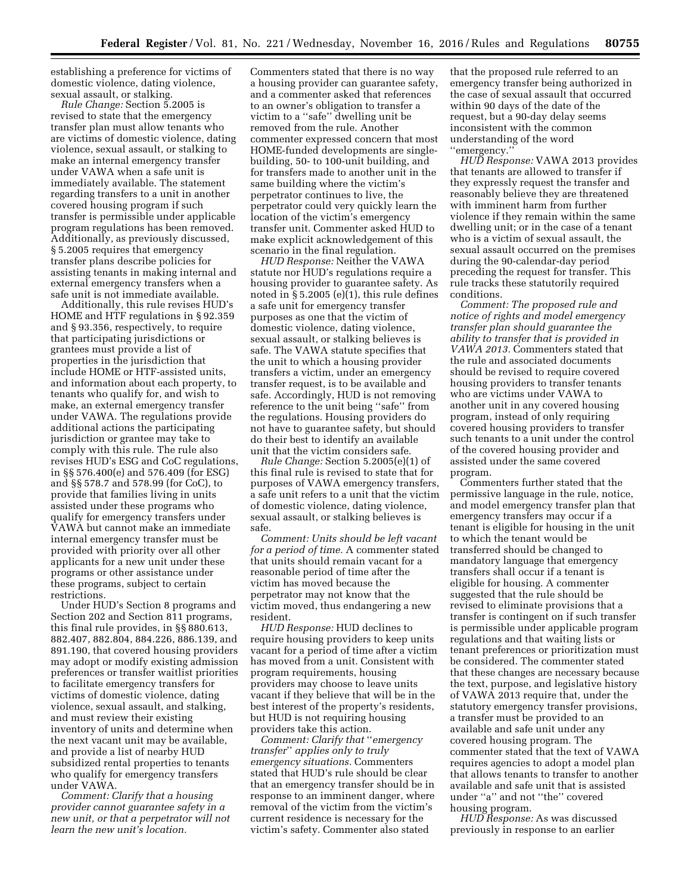establishing a preference for victims of domestic violence, dating violence, sexual assault, or stalking.

*Rule Change:* Section 5.2005 is revised to state that the emergency transfer plan must allow tenants who are victims of domestic violence, dating violence, sexual assault, or stalking to make an internal emergency transfer under VAWA when a safe unit is immediately available. The statement regarding transfers to a unit in another covered housing program if such transfer is permissible under applicable program regulations has been removed. Additionally, as previously discussed, § 5.2005 requires that emergency transfer plans describe policies for assisting tenants in making internal and external emergency transfers when a safe unit is not immediate available.

Additionally, this rule revises HUD's HOME and HTF regulations in § 92.359 and § 93.356, respectively, to require that participating jurisdictions or grantees must provide a list of properties in the jurisdiction that include HOME or HTF-assisted units, and information about each property, to tenants who qualify for, and wish to make, an external emergency transfer under VAWA. The regulations provide additional actions the participating jurisdiction or grantee may take to comply with this rule. The rule also revises HUD's ESG and CoC regulations, in §§ 576.400(e) and 576.409 (for ESG) and §§ 578.7 and 578.99 (for CoC), to provide that families living in units assisted under these programs who qualify for emergency transfers under VAWA but cannot make an immediate internal emergency transfer must be provided with priority over all other applicants for a new unit under these programs or other assistance under these programs, subject to certain restrictions.

Under HUD's Section 8 programs and Section 202 and Section 811 programs, this final rule provides, in §§ 880.613, 882.407, 882.804, 884.226, 886.139, and 891.190, that covered housing providers may adopt or modify existing admission preferences or transfer waitlist priorities to facilitate emergency transfers for victims of domestic violence, dating violence, sexual assault, and stalking, and must review their existing inventory of units and determine when the next vacant unit may be available, and provide a list of nearby HUD subsidized rental properties to tenants who qualify for emergency transfers under VAWA.

*Comment: Clarify that a housing provider cannot guarantee safety in a new unit, or that a perpetrator will not learn the new unit's location.* Commenters stated that there is no way a housing provider can guarantee safety, and a commenter asked that references to an owner's obligation to transfer a victim to a ''safe'' dwelling unit be removed from the rule. Another commenter expressed concern that most HOME-funded developments are single-building, 50- to 100-unit building, and for transfers made to another unit in the same building where the victim's perpetrator continues to live, the perpetrator could very quickly learn the location of the victim's emergency transfer unit. Commenter asked HUD to make explicit acknowledgement of this scenario in the final regulation.

*HUD Response:* Neither the VAWA statute nor HUD's regulations require a housing provider to guarantee safety. As noted in § 5.2005 (e)(1), this rule defines a safe unit for emergency transfer purposes as one that the victim of domestic violence, dating violence, sexual assault, or stalking believes is safe. The VAWA statute specifies that the unit to which a housing provider transfers a victim, under an emergency transfer request, is to be available and safe. Accordingly, HUD is not removing reference to the unit being ''safe'' from the regulations. Housing providers do not have to guarantee safety, but should do their best to identify an available unit that the victim considers safe.

*Rule Change:* Section 5.2005(e)(1) of this final rule is revised to state that for purposes of VAWA emergency transfers, a safe unit refers to a unit that the victim of domestic violence, dating violence, sexual assault, or stalking believes is safe.

*Comment: Units should be left vacant for a period of time.* A commenter stated that units should remain vacant for a reasonable period of time after the victim has moved because the perpetrator may not know that the victim moved, thus endangering a new resident.

*HUD Response:* HUD declines to require housing providers to keep units vacant for a period of time after a victim has moved from a unit. Consistent with program requirements, housing providers may choose to leave units vacant if they believe that will be in the best interest of the property's residents, but HUD is not requiring housing providers take this action.

*Comment: Clarify that ''emergency transfer'' applies only to truly emergency situations.* Commenters stated that HUD's rule should be clear that an emergency transfer should be in response to an imminent danger, where removal of the victim from the victim's current residence is necessary for the victim's safety. Commenter also stated that the proposed rule referred to an emergency transfer being authorized in the case of sexual assault that occurred within 90 days of the date of the request, but a 90-day delay seems inconsistent with the common understanding of the word ''emergency.''

*HUD Response:* VAWA 2013 provides that tenants are allowed to transfer if they expressly request the transfer and reasonably believe they are threatened with imminent harm from further violence if they remain within the same dwelling unit; or in the case of a tenant who is a victim of sexual assault, the sexual assault occurred on the premises during the 90-calendar-day period preceding the request for transfer. This rule tracks these statutorily required conditions.

*Comment: The proposed rule and notice of rights and model emergency transfer plan should guarantee the ability to transfer that is provided in VAWA 2013.* Commenters stated that the rule and associated documents should be revised to require covered housing providers to transfer tenants who are victims under VAWA to another unit in any covered housing program, instead of only requiring covered housing providers to transfer such tenants to a unit under the control of the covered housing provider and assisted under the same covered program.

Commenters further stated that the permissive language in the rule, notice, and model emergency transfer plan that emergency transfers may occur if a tenant is eligible for housing in the unit to which the tenant would be transferred should be changed to mandatory language that emergency transfers shall occur if a tenant is eligible for housing. A commenter suggested that the rule should be revised to eliminate provisions that a transfer is contingent on if such transfer is permissible under applicable program regulations and that waiting lists or tenant preferences or prioritization must be considered. The commenter stated that these changes are necessary because the text, purpose, and legislative history of VAWA 2013 require that, under the statutory emergency transfer provisions, a transfer must be provided to an available and safe unit under any covered housing program. The commenter stated that the text of VAWA requires agencies to adopt a model plan that allows tenants to transfer to another available and safe unit that is assisted under ''a'' and not ''the'' covered housing program.

*HUD Response:* As was discussed previously in response to an earlier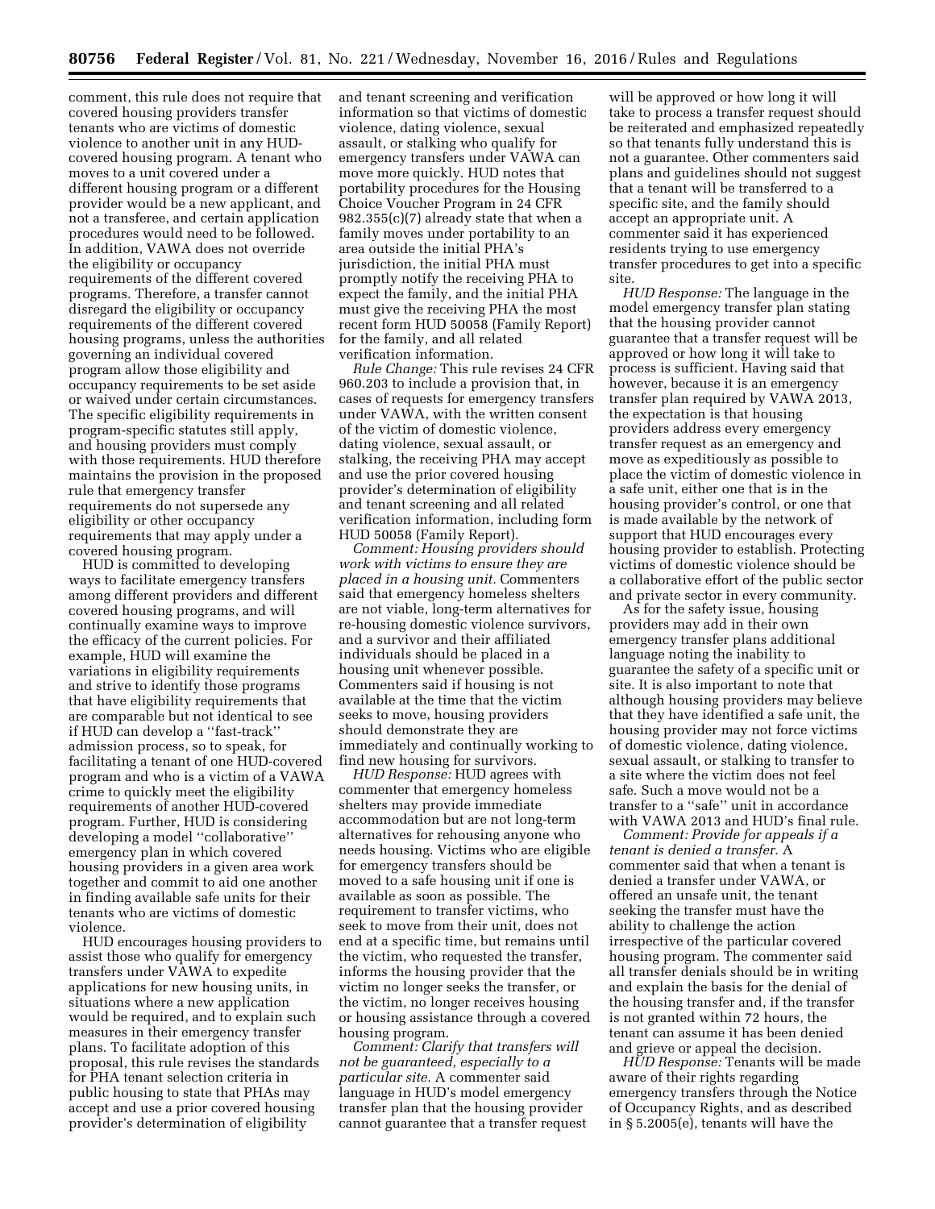comment, this rule does not require that covered housing providers transfer tenants who are victims of domestic violence to another unit in any HUD-covered housing program. A tenant who moves to a unit covered under a different housing program or a different provider would be a new applicant, and not a transferee, and certain application procedures would need to be followed. In addition, VAWA does not override the eligibility or occupancy requirements of the different covered programs. Therefore, a transfer cannot disregard the eligibility or occupancy requirements of the different covered housing programs, unless the authorities governing an individual covered program allow those eligibility and occupancy requirements to be set aside or waived under certain circumstances. The specific eligibility requirements in program-specific statutes still apply, and housing providers must comply with those requirements. HUD therefore maintains the provision in the proposed rule that emergency transfer requirements do not supersede any eligibility or other occupancy requirements that may apply under a covered housing program.

HUD is committed to developing ways to facilitate emergency transfers among different providers and different covered housing programs, and will continually examine ways to improve the efficacy of the current policies. For example, HUD will examine the variations in eligibility requirements and strive to identify those programs that have eligibility requirements that are comparable but not identical to see if HUD can develop a ''fast-track'' admission process, so to speak, for facilitating a tenant of one HUD-covered program and who is a victim of a VAWA crime to quickly meet the eligibility requirements of another HUD-covered program. Further, HUD is considering developing a model ''collaborative'' emergency plan in which covered housing providers in a given area work together and commit to aid one another in finding available safe units for their tenants who are victims of domestic violence.

HUD encourages housing providers to assist those who qualify for emergency transfers under VAWA to expedite applications for new housing units, in situations where a new application would be required, and to explain such measures in their emergency transfer plans. To facilitate adoption of this proposal, this rule revises the standards for PHA tenant selection criteria in public housing to state that PHAs may accept and use a prior covered housing provider's determination of eligibility and tenant screening and verification information so that victims of domestic violence, dating violence, sexual assault, or stalking who qualify for emergency transfers under VAWA can move more quickly. HUD notes that portability procedures for the Housing Choice Voucher Program in 24 CFR 982.355(c)(7) already state that when a family moves under portability to an area outside the initial PHA's jurisdiction, the initial PHA must promptly notify the receiving PHA to expect the family, and the initial PHA must give the receiving PHA the most recent form HUD 50058 (Family Report) for the family, and all related verification information.

*Rule Change:* This rule revises 24 CFR 960.203 to include a provision that, in cases of requests for emergency transfers under VAWA, with the written consent of the victim of domestic violence, dating violence, sexual assault, or stalking, the receiving PHA may accept and use the prior covered housing provider's determination of eligibility and tenant screening and all related verification information, including form HUD 50058 (Family Report).

*Comment: Housing providers should work with victims to ensure they are placed in a housing unit.* Commenters said that emergency homeless shelters are not viable, long-term alternatives for re-housing domestic violence survivors, and a survivor and their affiliated individuals should be placed in a housing unit whenever possible. Commenters said if housing is not available at the time that the victim seeks to move, housing providers should demonstrate they are immediately and continually working to find new housing for survivors.

*HUD Response:* HUD agrees with commenter that emergency homeless shelters may provide immediate accommodation but are not long-term alternatives for rehousing anyone who needs housing. Victims who are eligible for emergency transfers should be moved to a safe housing unit if one is available as soon as possible. The requirement to transfer victims, who seek to move from their unit, does not end at a specific time, but remains until the victim, who requested the transfer, informs the housing provider that the victim no longer seeks the transfer, or the victim, no longer receives housing or housing assistance through a covered housing program.

*Comment: Clarify that transfers will not be guaranteed, especially to a particular site.* A commenter said language in HUD's model emergency transfer plan that the housing provider cannot guarantee that a transfer request will be approved or how long it will take to process a transfer request should be reiterated and emphasized repeatedly so that tenants fully understand this is not a guarantee. Other commenters said plans and guidelines should not suggest that a tenant will be transferred to a specific site, and the family should accept an appropriate unit. A commenter said it has experienced residents trying to use emergency transfer procedures to get into a specific site.

*HUD Response:* The language in the model emergency transfer plan stating that the housing provider cannot guarantee that a transfer request will be approved or how long it will take to process is sufficient. Having said that however, because it is an emergency transfer plan required by VAWA 2013, the expectation is that housing providers address every emergency transfer request as an emergency and move as expeditiously as possible to place the victim of domestic violence in a safe unit, either one that is in the housing provider's control, or one that is made available by the network of support that HUD encourages every housing provider to establish. Protecting victims of domestic violence should be a collaborative effort of the public sector and private sector in every community.

As for the safety issue, housing providers may add in their own emergency transfer plans additional language noting the inability to guarantee the safety of a specific unit or site. It is also important to note that although housing providers may believe that they have identified a safe unit, the housing provider may not force victims of domestic violence, dating violence, sexual assault, or stalking to transfer to a site where the victim does not feel safe. Such a move would not be a transfer to a ''safe'' unit in accordance with VAWA 2013 and HUD's final rule.

*Comment: Provide for appeals if a tenant is denied a transfer.* A commenter said that when a tenant is denied a transfer under VAWA, or offered an unsafe unit, the tenant seeking the transfer must have the ability to challenge the action irrespective of the particular covered housing program. The commenter said all transfer denials should be in writing and explain the basis for the denial of the housing transfer and, if the transfer is not granted within 72 hours, the tenant can assume it has been denied and grieve or appeal the decision.

*HUD Response:* Tenants will be made aware of their rights regarding emergency transfers through the Notice of Occupancy Rights, and as described in § 5.2005(e), tenants will have the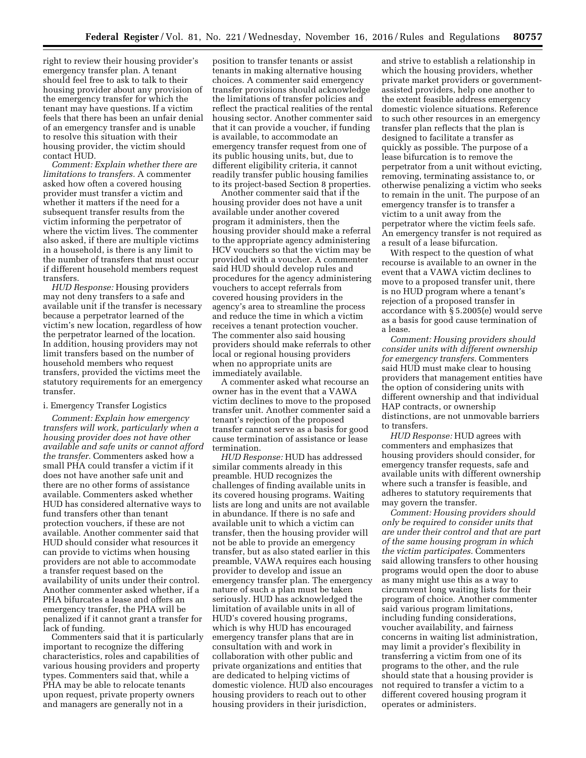right to review their housing provider's emergency transfer plan. A tenant should feel free to ask to talk to their housing provider about any provision of the emergency transfer for which the tenant may have questions. If a victim feels that there has been an unfair denial of an emergency transfer and is unable to resolve this situation with their housing provider, the victim should contact HUD.

*Comment: Explain whether there are limitations to transfers.* A commenter asked how often a covered housing provider must transfer a victim and whether it matters if the need for a subsequent transfer results from the victim informing the perpetrator of where the victim lives. The commenter also asked, if there are multiple victims in a household, is there is any limit to the number of transfers that must occur if different household members request transfers.

*HUD Response:* Housing providers may not deny transfers to a safe and available unit if the transfer is necessary because a perpetrator learned of the victim's new location, regardless of how the perpetrator learned of the location. In addition, housing providers may not limit transfers based on the number of household members who request transfers, provided the victims meet the statutory requirements for an emergency transfer.

i. Emergency Transfer Logistics

*Comment: Explain how emergency transfers will work, particularly when a housing provider does not have other available and safe units or cannot afford the transfer.* Commenters asked how a small PHA could transfer a victim if it does not have another safe unit and there are no other forms of assistance available. Commenters asked whether HUD has considered alternative ways to fund transfers other than tenant protection vouchers, if these are not available. Another commenter said that HUD should consider what resources it can provide to victims when housing providers are not able to accommodate a transfer request based on the availability of units under their control. Another commenter asked whether, if a PHA bifurcates a lease and offers an emergency transfer, the PHA will be penalized if it cannot grant a transfer for lack of funding.

Commenters said that it is particularly important to recognize the differing characteristics, roles and capabilities of various housing providers and property types. Commenters said that, while a PHA may be able to relocate tenants upon request, private property owners and managers are generally not in a position to transfer tenants or assist tenants in making alternative housing choices. A commenter said emergency transfer provisions should acknowledge the limitations of transfer policies and reflect the practical realities of the rental housing sector. Another commenter said that it can provide a voucher, if funding is available, to accommodate an emergency transfer request from one of its public housing units, but, due to different eligibility criteria, it cannot readily transfer public housing families to its project-based Section 8 properties.

Another commenter said that if the housing provider does not have a unit available under another covered program it administers, then the housing provider should make a referral to the appropriate agency administering HCV vouchers so that the victim may be provided with a voucher. A commenter said HUD should develop rules and procedures for the agency administering vouchers to accept referrals from covered housing providers in the agency's area to streamline the process and reduce the time in which a victim receives a tenant protection voucher. The commenter also said housing providers should make referrals to other local or regional housing providers when no appropriate units are immediately available.

A commenter asked what recourse an owner has in the event that a VAWA victim declines to move to the proposed transfer unit. Another commenter said a tenant's rejection of the proposed transfer cannot serve as a basis for good cause termination of assistance or lease termination.

*HUD Response:* HUD has addressed similar comments already in this preamble. HUD recognizes the challenges of finding available units in its covered housing programs. Waiting lists are long and units are not available in abundance. If there is no safe and available unit to which a victim can transfer, then the housing provider will not be able to provide an emergency transfer, but as also stated earlier in this preamble, VAWA requires each housing provider to develop and issue an emergency transfer plan. The emergency nature of such a plan must be taken seriously. HUD has acknowledged the limitation of available units in all of HUD's covered housing programs, which is why HUD has encouraged emergency transfer plans that are in consultation with and work in collaboration with other public and private organizations and entities that are dedicated to helping victims of domestic violence. HUD also encourages housing providers to reach out to other housing providers in their jurisdiction, and strive to establish a relationship in which the housing providers, whether private market providers or government-assisted providers, help one another to the extent feasible address emergency domestic violence situations. Reference to such other resources in an emergency transfer plan reflects that the plan is designed to facilitate a transfer as quickly as possible. The purpose of a lease bifurcation is to remove the perpetrator from a unit without evicting, removing, terminating assistance to, or otherwise penalizing a victim who seeks to remain in the unit. The purpose of an emergency transfer is to transfer a victim to a unit away from the perpetrator where the victim feels safe. An emergency transfer is not required as a result of a lease bifurcation.

With respect to the question of what recourse is available to an owner in the event that a VAWA victim declines to move to a proposed transfer unit, there is no HUD program where a tenant's rejection of a proposed transfer in accordance with § 5.2005(e) would serve as a basis for good cause termination of a lease.

*Comment: Housing providers should consider units with different ownership for emergency transfers.* Commenters said HUD must make clear to housing providers that management entities have the option of considering units with different ownership and that individual HAP contracts, or ownership distinctions, are not unmovable barriers to transfers.

*HUD Response:* HUD agrees with commenters and emphasizes that housing providers should consider, for emergency transfer requests, safe and available units with different ownership where such a transfer is feasible, and adheres to statutory requirements that may govern the transfer.

*Comment: Housing providers should only be required to consider units that are under their control and that are part of the same housing program in which the victim participates.* Commenters said allowing transfers to other housing programs would open the door to abuse as many might use this as a way to circumvent long waiting lists for their program of choice. Another commenter said various program limitations, including funding considerations, voucher availability, and fairness concerns in waiting list administration, may limit a provider's flexibility in transferring a victim from one of its programs to the other, and the rule should state that a housing provider is not required to transfer a victim to a different covered housing program it operates or administers.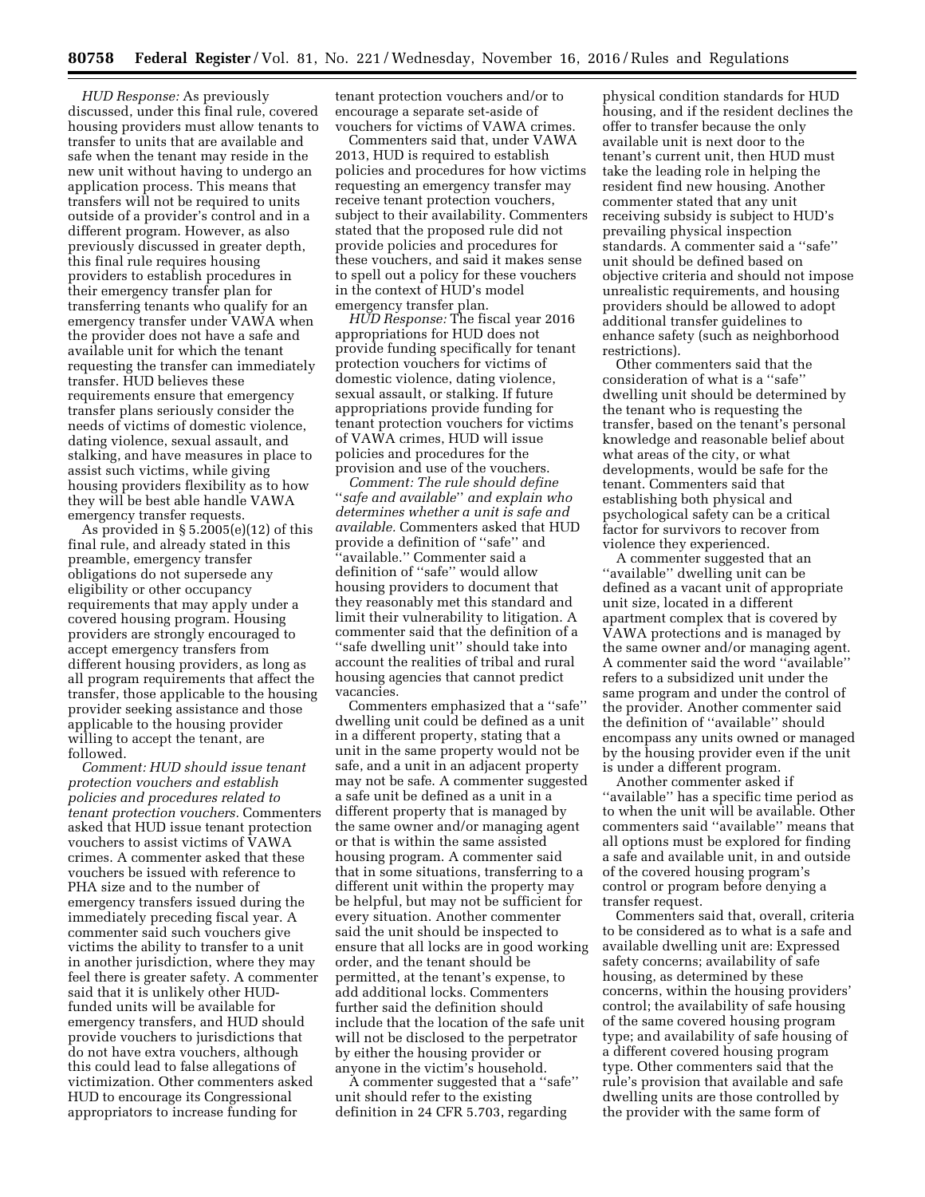*HUD Response:* As previously discussed, under this final rule, covered housing providers must allow tenants to transfer to units that are available and safe when the tenant may reside in the new unit without having to undergo an application process. This means that transfers will not be required to units outside of a provider's control and in a different program. However, as also previously discussed in greater depth, this final rule requires housing providers to establish procedures in their emergency transfer plan for transferring tenants who qualify for an emergency transfer under VAWA when the provider does not have a safe and available unit for which the tenant requesting the transfer can immediately transfer. HUD believes these requirements ensure that emergency transfer plans seriously consider the needs of victims of domestic violence, dating violence, sexual assault, and stalking, and have measures in place to assist such victims, while giving housing providers flexibility as to how they will be best able handle VAWA emergency transfer requests.

As provided in § 5.2005(e)(12) of this final rule, and already stated in this preamble, emergency transfer obligations do not supersede any eligibility or other occupancy requirements that may apply under a covered housing program. Housing providers are strongly encouraged to accept emergency transfers from different housing providers, as long as all program requirements that affect the transfer, those applicable to the housing provider seeking assistance and those applicable to the housing provider willing to accept the tenant, are followed.

*Comment: HUD should issue tenant protection vouchers and establish policies and procedures related to tenant protection vouchers.* Commenters asked that HUD issue tenant protection vouchers to assist victims of VAWA crimes. A commenter asked that these vouchers be issued with reference to PHA size and to the number of emergency transfers issued during the immediately preceding fiscal year. A commenter said such vouchers give victims the ability to transfer to a unit in another jurisdiction, where they may feel there is greater safety. A commenter said that it is unlikely other HUD-funded units will be available for emergency transfers, and HUD should provide vouchers to jurisdictions that do not have extra vouchers, although this could lead to false allegations of victimization. Other commenters asked HUD to encourage its Congressional appropriators to increase funding for tenant protection vouchers and/or to encourage a separate set-aside of vouchers for victims of VAWA crimes.

Commenters said that, under VAWA 2013, HUD is required to establish policies and procedures for how victims requesting an emergency transfer may receive tenant protection vouchers, subject to their availability. Commenters stated that the proposed rule did not provide policies and procedures for these vouchers, and said it makes sense to spell out a policy for these vouchers in the context of HUD's model emergency transfer plan.

*HUD Response:* The fiscal year 2016 appropriations for HUD does not provide funding specifically for tenant protection vouchers for victims of domestic violence, dating violence, sexual assault, or stalking. If future appropriations provide funding for tenant protection vouchers for victims of VAWA crimes, HUD will issue policies and procedures for the provision and use of the vouchers.

*Comment: The rule should define ''safe and available'' and explain who determines whether a unit is safe and available.* Commenters asked that HUD provide a definition of ''safe'' and ''available.'' Commenter said a definition of ''safe'' would allow housing providers to document that they reasonably met this standard and limit their vulnerability to litigation. A commenter said that the definition of a ''safe dwelling unit'' should take into account the realities of tribal and rural housing agencies that cannot predict vacancies.

Commenters emphasized that a ''safe'' dwelling unit could be defined as a unit in a different property, stating that a unit in the same property would not be safe, and a unit in an adjacent property may not be safe. A commenter suggested a safe unit be defined as a unit in a different property that is managed by the same owner and/or managing agent or that is within the same assisted housing program. A commenter said that in some situations, transferring to a different unit within the property may be helpful, but may not be sufficient for every situation. Another commenter said the unit should be inspected to ensure that all locks are in good working order, and the tenant should be permitted, at the tenant's expense, to add additional locks. Commenters further said the definition should include that the location of the safe unit will not be disclosed to the perpetrator by either the housing provider or anyone in the victim's household.

A commenter suggested that a ''safe'' unit should refer to the existing definition in 24 CFR 5.703, regarding physical condition standards for HUD housing, and if the resident declines the offer to transfer because the only available unit is next door to the tenant's current unit, then HUD must take the leading role in helping the resident find new housing. Another commenter stated that any unit receiving subsidy is subject to HUD's prevailing physical inspection standards. A commenter said a ''safe'' unit should be defined based on objective criteria and should not impose unrealistic requirements, and housing providers should be allowed to adopt additional transfer guidelines to enhance safety (such as neighborhood restrictions).

Other commenters said that the consideration of what is a ''safe'' dwelling unit should be determined by the tenant who is requesting the transfer, based on the tenant's personal knowledge and reasonable belief about what areas of the city, or what developments, would be safe for the tenant. Commenters said that establishing both physical and psychological safety can be a critical factor for survivors to recover from violence they experienced.

A commenter suggested that an ''available'' dwelling unit can be defined as a vacant unit of appropriate unit size, located in a different apartment complex that is covered by VAWA protections and is managed by the same owner and/or managing agent. A commenter said the word ''available'' refers to a subsidized unit under the same program and under the control of the provider. Another commenter said the definition of ''available'' should encompass any units owned or managed by the housing provider even if the unit is under a different program.

Another commenter asked if ''available'' has a specific time period as to when the unit will be available. Other commenters said ''available'' means that all options must be explored for finding a safe and available unit, in and outside of the covered housing program's control or program before denying a transfer request.

Commenters said that, overall, criteria to be considered as to what is a safe and available dwelling unit are: Expressed safety concerns; availability of safe housing, as determined by these concerns, within the housing providers' control; the availability of safe housing of the same covered housing program type; and availability of safe housing of a different covered housing program type. Other commenters said that the rule's provision that available and safe dwelling units are those controlled by the provider with the same form of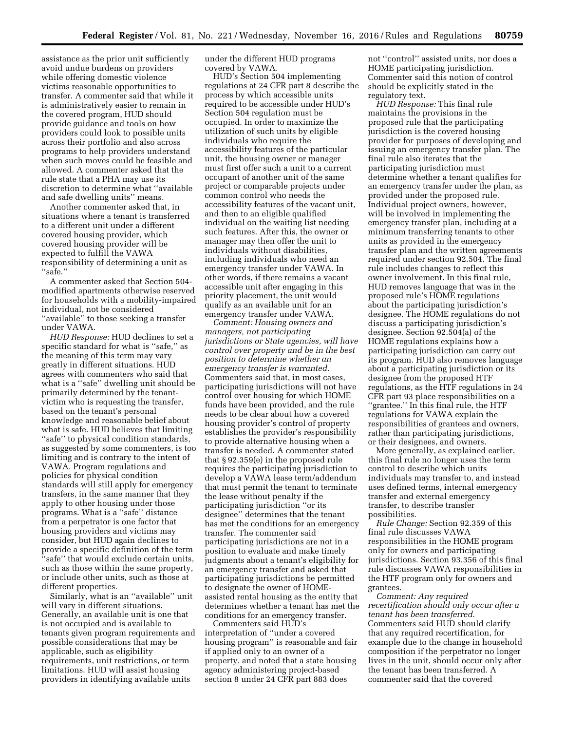assistance as the prior unit sufficiently avoid undue burdens on providers while offering domestic violence victims reasonable opportunities to transfer. A commenter said that while it is administratively easier to remain in the covered program, HUD should provide guidance and tools on how providers could look to possible units across their portfolio and also across programs to help providers understand when such moves could be feasible and allowed. A commenter asked that the rule state that a PHA may use its discretion to determine what ''available and safe dwelling units'' means.

Another commenter asked that, in situations where a tenant is transferred to a different unit under a different covered housing provider, which covered housing provider will be expected to fulfill the VAWA responsibility of determining a unit as ''safe.''

A commenter asked that Section 504-modified apartments otherwise reserved for households with a mobility-impaired individual, not be considered ''available'' to those seeking a transfer under VAWA.

*HUD Response:* HUD declines to set a specific standard for what is ''safe,'' as the meaning of this term may vary greatly in different situations. HUD agrees with commenters who said that what is a ''safe'' dwelling unit should be primarily determined by the tenant-victim who is requesting the transfer, based on the tenant's personal knowledge and reasonable belief about what is safe. HUD believes that limiting ''safe'' to physical condition standards, as suggested by some commenters, is too limiting and is contrary to the intent of VAWA. Program regulations and policies for physical condition standards will still apply for emergency transfers, in the same manner that they apply to other housing under those programs. What is a ''safe'' distance from a perpetrator is one factor that housing providers and victims may consider, but HUD again declines to provide a specific definition of the term ''safe'' that would exclude certain units, such as those within the same property, or include other units, such as those at different properties.

Similarly, what is an ''available'' unit will vary in different situations. Generally, an available unit is one that is not occupied and is available to tenants given program requirements and possible considerations that may be applicable, such as eligibility requirements, unit restrictions, or term limitations. HUD will assist housing providers in identifying available units under the different HUD programs covered by VAWA.

HUD's Section 504 implementing regulations at 24 CFR part 8 describe the process by which accessible units required to be accessible under HUD's Section 504 regulation must be occupied. In order to maximize the utilization of such units by eligible individuals who require the accessibility features of the particular unit, the housing owner or manager must first offer such a unit to a current occupant of another unit of the same project or comparable projects under common control who needs the accessibility features of the vacant unit, and then to an eligible qualified individual on the waiting list needing such features. After this, the owner or manager may then offer the unit to individuals without disabilities, including individuals who need an emergency transfer under VAWA. In other words, if there remains a vacant accessible unit after engaging in this priority placement, the unit would qualify as an available unit for an emergency transfer under VAWA.

*Comment: Housing owners and managers, not participating jurisdictions or State agencies, will have control over property and be in the best position to determine whether an emergency transfer is warranted.* Commenters said that, in most cases, participating jurisdictions will not have control over housing for which HOME funds have been provided, and the rule needs to be clear about how a covered housing provider's control of property establishes the provider's responsibility to provide alternative housing when a transfer is needed. A commenter stated that § 92.359(e) in the proposed rule requires the participating jurisdiction to develop a VAWA lease term/addendum that must permit the tenant to terminate the lease without penalty if the participating jurisdiction ''or its designee'' determines that the tenant has met the conditions for an emergency transfer. The commenter said participating jurisdictions are not in a position to evaluate and make timely judgments about a tenant's eligibility for an emergency transfer and asked that participating jurisdictions be permitted to designate the owner of HOME-assisted rental housing as the entity that determines whether a tenant has met the conditions for an emergency transfer.

Commenters said HUD's interpretation of ''under a covered housing program'' is reasonable and fair if applied only to an owner of a property, and noted that a state housing agency administering project-based section 8 under 24 CFR part 883 does not ''control'' assisted units, nor does a HOME participating jurisdiction. Commenter said this notion of control should be explicitly stated in the regulatory text.

*HUD Response:* This final rule maintains the provisions in the proposed rule that the participating jurisdiction is the covered housing provider for purposes of developing and issuing an emergency transfer plan. The final rule also iterates that the participating jurisdiction must determine whether a tenant qualifies for an emergency transfer under the plan, as provided under the proposed rule. Individual project owners, however, will be involved in implementing the emergency transfer plan, including at a minimum transferring tenants to other units as provided in the emergency transfer plan and the written agreements required under section 92.504. The final rule includes changes to reflect this owner involvement. In this final rule, HUD removes language that was in the proposed rule's HOME regulations about the participating jurisdiction's designee. The HOME regulations do not discuss a participating jurisdiction's designee. Section 92.504(a) of the HOME regulations explains how a participating jurisdiction can carry out its program. HUD also removes language about a participating jurisdiction or its designee from the proposed HTF regulations, as the HTF regulations in 24 CFR part 93 place responsibilities on a ''grantee.'' In this final rule, the HTF regulations for VAWA explain the responsibilities of grantees and owners, rather than participating jurisdictions, or their designees, and owners.

More generally, as explained earlier, this final rule no longer uses the term control to describe which units individuals may transfer to, and instead uses defined terms, internal emergency transfer and external emergency transfer, to describe transfer possibilities.

*Rule Change:* Section 92.359 of this final rule discusses VAWA responsibilities in the HOME program only for owners and participating jurisdictions. Section 93.356 of this final rule discusses VAWA responsibilities in the HTF program only for owners and grantees.

*Comment: Any required recertification should only occur after a tenant has been transferred.* Commenters said HUD should clarify that any required recertification, for example due to the change in household composition if the perpetrator no longer lives in the unit, should occur only after the tenant has been transferred. A commenter said that the covered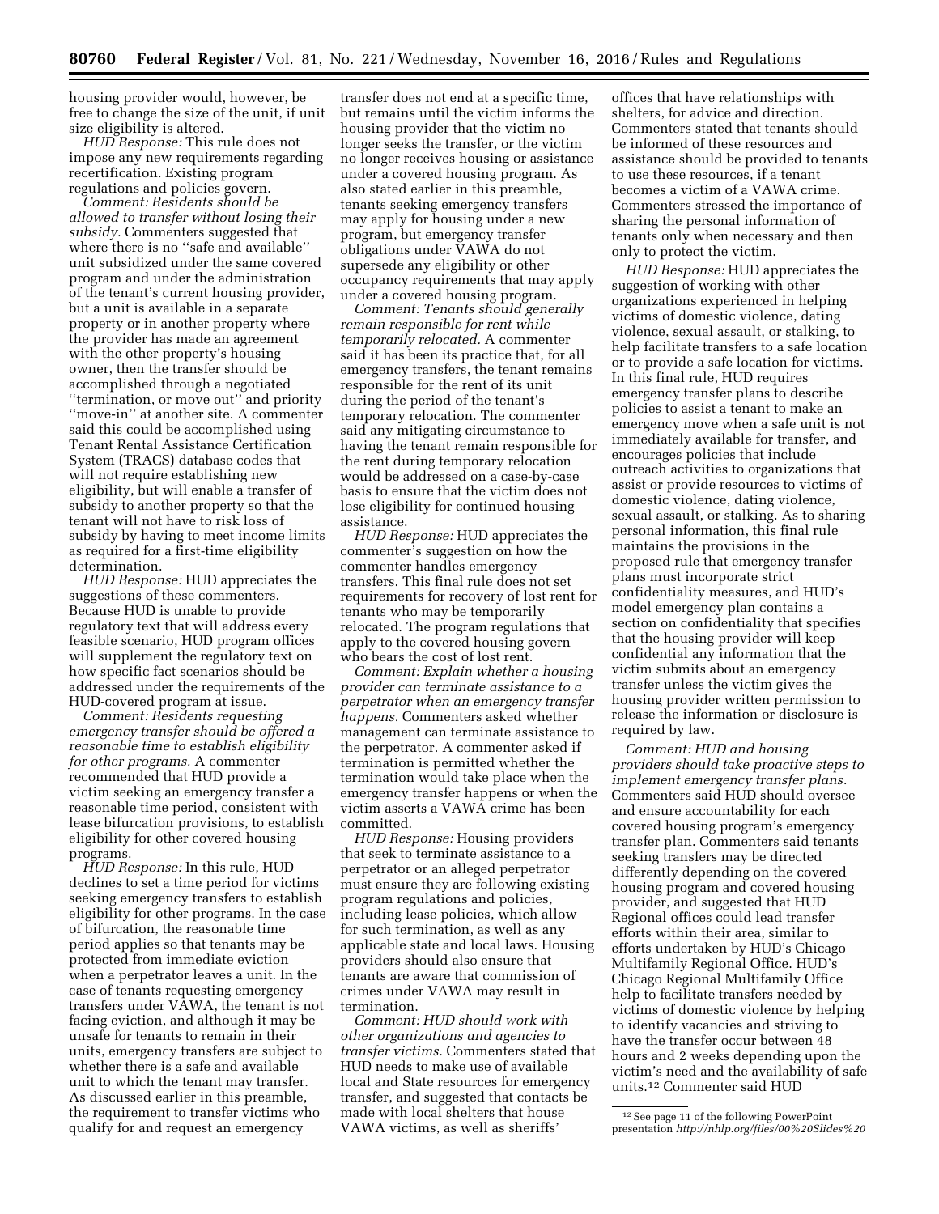housing provider would, however, be free to change the size of the unit, if unit size eligibility is altered.

*HUD Response:* This rule does not impose any new requirements regarding recertification. Existing program regulations and policies govern.

*Comment: Residents should be allowed to transfer without losing their subsidy.* Commenters suggested that where there is no ''safe and available'' unit subsidized under the same covered program and under the administration of the tenant's current housing provider, but a unit is available in a separate property or in another property where the provider has made an agreement with the other property's housing owner, then the transfer should be accomplished through a negotiated ''termination, or move out'' and priority ''move-in'' at another site. A commenter said this could be accomplished using Tenant Rental Assistance Certification System (TRACS) database codes that will not require establishing new eligibility, but will enable a transfer of subsidy to another property so that the tenant will not have to risk loss of subsidy by having to meet income limits as required for a first-time eligibility determination.

*HUD Response:* HUD appreciates the suggestions of these commenters. Because HUD is unable to provide regulatory text that will address every feasible scenario, HUD program offices will supplement the regulatory text on how specific fact scenarios should be addressed under the requirements of the HUD-covered program at issue.

*Comment: Residents requesting emergency transfer should be offered a reasonable time to establish eligibility for other programs.* A commenter recommended that HUD provide a victim seeking an emergency transfer a reasonable time period, consistent with lease bifurcation provisions, to establish eligibility for other covered housing programs.

*HUD Response:* In this rule, HUD declines to set a time period for victims seeking emergency transfers to establish eligibility for other programs. In the case of bifurcation, the reasonable time period applies so that tenants may be protected from immediate eviction when a perpetrator leaves a unit. In the case of tenants requesting emergency transfers under VAWA, the tenant is not facing eviction, and although it may be unsafe for tenants to remain in their units, emergency transfers are subject to whether there is a safe and available unit to which the tenant may transfer. As discussed earlier in this preamble, the requirement to transfer victims who qualify for and request an emergency transfer does not end at a specific time, but remains until the victim informs the housing provider that the victim no longer seeks the transfer, or the victim no longer receives housing or assistance under a covered housing program. As also stated earlier in this preamble, tenants seeking emergency transfers may apply for housing under a new program, but emergency transfer obligations under VAWA do not supersede any eligibility or other occupancy requirements that may apply under a covered housing program.

*Comment: Tenants should generally remain responsible for rent while temporarily relocated.* A commenter said it has been its practice that, for all emergency transfers, the tenant remains responsible for the rent of its unit during the period of the tenant's temporary relocation. The commenter said any mitigating circumstance to having the tenant remain responsible for the rent during temporary relocation would be addressed on a case-by-case basis to ensure that the victim does not lose eligibility for continued housing assistance.

*HUD Response:* HUD appreciates the commenter's suggestion on how the commenter handles emergency transfers. This final rule does not set requirements for recovery of lost rent for tenants who may be temporarily relocated. The program regulations that apply to the covered housing govern who bears the cost of lost rent.

*Comment: Explain whether a housing provider can terminate assistance to a perpetrator when an emergency transfer happens.* Commenters asked whether management can terminate assistance to the perpetrator. A commenter asked if termination is permitted whether the termination would take place when the emergency transfer happens or when the victim asserts a VAWA crime has been committed.

*HUD Response:* Housing providers that seek to terminate assistance to a perpetrator or an alleged perpetrator must ensure they are following existing program regulations and policies, including lease policies, which allow for such termination, as well as any applicable state and local laws. Housing providers should also ensure that tenants are aware that commission of crimes under VAWA may result in termination.

*Comment: HUD should work with other organizations and agencies to transfer victims.* Commenters stated that HUD needs to make use of available local and State resources for emergency transfer, and suggested that contacts be made with local shelters that house VAWA victims, as well as sheriffs' offices that have relationships with shelters, for advice and direction. Commenters stated that tenants should be informed of these resources and assistance should be provided to tenants to use these resources, if a tenant becomes a victim of a VAWA crime. Commenters stressed the importance of sharing the personal information of tenants only when necessary and then only to protect the victim.

*HUD Response:* HUD appreciates the suggestion of working with other organizations experienced in helping victims of domestic violence, dating violence, sexual assault, or stalking, to help facilitate transfers to a safe location or to provide a safe location for victims. In this final rule, HUD requires emergency transfer plans to describe policies to assist a tenant to make an emergency move when a safe unit is not immediately available for transfer, and encourages policies that include outreach activities to organizations that assist or provide resources to victims of domestic violence, dating violence, sexual assault, or stalking. As to sharing personal information, this final rule maintains the provisions in the proposed rule that emergency transfer plans must incorporate strict confidentiality measures, and HUD's model emergency plan contains a section on confidentiality that specifies that the housing provider will keep confidential any information that the victim submits about an emergency transfer unless the victim gives the housing provider written permission to release the information or disclosure is required by law.

*Comment: HUD and housing providers should take proactive steps to implement emergency transfer plans.* Commenters said HUD should oversee and ensure accountability for each covered housing program's emergency transfer plan. Commenters said tenants seeking transfers may be directed differently depending on the covered housing program and covered housing provider, and suggested that HUD Regional offices could lead transfer efforts within their area, similar to efforts undertaken by HUD's Chicago Multifamily Regional Office. HUD's Chicago Regional Multifamily Office help to facilitate transfers needed by victims of domestic violence by helping to identify vacancies and striving to have the transfer occur between 48 hours and 2 weeks depending upon the victim's need and the availability of safe units.[12] Commenter said HUD

[12] See page 11 of the following PowerPoint presentation *http://nhlp.org/files/00%20Slides%20*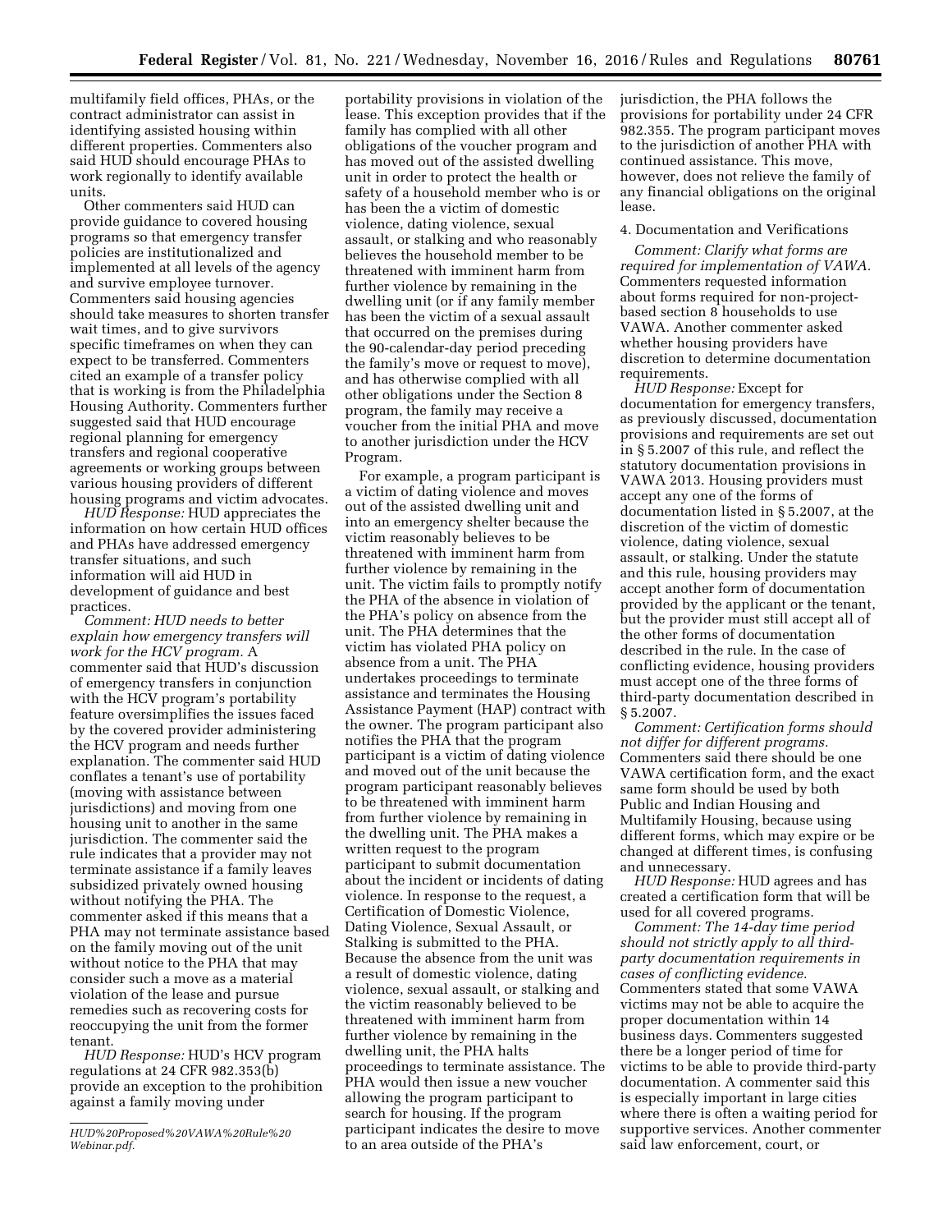multifamily field offices, PHAs, or the contract administrator can assist in identifying assisted housing within different properties. Commenters also said HUD should encourage PHAs to work regionally to identify available units.

Other commenters said HUD can provide guidance to covered housing programs so that emergency transfer policies are institutionalized and implemented at all levels of the agency and survive employee turnover. Commenters said housing agencies should take measures to shorten transfer wait times, and to give survivors specific timeframes on when they can expect to be transferred. Commenters cited an example of a transfer policy that is working is from the Philadelphia Housing Authority. Commenters further suggested said that HUD encourage regional planning for emergency transfers and regional cooperative agreements or working groups between various housing providers of different housing programs and victim advocates.

*HUD Response:* HUD appreciates the information on how certain HUD offices and PHAs have addressed emergency transfer situations, and such information will aid HUD in development of guidance and best practices.

*Comment: HUD needs to better explain how emergency transfers will work for the HCV program.* A commenter said that HUD's discussion of emergency transfers in conjunction with the HCV program's portability feature oversimplifies the issues faced by the covered provider administering the HCV program and needs further explanation. The commenter said HUD conflates a tenant's use of portability (moving with assistance between jurisdictions) and moving from one housing unit to another in the same jurisdiction. The commenter said the rule indicates that a provider may not terminate assistance if a family leaves subsidized privately owned housing without notifying the PHA. The commenter asked if this means that a PHA may not terminate assistance based on the family moving out of the unit without notice to the PHA that may consider such a move as a material violation of the lease and pursue remedies such as recovering costs for reoccupying the unit from the former tenant.

*HUD Response:* HUD's HCV program regulations at 24 CFR 982.353(b) provide an exception to the prohibition against a family moving under portability provisions in violation of the lease. This exception provides that if the family has complied with all other obligations of the voucher program and has moved out of the assisted dwelling unit in order to protect the health or safety of a household member who is or has been the a victim of domestic violence, dating violence, sexual assault, or stalking and who reasonably believes the household member to be threatened with imminent harm from further violence by remaining in the dwelling unit (or if any family member has been the victim of a sexual assault that occurred on the premises during the 90-calendar-day period preceding the family's move or request to move), and has otherwise complied with all other obligations under the Section 8 program, the family may receive a voucher from the initial PHA and move to another jurisdiction under the HCV Program.

For example, a program participant is a victim of dating violence and moves out of the assisted dwelling unit and into an emergency shelter because the victim reasonably believes to be threatened with imminent harm from further violence by remaining in the unit. The victim fails to promptly notify the PHA of the absence in violation of the PHA's policy on absence from the unit. The PHA determines that the victim has violated PHA policy on absence from a unit. The PHA undertakes proceedings to terminate assistance and terminates the Housing Assistance Payment (HAP) contract with the owner. The program participant also notifies the PHA that the program participant is a victim of dating violence and moved out of the unit because the program participant reasonably believes to be threatened with imminent harm from further violence by remaining in the dwelling unit. The PHA makes a written request to the program participant to submit documentation about the incident or incidents of dating violence. In response to the request, a Certification of Domestic Violence, Dating Violence, Sexual Assault, or Stalking is submitted to the PHA. Because the absence from the unit was a result of domestic violence, dating violence, sexual assault, or stalking and the victim reasonably believed to be threatened with imminent harm from further violence by remaining in the dwelling unit, the PHA halts proceedings to terminate assistance. The PHA would then issue a new voucher allowing the program participant to search for housing. If the program participant indicates the desire to move to an area outside of the PHA's jurisdiction, the PHA follows the provisions for portability under 24 CFR 982.355. The program participant moves to the jurisdiction of another PHA with continued assistance. This move, however, does not relieve the family of any financial obligations on the original lease.

4. Documentation and Verifications

*Comment: Clarify what forms are required for implementation of VAWA.* Commenters requested information about forms required for non-project-based section 8 households to use VAWA. Another commenter asked whether housing providers have discretion to determine documentation requirements.

*HUD Response:* Except for documentation for emergency transfers, as previously discussed, documentation provisions and requirements are set out in § 5.2007 of this rule, and reflect the statutory documentation provisions in VAWA 2013. Housing providers must accept any one of the forms of documentation listed in § 5.2007, at the discretion of the victim of domestic violence, dating violence, sexual assault, or stalking. Under the statute and this rule, housing providers may accept another form of documentation provided by the applicant or the tenant, but the provider must still accept all of the other forms of documentation described in the rule. In the case of conflicting evidence, housing providers must accept one of the three forms of third-party documentation described in § 5.2007.

*Comment: Certification forms should not differ for different programs.* Commenters said there should be one VAWA certification form, and the exact same form should be used by both Public and Indian Housing and Multifamily Housing, because using different forms, which may expire or be changed at different times, is confusing and unnecessary.

*HUD Response:* HUD agrees and has created a certification form that will be used for all covered programs.

*Comment: The 14-day time period should not strictly apply to all third-party documentation requirements in cases of conflicting evidence.* Commenters stated that some VAWA victims may not be able to acquire the proper documentation within 14 business days. Commenters suggested there be a longer period of time for victims to be able to provide third-party documentation. A commenter said this is especially important in large cities where there is often a waiting period for supportive services. Another commenter said law enforcement, court, or

HUD%20Proposed%20VAWA%20Rule%20Webinar.pdf.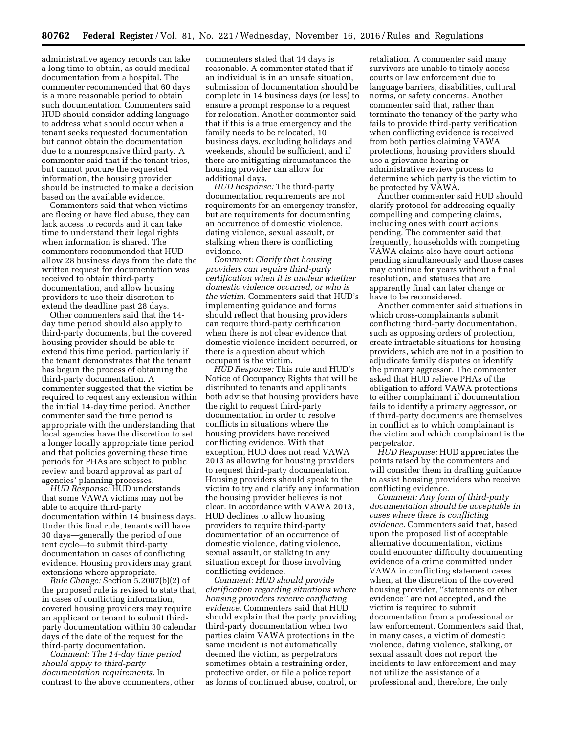administrative agency records can take a long time to obtain, as could medical documentation from a hospital. The commenter recommended that 60 days is a more reasonable period to obtain such documentation. Commenters said HUD should consider adding language to address what should occur when a tenant seeks requested documentation but cannot obtain the documentation due to a nonresponsive third party. A commenter said that if the tenant tries, but cannot procure the requested information, the housing provider should be instructed to make a decision based on the available evidence.

Commenters said that when victims are fleeing or have fled abuse, they can lack access to records and it can take time to understand their legal rights when information is shared. The commenters recommended that HUD allow 28 business days from the date the written request for documentation was received to obtain third-party documentation, and allow housing providers to use their discretion to extend the deadline past 28 days.

Other commenters said that the 14-day time period should also apply to third-party documents, but the covered housing provider should be able to extend this time period, particularly if the tenant demonstrates that the tenant has begun the process of obtaining the third-party documentation. A commenter suggested that the victim be required to request any extension within the initial 14-day time period. Another commenter said the time period is appropriate with the understanding that local agencies have the discretion to set a longer locally appropriate time period and that policies governing these time periods for PHAs are subject to public review and board approval as part of agencies' planning processes.

*HUD Response:* HUD understands that some VAWA victims may not be able to acquire third-party documentation within 14 business days. Under this final rule, tenants will have 30 days—generally the period of one rent cycle—to submit third-party documentation in cases of conflicting evidence. Housing providers may grant extensions where appropriate.

*Rule Change:* Section 5.2007(b)(2) of the proposed rule is revised to state that, in cases of conflicting information, covered housing providers may require an applicant or tenant to submit third-party documentation within 30 calendar days of the date of the request for the third-party documentation.

*Comment: The 14-day time period should apply to third-party documentation requirements.* In contrast to the above commenters, other commenters stated that 14 days is reasonable. A commenter stated that if an individual is in an unsafe situation, submission of documentation should be complete in 14 business days (or less) to ensure a prompt response to a request for relocation. Another commenter said that if this is a true emergency and the family needs to be relocated, 10 business days, excluding holidays and weekends, should be sufficient, and if there are mitigating circumstances the housing provider can allow for additional days.

*HUD Response:* The third-party documentation requirements are not requirements for an emergency transfer, but are requirements for documenting an occurrence of domestic violence, dating violence, sexual assault, or stalking when there is conflicting evidence.

*Comment: Clarify that housing providers can require third-party certification when it is unclear whether domestic violence occurred, or who is the victim.* Commenters said that HUD's implementing guidance and forms should reflect that housing providers can require third-party certification when there is not clear evidence that domestic violence incident occurred, or there is a question about which occupant is the victim.

*HUD Response:* This rule and HUD's Notice of Occupancy Rights that will be distributed to tenants and applicants both advise that housing providers have the right to request third-party documentation in order to resolve conflicts in situations where the housing providers have received conflicting evidence. With that exception, HUD does not read VAWA 2013 as allowing for housing providers to request third-party documentation. Housing providers should speak to the victim to try and clarify any information the housing provider believes is not clear. In accordance with VAWA 2013, HUD declines to allow housing providers to require third-party documentation of an occurrence of domestic violence, dating violence, sexual assault, or stalking in any situation except for those involving conflicting evidence.

*Comment: HUD should provide clarification regarding situations where housing providers receive conflicting evidence.* Commenters said that HUD should explain that the party providing third-party documentation when two parties claim VAWA protections in the same incident is not automatically deemed the victim, as perpetrators sometimes obtain a restraining order, protective order, or file a police report as forms of continued abuse, control, or retaliation. A commenter said many survivors are unable to timely access courts or law enforcement due to language barriers, disabilities, cultural norms, or safety concerns. Another commenter said that, rather than terminate the tenancy of the party who fails to provide third-party verification when conflicting evidence is received from both parties claiming VAWA protections, housing providers should use a grievance hearing or administrative review process to determine which party is the victim to be protected by VAWA.

Another commenter said HUD should clarify protocol for addressing equally compelling and competing claims, including ones with court actions pending. The commenter said that, frequently, households with competing VAWA claims also have court actions pending simultaneously and those cases may continue for years without a final resolution, and statuses that are apparently final can later change or have to be reconsidered.

Another commenter said situations in which cross-complainants submit conflicting third-party documentation, such as opposing orders of protection, create intractable situations for housing providers, which are not in a position to adjudicate family disputes or identify the primary aggressor. The commenter asked that HUD relieve PHAs of the obligation to afford VAWA protections to either complainant if documentation fails to identify a primary aggressor, or if third-party documents are themselves in conflict as to which complainant is the victim and which complainant is the perpetrator.

*HUD Response:* HUD appreciates the points raised by the commenters and will consider them in drafting guidance to assist housing providers who receive conflicting evidence.

*Comment: Any form of third-party documentation should be acceptable in cases where there is conflicting evidence.* Commenters said that, based upon the proposed list of acceptable alternative documentation, victims could encounter difficulty documenting evidence of a crime committed under VAWA in conflicting statement cases when, at the discretion of the covered housing provider, "statements or other evidence" are not accepted, and the victim is required to submit documentation from a professional or law enforcement. Commenters said that, in many cases, a victim of domestic violence, dating violence, stalking, or sexual assault does not report the incidents to law enforcement and may not utilize the assistance of a professional and, therefore, the only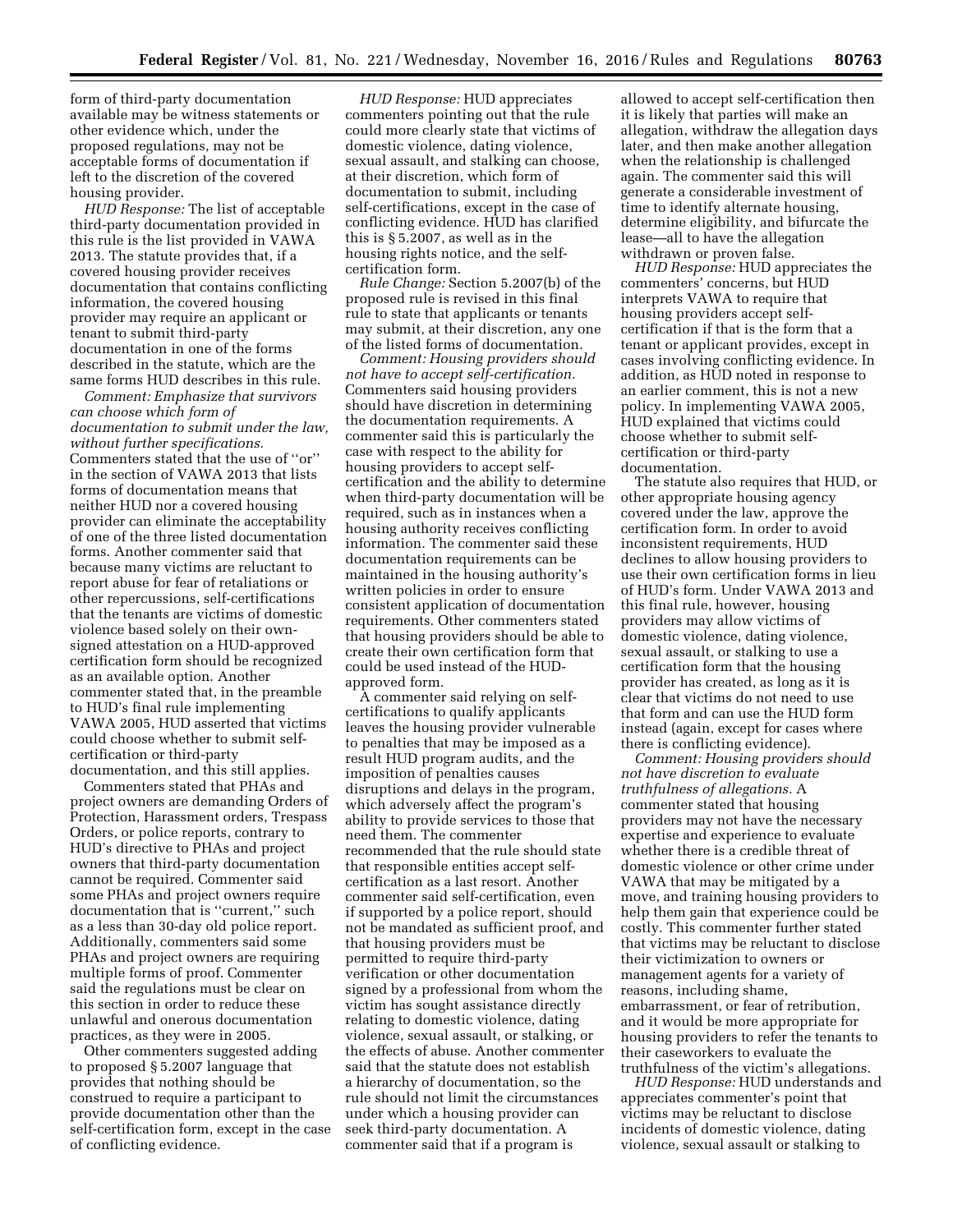form of third-party documentation available may be witness statements or other evidence which, under the proposed regulations, may not be acceptable forms of documentation if left to the discretion of the covered housing provider.

*HUD Response:* The list of acceptable third-party documentation provided in this rule is the list provided in VAWA 2013. The statute provides that, if a covered housing provider receives documentation that contains conflicting information, the covered housing provider may require an applicant or tenant to submit third-party documentation in one of the forms described in the statute, which are the same forms HUD describes in this rule.

*Comment: Emphasize that survivors can choose which form of documentation to submit under the law, without further specifications.* Commenters stated that the use of ''or'' in the section of VAWA 2013 that lists forms of documentation means that neither HUD nor a covered housing provider can eliminate the acceptability of one of the three listed documentation forms. Another commenter said that because many victims are reluctant to report abuse for fear of retaliations or other repercussions, self-certifications that the tenants are victims of domestic violence based solely on their own-signed attestation on a HUD-approved certification form should be recognized as an available option. Another commenter stated that, in the preamble to HUD's final rule implementing VAWA 2005, HUD asserted that victims could choose whether to submit self-certification or third-party documentation, and this still applies.

Commenters stated that PHAs and project owners are demanding Orders of Protection, Harassment orders, Trespass Orders, or police reports, contrary to HUD's directive to PHAs and project owners that third-party documentation cannot be required. Commenter said some PHAs and project owners require documentation that is ''current,'' such as a less than 30-day old police report. Additionally, commenters said some PHAs and project owners are requiring multiple forms of proof. Commenter said the regulations must be clear on this section in order to reduce these unlawful and onerous documentation practices, as they were in 2005.

Other commenters suggested adding to proposed § 5.2007 language that provides that nothing should be construed to require a participant to provide documentation other than the self-certification form, except in the case of conflicting evidence.

*HUD Response:* HUD appreciates commenters pointing out that the rule could more clearly state that victims of domestic violence, dating violence, sexual assault, and stalking can choose, at their discretion, which form of documentation to submit, including self-certifications, except in the case of conflicting evidence. HUD has clarified this is § 5.2007, as well as in the housing rights notice, and the self-certification form.

*Rule Change:* Section 5.2007(b) of the proposed rule is revised in this final rule to state that applicants or tenants may submit, at their discretion, any one of the listed forms of documentation.

*Comment: Housing providers should not have to accept self-certification.* Commenters said housing providers should have discretion in determining the documentation requirements. A commenter said this is particularly the case with respect to the ability for housing providers to accept self-certification and the ability to determine when third-party documentation will be required, such as in instances when a housing authority receives conflicting information. The commenter said these documentation requirements can be maintained in the housing authority's written policies in order to ensure consistent application of documentation requirements. Other commenters stated that housing providers should be able to create their own certification form that could be used instead of the HUD-approved form.

A commenter said relying on self-certifications to qualify applicants leaves the housing provider vulnerable to penalties that may be imposed as a result HUD program audits, and the imposition of penalties causes disruptions and delays in the program, which adversely affect the program's ability to provide services to those that need them. The commenter recommended that the rule should state that responsible entities accept self-certification as a last resort. Another commenter said self-certification, even if supported by a police report, should not be mandated as sufficient proof, and that housing providers must be permitted to require third-party verification or other documentation signed by a professional from whom the victim has sought assistance directly relating to domestic violence, dating violence, sexual assault, or stalking, or the effects of abuse. Another commenter said that the statute does not establish a hierarchy of documentation, so the rule should not limit the circumstances under which a housing provider can seek third-party documentation. A commenter said that if a program is allowed to accept self-certification then it is likely that parties will make an allegation, withdraw the allegation days later, and then make another allegation when the relationship is challenged again. The commenter said this will generate a considerable investment of time to identify alternate housing, determine eligibility, and bifurcate the lease—all to have the allegation withdrawn or proven false.

*HUD Response:* HUD appreciates the commenters' concerns, but HUD interprets VAWA to require that housing providers accept self-certification if that is the form that a tenant or applicant provides, except in cases involving conflicting evidence. In addition, as HUD noted in response to an earlier comment, this is not a new policy. In implementing VAWA 2005, HUD explained that victims could choose whether to submit self-certification or third-party documentation.

The statute also requires that HUD, or other appropriate housing agency covered under the law, approve the certification form. In order to avoid inconsistent requirements, HUD declines to allow housing providers to use their own certification forms in lieu of HUD's form. Under VAWA 2013 and this final rule, however, housing providers may allow victims of domestic violence, dating violence, sexual assault, or stalking to use a certification form that the housing provider has created, as long as it is clear that victims do not need to use that form and can use the HUD form instead (again, except for cases where there is conflicting evidence).

*Comment: Housing providers should not have discretion to evaluate truthfulness of allegations.* A commenter stated that housing providers may not have the necessary expertise and experience to evaluate whether there is a credible threat of domestic violence or other crime under VAWA that may be mitigated by a move, and training housing providers to help them gain that experience could be costly. This commenter further stated that victims may be reluctant to disclose their victimization to owners or management agents for a variety of reasons, including shame, embarrassment, or fear of retribution, and it would be more appropriate for housing providers to refer the tenants to their caseworkers to evaluate the truthfulness of the victim's allegations.

*HUD Response:* HUD understands and appreciates commenter's point that victims may be reluctant to disclose incidents of domestic violence, dating violence, sexual assault or stalking to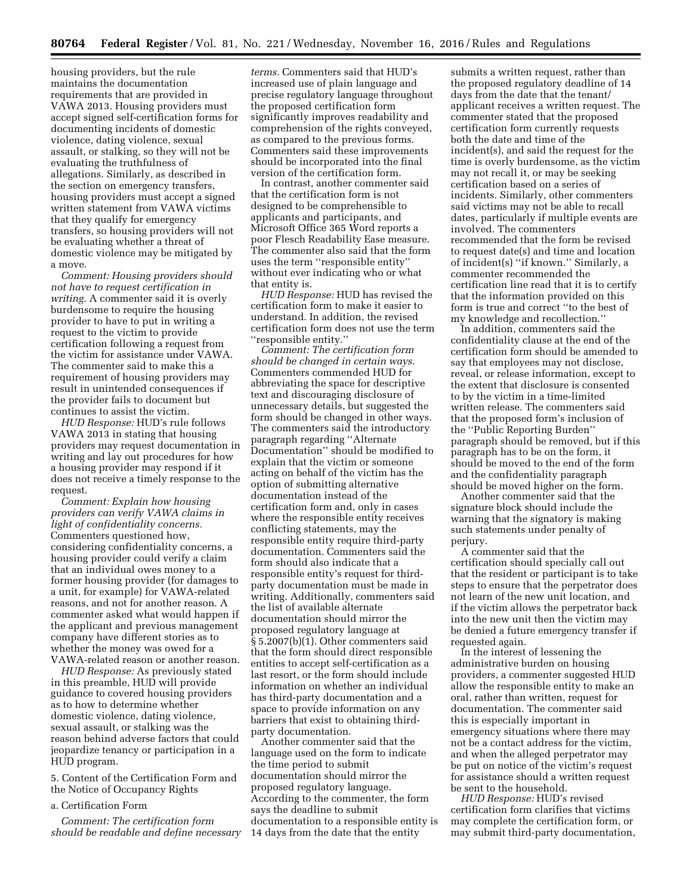housing providers, but the rule maintains the documentation requirements that are provided in VAWA 2013. Housing providers must accept signed self-certification forms for documenting incidents of domestic violence, dating violence, sexual assault, or stalking, so they will not be evaluating the truthfulness of allegations. Similarly, as described in the section on emergency transfers, housing providers must accept a signed written statement from VAWA victims that they qualify for emergency transfers, so housing providers will not be evaluating whether a threat of domestic violence may be mitigated by a move.

*Comment: Housing providers should not have to request certification in writing.* A commenter said it is overly burdensome to require the housing provider to have to put in writing a request to the victim to provide certification following a request from the victim for assistance under VAWA. The commenter said to make this a requirement of housing providers may result in unintended consequences if the provider fails to document but continues to assist the victim.

*HUD Response:* HUD's rule follows VAWA 2013 in stating that housing providers may request documentation in writing and lay out procedures for how a housing provider may respond if it does not receive a timely response to the request.

*Comment: Explain how housing providers can verify VAWA claims in light of confidentiality concerns.* Commenters questioned how, considering confidentiality concerns, a housing provider could verify a claim that an individual owes money to a former housing provider (for damages to a unit, for example) for VAWA-related reasons, and not for another reason. A commenter asked what would happen if the applicant and previous management company have different stories as to whether the money was owed for a VAWA-related reason or another reason.

*HUD Response:* As previously stated in this preamble, HUD will provide guidance to covered housing providers as to how to determine whether domestic violence, dating violence, sexual assault, or stalking was the reason behind adverse factors that could jeopardize tenancy or participation in a HUD program.

5. Content of the Certification Form and the Notice of Occupancy Rights

a. Certification Form

*Comment: The certification form should be readable and define necessary terms.* Commenters said that HUD's increased use of plain language and precise regulatory language throughout the proposed certification form significantly improves readability and comprehension of the rights conveyed, as compared to the previous forms. Commenters said these improvements should be incorporated into the final version of the certification form.

In contrast, another commenter said that the certification form is not designed to be comprehensible to applicants and participants, and Microsoft Office 365 Word reports a poor Flesch Readability Ease measure. The commenter also said that the form uses the term "responsible entity" without ever indicating who or what that entity is.

*HUD Response:* HUD has revised the certification form to make it easier to understand. In addition, the revised certification form does not use the term "responsible entity."

*Comment: The certification form should be changed in certain ways.* Commenters commended HUD for abbreviating the space for descriptive text and discouraging disclosure of unnecessary details, but suggested the form should be changed in other ways. The commenters said the introductory paragraph regarding "Alternate Documentation" should be modified to explain that the victim or someone acting on behalf of the victim has the option of submitting alternative documentation instead of the certification form and, only in cases where the responsible entity receives conflicting statements, may the responsible entity require third-party documentation. Commenters said the form should also indicate that a responsible entity's request for third-party documentation must be made in writing. Additionally, commenters said the list of available alternate documentation should mirror the proposed regulatory language at § 5.2007(b)(1). Other commenters said that the form should direct responsible entities to accept self-certification as a last resort, or the form should include information on whether an individual has third-party documentation and a space to provide information on any barriers that exist to obtaining third-party documentation.

Another commenter said that the language used on the form to indicate the time period to submit documentation should mirror the proposed regulatory language. According to the commenter, the form says the deadline to submit documentation to a responsible entity is 14 days from the date that the entity submits a written request, rather than the proposed regulatory deadline of 14 days from the date that the tenant/applicant receives a written request. The commenter stated that the proposed certification form currently requests both the date and time of the incident(s), and said the request for the time is overly burdensome, as the victim may not recall it, or may be seeking certification based on a series of incidents. Similarly, other commenters said victims may not be able to recall dates, particularly if multiple events are involved. The commenters recommended that the form be revised to request date(s) and time and location of incident(s) "if known." Similarly, a commenter recommended the certification line read that it is to certify that the information provided on this form is true and correct "to the best of my knowledge and recollection."

In addition, commenters said the confidentiality clause at the end of the certification form should be amended to say that employees may not disclose, reveal, or release information, except to the extent that disclosure is consented to by the victim in a time-limited written release. The commenters said that the proposed form's inclusion of the "Public Reporting Burden" paragraph should be removed, but if this paragraph has to be on the form, it should be moved to the end of the form and the confidentiality paragraph should be moved higher on the form.

Another commenter said that the signature block should include the warning that the signatory is making such statements under penalty of perjury.

A commenter said that the certification should specially call out that the resident or participant is to take steps to ensure that the perpetrator does not learn of the new unit location, and if the victim allows the perpetrator back into the new unit then the victim may be denied a future emergency transfer if requested again.

In the interest of lessening the administrative burden on housing providers, a commenter suggested HUD allow the responsible entity to make an oral, rather than written, request for documentation. The commenter said this is especially important in emergency situations where there may not be a contact address for the victim, and when the alleged perpetrator may be put on notice of the victim's request for assistance should a written request be sent to the household.

*HUD Response:* HUD's revised certification form clarifies that victims may complete the certification form, or may submit third-party documentation,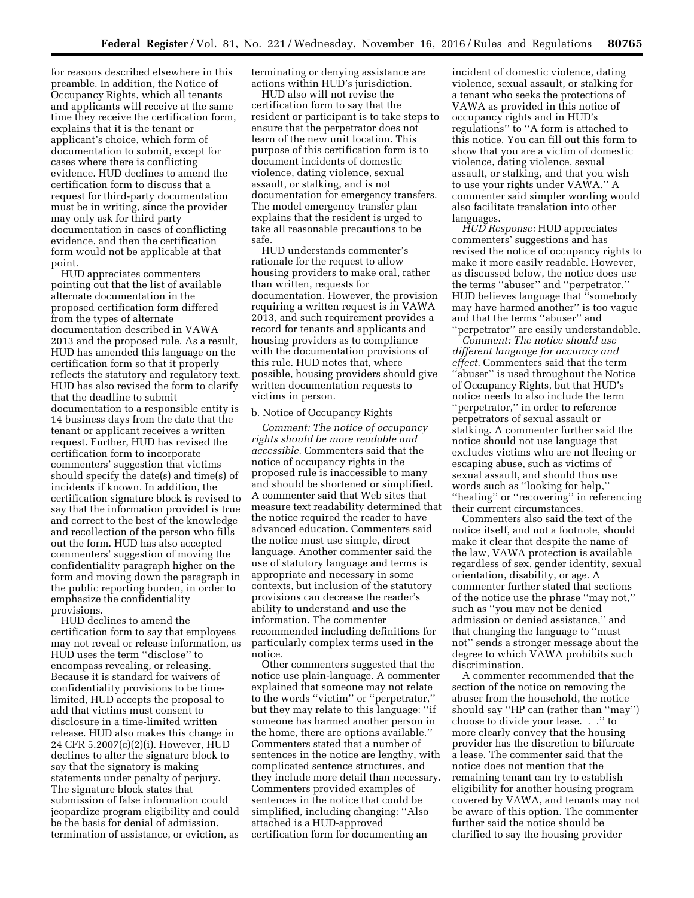for reasons described elsewhere in this preamble. In addition, the Notice of Occupancy Rights, which all tenants and applicants will receive at the same time they receive the certification form, explains that it is the tenant or applicant's choice, which form of documentation to submit, except for cases where there is conflicting evidence. HUD declines to amend the certification form to discuss that a request for third-party documentation must be in writing, since the provider may only ask for third party documentation in cases of conflicting evidence, and then the certification form would not be applicable at that point.

HUD appreciates commenters pointing out that the list of available alternate documentation in the proposed certification form differed from the types of alternate documentation described in VAWA 2013 and the proposed rule. As a result, HUD has amended this language on the certification form so that it properly reflects the statutory and regulatory text. HUD has also revised the form to clarify that the deadline to submit documentation to a responsible entity is 14 business days from the date that the tenant or applicant receives a written request. Further, HUD has revised the certification form to incorporate commenters' suggestion that victims should specify the date(s) and time(s) of incidents if known. In addition, the certification signature block is revised to say that the information provided is true and correct to the best of the knowledge and recollection of the person who fills out the form. HUD has also accepted commenters' suggestion of moving the confidentiality paragraph higher on the form and moving down the paragraph in the public reporting burden, in order to emphasize the confidentiality provisions.

HUD declines to amend the certification form to say that employees may not reveal or release information, as HUD uses the term "disclose" to encompass revealing, or releasing. Because it is standard for waivers of confidentiality provisions to be time-limited, HUD accepts the proposal to add that victims must consent to disclosure in a time-limited written release. HUD also makes this change in 24 CFR 5.2007(c)(2)(i). However, HUD declines to alter the signature block to say that the signatory is making statements under penalty of perjury. The signature block states that submission of false information could jeopardize program eligibility and could be the basis for denial of admission, termination of assistance, or eviction, as terminating or denying assistance are actions within HUD's jurisdiction.

HUD also will not revise the certification form to say that the resident or participant is to take steps to ensure that the perpetrator does not learn of the new unit location. This purpose of this certification form is to document incidents of domestic violence, dating violence, sexual assault, or stalking, and is not documentation for emergency transfers. The model emergency transfer plan explains that the resident is urged to take all reasonable precautions to be safe.

HUD understands commenter's rationale for the request to allow housing providers to make oral, rather than written, requests for documentation. However, the provision requiring a written request is in VAWA 2013, and such requirement provides a record for tenants and applicants and housing providers as to compliance with the documentation provisions of this rule. HUD notes that, where possible, housing providers should give written documentation requests to victims in person.

b. Notice of Occupancy Rights

*Comment: The notice of occupancy rights should be more readable and accessible.* Commenters said that the notice of occupancy rights in the proposed rule is inaccessible to many and should be shortened or simplified. A commenter said that Web sites that measure text readability determined that the notice required the reader to have advanced education. Commenters said the notice must use simple, direct language. Another commenter said the use of statutory language and terms is appropriate and necessary in some contexts, but inclusion of the statutory provisions can decrease the reader's ability to understand and use the information. The commenter recommended including definitions for particularly complex terms used in the notice.

Other commenters suggested that the notice use plain-language. A commenter explained that someone may not relate to the words "victim" or "perpetrator," but they may relate to this language: "if someone has harmed another person in the home, there are options available." Commenters stated that a number of sentences in the notice are lengthy, with complicated sentence structures, and they include more detail than necessary. Commenters provided examples of sentences in the notice that could be simplified, including changing: "Also attached is a HUD-approved certification form for documenting an incident of domestic violence, dating violence, sexual assault, or stalking for a tenant who seeks the protections of VAWA as provided in this notice of occupancy rights and in HUD's regulations" to "A form is attached to this notice. You can fill out this form to show that you are a victim of domestic violence, dating violence, sexual assault, or stalking, and that you wish to use your rights under VAWA." A commenter said simpler wording would also facilitate translation into other languages.

*HUD Response:* HUD appreciates commenters' suggestions and has revised the notice of occupancy rights to make it more easily readable. However, as discussed below, the notice does use the terms "abuser" and "perpetrator." HUD believes language that "somebody may have harmed another" is too vague and that the terms "abuser" and "perpetrator" are easily understandable.

*Comment: The notice should use different language for accuracy and effect.* Commenters said that the term "abuser" is used throughout the Notice of Occupancy Rights, but that HUD's notice needs to also include the term "perpetrator," in order to reference perpetrators of sexual assault or stalking. A commenter further said the notice should not use language that excludes victims who are not fleeing or escaping abuse, such as victims of sexual assault, and should thus use words such as "looking for help," "healing" or "recovering" in referencing their current circumstances.

Commenters also said the text of the notice itself, and not a footnote, should make it clear that despite the name of the law, VAWA protection is available regardless of sex, gender identity, sexual orientation, disability, or age. A commenter further stated that sections of the notice use the phrase "may not," such as "you may not be denied admission or denied assistance," and that changing the language to "must not" sends a stronger message about the degree to which VAWA prohibits such discrimination.

A commenter recommended that the section of the notice on removing the abuser from the household, the notice should say "HP can (rather than "may") choose to divide your lease. . ." to more clearly convey that the housing provider has the discretion to bifurcate a lease. The commenter said that the notice does not mention that the remaining tenant can try to establish eligibility for another housing program covered by VAWA, and tenants may not be aware of this option. The commenter further said the notice should be clarified to say the housing provider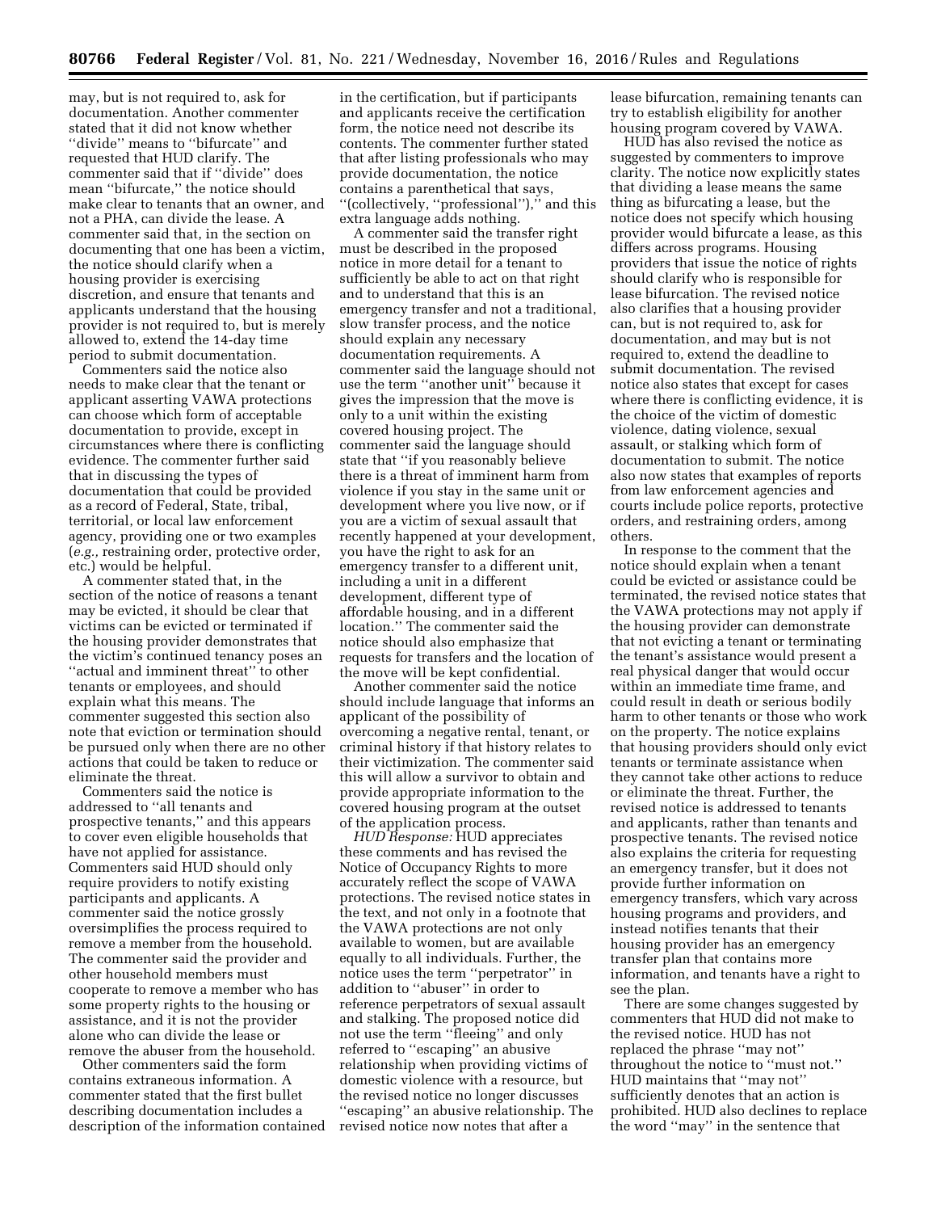may, but is not required to, ask for documentation. Another commenter stated that it did not know whether "divide" means to "bifurcate" and requested that HUD clarify. The commenter said that if "divide" does mean "bifurcate," the notice should make clear to tenants that an owner, and not a PHA, can divide the lease. A commenter said that, in the section on documenting that one has been a victim, the notice should clarify when a housing provider is exercising discretion, and ensure that tenants and applicants understand that the housing provider is not required to, but is merely allowed to, extend the 14-day time period to submit documentation.

Commenters said the notice also needs to make clear that the tenant or applicant asserting VAWA protections can choose which form of acceptable documentation to provide, except in circumstances where there is conflicting evidence. The commenter further said that in discussing the types of documentation that could be provided as a record of Federal, State, tribal, territorial, or local law enforcement agency, providing one or two examples (*e.g.,* restraining order, protective order, etc.) would be helpful.

A commenter stated that, in the section of the notice of reasons a tenant may be evicted, it should be clear that victims can be evicted or terminated if the housing provider demonstrates that the victim's continued tenancy poses an "actual and imminent threat" to other tenants or employees, and should explain what this means. The commenter suggested this section also note that eviction or termination should be pursued only when there are no other actions that could be taken to reduce or eliminate the threat.

Commenters said the notice is addressed to "all tenants and prospective tenants," and this appears to cover even eligible households that have not applied for assistance. Commenters said HUD should only require providers to notify existing participants and applicants. A commenter said the notice grossly oversimplifies the process required to remove a member from the household. The commenter said the provider and other household members must cooperate to remove a member who has some property rights to the housing or assistance, and it is not the provider alone who can divide the lease or remove the abuser from the household.

Other commenters said the form contains extraneous information. A commenter stated that the first bullet describing documentation includes a description of the information contained in the certification, but if participants and applicants receive the certification form, the notice need not describe its contents. The commenter further stated that after listing professionals who may provide documentation, the notice contains a parenthetical that says, "(collectively, "professional")," and this extra language adds nothing.

A commenter said the transfer right must be described in the proposed notice in more detail for a tenant to sufficiently be able to act on that right and to understand that this is an emergency transfer and not a traditional, slow transfer process, and the notice should explain any necessary documentation requirements. A commenter said the language should not use the term "another unit" because it gives the impression that the move is only to a unit within the existing covered housing project. The commenter said the language should state that "if you reasonably believe there is a threat of imminent harm from violence if you stay in the same unit or development where you live now, or if you are a victim of sexual assault that recently happened at your development, you have the right to ask for an emergency transfer to a different unit, including a unit in a different development, different type of affordable housing, and in a different location." The commenter said the notice should also emphasize that requests for transfers and the location of the move will be kept confidential.

Another commenter said the notice should include language that informs an applicant of the possibility of overcoming a negative rental, tenant, or criminal history if that history relates to their victimization. The commenter said this will allow a survivor to obtain and provide appropriate information to the covered housing program at the outset of the application process.

*HUD Response:* HUD appreciates these comments and has revised the Notice of Occupancy Rights to more accurately reflect the scope of VAWA protections. The revised notice states in the text, and not only in a footnote that the VAWA protections are not only available to women, but are available equally to all individuals. Further, the notice uses the term "perpetrator" in addition to "abuser" in order to reference perpetrators of sexual assault and stalking. The proposed notice did not use the term "fleeing" and only referred to "escaping" an abusive relationship when providing victims of domestic violence with a resource, but the revised notice no longer discusses "escaping" an abusive relationship. The revised notice now notes that after a lease bifurcation, remaining tenants can try to establish eligibility for another housing program covered by VAWA.

HUD has also revised the notice as suggested by commenters to improve clarity. The notice now explicitly states that dividing a lease means the same thing as bifurcating a lease, but the notice does not specify which housing provider would bifurcate a lease, as this differs across programs. Housing providers that issue the notice of rights should clarify who is responsible for lease bifurcation. The revised notice also clarifies that a housing provider can, but is not required to, ask for documentation, and may but is not required to, extend the deadline to submit documentation. The revised notice also states that except for cases where there is conflicting evidence, it is the choice of the victim of domestic violence, dating violence, sexual assault, or stalking which form of documentation to submit. The notice also now states that examples of reports from law enforcement agencies and courts include police reports, protective orders, and restraining orders, among others.

In response to the comment that the notice should explain when a tenant could be evicted or assistance could be terminated, the revised notice states that the VAWA protections may not apply if the housing provider can demonstrate that not evicting a tenant or terminating the tenant's assistance would present a real physical danger that would occur within an immediate time frame, and could result in death or serious bodily harm to other tenants or those who work on the property. The notice explains that housing providers should only evict tenants or terminate assistance when they cannot take other actions to reduce or eliminate the threat. Further, the revised notice is addressed to tenants and applicants, rather than tenants and prospective tenants. The revised notice also explains the criteria for requesting an emergency transfer, but it does not provide further information on emergency transfers, which vary across housing programs and providers, and instead notifies tenants that their housing provider has an emergency transfer plan that contains more information, and tenants have a right to see the plan.

There are some changes suggested by commenters that HUD did not make to the revised notice. HUD has not replaced the phrase "may not" throughout the notice to "must not." HUD maintains that "may not" sufficiently denotes that an action is prohibited. HUD also declines to replace the word "may" in the sentence that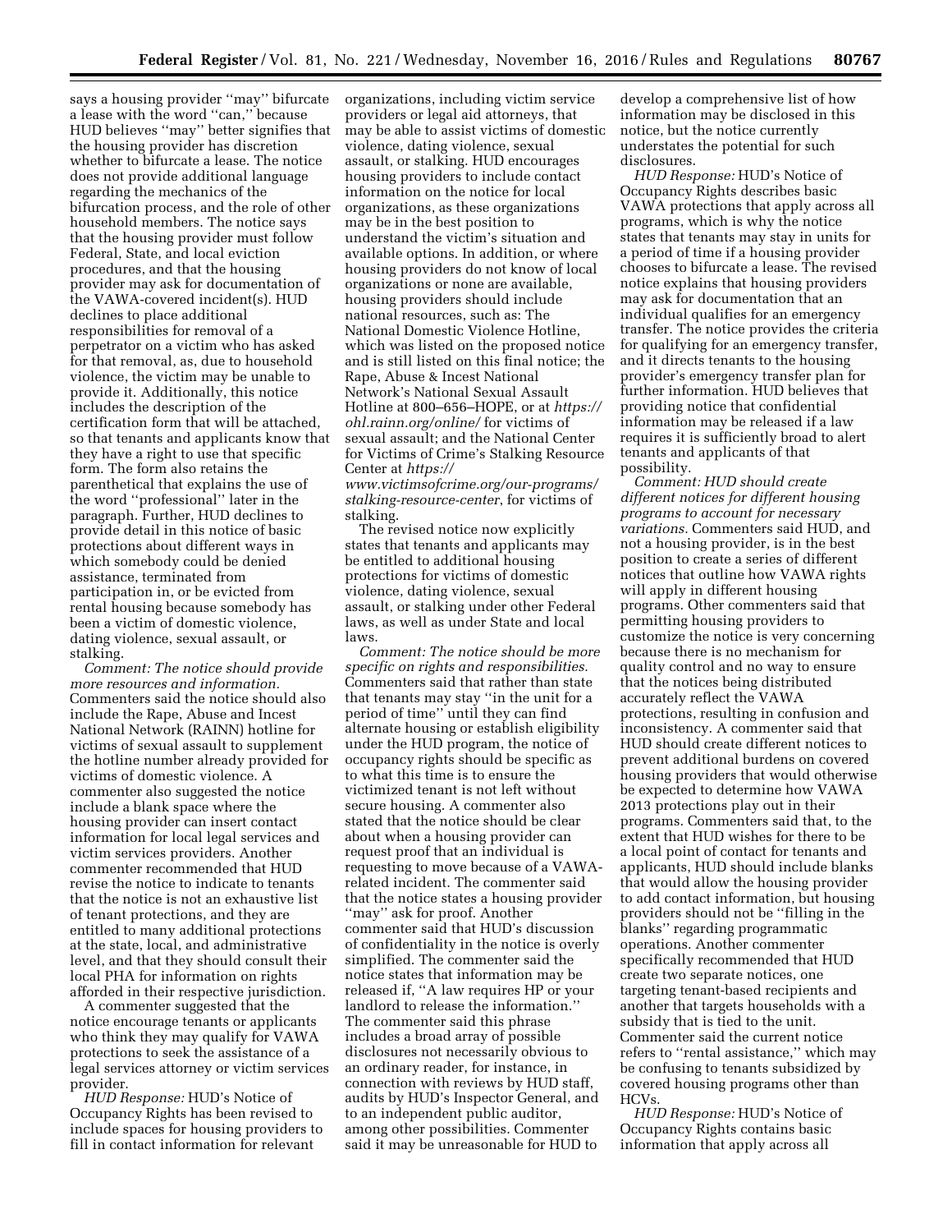says a housing provider ''may'' bifurcate a lease with the word ''can,'' because HUD believes ''may'' better signifies that the housing provider has discretion whether to bifurcate a lease. The notice does not provide additional language regarding the mechanics of the bifurcation process, and the role of other household members. The notice says that the housing provider must follow Federal, State, and local eviction procedures, and that the housing provider may ask for documentation of the VAWA-covered incident(s). HUD declines to place additional responsibilities for removal of a perpetrator on a victim who has asked for that removal, as, due to household violence, the victim may be unable to provide it. Additionally, this notice includes the description of the certification form that will be attached, so that tenants and applicants know that they have a right to use that specific form. The form also retains the parenthetical that explains the use of the word ''professional'' later in the paragraph. Further, HUD declines to provide detail in this notice of basic protections about different ways in which somebody could be denied assistance, terminated from participation in, or be evicted from rental housing because somebody has been a victim of domestic violence, dating violence, sexual assault, or stalking.

*Comment: The notice should provide more resources and information.* Commenters said the notice should also include the Rape, Abuse and Incest National Network (RAINN) hotline for victims of sexual assault to supplement the hotline number already provided for victims of domestic violence. A commenter also suggested the notice include a blank space where the housing provider can insert contact information for local legal services and victim services providers. Another commenter recommended that HUD revise the notice to indicate to tenants that the notice is not an exhaustive list of tenant protections, and they are entitled to many additional protections at the state, local, and administrative level, and that they should consult their local PHA for information on rights afforded in their respective jurisdiction.

A commenter suggested that the notice encourage tenants or applicants who think they may qualify for VAWA protections to seek the assistance of a legal services attorney or victim services provider.

*HUD Response:* HUD's Notice of Occupancy Rights has been revised to include spaces for housing providers to fill in contact information for relevant organizations, including victim service providers or legal aid attorneys, that may be able to assist victims of domestic violence, dating violence, sexual assault, or stalking. HUD encourages housing providers to include contact information on the notice for local organizations, as these organizations may be in the best position to understand the victim's situation and available options. In addition, or where housing providers do not know of local organizations or none are available, housing providers should include national resources, such as: The National Domestic Violence Hotline, which was listed on the proposed notice and is still listed on this final notice; the Rape, Abuse & Incest National Network's National Sexual Assault Hotline at 800–656–HOPE, or at *https://ohl.rainn.org/online/* for victims of sexual assault; and the National Center for Victims of Crime's Stalking Resource Center at *https://www.victimsofcrime.org/our-programs/stalking-resource-center*, for victims of stalking.

The revised notice now explicitly states that tenants and applicants may be entitled to additional housing protections for victims of domestic violence, dating violence, sexual assault, or stalking under other Federal laws, as well as under State and local laws.

*Comment: The notice should be more specific on rights and responsibilities.* Commenters said that rather than state that tenants may stay ''in the unit for a period of time'' until they can find alternate housing or establish eligibility under the HUD program, the notice of occupancy rights should be specific as to what this time is to ensure the victimized tenant is not left without secure housing. A commenter also stated that the notice should be clear about when a housing provider can request proof that an individual is requesting to move because of a VAWA-related incident. The commenter said that the notice states a housing provider ''may'' ask for proof. Another commenter said that HUD's discussion of confidentiality in the notice is overly simplified. The commenter said the notice states that information may be released if, ''A law requires HP or your landlord to release the information.'' The commenter said this phrase includes a broad array of possible disclosures not necessarily obvious to an ordinary reader, for instance, in connection with reviews by HUD staff, audits by HUD's Inspector General, and to an independent public auditor, among other possibilities. Commenter said it may be unreasonable for HUD to develop a comprehensive list of how information may be disclosed in this notice, but the notice currently understates the potential for such disclosures.

*HUD Response:* HUD's Notice of Occupancy Rights describes basic VAWA protections that apply across all programs, which is why the notice states that tenants may stay in units for a period of time if a housing provider chooses to bifurcate a lease. The revised notice explains that housing providers may ask for documentation that an individual qualifies for an emergency transfer. The notice provides the criteria for qualifying for an emergency transfer, and it directs tenants to the housing provider's emergency transfer plan for further information. HUD believes that providing notice that confidential information may be released if a law requires it is sufficiently broad to alert tenants and applicants of that possibility.

*Comment: HUD should create different notices for different housing programs to account for necessary variations.* Commenters said HUD, and not a housing provider, is in the best position to create a series of different notices that outline how VAWA rights will apply in different housing programs. Other commenters said that permitting housing providers to customize the notice is very concerning because there is no mechanism for quality control and no way to ensure that the notices being distributed accurately reflect the VAWA protections, resulting in confusion and inconsistency. A commenter said that HUD should create different notices to prevent additional burdens on covered housing providers that would otherwise be expected to determine how VAWA 2013 protections play out in their programs. Commenters said that, to the extent that HUD wishes for there to be a local point of contact for tenants and applicants, HUD should include blanks that would allow the housing provider to add contact information, but housing providers should not be ''filling in the blanks'' regarding programmatic operations. Another commenter specifically recommended that HUD create two separate notices, one targeting tenant-based recipients and another that targets households with a subsidy that is tied to the unit. Commenter said the current notice refers to ''rental assistance,'' which may be confusing to tenants subsidized by covered housing programs other than HCVs.

*HUD Response:* HUD's Notice of Occupancy Rights contains basic information that apply across all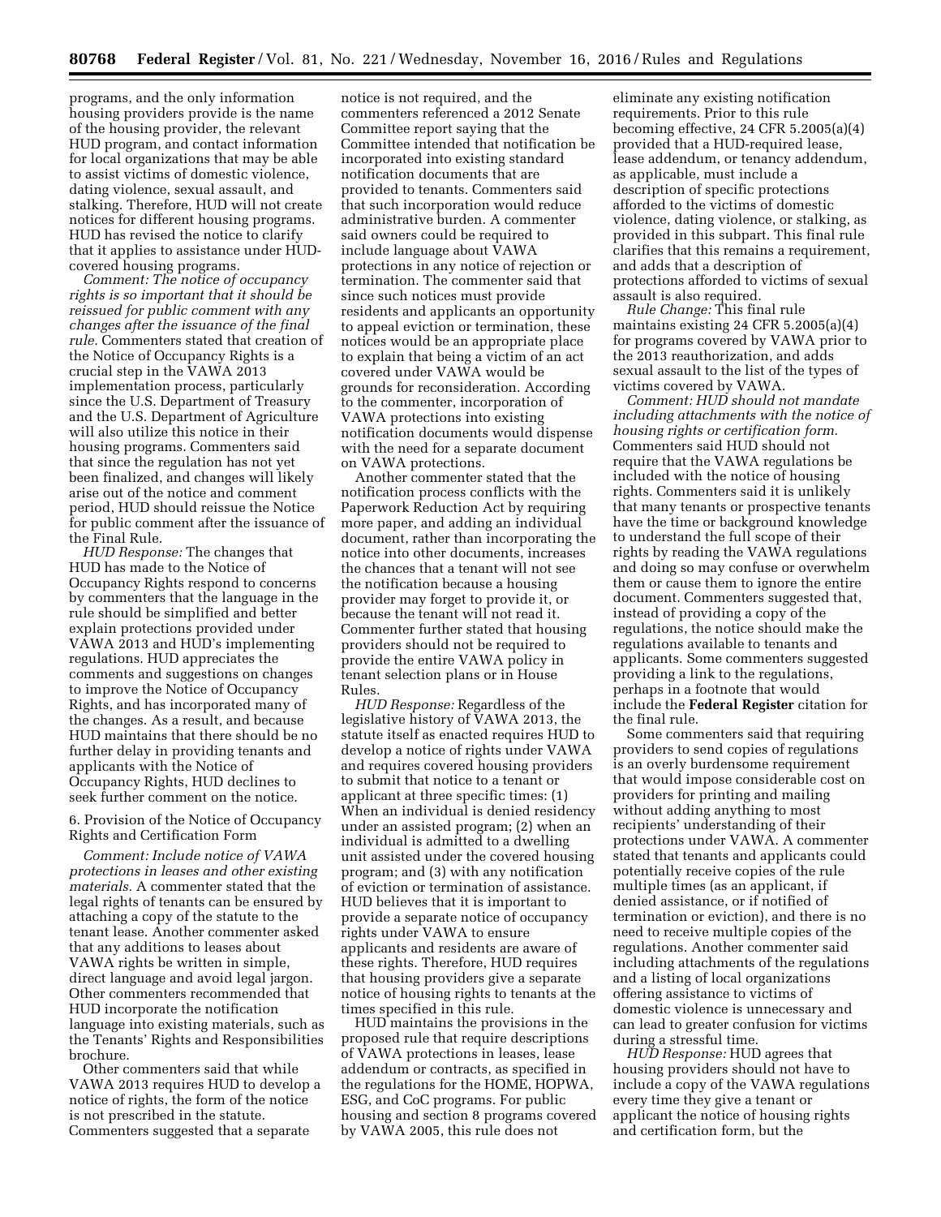programs, and the only information housing providers provide is the name of the housing provider, the relevant HUD program, and contact information for local organizations that may be able to assist victims of domestic violence, dating violence, sexual assault, and stalking. Therefore, HUD will not create notices for different housing programs. HUD has revised the notice to clarify that it applies to assistance under HUD-covered housing programs.

*Comment: The notice of occupancy rights is so important that it should be reissued for public comment with any changes after the issuance of the final rule.* Commenters stated that creation of the Notice of Occupancy Rights is a crucial step in the VAWA 2013 implementation process, particularly since the U.S. Department of Treasury and the U.S. Department of Agriculture will also utilize this notice in their housing programs. Commenters said that since the regulation has not yet been finalized, and changes will likely arise out of the notice and comment period, HUD should reissue the Notice for public comment after the issuance of the Final Rule.

*HUD Response:* The changes that HUD has made to the Notice of Occupancy Rights respond to concerns by commenters that the language in the rule should be simplified and better explain protections provided under VAWA 2013 and HUD's implementing regulations. HUD appreciates the comments and suggestions on changes to improve the Notice of Occupancy Rights, and has incorporated many of the changes. As a result, and because HUD maintains that there should be no further delay in providing tenants and applicants with the Notice of Occupancy Rights, HUD declines to seek further comment on the notice.

6. Provision of the Notice of Occupancy Rights and Certification Form

*Comment: Include notice of VAWA protections in leases and other existing materials.* A commenter stated that the legal rights of tenants can be ensured by attaching a copy of the statute to the tenant lease. Another commenter asked that any additions to leases about VAWA rights be written in simple, direct language and avoid legal jargon. Other commenters recommended that HUD incorporate the notification language into existing materials, such as the Tenants' Rights and Responsibilities brochure.

Other commenters said that while VAWA 2013 requires HUD to develop a notice of rights, the form of the notice is not prescribed in the statute. Commenters suggested that a separate notice is not required, and the commenters referenced a 2012 Senate Committee report saying that the Committee intended that notification be incorporated into existing standard notification documents that are provided to tenants. Commenters said that such incorporation would reduce administrative burden. A commenter said owners could be required to include language about VAWA protections in any notice of rejection or termination. The commenter said that since such notices must provide residents and applicants an opportunity to appeal eviction or termination, these notices would be an appropriate place to explain that being a victim of an act covered under VAWA would be grounds for reconsideration. According to the commenter, incorporation of VAWA protections into existing notification documents would dispense with the need for a separate document on VAWA protections.

Another commenter stated that the notification process conflicts with the Paperwork Reduction Act by requiring more paper, and adding an individual document, rather than incorporating the notice into other documents, increases the chances that a tenant will not see the notification because a housing provider may forget to provide it, or because the tenant will not read it. Commenter further stated that housing providers should not be required to provide the entire VAWA policy in tenant selection plans or in House Rules.

*HUD Response:* Regardless of the legislative history of VAWA 2013, the statute itself as enacted requires HUD to develop a notice of rights under VAWA and requires covered housing providers to submit that notice to a tenant or applicant at three specific times: (1) When an individual is denied residency under an assisted program; (2) when an individual is admitted to a dwelling unit assisted under the covered housing program; and (3) with any notification of eviction or termination of assistance. HUD believes that it is important to provide a separate notice of occupancy rights under VAWA to ensure applicants and residents are aware of these rights. Therefore, HUD requires that housing providers give a separate notice of housing rights to tenants at the times specified in this rule.

HUD maintains the provisions in the proposed rule that require descriptions of VAWA protections in leases, lease addendum or contracts, as specified in the regulations for the HOME, HOPWA, ESG, and CoC programs. For public housing and section 8 programs covered by VAWA 2005, this rule does not eliminate any existing notification requirements. Prior to this rule becoming effective, 24 CFR 5.2005(a)(4) provided that a HUD-required lease, lease addendum, or tenancy addendum, as applicable, must include a description of specific protections afforded to the victims of domestic violence, dating violence, or stalking, as provided in this subpart. This final rule clarifies that this remains a requirement, and adds that a description of protections afforded to victims of sexual assault is also required.

*Rule Change:* This final rule maintains existing 24 CFR 5.2005(a)(4) for programs covered by VAWA prior to the 2013 reauthorization, and adds sexual assault to the list of the types of victims covered by VAWA.

*Comment: HUD should not mandate including attachments with the notice of housing rights or certification form.* Commenters said HUD should not require that the VAWA regulations be included with the notice of housing rights. Commenters said it is unlikely that many tenants or prospective tenants have the time or background knowledge to understand the full scope of their rights by reading the VAWA regulations and doing so may confuse or overwhelm them or cause them to ignore the entire document. Commenters suggested that, instead of providing a copy of the regulations, the notice should make the regulations available to tenants and applicants. Some commenters suggested providing a link to the regulations, perhaps in a footnote that would include the **Federal Register** citation for the final rule.

Some commenters said that requiring providers to send copies of regulations is an overly burdensome requirement that would impose considerable cost on providers for printing and mailing without adding anything to most recipients' understanding of their protections under VAWA. A commenter stated that tenants and applicants could potentially receive copies of the rule multiple times (as an applicant, if denied assistance, or if notified of termination or eviction), and there is no need to receive multiple copies of the regulations. Another commenter said including attachments of the regulations and a listing of local organizations offering assistance to victims of domestic violence is unnecessary and can lead to greater confusion for victims during a stressful time.

*HUD Response:* HUD agrees that housing providers should not have to include a copy of the VAWA regulations every time they give a tenant or applicant the notice of housing rights and certification form, but the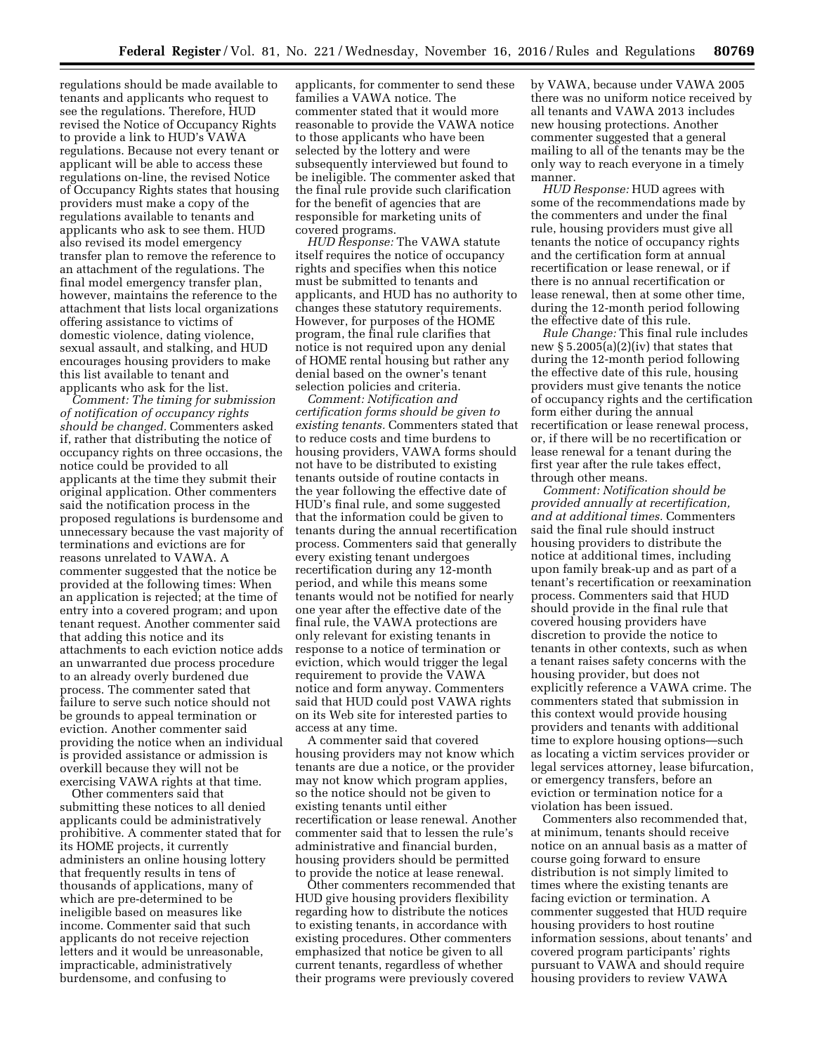regulations should be made available to tenants and applicants who request to see the regulations. Therefore, HUD revised the Notice of Occupancy Rights to provide a link to HUD's VAWA regulations. Because not every tenant or applicant will be able to access these regulations on-line, the revised Notice of Occupancy Rights states that housing providers must make a copy of the regulations available to tenants and applicants who ask to see them. HUD also revised its model emergency transfer plan to remove the reference to an attachment of the regulations. The final model emergency transfer plan, however, maintains the reference to the attachment that lists local organizations offering assistance to victims of domestic violence, dating violence, sexual assault, and stalking, and HUD encourages housing providers to make this list available to tenant and applicants who ask for the list.

*Comment: The timing for submission of notification of occupancy rights should be changed.* Commenters asked if, rather that distributing the notice of occupancy rights on three occasions, the notice could be provided to all applicants at the time they submit their original application. Other commenters said the notification process in the proposed regulations is burdensome and unnecessary because the vast majority of terminations and evictions are for reasons unrelated to VAWA. A commenter suggested that the notice be provided at the following times: When an application is rejected; at the time of entry into a covered program; and upon tenant request. Another commenter said that adding this notice and its attachments to each eviction notice adds an unwarranted due process procedure to an already overly burdened due process. The commenter sated that failure to serve such notice should not be grounds to appeal termination or eviction. Another commenter said providing the notice when an individual is provided assistance or admission is overkill because they will not be exercising VAWA rights at that time.

Other commenters said that submitting these notices to all denied applicants could be administratively prohibitive. A commenter stated that for its HOME projects, it currently administers an online housing lottery that frequently results in tens of thousands of applications, many of which are pre-determined to be ineligible based on measures like income. Commenter said that such applicants do not receive rejection letters and it would be unreasonable, impracticable, administratively burdensome, and confusing to applicants, for commenter to send these families a VAWA notice. The commenter stated that it would more reasonable to provide the VAWA notice to those applicants who have been selected by the lottery and were subsequently interviewed but found to be ineligible. The commenter asked that the final rule provide such clarification for the benefit of agencies that are responsible for marketing units of covered programs.

*HUD Response:* The VAWA statute itself requires the notice of occupancy rights and specifies when this notice must be submitted to tenants and applicants, and HUD has no authority to changes these statutory requirements. However, for purposes of the HOME program, the final rule clarifies that notice is not required upon any denial of HOME rental housing but rather any denial based on the owner's tenant selection policies and criteria.

*Comment: Notification and certification forms should be given to existing tenants.* Commenters stated that to reduce costs and time burdens to housing providers, VAWA forms should not have to be distributed to existing tenants outside of routine contacts in the year following the effective date of HUD's final rule, and some suggested that the information could be given to tenants during the annual recertification process. Commenters said that generally every existing tenant undergoes recertification during any 12-month period, and while this means some tenants would not be notified for nearly one year after the effective date of the final rule, the VAWA protections are only relevant for existing tenants in response to a notice of termination or eviction, which would trigger the legal requirement to provide the VAWA notice and form anyway. Commenters said that HUD could post VAWA rights on its Web site for interested parties to access at any time.

A commenter said that covered housing providers may not know which tenants are due a notice, or the provider may not know which program applies, so the notice should not be given to existing tenants until either recertification or lease renewal. Another commenter said that to lessen the rule's administrative and financial burden, housing providers should be permitted to provide the notice at lease renewal.

Other commenters recommended that HUD give housing providers flexibility regarding how to distribute the notices to existing tenants, in accordance with existing procedures. Other commenters emphasized that notice be given to all current tenants, regardless of whether their programs were previously covered by VAWA, because under VAWA 2005 there was no uniform notice received by all tenants and VAWA 2013 includes new housing protections. Another commenter suggested that a general mailing to all of the tenants may be the only way to reach everyone in a timely manner.

*HUD Response:* HUD agrees with some of the recommendations made by the commenters and under the final rule, housing providers must give all tenants the notice of occupancy rights and the certification form at annual recertification or lease renewal, or if there is no annual recertification or lease renewal, then at some other time, during the 12-month period following the effective date of this rule.

*Rule Change:* This final rule includes new § 5.2005(a)(2)(iv) that states that during the 12-month period following the effective date of this rule, housing providers must give tenants the notice of occupancy rights and the certification form either during the annual recertification or lease renewal process, or, if there will be no recertification or lease renewal for a tenant during the first year after the rule takes effect, through other means.

*Comment: Notification should be provided annually at recertification, and at additional times.* Commenters said the final rule should instruct housing providers to distribute the notice at additional times, including upon family break-up and as part of a tenant's recertification or reexamination process. Commenters said that HUD should provide in the final rule that covered housing providers have discretion to provide the notice to tenants in other contexts, such as when a tenant raises safety concerns with the housing provider, but does not explicitly reference a VAWA crime. The commenters stated that submission in this context would provide housing providers and tenants with additional time to explore housing options—such as locating a victim services provider or legal services attorney, lease bifurcation, or emergency transfers, before an eviction or termination notice for a violation has been issued.

Commenters also recommended that, at minimum, tenants should receive notice on an annual basis as a matter of course going forward to ensure distribution is not simply limited to times where the existing tenants are facing eviction or termination. A commenter suggested that HUD require housing providers to host routine information sessions, about tenants' and covered program participants' rights pursuant to VAWA and should require housing providers to review VAWA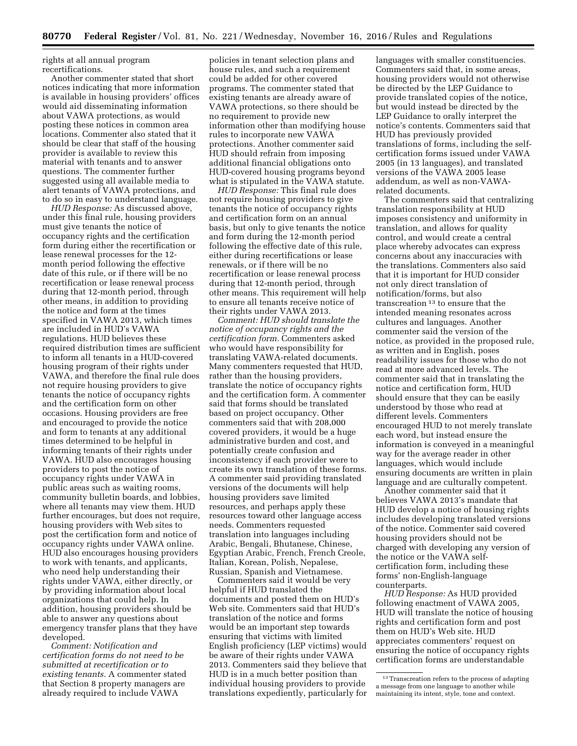rights at all annual program recertifications.

Another commenter stated that short notices indicating that more information is available in housing providers' offices would aid disseminating information about VAWA protections, as would posting these notices in common area locations. Commenter also stated that it should be clear that staff of the housing provider is available to review this material with tenants and to answer questions. The commenter further suggested using all available media to alert tenants of VAWA protections, and to do so in easy to understand language.

*HUD Response:* As discussed above, under this final rule, housing providers must give tenants the notice of occupancy rights and the certification form during either the recertification or lease renewal processes for the 12-month period following the effective date of this rule, or if there will be no recertification or lease renewal process during that 12-month period, through other means, in addition to providing the notice and form at the times specified in VAWA 2013, which times are included in HUD's VAWA regulations. HUD believes these required distribution times are sufficient to inform all tenants in a HUD-covered housing program of their rights under VAWA, and therefore the final rule does not require housing providers to give tenants the notice of occupancy rights and the certification form on other occasions. Housing providers are free and encouraged to provide the notice and form to tenants at any additional times determined to be helpful in informing tenants of their rights under VAWA. HUD also encourages housing providers to post the notice of occupancy rights under VAWA in public areas such as waiting rooms, community bulletin boards, and lobbies, where all tenants may view them. HUD further encourages, but does not require, housing providers with Web sites to post the certification form and notice of occupancy rights under VAWA online. HUD also encourages housing providers to work with tenants, and applicants, who need help understanding their rights under VAWA, either directly, or by providing information about local organizations that could help. In addition, housing providers should be able to answer any questions about emergency transfer plans that they have developed.

*Comment: Notification and certification forms do not need to be submitted at recertification or to existing tenants.* A commenter stated that Section 8 property managers are already required to include VAWA policies in tenant selection plans and house rules, and such a requirement could be added for other covered programs. The commenter stated that existing tenants are already aware of VAWA protections, so there should be no requirement to provide new information other than modifying house rules to incorporate new VAWA protections. Another commenter said HUD should refrain from imposing additional financial obligations onto HUD-covered housing programs beyond what is stipulated in the VAWA statute.

*HUD Response:* This final rule does not require housing providers to give tenants the notice of occupancy rights and certification form on an annual basis, but only to give tenants the notice and form during the 12-month period following the effective date of this rule, either during recertifications or lease renewals, or if there will be no recertification or lease renewal process during that 12-month period, through other means. This requirement will help to ensure all tenants receive notice of their rights under VAWA 2013.

*Comment: HUD should translate the notice of occupancy rights and the certification form.* Commenters asked who would have responsibility for translating VAWA-related documents. Many commenters requested that HUD, rather than the housing providers, translate the notice of occupancy rights and the certification form. A commenter said that forms should be translated based on project occupancy. Other commenters said that with 208,000 covered providers, it would be a huge administrative burden and cost, and potentially create confusion and inconsistency if each provider were to create its own translation of these forms. A commenter said providing translated versions of the documents will help housing providers save limited resources, and perhaps apply these resources toward other language access needs. Commenters requested translation into languages including Arabic, Bengali, Bhutanese, Chinese, Egyptian Arabic, French, French Creole, Italian, Korean, Polish, Nepalese, Russian, Spanish and Vietnamese.

Commenters said it would be very helpful if HUD translated the documents and posted them on HUD's Web site. Commenters said that HUD's translation of the notice and forms would be an important step towards ensuring that victims with limited English proficiency (LEP victims) would be aware of their rights under VAWA 2013. Commenters said they believe that HUD is in a much better position than individual housing providers to provide translations expediently, particularly for languages with smaller constituencies. Commenters said that, in some areas, housing providers would not otherwise be directed by the LEP Guidance to provide translated copies of the notice, but would instead be directed by the LEP Guidance to orally interpret the notice's contents. Commenters said that HUD has previously provided translations of forms, including the self-certification forms issued under VAWA 2005 (in 13 languages), and translated versions of the VAWA 2005 lease addendum, as well as non-VAWA-related documents.

The commenters said that centralizing translation responsibility at HUD imposes consistency and uniformity in translation, and allows for quality control, and would create a central place whereby advocates can express concerns about any inaccuracies with the translations. Commenters also said that it is important for HUD consider not only direct translation of notification/forms, but also transcreation[13] to ensure that the intended meaning resonates across cultures and languages. Another commenter said the version of the notice, as provided in the proposed rule, as written and in English, poses readability issues for those who do not read at more advanced levels. The commenter said that in translating the notice and certification form, HUD should ensure that they can be easily understood by those who read at different levels. Commenters encouraged HUD to not merely translate each word, but instead ensure the information is conveyed in a meaningful way for the average reader in other languages, which would include ensuring documents are written in plain language and are culturally competent.

Another commenter said that it believes VAWA 2013's mandate that HUD develop a notice of housing rights includes developing translated versions of the notice. Commenter said covered housing providers should not be charged with developing any version of the notice or the VAWA self-certification form, including these forms' non-English-language counterparts.

*HUD Response:* As HUD provided following enactment of VAWA 2005, HUD will translate the notice of housing rights and certification form and post them on HUD's Web site. HUD appreciates commenters' request on ensuring the notice of occupancy rights certification forms are understandable

[13] Transcreation refers to the process of adapting a message from one language to another while maintaining its intent, style, tone and context.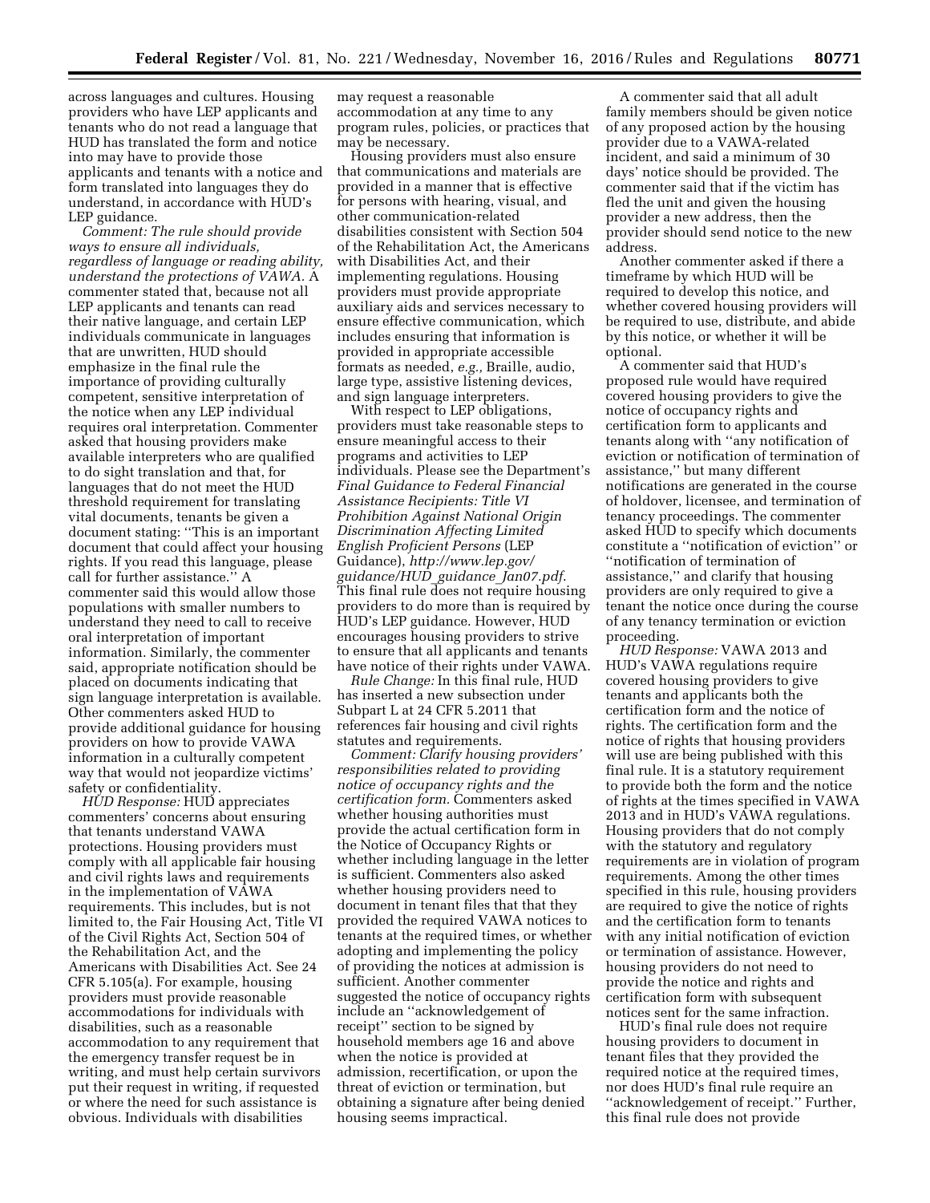across languages and cultures. Housing providers who have LEP applicants and tenants who do not read a language that HUD has translated the form and notice into may have to provide those applicants and tenants with a notice and form translated into languages they do understand, in accordance with HUD's LEP guidance.

*Comment: The rule should provide ways to ensure all individuals, regardless of language or reading ability, understand the protections of VAWA.* A commenter stated that, because not all LEP applicants and tenants can read their native language, and certain LEP individuals communicate in languages that are unwritten, HUD should emphasize in the final rule the importance of providing culturally competent, sensitive interpretation of the notice when any LEP individual requires oral interpretation. Commenter asked that housing providers make available interpreters who are qualified to do sight translation and that, for languages that do not meet the HUD threshold requirement for translating vital documents, tenants be given a document stating: ''This is an important document that could affect your housing rights. If you read this language, please call for further assistance.'' A commenter said this would allow those populations with smaller numbers to understand they need to call to receive oral interpretation of important information. Similarly, the commenter said, appropriate notification should be placed on documents indicating that sign language interpretation is available. Other commenters asked HUD to provide additional guidance for housing providers on how to provide VAWA information in a culturally competent way that would not jeopardize victims' safety or confidentiality.

*HUD Response:* HUD appreciates commenters' concerns about ensuring that tenants understand VAWA protections. Housing providers must comply with all applicable fair housing and civil rights laws and requirements in the implementation of VAWA requirements. This includes, but is not limited to, the Fair Housing Act, Title VI of the Civil Rights Act, Section 504 of the Rehabilitation Act, and the Americans with Disabilities Act. See 24 CFR 5.105(a). For example, housing providers must provide reasonable accommodations for individuals with disabilities, such as a reasonable accommodation to any requirement that the emergency transfer request be in writing, and must help certain survivors put their request in writing, if requested or where the need for such assistance is obvious. Individuals with disabilities may request a reasonable accommodation at any time to any program rules, policies, or practices that may be necessary.

Housing providers must also ensure that communications and materials are provided in a manner that is effective for persons with hearing, visual, and other communication-related disabilities consistent with Section 504 of the Rehabilitation Act, the Americans with Disabilities Act, and their implementing regulations. Housing providers must provide appropriate auxiliary aids and services necessary to ensure effective communication, which includes ensuring that information is provided in appropriate accessible formats as needed, *e.g.,* Braille, audio, large type, assistive listening devices, and sign language interpreters.

With respect to LEP obligations, providers must take reasonable steps to ensure meaningful access to their programs and activities to LEP individuals. Please see the Department's *Final Guidance to Federal Financial Assistance Recipients: Title VI Prohibition Against National Origin Discrimination Affecting Limited English Proficient Persons* (LEP Guidance), *http://www.lep.gov/guidance/HUD_guidance_Jan07.pdf*. This final rule does not require housing providers to do more than is required by HUD's LEP guidance. However, HUD encourages housing providers to strive to ensure that all applicants and tenants have notice of their rights under VAWA.

*Rule Change:* In this final rule, HUD has inserted a new subsection under Subpart L at 24 CFR 5.2011 that references fair housing and civil rights statutes and requirements.

*Comment: Clarify housing providers' responsibilities related to providing notice of occupancy rights and the certification form.* Commenters asked whether housing authorities must provide the actual certification form in the Notice of Occupancy Rights or whether including language in the letter is sufficient. Commenters also asked whether housing providers need to document in tenant files that that they provided the required VAWA notices to tenants at the required times, or whether adopting and implementing the policy of providing the notices at admission is sufficient. Another commenter suggested the notice of occupancy rights include an ''acknowledgement of receipt'' section to be signed by household members age 16 and above when the notice is provided at admission, recertification, or upon the threat of eviction or termination, but obtaining a signature after being denied housing seems impractical.

A commenter said that all adult family members should be given notice of any proposed action by the housing provider due to a VAWA-related incident, and said a minimum of 30 days' notice should be provided. The commenter said that if the victim has fled the unit and given the housing provider a new address, then the provider should send notice to the new address.

Another commenter asked if there a timeframe by which HUD will be required to develop this notice, and whether covered housing providers will be required to use, distribute, and abide by this notice, or whether it will be optional.

A commenter said that HUD's proposed rule would have required covered housing providers to give the notice of occupancy rights and certification form to applicants and tenants along with ''any notification of eviction or notification of termination of assistance,'' but many different notifications are generated in the course of holdover, licensee, and termination of tenancy proceedings. The commenter asked HUD to specify which documents constitute a ''notification of eviction'' or ''notification of termination of assistance,'' and clarify that housing providers are only required to give a tenant the notice once during the course of any tenancy termination or eviction proceeding.

*HUD Response:* VAWA 2013 and HUD's VAWA regulations require covered housing providers to give tenants and applicants both the certification form and the notice of rights. The certification form and the notice of rights that housing providers will use are being published with this final rule. It is a statutory requirement to provide both the form and the notice of rights at the times specified in VAWA 2013 and in HUD's VAWA regulations. Housing providers that do not comply with the statutory and regulatory requirements are in violation of program requirements. Among the other times specified in this rule, housing providers are required to give the notice of rights and the certification form to tenants with any initial notification of eviction or termination of assistance. However, housing providers do not need to provide the notice and rights and certification form with subsequent notices sent for the same infraction.

HUD's final rule does not require housing providers to document in tenant files that they provided the required notice at the required times, nor does HUD's final rule require an ''acknowledgement of receipt.'' Further, this final rule does not provide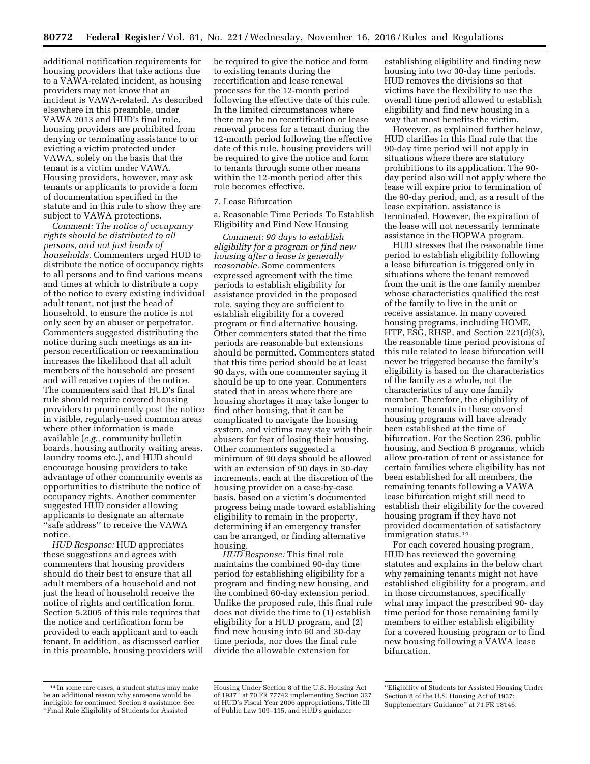additional notification requirements for housing providers that take actions due to a VAWA-related incident, as housing providers may not know that an incident is VAWA-related. As described elsewhere in this preamble, under VAWA 2013 and HUD's final rule, housing providers are prohibited from denying or terminating assistance to or evicting a victim protected under VAWA, solely on the basis that the tenant is a victim under VAWA. Housing providers, however, may ask tenants or applicants to provide a form of documentation specified in the statute and in this rule to show they are subject to VAWA protections.

*Comment: The notice of occupancy rights should be distributed to all persons, and not just heads of households.* Commenters urged HUD to distribute the notice of occupancy rights to all persons and to find various means and times at which to distribute a copy of the notice to every existing individual adult tenant, not just the head of household, to ensure the notice is not only seen by an abuser or perpetrator. Commenters suggested distributing the notice during such meetings as an in-person recertification or reexamination increases the likelihood that all adult members of the household are present and will receive copies of the notice. The commenters said that HUD's final rule should require covered housing providers to prominently post the notice in visible, regularly-used common areas where other information is made available (*e.g.,* community bulletin boards, housing authority waiting areas, laundry rooms etc.), and HUD should encourage housing providers to take advantage of other community events as opportunities to distribute the notice of occupancy rights. Another commenter suggested HUD consider allowing applicants to designate an alternate ''safe address'' to receive the VAWA notice.

*HUD Response:* HUD appreciates these suggestions and agrees with commenters that housing providers should do their best to ensure that all adult members of a household and not just the head of household receive the notice of rights and certification form. Section 5.2005 of this rule requires that the notice and certification form be provided to each applicant and to each tenant. In addition, as discussed earlier in this preamble, housing providers will be required to give the notice and form to existing tenants during the recertification and lease renewal processes for the 12-month period following the effective date of this rule. In the limited circumstances where there may be no recertification or lease renewal process for a tenant during the 12-month period following the effective date of this rule, housing providers will be required to give the notice and form to tenants through some other means within the 12-month period after this rule becomes effective.

7. Lease Bifurcation

a. Reasonable Time Periods To Establish Eligibility and Find New Housing

*Comment: 90 days to establish eligibility for a program or find new housing after a lease is generally reasonable.* Some commenters expressed agreement with the time periods to establish eligibility for assistance provided in the proposed rule, saying they are sufficient to establish eligibility for a covered program or find alternative housing. Other commenters stated that the time periods are reasonable but extensions should be permitted. Commenters stated that this time period should be at least 90 days, with one commenter saying it should be up to one year. Commenters stated that in areas where there are housing shortages it may take longer to find other housing, that it can be complicated to navigate the housing system, and victims may stay with their abusers for fear of losing their housing. Other commenters suggested a minimum of 90 days should be allowed with an extension of 90 days in 30-day increments, each at the discretion of the housing provider on a case-by-case basis, based on a victim's documented progress being made toward establishing eligibility to remain in the property, determining if an emergency transfer can be arranged, or finding alternative housing.

*HUD Response:* This final rule maintains the combined 90-day time period for establishing eligibility for a program and finding new housing, and the combined 60-day extension period. Unlike the proposed rule, this final rule does not divide the time to (1) establish eligibility for a HUD program, and (2) find new housing into 60 and 30-day time periods, nor does the final rule divide the allowable extension for establishing eligibility and finding new housing into two 30-day time periods. HUD removes the divisions so that victims have the flexibility to use the overall time period allowed to establish eligibility and find new housing in a way that most benefits the victim.

However, as explained further below, HUD clarifies in this final rule that the 90-day time period will not apply in situations where there are statutory prohibitions to its application. The 90-day period also will not apply where the lease will expire prior to termination of the 90-day period, and, as a result of the lease expiration, assistance is terminated. However, the expiration of the lease will not necessarily terminate assistance in the HOPWA program.

HUD stresses that the reasonable time period to establish eligibility following a lease bifurcation is triggered only in situations where the tenant removed from the unit is the one family member whose characteristics qualified the rest of the family to live in the unit or receive assistance. In many covered housing programs, including HOME, HTF, ESG, RHSP, and Section 221(d)(3), the reasonable time period provisions of this rule related to lease bifurcation will never be triggered because the family's eligibility is based on the characteristics of the family as a whole, not the characteristics of any one family member. Therefore, the eligibility of remaining tenants in these covered housing programs will have already been established at the time of bifurcation. For the Section 236, public housing, and Section 8 programs, which allow pro-ration of rent or assistance for certain families where eligibility has not been established for all members, the remaining tenants following a VAWA lease bifurcation might still need to establish their eligibility for the covered housing program if they have not provided documentation of satisfactory immigration status.[14]

For each covered housing program, HUD has reviewed the governing statutes and explains in the below chart why remaining tenants might not have established eligibility for a program, and in those circumstances, specifically what may impact the prescribed 90- day time period for those remaining family members to either establish eligibility for a covered housing program or to find new housing following a VAWA lease bifurcation.

[14] In some rare cases, a student status may make be an additional reason why someone would be ineligible for continued Section 8 assistance. See ''Final Rule Eligibility of Students for Assisted Housing Under Section 8 of the U.S. Housing Act of 1937'' at 70 FR 77742 implementing Section 327 of HUD's Fiscal Year 2006 appropriations, Title III of Public Law 109–115, and HUD's guidance ''Eligibility of Students for Assisted Housing Under Section 8 of the U.S. Housing Act of 1937; Supplementary Guidance'' at 71 FR 18146.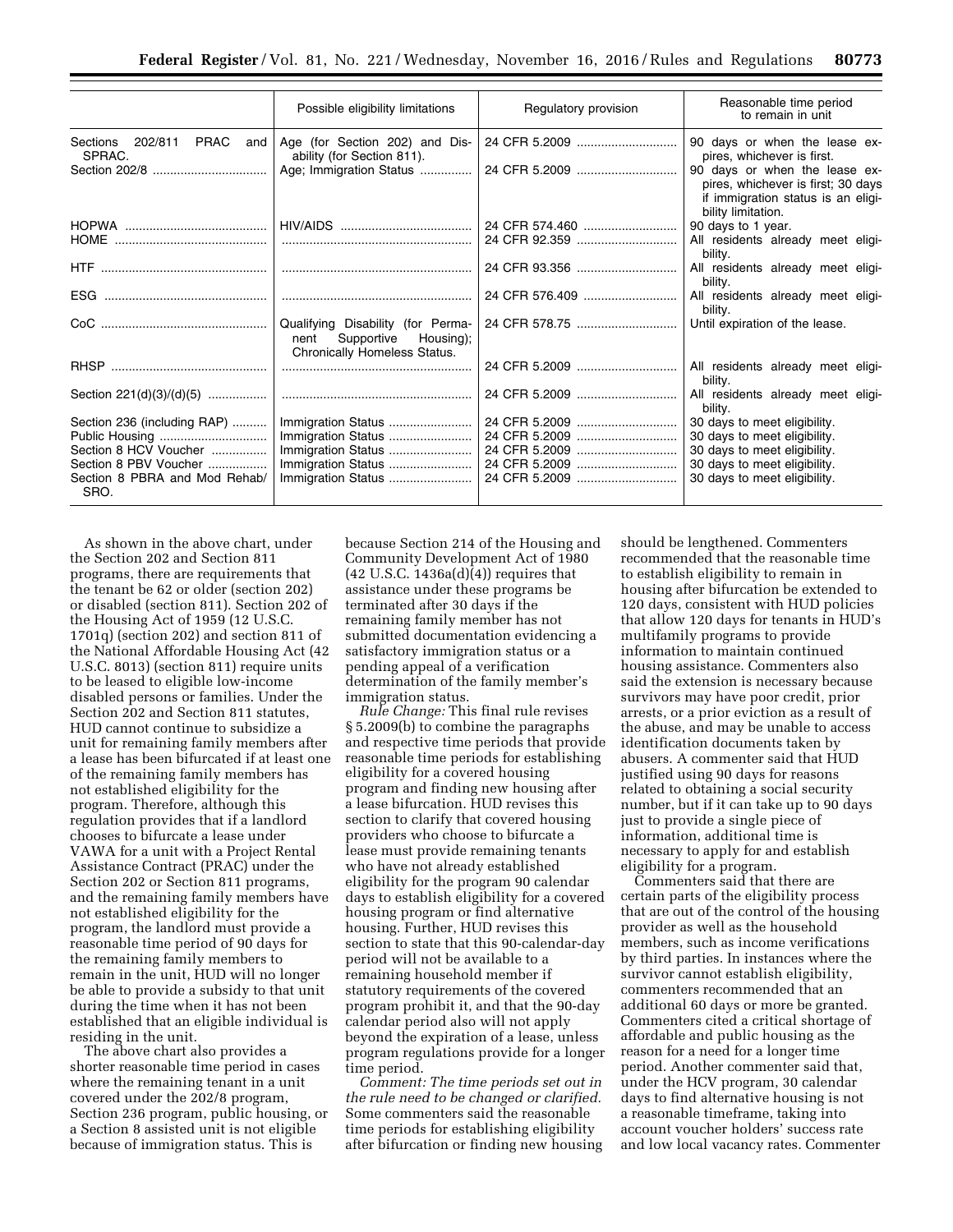| | Possible eligibility limitations | Regulatory provision | Reasonable time period to remain in unit |
|---|---|---|---|
| Sections 202/811 PRAC and SPRAC. | Age (for Section 202) and Disability (for Section 811). | 24 CFR 5.2009 | 90 days or when the lease expires, whichever is first. |
| Section 202/8 | Age; Immigration Status | 24 CFR 5.2009 | 90 days or when the lease expires, whichever is first; 30 days if immigration status is an eligibility limitation. |
| HOPWA | HIV/AIDS | 24 CFR 574.460 | 90 days to 1 year. |
| HOME | | 24 CFR 92.359 | All residents already meet eligibility. |
| HTF | | 24 CFR 93.356 | All residents already meet eligibility. |
| ESG | | 24 CFR 576.409 | All residents already meet eligibility. |
| CoC | Qualifying Disability (for Permanent Supportive Housing); Chronically Homeless Status. | 24 CFR 578.75 | Until expiration of the lease. |
| RHSP | | 24 CFR 5.2009 | All residents already meet eligibility. |
| Section 221(d)(3)/(d)(5) | | 24 CFR 5.2009 | All residents already meet eligibility. |
| Section 236 (including RAP) | Immigration Status | 24 CFR 5.2009 | 30 days to meet eligibility. |
| Public Housing | Immigration Status | 24 CFR 5.2009 | 30 days to meet eligibility. |
| Section 8 HCV Voucher | Immigration Status | 24 CFR 5.2009 | 30 days to meet eligibility. |
| Section 8 PBV Voucher | Immigration Status | 24 CFR 5.2009 | 30 days to meet eligibility. |
| Section 8 PBRA and Mod Rehab/SRO. | Immigration Status | 24 CFR 5.2009 | 30 days to meet eligibility. |

As shown in the above chart, under the Section 202 and Section 811 programs, there are requirements that the tenant be 62 or older (section 202) or disabled (section 811). Section 202 of the Housing Act of 1959 (12 U.S.C. 1701q) (section 202) and section 811 of the National Affordable Housing Act (42 U.S.C. 8013) (section 811) require units to be leased to eligible low-income disabled persons or families. Under the Section 202 and Section 811 statutes, HUD cannot continue to subsidize a unit for remaining family members after a lease has been bifurcated if at least one of the remaining family members has not established eligibility for the program. Therefore, although this regulation provides that if a landlord chooses to bifurcate a lease under VAWA for a unit with a Project Rental Assistance Contract (PRAC) under the Section 202 or Section 811 programs, and the remaining family members have not established eligibility for the program, the landlord must provide a reasonable time period of 90 days for the remaining family members to remain in the unit, HUD will no longer be able to provide a subsidy to that unit during the time when it has not been established that an eligible individual is residing in the unit.

The above chart also provides a shorter reasonable time period in cases where the remaining tenant in a unit covered under the 202/8 program, Section 236 program, public housing, or a Section 8 assisted unit is not eligible because of immigration status. This is because Section 214 of the Housing and Community Development Act of 1980 (42 U.S.C. 1436a(d)(4)) requires that assistance under these programs be terminated after 30 days if the remaining family member has not submitted documentation evidencing a satisfactory immigration status or a pending appeal of a verification determination of the family member's immigration status.

*Rule Change:* This final rule revises § 5.2009(b) to combine the paragraphs and respective time periods that provide reasonable time periods for establishing eligibility for a covered housing program and finding new housing after a lease bifurcation. HUD revises this section to clarify that covered housing providers who choose to bifurcate a lease must provide remaining tenants who have not already established eligibility for the program 90 calendar days to establish eligibility for a covered housing program or find alternative housing. Further, HUD revises this section to state that this 90-calendar-day period will not be available to a remaining household member if statutory requirements of the covered program prohibit it, and that the 90-day calendar period also will not apply beyond the expiration of a lease, unless program regulations provide for a longer time period.

*Comment: The time periods set out in the rule need to be changed or clarified.* Some commenters said the reasonable time periods for establishing eligibility after bifurcation or finding new housing should be lengthened. Commenters recommended that the reasonable time to establish eligibility to remain in housing after bifurcation be extended to 120 days, consistent with HUD policies that allow 120 days for tenants in HUD's multifamily programs to provide information to maintain continued housing assistance. Commenters also said the extension is necessary because survivors may have poor credit, prior arrests, or a prior eviction as a result of the abuse, and may be unable to access identification documents taken by abusers. A commenter said that HUD justified using 90 days for reasons related to obtaining a social security number, but if it can take up to 90 days just to provide a single piece of information, additional time is necessary to apply for and establish eligibility for a program.

Commenters said that there are certain parts of the eligibility process that are out of the control of the housing provider as well as the household members, such as income verifications by third parties. In instances where the survivor cannot establish eligibility, commenters recommended that an additional 60 days or more be granted. Commenters cited a critical shortage of affordable and public housing as the reason for a need for a longer time period. Another commenter said that, under the HCV program, 30 calendar days to find alternative housing is not a reasonable timeframe, taking into account voucher holders' success rate and low local vacancy rates. Commenter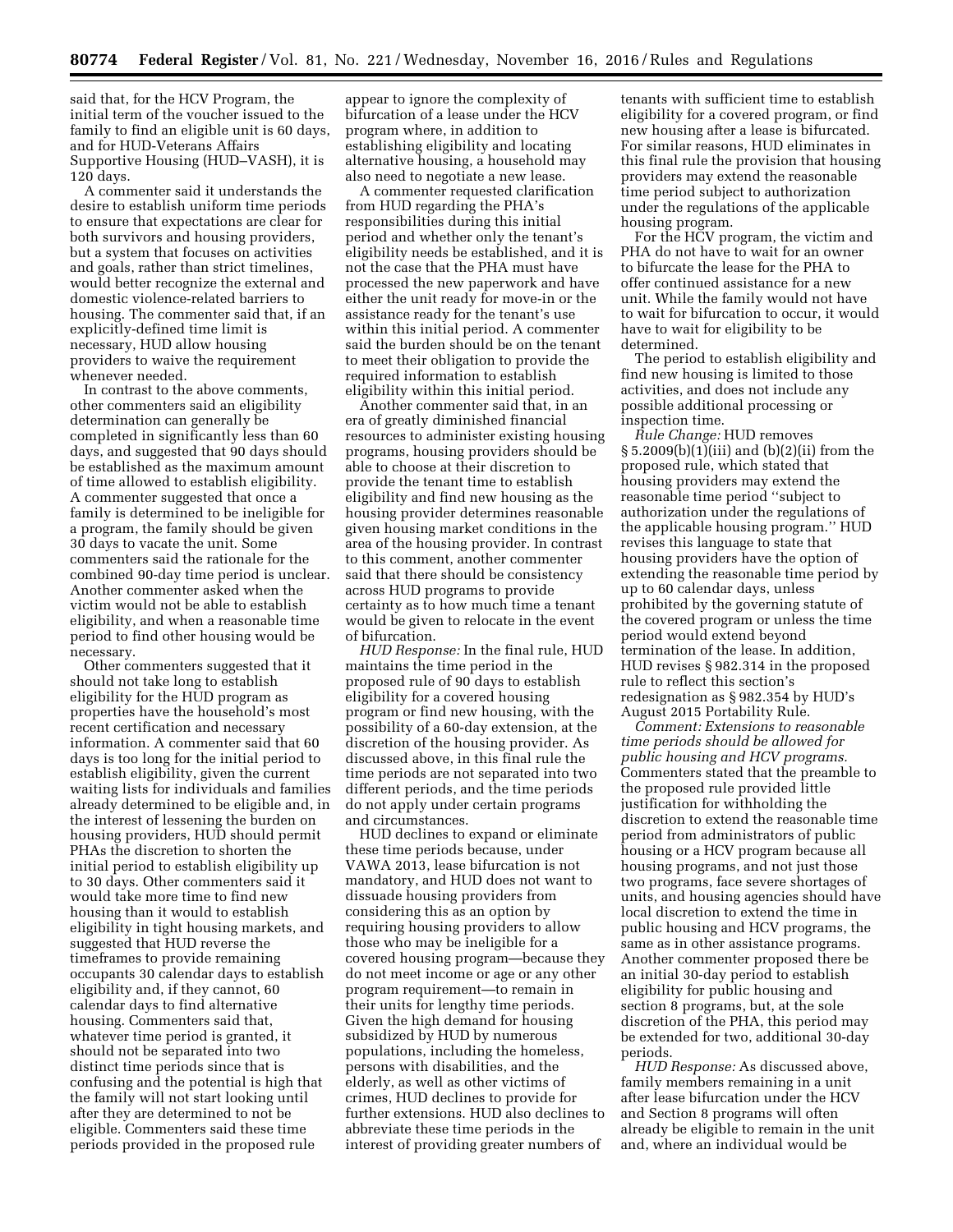said that, for the HCV Program, the initial term of the voucher issued to the family to find an eligible unit is 60 days, and for HUD-Veterans Affairs Supportive Housing (HUD–VASH), it is 120 days.

A commenter said it understands the desire to establish uniform time periods to ensure that expectations are clear for both survivors and housing providers, but a system that focuses on activities and goals, rather than strict timelines, would better recognize the external and domestic violence-related barriers to housing. The commenter said that, if an explicitly-defined time limit is necessary, HUD allow housing providers to waive the requirement whenever needed.

In contrast to the above comments, other commenters said an eligibility determination can generally be completed in significantly less than 60 days, and suggested that 90 days should be established as the maximum amount of time allowed to establish eligibility. A commenter suggested that once a family is determined to be ineligible for a program, the family should be given 30 days to vacate the unit. Some commenters said the rationale for the combined 90-day time period is unclear. Another commenter asked when the victim would not be able to establish eligibility, and when a reasonable time period to find other housing would be necessary.

Other commenters suggested that it should not take long to establish eligibility for the HUD program as properties have the household's most recent certification and necessary information. A commenter said that 60 days is too long for the initial period to establish eligibility, given the current waiting lists for individuals and families already determined to be eligible and, in the interest of lessening the burden on housing providers, HUD should permit PHAs the discretion to shorten the initial period to establish eligibility up to 30 days. Other commenters said it would take more time to find new housing than it would to establish eligibility in tight housing markets, and suggested that HUD reverse the timeframes to provide remaining occupants 30 calendar days to establish eligibility and, if they cannot, 60 calendar days to find alternative housing. Commenters said that, whatever time period is granted, it should not be separated into two distinct time periods since that is confusing and the potential is high that the family will not start looking until after they are determined to not be eligible. Commenters said these time periods provided in the proposed rule appear to ignore the complexity of bifurcation of a lease under the HCV program where, in addition to establishing eligibility and locating alternative housing, a household may also need to negotiate a new lease.

A commenter requested clarification from HUD regarding the PHA's responsibilities during this initial period and whether only the tenant's eligibility needs be established, and it is not the case that the PHA must have processed the new paperwork and have either the unit ready for move-in or the assistance ready for the tenant's use within this initial period. A commenter said the burden should be on the tenant to meet their obligation to provide the required information to establish eligibility within this initial period.

Another commenter said that, in an era of greatly diminished financial resources to administer existing housing programs, housing providers should be able to choose at their discretion to provide the tenant time to establish eligibility and find new housing as the housing provider determines reasonable given housing market conditions in the area of the housing provider. In contrast to this comment, another commenter said that there should be consistency across HUD programs to provide certainty as to how much time a tenant would be given to relocate in the event of bifurcation.

*HUD Response:* In the final rule, HUD maintains the time period in the proposed rule of 90 days to establish eligibility for a covered housing program or find new housing, with the possibility of a 60-day extension, at the discretion of the housing provider. As discussed above, in this final rule the time periods are not separated into two different periods, and the time periods do not apply under certain programs and circumstances.

HUD declines to expand or eliminate these time periods because, under VAWA 2013, lease bifurcation is not mandatory, and HUD does not want to dissuade housing providers from considering this as an option by requiring housing providers to allow those who may be ineligible for a covered housing program—because they do not meet income or age or any other program requirement—to remain in their units for lengthy time periods. Given the high demand for housing subsidized by HUD by numerous populations, including the homeless, persons with disabilities, and the elderly, as well as other victims of crimes, HUD declines to provide for further extensions. HUD also declines to abbreviate these time periods in the interest of providing greater numbers of tenants with sufficient time to establish eligibility for a covered program, or find new housing after a lease is bifurcated. For similar reasons, HUD eliminates in this final rule the provision that housing providers may extend the reasonable time period subject to authorization under the regulations of the applicable housing program.

For the HCV program, the victim and PHA do not have to wait for an owner to bifurcate the lease for the PHA to offer continued assistance for a new unit. While the family would not have to wait for bifurcation to occur, it would have to wait for eligibility to be determined.

The period to establish eligibility and find new housing is limited to those activities, and does not include any possible additional processing or inspection time.

*Rule Change:* HUD removes § 5.2009(b)(1)(iii) and (b)(2)(ii) from the proposed rule, which stated that housing providers may extend the reasonable time period "subject to authorization under the regulations of the applicable housing program." HUD revises this language to state that housing providers have the option of extending the reasonable time period by up to 60 calendar days, unless prohibited by the governing statute of the covered program or unless the time period would extend beyond termination of the lease. In addition, HUD revises § 982.314 in the proposed rule to reflect this section's redesignation as § 982.354 by HUD's August 2015 Portability Rule.

*Comment: Extensions to reasonable time periods should be allowed for public housing and HCV programs.* Commenters stated that the preamble to the proposed rule provided little justification for withholding the discretion to extend the reasonable time period from administrators of public housing or a HCV program because all housing programs, and not just those two programs, face severe shortages of units, and housing agencies should have local discretion to extend the time in public housing and HCV programs, the same as in other assistance programs. Another commenter proposed there be an initial 30-day period to establish eligibility for public housing and section 8 programs, but, at the sole discretion of the PHA, this period may be extended for two, additional 30-day periods.

*HUD Response:* As discussed above, family members remaining in a unit after lease bifurcation under the HCV and Section 8 programs will often already be eligible to remain in the unit and, where an individual would be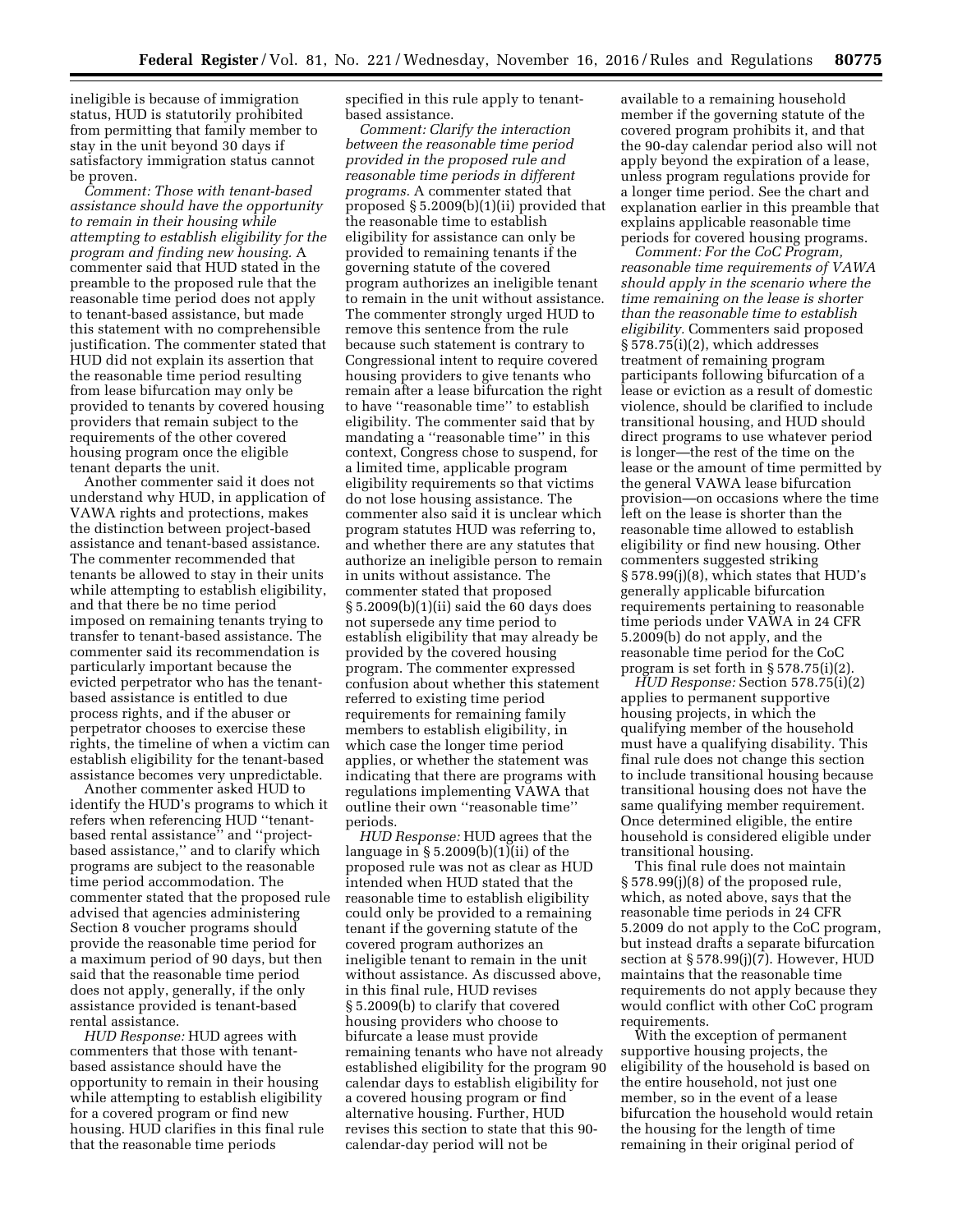ineligible is because of immigration status, HUD is statutorily prohibited from permitting that family member to stay in the unit beyond 30 days if satisfactory immigration status cannot be proven.

*Comment: Those with tenant-based assistance should have the opportunity to remain in their housing while attempting to establish eligibility for the program and finding new housing.* A commenter said that HUD stated in the preamble to the proposed rule that the reasonable time period does not apply to tenant-based assistance, but made this statement with no comprehensible justification. The commenter stated that HUD did not explain its assertion that the reasonable time period resulting from lease bifurcation may only be provided to tenants by covered housing providers that remain subject to the requirements of the other covered housing program once the eligible tenant departs the unit.

Another commenter said it does not understand why HUD, in application of VAWA rights and protections, makes the distinction between project-based assistance and tenant-based assistance. The commenter recommended that tenants be allowed to stay in their units while attempting to establish eligibility, and that there be no time period imposed on remaining tenants trying to transfer to tenant-based assistance. The commenter said its recommendation is particularly important because the evicted perpetrator who has the tenant-based assistance is entitled to due process rights, and if the abuser or perpetrator chooses to exercise these rights, the timeline of when a victim can establish eligibility for the tenant-based assistance becomes very unpredictable.

Another commenter asked HUD to identify the HUD's programs to which it refers when referencing HUD ''tenant-based rental assistance'' and ''project-based assistance,'' and to clarify which programs are subject to the reasonable time period accommodation. The commenter stated that the proposed rule advised that agencies administering Section 8 voucher programs should provide the reasonable time period for a maximum period of 90 days, but then said that the reasonable time period does not apply, generally, if the only assistance provided is tenant-based rental assistance.

*HUD Response:* HUD agrees with commenters that those with tenant-based assistance should have the opportunity to remain in their housing while attempting to establish eligibility for a covered program or find new housing. HUD clarifies in this final rule that the reasonable time periods specified in this rule apply to tenant-based assistance.

*Comment: Clarify the interaction between the reasonable time period provided in the proposed rule and reasonable time periods in different programs.* A commenter stated that proposed § 5.2009(b)(1)(ii) provided that the reasonable time to establish eligibility for assistance can only be provided to remaining tenants if the governing statute of the covered program authorizes an ineligible tenant to remain in the unit without assistance. The commenter strongly urged HUD to remove this sentence from the rule because such statement is contrary to Congressional intent to require covered housing providers to give tenants who remain after a lease bifurcation the right to have ''reasonable time'' to establish eligibility. The commenter said that by mandating a ''reasonable time'' in this context, Congress chose to suspend, for a limited time, applicable program eligibility requirements so that victims do not lose housing assistance. The commenter also said it is unclear which program statutes HUD was referring to, and whether there are any statutes that authorize an ineligible person to remain in units without assistance. The commenter stated that proposed § 5.2009(b)(1)(ii) said the 60 days does not supersede any time period to establish eligibility that may already be provided by the covered housing program. The commenter expressed confusion about whether this statement referred to existing time period requirements for remaining family members to establish eligibility, in which case the longer time period applies, or whether the statement was indicating that there are programs with regulations implementing VAWA that outline their own ''reasonable time'' periods.

*HUD Response:* HUD agrees that the language in § 5.2009(b)(1)(ii) of the proposed rule was not as clear as HUD intended when HUD stated that the reasonable time to establish eligibility could only be provided to a remaining tenant if the governing statute of the covered program authorizes an ineligible tenant to remain in the unit without assistance. As discussed above, in this final rule, HUD revises § 5.2009(b) to clarify that covered housing providers who choose to bifurcate a lease must provide remaining tenants who have not already established eligibility for the program 90 calendar days to establish eligibility for a covered housing program or find alternative housing. Further, HUD revises this section to state that this 90-calendar-day period will not be available to a remaining household member if the governing statute of the covered program prohibits it, and that the 90-day calendar period also will not apply beyond the expiration of a lease, unless program regulations provide for a longer time period. See the chart and explanation earlier in this preamble that explains applicable reasonable time periods for covered housing programs.

*Comment: For the CoC Program, reasonable time requirements of VAWA should apply in the scenario where the time remaining on the lease is shorter than the reasonable time to establish eligibility.* Commenters said proposed § 578.75(i)(2), which addresses treatment of remaining program participants following bifurcation of a lease or eviction as a result of domestic violence, should be clarified to include transitional housing, and HUD should direct programs to use whatever period is longer—the rest of the time on the lease or the amount of time permitted by the general VAWA lease bifurcation provision—on occasions where the time left on the lease is shorter than the reasonable time allowed to establish eligibility or find new housing. Other commenters suggested striking § 578.99(j)(8), which states that HUD's generally applicable bifurcation requirements pertaining to reasonable time periods under VAWA in 24 CFR 5.2009(b) do not apply, and the reasonable time period for the CoC program is set forth in § 578.75(i)(2).

*HUD Response:* Section 578.75(i)(2) applies to permanent supportive housing projects, in which the qualifying member of the household must have a qualifying disability. This final rule does not change this section to include transitional housing because transitional housing does not have the same qualifying member requirement. Once determined eligible, the entire household is considered eligible under transitional housing.

This final rule does not maintain § 578.99(j)(8) of the proposed rule, which, as noted above, says that the reasonable time periods in 24 CFR 5.2009 do not apply to the CoC program, but instead drafts a separate bifurcation section at § 578.99(j)(7). However, HUD maintains that the reasonable time requirements do not apply because they would conflict with other CoC program requirements.

With the exception of permanent supportive housing projects, the eligibility of the household is based on the entire household, not just one member, so in the event of a lease bifurcation the household would retain the housing for the length of time remaining in their original period of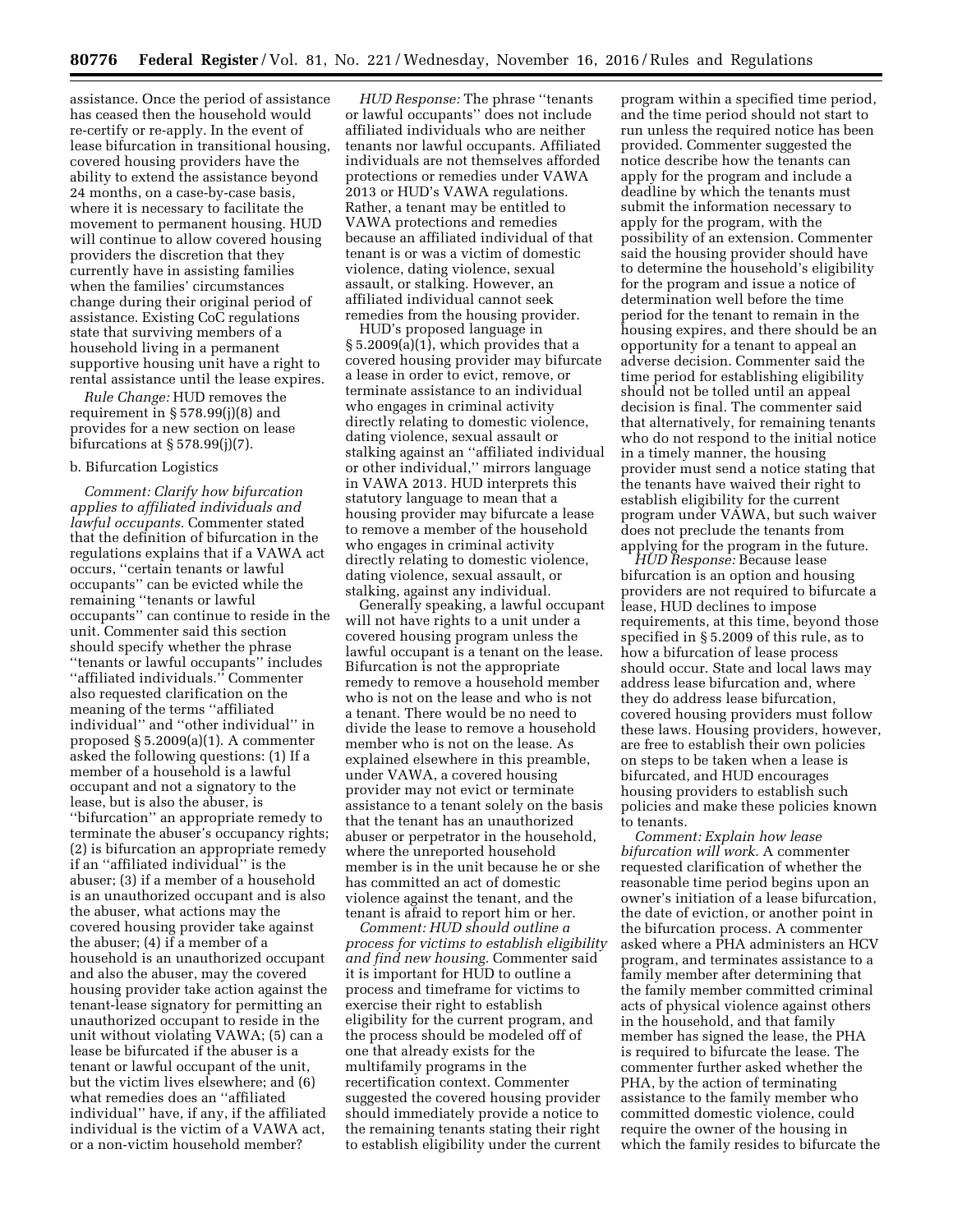assistance. Once the period of assistance has ceased then the household would re-certify or re-apply. In the event of lease bifurcation in transitional housing, covered housing providers have the ability to extend the assistance beyond 24 months, on a case-by-case basis, where it is necessary to facilitate the movement to permanent housing. HUD will continue to allow covered housing providers the discretion that they currently have in assisting families when the families' circumstances change during their original period of assistance. Existing CoC regulations state that surviving members of a household living in a permanent supportive housing unit have a right to rental assistance until the lease expires.

*Rule Change:* HUD removes the requirement in § 578.99(j)(8) and provides for a new section on lease bifurcations at § 578.99(j)(7).

b. Bifurcation Logistics

*Comment: Clarify how bifurcation applies to affiliated individuals and lawful occupants.* Commenter stated that the definition of bifurcation in the regulations explains that if a VAWA act occurs, ''certain tenants or lawful occupants'' can be evicted while the remaining ''tenants or lawful occupants'' can continue to reside in the unit. Commenter said this section should specify whether the phrase ''tenants or lawful occupants'' includes ''affiliated individuals.'' Commenter also requested clarification on the meaning of the terms ''affiliated individual'' and ''other individual'' in proposed § 5.2009(a)(1). A commenter asked the following questions: (1) If a member of a household is a lawful occupant and not a signatory to the lease, but is also the abuser, is ''bifurcation'' an appropriate remedy to terminate the abuser's occupancy rights; (2) is bifurcation an appropriate remedy if an ''affiliated individual'' is the abuser; (3) if a member of a household is an unauthorized occupant and is also the abuser, what actions may the covered housing provider take against the abuser; (4) if a member of a household is an unauthorized occupant and also the abuser, may the covered housing provider take action against the tenant-lease signatory for permitting an unauthorized occupant to reside in the unit without violating VAWA; (5) can a lease be bifurcated if the abuser is a tenant or lawful occupant of the unit, but the victim lives elsewhere; and (6) what remedies does an ''affiliated individual'' have, if any, if the affiliated individual is the victim of a VAWA act, or a non-victim household member?

*HUD Response:* The phrase ''tenants or lawful occupants'' does not include affiliated individuals who are neither tenants nor lawful occupants. Affiliated individuals are not themselves afforded protections or remedies under VAWA 2013 or HUD's VAWA regulations. Rather, a tenant may be entitled to VAWA protections and remedies because an affiliated individual of that tenant is or was a victim of domestic violence, dating violence, sexual assault, or stalking. However, an affiliated individual cannot seek remedies from the housing provider.

HUD's proposed language in § 5.2009(a)(1), which provides that a covered housing provider may bifurcate a lease in order to evict, remove, or terminate assistance to an individual who engages in criminal activity directly relating to domestic violence, dating violence, sexual assault or stalking against an ''affiliated individual or other individual,'' mirrors language in VAWA 2013. HUD interprets this statutory language to mean that a housing provider may bifurcate a lease to remove a member of the household who engages in criminal activity directly relating to domestic violence, dating violence, sexual assault, or stalking, against any individual.

Generally speaking, a lawful occupant will not have rights to a unit under a covered housing program unless the lawful occupant is a tenant on the lease. Bifurcation is not the appropriate remedy to remove a household member who is not on the lease and who is not a tenant. There would be no need to divide the lease to remove a household member who is not on the lease. As explained elsewhere in this preamble, under VAWA, a covered housing provider may not evict or terminate assistance to a tenant solely on the basis that the tenant has an unauthorized abuser or perpetrator in the household, where the unreported household member is in the unit because he or she has committed an act of domestic violence against the tenant, and the tenant is afraid to report him or her.

*Comment: HUD should outline a process for victims to establish eligibility and find new housing.* Commenter said it is important for HUD to outline a process and timeframe for victims to exercise their right to establish eligibility for the current program, and the process should be modeled off of one that already exists for the multifamily programs in the recertification context. Commenter suggested the covered housing provider should immediately provide a notice to the remaining tenants stating their right to establish eligibility under the current program within a specified time period, and the time period should not start to run unless the required notice has been provided. Commenter suggested the notice describe how the tenants can apply for the program and include a deadline by which the tenants must submit the information necessary to apply for the program, with the possibility of an extension. Commenter said the housing provider should have to determine the household's eligibility for the program and issue a notice of determination well before the time period for the tenant to remain in the housing expires, and there should be an opportunity for a tenant to appeal an adverse decision. Commenter said the time period for establishing eligibility should not be tolled until an appeal decision is final. The commenter said that alternatively, for remaining tenants who do not respond to the initial notice in a timely manner, the housing provider must send a notice stating that the tenants have waived their right to establish eligibility for the current program under VAWA, but such waiver does not preclude the tenants from applying for the program in the future.

*HUD Response:* Because lease bifurcation is an option and housing providers are not required to bifurcate a lease, HUD declines to impose requirements, at this time, beyond those specified in § 5.2009 of this rule, as to how a bifurcation of lease process should occur. State and local laws may address lease bifurcation and, where they do address lease bifurcation, covered housing providers must follow these laws. Housing providers, however, are free to establish their own policies on steps to be taken when a lease is bifurcated, and HUD encourages housing providers to establish such policies and make these policies known to tenants.

*Comment: Explain how lease bifurcation will work.* A commenter requested clarification of whether the reasonable time period begins upon an owner's initiation of a lease bifurcation, the date of eviction, or another point in the bifurcation process. A commenter asked where a PHA administers an HCV program, and terminates assistance to a family member after determining that the family member committed criminal acts of physical violence against others in the household, and that family member has signed the lease, the PHA is required to bifurcate the lease. The commenter further asked whether the PHA, by the action of terminating assistance to the family member who committed domestic violence, could require the owner of the housing in which the family resides to bifurcate the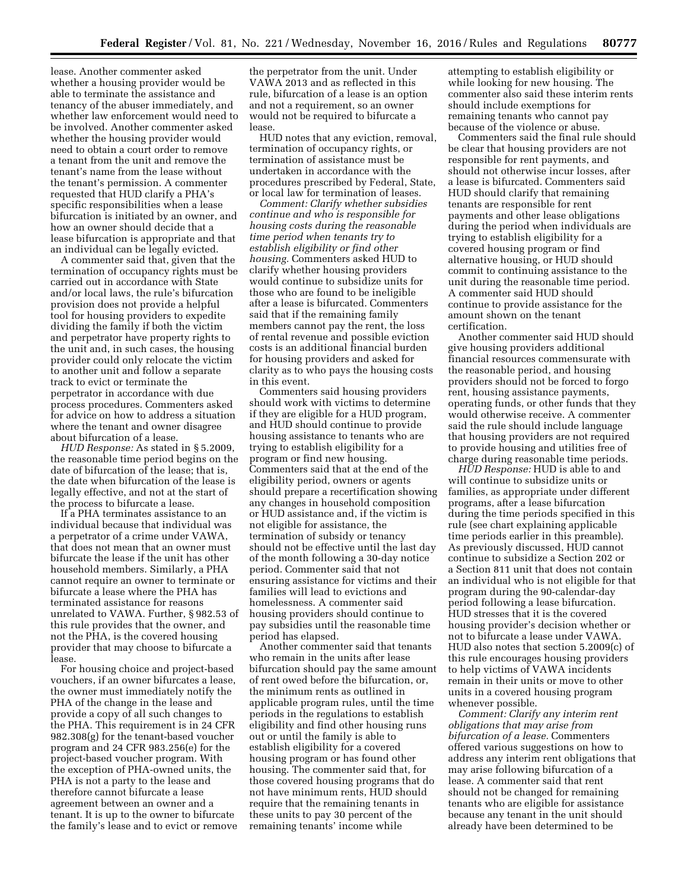lease. Another commenter asked whether a housing provider would be able to terminate the assistance and tenancy of the abuser immediately, and whether law enforcement would need to be involved. Another commenter asked whether the housing provider would need to obtain a court order to remove a tenant from the unit and remove the tenant's name from the lease without the tenant's permission. A commenter requested that HUD clarify a PHA's specific responsibilities when a lease bifurcation is initiated by an owner, and how an owner should decide that a lease bifurcation is appropriate and that an individual can be legally evicted.

A commenter said that, given that the termination of occupancy rights must be carried out in accordance with State and/or local laws, the rule's bifurcation provision does not provide a helpful tool for housing providers to expedite dividing the family if both the victim and perpetrator have property rights to the unit and, in such cases, the housing provider could only relocate the victim to another unit and follow a separate track to evict or terminate the perpetrator in accordance with due process procedures. Commenters asked for advice on how to address a situation where the tenant and owner disagree about bifurcation of a lease.

*HUD Response:* As stated in § 5.2009, the reasonable time period begins on the date of bifurcation of the lease; that is, the date when bifurcation of the lease is legally effective, and not at the start of the process to bifurcate a lease.

If a PHA terminates assistance to an individual because that individual was a perpetrator of a crime under VAWA, that does not mean that an owner must bifurcate the lease if the unit has other household members. Similarly, a PHA cannot require an owner to terminate or bifurcate a lease where the PHA has terminated assistance for reasons unrelated to VAWA. Further, § 982.53 of this rule provides that the owner, and not the PHA, is the covered housing provider that may choose to bifurcate a lease.

For housing choice and project-based vouchers, if an owner bifurcates a lease, the owner must immediately notify the PHA of the change in the lease and provide a copy of all such changes to the PHA. This requirement is in 24 CFR 982.308(g) for the tenant-based voucher program and 24 CFR 983.256(e) for the project-based voucher program. With the exception of PHA-owned units, the PHA is not a party to the lease and therefore cannot bifurcate a lease agreement between an owner and a tenant. It is up to the owner to bifurcate the family's lease and to evict or remove the perpetrator from the unit. Under VAWA 2013 and as reflected in this rule, bifurcation of a lease is an option and not a requirement, so an owner would not be required to bifurcate a lease.

HUD notes that any eviction, removal, termination of occupancy rights, or termination of assistance must be undertaken in accordance with the procedures prescribed by Federal, State, or local law for termination of leases.

*Comment: Clarify whether subsidies continue and who is responsible for housing costs during the reasonable time period when tenants try to establish eligibility or find other housing.* Commenters asked HUD to clarify whether housing providers would continue to subsidize units for those who are found to be ineligible after a lease is bifurcated. Commenters said that if the remaining family members cannot pay the rent, the loss of rental revenue and possible eviction costs is an additional financial burden for housing providers and asked for clarity as to who pays the housing costs in this event.

Commenters said housing providers should work with victims to determine if they are eligible for a HUD program, and HUD should continue to provide housing assistance to tenants who are trying to establish eligibility for a program or find new housing. Commenters said that at the end of the eligibility period, owners or agents should prepare a recertification showing any changes in household composition or HUD assistance and, if the victim is not eligible for assistance, the termination of subsidy or tenancy should not be effective until the last day of the month following a 30-day notice period. Commenter said that not ensuring assistance for victims and their families will lead to evictions and homelessness. A commenter said housing providers should continue to pay subsidies until the reasonable time period has elapsed.

Another commenter said that tenants who remain in the units after lease bifurcation should pay the same amount of rent owed before the bifurcation, or, the minimum rents as outlined in applicable program rules, until the time periods in the regulations to establish eligibility and find other housing runs out or until the family is able to establish eligibility for a covered housing program or has found other housing. The commenter said that, for those covered housing programs that do not have minimum rents, HUD should require that the remaining tenants in these units to pay 30 percent of the remaining tenants' income while attempting to establish eligibility or while looking for new housing. The commenter also said these interim rents should include exemptions for remaining tenants who cannot pay because of the violence or abuse.

Commenters said the final rule should be clear that housing providers are not responsible for rent payments, and should not otherwise incur losses, after a lease is bifurcated. Commenters said HUD should clarify that remaining tenants are responsible for rent payments and other lease obligations during the period when individuals are trying to establish eligibility for a covered housing program or find alternative housing, or HUD should commit to continuing assistance to the unit during the reasonable time period. A commenter said HUD should continue to provide assistance for the amount shown on the tenant certification.

Another commenter said HUD should give housing providers additional financial resources commensurate with the reasonable period, and housing providers should not be forced to forgo rent, housing assistance payments, operating funds, or other funds that they would otherwise receive. A commenter said the rule should include language that housing providers are not required to provide housing and utilities free of charge during reasonable time periods.

*HUD Response:* HUD is able to and will continue to subsidize units or families, as appropriate under different programs, after a lease bifurcation during the time periods specified in this rule (see chart explaining applicable time periods earlier in this preamble). As previously discussed, HUD cannot continue to subsidize a Section 202 or a Section 811 unit that does not contain an individual who is not eligible for that program during the 90-calendar-day period following a lease bifurcation. HUD stresses that it is the covered housing provider's decision whether or not to bifurcate a lease under VAWA. HUD also notes that section 5.2009(c) of this rule encourages housing providers to help victims of VAWA incidents remain in their units or move to other units in a covered housing program whenever possible.

*Comment: Clarify any interim rent obligations that may arise from bifurcation of a lease.* Commenters offered various suggestions on how to address any interim rent obligations that may arise following bifurcation of a lease. A commenter said that rent should not be changed for remaining tenants who are eligible for assistance because any tenant in the unit should already have been determined to be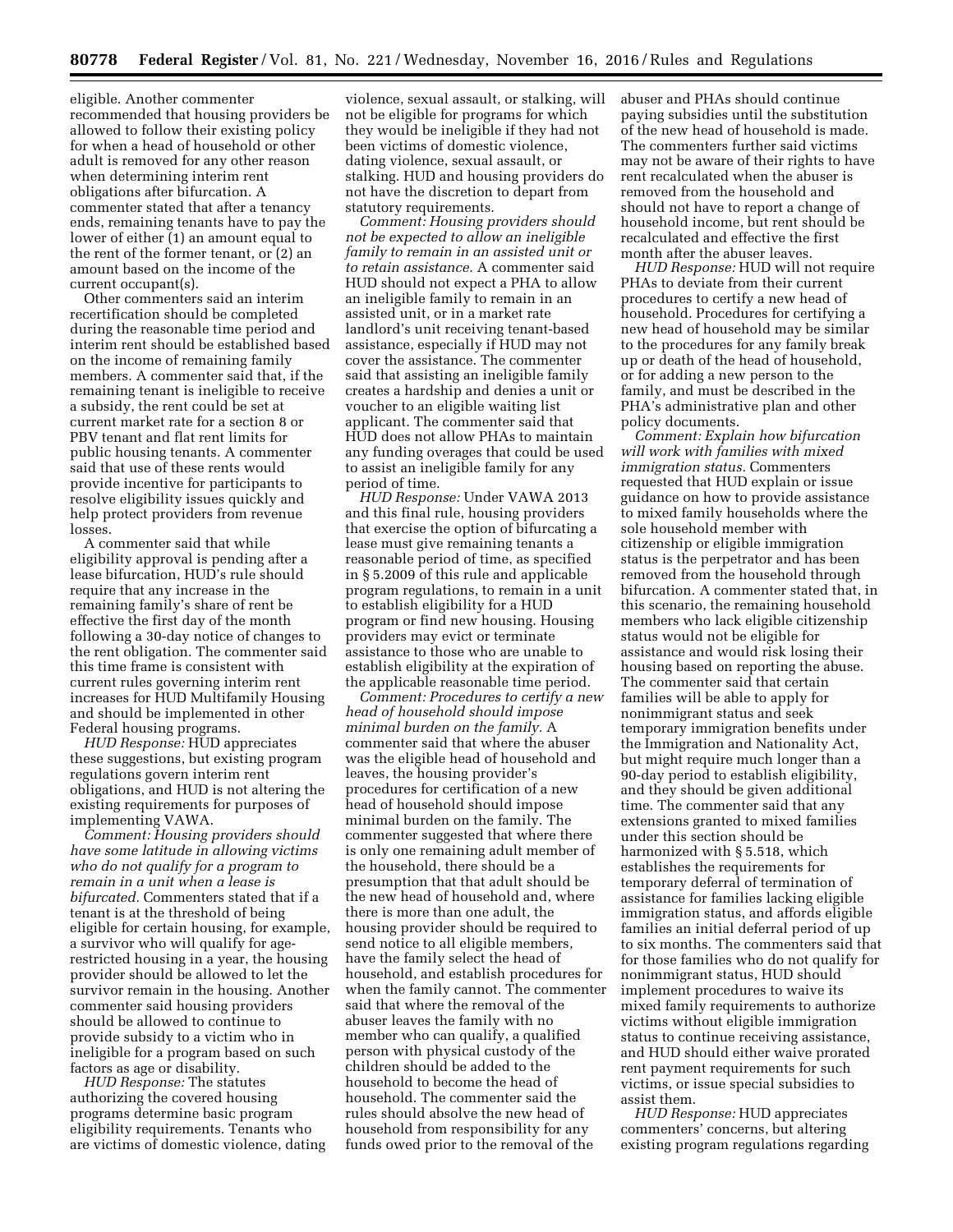eligible. Another commenter recommended that housing providers be allowed to follow their existing policy for when a head of household or other adult is removed for any other reason when determining interim rent obligations after bifurcation. A commenter stated that after a tenancy ends, remaining tenants have to pay the lower of either (1) an amount equal to the rent of the former tenant, or (2) an amount based on the income of the current occupant(s).

Other commenters said an interim recertification should be completed during the reasonable time period and interim rent should be established based on the income of remaining family members. A commenter said that, if the remaining tenant is ineligible to receive a subsidy, the rent could be set at current market rate for a section 8 or PBV tenant and flat rent limits for public housing tenants. A commenter said that use of these rents would provide incentive for participants to resolve eligibility issues quickly and help protect providers from revenue losses.

A commenter said that while eligibility approval is pending after a lease bifurcation, HUD's rule should require that any increase in the remaining family's share of rent be effective the first day of the month following a 30-day notice of changes to the rent obligation. The commenter said this time frame is consistent with current rules governing interim rent increases for HUD Multifamily Housing and should be implemented in other Federal housing programs.

*HUD Response:* HUD appreciates these suggestions, but existing program regulations govern interim rent obligations, and HUD is not altering the existing requirements for purposes of implementing VAWA.

*Comment: Housing providers should have some latitude in allowing victims who do not qualify for a program to remain in a unit when a lease is bifurcated.* Commenters stated that if a tenant is at the threshold of being eligible for certain housing, for example, a survivor who will qualify for age-restricted housing in a year, the housing provider should be allowed to let the survivor remain in the housing. Another commenter said housing providers should be allowed to continue to provide subsidy to a victim who in ineligible for a program based on such factors as age or disability.

*HUD Response:* The statutes authorizing the covered housing programs determine basic program eligibility requirements. Tenants who are victims of domestic violence, dating violence, sexual assault, or stalking, will not be eligible for programs for which they would be ineligible if they had not been victims of domestic violence, dating violence, sexual assault, or stalking. HUD and housing providers do not have the discretion to depart from statutory requirements.

*Comment: Housing providers should not be expected to allow an ineligible family to remain in an assisted unit or to retain assistance.* A commenter said HUD should not expect a PHA to allow an ineligible family to remain in an assisted unit, or in a market rate landlord's unit receiving tenant-based assistance, especially if HUD may not cover the assistance. The commenter said that assisting an ineligible family creates a hardship and denies a unit or voucher to an eligible waiting list applicant. The commenter said that HUD does not allow PHAs to maintain any funding overages that could be used to assist an ineligible family for any period of time.

*HUD Response:* Under VAWA 2013 and this final rule, housing providers that exercise the option of bifurcating a lease must give remaining tenants a reasonable period of time, as specified in § 5.2009 of this rule and applicable program regulations, to remain in a unit to establish eligibility for a HUD program or find new housing. Housing providers may evict or terminate assistance to those who are unable to establish eligibility at the expiration of the applicable reasonable time period.

*Comment: Procedures to certify a new head of household should impose minimal burden on the family.* A commenter said that where the abuser was the eligible head of household and leaves, the housing provider's procedures for certification of a new head of household should impose minimal burden on the family. The commenter suggested that where there is only one remaining adult member of the household, there should be a presumption that that adult should be the new head of household and, where there is more than one adult, the housing provider should be required to send notice to all eligible members, have the family select the head of household, and establish procedures for when the family cannot. The commenter said that where the removal of the abuser leaves the family with no member who can qualify, a qualified person with physical custody of the children should be added to the household to become the head of household. The commenter said the rules should absolve the new head of household from responsibility for any funds owed prior to the removal of the abuser and PHAs should continue paying subsidies until the substitution of the new head of household is made. The commenters further said victims may not be aware of their rights to have rent recalculated when the abuser is removed from the household and should not have to report a change of household income, but rent should be recalculated and effective the first month after the abuser leaves.

*HUD Response:* HUD will not require PHAs to deviate from their current procedures to certify a new head of household. Procedures for certifying a new head of household may be similar to the procedures for any family break up or death of the head of household, or for adding a new person to the family, and must be described in the PHA's administrative plan and other policy documents.

*Comment: Explain how bifurcation will work with families with mixed immigration status.* Commenters requested that HUD explain or issue guidance on how to provide assistance to mixed family households where the sole household member with citizenship or eligible immigration status is the perpetrator and has been removed from the household through bifurcation. A commenter stated that, in this scenario, the remaining household members who lack eligible citizenship status would not be eligible for assistance and would risk losing their housing based on reporting the abuse. The commenter said that certain families will be able to apply for nonimmigrant status and seek temporary immigration benefits under the Immigration and Nationality Act, but might require much longer than a 90-day period to establish eligibility, and they should be given additional time. The commenter said that any extensions granted to mixed families under this section should be harmonized with § 5.518, which establishes the requirements for temporary deferral of termination of assistance for families lacking eligible immigration status, and affords eligible families an initial deferral period of up to six months. The commenters said that for those families who do not qualify for nonimmigrant status, HUD should implement procedures to waive its mixed family requirements to authorize victims without eligible immigration status to continue receiving assistance, and HUD should either waive prorated rent payment requirements for such victims, or issue special subsidies to assist them.

*HUD Response:* HUD appreciates commenters' concerns, but altering existing program regulations regarding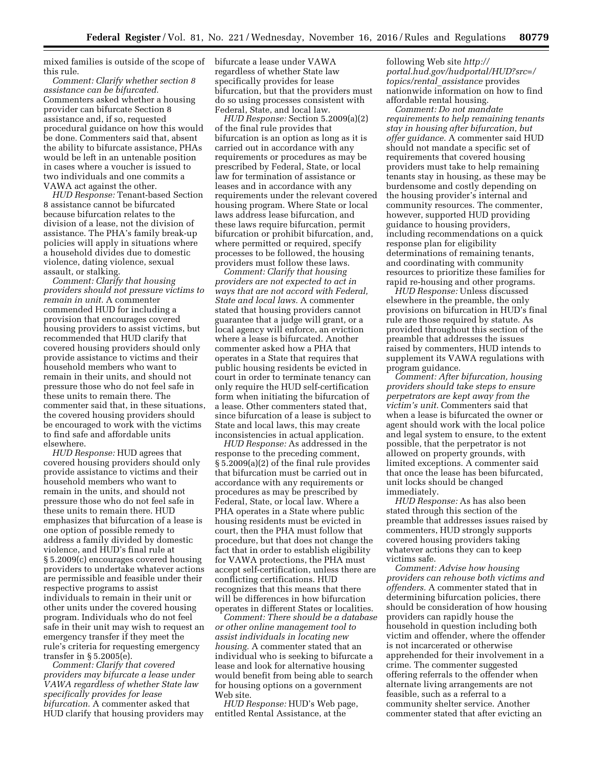mixed families is outside of the scope of this rule.

*Comment: Clarify whether section 8 assistance can be bifurcated.* Commenters asked whether a housing provider can bifurcate Section 8 assistance and, if so, requested procedural guidance on how this would be done. Commenters said that, absent the ability to bifurcate assistance, PHAs would be left in an untenable position in cases where a voucher is issued to two individuals and one commits a VAWA act against the other.

*HUD Response:* Tenant-based Section 8 assistance cannot be bifurcated because bifurcation relates to the division of a lease, not the division of assistance. The PHA's family break-up policies will apply in situations where a household divides due to domestic violence, dating violence, sexual assault, or stalking.

*Comment: Clarify that housing providers should not pressure victims to remain in unit.* A commenter commended HUD for including a provision that encourages covered housing providers to assist victims, but recommended that HUD clarify that covered housing providers should only provide assistance to victims and their household members who want to remain in their units, and should not pressure those who do not feel safe in these units to remain there. The commenter said that, in these situations, the covered housing providers should be encouraged to work with the victims to find safe and affordable units elsewhere.

*HUD Response:* HUD agrees that covered housing providers should only provide assistance to victims and their household members who want to remain in the units, and should not pressure those who do not feel safe in these units to remain there. HUD emphasizes that bifurcation of a lease is one option of possible remedy to address a family divided by domestic violence, and HUD's final rule at § 5.2009(c) encourages covered housing providers to undertake whatever actions are permissible and feasible under their respective programs to assist individuals to remain in their unit or other units under the covered housing program. Individuals who do not feel safe in their unit may wish to request an emergency transfer if they meet the rule's criteria for requesting emergency transfer in § 5.2005(e).

*Comment: Clarify that covered providers may bifurcate a lease under VAWA regardless of whether State law specifically provides for lease bifurcation.* A commenter asked that HUD clarify that housing providers may bifurcate a lease under VAWA regardless of whether State law specifically provides for lease bifurcation, but that the providers must do so using processes consistent with Federal, State, and local law.

*HUD Response:* Section 5.2009(a)(2) of the final rule provides that bifurcation is an option as long as it is carried out in accordance with any requirements or procedures as may be prescribed by Federal, State, or local law for termination of assistance or leases and in accordance with any requirements under the relevant covered housing program. Where State or local laws address lease bifurcation, and these laws require bifurcation, permit bifurcation or prohibit bifurcation, and, where permitted or required, specify processes to be followed, the housing providers must follow these laws.

*Comment: Clarify that housing providers are not expected to act in ways that are not accord with Federal, State and local laws.* A commenter stated that housing providers cannot guarantee that a judge will grant, or a local agency will enforce, an eviction where a lease is bifurcated. Another commenter asked how a PHA that operates in a State that requires that public housing residents be evicted in court in order to terminate tenancy can only require the HUD self-certification form when initiating the bifurcation of a lease. Other commenters stated that, since bifurcation of a lease is subject to State and local laws, this may create inconsistencies in actual application.

*HUD Response:* As addressed in the response to the preceding comment, § 5.2009(a)(2) of the final rule provides that bifurcation must be carried out in accordance with any requirements or procedures as may be prescribed by Federal, State, or local law. Where a PHA operates in a State where public housing residents must be evicted in court, then the PHA must follow that procedure, but that does not change the fact that in order to establish eligibility for VAWA protections, the PHA must accept self-certification, unless there are conflicting certifications. HUD recognizes that this means that there will be differences in how bifurcation operates in different States or localities.

*Comment: There should be a database or other online management tool to assist individuals in locating new housing.* A commenter stated that an individual who is seeking to bifurcate a lease and look for alternative housing would benefit from being able to search for housing options on a government Web site.

*HUD Response:* HUD's Web page, entitled Rental Assistance, at the following Web site *http://portal.hud.gov/hudportal/HUD?src=/topics/rental_assistance* provides nationwide information on how to find affordable rental housing.

*Comment: Do not mandate requirements to help remaining tenants stay in housing after bifurcation, but offer guidance.* A commenter said HUD should not mandate a specific set of requirements that covered housing providers must take to help remaining tenants stay in housing, as these may be burdensome and costly depending on the housing provider's internal and community resources. The commenter, however, supported HUD providing guidance to housing providers, including recommendations on a quick response plan for eligibility determinations of remaining tenants, and coordinating with community resources to prioritize these families for rapid re-housing and other programs.

*HUD Response:* Unless discussed elsewhere in the preamble, the only provisions on bifurcation in HUD's final rule are those required by statute. As provided throughout this section of the preamble that addresses the issues raised by commenters, HUD intends to supplement its VAWA regulations with program guidance.

*Comment: After bifurcation, housing providers should take steps to ensure perpetrators are kept away from the victim's unit.* Commenters said that when a lease is bifurcated the owner or agent should work with the local police and legal system to ensure, to the extent possible, that the perpetrator is not allowed on property grounds, with limited exceptions. A commenter said that once the lease has been bifurcated, unit locks should be changed immediately.

*HUD Response:* As has also been stated through this section of the preamble that addresses issues raised by commenters, HUD strongly supports covered housing providers taking whatever actions they can to keep victims safe.

*Comment: Advise how housing providers can rehouse both victims and offenders.* A commenter stated that in determining bifurcation policies, there should be consideration of how housing providers can rapidly house the household in question including both victim and offender, where the offender is not incarcerated or otherwise apprehended for their involvement in a crime. The commenter suggested offering referrals to the offender when alternate living arrangements are not feasible, such as a referral to a community shelter service. Another commenter stated that after evicting an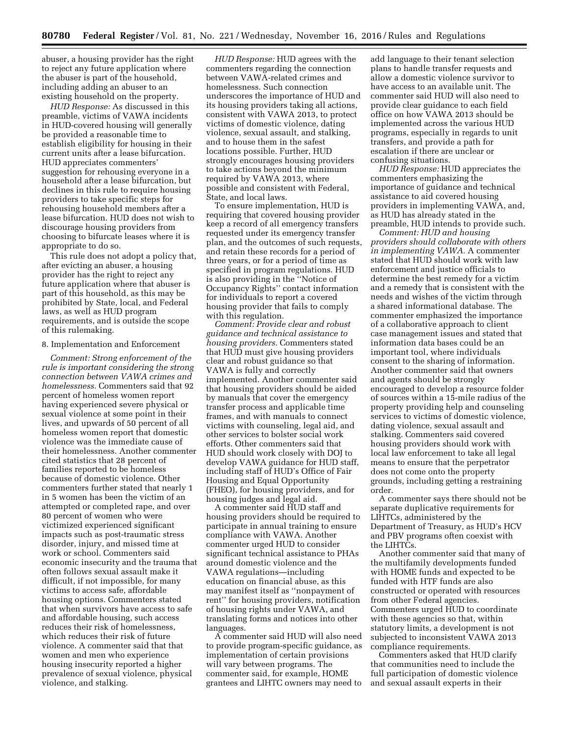abuser, a housing provider has the right to reject any future application where the abuser is part of the household, including adding an abuser to an existing household on the property.

*HUD Response:* As discussed in this preamble, victims of VAWA incidents in HUD-covered housing will generally be provided a reasonable time to establish eligibility for housing in their current units after a lease bifurcation. HUD appreciates commenters' suggestion for rehousing everyone in a household after a lease bifurcation, but declines in this rule to require housing providers to take specific steps for rehousing household members after a lease bifurcation. HUD does not wish to discourage housing providers from choosing to bifurcate leases where it is appropriate to do so.

This rule does not adopt a policy that, after evicting an abuser, a housing provider has the right to reject any future application where that abuser is part of this household, as this may be prohibited by State, local, and Federal laws, as well as HUD program requirements, and is outside the scope of this rulemaking.

8. Implementation and Enforcement

*Comment: Strong enforcement of the rule is important considering the strong connection between VAWA crimes and homelessness.* Commenters said that 92 percent of homeless women report having experienced severe physical or sexual violence at some point in their lives, and upwards of 50 percent of all homeless women report that domestic violence was the immediate cause of their homelessness. Another commenter cited statistics that 28 percent of families reported to be homeless because of domestic violence. Other commenters further stated that nearly 1 in 5 women has been the victim of an attempted or completed rape, and over 80 percent of women who were victimized experienced significant impacts such as post-traumatic stress disorder, injury, and missed time at work or school. Commenters said economic insecurity and the trauma that often follows sexual assault make it difficult, if not impossible, for many victims to access safe, affordable housing options. Commenters stated that when survivors have access to safe and affordable housing, such access reduces their risk of homelessness, which reduces their risk of future violence. A commenter said that that women and men who experience housing insecurity reported a higher prevalence of sexual violence, physical violence, and stalking.

*HUD Response:* HUD agrees with the commenters regarding the connection between VAWA-related crimes and homelessness. Such connection underscores the importance of HUD and its housing providers taking all actions, consistent with VAWA 2013, to protect victims of domestic violence, dating violence, sexual assault, and stalking, and to house them in the safest locations possible. Further, HUD strongly encourages housing providers to take actions beyond the minimum required by VAWA 2013, where possible and consistent with Federal, State, and local laws.

To ensure implementation, HUD is requiring that covered housing provider keep a record of all emergency transfers requested under its emergency transfer plan, and the outcomes of such requests, and retain these records for a period of three years, or for a period of time as specified in program regulations. HUD is also providing in the "Notice of Occupancy Rights" contact information for individuals to report a covered housing provider that fails to comply with this regulation.

*Comment: Provide clear and robust guidance and technical assistance to housing providers.* Commenters stated that HUD must give housing providers clear and robust guidance so that VAWA is fully and correctly implemented. Another commenter said that housing providers should be aided by manuals that cover the emergency transfer process and applicable time frames, and with manuals to connect victims with counseling, legal aid, and other services to bolster social work efforts. Other commenters said that HUD should work closely with DOJ to develop VAWA guidance for HUD staff, including staff of HUD's Office of Fair Housing and Equal Opportunity (FHEO), for housing providers, and for housing judges and legal aid.

A commenter said HUD staff and housing providers should be required to participate in annual training to ensure compliance with VAWA. Another commenter urged HUD to consider significant technical assistance to PHAs around domestic violence and the VAWA regulations—including education on financial abuse, as this may manifest itself as "nonpayment of rent" for housing providers, notification of housing rights under VAWA, and translating forms and notices into other languages.

A commenter said HUD will also need to provide program-specific guidance, as implementation of certain provisions will vary between programs. The commenter said, for example, HOME grantees and LIHTC owners may need to add language to their tenant selection plans to handle transfer requests and allow a domestic violence survivor to have access to an available unit. The commenter said HUD will also need to provide clear guidance to each field office on how VAWA 2013 should be implemented across the various HUD programs, especially in regards to unit transfers, and provide a path for escalation if there are unclear or confusing situations.

*HUD Response:* HUD appreciates the commenters emphasizing the importance of guidance and technical assistance to aid covered housing providers in implementing VAWA, and, as HUD has already stated in the preamble, HUD intends to provide such.

*Comment: HUD and housing providers should collaborate with others in implementing VAWA.* A commenter stated that HUD should work with law enforcement and justice officials to determine the best remedy for a victim and a remedy that is consistent with the needs and wishes of the victim through a shared informational database. The commenter emphasized the importance of a collaborative approach to client case management issues and stated that information data bases could be an important tool, where individuals consent to the sharing of information. Another commenter said that owners and agents should be strongly encouraged to develop a resource folder of sources within a 15-mile radius of the property providing help and counseling services to victims of domestic violence, dating violence, sexual assault and stalking. Commenters said covered housing providers should work with local law enforcement to take all legal means to ensure that the perpetrator does not come onto the property grounds, including getting a restraining order.

A commenter says there should not be separate duplicative requirements for LIHTCs, administered by the Department of Treasury, as HUD's HCV and PBV programs often coexist with the LIHTCs.

Another commenter said that many of the multifamily developments funded with HOME funds and expected to be funded with HTF funds are also constructed or operated with resources from other Federal agencies. Commenters urged HUD to coordinate with these agencies so that, within statutory limits, a development is not subjected to inconsistent VAWA 2013 compliance requirements.

Commenters asked that HUD clarify that communities need to include the full participation of domestic violence and sexual assault experts in their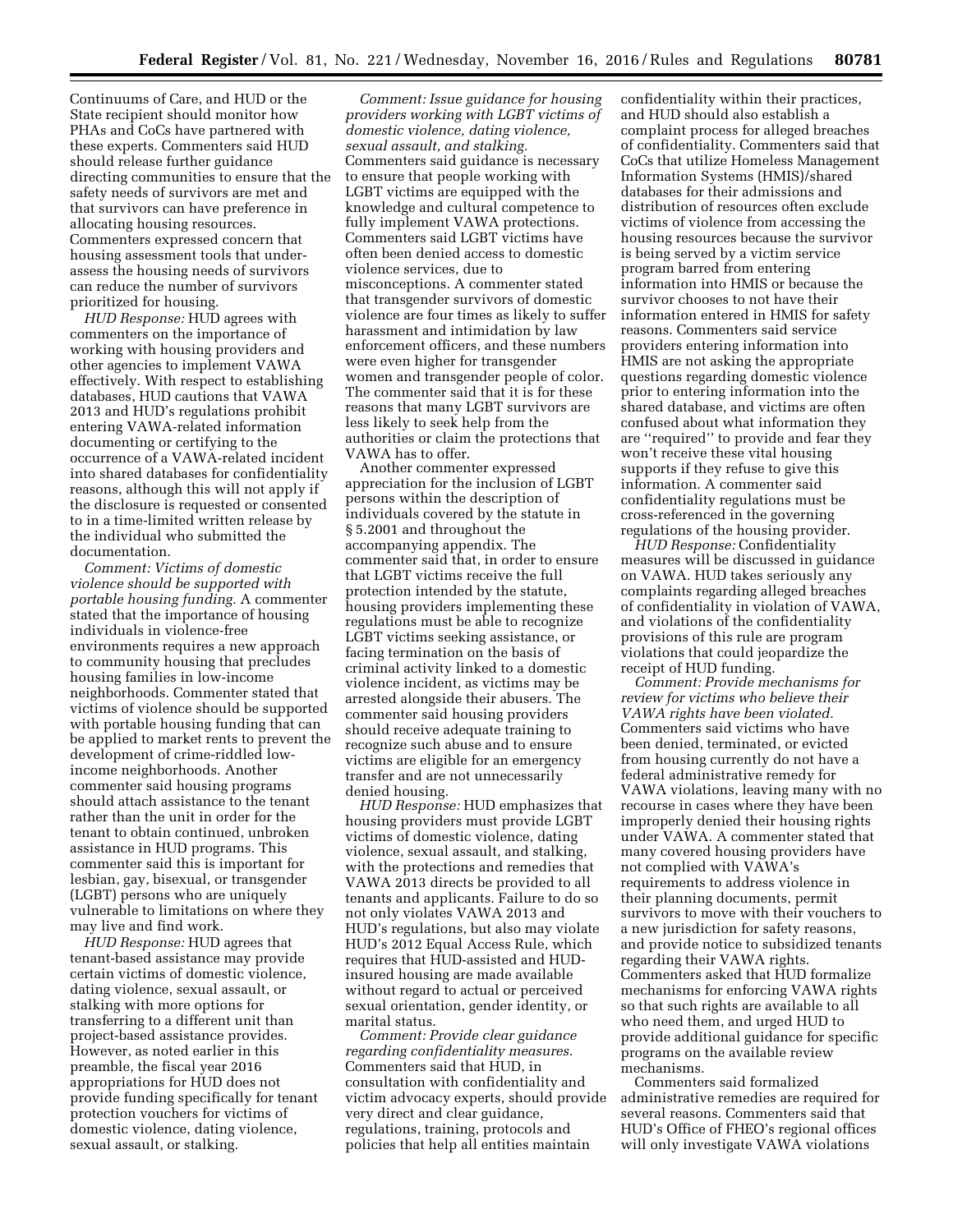Continuums of Care, and HUD or the State recipient should monitor how PHAs and CoCs have partnered with these experts. Commenters said HUD should release further guidance directing communities to ensure that the safety needs of survivors are met and that survivors can have preference in allocating housing resources. Commenters expressed concern that housing assessment tools that under-assess the housing needs of survivors can reduce the number of survivors prioritized for housing.

*HUD Response:* HUD agrees with commenters on the importance of working with housing providers and other agencies to implement VAWA effectively. With respect to establishing databases, HUD cautions that VAWA 2013 and HUD's regulations prohibit entering VAWA-related information documenting or certifying to the occurrence of a VAWA-related incident into shared databases for confidentiality reasons, although this will not apply if the disclosure is requested or consented to in a time-limited written release by the individual who submitted the documentation.

*Comment: Victims of domestic violence should be supported with portable housing funding.* A commenter stated that the importance of housing individuals in violence-free environments requires a new approach to community housing that precludes housing families in low-income neighborhoods. Commenter stated that victims of violence should be supported with portable housing funding that can be applied to market rents to prevent the development of crime-riddled low-income neighborhoods. Another commenter said housing programs should attach assistance to the tenant rather than the unit in order for the tenant to obtain continued, unbroken assistance in HUD programs. This commenter said this is important for lesbian, gay, bisexual, or transgender (LGBT) persons who are uniquely vulnerable to limitations on where they may live and find work.

*HUD Response:* HUD agrees that tenant-based assistance may provide certain victims of domestic violence, dating violence, sexual assault, or stalking with more options for transferring to a different unit than project-based assistance provides. However, as noted earlier in this preamble, the fiscal year 2016 appropriations for HUD does not provide funding specifically for tenant protection vouchers for victims of domestic violence, dating violence, sexual assault, or stalking.

*Comment: Issue guidance for housing providers working with LGBT victims of domestic violence, dating violence, sexual assault, and stalking.* Commenters said guidance is necessary to ensure that people working with LGBT victims are equipped with the knowledge and cultural competence to fully implement VAWA protections. Commenters said LGBT victims have often been denied access to domestic violence services, due to misconceptions. A commenter stated that transgender survivors of domestic violence are four times as likely to suffer harassment and intimidation by law enforcement officers, and these numbers were even higher for transgender women and transgender people of color. The commenter said that it is for these reasons that many LGBT survivors are less likely to seek help from the authorities or claim the protections that VAWA has to offer.

Another commenter expressed appreciation for the inclusion of LGBT persons within the description of individuals covered by the statute in § 5.2001 and throughout the accompanying appendix. The commenter said that, in order to ensure that LGBT victims receive the full protection intended by the statute, housing providers implementing these regulations must be able to recognize LGBT victims seeking assistance, or facing termination on the basis of criminal activity linked to a domestic violence incident, as victims may be arrested alongside their abusers. The commenter said housing providers should receive adequate training to recognize such abuse and to ensure victims are eligible for an emergency transfer and are not unnecessarily denied housing.

*HUD Response:* HUD emphasizes that housing providers must provide LGBT victims of domestic violence, dating violence, sexual assault, and stalking, with the protections and remedies that VAWA 2013 directs be provided to all tenants and applicants. Failure to do so not only violates VAWA 2013 and HUD's regulations, but also may violate HUD's 2012 Equal Access Rule, which requires that HUD-assisted and HUD-insured housing are made available without regard to actual or perceived sexual orientation, gender identity, or marital status.

*Comment: Provide clear guidance regarding confidentiality measures.* Commenters said that HUD, in consultation with confidentiality and victim advocacy experts, should provide very direct and clear guidance, regulations, training, protocols and policies that help all entities maintain confidentiality within their practices, and HUD should also establish a complaint process for alleged breaches of confidentiality. Commenters said that CoCs that utilize Homeless Management Information Systems (HMIS)/shared databases for their admissions and distribution of resources often exclude victims of violence from accessing the housing resources because the survivor is being served by a victim service program barred from entering information into HMIS or because the survivor chooses to not have their information entered in HMIS for safety reasons. Commenters said service providers entering information into HMIS are not asking the appropriate questions regarding domestic violence prior to entering information into the shared database, and victims are often confused about what information they are "required" to provide and fear they won't receive these vital housing supports if they refuse to give this information. A commenter said confidentiality regulations must be cross-referenced in the governing regulations of the housing provider.

*HUD Response:* Confidentiality measures will be discussed in guidance on VAWA. HUD takes seriously any complaints regarding alleged breaches of confidentiality in violation of VAWA, and violations of the confidentiality provisions of this rule are program violations that could jeopardize the receipt of HUD funding.

*Comment: Provide mechanisms for review for victims who believe their VAWA rights have been violated.* Commenters said victims who have been denied, terminated, or evicted from housing currently do not have a federal administrative remedy for VAWA violations, leaving many with no recourse in cases where they have been improperly denied their housing rights under VAWA. A commenter stated that many covered housing providers have not complied with VAWA's requirements to address violence in their planning documents, permit survivors to move with their vouchers to a new jurisdiction for safety reasons, and provide notice to subsidized tenants regarding their VAWA rights. Commenters asked that HUD formalize mechanisms for enforcing VAWA rights so that such rights are available to all who need them, and urged HUD to provide additional guidance for specific programs on the available review mechanisms.

Commenters said formalized administrative remedies are required for several reasons. Commenters said that HUD's Office of FHEO's regional offices will only investigate VAWA violations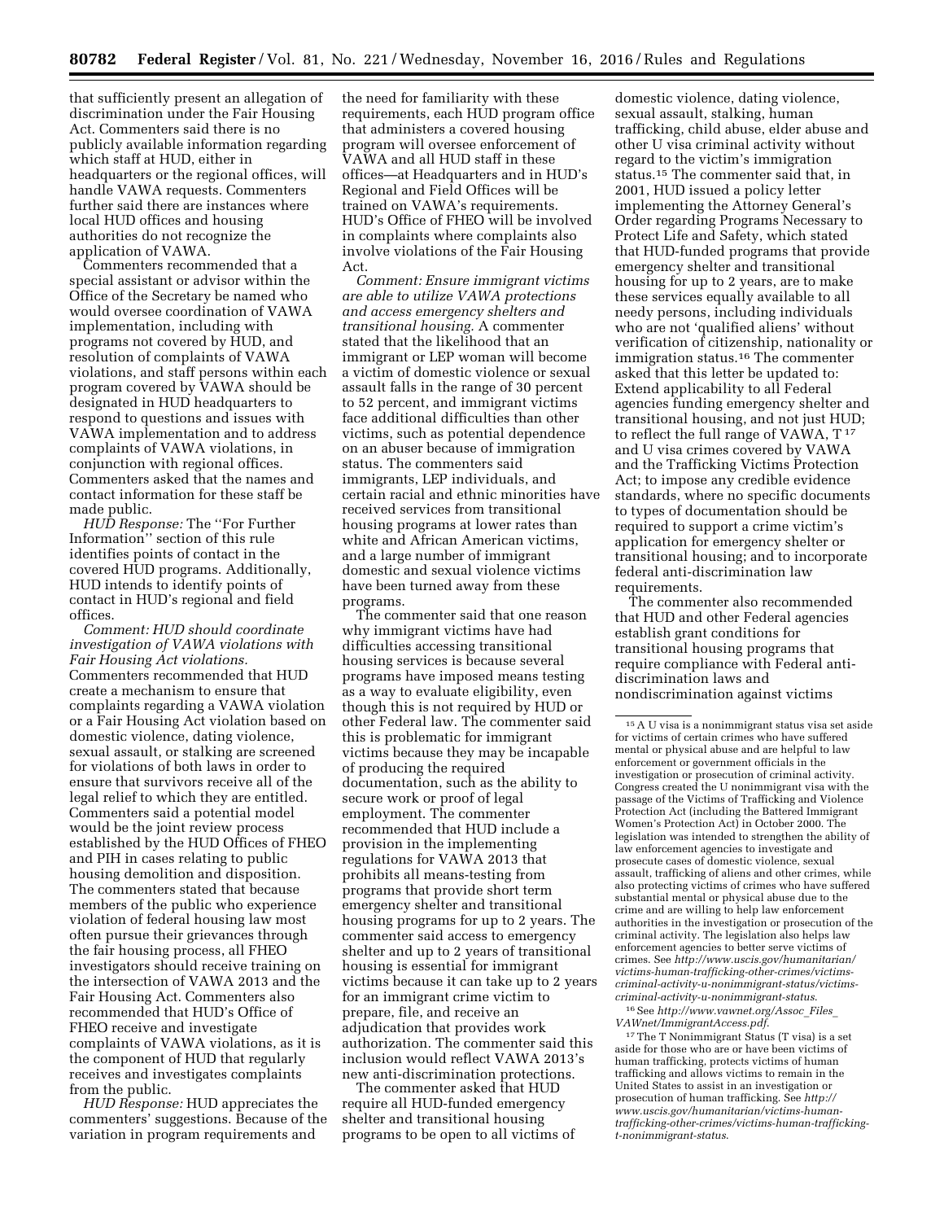that sufficiently present an allegation of discrimination under the Fair Housing Act. Commenters said there is no publicly available information regarding which staff at HUD, either in headquarters or the regional offices, will handle VAWA requests. Commenters further said there are instances where local HUD offices and housing authorities do not recognize the application of VAWA.

Commenters recommended that a special assistant or advisor within the Office of the Secretary be named who would oversee coordination of VAWA implementation, including with programs not covered by HUD, and resolution of complaints of VAWA violations, and staff persons within each program covered by VAWA should be designated in HUD headquarters to respond to questions and issues with VAWA implementation and to address complaints of VAWA violations, in conjunction with regional offices. Commenters asked that the names and contact information for these staff be made public.

*HUD Response:* The ''For Further Information'' section of this rule identifies points of contact in the covered HUD programs. Additionally, HUD intends to identify points of contact in HUD's regional and field offices.

*Comment: HUD should coordinate investigation of VAWA violations with Fair Housing Act violations.* Commenters recommended that HUD create a mechanism to ensure that complaints regarding a VAWA violation or a Fair Housing Act violation based on domestic violence, dating violence, sexual assault, or stalking are screened for violations of both laws in order to ensure that survivors receive all of the legal relief to which they are entitled. Commenters said a potential model would be the joint review process established by the HUD Offices of FHEO and PIH in cases relating to public housing demolition and disposition. The commenters stated that because members of the public who experience violation of federal housing law most often pursue their grievances through the fair housing process, all FHEO investigators should receive training on the intersection of VAWA 2013 and the Fair Housing Act. Commenters also recommended that HUD's Office of FHEO receive and investigate complaints of VAWA violations, as it is the component of HUD that regularly receives and investigates complaints from the public.

*HUD Response:* HUD appreciates the commenters' suggestions. Because of the variation in program requirements and the need for familiarity with these requirements, each HUD program office that administers a covered housing program will oversee enforcement of VAWA and all HUD staff in these offices—at Headquarters and in HUD's Regional and Field Offices will be trained on VAWA's requirements. HUD's Office of FHEO will be involved in complaints where complaints also involve violations of the Fair Housing Act.

*Comment: Ensure immigrant victims are able to utilize VAWA protections and access emergency shelters and transitional housing.* A commenter stated that the likelihood that an immigrant or LEP woman will become a victim of domestic violence or sexual assault falls in the range of 30 percent to 52 percent, and immigrant victims face additional difficulties than other victims, such as potential dependence on an abuser because of immigration status. The commenters said immigrants, LEP individuals, and certain racial and ethnic minorities have received services from transitional housing programs at lower rates than white and African American victims, and a large number of immigrant domestic and sexual violence victims have been turned away from these programs.

The commenter said that one reason why immigrant victims have had difficulties accessing transitional housing services is because several programs have imposed means testing as a way to evaluate eligibility, even though this is not required by HUD or other Federal law. The commenter said this is problematic for immigrant victims because they may be incapable of producing the required documentation, such as the ability to secure work or proof of legal employment. The commenter recommended that HUD include a provision in the implementing regulations for VAWA 2013 that prohibits all means-testing from programs that provide short term emergency shelter and transitional housing programs for up to 2 years. The commenter said access to emergency shelter and up to 2 years of transitional housing is essential for immigrant victims because it can take up to 2 years for an immigrant crime victim to prepare, file, and receive an adjudication that provides work authorization. The commenter said this inclusion would reflect VAWA 2013's new anti-discrimination protections.

The commenter asked that HUD require all HUD-funded emergency shelter and transitional housing programs to be open to all victims of domestic violence, dating violence, sexual assault, stalking, human trafficking, child abuse, elder abuse and other U visa criminal activity without regard to the victim's immigration status.[15] The commenter said that, in 2001, HUD issued a policy letter implementing the Attorney General's Order regarding Programs Necessary to Protect Life and Safety, which stated that HUD-funded programs that provide emergency shelter and transitional housing for up to 2 years, are to make these services equally available to all needy persons, including individuals who are not 'qualified aliens' without verification of citizenship, nationality or immigration status.[16] The commenter asked that this letter be updated to: Extend applicability to all Federal agencies funding emergency shelter and transitional housing, and not just HUD; to reflect the full range of VAWA, T[17] and U visa crimes covered by VAWA and the Trafficking Victims Protection Act; to impose any credible evidence standards, where no specific documents to types of documentation should be required to support a crime victim's application for emergency shelter or transitional housing; and to incorporate federal anti-discrimination law requirements.

The commenter also recommended that HUD and other Federal agencies establish grant conditions for transitional housing programs that require compliance with Federal anti-discrimination laws and nondiscrimination against victims

---

[15] A U visa is a nonimmigrant status visa set aside for victims of certain crimes who have suffered mental or physical abuse and are helpful to law enforcement or government officials in the investigation or prosecution of criminal activity. Congress created the U nonimmigrant visa with the passage of the Victims of Trafficking and Violence Protection Act (including the Battered Immigrant Women's Protection Act) in October 2000. The legislation was intended to strengthen the ability of law enforcement agencies to investigate and prosecute cases of domestic violence, sexual assault, trafficking of aliens and other crimes, while also protecting victims of crimes who have suffered substantial mental or physical abuse due to the crime and are willing to help law enforcement authorities in the investigation or prosecution of the criminal activity. The legislation also helps law enforcement agencies to better serve victims of crimes. See *http://www.uscis.gov/humanitarian/victims-human-trafficking-other-crimes/victims-criminal-activity-u-nonimmigrant-status/victims-criminal-activity-u-nonimmigrant-status.*

[16] See *http://www.vawnet.org/Assoc_Files_VAWnet/ImmigrantAccess.pdf.*

[17] The T Nonimmigrant Status (T visa) is a set aside for those who are or have been victims of human trafficking, protects victims of human trafficking and allows victims to remain in the United States to assist in an investigation or prosecution of human trafficking. See *http://www.uscis.gov/humanitarian/victims-human-trafficking-other-crimes/victims-human-trafficking-t-nonimmigrant-status.*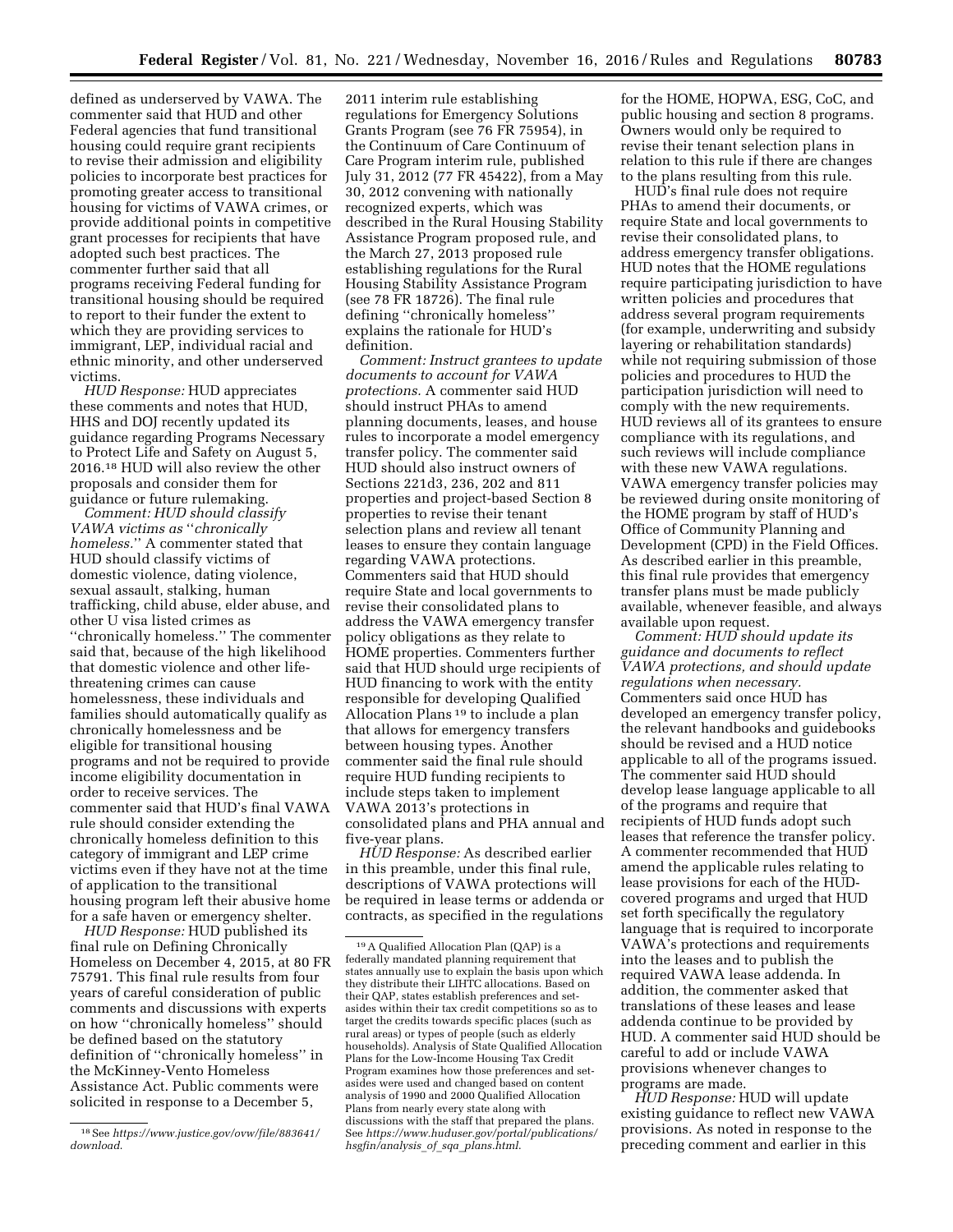defined as underserved by VAWA. The commenter said that HUD and other Federal agencies that fund transitional housing could require grant recipients to revise their admission and eligibility policies to incorporate best practices for promoting greater access to transitional housing for victims of VAWA crimes, or provide additional points in competitive grant processes for recipients that have adopted such best practices. The commenter further said that all programs receiving Federal funding for transitional housing should be required to report to their funder the extent to which they are providing services to immigrant, LEP, individual racial and ethnic minority, and other underserved victims.

*HUD Response:* HUD appreciates these comments and notes that HUD, HHS and DOJ recently updated its guidance regarding Programs Necessary to Protect Life and Safety on August 5, 2016.[18] HUD will also review the other proposals and consider them for guidance or future rulemaking.

*Comment: HUD should classify VAWA victims as "chronically homeless."* A commenter stated that HUD should classify victims of domestic violence, dating violence, sexual assault, stalking, human trafficking, child abuse, elder abuse, and other U visa listed crimes as "chronically homeless." The commenter said that, because of the high likelihood that domestic violence and other life-threatening crimes can cause homelessness, these individuals and families should automatically qualify as chronically homelessness and be eligible for transitional housing programs and not be required to provide income eligibility documentation in order to receive services. The commenter said that HUD's final VAWA rule should consider extending the chronically homeless definition to this category of immigrant and LEP crime victims even if they have not at the time of application to the transitional housing program left their abusive home for a safe haven or emergency shelter.

*HUD Response:* HUD published its final rule on Defining Chronically Homeless on December 4, 2015, at 80 FR 75791. This final rule results from four years of careful consideration of public comments and discussions with experts on how "chronically homeless" should be defined based on the statutory definition of "chronically homeless" in the McKinney-Vento Homeless Assistance Act. Public comments were solicited in response to a December 5, 2011 interim rule establishing regulations for Emergency Solutions Grants Program (see 76 FR 75954), in the Continuum of Care Continuum of Care Program interim rule, published July 31, 2012 (77 FR 45422), from a May 30, 2012 convening with nationally recognized experts, which was described in the Rural Housing Stability Assistance Program proposed rule, and the March 27, 2013 proposed rule establishing regulations for the Rural Housing Stability Assistance Program (see 78 FR 18726). The final rule defining "chronically homeless" explains the rationale for HUD's definition.

*Comment: Instruct grantees to update documents to account for VAWA protections.* A commenter said HUD should instruct PHAs to amend planning documents, leases, and house rules to incorporate a model emergency transfer policy. The commenter said HUD should also instruct owners of Sections 221d3, 236, 202 and 811 properties and project-based Section 8 properties to revise their tenant selection plans and review all tenant leases to ensure they contain language regarding VAWA protections. Commenters said that HUD should require State and local governments to revise their consolidated plans to address the VAWA emergency transfer policy obligations as they relate to HOME properties. Commenters further said that HUD should urge recipients of HUD financing to work with the entity responsible for developing Qualified Allocation Plans[19] to include a plan that allows for emergency transfers between housing types. Another commenter said the final rule should require HUD funding recipients to include steps taken to implement VAWA 2013's protections in consolidated plans and PHA annual and five-year plans.

*HUD Response:* As described earlier in this preamble, under this final rule, descriptions of VAWA protections will be required in lease terms or addenda or contracts, as specified in the regulations for the HOME, HOPWA, ESG, CoC, and public housing and section 8 programs. Owners would only be required to revise their tenant selection plans in relation to this rule if there are changes to the plans resulting from this rule.

HUD's final rule does not require PHAs to amend their documents, or require State and local governments to revise their consolidated plans, to address emergency transfer obligations. HUD notes that the HOME regulations require participating jurisdiction to have written policies and procedures that address several program requirements (for example, underwriting and subsidy layering or rehabilitation standards) while not requiring submission of those policies and procedures to HUD the participation jurisdiction will need to comply with the new requirements. HUD reviews all of its grantees to ensure compliance with its regulations, and such reviews will include compliance with these new VAWA regulations. VAWA emergency transfer policies may be reviewed during onsite monitoring of the HOME program by staff of HUD's Office of Community Planning and Development (CPD) in the Field Offices. As described earlier in this preamble, this final rule provides that emergency transfer plans must be made publicly available, whenever feasible, and always available upon request.

*Comment: HUD should update its guidance and documents to reflect VAWA protections, and should update regulations when necessary.* Commenters said once HUD has developed an emergency transfer policy, the relevant handbooks and guidebooks should be revised and a HUD notice applicable to all of the programs issued. The commenter said HUD should develop lease language applicable to all of the programs and require that recipients of HUD funds adopt such leases that reference the transfer policy. A commenter recommended that HUD amend the applicable rules relating to lease provisions for each of the HUD-covered programs and urged that HUD set forth specifically the regulatory language that is required to incorporate VAWA's protections and requirements into the leases and to publish the required VAWA lease addenda. In addition, the commenter asked that translations of these leases and lease addenda continue to be provided by HUD. A commenter said HUD should be careful to add or include VAWA provisions whenever changes to programs are made.

*HUD Response:* HUD will update existing guidance to reflect new VAWA provisions. As noted in response to the preceding comment and earlier in this

[18] See *https://www.justice.gov/ovw/file/883641/download.*

[19] A Qualified Allocation Plan (QAP) is a federally mandated planning requirement that states annually use to explain the basis upon which they distribute their LIHTC allocations. Based on their QAP, states establish preferences and set-asides within their tax credit competitions so as to target the credits towards specific places (such as rural areas) or types of people (such as elderly households). Analysis of State Qualified Allocation Plans for the Low-Income Housing Tax Credit Program examines how those preferences and set-asides were used and changed based on content analysis of 1990 and 2000 Qualified Allocation Plans from nearly every state along with discussions with the staff that prepared the plans. See *https://www.huduser.gov/portal/publications/hsgfin/analysis_of_sqa_plans.html.*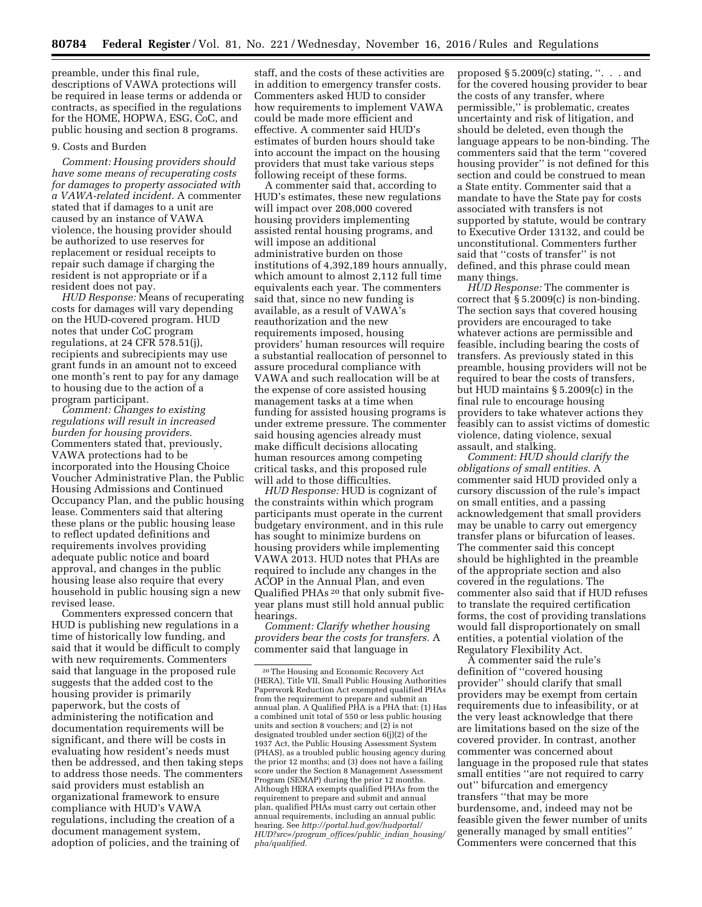preamble, under this final rule, descriptions of VAWA protections will be required in lease terms or addenda or contracts, as specified in the regulations for the HOME, HOPWA, ESG, CoC, and public housing and section 8 programs.

9. Costs and Burden

*Comment: Housing providers should have some means of recuperating costs for damages to property associated with a VAWA-related incident.* A commenter stated that if damages to a unit are caused by an instance of VAWA violence, the housing provider should be authorized to use reserves for replacement or residual receipts to repair such damage if charging the resident is not appropriate or if a resident does not pay.

*HUD Response:* Means of recuperating costs for damages will vary depending on the HUD-covered program. HUD notes that under CoC program regulations, at 24 CFR 578.51(j), recipients and subrecipients may use grant funds in an amount not to exceed one month's rent to pay for any damage to housing due to the action of a program participant.

*Comment: Changes to existing regulations will result in increased burden for housing providers.* Commenters stated that, previously, VAWA protections had to be incorporated into the Housing Choice Voucher Administrative Plan, the Public Housing Admissions and Continued Occupancy Plan, and the public housing lease. Commenters said that altering these plans or the public housing lease to reflect updated definitions and requirements involves providing adequate public notice and board approval, and changes in the public housing lease also require that every household in public housing sign a new revised lease.

Commenters expressed concern that HUD is publishing new regulations in a time of historically low funding, and said that it would be difficult to comply with new requirements. Commenters said that language in the proposed rule suggests that the added cost to the housing provider is primarily paperwork, but the costs of administering the notification and documentation requirements will be significant, and there will be costs in evaluating how resident's needs must then be addressed, and then taking steps to address those needs. The commenters said providers must establish an organizational framework to ensure compliance with HUD's VAWA regulations, including the creation of a document management system, adoption of policies, and the training of staff, and the costs of these activities are in addition to emergency transfer costs. Commenters asked HUD to consider how requirements to implement VAWA could be made more efficient and effective. A commenter said HUD's estimates of burden hours should take into account the impact on the housing providers that must take various steps following receipt of these forms.

A commenter said that, according to HUD's estimates, these new regulations will impact over 208,000 covered housing providers implementing assisted rental housing programs, and will impose an additional administrative burden on those institutions of 4,392,189 hours annually, which amount to almost 2,112 full time equivalents each year. The commenters said that, since no new funding is available, as a result of VAWA's reauthorization and the new requirements imposed, housing providers' human resources will require a substantial reallocation of personnel to assure procedural compliance with VAWA and such reallocation will be at the expense of core assisted housing management tasks at a time when funding for assisted housing programs is under extreme pressure. The commenter said housing agencies already must make difficult decisions allocating human resources among competing critical tasks, and this proposed rule will add to those difficulties.

*HUD Response:* HUD is cognizant of the constraints within which program participants must operate in the current budgetary environment, and in this rule has sought to minimize burdens on housing providers while implementing VAWA 2013. HUD notes that PHAs are required to include any changes in the ACOP in the Annual Plan, and even Qualified PHAs [20] that only submit five-year plans must still hold annual public hearings.

*Comment: Clarify whether housing providers bear the costs for transfers.* A commenter said that language in proposed § 5.2009(c) stating, ''. . . and for the covered housing provider to bear the costs of any transfer, where permissible,'' is problematic, creates uncertainty and risk of litigation, and should be deleted, even though the language appears to be non-binding. The commenters said that the term ''covered housing provider'' is not defined for this section and could be construed to mean a State entity. Commenter said that a mandate to have the State pay for costs associated with transfers is not supported by statute, would be contrary to Executive Order 13132, and could be unconstitutional. Commenters further said that ''costs of transfer'' is not defined, and this phrase could mean many things.

*HUD Response:* The commenter is correct that § 5.2009(c) is non-binding. The section says that covered housing providers are encouraged to take whatever actions are permissible and feasible, including bearing the costs of transfers. As previously stated in this preamble, housing providers will not be required to bear the costs of transfers, but HUD maintains § 5.2009(c) in the final rule to encourage housing providers to take whatever actions they feasibly can to assist victims of domestic violence, dating violence, sexual assault, and stalking.

*Comment: HUD should clarify the obligations of small entities.* A commenter said HUD provided only a cursory discussion of the rule's impact on small entities, and a passing acknowledgement that small providers may be unable to carry out emergency transfer plans or bifurcation of leases. The commenter said this concept should be highlighted in the preamble of the appropriate section and also covered in the regulations. The commenter also said that if HUD refuses to translate the required certification forms, the cost of providing translations would fall disproportionately on small entities, a potential violation of the Regulatory Flexibility Act.

A commenter said the rule's definition of ''covered housing provider'' should clarify that small providers may be exempt from certain requirements due to infeasibility, or at the very least acknowledge that there are limitations based on the size of the covered provider. In contrast, another commenter was concerned about language in the proposed rule that states small entities ''are not required to carry out'' bifurcation and emergency transfers ''that may be more burdensome, and, indeed may not be feasible given the fewer number of units generally managed by small entities'' Commenters were concerned that this

---

[20] The Housing and Economic Recovery Act (HERA), Title VII, Small Public Housing Authorities Paperwork Reduction Act exempted qualified PHAs from the requirement to prepare and submit an annual plan. A Qualified PHA is a PHA that: (1) Has a combined unit total of 550 or less public housing units and section 8 vouchers; and (2) is not designated troubled under section 6(j)(2) of the 1937 Act, the Public Housing Assessment System (PHAS), as a troubled public housing agency during the prior 12 months; and (3) does not have a failing score under the Section 8 Management Assessment Program (SEMAP) during the prior 12 months. Although HERA exempts qualified PHAs from the requirement to prepare and submit and annual plan, qualified PHAs must carry out certain other annual requirements, including an annual public hearing. See *http://portal.hud.gov/hudportal/HUD?src=/program_offices/public_indian_housing/pha/qualified.*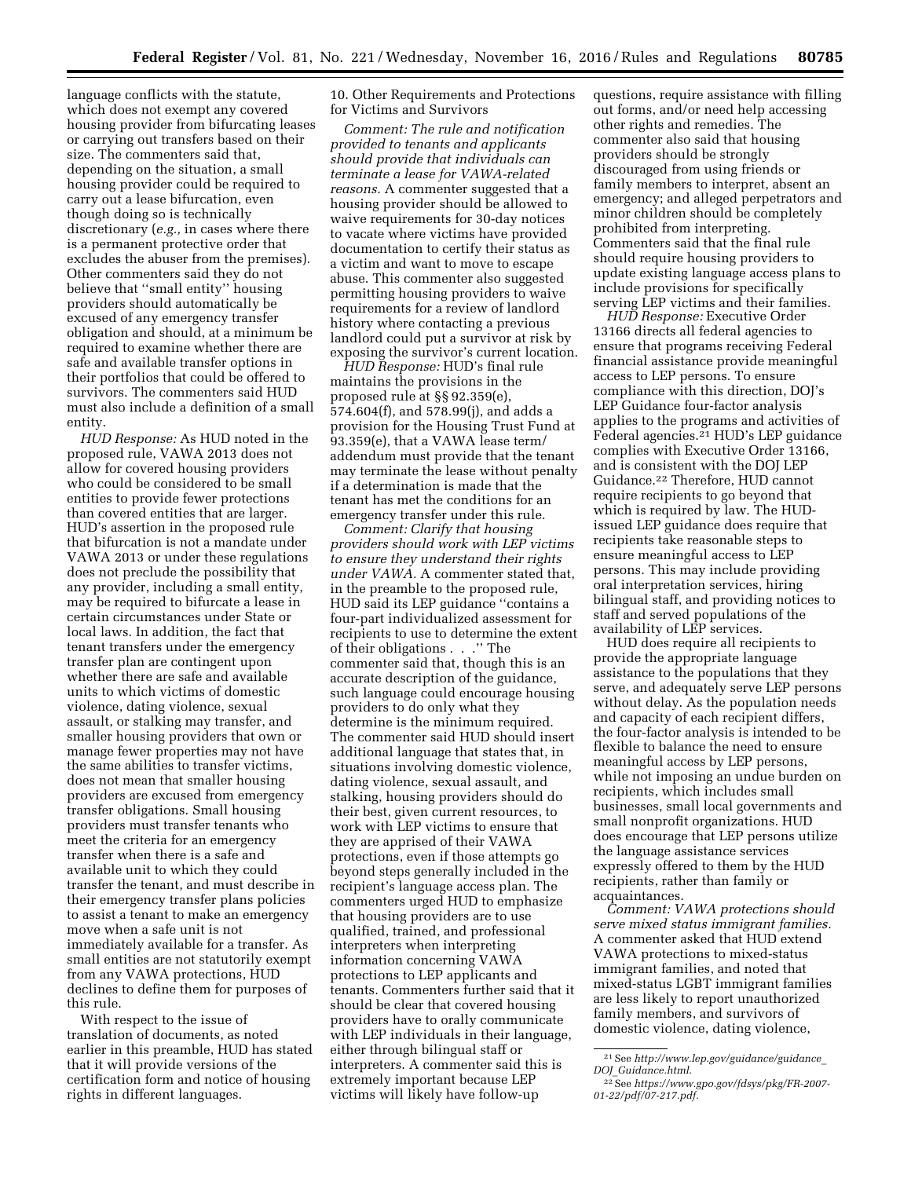language conflicts with the statute, which does not exempt any covered housing provider from bifurcating leases or carrying out transfers based on their size. The commenters said that, depending on the situation, a small housing provider could be required to carry out a lease bifurcation, even though doing so is technically discretionary (*e.g.,* in cases where there is a permanent protective order that excludes the abuser from the premises). Other commenters said they do not believe that ''small entity'' housing providers should automatically be excused of any emergency transfer obligation and should, at a minimum be required to examine whether there are safe and available transfer options in their portfolios that could be offered to survivors. The commenters said HUD must also include a definition of a small entity.

*HUD Response:* As HUD noted in the proposed rule, VAWA 2013 does not allow for covered housing providers who could be considered to be small entities to provide fewer protections than covered entities that are larger. HUD's assertion in the proposed rule that bifurcation is not a mandate under VAWA 2013 or under these regulations does not preclude the possibility that any provider, including a small entity, may be required to bifurcate a lease in certain circumstances under State or local laws. In addition, the fact that tenant transfers under the emergency transfer plan are contingent upon whether there are safe and available units to which victims of domestic violence, dating violence, sexual assault, or stalking may transfer, and smaller housing providers that own or manage fewer properties may not have the same abilities to transfer victims, does not mean that smaller housing providers are excused from emergency transfer obligations. Small housing providers must transfer tenants who meet the criteria for an emergency transfer when there is a safe and available unit to which they could transfer the tenant, and must describe in their emergency transfer plans policies to assist a tenant to make an emergency move when a safe unit is not immediately available for a transfer. As small entities are not statutorily exempt from any VAWA protections, HUD declines to define them for purposes of this rule.

With respect to the issue of translation of documents, as noted earlier in this preamble, HUD has stated that it will provide versions of the certification form and notice of housing rights in different languages.

10. Other Requirements and Protections for Victims and Survivors

*Comment: The rule and notification provided to tenants and applicants should provide that individuals can terminate a lease for VAWA-related reasons.* A commenter suggested that a housing provider should be allowed to waive requirements for 30-day notices to vacate where victims have provided documentation to certify their status as a victim and want to move to escape abuse. This commenter also suggested permitting housing providers to waive requirements for a review of landlord history where contacting a previous landlord could put a survivor at risk by exposing the survivor's current location.

*HUD Response:* HUD's final rule maintains the provisions in the proposed rule at §§ 92.359(e), 574.604(f), and 578.99(j), and adds a provision for the Housing Trust Fund at 93.359(e), that a VAWA lease term/addendum must provide that the tenant may terminate the lease without penalty if a determination is made that the tenant has met the conditions for an emergency transfer under this rule.

*Comment: Clarify that housing providers should work with LEP victims to ensure they understand their rights under VAWA.* A commenter stated that, in the preamble to the proposed rule, HUD said its LEP guidance ''contains a four-part individualized assessment for recipients to use to determine the extent of their obligations . . .'' The commenter said that, though this is an accurate description of the guidance, such language could encourage housing providers to do only what they determine is the minimum required. The commenter said HUD should insert additional language that states that, in situations involving domestic violence, dating violence, sexual assault, and stalking, housing providers should do their best, given current resources, to work with LEP victims to ensure that they are apprised of their VAWA protections, even if those attempts go beyond steps generally included in the recipient's language access plan. The commenters urged HUD to emphasize that housing providers are to use qualified, trained, and professional interpreters when interpreting information concerning VAWA protections to LEP applicants and tenants. Commenters further said that it should be clear that covered housing providers have to orally communicate with LEP individuals in their language, either through bilingual staff or interpreters. A commenter said this is extremely important because LEP victims will likely have follow-up questions, require assistance with filling out forms, and/or need help accessing other rights and remedies. The commenter also said that housing providers should be strongly discouraged from using friends or family members to interpret, absent an emergency; and alleged perpetrators and minor children should be completely prohibited from interpreting. Commenters said that the final rule should require housing providers to update existing language access plans to include provisions for specifically serving LEP victims and their families.

*HUD Response:* Executive Order 13166 directs all federal agencies to ensure that programs receiving Federal financial assistance provide meaningful access to LEP persons. To ensure compliance with this direction, DOJ's LEP Guidance four-factor analysis applies to the programs and activities of Federal agencies.[21] HUD's LEP guidance complies with Executive Order 13166, and is consistent with the DOJ LEP Guidance.[22] Therefore, HUD cannot require recipients to go beyond that which is required by law. The HUD-issued LEP guidance does require that recipients take reasonable steps to ensure meaningful access to LEP persons. This may include providing oral interpretation services, hiring bilingual staff, and providing notices to staff and served populations of the availability of LEP services.

HUD does require all recipients to provide the appropriate language assistance to the populations that they serve, and adequately serve LEP persons without delay. As the population needs and capacity of each recipient differs, the four-factor analysis is intended to be flexible to balance the need to ensure meaningful access by LEP persons, while not imposing an undue burden on recipients, which includes small businesses, small local governments and small nonprofit organizations. HUD does encourage that LEP persons utilize the language assistance services expressly offered to them by the HUD recipients, rather than family or acquaintances.

*Comment: VAWA protections should serve mixed status immigrant families.* A commenter asked that HUD extend VAWA protections to mixed-status immigrant families, and noted that mixed-status LGBT immigrant families are less likely to report unauthorized family members, and survivors of domestic violence, dating violence,

[21] See *http://www.lep.gov/guidance/guidance_DOJ_Guidance.html.*

[22] See *https://www.gpo.gov/fdsys/pkg/FR-2007-01-22/pdf/07-217.pdf.*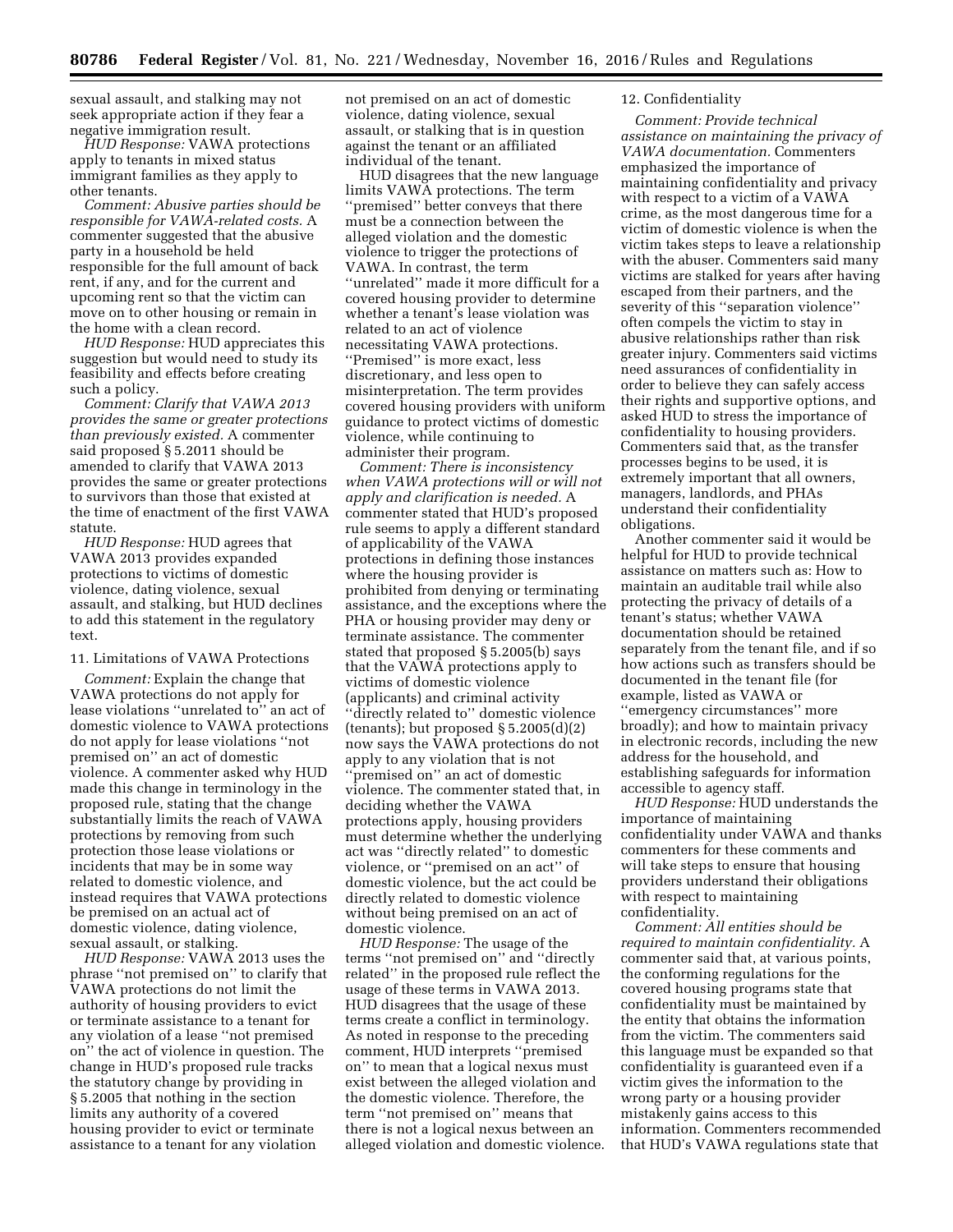sexual assault, and stalking may not seek appropriate action if they fear a negative immigration result.

*HUD Response:* VAWA protections apply to tenants in mixed status immigrant families as they apply to other tenants.

*Comment: Abusive parties should be responsible for VAWA-related costs.* A commenter suggested that the abusive party in a household be held responsible for the full amount of back rent, if any, and for the current and upcoming rent so that the victim can move on to other housing or remain in the home with a clean record.

*HUD Response:* HUD appreciates this suggestion but would need to study its feasibility and effects before creating such a policy.

*Comment: Clarify that VAWA 2013 provides the same or greater protections than previously existed.* A commenter said proposed § 5.2011 should be amended to clarify that VAWA 2013 provides the same or greater protections to survivors than those that existed at the time of enactment of the first VAWA statute.

*HUD Response:* HUD agrees that VAWA 2013 provides expanded protections to victims of domestic violence, dating violence, sexual assault, and stalking, but HUD declines to add this statement in the regulatory text.

11. Limitations of VAWA Protections

*Comment:* Explain the change that VAWA protections do not apply for lease violations ''unrelated to'' an act of domestic violence to VAWA protections do not apply for lease violations ''not premised on'' an act of domestic violence. A commenter asked why HUD made this change in terminology in the proposed rule, stating that the change substantially limits the reach of VAWA protections by removing from such protection those lease violations or incidents that may be in some way related to domestic violence, and instead requires that VAWA protections be premised on an actual act of domestic violence, dating violence, sexual assault, or stalking.

*HUD Response:* VAWA 2013 uses the phrase ''not premised on'' to clarify that VAWA protections do not limit the authority of housing providers to evict or terminate assistance to a tenant for any violation of a lease ''not premised on'' the act of violence in question. The change in HUD's proposed rule tracks the statutory change by providing in § 5.2005 that nothing in the section limits any authority of a covered housing provider to evict or terminate assistance to a tenant for any violation not premised on an act of domestic violence, dating violence, sexual assault, or stalking that is in question against the tenant or an affiliated individual of the tenant.

HUD disagrees that the new language limits VAWA protections. The term ''premised'' better conveys that there must be a connection between the alleged violation and the domestic violence to trigger the protections of VAWA. In contrast, the term ''unrelated'' made it more difficult for a covered housing provider to determine whether a tenant's lease violation was related to an act of violence necessitating VAWA protections. ''Premised'' is more exact, less discretionary, and less open to misinterpretation. The term provides covered housing providers with uniform guidance to protect victims of domestic violence, while continuing to administer their program.

*Comment: There is inconsistency when VAWA protections will or will not apply and clarification is needed.* A commenter stated that HUD's proposed rule seems to apply a different standard of applicability of the VAWA protections in defining those instances where the housing provider is prohibited from denying or terminating assistance, and the exceptions where the PHA or housing provider may deny or terminate assistance. The commenter stated that proposed § 5.2005(b) says that the VAWA protections apply to victims of domestic violence (applicants) and criminal activity ''directly related to'' domestic violence (tenants); but proposed § 5.2005(d)(2) now says the VAWA protections do not apply to any violation that is not ''premised on'' an act of domestic violence. The commenter stated that, in deciding whether the VAWA protections apply, housing providers must determine whether the underlying act was ''directly related'' to domestic violence, or ''premised on an act'' of domestic violence, but the act could be directly related to domestic violence without being premised on an act of domestic violence.

*HUD Response:* The usage of the terms ''not premised on'' and ''directly related'' in the proposed rule reflect the usage of these terms in VAWA 2013. HUD disagrees that the usage of these terms create a conflict in terminology. As noted in response to the preceding comment, HUD interprets ''premised on'' to mean that a logical nexus must exist between the alleged violation and the domestic violence. Therefore, the term ''not premised on'' means that there is not a logical nexus between an alleged violation and domestic violence.

12. Confidentiality

*Comment: Provide technical assistance on maintaining the privacy of VAWA documentation.* Commenters emphasized the importance of maintaining confidentiality and privacy with respect to a victim of a VAWA crime, as the most dangerous time for a victim of domestic violence is when the victim takes steps to leave a relationship with the abuser. Commenters said many victims are stalked for years after having escaped from their partners, and the severity of this ''separation violence'' often compels the victim to stay in abusive relationships rather than risk greater injury. Commenters said victims need assurances of confidentiality in order to believe they can safely access their rights and supportive options, and asked HUD to stress the importance of confidentiality to housing providers. Commenters said that, as the transfer processes begins to be used, it is extremely important that all owners, managers, landlords, and PHAs understand their confidentiality obligations.

Another commenter said it would be helpful for HUD to provide technical assistance on matters such as: How to maintain an auditable trail while also protecting the privacy of details of a tenant's status; whether VAWA documentation should be retained separately from the tenant file, and if so how actions such as transfers should be documented in the tenant file (for example, listed as VAWA or ''emergency circumstances'' more broadly); and how to maintain privacy in electronic records, including the new address for the household, and establishing safeguards for information accessible to agency staff.

*HUD Response:* HUD understands the importance of maintaining confidentiality under VAWA and thanks commenters for these comments and will take steps to ensure that housing providers understand their obligations with respect to maintaining confidentiality.

*Comment: All entities should be required to maintain confidentiality.* A commenter said that, at various points, the conforming regulations for the covered housing programs state that confidentiality must be maintained by the entity that obtains the information from the victim. The commenters said this language must be expanded so that confidentiality is guaranteed even if a victim gives the information to the wrong party or a housing provider mistakenly gains access to this information. Commenters recommended that HUD's VAWA regulations state that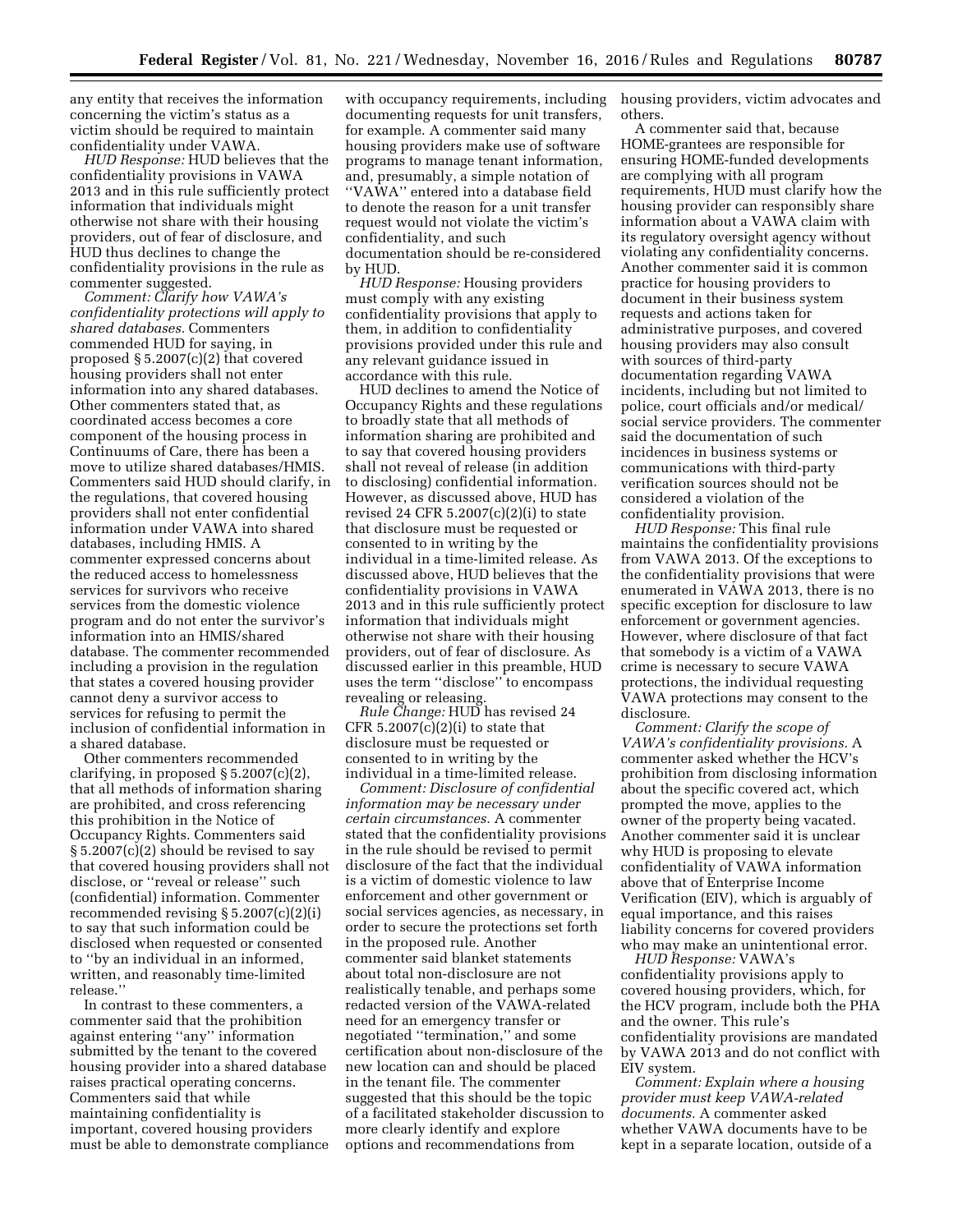any entity that receives the information concerning the victim's status as a victim should be required to maintain confidentiality under VAWA.

*HUD Response:* HUD believes that the confidentiality provisions in VAWA 2013 and in this rule sufficiently protect information that individuals might otherwise not share with their housing providers, out of fear of disclosure, and HUD thus declines to change the confidentiality provisions in the rule as commenter suggested.

*Comment: Clarify how VAWA's confidentiality protections will apply to shared databases.* Commenters commended HUD for saying, in proposed § 5.2007(c)(2) that covered housing providers shall not enter information into any shared databases. Other commenters stated that, as coordinated access becomes a core component of the housing process in Continuums of Care, there has been a move to utilize shared databases/HMIS. Commenters said HUD should clarify, in the regulations, that covered housing providers shall not enter confidential information under VAWA into shared databases, including HMIS. A commenter expressed concerns about the reduced access to homelessness services for survivors who receive services from the domestic violence program and do not enter the survivor's information into an HMIS/shared database. The commenter recommended including a provision in the regulation that states a covered housing provider cannot deny a survivor access to services for refusing to permit the inclusion of confidential information in a shared database.

Other commenters recommended clarifying, in proposed § 5.2007(c)(2), that all methods of information sharing are prohibited, and cross referencing this prohibition in the Notice of Occupancy Rights. Commenters said § 5.2007(c)(2) should be revised to say that covered housing providers shall not disclose, or "reveal or release" such (confidential) information. Commenter recommended revising § 5.2007(c)(2)(i) to say that such information could be disclosed when requested or consented to "by an individual in an informed, written, and reasonably time-limited release."

In contrast to these commenters, a commenter said that the prohibition against entering "any" information submitted by the tenant to the covered housing provider into a shared database raises practical operating concerns. Commenters said that while maintaining confidentiality is important, covered housing providers must be able to demonstrate compliance with occupancy requirements, including documenting requests for unit transfers, for example. A commenter said many housing providers make use of software programs to manage tenant information, and, presumably, a simple notation of "VAWA" entered into a database field to denote the reason for a unit transfer request would not violate the victim's confidentiality, and such documentation should be re-considered by HUD.

*HUD Response:* Housing providers must comply with any existing confidentiality provisions that apply to them, in addition to confidentiality provisions provided under this rule and any relevant guidance issued in accordance with this rule.

HUD declines to amend the Notice of Occupancy Rights and these regulations to broadly state that all methods of information sharing are prohibited and to say that covered housing providers shall not reveal of release (in addition to disclosing) confidential information. However, as discussed above, HUD has revised 24 CFR 5.2007(c)(2)(i) to state that disclosure must be requested or consented to in writing by the individual in a time-limited release. As discussed above, HUD believes that the confidentiality provisions in VAWA 2013 and in this rule sufficiently protect information that individuals might otherwise not share with their housing providers, out of fear of disclosure. As discussed earlier in this preamble, HUD uses the term "disclose" to encompass revealing or releasing.

*Rule Change:* HUD has revised 24 CFR 5.2007(c)(2)(i) to state that disclosure must be requested or consented to in writing by the individual in a time-limited release.

*Comment: Disclosure of confidential information may be necessary under certain circumstances.* A commenter stated that the confidentiality provisions in the rule should be revised to permit disclosure of the fact that the individual is a victim of domestic violence to law enforcement and other government or social services agencies, as necessary, in order to secure the protections set forth in the proposed rule. Another commenter said blanket statements about total non-disclosure are not realistically tenable, and perhaps some redacted version of the VAWA-related need for an emergency transfer or negotiated "termination," and some certification about non-disclosure of the new location can and should be placed in the tenant file. The commenter suggested that this should be the topic of a facilitated stakeholder discussion to more clearly identify and explore options and recommendations from housing providers, victim advocates and others.

A commenter said that, because HOME-grantees are responsible for ensuring HOME-funded developments are complying with all program requirements, HUD must clarify how the housing provider can responsibly share information about a VAWA claim with its regulatory oversight agency without violating any confidentiality concerns. Another commenter said it is common practice for housing providers to document in their business system requests and actions taken for administrative purposes, and covered housing providers may also consult with sources of third-party documentation regarding VAWA incidents, including but not limited to police, court officials and/or medical/social service providers. The commenter said the documentation of such incidences in business systems or communications with third-party verification sources should not be considered a violation of the confidentiality provision.

*HUD Response:* This final rule maintains the confidentiality provisions from VAWA 2013. Of the exceptions to the confidentiality provisions that were enumerated in VAWA 2013, there is no specific exception for disclosure to law enforcement or government agencies. However, where disclosure of that fact that somebody is a victim of a VAWA crime is necessary to secure VAWA protections, the individual requesting VAWA protections may consent to the disclosure.

*Comment: Clarify the scope of VAWA's confidentiality provisions.* A commenter asked whether the HCV's prohibition from disclosing information about the specific covered act, which prompted the move, applies to the owner of the property being vacated. Another commenter said it is unclear why HUD is proposing to elevate confidentiality of VAWA information above that of Enterprise Income Verification (EIV), which is arguably of equal importance, and this raises liability concerns for covered providers who may make an unintentional error.

*HUD Response:* VAWA's confidentiality provisions apply to covered housing providers, which, for the HCV program, include both the PHA and the owner. This rule's confidentiality provisions are mandated by VAWA 2013 and do not conflict with EIV system.

*Comment: Explain where a housing provider must keep VAWA-related documents.* A commenter asked whether VAWA documents have to be kept in a separate location, outside of a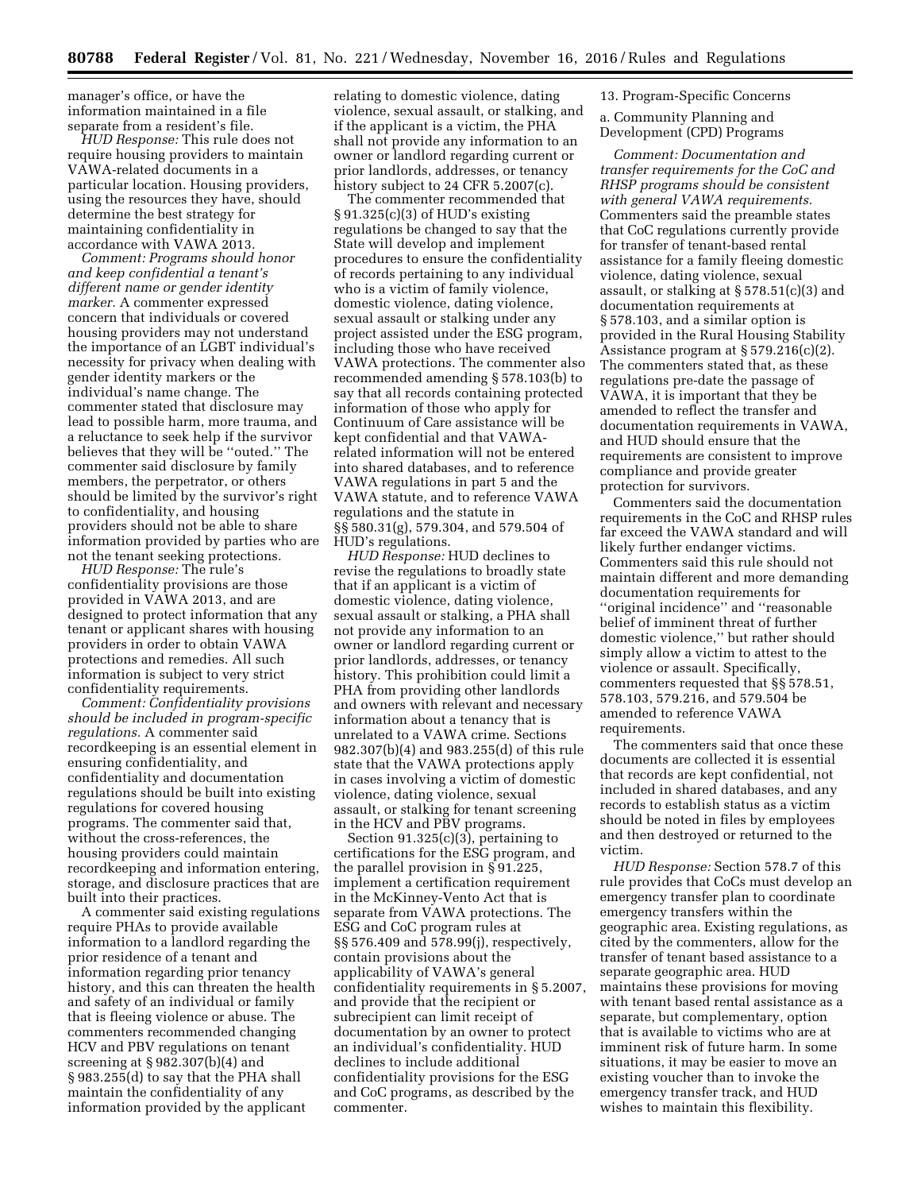manager's office, or have the information maintained in a file separate from a resident's file.

*HUD Response:* This rule does not require housing providers to maintain VAWA-related documents in a particular location. Housing providers, using the resources they have, should determine the best strategy for maintaining confidentiality in accordance with VAWA 2013.

*Comment: Programs should honor and keep confidential a tenant's different name or gender identity marker.* A commenter expressed concern that individuals or covered housing providers may not understand the importance of an LGBT individual's necessity for privacy when dealing with gender identity markers or the individual's name change. The commenter stated that disclosure may lead to possible harm, more trauma, and a reluctance to seek help if the survivor believes that they will be ''outed.'' The commenter said disclosure by family members, the perpetrator, or others should be limited by the survivor's right to confidentiality, and housing providers should not be able to share information provided by parties who are not the tenant seeking protections.

*HUD Response:* The rule's confidentiality provisions are those provided in VAWA 2013, and are designed to protect information that any tenant or applicant shares with housing providers in order to obtain VAWA protections and remedies. All such information is subject to very strict confidentiality requirements.

*Comment: Confidentiality provisions should be included in program-specific regulations.* A commenter said recordkeeping is an essential element in ensuring confidentiality, and confidentiality and documentation regulations should be built into existing regulations for covered housing programs. The commenter said that, without the cross-references, the housing providers could maintain recordkeeping and information entering, storage, and disclosure practices that are built into their practices.

A commenter said existing regulations require PHAs to provide available information to a landlord regarding the prior residence of a tenant and information regarding prior tenancy history, and this can threaten the health and safety of an individual or family that is fleeing violence or abuse. The commenters recommended changing HCV and PBV regulations on tenant screening at § 982.307(b)(4) and § 983.255(d) to say that the PHA shall maintain the confidentiality of any information provided by the applicant relating to domestic violence, dating violence, sexual assault, or stalking, and if the applicant is a victim, the PHA shall not provide any information to an owner or landlord regarding current or prior landlords, addresses, or tenancy history subject to 24 CFR 5.2007(c).

The commenter recommended that § 91.325(c)(3) of HUD's existing regulations be changed to say that the State will develop and implement procedures to ensure the confidentiality of records pertaining to any individual who is a victim of family violence, domestic violence, dating violence, sexual assault or stalking under any project assisted under the ESG program, including those who have received VAWA protections. The commenter also recommended amending § 578.103(b) to say that all records containing protected information of those who apply for Continuum of Care assistance will be kept confidential and that VAWA-related information will not be entered into shared databases, and to reference VAWA regulations in part 5 and the VAWA statute, and to reference VAWA regulations and the statute in §§ 580.31(g), 579.304, and 579.504 of HUD's regulations.

*HUD Response:* HUD declines to revise the regulations to broadly state that if an applicant is a victim of domestic violence, dating violence, sexual assault or stalking, a PHA shall not provide any information to an owner or landlord regarding current or prior landlords, addresses, or tenancy history. This prohibition could limit a PHA from providing other landlords and owners with relevant and necessary information about a tenancy that is unrelated to a VAWA crime. Sections 982.307(b)(4) and 983.255(d) of this rule state that the VAWA protections apply in cases involving a victim of domestic violence, dating violence, sexual assault, or stalking for tenant screening in the HCV and PBV programs.

Section 91.325(c)(3), pertaining to certifications for the ESG program, and the parallel provision in § 91.225, implement a certification requirement in the McKinney-Vento Act that is separate from VAWA protections. The ESG and CoC program rules at §§ 576.409 and 578.99(j), respectively, contain provisions about the applicability of VAWA's general confidentiality requirements in § 5.2007, and provide that the recipient or subrecipient can limit receipt of documentation by an owner to protect an individual's confidentiality. HUD declines to include additional confidentiality provisions for the ESG and CoC programs, as described by the commenter.

13. Program-Specific Concerns

a. Community Planning and Development (CPD) Programs

*Comment: Documentation and transfer requirements for the CoC and RHSP programs should be consistent with general VAWA requirements.* Commenters said the preamble states that CoC regulations currently provide for transfer of tenant-based rental assistance for a family fleeing domestic violence, dating violence, sexual assault, or stalking at § 578.51(c)(3) and documentation requirements at § 578.103, and a similar option is provided in the Rural Housing Stability Assistance program at § 579.216(c)(2). The commenters stated that, as these regulations pre-date the passage of VAWA, it is important that they be amended to reflect the transfer and documentation requirements in VAWA, and HUD should ensure that the requirements are consistent to improve compliance and provide greater protection for survivors.

Commenters said the documentation requirements in the CoC and RHSP rules far exceed the VAWA standard and will likely further endanger victims. Commenters said this rule should not maintain different and more demanding documentation requirements for ''original incidence'' and ''reasonable belief of imminent threat of further domestic violence,'' but rather should simply allow a victim to attest to the violence or assault. Specifically, commenters requested that §§ 578.51, 578.103, 579.216, and 579.504 be amended to reference VAWA requirements.

The commenters said that once these documents are collected it is essential that records are kept confidential, not included in shared databases, and any records to establish status as a victim should be noted in files by employees and then destroyed or returned to the victim.

*HUD Response:* Section 578.7 of this rule provides that CoCs must develop an emergency transfer plan to coordinate emergency transfers within the geographic area. Existing regulations, as cited by the commenters, allow for the transfer of tenant based assistance to a separate geographic area. HUD maintains these provisions for moving with tenant based rental assistance as a separate, but complementary, option that is available to victims who are at imminent risk of future harm. In some situations, it may be easier to move an existing voucher than to invoke the emergency transfer track, and HUD wishes to maintain this flexibility.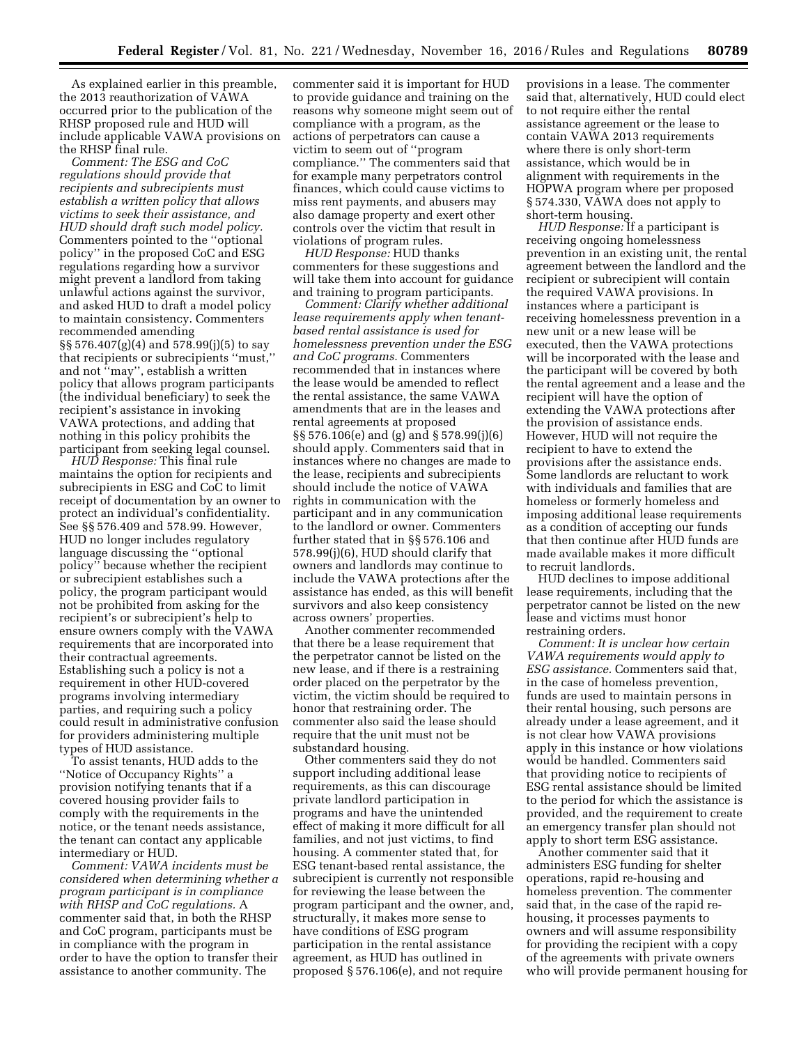As explained earlier in this preamble, the 2013 reauthorization of VAWA occurred prior to the publication of the RHSP proposed rule and HUD will include applicable VAWA provisions on the RHSP final rule.

*Comment: The ESG and CoC regulations should provide that recipients and subrecipients must establish a written policy that allows victims to seek their assistance, and HUD should draft such model policy.* Commenters pointed to the "optional policy" in the proposed CoC and ESG regulations regarding how a survivor might prevent a landlord from taking unlawful actions against the survivor, and asked HUD to draft a model policy to maintain consistency. Commenters recommended amending §§ 576.407(g)(4) and 578.99(j)(5) to say that recipients or subrecipients "must," and not "may", establish a written policy that allows program participants (the individual beneficiary) to seek the recipient's assistance in invoking VAWA protections, and adding that nothing in this policy prohibits the participant from seeking legal counsel.

*HUD Response:* This final rule maintains the option for recipients and subrecipients in ESG and CoC to limit receipt of documentation by an owner to protect an individual's confidentiality. See §§ 576.409 and 578.99. However, HUD no longer includes regulatory language discussing the "optional policy" because whether the recipient or subrecipient establishes such a policy, the program participant would not be prohibited from asking for the recipient's or subrecipient's help to ensure owners comply with the VAWA requirements that are incorporated into their contractual agreements. Establishing such a policy is not a requirement in other HUD-covered programs involving intermediary parties, and requiring such a policy could result in administrative confusion for providers administering multiple types of HUD assistance.

To assist tenants, HUD adds to the "Notice of Occupancy Rights" a provision notifying tenants that if a covered housing provider fails to comply with the requirements in the notice, or the tenant needs assistance, the tenant can contact any applicable intermediary or HUD.

*Comment: VAWA incidents must be considered when determining whether a program participant is in compliance with RHSP and CoC regulations.* A commenter said that, in both the RHSP and CoC program, participants must be in compliance with the program in order to have the option to transfer their assistance to another community. The commenter said it is important for HUD to provide guidance and training on the reasons why someone might seem out of compliance with a program, as the actions of perpetrators can cause a victim to seem out of "program compliance." The commenters said that for example many perpetrators control finances, which could cause victims to miss rent payments, and abusers may also damage property and exert other controls over the victim that result in violations of program rules.

*HUD Response:* HUD thanks commenters for these suggestions and will take them into account for guidance and training to program participants.

*Comment: Clarify whether additional lease requirements apply when tenant-based rental assistance is used for homelessness prevention under the ESG and CoC programs.* Commenters recommended that in instances where the lease would be amended to reflect the rental assistance, the same VAWA amendments that are in the leases and rental agreements at proposed §§ 576.106(e) and (g) and § 578.99(j)(6) should apply. Commenters said that in instances where no changes are made to the lease, recipients and subrecipients should include the notice of VAWA rights in communication with the participant and in any communication to the landlord or owner. Commenters further stated that in §§ 576.106 and 578.99(j)(6), HUD should clarify that owners and landlords may continue to include the VAWA protections after the assistance has ended, as this will benefit survivors and also keep consistency across owners' properties.

Another commenter recommended that there be a lease requirement that the perpetrator cannot be listed on the new lease, and if there is a restraining order placed on the perpetrator by the victim, the victim should be required to honor that restraining order. The commenter also said the lease should require that the unit must not be substandard housing.

Other commenters said they do not support including additional lease requirements, as this can discourage private landlord participation in programs and have the unintended effect of making it more difficult for all families, and not just victims, to find housing. A commenter stated that, for ESG tenant-based rental assistance, the subrecipient is currently not responsible for reviewing the lease between the program participant and the owner, and, structurally, it makes more sense to have conditions of ESG program participation in the rental assistance agreement, as HUD has outlined in proposed § 576.106(e), and not require provisions in a lease. The commenter said that, alternatively, HUD could elect to not require either the rental assistance agreement or the lease to contain VAWA 2013 requirements where there is only short-term assistance, which would be in alignment with requirements in the HOPWA program where per proposed § 574.330, VAWA does not apply to short-term housing.

*HUD Response:* If a participant is receiving ongoing homelessness prevention in an existing unit, the rental agreement between the landlord and the recipient or subrecipient will contain the required VAWA provisions. In instances where a participant is receiving homelessness prevention in a new unit or a new lease will be executed, then the VAWA protections will be incorporated with the lease and the participant will be covered by both the rental agreement and a lease and the recipient will have the option of extending the VAWA protections after the provision of assistance ends. However, HUD will not require the recipient to have to extend the provisions after the assistance ends. Some landlords are reluctant to work with individuals and families that are homeless or formerly homeless and imposing additional lease requirements as a condition of accepting our funds that then continue after HUD funds are made available makes it more difficult to recruit landlords.

HUD declines to impose additional lease requirements, including that the perpetrator cannot be listed on the new lease and victims must honor restraining orders.

*Comment: It is unclear how certain VAWA requirements would apply to ESG assistance.* Commenters said that, in the case of homeless prevention, funds are used to maintain persons in their rental housing, such persons are already under a lease agreement, and it is not clear how VAWA provisions apply in this instance or how violations would be handled. Commenters said that providing notice to recipients of ESG rental assistance should be limited to the period for which the assistance is provided, and the requirement to create an emergency transfer plan should not apply to short term ESG assistance.

Another commenter said that it administers ESG funding for shelter operations, rapid re-housing and homeless prevention. The commenter said that, in the case of the rapid re-housing, it processes payments to owners and will assume responsibility for providing the recipient with a copy of the agreements with private owners who will provide permanent housing for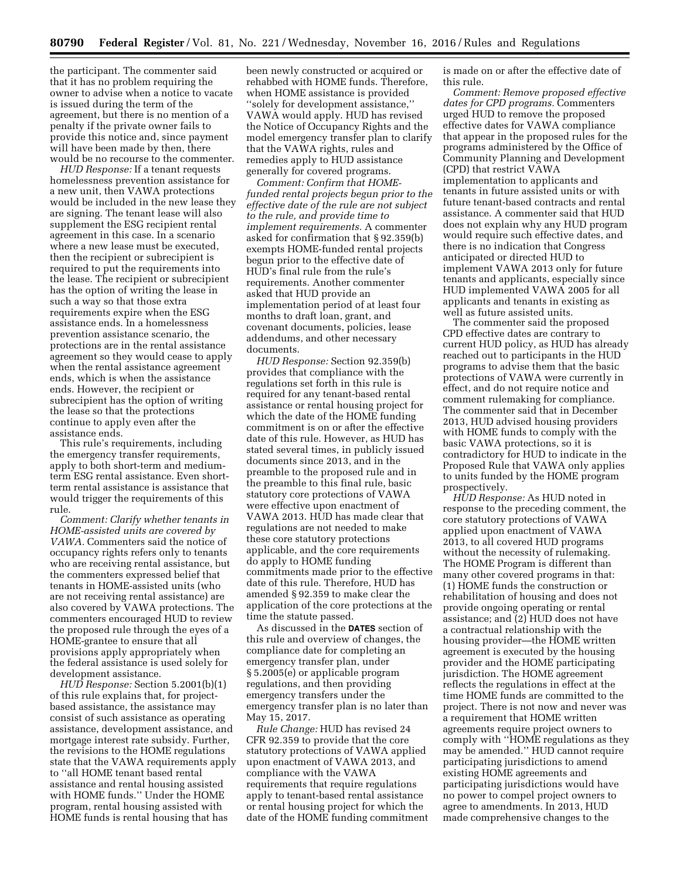the participant. The commenter said that it has no problem requiring the owner to advise when a notice to vacate is issued during the term of the agreement, but there is no mention of a penalty if the private owner fails to provide this notice and, since payment will have been made by then, there would be no recourse to the commenter.

*HUD Response:* If a tenant requests homelessness prevention assistance for a new unit, then VAWA protections would be included in the new lease they are signing. The tenant lease will also supplement the ESG recipient rental agreement in this case. In a scenario where a new lease must be executed, then the recipient or subrecipient is required to put the requirements into the lease. The recipient or subrecipient has the option of writing the lease in such a way so that those extra requirements expire when the ESG assistance ends. In a homelessness prevention assistance scenario, the protections are in the rental assistance agreement so they would cease to apply when the rental assistance agreement ends, which is when the assistance ends. However, the recipient or subrecipient has the option of writing the lease so that the protections continue to apply even after the assistance ends.

This rule's requirements, including the emergency transfer requirements, apply to both short-term and medium-term ESG rental assistance. Even short-term rental assistance is assistance that would trigger the requirements of this rule.

*Comment: Clarify whether tenants in HOME-assisted units are covered by VAWA.* Commenters said the notice of occupancy rights refers only to tenants who are receiving rental assistance, but the commenters expressed belief that tenants in HOME-assisted units (who are not receiving rental assistance) are also covered by VAWA protections. The commenters encouraged HUD to review the proposed rule through the eyes of a HOME-grantee to ensure that all provisions apply appropriately when the federal assistance is used solely for development assistance.

*HUD Response:* Section 5.2001(b)(1) of this rule explains that, for project-based assistance, the assistance may consist of such assistance as operating assistance, development assistance, and mortgage interest rate subsidy. Further, the revisions to the HOME regulations state that the VAWA requirements apply to ''all HOME tenant based rental assistance and rental housing assisted with HOME funds.'' Under the HOME program, rental housing assisted with HOME funds is rental housing that has been newly constructed or acquired or rehabbed with HOME funds. Therefore, when HOME assistance is provided ''solely for development assistance,'' VAWA would apply. HUD has revised the Notice of Occupancy Rights and the model emergency transfer plan to clarify that the VAWA rights, rules and remedies apply to HUD assistance generally for covered programs.

*Comment: Confirm that HOME-funded rental projects begun prior to the effective date of the rule are not subject to the rule, and provide time to implement requirements.* A commenter asked for confirmation that § 92.359(b) exempts HOME-funded rental projects begun prior to the effective date of HUD's final rule from the rule's requirements. Another commenter asked that HUD provide an implementation period of at least four months to draft loan, grant, and covenant documents, policies, lease addendums, and other necessary documents.

*HUD Response:* Section 92.359(b) provides that compliance with the regulations set forth in this rule is required for any tenant-based rental assistance or rental housing project for which the date of the HOME funding commitment is on or after the effective date of this rule. However, as HUD has stated several times, in publicly issued documents since 2013, and in the preamble to the proposed rule and in the preamble to this final rule, basic statutory core protections of VAWA were effective upon enactment of VAWA 2013. HUD has made clear that regulations are not needed to make these core statutory protections applicable, and the core requirements do apply to HOME funding commitments made prior to the effective date of this rule. Therefore, HUD has amended § 92.359 to make clear the application of the core protections at the time the statute passed.

As discussed in the DATES section of this rule and overview of changes, the compliance date for completing an emergency transfer plan, under § 5.2005(e) or applicable program regulations, and then providing emergency transfers under the emergency transfer plan is no later than May 15, 2017.

*Rule Change:* HUD has revised 24 CFR 92.359 to provide that the core statutory protections of VAWA applied upon enactment of VAWA 2013, and compliance with the VAWA requirements that require regulations apply to tenant-based rental assistance or rental housing project for which the date of the HOME funding commitment is made on or after the effective date of this rule.

*Comment: Remove proposed effective dates for CPD programs.* Commenters urged HUD to remove the proposed effective dates for VAWA compliance that appear in the proposed rules for the programs administered by the Office of Community Planning and Development (CPD) that restrict VAWA implementation to applicants and tenants in future assisted units or with future tenant-based contracts and rental assistance. A commenter said that HUD does not explain why any HUD program would require such effective dates, and there is no indication that Congress anticipated or directed HUD to implement VAWA 2013 only for future tenants and applicants, especially since HUD implemented VAWA 2005 for all applicants and tenants in existing as well as future assisted units.

The commenter said the proposed CPD effective dates are contrary to current HUD policy, as HUD has already reached out to participants in the HUD programs to advise them that the basic protections of VAWA were currently in effect, and do not require notice and comment rulemaking for compliance. The commenter said that in December 2013, HUD advised housing providers with HOME funds to comply with the basic VAWA protections, so it is contradictory for HUD to indicate in the Proposed Rule that VAWA only applies to units funded by the HOME program prospectively.

*HUD Response:* As HUD noted in response to the preceding comment, the core statutory protections of VAWA applied upon enactment of VAWA 2013, to all covered HUD programs without the necessity of rulemaking. The HOME Program is different than many other covered programs in that: (1) HOME funds the construction or rehabilitation of housing and does not provide ongoing operating or rental assistance; and (2) HUD does not have a contractual relationship with the housing provider—the HOME written agreement is executed by the housing provider and the HOME participating jurisdiction. The HOME agreement reflects the regulations in effect at the time HOME funds are committed to the project. There is not now and never was a requirement that HOME written agreements require project owners to comply with ''HOME regulations as they may be amended.'' HUD cannot require participating jurisdictions to amend existing HOME agreements and participating jurisdictions would have no power to compel project owners to agree to amendments. In 2013, HUD made comprehensive changes to the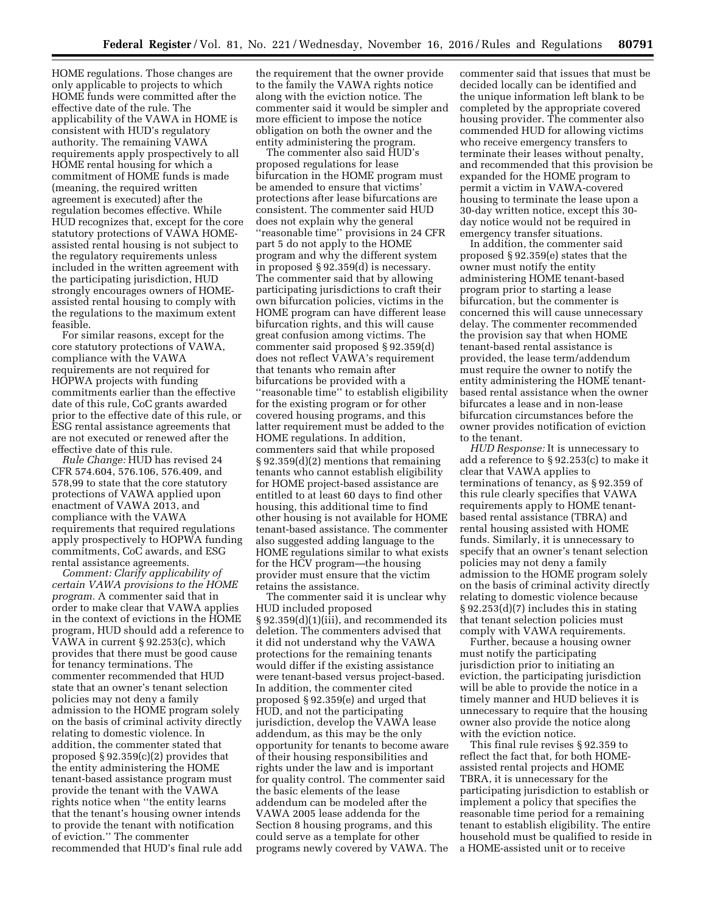HOME regulations. Those changes are only applicable to projects to which HOME funds were committed after the effective date of the rule. The applicability of the VAWA in HOME is consistent with HUD's regulatory authority. The remaining VAWA requirements apply prospectively to all HOME rental housing for which a commitment of HOME funds is made (meaning, the required written agreement is executed) after the regulation becomes effective. While HUD recognizes that, except for the core statutory protections of VAWA HOME-assisted rental housing is not subject to the regulatory requirements unless included in the written agreement with the participating jurisdiction, HUD strongly encourages owners of HOME-assisted rental housing to comply with the regulations to the maximum extent feasible.

For similar reasons, except for the core statutory protections of VAWA, compliance with the VAWA requirements are not required for HOPWA projects with funding commitments earlier than the effective date of this rule, CoC grants awarded prior to the effective date of this rule, or ESG rental assistance agreements that are not executed or renewed after the effective date of this rule.

*Rule Change:* HUD has revised 24 CFR 574.604, 576.106, 576.409, and 578,99 to state that the core statutory protections of VAWA applied upon enactment of VAWA 2013, and compliance with the VAWA requirements that required regulations apply prospectively to HOPWA funding commitments, CoC awards, and ESG rental assistance agreements.

*Comment: Clarify applicability of certain VAWA provisions to the HOME program.* A commenter said that in order to make clear that VAWA applies in the context of evictions in the HOME program, HUD should add a reference to VAWA in current § 92.253(c), which provides that there must be good cause for tenancy terminations. The commenter recommended that HUD state that an owner's tenant selection policies may not deny a family admission to the HOME program solely on the basis of criminal activity directly relating to domestic violence. In addition, the commenter stated that proposed § 92.359(c)(2) provides that the entity administering the HOME tenant-based assistance program must provide the tenant with the VAWA rights notice when "the entity learns that the tenant's housing owner intends to provide the tenant with notification of eviction." The commenter recommended that HUD's final rule add the requirement that the owner provide to the family the VAWA rights notice along with the eviction notice. The commenter said it would be simpler and more efficient to impose the notice obligation on both the owner and the entity administering the program.

The commenter also said HUD's proposed regulations for lease bifurcation in the HOME program must be amended to ensure that victims' protections after lease bifurcations are consistent. The commenter said HUD does not explain why the general "reasonable time" provisions in 24 CFR part 5 do not apply to the HOME program and why the different system in proposed § 92.359(d) is necessary. The commenter said that by allowing participating jurisdictions to craft their own bifurcation policies, victims in the HOME program can have different lease bifurcation rights, and this will cause great confusion among victims. The commenter said proposed § 92.359(d) does not reflect VAWA's requirement that tenants who remain after bifurcations be provided with a "reasonable time" to establish eligibility for the existing program or for other covered housing programs, and this latter requirement must be added to the HOME regulations. In addition, commenters said that while proposed § 92.359(d)(2) mentions that remaining tenants who cannot establish eligibility for HOME project-based assistance are entitled to at least 60 days to find other housing, this additional time to find other housing is not available for HOME tenant-based assistance. The commenter also suggested adding language to the HOME regulations similar to what exists for the HCV program—the housing provider must ensure that the victim retains the assistance.

The commenter said it is unclear why HUD included proposed § 92.359(d)(1)(iii), and recommended its deletion. The commenters advised that it did not understand why the VAWA protections for the remaining tenants would differ if the existing assistance were tenant-based versus project-based. In addition, the commenter cited proposed § 92.359(e) and urged that HUD, and not the participating jurisdiction, develop the VAWA lease addendum, as this may be the only opportunity for tenants to become aware of their housing responsibilities and rights under the law and is important for quality control. The commenter said the basic elements of the lease addendum can be modeled after the VAWA 2005 lease addenda for the Section 8 housing programs, and this could serve as a template for other programs newly covered by VAWA. The commenter said that issues that must be decided locally can be identified and the unique information left blank to be completed by the appropriate covered housing provider. The commenter also commended HUD for allowing victims who receive emergency transfers to terminate their leases without penalty, and recommended that this provision be expanded for the HOME program to permit a victim in VAWA-covered housing to terminate the lease upon a 30-day written notice, except this 30-day notice would not be required in emergency transfer situations.

In addition, the commenter said proposed § 92.359(e) states that the owner must notify the entity administering HOME tenant-based program prior to starting a lease bifurcation, but the commenter is concerned this will cause unnecessary delay. The commenter recommended the provision say that when HOME tenant-based rental assistance is provided, the lease term/addendum must require the owner to notify the entity administering the HOME tenant-based rental assistance when the owner bifurcates a lease and in non-lease bifurcation circumstances before the owner provides notification of eviction to the tenant.

*HUD Response:* It is unnecessary to add a reference to § 92.253(c) to make it clear that VAWA applies to terminations of tenancy, as § 92.359 of this rule clearly specifies that VAWA requirements apply to HOME tenant-based rental assistance (TBRA) and rental housing assisted with HOME funds. Similarly, it is unnecessary to specify that an owner's tenant selection policies may not deny a family admission to the HOME program solely on the basis of criminal activity directly relating to domestic violence because § 92.253(d)(7) includes this in stating that tenant selection policies must comply with VAWA requirements.

Further, because a housing owner must notify the participating jurisdiction prior to initiating an eviction, the participating jurisdiction will be able to provide the notice in a timely manner and HUD believes it is unnecessary to require that the housing owner also provide the notice along with the eviction notice.

This final rule revises § 92.359 to reflect the fact that, for both HOME-assisted rental projects and HOME TBRA, it is unnecessary for the participating jurisdiction to establish or implement a policy that specifies the reasonable time period for a remaining tenant to establish eligibility. The entire household must be qualified to reside in a HOME-assisted unit or to receive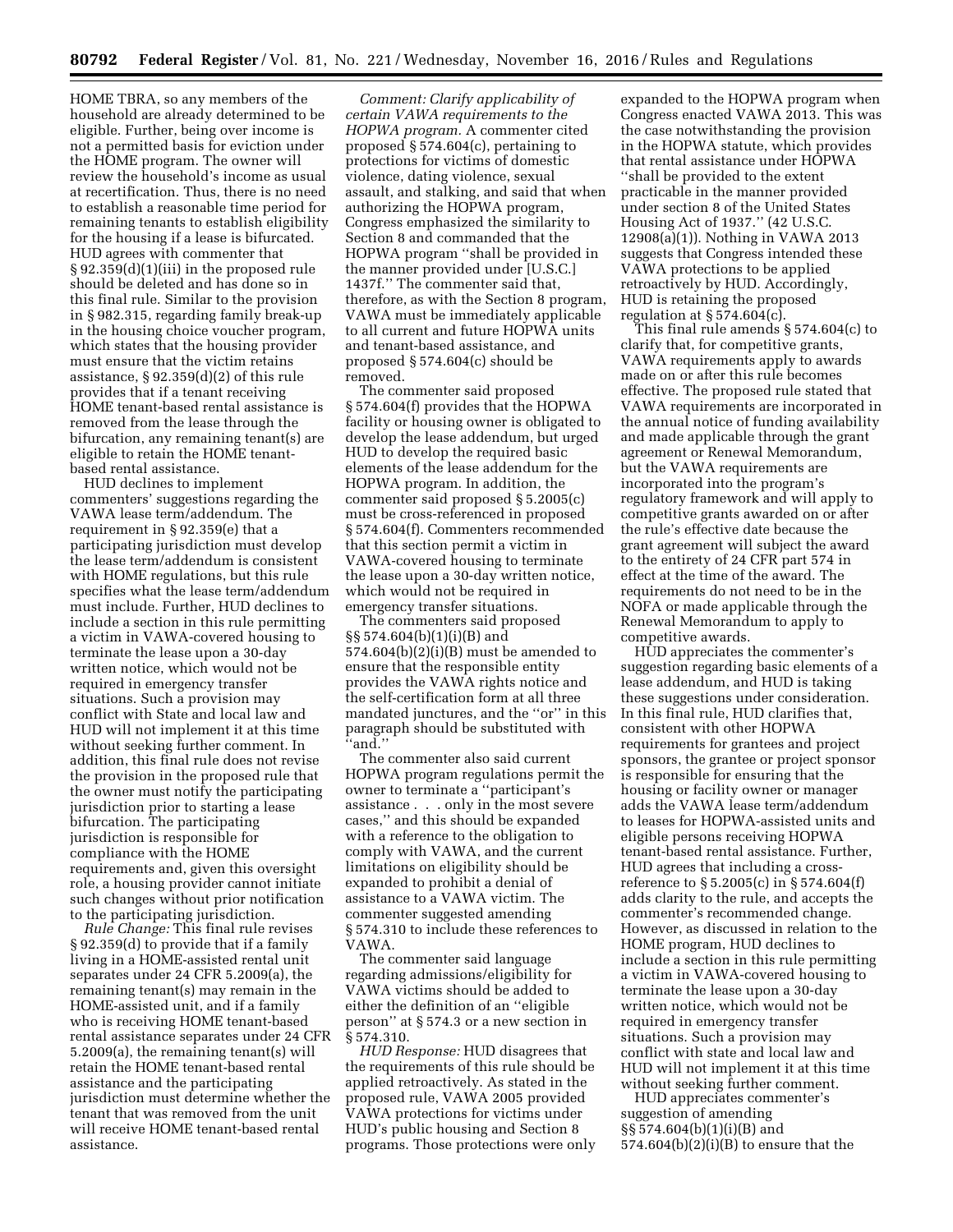HOME TBRA, so any members of the household are already determined to be eligible. Further, being over income is not a permitted basis for eviction under the HOME program. The owner will review the household's income as usual at recertification. Thus, there is no need to establish a reasonable time period for remaining tenants to establish eligibility for the housing if a lease is bifurcated. HUD agrees with commenter that § 92.359(d)(1)(iii) in the proposed rule should be deleted and has done so in this final rule. Similar to the provision in § 982.315, regarding family break-up in the housing choice voucher program, which states that the housing provider must ensure that the victim retains assistance, § 92.359(d)(2) of this rule provides that if a tenant receiving HOME tenant-based rental assistance is removed from the lease through the bifurcation, any remaining tenant(s) are eligible to retain the HOME tenant-based rental assistance.

HUD declines to implement commenters' suggestions regarding the VAWA lease term/addendum. The requirement in § 92.359(e) that a participating jurisdiction must develop the lease term/addendum is consistent with HOME regulations, but this rule specifies what the lease term/addendum must include. Further, HUD declines to include a section in this rule permitting a victim in VAWA-covered housing to terminate the lease upon a 30-day written notice, which would not be required in emergency transfer situations. Such a provision may conflict with State and local law and HUD will not implement it at this time without seeking further comment. In addition, this final rule does not revise the provision in the proposed rule that the owner must notify the participating jurisdiction prior to starting a lease bifurcation. The participating jurisdiction is responsible for compliance with the HOME requirements and, given this oversight role, a housing provider cannot initiate such changes without prior notification to the participating jurisdiction.

*Rule Change:* This final rule revises § 92.359(d) to provide that if a family living in a HOME-assisted rental unit separates under 24 CFR 5.2009(a), the remaining tenant(s) may remain in the HOME-assisted unit, and if a family who is receiving HOME tenant-based rental assistance separates under 24 CFR 5.2009(a), the remaining tenant(s) will retain the HOME tenant-based rental assistance and the participating jurisdiction must determine whether the tenant that was removed from the unit will receive HOME tenant-based rental assistance.

*Comment: Clarify applicability of certain VAWA requirements to the HOPWA program.* A commenter cited proposed § 574.604(c), pertaining to protections for victims of domestic violence, dating violence, sexual assault, and stalking, and said that when authorizing the HOPWA program, Congress emphasized the similarity to Section 8 and commanded that the HOPWA program "shall be provided in the manner provided under [U.S.C.] 1437f." The commenter said that, therefore, as with the Section 8 program, VAWA must be immediately applicable to all current and future HOPWA units and tenant-based assistance, and proposed § 574.604(c) should be removed.

The commenter said proposed § 574.604(f) provides that the HOPWA facility or housing owner is obligated to develop the lease addendum, but urged HUD to develop the required basic elements of the lease addendum for the HOPWA program. In addition, the commenter said proposed § 5.2005(c) must be cross-referenced in proposed § 574.604(f). Commenters recommended that this section permit a victim in VAWA-covered housing to terminate the lease upon a 30-day written notice, which would not be required in emergency transfer situations.

The commenters said proposed §§ 574.604(b)(1)(i)(B) and 574.604(b)(2)(i)(B) must be amended to ensure that the responsible entity provides the VAWA rights notice and the self-certification form at all three mandated junctures, and the "or" in this paragraph should be substituted with "and."

The commenter also said current HOPWA program regulations permit the owner to terminate a "participant's assistance . . . only in the most severe cases," and this should be expanded with a reference to the obligation to comply with VAWA, and the current limitations on eligibility should be expanded to prohibit a denial of assistance to a VAWA victim. The commenter suggested amending § 574.310 to include these references to VAWA.

The commenter said language regarding admissions/eligibility for VAWA victims should be added to either the definition of an "eligible person" at § 574.3 or a new section in § 574.310.

*HUD Response:* HUD disagrees that the requirements of this rule should be applied retroactively. As stated in the proposed rule, VAWA 2005 provided VAWA protections for victims under HUD's public housing and Section 8 programs. Those protections were only expanded to the HOPWA program when Congress enacted VAWA 2013. This was the case notwithstanding the provision in the HOPWA statute, which provides that rental assistance under HOPWA "shall be provided to the extent practicable in the manner provided under section 8 of the United States Housing Act of 1937." (42 U.S.C. 12908(a)(1)). Nothing in VAWA 2013 suggests that Congress intended these VAWA protections to be applied retroactively by HUD. Accordingly, HUD is retaining the proposed regulation at § 574.604(c).

This final rule amends § 574.604(c) to clarify that, for competitive grants, VAWA requirements apply to awards made on or after this rule becomes effective. The proposed rule stated that VAWA requirements are incorporated in the annual notice of funding availability and made applicable through the grant agreement or Renewal Memorandum, but the VAWA requirements are incorporated into the program's regulatory framework and will apply to competitive grants awarded on or after the rule's effective date because the grant agreement will subject the award to the entirety of 24 CFR part 574 in effect at the time of the award. The requirements do not need to be in the NOFA or made applicable through the Renewal Memorandum to apply to competitive awards.

HUD appreciates the commenter's suggestion regarding basic elements of a lease addendum, and HUD is taking these suggestions under consideration. In this final rule, HUD clarifies that, consistent with other HOPWA requirements for grantees and project sponsors, the grantee or project sponsor is responsible for ensuring that the housing or facility owner or manager adds the VAWA lease term/addendum to leases for HOPWA-assisted units and eligible persons receiving HOPWA tenant-based rental assistance. Further, HUD agrees that including a cross-reference to § 5.2005(c) in § 574.604(f) adds clarity to the rule, and accepts the commenter's recommended change. However, as discussed in relation to the HOME program, HUD declines to include a section in this rule permitting a victim in VAWA-covered housing to terminate the lease upon a 30-day written notice, which would not be required in emergency transfer situations. Such a provision may conflict with state and local law and HUD will not implement it at this time without seeking further comment.

HUD appreciates commenter's suggestion of amending §§ 574.604(b)(1)(i)(B) and 574.604(b)(2)(i)(B) to ensure that the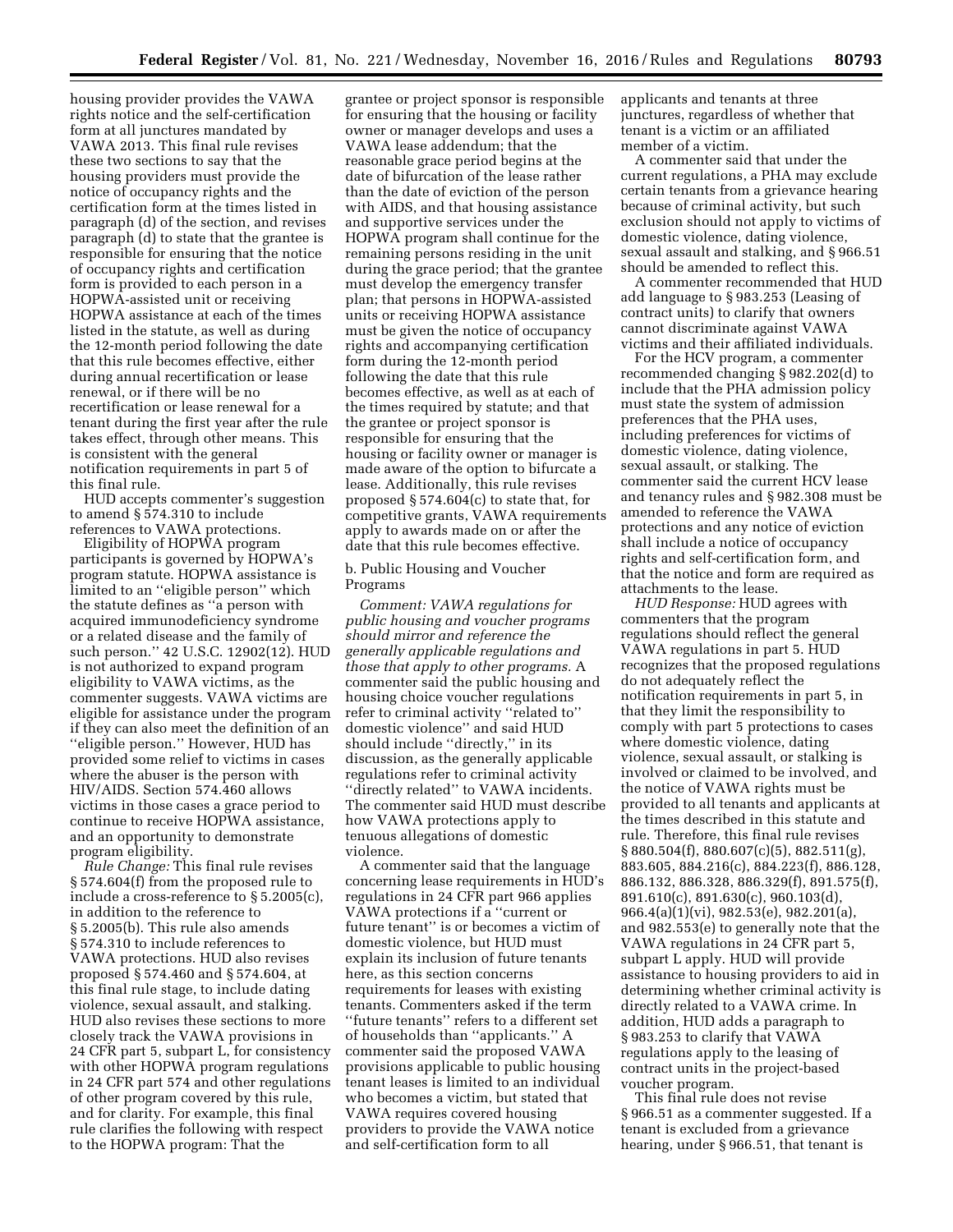housing provider provides the VAWA rights notice and the self-certification form at all junctures mandated by VAWA 2013. This final rule revises these two sections to say that the housing providers must provide the notice of occupancy rights and the certification form at the times listed in paragraph (d) of the section, and revises paragraph (d) to state that the grantee is responsible for ensuring that the notice of occupancy rights and certification form is provided to each person in a HOPWA-assisted unit or receiving HOPWA assistance at each of the times listed in the statute, as well as during the 12-month period following the date that this rule becomes effective, either during annual recertification or lease renewal, or if there will be no recertification or lease renewal for a tenant during the first year after the rule takes effect, through other means. This is consistent with the general notification requirements in part 5 of this final rule.

HUD accepts commenter's suggestion to amend § 574.310 to include references to VAWA protections.

Eligibility of HOPWA program participants is governed by HOPWA's program statute. HOPWA assistance is limited to an "eligible person" which the statute defines as "a person with acquired immunodeficiency syndrome or a related disease and the family of such person." 42 U.S.C. 12902(12). HUD is not authorized to expand program eligibility to VAWA victims, as the commenter suggests. VAWA victims are eligible for assistance under the program if they can also meet the definition of an "eligible person." However, HUD has provided some relief to victims in cases where the abuser is the person with HIV/AIDS. Section 574.460 allows victims in those cases a grace period to continue to receive HOPWA assistance, and an opportunity to demonstrate program eligibility.

*Rule Change:* This final rule revises § 574.604(f) from the proposed rule to include a cross-reference to § 5.2005(c), in addition to the reference to § 5.2005(b). This rule also amends § 574.310 to include references to VAWA protections. HUD also revises proposed § 574.460 and § 574.604, at this final rule stage, to include dating violence, sexual assault, and stalking. HUD also revises these sections to more closely track the VAWA provisions in 24 CFR part 5, subpart L, for consistency with other HOPWA program regulations in 24 CFR part 574 and other regulations of other program covered by this rule, and for clarity. For example, this final rule clarifies the following with respect to the HOPWA program: That the grantee or project sponsor is responsible for ensuring that the housing or facility owner or manager develops and uses a VAWA lease addendum; that the reasonable grace period begins at the date of bifurcation of the lease rather than the date of eviction of the person with AIDS, and that housing assistance and supportive services under the HOPWA program shall continue for the remaining persons residing in the unit during the grace period; that the grantee must develop the emergency transfer plan; that persons in HOPWA-assisted units or receiving HOPWA assistance must be given the notice of occupancy rights and accompanying certification form during the 12-month period following the date that this rule becomes effective, as well as at each of the times required by statute; and that the grantee or project sponsor is responsible for ensuring that the housing or facility owner or manager is made aware of the option to bifurcate a lease. Additionally, this rule revises proposed § 574.604(c) to state that, for competitive grants, VAWA requirements apply to awards made on or after the date that this rule becomes effective.

b. Public Housing and Voucher Programs

*Comment: VAWA regulations for public housing and voucher programs should mirror and reference the generally applicable regulations and those that apply to other programs.* A commenter said the public housing and housing choice voucher regulations refer to criminal activity "related to" domestic violence" and said HUD should include "directly," in its discussion, as the generally applicable regulations refer to criminal activity "directly related" to VAWA incidents. The commenter said HUD must describe how VAWA protections apply to tenuous allegations of domestic violence.

A commenter said that the language concerning lease requirements in HUD's regulations in 24 CFR part 966 applies VAWA protections if a "current or future tenant" is or becomes a victim of domestic violence, but HUD must explain its inclusion of future tenants here, as this section concerns requirements for leases with existing tenants. Commenters asked if the term "future tenants" refers to a different set of households than "applicants." A commenter said the proposed VAWA provisions applicable to public housing tenant leases is limited to an individual who becomes a victim, but stated that VAWA requires covered housing providers to provide the VAWA notice and self-certification form to all applicants and tenants at three junctures, regardless of whether that tenant is a victim or an affiliated member of a victim.

A commenter said that under the current regulations, a PHA may exclude certain tenants from a grievance hearing because of criminal activity, but such exclusion should not apply to victims of domestic violence, dating violence, sexual assault and stalking, and § 966.51 should be amended to reflect this.

A commenter recommended that HUD add language to § 983.253 (Leasing of contract units) to clarify that owners cannot discriminate against VAWA victims and their affiliated individuals.

For the HCV program, a commenter recommended changing § 982.202(d) to include that the PHA admission policy must state the system of admission preferences that the PHA uses, including preferences for victims of domestic violence, dating violence, sexual assault, or stalking. The commenter said the current HCV lease and tenancy rules and § 982.308 must be amended to reference the VAWA protections and any notice of eviction shall include a notice of occupancy rights and self-certification form, and that the notice and form are required as attachments to the lease.

*HUD Response:* HUD agrees with commenters that the program regulations should reflect the general VAWA regulations in part 5. HUD recognizes that the proposed regulations do not adequately reflect the notification requirements in part 5, in that they limit the responsibility to comply with part 5 protections to cases where domestic violence, dating violence, sexual assault, or stalking is involved or claimed to be involved, and the notice of VAWA rights must be provided to all tenants and applicants at the times described in this statute and rule. Therefore, this final rule revises § 880.504(f), 880.607(c)(5), 882.511(g), 883.605, 884.216(c), 884.223(f), 886.128, 886.132, 886.328, 886.329(f), 891.575(f), 891.610(c), 891.630(c), 960.103(d), 966.4(a)(1)(vi), 982.53(e), 982.201(a), and 982.553(e) to generally note that the VAWA regulations in 24 CFR part 5, subpart L apply. HUD will provide assistance to housing providers to aid in determining whether criminal activity is directly related to a VAWA crime. In addition, HUD adds a paragraph to § 983.253 to clarify that VAWA regulations apply to the leasing of contract units in the project-based voucher program.

This final rule does not revise § 966.51 as a commenter suggested. If a tenant is excluded from a grievance hearing, under § 966.51, that tenant is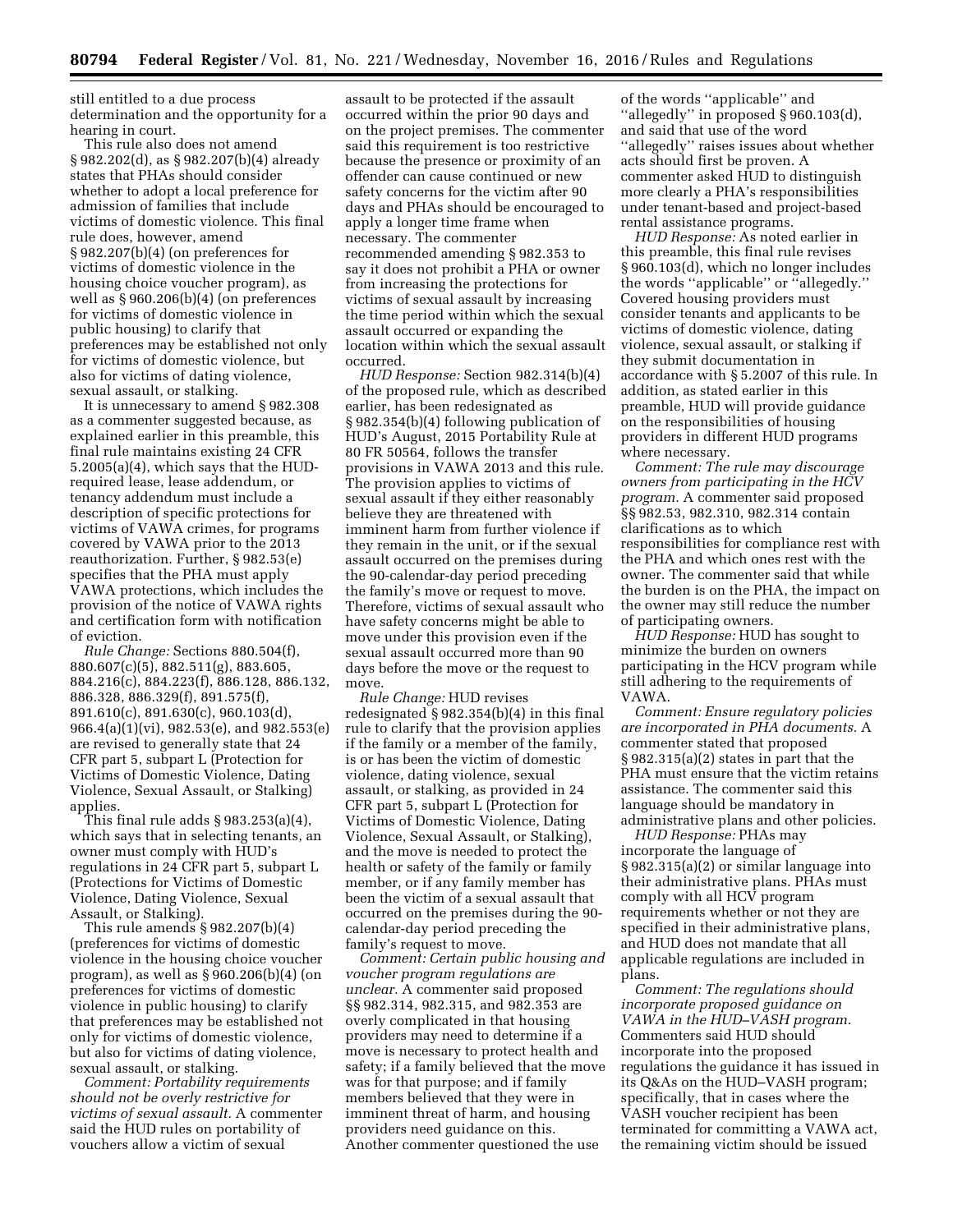still entitled to a due process determination and the opportunity for a hearing in court.

This rule also does not amend § 982.202(d), as § 982.207(b)(4) already states that PHAs should consider whether to adopt a local preference for admission of families that include victims of domestic violence. This final rule does, however, amend § 982.207(b)(4) (on preferences for victims of domestic violence in the housing choice voucher program), as well as § 960.206(b)(4) (on preferences for victims of domestic violence in public housing) to clarify that preferences may be established not only for victims of domestic violence, but also for victims of dating violence, sexual assault, or stalking.

It is unnecessary to amend § 982.308 as a commenter suggested because, as explained earlier in this preamble, this final rule maintains existing 24 CFR 5.2005(a)(4), which says that the HUD-required lease, lease addendum, or tenancy addendum must include a description of specific protections for victims of VAWA crimes, for programs covered by VAWA prior to the 2013 reauthorization. Further, § 982.53(e) specifies that the PHA must apply VAWA protections, which includes the provision of the notice of VAWA rights and certification form with notification of eviction.

*Rule Change:* Sections 880.504(f), 880.607(c)(5), 882.511(g), 883.605, 884.216(c), 884.223(f), 886.128, 886.132, 886.328, 886.329(f), 891.575(f), 891.610(c), 891.630(c), 960.103(d), 966.4(a)(1)(vi), 982.53(e), and 982.553(e) are revised to generally state that 24 CFR part 5, subpart L (Protection for Victims of Domestic Violence, Dating Violence, Sexual Assault, or Stalking) applies.

This final rule adds § 983.253(a)(4), which says that in selecting tenants, an owner must comply with HUD's regulations in 24 CFR part 5, subpart L (Protections for Victims of Domestic Violence, Dating Violence, Sexual Assault, or Stalking).

This rule amends § 982.207(b)(4) (preferences for victims of domestic violence in the housing choice voucher program), as well as § 960.206(b)(4) (on preferences for victims of domestic violence in public housing) to clarify that preferences may be established not only for victims of domestic violence, but also for victims of dating violence, sexual assault, or stalking.

*Comment: Portability requirements should not be overly restrictive for victims of sexual assault.* A commenter said the HUD rules on portability of vouchers allow a victim of sexual assault to be protected if the assault occurred within the prior 90 days and on the project premises. The commenter said this requirement is too restrictive because the presence or proximity of an offender can cause continued or new safety concerns for the victim after 90 days and PHAs should be encouraged to apply a longer time frame when necessary. The commenter recommended amending § 982.353 to say it does not prohibit a PHA or owner from increasing the protections for victims of sexual assault by increasing the time period within which the sexual assault occurred or expanding the location within which the sexual assault occurred.

*HUD Response:* Section 982.314(b)(4) of the proposed rule, which as described earlier, has been redesignated as § 982.354(b)(4) following publication of HUD's August, 2015 Portability Rule at 80 FR 50564, follows the transfer provisions in VAWA 2013 and this rule. The provision applies to victims of sexual assault if they either reasonably believe they are threatened with imminent harm from further violence if they remain in the unit, or if the sexual assault occurred on the premises during the 90-calendar-day period preceding the family's move or request to move. Therefore, victims of sexual assault who have safety concerns might be able to move under this provision even if the sexual assault occurred more than 90 days before the move or the request to move.

*Rule Change:* HUD revises redesignated § 982.354(b)(4) in this final rule to clarify that the provision applies if the family or a member of the family, is or has been the victim of domestic violence, dating violence, sexual assault, or stalking, as provided in 24 CFR part 5, subpart L (Protection for Victims of Domestic Violence, Dating Violence, Sexual Assault, or Stalking), and the move is needed to protect the health or safety of the family or family member, or if any family member has been the victim of a sexual assault that occurred on the premises during the 90-calendar-day period preceding the family's request to move.

*Comment: Certain public housing and voucher program regulations are unclear.* A commenter said proposed §§ 982.314, 982.315, and 982.353 are overly complicated in that housing providers may need to determine if a move is necessary to protect health and safety; if a family believed that the move was for that purpose; and if family members believed that they were in imminent threat of harm, and housing providers need guidance on this. Another commenter questioned the use of the words "applicable" and "allegedly" in proposed § 960.103(d), and said that use of the word "allegedly" raises issues about whether acts should first be proven. A commenter asked HUD to distinguish more clearly a PHA's responsibilities under tenant-based and project-based rental assistance programs.

*HUD Response:* As noted earlier in this preamble, this final rule revises § 960.103(d), which no longer includes the words "applicable" or "allegedly." Covered housing providers must consider tenants and applicants to be victims of domestic violence, dating violence, sexual assault, or stalking if they submit documentation in accordance with § 5.2007 of this rule. In addition, as stated earlier in this preamble, HUD will provide guidance on the responsibilities of housing providers in different HUD programs where necessary.

*Comment: The rule may discourage owners from participating in the HCV program.* A commenter said proposed §§ 982.53, 982.310, 982.314 contain clarifications as to which responsibilities for compliance rest with the PHA and which ones rest with the owner. The commenter said that while the burden is on the PHA, the impact on the owner may still reduce the number of participating owners.

*HUD Response:* HUD has sought to minimize the burden on owners participating in the HCV program while still adhering to the requirements of VAWA.

*Comment: Ensure regulatory policies are incorporated in PHA documents.* A commenter stated that proposed § 982.315(a)(2) states in part that the PHA must ensure that the victim retains assistance. The commenter said this language should be mandatory in administrative plans and other policies.

*HUD Response:* PHAs may incorporate the language of § 982.315(a)(2) or similar language into their administrative plans. PHAs must comply with all HCV program requirements whether or not they are specified in their administrative plans, and HUD does not mandate that all applicable regulations are included in plans.

*Comment: The regulations should incorporate proposed guidance on VAWA in the HUD–VASH program.* Commenters said HUD should incorporate into the proposed regulations the guidance it has issued in its Q&As on the HUD–VASH program; specifically, that in cases where the VASH voucher recipient has been terminated for committing a VAWA act, the remaining victim should be issued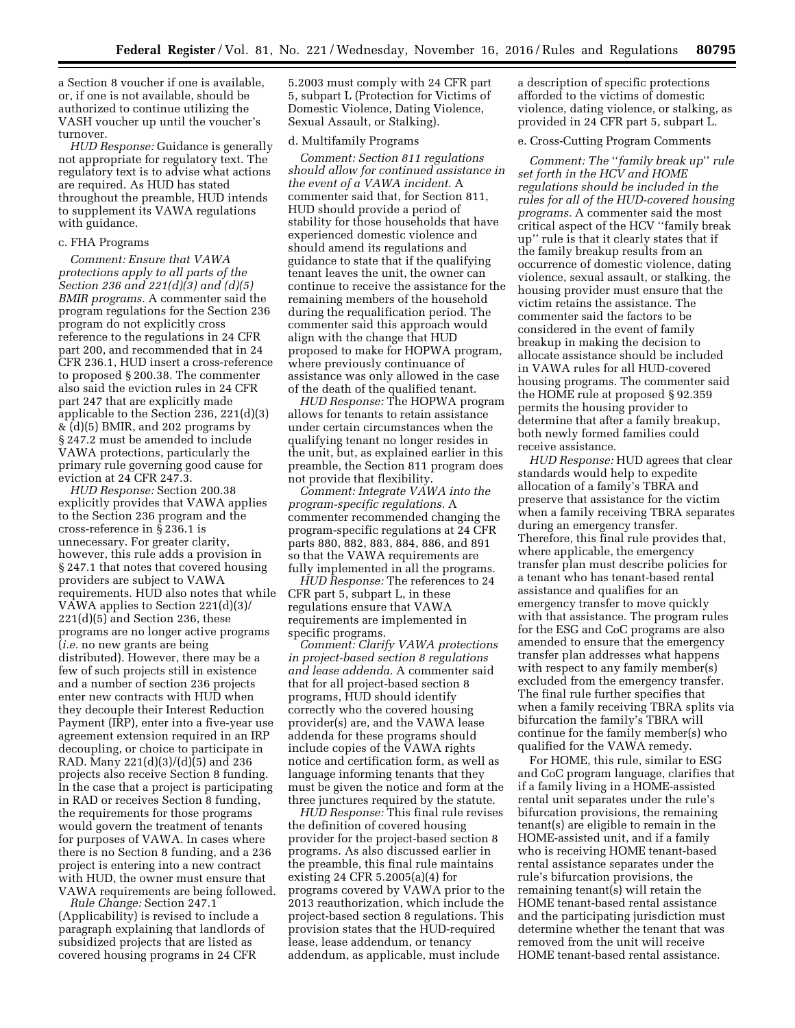a Section 8 voucher if one is available, or, if one is not available, should be authorized to continue utilizing the VASH voucher up until the voucher's turnover.

*HUD Response:* Guidance is generally not appropriate for regulatory text. The regulatory text is to advise what actions are required. As HUD has stated throughout the preamble, HUD intends to supplement its VAWA regulations with guidance.

c. FHA Programs

*Comment: Ensure that VAWA protections apply to all parts of the Section 236 and 221(d)(3) and (d)(5) BMIR programs.* A commenter said the program regulations for the Section 236 program do not explicitly cross reference to the regulations in 24 CFR part 200, and recommended that in 24 CFR 236.1, HUD insert a cross-reference to proposed § 200.38. The commenter also said the eviction rules in 24 CFR part 247 that are explicitly made applicable to the Section 236, 221(d)(3) & (d)(5) BMIR, and 202 programs by § 247.2 must be amended to include VAWA protections, particularly the primary rule governing good cause for eviction at 24 CFR 247.3.

*HUD Response:* Section 200.38 explicitly provides that VAWA applies to the Section 236 program and the cross-reference in § 236.1 is unnecessary. For greater clarity, however, this rule adds a provision in § 247.1 that notes that covered housing providers are subject to VAWA requirements. HUD also notes that while VAWA applies to Section 221(d)(3)/221(d)(5) and Section 236, these programs are no longer active programs (*i.e.* no new grants are being distributed). However, there may be a few of such projects still in existence and a number of section 236 projects enter new contracts with HUD when they decouple their Interest Reduction Payment (IRP), enter into a five-year use agreement extension required in an IRP decoupling, or choice to participate in RAD. Many 221(d)(3)/(d)(5) and 236 projects also receive Section 8 funding. In the case that a project is participating in RAD or receives Section 8 funding, the requirements for those programs would govern the treatment of tenants for purposes of VAWA. In cases where there is no Section 8 funding, and a 236 project is entering into a new contract with HUD, the owner must ensure that VAWA requirements are being followed.

*Rule Change:* Section 247.1 (Applicability) is revised to include a paragraph explaining that landlords of subsidized projects that are listed as covered housing programs in 24 CFR 5.2003 must comply with 24 CFR part 5, subpart L (Protection for Victims of Domestic Violence, Dating Violence, Sexual Assault, or Stalking).

d. Multifamily Programs

*Comment: Section 811 regulations should allow for continued assistance in the event of a VAWA incident.* A commenter said that, for Section 811, HUD should provide a period of stability for those households that have experienced domestic violence and should amend its regulations and guidance to state that if the qualifying tenant leaves the unit, the owner can continue to receive the assistance for the remaining members of the household during the requalification period. The commenter said this approach would align with the change that HUD proposed to make for HOPWA program, where previously continuance of assistance was only allowed in the case of the death of the qualified tenant.

*HUD Response:* The HOPWA program allows for tenants to retain assistance under certain circumstances when the qualifying tenant no longer resides in the unit, but, as explained earlier in this preamble, the Section 811 program does not provide that flexibility.

*Comment: Integrate VAWA into the program-specific regulations.* A commenter recommended changing the program-specific regulations at 24 CFR parts 880, 882, 883, 884, 886, and 891 so that the VAWA requirements are fully implemented in all the programs.

*HUD Response:* The references to 24 CFR part 5, subpart L, in these regulations ensure that VAWA requirements are implemented in specific programs.

*Comment: Clarify VAWA protections in project-based section 8 regulations and lease addenda.* A commenter said that for all project-based section 8 programs, HUD should identify correctly who the covered housing provider(s) are, and the VAWA lease addenda for these programs should include copies of the VAWA rights notice and certification form, as well as language informing tenants that they must be given the notice and form at the three junctures required by the statute.

*HUD Response:* This final rule revises the definition of covered housing provider for the project-based section 8 programs. As also discussed earlier in the preamble, this final rule maintains existing 24 CFR 5.2005(a)(4) for programs covered by VAWA prior to the 2013 reauthorization, which include the project-based section 8 regulations. This provision states that the HUD-required lease, lease addendum, or tenancy addendum, as applicable, must include a description of specific protections afforded to the victims of domestic violence, dating violence, or stalking, as provided in 24 CFR part 5, subpart L.

e. Cross-Cutting Program Comments

*Comment: The ''family break up'' rule set forth in the HCV and HOME regulations should be included in the rules for all of the HUD-covered housing programs.* A commenter said the most critical aspect of the HCV ''family break up'' rule is that it clearly states that if the family breakup results from an occurrence of domestic violence, dating violence, sexual assault, or stalking, the housing provider must ensure that the victim retains the assistance. The commenter said the factors to be considered in the event of family breakup in making the decision to allocate assistance should be included in VAWA rules for all HUD-covered housing programs. The commenter said the HOME rule at proposed § 92.359 permits the housing provider to determine that after a family breakup, both newly formed families could receive assistance.

*HUD Response:* HUD agrees that clear standards would help to expedite allocation of a family's TBRA and preserve that assistance for the victim when a family receiving TBRA separates during an emergency transfer. Therefore, this final rule provides that, where applicable, the emergency transfer plan must describe policies for a tenant who has tenant-based rental assistance and qualifies for an emergency transfer to move quickly with that assistance. The program rules for the ESG and CoC programs are also amended to ensure that the emergency transfer plan addresses what happens with respect to any family member(s) excluded from the emergency transfer. The final rule further specifies that when a family receiving TBRA splits via bifurcation the family's TBRA will continue for the family member(s) who qualified for the VAWA remedy.

For HOME, this rule, similar to ESG and CoC program language, clarifies that if a family living in a HOME-assisted rental unit separates under the rule's bifurcation provisions, the remaining tenant(s) are eligible to remain in the HOME-assisted unit, and if a family who is receiving HOME tenant-based rental assistance separates under the rule's bifurcation provisions, the remaining tenant(s) will retain the HOME tenant-based rental assistance and the participating jurisdiction must determine whether the tenant that was removed from the unit will receive HOME tenant-based rental assistance.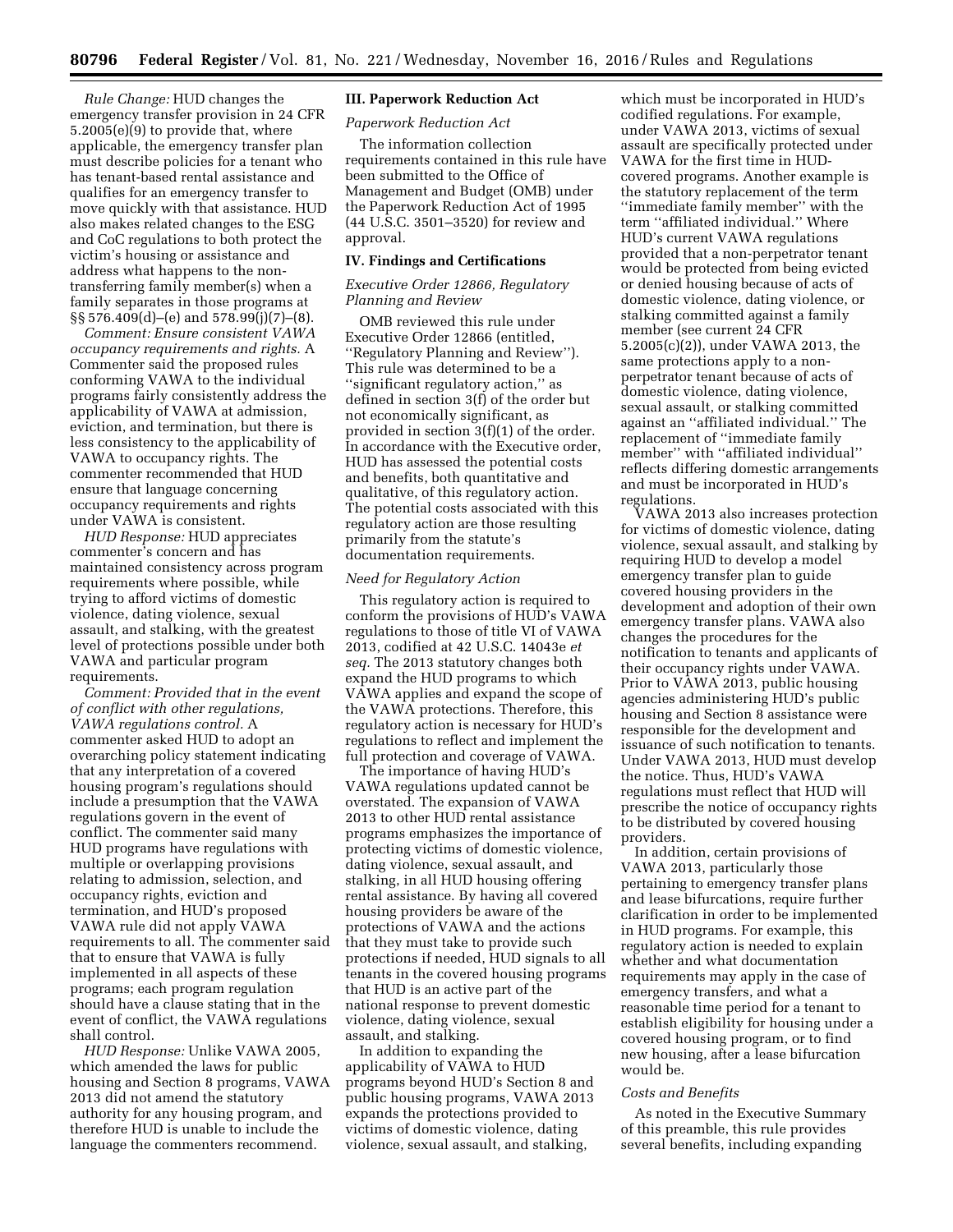*Rule Change:* HUD changes the emergency transfer provision in 24 CFR 5.2005(e)(9) to provide that, where applicable, the emergency transfer plan must describe policies for a tenant who has tenant-based rental assistance and qualifies for an emergency transfer to move quickly with that assistance. HUD also makes related changes to the ESG and CoC regulations to both protect the victim's housing or assistance and address what happens to the non-transferring family member(s) when a family separates in those programs at §§ 576.409(d)–(e) and 578.99(j)(7)–(8).

*Comment: Ensure consistent VAWA occupancy requirements and rights.* A Commenter said the proposed rules conforming VAWA to the individual programs fairly consistently address the applicability of VAWA at admission, eviction, and termination, but there is less consistency to the applicability of VAWA to occupancy rights. The commenter recommended that HUD ensure that language concerning occupancy requirements and rights under VAWA is consistent.

*HUD Response:* HUD appreciates commenter's concern and has maintained consistency across program requirements where possible, while trying to afford victims of domestic violence, dating violence, sexual assault, and stalking, with the greatest level of protections possible under both VAWA and particular program requirements.

*Comment: Provided that in the event of conflict with other regulations, VAWA regulations control.* A commenter asked HUD to adopt an overarching policy statement indicating that any interpretation of a covered housing program's regulations should include a presumption that the VAWA regulations govern in the event of conflict. The commenter said many HUD programs have regulations with multiple or overlapping provisions relating to admission, selection, and occupancy rights, eviction and termination, and HUD's proposed VAWA rule did not apply VAWA requirements to all. The commenter said that to ensure that VAWA is fully implemented in all aspects of these programs; each program regulation should have a clause stating that in the event of conflict, the VAWA regulations shall control.

*HUD Response:* Unlike VAWA 2005, which amended the laws for public housing and Section 8 programs, VAWA 2013 did not amend the statutory authority for any housing program, and therefore HUD is unable to include the language the commenters recommend.

## III. Paperwork Reduction Act

### *Paperwork Reduction Act*

The information collection requirements contained in this rule have been submitted to the Office of Management and Budget (OMB) under the Paperwork Reduction Act of 1995 (44 U.S.C. 3501–3520) for review and approval.

## IV. Findings and Certifications

### *Executive Order 12866, Regulatory Planning and Review*

OMB reviewed this rule under Executive Order 12866 (entitled, ''Regulatory Planning and Review''). This rule was determined to be a ''significant regulatory action,'' as defined in section 3(f) of the order but not economically significant, as provided in section 3(f)(1) of the order. In accordance with the Executive order, HUD has assessed the potential costs and benefits, both quantitative and qualitative, of this regulatory action. The potential costs associated with this regulatory action are those resulting primarily from the statute's documentation requirements.

### *Need for Regulatory Action*

This regulatory action is required to conform the provisions of HUD's VAWA regulations to those of title VI of VAWA 2013, codified at 42 U.S.C. 14043e *et seq.* The 2013 statutory changes both expand the HUD programs to which VAWA applies and expand the scope of the VAWA protections. Therefore, this regulatory action is necessary for HUD's regulations to reflect and implement the full protection and coverage of VAWA.

The importance of having HUD's VAWA regulations updated cannot be overstated. The expansion of VAWA 2013 to other HUD rental assistance programs emphasizes the importance of protecting victims of domestic violence, dating violence, sexual assault, and stalking, in all HUD housing offering rental assistance. By having all covered housing providers be aware of the protections of VAWA and the actions that they must take to provide such protections if needed, HUD signals to all tenants in the covered housing programs that HUD is an active part of the national response to prevent domestic violence, dating violence, sexual assault, and stalking.

In addition to expanding the applicability of VAWA to HUD programs beyond HUD's Section 8 and public housing programs, VAWA 2013 expands the protections provided to victims of domestic violence, dating violence, sexual assault, and stalking, which must be incorporated in HUD's codified regulations. For example, under VAWA 2013, victims of sexual assault are specifically protected under VAWA for the first time in HUD-covered programs. Another example is the statutory replacement of the term ''immediate family member'' with the term ''affiliated individual.'' Where HUD's current VAWA regulations provided that a non-perpetrator tenant would be protected from being evicted or denied housing because of acts of domestic violence, dating violence, or stalking committed against a family member (see current 24 CFR 5.2005(c)(2)), under VAWA 2013, the same protections apply to a non-perpetrator tenant because of acts of domestic violence, dating violence, sexual assault, or stalking committed against an ''affiliated individual.'' The replacement of ''immediate family member'' with ''affiliated individual'' reflects differing domestic arrangements and must be incorporated in HUD's regulations.

VAWA 2013 also increases protection for victims of domestic violence, dating violence, sexual assault, and stalking by requiring HUD to develop a model emergency transfer plan to guide covered housing providers in the development and adoption of their own emergency transfer plans. VAWA also changes the procedures for the notification to tenants and applicants of their occupancy rights under VAWA. Prior to VAWA 2013, public housing agencies administering HUD's public housing and Section 8 assistance were responsible for the development and issuance of such notification to tenants. Under VAWA 2013, HUD must develop the notice. Thus, HUD's VAWA regulations must reflect that HUD will prescribe the notice of occupancy rights to be distributed by covered housing providers.

In addition, certain provisions of VAWA 2013, particularly those pertaining to emergency transfer plans and lease bifurcations, require further clarification in order to be implemented in HUD programs. For example, this regulatory action is needed to explain whether and what documentation requirements may apply in the case of emergency transfers, and what a reasonable time period for a tenant to establish eligibility for housing under a covered housing program, or to find new housing, after a lease bifurcation would be.

### *Costs and Benefits*

As noted in the Executive Summary of this preamble, this rule provides several benefits, including expanding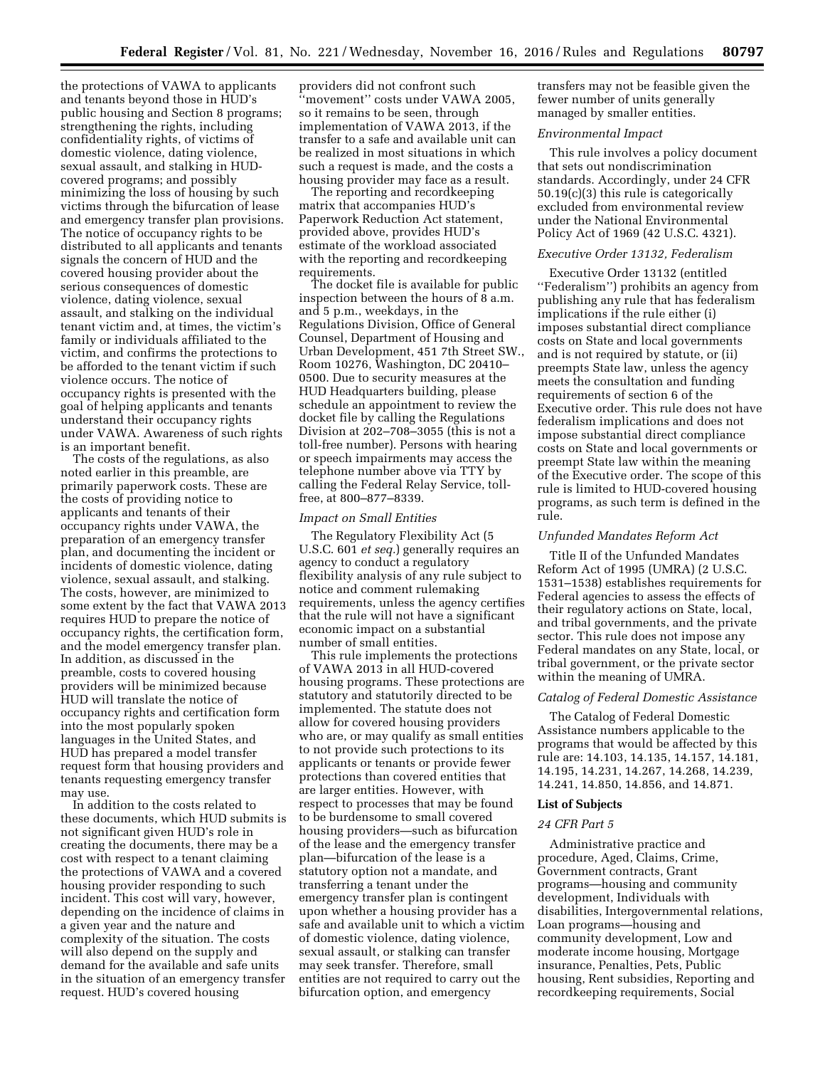the protections of VAWA to applicants and tenants beyond those in HUD's public housing and Section 8 programs; strengthening the rights, including confidentiality rights, of victims of domestic violence, dating violence, sexual assault, and stalking in HUD-covered programs; and possibly minimizing the loss of housing by such victims through the bifurcation of lease and emergency transfer plan provisions. The notice of occupancy rights to be distributed to all applicants and tenants signals the concern of HUD and the covered housing provider about the serious consequences of domestic violence, dating violence, sexual assault, and stalking on the individual tenant victim and, at times, the victim's family or individuals affiliated to the victim, and confirms the protections to be afforded to the tenant victim if such violence occurs. The notice of occupancy rights is presented with the goal of helping applicants and tenants understand their occupancy rights under VAWA. Awareness of such rights is an important benefit.

The costs of the regulations, as also noted earlier in this preamble, are primarily paperwork costs. These are the costs of providing notice to applicants and tenants of their occupancy rights under VAWA, the preparation of an emergency transfer plan, and documenting the incident or incidents of domestic violence, dating violence, sexual assault, and stalking. The costs, however, are minimized to some extent by the fact that VAWA 2013 requires HUD to prepare the notice of occupancy rights, the certification form, and the model emergency transfer plan. In addition, as discussed in the preamble, costs to covered housing providers will be minimized because HUD will translate the notice of occupancy rights and certification form into the most popularly spoken languages in the United States, and HUD has prepared a model transfer request form that housing providers and tenants requesting emergency transfer may use.

In addition to the costs related to these documents, which HUD submits is not significant given HUD's role in creating the documents, there may be a cost with respect to a tenant claiming the protections of VAWA and a covered housing provider responding to such incident. This cost will vary, however, depending on the incidence of claims in a given year and the nature and complexity of the situation. The costs will also depend on the supply and demand for the available and safe units in the situation of an emergency transfer request. HUD's covered housing providers did not confront such "movement" costs under VAWA 2005, so it remains to be seen, through implementation of VAWA 2013, if the transfer to a safe and available unit can be realized in most situations in which such a request is made, and the costs a housing provider may face as a result.

The reporting and recordkeeping matrix that accompanies HUD's Paperwork Reduction Act statement, provided above, provides HUD's estimate of the workload associated with the reporting and recordkeeping requirements.

The docket file is available for public inspection between the hours of 8 a.m. and 5 p.m., weekdays, in the Regulations Division, Office of General Counsel, Department of Housing and Urban Development, 451 7th Street SW., Room 10276, Washington, DC 20410–0500. Due to security measures at the HUD Headquarters building, please schedule an appointment to review the docket file by calling the Regulations Division at 202–708–3055 (this is not a toll-free number). Persons with hearing or speech impairments may access the telephone number above via TTY by calling the Federal Relay Service, toll-free, at 800–877–8339.

*Impact on Small Entities*

The Regulatory Flexibility Act (5 U.S.C. 601 *et seq.*) generally requires an agency to conduct a regulatory flexibility analysis of any rule subject to notice and comment rulemaking requirements, unless the agency certifies that the rule will not have a significant economic impact on a substantial number of small entities.

This rule implements the protections of VAWA 2013 in all HUD-covered housing programs. These protections are statutory and statutorily directed to be implemented. The statute does not allow for covered housing providers who are, or may qualify as small entities to not provide such protections to its applicants or tenants or provide fewer protections than covered entities that are larger entities. However, with respect to processes that may be found to be burdensome to small covered housing providers—such as bifurcation of the lease and the emergency transfer plan—bifurcation of the lease is a statutory option not a mandate, and transferring a tenant under the emergency transfer plan is contingent upon whether a housing provider has a safe and available unit to which a victim of domestic violence, dating violence, sexual assault, or stalking can transfer may seek transfer. Therefore, small entities are not required to carry out the bifurcation option, and emergency transfers may not be feasible given the fewer number of units generally managed by smaller entities.

*Environmental Impact*

This rule involves a policy document that sets out nondiscrimination standards. Accordingly, under 24 CFR 50.19(c)(3) this rule is categorically excluded from environmental review under the National Environmental Policy Act of 1969 (42 U.S.C. 4321).

*Executive Order 13132, Federalism*

Executive Order 13132 (entitled "Federalism") prohibits an agency from publishing any rule that has federalism implications if the rule either (i) imposes substantial direct compliance costs on State and local governments and is not required by statute, or (ii) preempts State law, unless the agency meets the consultation and funding requirements of section 6 of the Executive order. This rule does not have federalism implications and does not impose substantial direct compliance costs on State and local governments or preempt State law within the meaning of the Executive order. The scope of this rule is limited to HUD-covered housing programs, as such term is defined in the rule.

*Unfunded Mandates Reform Act*

Title II of the Unfunded Mandates Reform Act of 1995 (UMRA) (2 U.S.C. 1531–1538) establishes requirements for Federal agencies to assess the effects of their regulatory actions on State, local, and tribal governments, and the private sector. This rule does not impose any Federal mandates on any State, local, or tribal government, or the private sector within the meaning of UMRA.

*Catalog of Federal Domestic Assistance*

The Catalog of Federal Domestic Assistance numbers applicable to the programs that would be affected by this rule are: 14.103, 14.135, 14.157, 14.181, 14.195, 14.231, 14.267, 14.268, 14.239, 14.241, 14.850, 14.856, and 14.871.

**List of Subjects**

*24 CFR Part 5*

Administrative practice and procedure, Aged, Claims, Crime, Government contracts, Grant programs—housing and community development, Individuals with disabilities, Intergovernmental relations, Loan programs—housing and community development, Low and moderate income housing, Mortgage insurance, Penalties, Pets, Public housing, Rent subsidies, Reporting and recordkeeping requirements, Social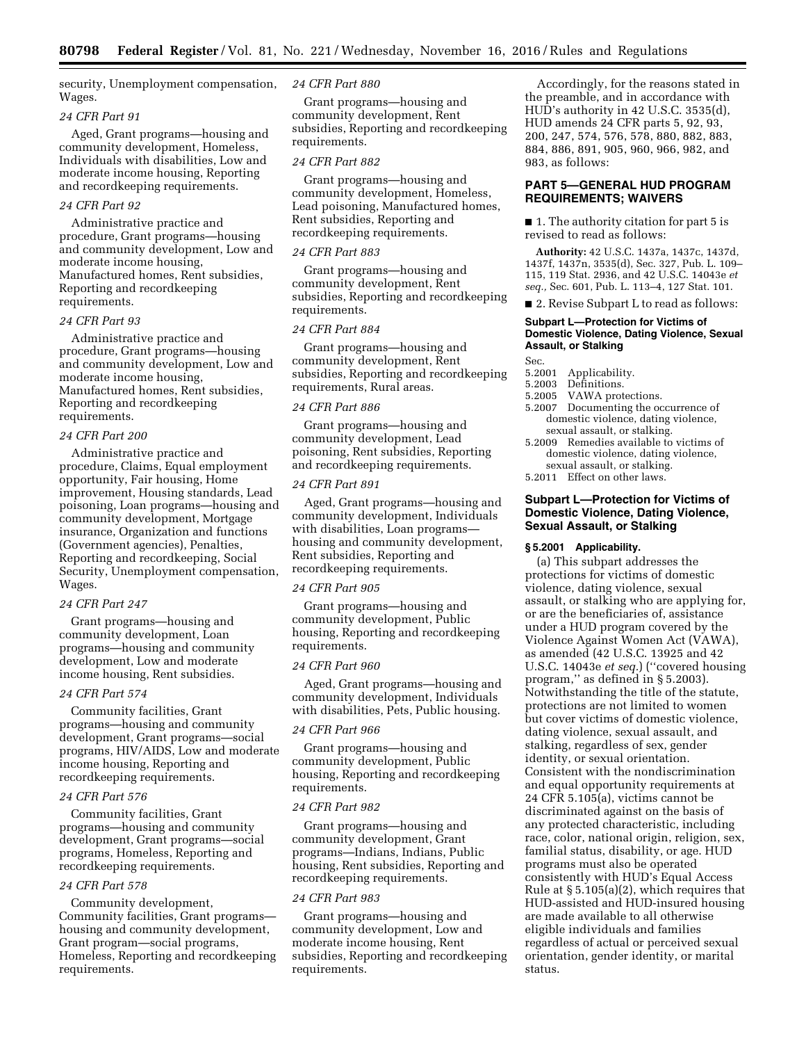security, Unemployment compensation, Wages.

*24 CFR Part 91*

Aged, Grant programs—housing and community development, Homeless, Individuals with disabilities, Low and moderate income housing, Reporting and recordkeeping requirements.

*24 CFR Part 92*

Administrative practice and procedure, Grant programs—housing and community development, Low and moderate income housing, Manufactured homes, Rent subsidies, Reporting and recordkeeping requirements.

*24 CFR Part 93*

Administrative practice and procedure, Grant programs—housing and community development, Low and moderate income housing, Manufactured homes, Rent subsidies, Reporting and recordkeeping requirements.

*24 CFR Part 200*

Administrative practice and procedure, Claims, Equal employment opportunity, Fair housing, Home improvement, Housing standards, Lead poisoning, Loan programs—housing and community development, Mortgage insurance, Organization and functions (Government agencies), Penalties, Reporting and recordkeeping, Social Security, Unemployment compensation, Wages.

*24 CFR Part 247*

Grant programs—housing and community development, Loan programs—housing and community development, Low and moderate income housing, Rent subsidies.

*24 CFR Part 574*

Community facilities, Grant programs—housing and community development, Grant programs—social programs, HIV/AIDS, Low and moderate income housing, Reporting and recordkeeping requirements.

*24 CFR Part 576*

Community facilities, Grant programs—housing and community development, Grant programs—social programs, Homeless, Reporting and recordkeeping requirements.

*24 CFR Part 578*

Community development, Community facilities, Grant programs—housing and community development, Grant program—social programs, Homeless, Reporting and recordkeeping requirements.

*24 CFR Part 880*

Grant programs—housing and community development, Rent subsidies, Reporting and recordkeeping requirements.

*24 CFR Part 882*

Grant programs—housing and community development, Homeless, Lead poisoning, Manufactured homes, Rent subsidies, Reporting and recordkeeping requirements.

*24 CFR Part 883*

Grant programs—housing and community development, Rent subsidies, Reporting and recordkeeping requirements.

*24 CFR Part 884*

Grant programs—housing and community development, Rent subsidies, Reporting and recordkeeping requirements, Rural areas.

*24 CFR Part 886*

Grant programs—housing and community development, Lead poisoning, Rent subsidies, Reporting and recordkeeping requirements.

*24 CFR Part 891*

Aged, Grant programs—housing and community development, Individuals with disabilities, Loan programs—housing and community development, Rent subsidies, Reporting and recordkeeping requirements.

*24 CFR Part 905*

Grant programs—housing and community development, Public housing, Reporting and recordkeeping requirements.

*24 CFR Part 960*

Aged, Grant programs—housing and community development, Individuals with disabilities, Pets, Public housing.

*24 CFR Part 966*

Grant programs—housing and community development, Public housing, Reporting and recordkeeping requirements.

*24 CFR Part 982*

Grant programs—housing and community development, Grant programs—Indians, Indians, Public housing, Rent subsidies, Reporting and recordkeeping requirements.

*24 CFR Part 983*

Grant programs—housing and community development, Low and moderate income housing, Rent subsidies, Reporting and recordkeeping requirements.

Accordingly, for the reasons stated in the preamble, and in accordance with HUD's authority in 42 U.S.C. 3535(d), HUD amends 24 CFR parts 5, 92, 93, 200, 247, 574, 576, 578, 880, 882, 883, 884, 886, 891, 905, 960, 966, 982, and 983, as follows:

## PART 5—GENERAL HUD PROGRAM REQUIREMENTS; WAIVERS

■ 1. The authority citation for part 5 is revised to read as follows:

**Authority:** 42 U.S.C. 1437a, 1437c, 1437d, 1437f, 1437n, 3535(d), Sec. 327, Pub. L. 109–115, 119 Stat. 2936, and 42 U.S.C. 14043e *et seq.*, Sec. 601, Pub. L. 113–4, 127 Stat. 101.

■ 2. Revise Subpart L to read as follows:

**Subpart L—Protection for Victims of Domestic Violence, Dating Violence, Sexual Assault, or Stalking**

Sec.
5.2001 Applicability.
5.2003 Definitions.
5.2005 VAWA protections.
5.2007 Documenting the occurrence of domestic violence, dating violence, sexual assault, or stalking.
5.2009 Remedies available to victims of domestic violence, dating violence, sexual assault, or stalking.
5.2011 Effect on other laws.

### Subpart L—Protection for Victims of Domestic Violence, Dating Violence, Sexual Assault, or Stalking

**§ 5.2001 Applicability.**

(a) This subpart addresses the protections for victims of domestic violence, dating violence, sexual assault, or stalking who are applying for, or are the beneficiaries of, assistance under a HUD program covered by the Violence Against Women Act (VAWA), as amended (42 U.S.C. 13925 and 42 U.S.C. 14043e *et seq.*) (''covered housing program,'' as defined in § 5.2003). Notwithstanding the title of the statute, protections are not limited to women but cover victims of domestic violence, dating violence, sexual assault, and stalking, regardless of sex, gender identity, or sexual orientation. Consistent with the nondiscrimination and equal opportunity requirements at 24 CFR 5.105(a), victims cannot be discriminated against on the basis of any protected characteristic, including race, color, national origin, religion, sex, familial status, disability, or age. HUD programs must also be operated consistently with HUD's Equal Access Rule at § 5.105(a)(2), which requires that HUD-assisted and HUD-insured housing are made available to all otherwise eligible individuals and families regardless of actual or perceived sexual orientation, gender identity, or marital status.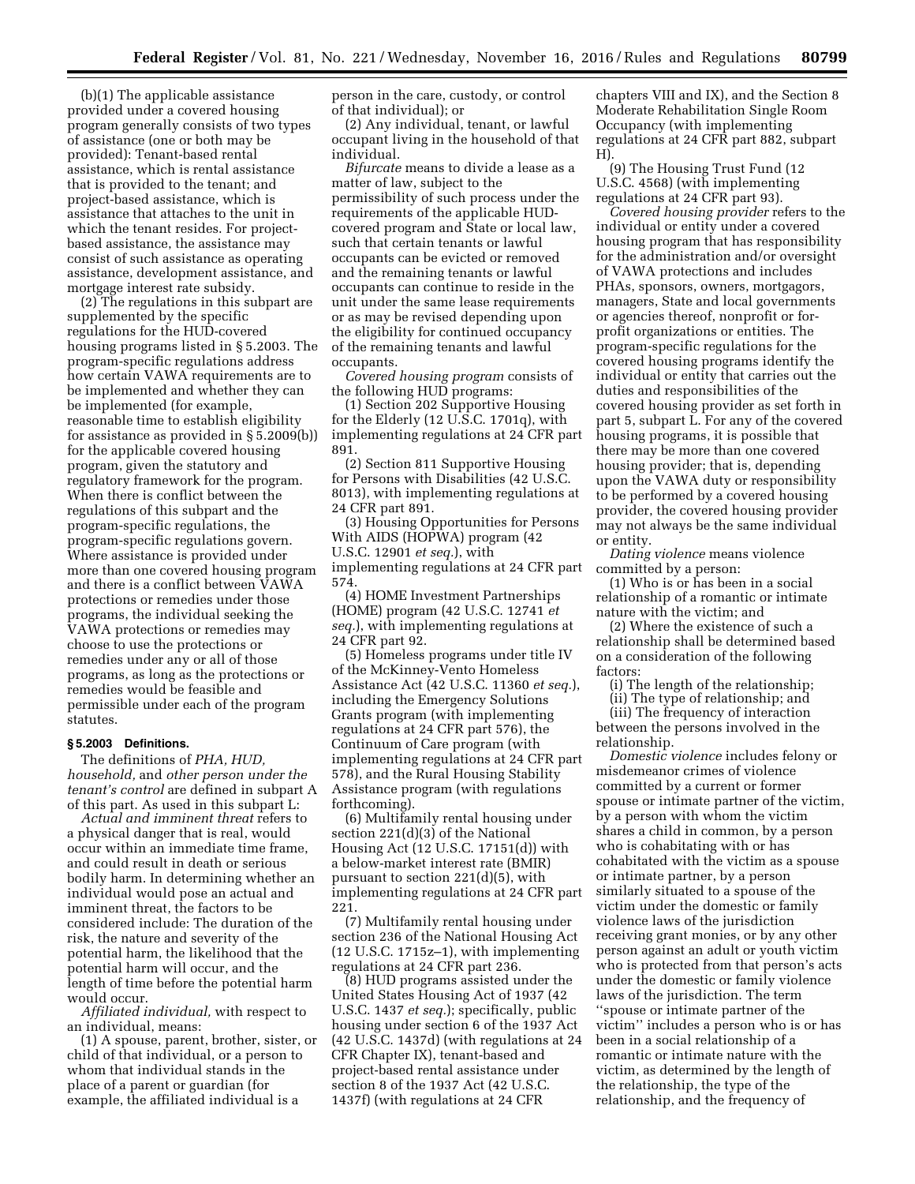(b)(1) The applicable assistance provided under a covered housing program generally consists of two types of assistance (one or both may be provided): Tenant-based rental assistance, which is rental assistance that is provided to the tenant; and project-based assistance, which is assistance that attaches to the unit in which the tenant resides. For project-based assistance, the assistance may consist of such assistance as operating assistance, development assistance, and mortgage interest rate subsidy.

(2) The regulations in this subpart are supplemented by the specific regulations for the HUD-covered housing programs listed in § 5.2003. The program-specific regulations address how certain VAWA requirements are to be implemented and whether they can be implemented (for example, reasonable time to establish eligibility for assistance as provided in § 5.2009(b)) for the applicable covered housing program, given the statutory and regulatory framework for the program. When there is conflict between the regulations of this subpart and the program-specific regulations, the program-specific regulations govern. Where assistance is provided under more than one covered housing program and there is a conflict between VAWA protections or remedies under those programs, the individual seeking the VAWA protections or remedies may choose to use the protections or remedies under any or all of those programs, as long as the protections or remedies would be feasible and permissible under each of the program statutes.

### § 5.2003 Definitions.

The definitions of *PHA, HUD, household,* and *other person under the tenant's control* are defined in subpart A of this part. As used in this subpart L:

*Actual and imminent threat* refers to a physical danger that is real, would occur within an immediate time frame, and could result in death or serious bodily harm. In determining whether an individual would pose an actual and imminent threat, the factors to be considered include: The duration of the risk, the nature and severity of the potential harm, the likelihood that the potential harm will occur, and the length of time before the potential harm would occur.

*Affiliated individual,* with respect to an individual, means:

(1) A spouse, parent, brother, sister, or child of that individual, or a person to whom that individual stands in the place of a parent or guardian (for example, the affiliated individual is a person in the care, custody, or control of that individual); or

(2) Any individual, tenant, or lawful occupant living in the household of that individual.

*Bifurcate* means to divide a lease as a matter of law, subject to the permissibility of such process under the requirements of the applicable HUD-covered program and State or local law, such that certain tenants or lawful occupants can be evicted or removed and the remaining tenants or lawful occupants can continue to reside in the unit under the same lease requirements or as may be revised depending upon the eligibility for continued occupancy of the remaining tenants and lawful occupants.

*Covered housing program* consists of the following HUD programs:

(1) Section 202 Supportive Housing for the Elderly (12 U.S.C. 1701q), with implementing regulations at 24 CFR part 891.

(2) Section 811 Supportive Housing for Persons with Disabilities (42 U.S.C. 8013), with implementing regulations at 24 CFR part 891.

(3) Housing Opportunities for Persons With AIDS (HOPWA) program (42 U.S.C. 12901 *et seq.*), with implementing regulations at 24 CFR part 574.

(4) HOME Investment Partnerships (HOME) program (42 U.S.C. 12741 *et seq.*), with implementing regulations at 24 CFR part 92.

(5) Homeless programs under title IV of the McKinney-Vento Homeless Assistance Act (42 U.S.C. 11360 *et seq.*), including the Emergency Solutions Grants program (with implementing regulations at 24 CFR part 576), the Continuum of Care program (with implementing regulations at 24 CFR part 578), and the Rural Housing Stability Assistance program (with regulations forthcoming).

(6) Multifamily rental housing under section 221(d)(3) of the National Housing Act (12 U.S.C. 17151(d)) with a below-market interest rate (BMIR) pursuant to section 221(d)(5), with implementing regulations at 24 CFR part 221.

(7) Multifamily rental housing under section 236 of the National Housing Act (12 U.S.C. 1715z–1), with implementing regulations at 24 CFR part 236.

(8) HUD programs assisted under the United States Housing Act of 1937 (42 U.S.C. 1437 *et seq.*); specifically, public housing under section 6 of the 1937 Act (42 U.S.C. 1437d) (with regulations at 24 CFR Chapter IX), tenant-based and project-based rental assistance under section 8 of the 1937 Act (42 U.S.C. 1437f) (with regulations at 24 CFR chapters VIII and IX), and the Section 8 Moderate Rehabilitation Single Room Occupancy (with implementing regulations at 24 CFR part 882, subpart H).

(9) The Housing Trust Fund (12 U.S.C. 4568) (with implementing regulations at 24 CFR part 93).

*Covered housing provider* refers to the individual or entity under a covered housing program that has responsibility for the administration and/or oversight of VAWA protections and includes PHAs, sponsors, owners, mortgagors, managers, State and local governments or agencies thereof, nonprofit or for-profit organizations or entities. The program-specific regulations for the covered housing programs identify the individual or entity that carries out the duties and responsibilities of the covered housing provider as set forth in part 5, subpart L. For any of the covered housing programs, it is possible that there may be more than one covered housing provider; that is, depending upon the VAWA duty or responsibility to be performed by a covered housing provider, the covered housing provider may not always be the same individual or entity.

*Dating violence* means violence committed by a person:

(1) Who is or has been in a social relationship of a romantic or intimate nature with the victim; and

(2) Where the existence of such a relationship shall be determined based on a consideration of the following factors:

(i) The length of the relationship;

(ii) The type of relationship; and

(iii) The frequency of interaction between the persons involved in the relationship.

*Domestic violence* includes felony or misdemeanor crimes of violence committed by a current or former spouse or intimate partner of the victim, by a person with whom the victim shares a child in common, by a person who is cohabitating with or has cohabitated with the victim as a spouse or intimate partner, by a person similarly situated to a spouse of the victim under the domestic or family violence laws of the jurisdiction receiving grant monies, or by any other person against an adult or youth victim who is protected from that person's acts under the domestic or family violence laws of the jurisdiction. The term ''spouse or intimate partner of the victim'' includes a person who is or has been in a social relationship of a romantic or intimate nature with the victim, as determined by the length of the relationship, the type of the relationship, and the frequency of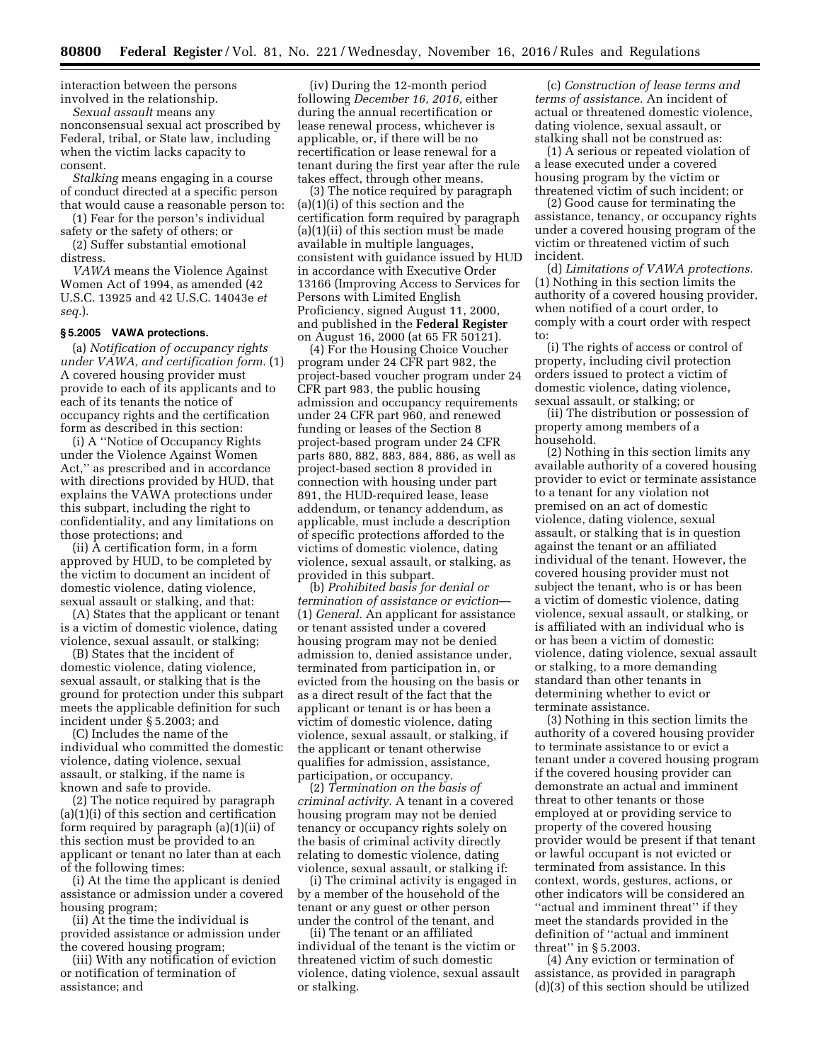interaction between the persons involved in the relationship.

*Sexual assault* means any nonconsensual sexual act proscribed by Federal, tribal, or State law, including when the victim lacks capacity to consent.

*Stalking* means engaging in a course of conduct directed at a specific person that would cause a reasonable person to:

(1) Fear for the person's individual safety or the safety of others; or

(2) Suffer substantial emotional distress.

*VAWA* means the Violence Against Women Act of 1994, as amended (42 U.S.C. 13925 and 42 U.S.C. 14043e *et seq.*).

### § 5.2005 VAWA protections.

(a) *Notification of occupancy rights under VAWA, and certification form.* (1) A covered housing provider must provide to each of its applicants and to each of its tenants the notice of occupancy rights and the certification form as described in this section:

(i) A ''Notice of Occupancy Rights under the Violence Against Women Act,'' as prescribed and in accordance with directions provided by HUD, that explains the VAWA protections under this subpart, including the right to confidentiality, and any limitations on those protections; and

(ii) A certification form, in a form approved by HUD, to be completed by the victim to document an incident of domestic violence, dating violence, sexual assault or stalking, and that:

(A) States that the applicant or tenant is a victim of domestic violence, dating violence, sexual assault, or stalking;

(B) States that the incident of domestic violence, dating violence, sexual assault, or stalking that is the ground for protection under this subpart meets the applicable definition for such incident under § 5.2003; and

(C) Includes the name of the individual who committed the domestic violence, dating violence, sexual assault, or stalking, if the name is known and safe to provide.

(2) The notice required by paragraph (a)(1)(i) of this section and certification form required by paragraph (a)(1)(ii) of this section must be provided to an applicant or tenant no later than at each of the following times:

(i) At the time the applicant is denied assistance or admission under a covered housing program;

(ii) At the time the individual is provided assistance or admission under the covered housing program;

(iii) With any notification of eviction or notification of termination of assistance; and

(iv) During the 12-month period following *December 16, 2016,* either during the annual recertification or lease renewal process, whichever is applicable, or, if there will be no recertification or lease renewal for a tenant during the first year after the rule takes effect, through other means.

(3) The notice required by paragraph (a)(1)(i) of this section and the certification form required by paragraph (a)(1)(ii) of this section must be made available in multiple languages, consistent with guidance issued by HUD in accordance with Executive Order 13166 (Improving Access to Services for Persons with Limited English Proficiency, signed August 11, 2000, and published in the **Federal Register** on August 16, 2000 (at 65 FR 50121).

(4) For the Housing Choice Voucher program under 24 CFR part 982, the project-based voucher program under 24 CFR part 983, the public housing admission and occupancy requirements under 24 CFR part 960, and renewed funding or leases of the Section 8 project-based program under 24 CFR parts 880, 882, 883, 884, 886, as well as project-based section 8 provided in connection with housing under part 891, the HUD-required lease, lease addendum, or tenancy addendum, as applicable, must include a description of specific protections afforded to the victims of domestic violence, dating violence, sexual assault, or stalking, as provided in this subpart.

(b) *Prohibited basis for denial or termination of assistance or eviction*—(1) *General.* An applicant for assistance or tenant assisted under a covered housing program may not be denied admission to, denied assistance under, terminated from participation in, or evicted from the housing on the basis or as a direct result of the fact that the applicant or tenant is or has been a victim of domestic violence, dating violence, sexual assault, or stalking, if the applicant or tenant otherwise qualifies for admission, assistance, participation, or occupancy.

(2) *Termination on the basis of criminal activity.* A tenant in a covered housing program may not be denied tenancy or occupancy rights solely on the basis of criminal activity directly relating to domestic violence, dating violence, sexual assault, or stalking if:

(i) The criminal activity is engaged in by a member of the household of the tenant or any guest or other person under the control of the tenant, and

(ii) The tenant or an affiliated individual of the tenant is the victim or threatened victim of such domestic violence, dating violence, sexual assault or stalking.

(c) *Construction of lease terms and terms of assistance.* An incident of actual or threatened domestic violence, dating violence, sexual assault, or stalking shall not be construed as:

(1) A serious or repeated violation of a lease executed under a covered housing program by the victim or threatened victim of such incident; or

(2) Good cause for terminating the assistance, tenancy, or occupancy rights under a covered housing program of the victim or threatened victim of such incident.

(d) *Limitations of VAWA protections.* (1) Nothing in this section limits the authority of a covered housing provider, when notified of a court order, to comply with a court order with respect to:

(i) The rights of access or control of property, including civil protection orders issued to protect a victim of domestic violence, dating violence, sexual assault, or stalking; or

(ii) The distribution or possession of property among members of a household.

(2) Nothing in this section limits any available authority of a covered housing provider to evict or terminate assistance to a tenant for any violation not premised on an act of domestic violence, dating violence, sexual assault, or stalking that is in question against the tenant or an affiliated individual of the tenant. However, the covered housing provider must not subject the tenant, who is or has been a victim of domestic violence, dating violence, sexual assault, or stalking, or is affiliated with an individual who is or has been a victim of domestic violence, dating violence, sexual assault or stalking, to a more demanding standard than other tenants in determining whether to evict or terminate assistance.

(3) Nothing in this section limits the authority of a covered housing provider to terminate assistance to or evict a tenant under a covered housing program if the covered housing provider can demonstrate an actual and imminent threat to other tenants or those employed at or providing service to property of the covered housing provider would be present if that tenant or lawful occupant is not evicted or terminated from assistance. In this context, words, gestures, actions, or other indicators will be considered an ''actual and imminent threat'' if they meet the standards provided in the definition of ''actual and imminent threat'' in § 5.2003.

(4) Any eviction or termination of assistance, as provided in paragraph (d)(3) of this section should be utilized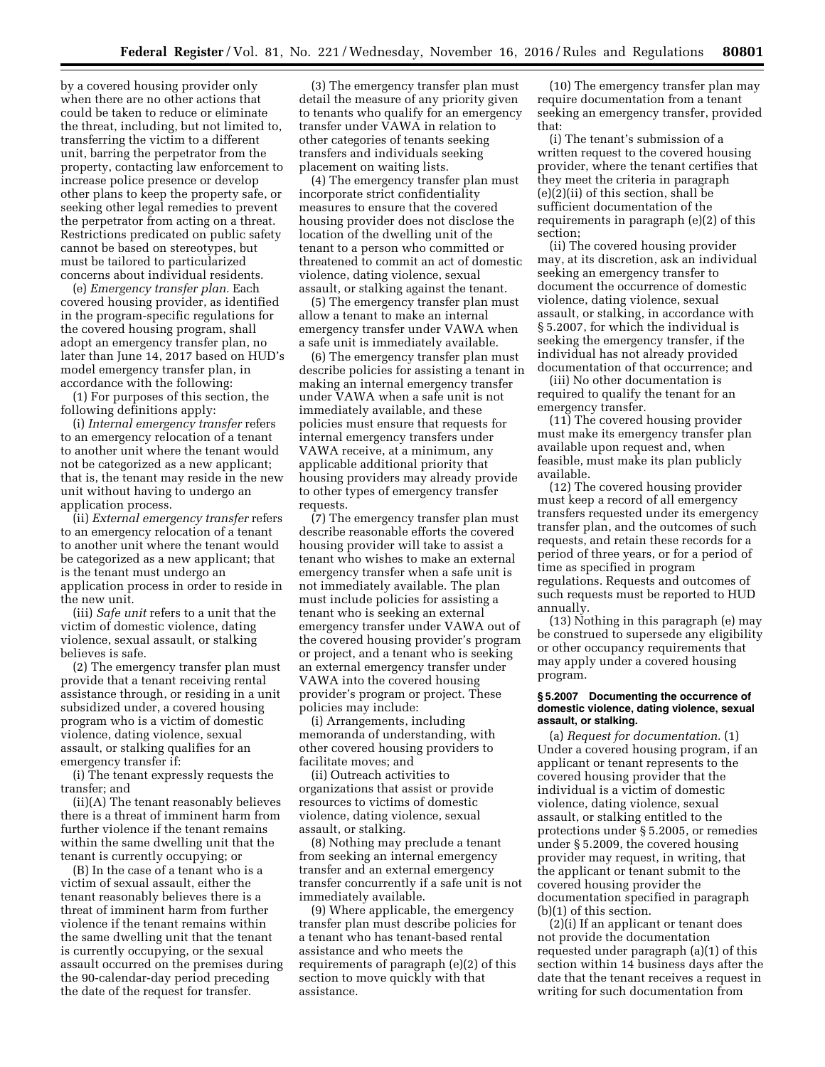by a covered housing provider only when there are no other actions that could be taken to reduce or eliminate the threat, including, but not limited to, transferring the victim to a different unit, barring the perpetrator from the property, contacting law enforcement to increase police presence or develop other plans to keep the property safe, or seeking other legal remedies to prevent the perpetrator from acting on a threat. Restrictions predicated on public safety cannot be based on stereotypes, but must be tailored to particularized concerns about individual residents.

(e) *Emergency transfer plan.* Each covered housing provider, as identified in the program-specific regulations for the covered housing program, shall adopt an emergency transfer plan, no later than June 14, 2017 based on HUD's model emergency transfer plan, in accordance with the following:

(1) For purposes of this section, the following definitions apply:

(i) *Internal emergency transfer* refers to an emergency relocation of a tenant to another unit where the tenant would not be categorized as a new applicant; that is, the tenant may reside in the new unit without having to undergo an application process.

(ii) *External emergency transfer* refers to an emergency relocation of a tenant to another unit where the tenant would be categorized as a new applicant; that is the tenant must undergo an application process in order to reside in the new unit.

(iii) *Safe unit* refers to a unit that the victim of domestic violence, dating violence, sexual assault, or stalking believes is safe.

(2) The emergency transfer plan must provide that a tenant receiving rental assistance through, or residing in a unit subsidized under, a covered housing program who is a victim of domestic violence, dating violence, sexual assault, or stalking qualifies for an emergency transfer if:

(i) The tenant expressly requests the transfer; and

(ii)(A) The tenant reasonably believes there is a threat of imminent harm from further violence if the tenant remains within the same dwelling unit that the tenant is currently occupying; or

(B) In the case of a tenant who is a victim of sexual assault, either the tenant reasonably believes there is a threat of imminent harm from further violence if the tenant remains within the same dwelling unit that the tenant is currently occupying, or the sexual assault occurred on the premises during the 90-calendar-day period preceding the date of the request for transfer.

(3) The emergency transfer plan must detail the measure of any priority given to tenants who qualify for an emergency transfer under VAWA in relation to other categories of tenants seeking transfers and individuals seeking placement on waiting lists.

(4) The emergency transfer plan must incorporate strict confidentiality measures to ensure that the covered housing provider does not disclose the location of the dwelling unit of the tenant to a person who committed or threatened to commit an act of domestic violence, dating violence, sexual assault, or stalking against the tenant.

(5) The emergency transfer plan must allow a tenant to make an internal emergency transfer under VAWA when a safe unit is immediately available.

(6) The emergency transfer plan must describe policies for assisting a tenant in making an internal emergency transfer under VAWA when a safe unit is not immediately available, and these policies must ensure that requests for internal emergency transfers under VAWA receive, at a minimum, any applicable additional priority that housing providers may already provide to other types of emergency transfer requests.

(7) The emergency transfer plan must describe reasonable efforts the covered housing provider will take to assist a tenant who wishes to make an external emergency transfer when a safe unit is not immediately available. The plan must include policies for assisting a tenant who is seeking an external emergency transfer under VAWA out of the covered housing provider's program or project, and a tenant who is seeking an external emergency transfer under VAWA into the covered housing provider's program or project. These policies may include:

(i) Arrangements, including memoranda of understanding, with other covered housing providers to facilitate moves; and

(ii) Outreach activities to organizations that assist or provide resources to victims of domestic violence, dating violence, sexual assault, or stalking.

(8) Nothing may preclude a tenant from seeking an internal emergency transfer and an external emergency transfer concurrently if a safe unit is not immediately available.

(9) Where applicable, the emergency transfer plan must describe policies for a tenant who has tenant-based rental assistance and who meets the requirements of paragraph (e)(2) of this section to move quickly with that assistance.

(10) The emergency transfer plan may require documentation from a tenant seeking an emergency transfer, provided that:

(i) The tenant's submission of a written request to the covered housing provider, where the tenant certifies that they meet the criteria in paragraph (e)(2)(ii) of this section, shall be sufficient documentation of the requirements in paragraph (e)(2) of this section;

(ii) The covered housing provider may, at its discretion, ask an individual seeking an emergency transfer to document the occurrence of domestic violence, dating violence, sexual assault, or stalking, in accordance with § 5.2007, for which the individual is seeking the emergency transfer, if the individual has not already provided documentation of that occurrence; and

(iii) No other documentation is required to qualify the tenant for an emergency transfer.

(11) The covered housing provider must make its emergency transfer plan available upon request and, when feasible, must make its plan publicly available.

(12) The covered housing provider must keep a record of all emergency transfers requested under its emergency transfer plan, and the outcomes of such requests, and retain these records for a period of three years, or for a period of time as specified in program regulations. Requests and outcomes of such requests must be reported to HUD annually.

(13) Nothing in this paragraph (e) may be construed to supersede any eligibility or other occupancy requirements that may apply under a covered housing program.

#### § 5.2007 Documenting the occurrence of domestic violence, dating violence, sexual assault, or stalking.

(a) *Request for documentation.* (1) Under a covered housing program, if an applicant or tenant represents to the covered housing provider that the individual is a victim of domestic violence, dating violence, sexual assault, or stalking entitled to the protections under § 5.2005, or remedies under § 5.2009, the covered housing provider may request, in writing, that the applicant or tenant submit to the covered housing provider the documentation specified in paragraph (b)(1) of this section.

(2)(i) If an applicant or tenant does not provide the documentation requested under paragraph (a)(1) of this section within 14 business days after the date that the tenant receives a request in writing for such documentation from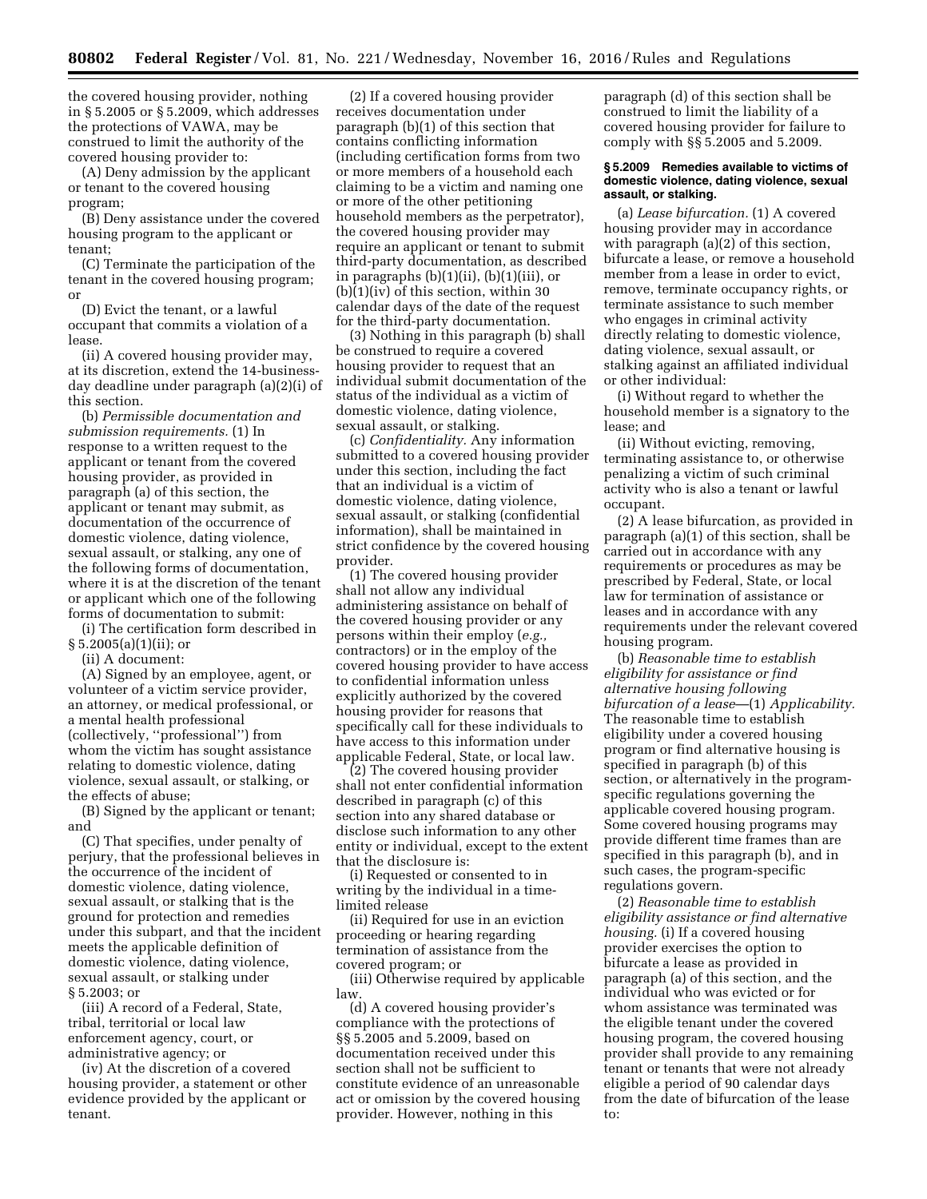the covered housing provider, nothing in § 5.2005 or § 5.2009, which addresses the protections of VAWA, may be construed to limit the authority of the covered housing provider to:

(A) Deny admission by the applicant or tenant to the covered housing program;

(B) Deny assistance under the covered housing program to the applicant or tenant;

(C) Terminate the participation of the tenant in the covered housing program; or

(D) Evict the tenant, or a lawful occupant that commits a violation of a lease.

(ii) A covered housing provider may, at its discretion, extend the 14-business-day deadline under paragraph (a)(2)(i) of this section.

(b) *Permissible documentation and submission requirements.* (1) In response to a written request to the applicant or tenant from the covered housing provider, as provided in paragraph (a) of this section, the applicant or tenant may submit, as documentation of the occurrence of domestic violence, dating violence, sexual assault, or stalking, any one of the following forms of documentation, where it is at the discretion of the tenant or applicant which one of the following forms of documentation to submit:

(i) The certification form described in § 5.2005(a)(1)(ii); or

(ii) A document:

(A) Signed by an employee, agent, or volunteer of a victim service provider, an attorney, or medical professional, or a mental health professional (collectively, ''professional'') from whom the victim has sought assistance relating to domestic violence, dating violence, sexual assault, or stalking, or the effects of abuse;

(B) Signed by the applicant or tenant; and

(C) That specifies, under penalty of perjury, that the professional believes in the occurrence of the incident of domestic violence, dating violence, sexual assault, or stalking that is the ground for protection and remedies under this subpart, and that the incident meets the applicable definition of domestic violence, dating violence, sexual assault, or stalking under § 5.2003; or

(iii) A record of a Federal, State, tribal, territorial or local law enforcement agency, court, or administrative agency; or

(iv) At the discretion of a covered housing provider, a statement or other evidence provided by the applicant or tenant.

(2) If a covered housing provider receives documentation under paragraph (b)(1) of this section that contains conflicting information (including certification forms from two or more members of a household each claiming to be a victim and naming one or more of the other petitioning household members as the perpetrator), the covered housing provider may require an applicant or tenant to submit third-party documentation, as described in paragraphs (b)(1)(ii), (b)(1)(iii), or (b)(1)(iv) of this section, within 30 calendar days of the date of the request for the third-party documentation.

(3) Nothing in this paragraph (b) shall be construed to require a covered housing provider to request that an individual submit documentation of the status of the individual as a victim of domestic violence, dating violence, sexual assault, or stalking.

(c) *Confidentiality.* Any information submitted to a covered housing provider under this section, including the fact that an individual is a victim of domestic violence, dating violence, sexual assault, or stalking (confidential information), shall be maintained in strict confidence by the covered housing provider.

(1) The covered housing provider shall not allow any individual administering assistance on behalf of the covered housing provider or any persons within their employ (*e.g.,* contractors) or in the employ of the covered housing provider to have access to confidential information unless explicitly authorized by the covered housing provider for reasons that specifically call for these individuals to have access to this information under applicable Federal, State, or local law.

(2) The covered housing provider shall not enter confidential information described in paragraph (c) of this section into any shared database or disclose such information to any other entity or individual, except to the extent that the disclosure is:

(i) Requested or consented to in writing by the individual in a time-limited release

(ii) Required for use in an eviction proceeding or hearing regarding termination of assistance from the covered program; or

(iii) Otherwise required by applicable law.

(d) A covered housing provider's compliance with the protections of §§ 5.2005 and 5.2009, based on documentation received under this section shall not be sufficient to constitute evidence of an unreasonable act or omission by the covered housing provider. However, nothing in this paragraph (d) of this section shall be construed to limit the liability of a covered housing provider for failure to comply with §§ 5.2005 and 5.2009.

#### § 5.2009 Remedies available to victims of domestic violence, dating violence, sexual assault, or stalking.

(a) *Lease bifurcation.* (1) A covered housing provider may in accordance with paragraph (a)(2) of this section, bifurcate a lease, or remove a household member from a lease in order to evict, remove, terminate occupancy rights, or terminate assistance to such member who engages in criminal activity directly relating to domestic violence, dating violence, sexual assault, or stalking against an affiliated individual or other individual:

(i) Without regard to whether the household member is a signatory to the lease; and

(ii) Without evicting, removing, terminating assistance to, or otherwise penalizing a victim of such criminal activity who is also a tenant or lawful occupant.

(2) A lease bifurcation, as provided in paragraph (a)(1) of this section, shall be carried out in accordance with any requirements or procedures as may be prescribed by Federal, State, or local law for termination of assistance or leases and in accordance with any requirements under the relevant covered housing program.

(b) *Reasonable time to establish eligibility for assistance or find alternative housing following bifurcation of a lease*—(1) *Applicability.* The reasonable time to establish eligibility under a covered housing program or find alternative housing is specified in paragraph (b) of this section, or alternatively in the program-specific regulations governing the applicable covered housing program. Some covered housing programs may provide different time frames than are specified in this paragraph (b), and in such cases, the program-specific regulations govern.

(2) *Reasonable time to establish eligibility assistance or find alternative housing.* (i) If a covered housing provider exercises the option to bifurcate a lease as provided in paragraph (a) of this section, and the individual who was evicted or for whom assistance was terminated was the eligible tenant under the covered housing program, the covered housing provider shall provide to any remaining tenant or tenants that were not already eligible a period of 90 calendar days from the date of bifurcation of the lease to: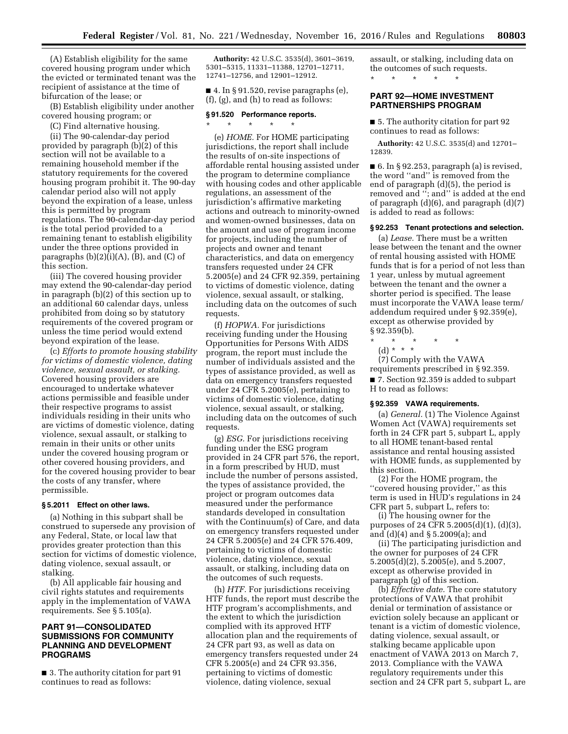(A) Establish eligibility for the same covered housing program under which the evicted or terminated tenant was the recipient of assistance at the time of bifurcation of the lease; or

(B) Establish eligibility under another covered housing program; or

(C) Find alternative housing.

(ii) The 90-calendar-day period provided by paragraph (b)(2) of this section will not be available to a remaining household member if the statutory requirements for the covered housing program prohibit it. The 90-day calendar period also will not apply beyond the expiration of a lease, unless this is permitted by program regulations. The 90-calendar-day period is the total period provided to a remaining tenant to establish eligibility under the three options provided in paragraphs (b)(2)(i)(A), (B), and (C) of this section.

(iii) The covered housing provider may extend the 90-calendar-day period in paragraph (b)(2) of this section up to an additional 60 calendar days, unless prohibited from doing so by statutory requirements of the covered program or unless the time period would extend beyond expiration of the lease.

(c) *Efforts to promote housing stability for victims of domestic violence, dating violence, sexual assault, or stalking.* Covered housing providers are encouraged to undertake whatever actions permissible and feasible under their respective programs to assist individuals residing in their units who are victims of domestic violence, dating violence, sexual assault, or stalking to remain in their units or other units under the covered housing program or other covered housing providers, and for the covered housing provider to bear the costs of any transfer, where permissible.

#### § 5.2011 Effect on other laws.

(a) Nothing in this subpart shall be construed to supersede any provision of any Federal, State, or local law that provides greater protection than this section for victims of domestic violence, dating violence, sexual assault, or stalking.

(b) All applicable fair housing and civil rights statutes and requirements apply in the implementation of VAWA requirements. See § 5.105(a).

### PART 91—CONSOLIDATED SUBMISSIONS FOR COMMUNITY PLANNING AND DEVELOPMENT PROGRAMS

■ 3. The authority citation for part 91 continues to read as follows:

**Authority:** 42 U.S.C. 3535(d), 3601–3619, 5301–5315, 11331–11388, 12701–12711, 12741–12756, and 12901–12912.

■ 4. In § 91.520, revise paragraphs (e), (f), (g), and (h) to read as follows:

#### § 91.520 Performance reports.

\* \* \* \* \*

(e) *HOME.* For HOME participating jurisdictions, the report shall include the results of on-site inspections of affordable rental housing assisted under the program to determine compliance with housing codes and other applicable regulations, an assessment of the jurisdiction's affirmative marketing actions and outreach to minority-owned and women-owned businesses, data on the amount and use of program income for projects, including the number of projects and owner and tenant characteristics, and data on emergency transfers requested under 24 CFR 5.2005(e) and 24 CFR 92.359, pertaining to victims of domestic violence, dating violence, sexual assault, or stalking, including data on the outcomes of such requests.

(f) *HOPWA.* For jurisdictions receiving funding under the Housing Opportunities for Persons With AIDS program, the report must include the number of individuals assisted and the types of assistance provided, as well as data on emergency transfers requested under 24 CFR 5.2005(e), pertaining to victims of domestic violence, dating violence, sexual assault, or stalking, including data on the outcomes of such requests.

(g) *ESG.* For jurisdictions receiving funding under the ESG program provided in 24 CFR part 576, the report, in a form prescribed by HUD, must include the number of persons assisted, the types of assistance provided, the project or program outcomes data measured under the performance standards developed in consultation with the Continuum(s) of Care, and data on emergency transfers requested under 24 CFR 5.2005(e) and 24 CFR 576.409, pertaining to victims of domestic violence, dating violence, sexual assault, or stalking, including data on the outcomes of such requests.

(h) *HTF.* For jurisdictions receiving HTF funds, the report must describe the HTF program's accomplishments, and the extent to which the jurisdiction complied with its approved HTF allocation plan and the requirements of 24 CFR part 93, as well as data on emergency transfers requested under 24 CFR 5.2005(e) and 24 CFR 93.356, pertaining to victims of domestic violence, dating violence, sexual assault, or stalking, including data on the outcomes of such requests.

\* \* \* \* \*

### PART 92—HOME INVESTMENT PARTNERSHIPS PROGRAM

■ 5. The authority citation for part 92 continues to read as follows:

**Authority:** 42 U.S.C. 3535(d) and 12701–12839.

■ 6. In § 92.253, paragraph (a) is revised, the word "and" is removed from the end of paragraph (d)(5), the period is removed and "; and" is added at the end of paragraph (d)(6), and paragraph (d)(7) is added to read as follows:

#### § 92.253 Tenant protections and selection.

(a) *Lease.* There must be a written lease between the tenant and the owner of rental housing assisted with HOME funds that is for a period of not less than 1 year, unless by mutual agreement between the tenant and the owner a shorter period is specified. The lease must incorporate the VAWA lease term/addendum required under § 92.359(e), except as otherwise provided by § 92.359(b).

\* \* \* \* \*

(d) \* \* \*

(7) Comply with the VAWA requirements prescribed in § 92.359.

■ 7. Section 92.359 is added to subpart H to read as follows:

#### § 92.359 VAWA requirements.

(a) *General.* (1) The Violence Against Women Act (VAWA) requirements set forth in 24 CFR part 5, subpart L, apply to all HOME tenant-based rental assistance and rental housing assisted with HOME funds, as supplemented by this section.

(2) For the HOME program, the "covered housing provider," as this term is used in HUD's regulations in 24 CFR part 5, subpart L, refers to:

(i) The housing owner for the purposes of 24 CFR 5.2005(d)(1), (d)(3), and (d)(4) and § 5.2009(a); and

(ii) The participating jurisdiction and the owner for purposes of 24 CFR 5.2005(d)(2), 5.2005(e), and 5.2007, except as otherwise provided in paragraph (g) of this section.

(b) *Effective date.* The core statutory protections of VAWA that prohibit denial or termination of assistance or eviction solely because an applicant or tenant is a victim of domestic violence, dating violence, sexual assault, or stalking became applicable upon enactment of VAWA 2013 on March 7, 2013. Compliance with the VAWA regulatory requirements under this section and 24 CFR part 5, subpart L, are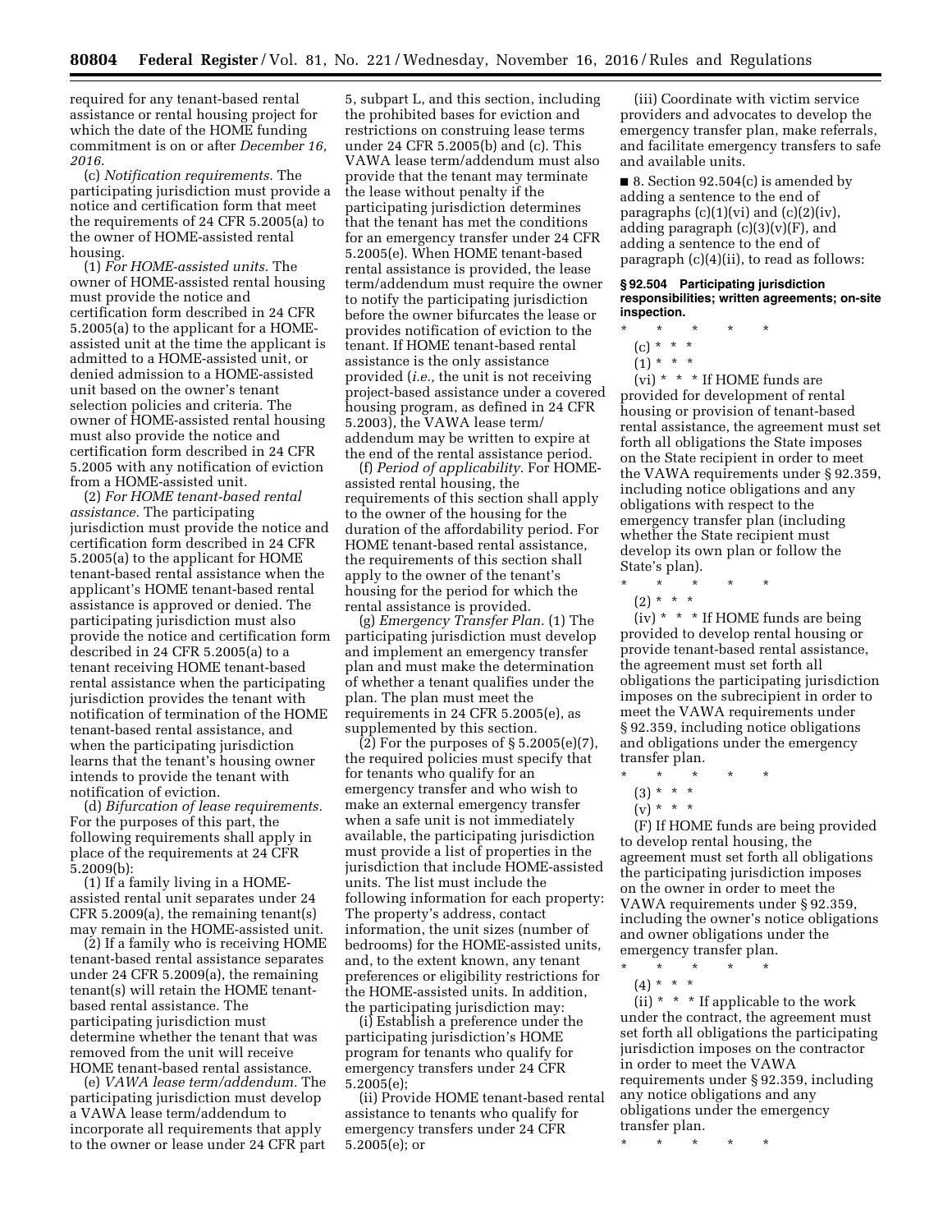required for any tenant-based rental assistance or rental housing project for which the date of the HOME funding commitment is on or after *December 16, 2016*.

(c) *Notification requirements.* The participating jurisdiction must provide a notice and certification form that meet the requirements of 24 CFR 5.2005(a) to the owner of HOME-assisted rental housing.

(1) *For HOME-assisted units.* The owner of HOME-assisted rental housing must provide the notice and certification form described in 24 CFR 5.2005(a) to the applicant for a HOME-assisted unit at the time the applicant is admitted to a HOME-assisted unit, or denied admission to a HOME-assisted unit based on the owner's tenant selection policies and criteria. The owner of HOME-assisted rental housing must also provide the notice and certification form described in 24 CFR 5.2005 with any notification of eviction from a HOME-assisted unit.

(2) *For HOME tenant-based rental assistance.* The participating jurisdiction must provide the notice and certification form described in 24 CFR 5.2005(a) to the applicant for HOME tenant-based rental assistance when the applicant's HOME tenant-based rental assistance is approved or denied. The participating jurisdiction must also provide the notice and certification form described in 24 CFR 5.2005(a) to a tenant receiving HOME tenant-based rental assistance when the participating jurisdiction provides the tenant with notification of termination of the HOME tenant-based rental assistance, and when the participating jurisdiction learns that the tenant's housing owner intends to provide the tenant with notification of eviction.

(d) *Bifurcation of lease requirements.* For the purposes of this part, the following requirements shall apply in place of the requirements at 24 CFR 5.2009(b):

(1) If a family living in a HOME-assisted rental unit separates under 24 CFR 5.2009(a), the remaining tenant(s) may remain in the HOME-assisted unit.

(2) If a family who is receiving HOME tenant-based rental assistance separates under 24 CFR 5.2009(a), the remaining tenant(s) will retain the HOME tenant-based rental assistance. The participating jurisdiction must determine whether the tenant that was removed from the unit will receive HOME tenant-based rental assistance.

(e) *VAWA lease term/addendum.* The participating jurisdiction must develop a VAWA lease term/addendum to incorporate all requirements that apply to the owner or lease under 24 CFR part 5, subpart L, and this section, including the prohibited bases for eviction and restrictions on construing lease terms under 24 CFR 5.2005(b) and (c). This VAWA lease term/addendum must also provide that the tenant may terminate the lease without penalty if the participating jurisdiction determines that the tenant has met the conditions for an emergency transfer under 24 CFR 5.2005(e). When HOME tenant-based rental assistance is provided, the lease term/addendum must require the owner to notify the participating jurisdiction before the owner bifurcates the lease or provides notification of eviction to the tenant. If HOME tenant-based rental assistance is the only assistance provided (*i.e.,* the unit is not receiving project-based assistance under a covered housing program, as defined in 24 CFR 5.2003), the VAWA lease term/addendum may be written to expire at the end of the rental assistance period.

(f) *Period of applicability.* For HOME-assisted rental housing, the requirements of this section shall apply to the owner of the housing for the duration of the affordability period. For HOME tenant-based rental assistance, the requirements of this section shall apply to the owner of the tenant's housing for the period for which the rental assistance is provided.

(g) *Emergency Transfer Plan.* (1) The participating jurisdiction must develop and implement an emergency transfer plan and must make the determination of whether a tenant qualifies under the plan. The plan must meet the requirements in 24 CFR 5.2005(e), as supplemented by this section.

(2) For the purposes of § 5.2005(e)(7), the required policies must specify that for tenants who qualify for an emergency transfer and who wish to make an external emergency transfer when a safe unit is not immediately available, the participating jurisdiction must provide a list of properties in the jurisdiction that include HOME-assisted units. The list must include the following information for each property: The property's address, contact information, the unit sizes (number of bedrooms) for the HOME-assisted units, and, to the extent known, any tenant preferences or eligibility restrictions for the HOME-assisted units. In addition, the participating jurisdiction may:

(i) Establish a preference under the participating jurisdiction's HOME program for tenants who qualify for emergency transfers under 24 CFR 5.2005(e);

(ii) Provide HOME tenant-based rental assistance to tenants who qualify for emergency transfers under 24 CFR 5.2005(e); or

(iii) Coordinate with victim service providers and advocates to develop the emergency transfer plan, make referrals, and facilitate emergency transfers to safe and available units.

■ 8. Section 92.504(c) is amended by adding a sentence to the end of paragraphs (c)(1)(vi) and (c)(2)(iv), adding paragraph (c)(3)(v)(F), and adding a sentence to the end of paragraph (c)(4)(ii), to read as follows:

**§ 92.504 Participating jurisdiction responsibilities; written agreements; on-site inspection.**

\* \* \* \* \*

(c) \* \* \*

(1) \* \* \*

(vi) \* \* \* If HOME funds are provided for development of rental housing or provision of tenant-based rental assistance, the agreement must set forth all obligations the State imposes on the State recipient in order to meet the VAWA requirements under § 92.359, including notice obligations and any obligations with respect to the emergency transfer plan (including whether the State recipient must develop its own plan or follow the State's plan).

\* \* \* \* \*

(2) \* \* \*

(iv) \* \* \* If HOME funds are being provided to develop rental housing or provide tenant-based rental assistance, the agreement must set forth all obligations the participating jurisdiction imposes on the subrecipient in order to meet the VAWA requirements under § 92.359, including notice obligations and obligations under the emergency transfer plan.

\* \* \* \* \*

(3) \* \* \*

(v) \* \* \*

(F) If HOME funds are being provided to develop rental housing, the agreement must set forth all obligations the participating jurisdiction imposes on the owner in order to meet the VAWA requirements under § 92.359, including the owner's notice obligations and owner obligations under the emergency transfer plan.

\* \* \* \* \*

(4) \* \* \*

(ii) \* \* \* If applicable to the work under the contract, the agreement must set forth all obligations the participating jurisdiction imposes on the contractor in order to meet the VAWA requirements under § 92.359, including any notice obligations and any obligations under the emergency transfer plan.

\* \* \* \* \*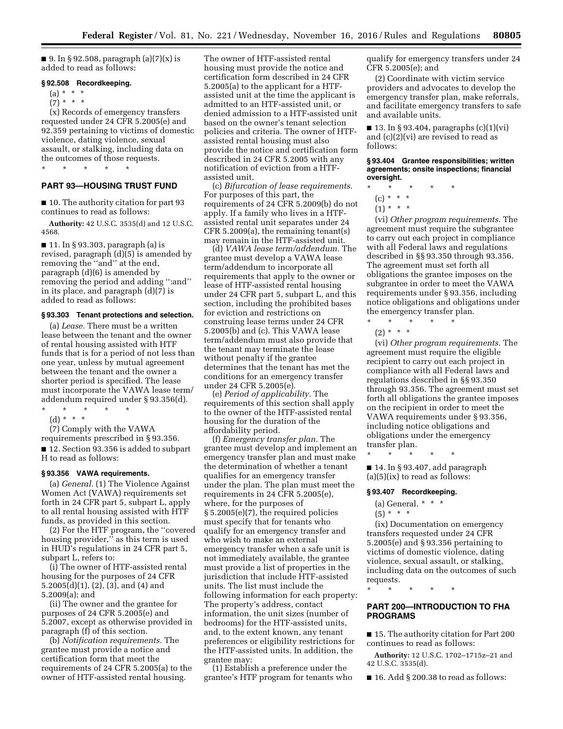■ 9. In § 92.508, paragraph (a)(7)(x) is added to read as follows:

**§ 92.508 Recordkeeping.**

(a) * * *

(7) * * *

(x) Records of emergency transfers requested under 24 CFR 5.2005(e) and 92.359 pertaining to victims of domestic violence, dating violence, sexual assault, or stalking, including data on the outcomes of those requests.

\* \* \* \* \*

## PART 93—HOUSING TRUST FUND

■ 10. The authority citation for part 93 continues to read as follows:

**Authority:** 42 U.S.C. 3535(d) and 12 U.S.C. 4568.

■ 11. In § 93.303, paragraph (a) is revised, paragraph (d)(5) is amended by removing the ''and'' at the end, paragraph (d)(6) is amended by removing the period and adding '':and'' in its place, and paragraph (d)(7) is added to read as follows:

**§ 93.303 Tenant protections and selection.**

(a) *Lease.* There must be a written lease between the tenant and the owner of rental housing assisted with HTF funds that is for a period of not less than one year, unless by mutual agreement between the tenant and the owner a shorter period is specified. The lease must incorporate the VAWA lease term/addendum required under § 93.356(d).

\* \* \* \* \*

(d) * * *

(7) Comply with the VAWA requirements prescribed in § 93.356.

■ 12. Section 93.356 is added to subpart H to read as follows:

**§ 93.356 VAWA requirements.**

(a) *General.* (1) The Violence Against Women Act (VAWA) requirements set forth in 24 CFR part 5, subpart L, apply to all rental housing assisted with HTF funds, as provided in this section.

(2) For the HTF program, the ''covered housing provider,'' as this term is used in HUD's regulations in 24 CFR part 5, subpart L, refers to:

(i) The owner of HTF-assisted rental housing for the purposes of 24 CFR 5.2005(d)(1), (2), (3), and (4) and 5.2009(a); and

(ii) The owner and the grantee for purposes of 24 CFR 5.2005(e) and 5.2007, except as otherwise provided in paragraph (f) of this section.

(b) *Notification requirements.* The grantee must provide a notice and certification form that meet the requirements of 24 CFR 5.2005(a) to the owner of HTF-assisted rental housing. The owner of HTF-assisted rental housing must provide the notice and certification form described in 24 CFR 5.2005(a) to the applicant for a HTF-assisted unit at the time the applicant is admitted to an HTF-assisted unit, or denied admission to a HTF-assisted unit based on the owner's tenant selection policies and criteria. The owner of HTF-assisted rental housing must also provide the notice and certification form described in 24 CFR 5.2005 with any notification of eviction from a HTF-assisted unit.

(c) *Bifurcation of lease requirements.* For purposes of this part, the requirements of 24 CFR 5.2009(b) do not apply. If a family who lives in a HTF-assisted rental unit separates under 24 CFR 5.2009(a), the remaining tenant(s) may remain in the HTF-assisted unit.

(d) *VAWA lease term/addendum.* The grantee must develop a VAWA lease term/addendum to incorporate all requirements that apply to the owner or lease of HTF-assisted rental housing under 24 CFR part 5, subpart L, and this section, including the prohibited bases for eviction and restrictions on construing lease terms under 24 CFR 5.2005(b) and (c). This VAWA lease term/addendum must also provide that the tenant may terminate the lease without penalty if the grantee determines that the tenant has met the conditions for an emergency transfer under 24 CFR 5.2005(e).

(e) *Period of applicability.* The requirements of this section shall apply to the owner of the HTF-assisted rental housing for the duration of the affordability period.

(f) *Emergency transfer plan.* The grantee must develop and implement an emergency transfer plan and must make the determination of whether a tenant qualifies for an emergency transfer under the plan. The plan must meet the requirements in 24 CFR 5.2005(e), where, for the purposes of § 5.2005(e)(7), the required policies must specify that for tenants who qualify for an emergency transfer and who wish to make an external emergency transfer when a safe unit is not immediately available, the grantee must provide a list of properties in the jurisdiction that include HTF-assisted units. The list must include the following information for each property: The property's address, contact information, the unit sizes (number of bedrooms) for the HTF-assisted units, and, to the extent known, any tenant preferences or eligibility restrictions for the HTF-assisted units. In addition, the grantee may:

(1) Establish a preference under the grantee's HTF program for tenants who qualify for emergency transfers under 24 CFR 5.2005(e); and

(2) Coordinate with victim service providers and advocates to develop the emergency transfer plan, make referrals, and facilitate emergency transfers to safe and available units.

■ 13. In § 93.404, paragraphs (c)(1)(vi) and (c)(2)(vi) are revised to read as follows:

**§ 93.404 Grantee responsibilities; written agreements; onsite inspections; financial oversight.**

\* \* \* \* \*

(c) * * *

(1) * * *

(vi) *Other program requirements.* The agreement must require the subgrantee to carry out each project in compliance with all Federal laws and regulations described in §§ 93.350 through 93.356. The agreement must set forth all obligations the grantee imposes on the subgrantee in order to meet the VAWA requirements under § 93.356, including notice obligations and obligations under the emergency transfer plan.

\* \* \* \* \*

(2) * * *

(vi) *Other program requirements.* The agreement must require the eligible recipient to carry out each project in compliance with all Federal laws and regulations described in §§ 93.350 through 93.356. The agreement must set forth all obligations the grantee imposes on the recipient in order to meet the VAWA requirements under § 93.356, including notice obligations and obligations under the emergency transfer plan.

\* \* \* \* \*

■ 14. In § 93.407, add paragraph (a)(5)(ix) to read as follows:

**§ 93.407 Recordkeeping.**

(a) General. * * *

(5) * * *

(ix) Documentation on emergency transfers requested under 24 CFR 5.2005(e) and § 93.356 pertaining to victims of domestic violence, dating violence, sexual assault, or stalking, including data on the outcomes of such requests.

\* \* \* \* \*

## PART 200—INTRODUCTION TO FHA PROGRAMS

■ 15. The authority citation for Part 200 continues to read as follows:

**Authority:** 12 U.S.C. 1702–1715z–21 and 42 U.S.C. 3535(d).

■ 16. Add § 200.38 to read as follows: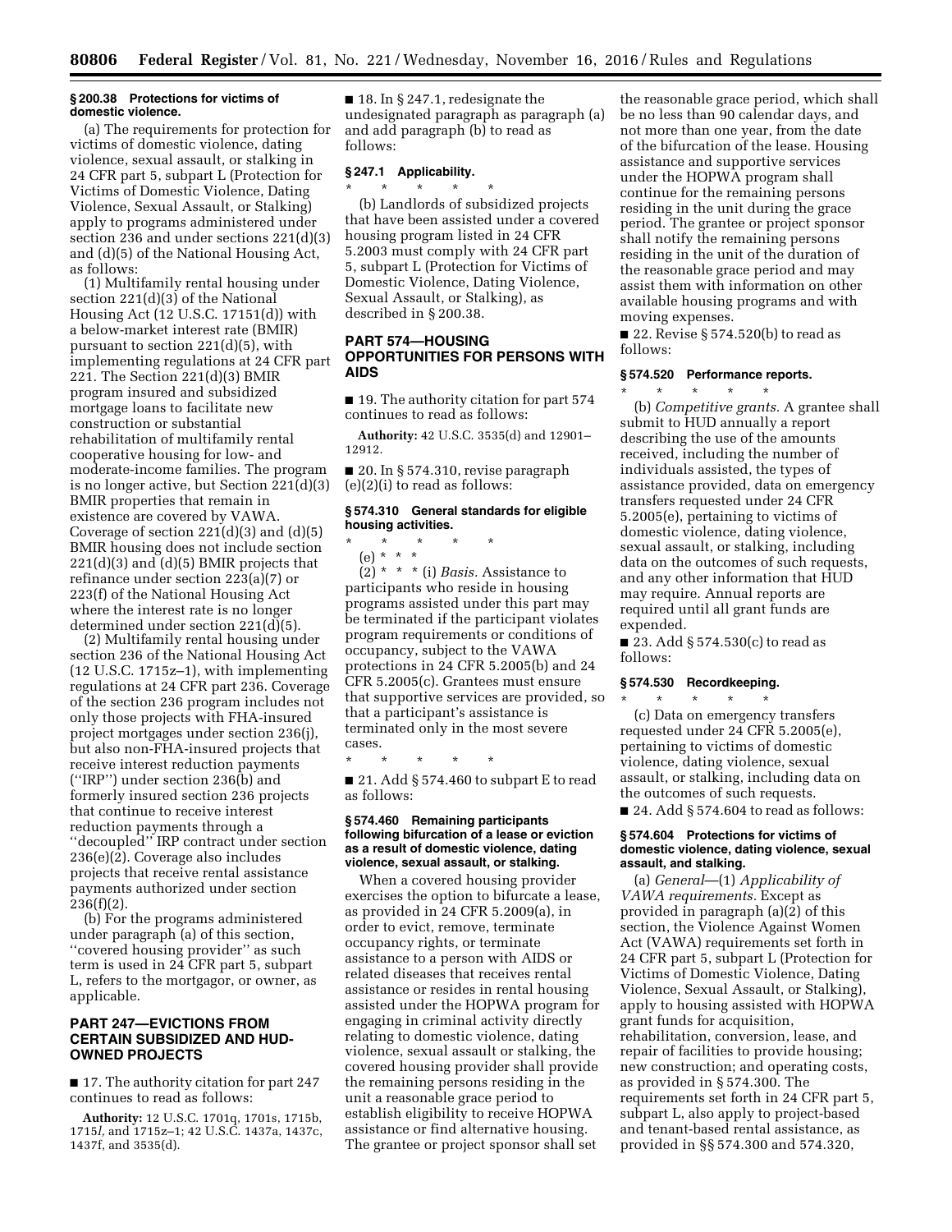### § 200.38 Protections for victims of domestic violence.

(a) The requirements for protection for victims of domestic violence, dating violence, sexual assault, or stalking in 24 CFR part 5, subpart L (Protection for Victims of Domestic Violence, Dating Violence, Sexual Assault, or Stalking) apply to programs administered under section 236 and under sections 221(d)(3) and (d)(5) of the National Housing Act, as follows:

(1) Multifamily rental housing under section 221(d)(3) of the National Housing Act (12 U.S.C. 17151(d)) with a below-market interest rate (BMIR) pursuant to section 221(d)(5), with implementing regulations at 24 CFR part 221. The Section 221(d)(3) BMIR program insured and subsidized mortgage loans to facilitate new construction or substantial rehabilitation of multifamily rental cooperative housing for low- and moderate-income families. The program is no longer active, but Section 221(d)(3) BMIR properties that remain in existence are covered by VAWA. Coverage of section 221(d)(3) and (d)(5) BMIR housing does not include section 221(d)(3) and (d)(5) BMIR projects that refinance under section 223(a)(7) or 223(f) of the National Housing Act where the interest rate is no longer determined under section 221(d)(5).

(2) Multifamily rental housing under section 236 of the National Housing Act (12 U.S.C. 1715z–1), with implementing regulations at 24 CFR part 236. Coverage of the section 236 program includes not only those projects with FHA-insured project mortgages under section 236(j), but also non-FHA-insured projects that receive interest reduction payments (''IRP'') under section 236(b) and formerly insured section 236 projects that continue to receive interest reduction payments through a ''decoupled'' IRP contract under section 236(e)(2). Coverage also includes projects that receive rental assistance payments authorized under section 236(f)(2).

(b) For the programs administered under paragraph (a) of this section, ''covered housing provider'' as such term is used in 24 CFR part 5, subpart L, refers to the mortgagor, or owner, as applicable.

## PART 247—EVICTIONS FROM CERTAIN SUBSIDIZED AND HUD-OWNED PROJECTS

■ 17. The authority citation for part 247 continues to read as follows:

**Authority:** 12 U.S.C. 1701q, 1701s, 1715b, 1715*l*, and 1715z–1; 42 U.S.C. 1437a, 1437c, 1437f, and 3535(d).

■ 18. In § 247.1, redesignate the undesignated paragraph as paragraph (a) and add paragraph (b) to read as follows:

### § 247.1 Applicability.

\* \* \* \* \*

(b) Landlords of subsidized projects that have been assisted under a covered housing program listed in 24 CFR 5.2003 must comply with 24 CFR part 5, subpart L (Protection for Victims of Domestic Violence, Dating Violence, Sexual Assault, or Stalking), as described in § 200.38.

## PART 574—HOUSING OPPORTUNITIES FOR PERSONS WITH AIDS

■ 19. The authority citation for part 574 continues to read as follows:

**Authority:** 42 U.S.C. 3535(d) and 12901–12912.

■ 20. In § 574.310, revise paragraph (e)(2)(i) to read as follows:

### § 574.310 General standards for eligible housing activities.

\* \* \* \* \*

(e) \* \* \*

(2) \* \* \* (i) *Basis.* Assistance to participants who reside in housing programs assisted under this part may be terminated if the participant violates program requirements or conditions of occupancy, subject to the VAWA protections in 24 CFR 5.2005(b) and 24 CFR 5.2005(c). Grantees must ensure that supportive services are provided, so that a participant's assistance is terminated only in the most severe cases.

\* \* \* \* \*

■ 21. Add § 574.460 to subpart E to read as follows:

### § 574.460 Remaining participants following bifurcation of a lease or eviction as a result of domestic violence, dating violence, sexual assault, or stalking.

When a covered housing provider exercises the option to bifurcate a lease, as provided in 24 CFR 5.2009(a), in order to evict, remove, terminate occupancy rights, or terminate assistance to a person with AIDS or related diseases that receives rental assistance or resides in rental housing assisted under the HOPWA program for engaging in criminal activity directly relating to domestic violence, dating violence, sexual assault or stalking, the covered housing provider shall provide the remaining persons residing in the unit a reasonable grace period to establish eligibility to receive HOPWA assistance or find alternative housing. The grantee or project sponsor shall set the reasonable grace period, which shall be no less than 90 calendar days, and not more than one year, from the date of the bifurcation of the lease. Housing assistance and supportive services under the HOPWA program shall continue for the remaining persons residing in the unit during the grace period. The grantee or project sponsor shall notify the remaining persons residing in the unit of the duration of the reasonable grace period and may assist them with information on other available housing programs and with moving expenses.

■ 22. Revise § 574.520(b) to read as follows:

### § 574.520 Performance reports.

\* \* \* \* \*

(b) *Competitive grants.* A grantee shall submit to HUD annually a report describing the use of the amounts received, including the number of individuals assisted, the types of assistance provided, data on emergency transfers requested under 24 CFR 5.2005(e), pertaining to victims of domestic violence, dating violence, sexual assault, or stalking, including data on the outcomes of such requests, and any other information that HUD may require. Annual reports are required until all grant funds are expended.

■ 23. Add § 574.530(c) to read as follows:

### § 574.530 Recordkeeping.

\* \* \* \* \*

(c) Data on emergency transfers requested under 24 CFR 5.2005(e), pertaining to victims of domestic violence, dating violence, sexual assault, or stalking, including data on the outcomes of such requests.

■ 24. Add § 574.604 to read as follows:

### § 574.604 Protections for victims of domestic violence, dating violence, sexual assault, and stalking.

(a) *General*—(1) *Applicability of VAWA requirements.* Except as provided in paragraph (a)(2) of this section, the Violence Against Women Act (VAWA) requirements set forth in 24 CFR part 5, subpart L (Protection for Victims of Domestic Violence, Dating Violence, Sexual Assault, or Stalking), apply to housing assisted with HOPWA grant funds for acquisition, rehabilitation, conversion, lease, and repair of facilities to provide housing; new construction; and operating costs, as provided in § 574.300. The requirements set forth in 24 CFR part 5, subpart L, also apply to project-based and tenant-based rental assistance, as provided in §§ 574.300 and 574.320,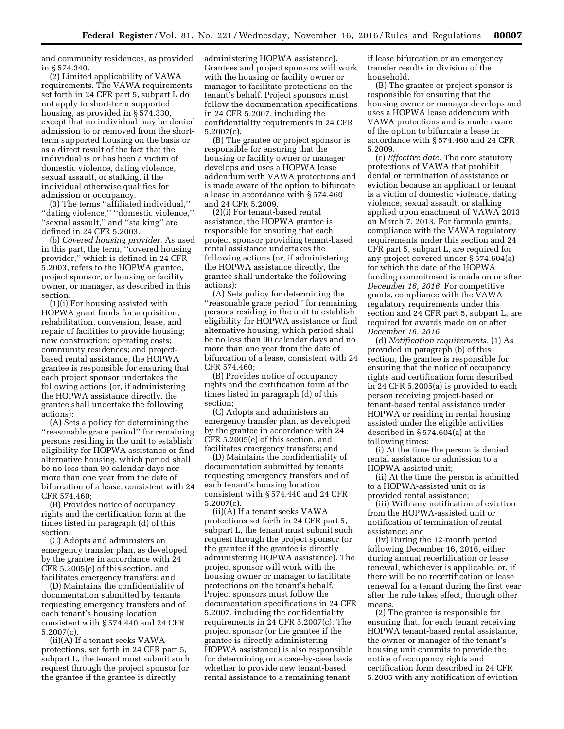and community residences, as provided in § 574.340.

(2) Limited applicability of VAWA requirements. The VAWA requirements set forth in 24 CFR part 5, subpart L do not apply to short-term supported housing, as provided in § 574.330, except that no individual may be denied admission to or removed from the short-term supported housing on the basis or as a direct result of the fact that the individual is or has been a victim of domestic violence, dating violence, sexual assault, or stalking, if the individual otherwise qualifies for admission or occupancy.

(3) The terms ''affiliated individual,'' ''dating violence,'' ''domestic violence,'' ''sexual assault,'' and ''stalking'' are defined in 24 CFR 5.2003.

(b) *Covered housing provider.* As used in this part, the term, ''covered housing provider,'' which is defined in 24 CFR 5.2003, refers to the HOPWA grantee, project sponsor, or housing or facility owner, or manager, as described in this section.

(1)(i) For housing assisted with HOPWA grant funds for acquisition, rehabilitation, conversion, lease, and repair of facilities to provide housing; new construction; operating costs; community residences; and project-based rental assistance, the HOPWA grantee is responsible for ensuring that each project sponsor undertakes the following actions (or, if administering the HOPWA assistance directly, the grantee shall undertake the following actions):

(A) Sets a policy for determining the ''reasonable grace period'' for remaining persons residing in the unit to establish eligibility for HOPWA assistance or find alternative housing, which period shall be no less than 90 calendar days nor more than one year from the date of bifurcation of a lease, consistent with 24 CFR 574.460;

(B) Provides notice of occupancy rights and the certification form at the times listed in paragraph (d) of this section;

(C) Adopts and administers an emergency transfer plan, as developed by the grantee in accordance with 24 CFR 5.2005(e) of this section, and facilitates emergency transfers; and

(D) Maintains the confidentiality of documentation submitted by tenants requesting emergency transfers and of each tenant's housing location consistent with § 574.440 and 24 CFR 5.2007(c).

(ii)(A) If a tenant seeks VAWA protections, set forth in 24 CFR part 5, subpart L, the tenant must submit such request through the project sponsor (or the grantee if the grantee is directly administering HOPWA assistance). Grantees and project sponsors will work with the housing or facility owner or manager to facilitate protections on the tenant's behalf. Project sponsors must follow the documentation specifications in 24 CFR 5.2007, including the confidentiality requirements in 24 CFR 5.2007(c).

(B) The grantee or project sponsor is responsible for ensuring that the housing or facility owner or manager develops and uses a HOPWA lease addendum with VAWA protections and is made aware of the option to bifurcate a lease in accordance with § 574.460 and 24 CFR 5.2009.

(2)(i) For tenant-based rental assistance, the HOPWA grantee is responsible for ensuring that each project sponsor providing tenant-based rental assistance undertakes the following actions (or, if administering the HOPWA assistance directly, the grantee shall undertake the following actions):

(A) Sets policy for determining the ''reasonable grace period'' for remaining persons residing in the unit to establish eligibility for HOPWA assistance or find alternative housing, which period shall be no less than 90 calendar days and no more than one year from the date of bifurcation of a lease, consistent with 24 CFR 574.460;

(B) Provides notice of occupancy rights and the certification form at the times listed in paragraph (d) of this section;

(C) Adopts and administers an emergency transfer plan, as developed by the grantee in accordance with 24 CFR 5.2005(e) of this section, and facilitates emergency transfers; and

(D) Maintains the confidentiality of documentation submitted by tenants requesting emergency transfers and of each tenant's housing location consistent with § 574.440 and 24 CFR 5.2007(c).

(ii)(A) If a tenant seeks VAWA protections set forth in 24 CFR part 5, subpart L, the tenant must submit such request through the project sponsor (or the grantee if the grantee is directly administering HOPWA assistance). The project sponsor will work with the housing owner or manager to facilitate protections on the tenant's behalf. Project sponsors must follow the documentation specifications in 24 CFR 5.2007, including the confidentiality requirements in 24 CFR 5.2007(c). The project sponsor (or the grantee if the grantee is directly administering HOPWA assistance) is also responsible for determining on a case-by-case basis whether to provide new tenant-based rental assistance to a remaining tenant if lease bifurcation or an emergency transfer results in division of the household.

(B) The grantee or project sponsor is responsible for ensuring that the housing owner or manager develops and uses a HOPWA lease addendum with VAWA protections and is made aware of the option to bifurcate a lease in accordance with § 574.460 and 24 CFR 5.2009.

(c) *Effective date.* The core statutory protections of VAWA that prohibit denial or termination of assistance or eviction because an applicant or tenant is a victim of domestic violence, dating violence, sexual assault, or stalking applied upon enactment of VAWA 2013 on March 7, 2013. For formula grants, compliance with the VAWA regulatory requirements under this section and 24 CFR part 5, subpart L, are required for any project covered under § 574.604(a) for which the date of the HOPWA funding commitment is made on or after *December 16, 2016.* For competitive grants, compliance with the VAWA regulatory requirements under this section and 24 CFR part 5, subpart L, are required for awards made on or after *December 16, 2016.*

(d) *Notification requirements.* (1) As provided in paragraph (b) of this section, the grantee is responsible for ensuring that the notice of occupancy rights and certification form described in 24 CFR 5.2005(a) is provided to each person receiving project-based or tenant-based rental assistance under HOPWA or residing in rental housing assisted under the eligible activities described in § 574.604(a) at the following times:

(i) At the time the person is denied rental assistance or admission to a HOPWA-assisted unit;

(ii) At the time the person is admitted to a HOPWA-assisted unit or is provided rental assistance;

(iii) With any notification of eviction from the HOPWA-assisted unit or notification of termination of rental assistance; and

(iv) During the 12-month period following December 16, 2016, either during annual recertification or lease renewal, whichever is applicable, or, if there will be no recertification or lease renewal for a tenant during the first year after the rule takes effect, through other means.

(2) The grantee is responsible for ensuring that, for each tenant receiving HOPWA tenant-based rental assistance, the owner or manager of the tenant's housing unit commits to provide the notice of occupancy rights and certification form described in 24 CFR 5.2005 with any notification of eviction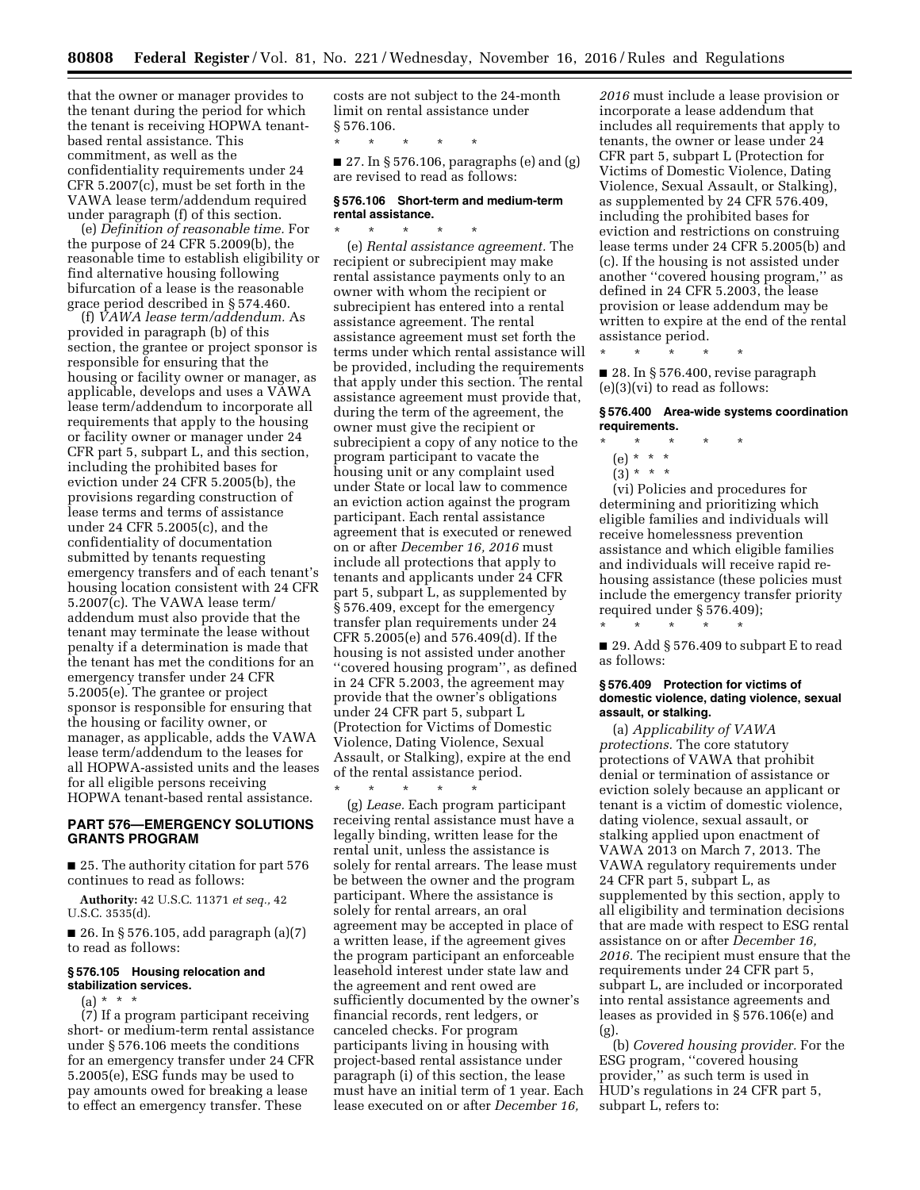that the owner or manager provides to the tenant during the period for which the tenant is receiving HOPWA tenant-based rental assistance. This commitment, as well as the confidentiality requirements under 24 CFR 5.2007(c), must be set forth in the VAWA lease term/addendum required under paragraph (f) of this section.

(e) *Definition of reasonable time.* For the purpose of 24 CFR 5.2009(b), the reasonable time to establish eligibility or find alternative housing following bifurcation of a lease is the reasonable grace period described in § 574.460.

(f) *VAWA lease term/addendum.* As provided in paragraph (b) of this section, the grantee or project sponsor is responsible for ensuring that the housing or facility owner or manager, as applicable, develops and uses a VAWA lease term/addendum to incorporate all requirements that apply to the housing or facility owner or manager under 24 CFR part 5, subpart L, and this section, including the prohibited bases for eviction under 24 CFR 5.2005(b), the provisions regarding construction of lease terms and terms of assistance under 24 CFR 5.2005(c), and the confidentiality of documentation submitted by tenants requesting emergency transfers and of each tenant's housing location consistent with 24 CFR 5.2007(c). The VAWA lease term/addendum must also provide that the tenant may terminate the lease without penalty if a determination is made that the tenant has met the conditions for an emergency transfer under 24 CFR 5.2005(e). The grantee or project sponsor is responsible for ensuring that the housing or facility owner, or manager, as applicable, adds the VAWA lease term/addendum to the leases for all HOPWA-assisted units and the leases for all eligible persons receiving HOPWA tenant-based rental assistance.

## PART 576—EMERGENCY SOLUTIONS GRANTS PROGRAM

■ 25. The authority citation for part 576 continues to read as follows:

**Authority:** 42 U.S.C. 11371 *et seq.,* 42 U.S.C. 3535(d).

■ 26. In § 576.105, add paragraph (a)(7) to read as follows:

### § 576.105 Housing relocation and stabilization services.

(a) * * *

(7) If a program participant receiving short- or medium-term rental assistance under § 576.106 meets the conditions for an emergency transfer under 24 CFR 5.2005(e), ESG funds may be used to pay amounts owed for breaking a lease to effect an emergency transfer. These costs are not subject to the 24-month limit on rental assistance under § 576.106.

\* \* \* \* \*

■ 27. In § 576.106, paragraphs (e) and (g) are revised to read as follows:

### § 576.106 Short-term and medium-term rental assistance.

\* \* \* \* \*

(e) *Rental assistance agreement.* The recipient or subrecipient may make rental assistance payments only to an owner with whom the recipient or subrecipient has entered into a rental assistance agreement. The rental assistance agreement must set forth the terms under which rental assistance will be provided, including the requirements that apply under this section. The rental assistance agreement must provide that, during the term of the agreement, the owner must give the recipient or subrecipient a copy of any notice to the program participant to vacate the housing unit or any complaint used under State or local law to commence an eviction action against the program participant. Each rental assistance agreement that is executed or renewed on or after *December 16, 2016* must include all protections that apply to tenants and applicants under 24 CFR part 5, subpart L, as supplemented by § 576.409, except for the emergency transfer plan requirements under 24 CFR 5.2005(e) and 576.409(d). If the housing is not assisted under another "covered housing program", as defined in 24 CFR 5.2003, the agreement may provide that the owner's obligations under 24 CFR part 5, subpart L (Protection for Victims of Domestic Violence, Dating Violence, Sexual Assault, or Stalking), expire at the end of the rental assistance period.

\* \* \* \* \*

(g) *Lease.* Each program participant receiving rental assistance must have a legally binding, written lease for the rental unit, unless the assistance is solely for rental arrears. The lease must be between the owner and the program participant. Where the assistance is solely for rental arrears, an oral agreement may be accepted in place of a written lease, if the agreement gives the program participant an enforceable leasehold interest under state law and the agreement and rent owed are sufficiently documented by the owner's financial records, rent ledgers, or canceled checks. For program participants living in housing with project-based rental assistance under paragraph (i) of this section, the lease must have an initial term of 1 year. Each lease executed on or after *December 16, 2016* must include a lease provision or incorporate a lease addendum that includes all requirements that apply to tenants, the owner or lease under 24 CFR part 5, subpart L (Protection for Victims of Domestic Violence, Dating Violence, Sexual Assault, or Stalking), as supplemented by 24 CFR 576.409, including the prohibited bases for eviction and restrictions on construing lease terms under 24 CFR 5.2005(b) and (c). If the housing is not assisted under another "covered housing program," as defined in 24 CFR 5.2003, the lease provision or lease addendum may be written to expire at the end of the rental assistance period.

\* \* \* \* \*

■ 28. In § 576.400, revise paragraph (e)(3)(vi) to read as follows:

### § 576.400 Area-wide systems coordination requirements.

\* \* \* \* \*

(e) * * *

(3) * * *

(vi) Policies and procedures for determining and prioritizing which eligible families and individuals will receive homelessness prevention assistance and which eligible families and individuals will receive rapid re-housing assistance (these policies must include the emergency transfer priority required under § 576.409);

\* \* \* \* \*

■ 29. Add § 576.409 to subpart E to read as follows:

### § 576.409 Protection for victims of domestic violence, dating violence, sexual assault, or stalking.

(a) *Applicability of VAWA protections.* The core statutory protections of VAWA that prohibit denial or termination of assistance or eviction solely because an applicant or tenant is a victim of domestic violence, dating violence, sexual assault, or stalking applied upon enactment of VAWA 2013 on March 7, 2013. The VAWA regulatory requirements under 24 CFR part 5, subpart L, as supplemented by this section, apply to all eligibility and termination decisions that are made with respect to ESG rental assistance on or after *December 16, 2016.* The recipient must ensure that the requirements under 24 CFR part 5, subpart L, are included or incorporated into rental assistance agreements and leases as provided in § 576.106(e) and (g).

(b) *Covered housing provider.* For the ESG program, "covered housing provider," as such term is used in HUD's regulations in 24 CFR part 5, subpart L, refers to: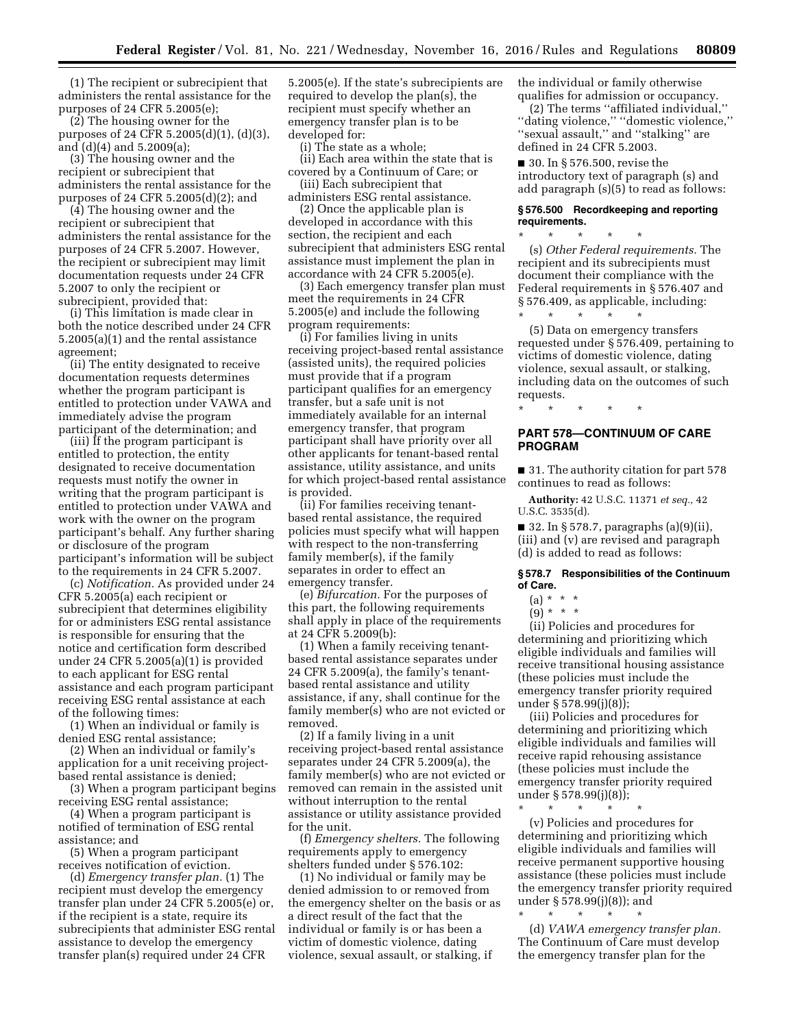(1) The recipient or subrecipient that administers the rental assistance for the purposes of 24 CFR 5.2005(e);

(2) The housing owner for the purposes of 24 CFR 5.2005(d)(1), (d)(3), and (d)(4) and 5.2009(a);

(3) The housing owner and the recipient or subrecipient that administers the rental assistance for the purposes of 24 CFR 5.2005(d)(2); and

(4) The housing owner and the recipient or subrecipient that administers the rental assistance for the purposes of 24 CFR 5.2007. However, the recipient or subrecipient may limit documentation requests under 24 CFR 5.2007 to only the recipient or subrecipient, provided that:

(i) This limitation is made clear in both the notice described under 24 CFR 5.2005(a)(1) and the rental assistance agreement;

(ii) The entity designated to receive documentation requests determines whether the program participant is entitled to protection under VAWA and immediately advise the program participant of the determination; and

(iii) If the program participant is entitled to protection, the entity designated to receive documentation requests must notify the owner in writing that the program participant is entitled to protection under VAWA and work with the owner on the program participant's behalf. Any further sharing or disclosure of the program participant's information will be subject to the requirements in 24 CFR 5.2007.

(c) *Notification.* As provided under 24 CFR 5.2005(a) each recipient or subrecipient that determines eligibility for or administers ESG rental assistance is responsible for ensuring that the notice and certification form described under 24 CFR 5.2005(a)(1) is provided to each applicant for ESG rental assistance and each program participant receiving ESG rental assistance at each of the following times:

(1) When an individual or family is denied ESG rental assistance;

(2) When an individual or family's application for a unit receiving project-based rental assistance is denied;

(3) When a program participant begins receiving ESG rental assistance;

(4) When a program participant is notified of termination of ESG rental assistance; and

(5) When a program participant receives notification of eviction.

(d) *Emergency transfer plan.* (1) The recipient must develop the emergency transfer plan under 24 CFR 5.2005(e) or, if the recipient is a state, require its subrecipients that administer ESG rental assistance to develop the emergency transfer plan(s) required under 24 CFR 5.2005(e). If the state's subrecipients are required to develop the plan(s), the recipient must specify whether an emergency transfer plan is to be developed for:

(i) The state as a whole;

(ii) Each area within the state that is covered by a Continuum of Care; or

(iii) Each subrecipient that administers ESG rental assistance.

(2) Once the applicable plan is developed in accordance with this section, the recipient and each subrecipient that administers ESG rental assistance must implement the plan in accordance with 24 CFR 5.2005(e).

(3) Each emergency transfer plan must meet the requirements in 24 CFR 5.2005(e) and include the following program requirements:

(i) For families living in units receiving project-based rental assistance (assisted units), the required policies must provide that if a program participant qualifies for an emergency transfer, but a safe unit is not immediately available for an internal emergency transfer, that program participant shall have priority over all other applicants for tenant-based rental assistance, utility assistance, and units for which project-based rental assistance is provided.

(ii) For families receiving tenant-based rental assistance, the required policies must specify what will happen with respect to the non-transferring family member(s), if the family separates in order to effect an emergency transfer.

(e) *Bifurcation.* For the purposes of this part, the following requirements shall apply in place of the requirements at 24 CFR 5.2009(b):

(1) When a family receiving tenant-based rental assistance separates under 24 CFR 5.2009(a), the family's tenant-based rental assistance and utility assistance, if any, shall continue for the family member(s) who are not evicted or removed.

(2) If a family living in a unit receiving project-based rental assistance separates under 24 CFR 5.2009(a), the family member(s) who are not evicted or removed can remain in the assisted unit without interruption to the rental assistance or utility assistance provided for the unit.

(f) *Emergency shelters.* The following requirements apply to emergency shelters funded under § 576.102:

(1) No individual or family may be denied admission to or removed from the emergency shelter on the basis or as a direct result of the fact that the individual or family is or has been a victim of domestic violence, dating violence, sexual assault, or stalking, if the individual or family otherwise qualifies for admission or occupancy.

(2) The terms ''affiliated individual,'' ''dating violence,'' ''domestic violence,'' ''sexual assault,'' and ''stalking'' are defined in 24 CFR 5.2003.

■ 30. In § 576.500, revise the introductory text of paragraph (s) and add paragraph (s)(5) to read as follows:

**§ 576.500 Recordkeeping and reporting requirements.**

\* \* \* \* \*

(s) *Other Federal requirements.* The recipient and its subrecipients must document their compliance with the Federal requirements in § 576.407 and § 576.409, as applicable, including:

\* \* \* \* \*

(5) Data on emergency transfers requested under § 576.409, pertaining to victims of domestic violence, dating violence, sexual assault, or stalking, including data on the outcomes of such requests.

\* \* \* \* \*

## PART 578—CONTINUUM OF CARE PROGRAM

■ 31. The authority citation for part 578 continues to read as follows:

**Authority:** 42 U.S.C. 11371 *et seq.,* 42 U.S.C. 3535(d).

■ 32. In § 578.7, paragraphs (a)(9)(ii), (iii) and (v) are revised and paragraph (d) is added to read as follows:

**§ 578.7 Responsibilities of the Continuum of Care.**

(a) \* \* \*

(9) \* \* \*

(ii) Policies and procedures for determining and prioritizing which eligible individuals and families will receive transitional housing assistance (these policies must include the emergency transfer priority required under § 578.99(j)(8));

(iii) Policies and procedures for determining and prioritizing which eligible individuals and families will receive rapid rehousing assistance (these policies must include the emergency transfer priority required under § 578.99(j)(8));

\* \* \* \* \*

(v) Policies and procedures for determining and prioritizing which eligible individuals and families will receive permanent supportive housing assistance (these policies must include the emergency transfer priority required under § 578.99(j)(8)); and

\* \* \* \* \*

(d) *VAWA emergency transfer plan.* The Continuum of Care must develop the emergency transfer plan for the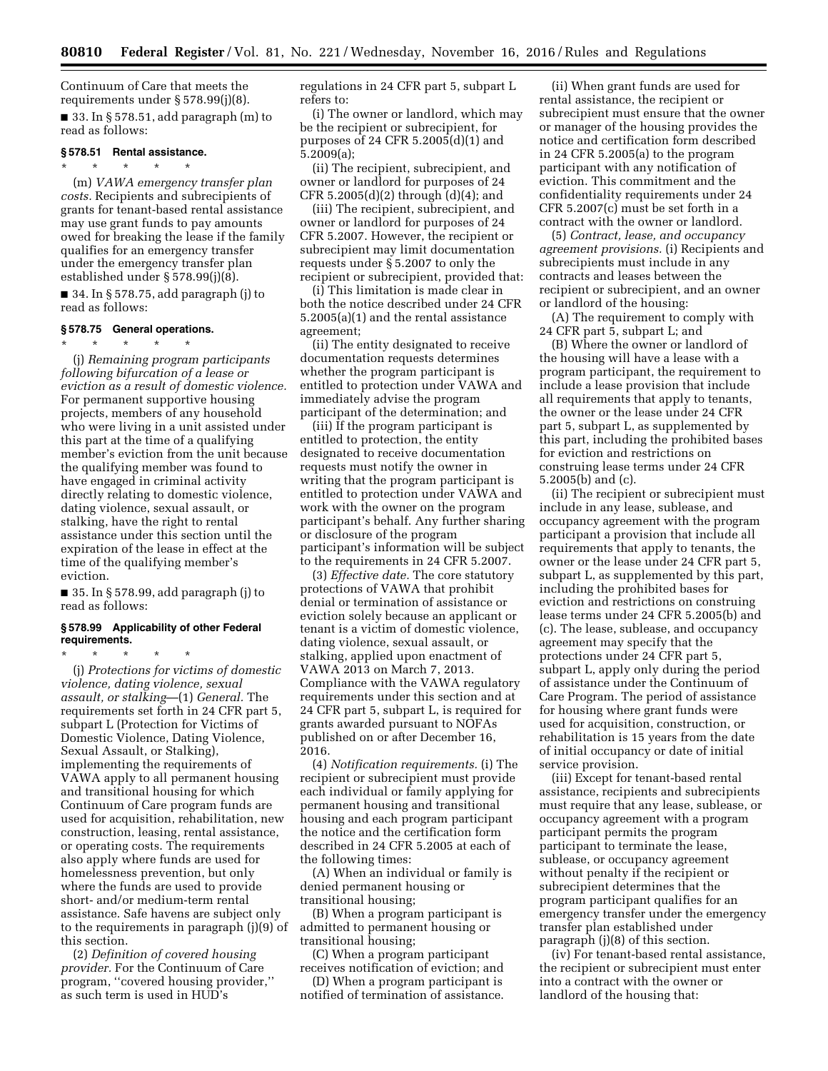Continuum of Care that meets the requirements under § 578.99(j)(8).

■ 33. In § 578.51, add paragraph (m) to read as follows:

### § 578.51 Rental assistance.

\* \* \* \* \*

(m) *VAWA emergency transfer plan costs.* Recipients and subrecipients of grants for tenant-based rental assistance may use grant funds to pay amounts owed for breaking the lease if the family qualifies for an emergency transfer under the emergency transfer plan established under § 578.99(j)(8).

■ 34. In § 578.75, add paragraph (j) to read as follows:

### § 578.75 General operations.

\* \* \* \* \*

(j) *Remaining program participants following bifurcation of a lease or eviction as a result of domestic violence.* For permanent supportive housing projects, members of any household who were living in a unit assisted under this part at the time of a qualifying member's eviction from the unit because the qualifying member was found to have engaged in criminal activity directly relating to domestic violence, dating violence, sexual assault, or stalking, have the right to rental assistance under this section until the expiration of the lease in effect at the time of the qualifying member's eviction.

■ 35. In § 578.99, add paragraph (j) to read as follows:

### § 578.99 Applicability of other Federal requirements.

\* \* \* \* \*

(j) *Protections for victims of domestic violence, dating violence, sexual assault, or stalking*—(1) *General.* The requirements set forth in 24 CFR part 5, subpart L (Protection for Victims of Domestic Violence, Dating Violence, Sexual Assault, or Stalking), implementing the requirements of VAWA apply to all permanent housing and transitional housing for which Continuum of Care program funds are used for acquisition, rehabilitation, new construction, leasing, rental assistance, or operating costs. The requirements also apply where funds are used for homelessness prevention, but only where the funds are used to provide short- and/or medium-term rental assistance. Safe havens are subject only to the requirements in paragraph (j)(9) of this section.

(2) *Definition of covered housing provider.* For the Continuum of Care program, "covered housing provider," as such term is used in HUD's regulations in 24 CFR part 5, subpart L refers to:

(i) The owner or landlord, which may be the recipient or subrecipient, for purposes of 24 CFR 5.2005(d)(1) and 5.2009(a);

(ii) The recipient, subrecipient, and owner or landlord for purposes of 24 CFR 5.2005(d)(2) through (d)(4); and

(iii) The recipient, subrecipient, and owner or landlord for purposes of 24 CFR 5.2007. However, the recipient or subrecipient may limit documentation requests under § 5.2007 to only the recipient or subrecipient, provided that:

(i) This limitation is made clear in both the notice described under 24 CFR 5.2005(a)(1) and the rental assistance agreement;

(ii) The entity designated to receive documentation requests determines whether the program participant is entitled to protection under VAWA and immediately advise the program participant of the determination; and

(iii) If the program participant is entitled to protection, the entity designated to receive documentation requests must notify the owner in writing that the program participant is entitled to protection under VAWA and work with the owner on the program participant's behalf. Any further sharing or disclosure of the program participant's information will be subject to the requirements in 24 CFR 5.2007.

(3) *Effective date.* The core statutory protections of VAWA that prohibit denial or termination of assistance or eviction solely because an applicant or tenant is a victim of domestic violence, dating violence, sexual assault, or stalking, applied upon enactment of VAWA 2013 on March 7, 2013. Compliance with the VAWA regulatory requirements under this section and at 24 CFR part 5, subpart L, is required for grants awarded pursuant to NOFAs published on or after December 16, 2016.

(4) *Notification requirements.* (i) The recipient or subrecipient must provide each individual or family applying for permanent housing and transitional housing and each program participant the notice and the certification form described in 24 CFR 5.2005 at each of the following times:

(A) When an individual or family is denied permanent housing or transitional housing;

(B) When a program participant is admitted to permanent housing or transitional housing;

(C) When a program participant receives notification of eviction; and

(D) When a program participant is notified of termination of assistance.

(ii) When grant funds are used for rental assistance, the recipient or subrecipient must ensure that the owner or manager of the housing provides the notice and certification form described in 24 CFR 5.2005(a) to the program participant with any notification of eviction. This commitment and the confidentiality requirements under 24 CFR 5.2007(c) must be set forth in a contract with the owner or landlord.

(5) *Contract, lease, and occupancy agreement provisions.* (i) Recipients and subrecipients must include in any contracts and leases between the recipient or subrecipient, and an owner or landlord of the housing:

(A) The requirement to comply with 24 CFR part 5, subpart L; and

(B) Where the owner or landlord of the housing will have a lease with a program participant, the requirement to include a lease provision that include all requirements that apply to tenants, the owner or the lease under 24 CFR part 5, subpart L, as supplemented by this part, including the prohibited bases for eviction and restrictions on construing lease terms under 24 CFR 5.2005(b) and (c).

(ii) The recipient or subrecipient must include in any lease, sublease, and occupancy agreement with the program participant a provision that include all requirements that apply to tenants, the owner or the lease under 24 CFR part 5, subpart L, as supplemented by this part, including the prohibited bases for eviction and restrictions on construing lease terms under 24 CFR 5.2005(b) and (c). The lease, sublease, and occupancy agreement may specify that the protections under 24 CFR part 5, subpart L, apply only during the period of assistance under the Continuum of Care Program. The period of assistance for housing where grant funds were used for acquisition, construction, or rehabilitation is 15 years from the date of initial occupancy or date of initial service provision.

(iii) Except for tenant-based rental assistance, recipients and subrecipients must require that any lease, sublease, or occupancy agreement with a program participant permits the program participant to terminate the lease, sublease, or occupancy agreement without penalty if the recipient or subrecipient determines that the program participant qualifies for an emergency transfer under the emergency transfer plan established under paragraph (j)(8) of this section.

(iv) For tenant-based rental assistance, the recipient or subrecipient must enter into a contract with the owner or landlord of the housing that: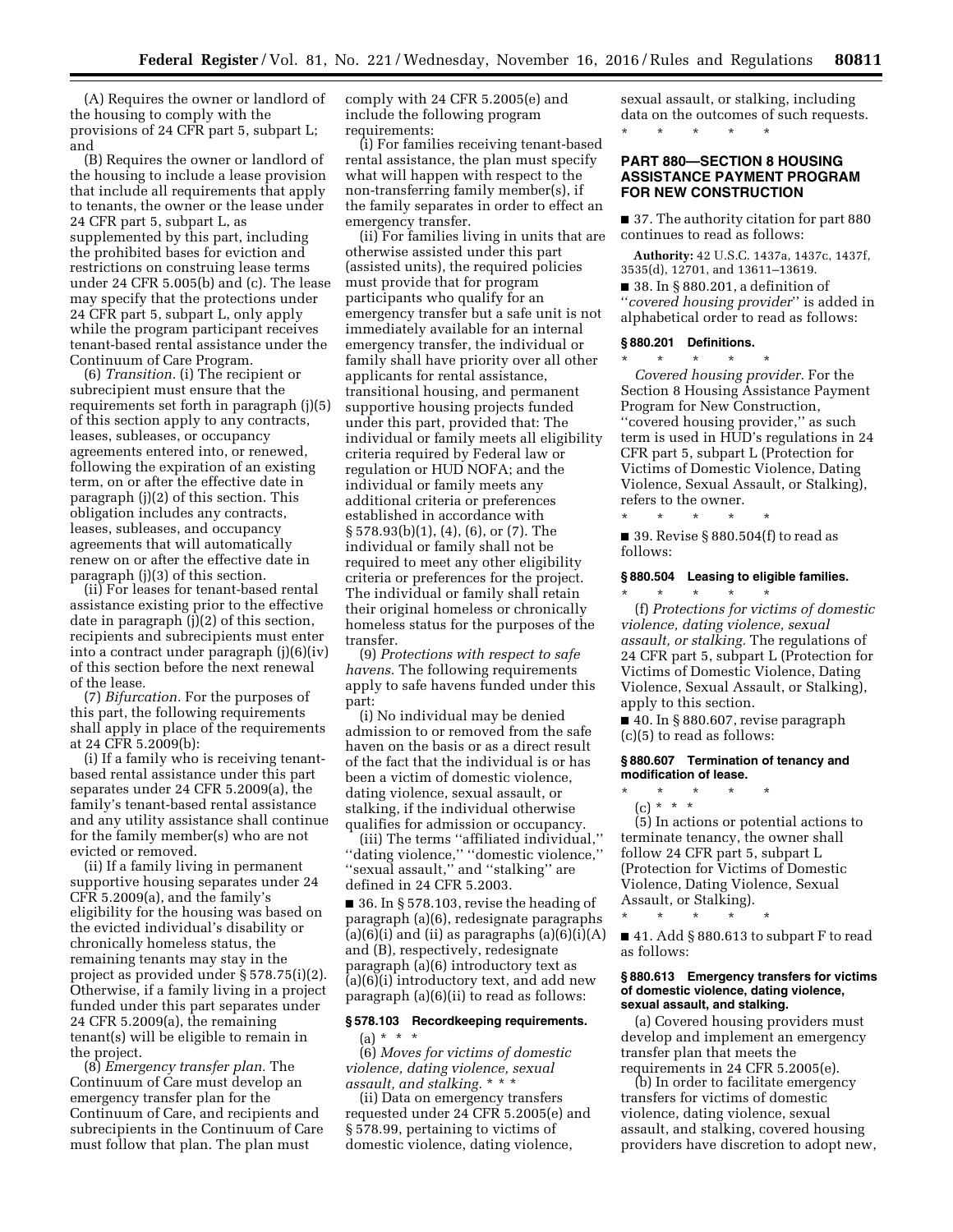(A) Requires the owner or landlord of the housing to comply with the provisions of 24 CFR part 5, subpart L; and

(B) Requires the owner or landlord of the housing to include a lease provision that include all requirements that apply to tenants, the owner or the lease under 24 CFR part 5, subpart L, as supplemented by this part, including the prohibited bases for eviction and restrictions on construing lease terms under 24 CFR 5.005(b) and (c). The lease may specify that the protections under 24 CFR part 5, subpart L, only apply while the program participant receives tenant-based rental assistance under the Continuum of Care Program.

(6) *Transition.* (i) The recipient or subrecipient must ensure that the requirements set forth in paragraph (j)(5) of this section apply to any contracts, leases, subleases, or occupancy agreements entered into, or renewed, following the expiration of an existing term, on or after the effective date in paragraph (j)(2) of this section. This obligation includes any contracts, leases, subleases, and occupancy agreements that will automatically renew on or after the effective date in paragraph (j)(3) of this section.

(ii) For leases for tenant-based rental assistance existing prior to the effective date in paragraph (j)(2) of this section, recipients and subrecipients must enter into a contract under paragraph (j)(6)(iv) of this section before the next renewal of the lease.

(7) *Bifurcation.* For the purposes of this part, the following requirements shall apply in place of the requirements at 24 CFR 5.2009(b):

(i) If a family who is receiving tenant-based rental assistance under this part separates under 24 CFR 5.2009(a), the family's tenant-based rental assistance and any utility assistance shall continue for the family member(s) who are not evicted or removed.

(ii) If a family living in permanent supportive housing separates under 24 CFR 5.2009(a), and the family's eligibility for the housing was based on the evicted individual's disability or chronically homeless status, the remaining tenants may stay in the project as provided under § 578.75(i)(2). Otherwise, if a family living in a project funded under this part separates under 24 CFR 5.2009(a), the remaining tenant(s) will be eligible to remain in the project.

(8) *Emergency transfer plan.* The Continuum of Care must develop an emergency transfer plan for the Continuum of Care, and recipients and subrecipients in the Continuum of Care must follow that plan. The plan must comply with 24 CFR 5.2005(e) and include the following program requirements:

(i) For families receiving tenant-based rental assistance, the plan must specify what will happen with respect to the non-transferring family member(s), if the family separates in order to effect an emergency transfer.

(ii) For families living in units that are otherwise assisted under this part (assisted units), the required policies must provide that for program participants who qualify for an emergency transfer but a safe unit is not immediately available for an internal emergency transfer, the individual or family shall have priority over all other applicants for rental assistance, transitional housing, and permanent supportive housing projects funded under this part, provided that: The individual or family meets all eligibility criteria required by Federal law or regulation or HUD NOFA; and the individual or family meets any additional criteria or preferences established in accordance with § 578.93(b)(1), (4), (6), or (7). The individual or family shall not be required to meet any other eligibility criteria or preferences for the project. The individual or family shall retain their original homeless or chronically homeless status for the purposes of the transfer.

(9) *Protections with respect to safe havens.* The following requirements apply to safe havens funded under this part:

(i) No individual may be denied admission to or removed from the safe haven on the basis or as a direct result of the fact that the individual is or has been a victim of domestic violence, dating violence, sexual assault, or stalking, if the individual otherwise qualifies for admission or occupancy.

(iii) The terms ''affiliated individual,'' ''dating violence,'' ''domestic violence,'' ''sexual assault,'' and ''stalking'' are defined in 24 CFR 5.2003.

■ 36. In § 578.103, revise the heading of paragraph (a)(6), redesignate paragraphs (a)(6)(i) and (ii) as paragraphs (a)(6)(i)(A) and (B), respectively, redesignate paragraph (a)(6) introductory text as (a)(6)(i) introductory text, and add new paragraph (a)(6)(ii) to read as follows:

### § 578.103 Recordkeeping requirements.

(a) * * *

(6) *Moves for victims of domestic violence, dating violence, sexual assault, and stalking.* * * *

(ii) Data on emergency transfers requested under 24 CFR 5.2005(e) and § 578.99, pertaining to victims of domestic violence, dating violence, sexual assault, or stalking, including data on the outcomes of such requests.

\* \* \* \* \*

## PART 880—SECTION 8 HOUSING ASSISTANCE PAYMENT PROGRAM FOR NEW CONSTRUCTION

■ 37. The authority citation for part 880 continues to read as follows:

**Authority:** 42 U.S.C. 1437a, 1437c, 1437f, 3535(d), 12701, and 13611–13619.

■ 38. In § 880.201, a definition of ''*covered housing provider*'' is added in alphabetical order to read as follows:

### § 880.201 Definitions.

\* \* \* \* \*

*Covered housing provider.* For the Section 8 Housing Assistance Payment Program for New Construction, ''covered housing provider,'' as such term is used in HUD's regulations in 24 CFR part 5, subpart L (Protection for Victims of Domestic Violence, Dating Violence, Sexual Assault, or Stalking), refers to the owner.

\* \* \* \* \*

■ 39. Revise § 880.504(f) to read as follows:

### § 880.504 Leasing to eligible families.

\* \* \* \* \*

(f) *Protections for victims of domestic violence, dating violence, sexual assault, or stalking.* The regulations of 24 CFR part 5, subpart L (Protection for Victims of Domestic Violence, Dating Violence, Sexual Assault, or Stalking), apply to this section.

■ 40. In § 880.607, revise paragraph (c)(5) to read as follows:

### § 880.607 Termination of tenancy and modification of lease.

\* \* \* \* \*

(c) * * *

(5) In actions or potential actions to terminate tenancy, the owner shall follow 24 CFR part 5, subpart L (Protection for Victims of Domestic Violence, Dating Violence, Sexual Assault, or Stalking).

\* \* \* \* \*

■ 41. Add § 880.613 to subpart F to read as follows:

### § 880.613 Emergency transfers for victims of domestic violence, dating violence, sexual assault, and stalking.

(a) Covered housing providers must develop and implement an emergency transfer plan that meets the requirements in 24 CFR 5.2005(e).

(b) In order to facilitate emergency transfers for victims of domestic violence, dating violence, sexual assault, and stalking, covered housing providers have discretion to adopt new,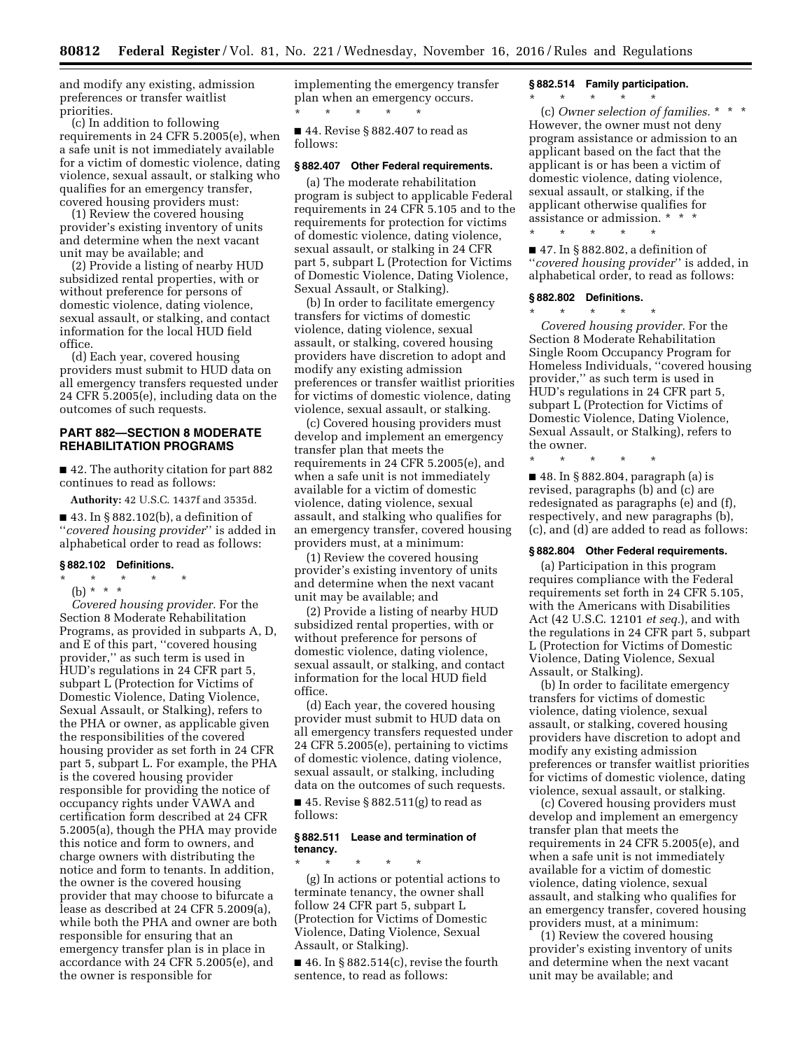and modify any existing, admission preferences or transfer waitlist priorities.

(c) In addition to following requirements in 24 CFR 5.2005(e), when a safe unit is not immediately available for a victim of domestic violence, dating violence, sexual assault, or stalking who qualifies for an emergency transfer, covered housing providers must:

(1) Review the covered housing provider's existing inventory of units and determine when the next vacant unit may be available; and

(2) Provide a listing of nearby HUD subsidized rental properties, with or without preference for persons of domestic violence, dating violence, sexual assault, or stalking, and contact information for the local HUD field office.

(d) Each year, covered housing providers must submit to HUD data on all emergency transfers requested under 24 CFR 5.2005(e), including data on the outcomes of such requests.

## PART 882—SECTION 8 MODERATE REHABILITATION PROGRAMS

■ 42. The authority citation for part 882 continues to read as follows:

**Authority:** 42 U.S.C. 1437f and 3535d.

■ 43. In § 882.102(b), a definition of "*covered housing provider*" is added in alphabetical order to read as follows:

### § 882.102 Definitions.

\* \* \* \* \*

(b) \* \* \*

*Covered housing provider.* For the Section 8 Moderate Rehabilitation Programs, as provided in subparts A, D, and E of this part, "covered housing provider," as such term is used in HUD's regulations in 24 CFR part 5, subpart L (Protection for Victims of Domestic Violence, Dating Violence, Sexual Assault, or Stalking), refers to the PHA or owner, as applicable given the responsibilities of the covered housing provider as set forth in 24 CFR part 5, subpart L. For example, the PHA is the covered housing provider responsible for providing the notice of occupancy rights under VAWA and certification form described at 24 CFR 5.2005(a), though the PHA may provide this notice and form to owners, and charge owners with distributing the notice and form to tenants. In addition, the owner is the covered housing provider that may choose to bifurcate a lease as described at 24 CFR 5.2009(a), while both the PHA and owner are both responsible for ensuring that an emergency transfer plan is in place in accordance with 24 CFR 5.2005(e), and the owner is responsible for implementing the emergency transfer plan when an emergency occurs.

\* \* \* \* \*

■ 44. Revise § 882.407 to read as follows:

### § 882.407 Other Federal requirements.

(a) The moderate rehabilitation program is subject to applicable Federal requirements in 24 CFR 5.105 and to the requirements for protection for victims of domestic violence, dating violence, sexual assault, or stalking in 24 CFR part 5, subpart L (Protection for Victims of Domestic Violence, Dating Violence, Sexual Assault, or Stalking).

(b) In order to facilitate emergency transfers for victims of domestic violence, dating violence, sexual assault, or stalking, covered housing providers have discretion to adopt and modify any existing admission preferences or transfer waitlist priorities for victims of domestic violence, dating violence, sexual assault, or stalking.

(c) Covered housing providers must develop and implement an emergency transfer plan that meets the requirements in 24 CFR 5.2005(e), and when a safe unit is not immediately available for a victim of domestic violence, dating violence, sexual assault, and stalking who qualifies for an emergency transfer, covered housing providers must, at a minimum:

(1) Review the covered housing provider's existing inventory of units and determine when the next vacant unit may be available; and

(2) Provide a listing of nearby HUD subsidized rental properties, with or without preference for persons of domestic violence, dating violence, sexual assault, or stalking, and contact information for the local HUD field office.

(d) Each year, the covered housing provider must submit to HUD data on all emergency transfers requested under 24 CFR 5.2005(e), pertaining to victims of domestic violence, dating violence, sexual assault, or stalking, including data on the outcomes of such requests.

■ 45. Revise § 882.511(g) to read as follows:

### § 882.511 Lease and termination of tenancy.

\* \* \* \* \*

(g) In actions or potential actions to terminate tenancy, the owner shall follow 24 CFR part 5, subpart L (Protection for Victims of Domestic Violence, Dating Violence, Sexual Assault, or Stalking).

■ 46. In § 882.514(c), revise the fourth sentence, to read as follows:

### § 882.514 Family participation.

\* \* \* \* \*

(c) *Owner selection of families.* \* \* \* However, the owner must not deny program assistance or admission to an applicant based on the fact that the applicant is or has been a victim of domestic violence, dating violence, sexual assault, or stalking, if the applicant otherwise qualifies for assistance or admission. \* \* \*

\* \* \* \* \*

■ 47. In § 882.802, a definition of "*covered housing provider*" is added, in alphabetical order, to read as follows:

### § 882.802 Definitions.

\* \* \* \* \*

*Covered housing provider.* For the Section 8 Moderate Rehabilitation Single Room Occupancy Program for Homeless Individuals, "covered housing provider," as such term is used in HUD's regulations in 24 CFR part 5, subpart L (Protection for Victims of Domestic Violence, Dating Violence, Sexual Assault, or Stalking), refers to the owner.

\* \* \* \* \*

■ 48. In § 882.804, paragraph (a) is revised, paragraphs (b) and (c) are redesignated as paragraphs (e) and (f), respectively, and new paragraphs (b), (c), and (d) are added to read as follows:

### § 882.804 Other Federal requirements.

(a) Participation in this program requires compliance with the Federal requirements set forth in 24 CFR 5.105, with the Americans with Disabilities Act (42 U.S.C. 12101 *et seq.*), and with the regulations in 24 CFR part 5, subpart L (Protection for Victims of Domestic Violence, Dating Violence, Sexual Assault, or Stalking).

(b) In order to facilitate emergency transfers for victims of domestic violence, dating violence, sexual assault, or stalking, covered housing providers have discretion to adopt and modify any existing admission preferences or transfer waitlist priorities for victims of domestic violence, dating violence, sexual assault, or stalking.

(c) Covered housing providers must develop and implement an emergency transfer plan that meets the requirements in 24 CFR 5.2005(e), and when a safe unit is not immediately available for a victim of domestic violence, dating violence, sexual assault, and stalking who qualifies for an emergency transfer, covered housing providers must, at a minimum:

(1) Review the covered housing provider's existing inventory of units and determine when the next vacant unit may be available; and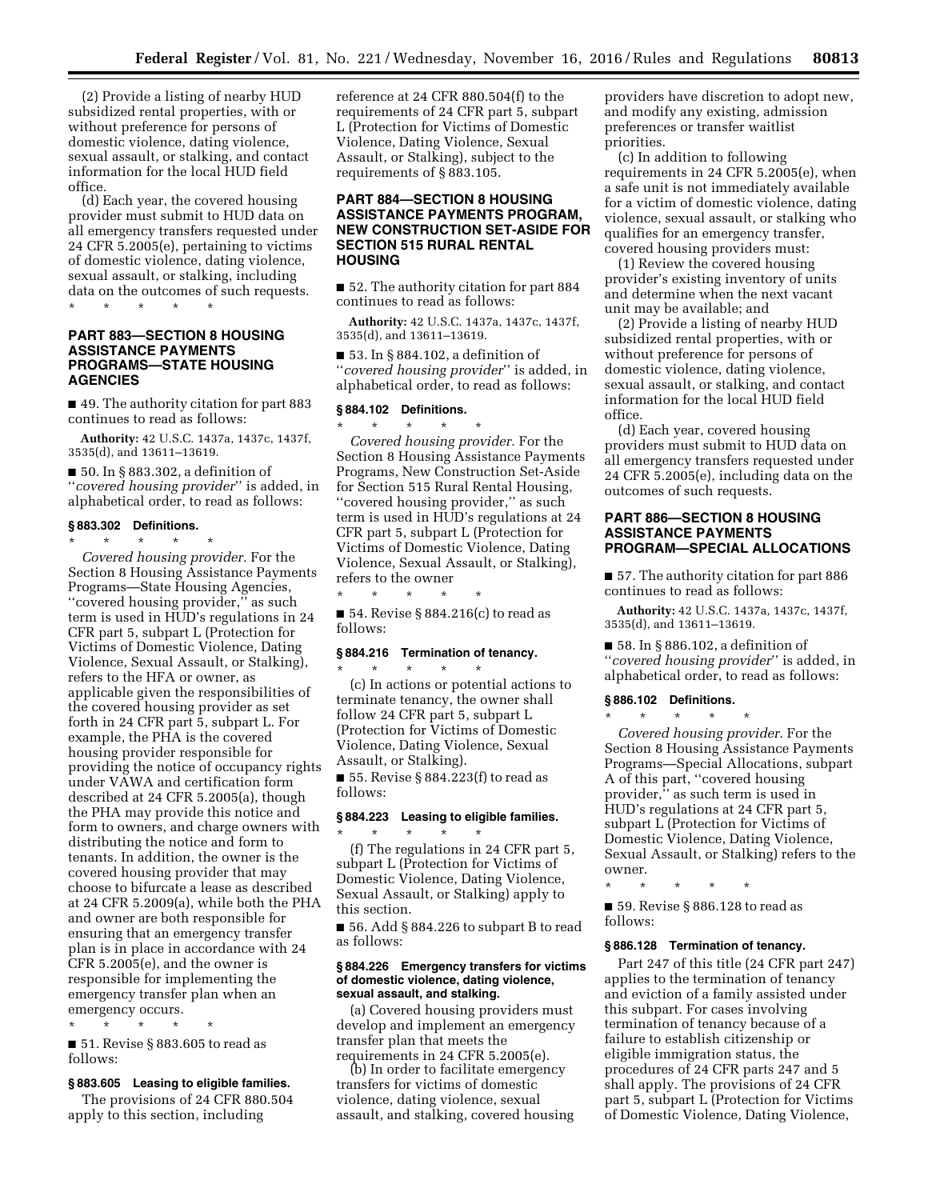(2) Provide a listing of nearby HUD subsidized rental properties, with or without preference for persons of domestic violence, dating violence, sexual assault, or stalking, and contact information for the local HUD field office.

(d) Each year, the covered housing provider must submit to HUD data on all emergency transfers requested under 24 CFR 5.2005(e), pertaining to victims of domestic violence, dating violence, sexual assault, or stalking, including data on the outcomes of such requests.

\* \* \* \* \*

## PART 883—SECTION 8 HOUSING ASSISTANCE PAYMENTS PROGRAMS—STATE HOUSING AGENCIES

■ 49. The authority citation for part 883 continues to read as follows:

**Authority:** 42 U.S.C. 1437a, 1437c, 1437f, 3535(d), and 13611–13619.

■ 50. In § 883.302, a definition of ''*covered housing provider*'' is added, in alphabetical order, to read as follows:

### § 883.302 Definitions.

\* \* \* \* \*

*Covered housing provider.* For the Section 8 Housing Assistance Payments Programs—State Housing Agencies, ''covered housing provider,'' as such term is used in HUD's regulations in 24 CFR part 5, subpart L (Protection for Victims of Domestic Violence, Dating Violence, Sexual Assault, or Stalking), refers to the HFA or owner, as applicable given the responsibilities of the covered housing provider as set forth in 24 CFR part 5, subpart L. For example, the PHA is the covered housing provider responsible for providing the notice of occupancy rights under VAWA and certification form described at 24 CFR 5.2005(a), though the PHA may provide this notice and form to owners, and charge owners with distributing the notice and form to tenants. In addition, the owner is the covered housing provider that may choose to bifurcate a lease as described at 24 CFR 5.2009(a), while both the PHA and owner are both responsible for ensuring that an emergency transfer plan is in place in accordance with 24 CFR 5.2005(e), and the owner is responsible for implementing the emergency transfer plan when an emergency occurs.

\* \* \* \* \*

■ 51. Revise § 883.605 to read as follows:

### § 883.605 Leasing to eligible families.

The provisions of 24 CFR 880.504 apply to this section, including reference at 24 CFR 880.504(f) to the requirements of 24 CFR part 5, subpart L (Protection for Victims of Domestic Violence, Dating Violence, Sexual Assault, or Stalking), subject to the requirements of § 883.105.

## PART 884—SECTION 8 HOUSING ASSISTANCE PAYMENTS PROGRAM, NEW CONSTRUCTION SET-ASIDE FOR SECTION 515 RURAL RENTAL HOUSING

■ 52. The authority citation for part 884 continues to read as follows:

**Authority:** 42 U.S.C. 1437a, 1437c, 1437f, 3535(d), and 13611–13619.

■ 53. In § 884.102, a definition of ''*covered housing provider*'' is added, in alphabetical order, to read as follows:

### § 884.102 Definitions.

\* \* \* \* \*

*Covered housing provider.* For the Section 8 Housing Assistance Payments Programs, New Construction Set-Aside for Section 515 Rural Rental Housing, ''covered housing provider,'' as such term is used in HUD's regulations at 24 CFR part 5, subpart L (Protection for Victims of Domestic Violence, Dating Violence, Sexual Assault, or Stalking), refers to the owner

\* \* \* \* \*

■ 54. Revise § 884.216(c) to read as follows:

### § 884.216 Termination of tenancy.

\* \* \* \* \*

(c) In actions or potential actions to terminate tenancy, the owner shall follow 24 CFR part 5, subpart L (Protection for Victims of Domestic Violence, Dating Violence, Sexual Assault, or Stalking).

■ 55. Revise § 884.223(f) to read as follows:

### § 884.223 Leasing to eligible families.

\* \* \* \* \*

(f) The regulations in 24 CFR part 5, subpart L (Protection for Victims of Domestic Violence, Dating Violence, Sexual Assault, or Stalking) apply to this section.

■ 56. Add § 884.226 to subpart B to read as follows:

### § 884.226 Emergency transfers for victims of domestic violence, dating violence, sexual assault, and stalking.

(a) Covered housing providers must develop and implement an emergency transfer plan that meets the requirements in 24 CFR 5.2005(e).

(b) In order to facilitate emergency transfers for victims of domestic violence, dating violence, sexual assault, and stalking, covered housing providers have discretion to adopt new, and modify any existing, admission preferences or transfer waitlist priorities.

(c) In addition to following requirements in 24 CFR 5.2005(e), when a safe unit is not immediately available for a victim of domestic violence, dating violence, sexual assault, or stalking who qualifies for an emergency transfer, covered housing providers must:

(1) Review the covered housing provider's existing inventory of units and determine when the next vacant unit may be available; and

(2) Provide a listing of nearby HUD subsidized rental properties, with or without preference for persons of domestic violence, dating violence, sexual assault, or stalking, and contact information for the local HUD field office.

(d) Each year, covered housing providers must submit to HUD data on all emergency transfers requested under 24 CFR 5.2005(e), including data on the outcomes of such requests.

## PART 886—SECTION 8 HOUSING ASSISTANCE PAYMENTS PROGRAM—SPECIAL ALLOCATIONS

■ 57. The authority citation for part 886 continues to read as follows:

**Authority:** 42 U.S.C. 1437a, 1437c, 1437f, 3535(d), and 13611–13619.

■ 58. In § 886.102, a definition of ''*covered housing provider*'' is added, in alphabetical order, to read as follows:

### § 886.102 Definitions.

\* \* \* \* \*

*Covered housing provider.* For the Section 8 Housing Assistance Payments Programs—Special Allocations, subpart A of this part, ''covered housing provider,'' as such term is used in HUD's regulations at 24 CFR part 5, subpart L (Protection for Victims of Domestic Violence, Dating Violence, Sexual Assault, or Stalking) refers to the owner.

\* \* \* \* \*

■ 59. Revise § 886.128 to read as follows:

### § 886.128 Termination of tenancy.

Part 247 of this title (24 CFR part 247) applies to the termination of tenancy and eviction of a family assisted under this subpart. For cases involving termination of tenancy because of a failure to establish citizenship or eligible immigration status, the procedures of 24 CFR parts 247 and 5 shall apply. The provisions of 24 CFR part 5, subpart L (Protection for Victims of Domestic Violence, Dating Violence,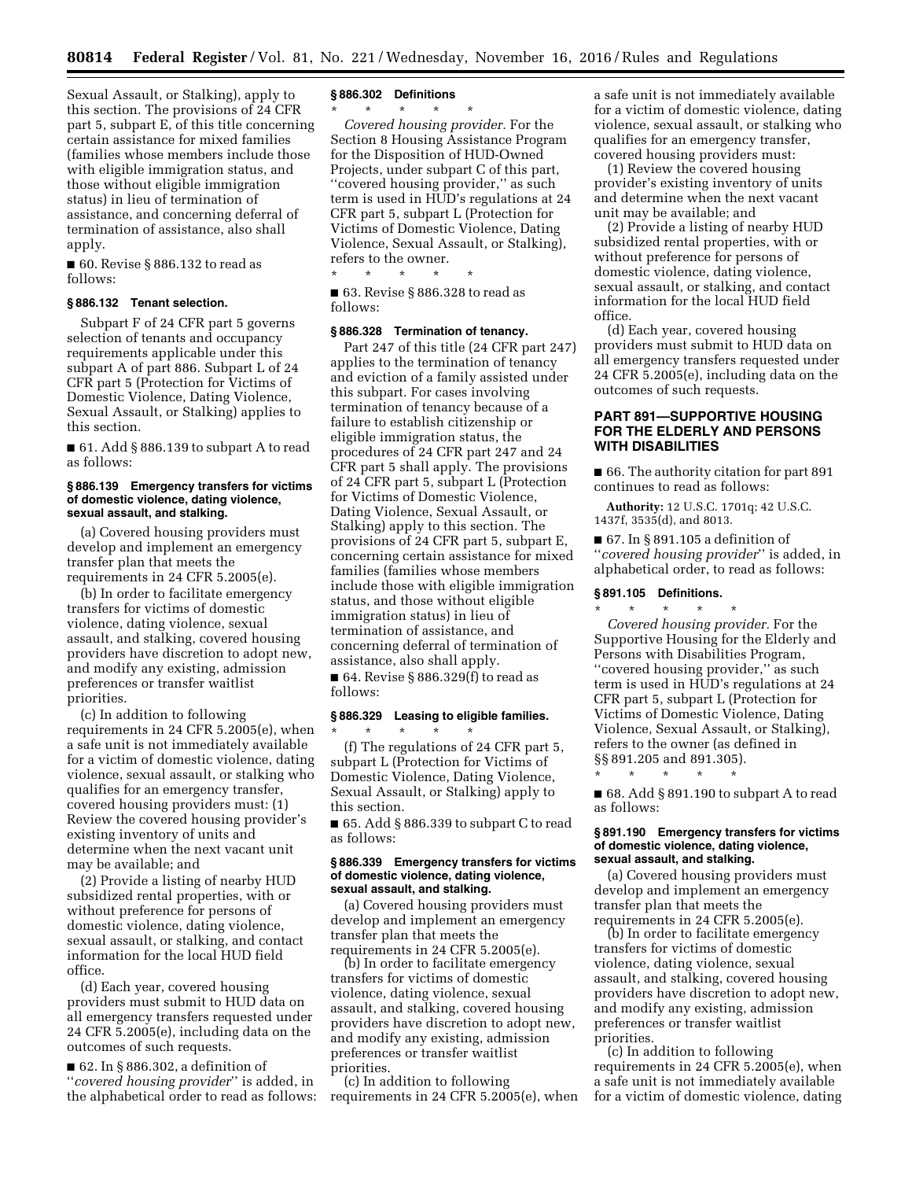Sexual Assault, or Stalking), apply to this section. The provisions of 24 CFR part 5, subpart E, of this title concerning certain assistance for mixed families (families whose members include those with eligible immigration status, and those without eligible immigration status) in lieu of termination of assistance, and concerning deferral of termination of assistance, also shall apply.

■ 60. Revise § 886.132 to read as follows:

### § 886.132 Tenant selection.

Subpart F of 24 CFR part 5 governs selection of tenants and occupancy requirements applicable under this subpart A of part 886. Subpart L of 24 CFR part 5 (Protection for Victims of Domestic Violence, Dating Violence, Sexual Assault, or Stalking) applies to this section.

■ 61. Add § 886.139 to subpart A to read as follows:

### § 886.139 Emergency transfers for victims of domestic violence, dating violence, sexual assault, and stalking.

(a) Covered housing providers must develop and implement an emergency transfer plan that meets the requirements in 24 CFR 5.2005(e).

(b) In order to facilitate emergency transfers for victims of domestic violence, dating violence, sexual assault, and stalking, covered housing providers have discretion to adopt new, and modify any existing, admission preferences or transfer waitlist priorities.

(c) In addition to following requirements in 24 CFR 5.2005(e), when a safe unit is not immediately available for a victim of domestic violence, dating violence, sexual assault, or stalking who qualifies for an emergency transfer, covered housing providers must: (1) Review the covered housing provider's existing inventory of units and determine when the next vacant unit may be available; and

(2) Provide a listing of nearby HUD subsidized rental properties, with or without preference for persons of domestic violence, dating violence, sexual assault, or stalking, and contact information for the local HUD field office.

(d) Each year, covered housing providers must submit to HUD data on all emergency transfers requested under 24 CFR 5.2005(e), including data on the outcomes of such requests.

■ 62. In § 886.302, a definition of "*covered housing provider*" is added, in the alphabetical order to read as follows:

### § 886.302 Definitions

\* \* \* \* \*

*Covered housing provider.* For the Section 8 Housing Assistance Program for the Disposition of HUD-Owned Projects, under subpart C of this part, "covered housing provider," as such term is used in HUD's regulations at 24 CFR part 5, subpart L (Protection for Victims of Domestic Violence, Dating Violence, Sexual Assault, or Stalking), refers to the owner.

\* \* \* \* \*

■ 63. Revise § 886.328 to read as follows:

### § 886.328 Termination of tenancy.

Part 247 of this title (24 CFR part 247) applies to the termination of tenancy and eviction of a family assisted under this subpart. For cases involving termination of tenancy because of a failure to establish citizenship or eligible immigration status, the procedures of 24 CFR part 247 and 24 CFR part 5 shall apply. The provisions of 24 CFR part 5, subpart L (Protection for Victims of Domestic Violence, Dating Violence, Sexual Assault, or Stalking) apply to this section. The provisions of 24 CFR part 5, subpart E, concerning certain assistance for mixed families (families whose members include those with eligible immigration status, and those without eligible immigration status) in lieu of termination of assistance, and concerning deferral of termination of assistance, also shall apply.

■ 64. Revise § 886.329(f) to read as follows:

### § 886.329 Leasing to eligible families.

\* \* \* \* \*

(f) The regulations of 24 CFR part 5, subpart L (Protection for Victims of Domestic Violence, Dating Violence, Sexual Assault, or Stalking) apply to this section.

■ 65. Add § 886.339 to subpart C to read as follows:

### § 886.339 Emergency transfers for victims of domestic violence, dating violence, sexual assault, and stalking.

(a) Covered housing providers must develop and implement an emergency transfer plan that meets the requirements in 24 CFR 5.2005(e).

(b) In order to facilitate emergency transfers for victims of domestic violence, dating violence, sexual assault, and stalking, covered housing providers have discretion to adopt new, and modify any existing, admission preferences or transfer waitlist priorities.

(c) In addition to following requirements in 24 CFR 5.2005(e), when a safe unit is not immediately available for a victim of domestic violence, dating violence, sexual assault, or stalking who qualifies for an emergency transfer, covered housing providers must:

(1) Review the covered housing provider's existing inventory of units and determine when the next vacant unit may be available; and

(2) Provide a listing of nearby HUD subsidized rental properties, with or without preference for persons of domestic violence, dating violence, sexual assault, or stalking, and contact information for the local HUD field office.

(d) Each year, covered housing providers must submit to HUD data on all emergency transfers requested under 24 CFR 5.2005(e), including data on the outcomes of such requests.

## PART 891—SUPPORTIVE HOUSING FOR THE ELDERLY AND PERSONS WITH DISABILITIES

■ 66. The authority citation for part 891 continues to read as follows:

**Authority:** 12 U.S.C. 1701q; 42 U.S.C. 1437f, 3535(d), and 8013.

■ 67. In § 891.105 a definition of "*covered housing provider*" is added, in alphabetical order, to read as follows:

### § 891.105 Definitions.

\* \* \* \* \*

*Covered housing provider.* For the Supportive Housing for the Elderly and Persons with Disabilities Program, "covered housing provider," as such term is used in HUD's regulations at 24 CFR part 5, subpart L (Protection for Victims of Domestic Violence, Dating Violence, Sexual Assault, or Stalking), refers to the owner (as defined in §§ 891.205 and 891.305).

\* \* \* \* \*

■ 68. Add § 891.190 to subpart A to read as follows:

### § 891.190 Emergency transfers for victims of domestic violence, dating violence, sexual assault, and stalking.

(a) Covered housing providers must develop and implement an emergency transfer plan that meets the requirements in 24 CFR 5.2005(e).

(b) In order to facilitate emergency transfers for victims of domestic violence, dating violence, sexual assault, and stalking, covered housing providers have discretion to adopt new, and modify any existing, admission preferences or transfer waitlist priorities.

(c) In addition to following requirements in 24 CFR 5.2005(e), when a safe unit is not immediately available for a victim of domestic violence, dating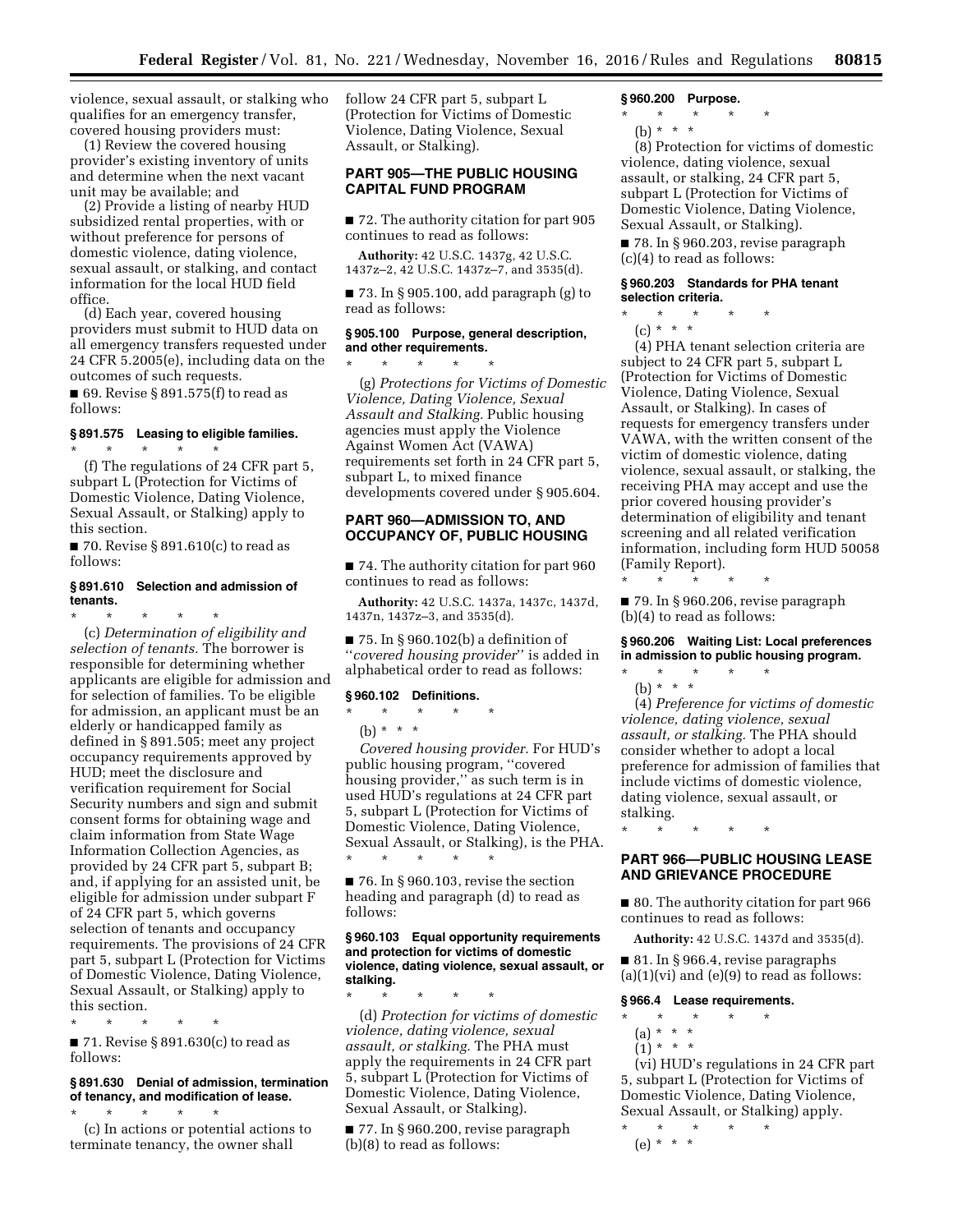violence, sexual assault, or stalking who qualifies for an emergency transfer, covered housing providers must:

(1) Review the covered housing provider's existing inventory of units and determine when the next vacant unit may be available; and

(2) Provide a listing of nearby HUD subsidized rental properties, with or without preference for persons of domestic violence, dating violence, sexual assault, or stalking, and contact information for the local HUD field office.

(d) Each year, covered housing providers must submit to HUD data on all emergency transfers requested under 24 CFR 5.2005(e), including data on the outcomes of such requests.

■ 69. Revise § 891.575(f) to read as follows:

**§ 891.575 Leasing to eligible families.**

\* \* \* \* \*

(f) The regulations of 24 CFR part 5, subpart L (Protection for Victims of Domestic Violence, Dating Violence, Sexual Assault, or Stalking) apply to this section.

■ 70. Revise § 891.610(c) to read as follows:

**§ 891.610 Selection and admission of tenants.**

\* \* \* \* \*

(c) *Determination of eligibility and selection of tenants.* The borrower is responsible for determining whether applicants are eligible for admission and for selection of families. To be eligible for admission, an applicant must be an elderly or handicapped family as defined in § 891.505; meet any project occupancy requirements approved by HUD; meet the disclosure and verification requirement for Social Security numbers and sign and submit consent forms for obtaining wage and claim information from State Wage Information Collection Agencies, as provided by 24 CFR part 5, subpart B; and, if applying for an assisted unit, be eligible for admission under subpart F of 24 CFR part 5, which governs selection of tenants and occupancy requirements. The provisions of 24 CFR part 5, subpart L (Protection for Victims of Domestic Violence, Dating Violence, Sexual Assault, or Stalking) apply to this section.

\* \* \* \* \*

■ 71. Revise § 891.630(c) to read as follows:

**§ 891.630 Denial of admission, termination of tenancy, and modification of lease.**

\* \* \* \* \*

(c) In actions or potential actions to terminate tenancy, the owner shall follow 24 CFR part 5, subpart L (Protection for Victims of Domestic Violence, Dating Violence, Sexual Assault, or Stalking).

## PART 905—THE PUBLIC HOUSING CAPITAL FUND PROGRAM

■ 72. The authority citation for part 905 continues to read as follows:

**Authority:** 42 U.S.C. 1437g, 42 U.S.C. 1437z–2, 42 U.S.C. 1437z–7, and 3535(d).

■ 73. In § 905.100, add paragraph (g) to read as follows:

**§ 905.100 Purpose, general description, and other requirements.**

\* \* \* \* \*

(g) *Protections for Victims of Domestic Violence, Dating Violence, Sexual Assault and Stalking.* Public housing agencies must apply the Violence Against Women Act (VAWA) requirements set forth in 24 CFR part 5, subpart L, to mixed finance developments covered under § 905.604.

## PART 960—ADMISSION TO, AND OCCUPANCY OF, PUBLIC HOUSING

■ 74. The authority citation for part 960 continues to read as follows:

**Authority:** 42 U.S.C. 1437a, 1437c, 1437d, 1437n, 1437z–3, and 3535(d).

■ 75. In § 960.102(b) a definition of "*covered housing provider*" is added in alphabetical order to read as follows:

**§ 960.102 Definitions.**

\* \* \* \* \*

(b) \* \* \*

*Covered housing provider.* For HUD's public housing program, "covered housing provider," as such term is in used HUD's regulations at 24 CFR part 5, subpart L (Protection for Victims of Domestic Violence, Dating Violence, Sexual Assault, or Stalking), is the PHA.

\* \* \* \* \*

■ 76. In § 960.103, revise the section heading and paragraph (d) to read as follows:

**§ 960.103 Equal opportunity requirements and protection for victims of domestic violence, dating violence, sexual assault, or stalking.**

\* \* \* \* \*

(d) *Protection for victims of domestic violence, dating violence, sexual assault, or stalking.* The PHA must apply the requirements in 24 CFR part 5, subpart L (Protection for Victims of Domestic Violence, Dating Violence, Sexual Assault, or Stalking).

■ 77. In § 960.200, revise paragraph (b)(8) to read as follows:

**§ 960.200 Purpose.**

\* \* \* \* \*

(b) \* \* \*

(8) Protection for victims of domestic violence, dating violence, sexual assault, or stalking, 24 CFR part 5, subpart L (Protection for Victims of Domestic Violence, Dating Violence, Sexual Assault, or Stalking).

■ 78. In § 960.203, revise paragraph (c)(4) to read as follows:

**§ 960.203 Standards for PHA tenant selection criteria.**

\* \* \* \* \*

(c) \* \* \*

(4) PHA tenant selection criteria are subject to 24 CFR part 5, subpart L (Protection for Victims of Domestic Violence, Dating Violence, Sexual Assault, or Stalking). In cases of requests for emergency transfers under VAWA, with the written consent of the victim of domestic violence, dating violence, sexual assault, or stalking, the receiving PHA may accept and use the prior covered housing provider's determination of eligibility and tenant screening and all related verification information, including form HUD 50058 (Family Report).

\* \* \* \* \*

■ 79. In § 960.206, revise paragraph (b)(4) to read as follows:

**§ 960.206 Waiting List: Local preferences in admission to public housing program.**

\* \* \* \* \*

(b) \* \* \*

(4) *Preference for victims of domestic violence, dating violence, sexual assault, or stalking.* The PHA should consider whether to adopt a local preference for admission of families that include victims of domestic violence, dating violence, sexual assault, or stalking.

\* \* \* \* \*

## PART 966—PUBLIC HOUSING LEASE AND GRIEVANCE PROCEDURE

■ 80. The authority citation for part 966 continues to read as follows:

**Authority:** 42 U.S.C. 1437d and 3535(d).

■ 81. In § 966.4, revise paragraphs (a)(1)(vi) and (e)(9) to read as follows:

**§ 966.4 Lease requirements.**

\* \* \* \* \*

(a) \* \* \*

(1) \* \* \*

(vi) HUD's regulations in 24 CFR part 5, subpart L (Protection for Victims of Domestic Violence, Dating Violence, Sexual Assault, or Stalking) apply.

\* \* \* \* \*

(e) \* \* \*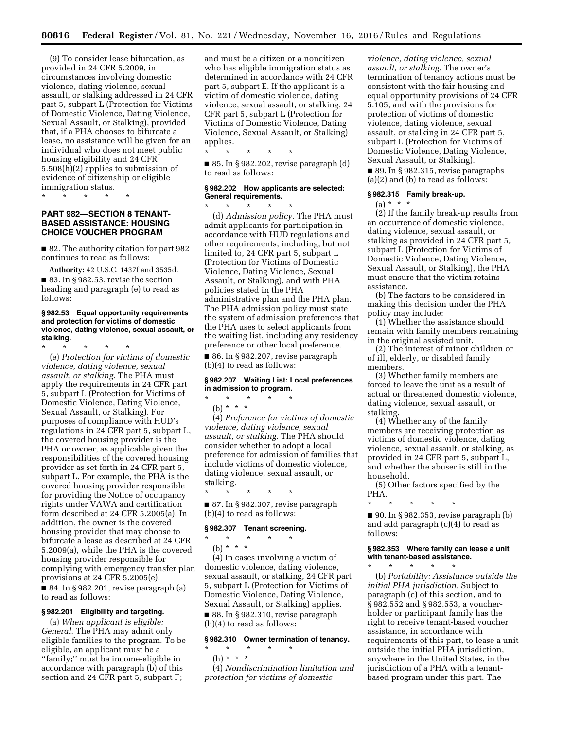(9) To consider lease bifurcation, as provided in 24 CFR 5.2009, in circumstances involving domestic violence, dating violence, sexual assault, or stalking addressed in 24 CFR part 5, subpart L (Protection for Victims of Domestic Violence, Dating Violence, Sexual Assault, or Stalking), provided that, if a PHA chooses to bifurcate a lease, no assistance will be given for an individual who does not meet public housing eligibility and 24 CFR 5.508(h)(2) applies to submission of evidence of citizenship or eligible immigration status.

\* \* \* \* \*

## PART 982—SECTION 8 TENANT-BASED ASSISTANCE: HOUSING CHOICE VOUCHER PROGRAM

■ 82. The authority citation for part 982 continues to read as follows:

**Authority:** 42 U.S.C. 1437f and 3535d.

■ 83. In § 982.53, revise the section heading and paragraph (e) to read as follows:

### § 982.53 Equal opportunity requirements and protection for victims of domestic violence, dating violence, sexual assault, or stalking.

\* \* \* \* \*

(e) *Protection for victims of domestic violence, dating violence, sexual assault, or stalking.* The PHA must apply the requirements in 24 CFR part 5, subpart L (Protection for Victims of Domestic Violence, Dating Violence, Sexual Assault, or Stalking). For purposes of compliance with HUD's regulations in 24 CFR part 5, subpart L, the covered housing provider is the PHA or owner, as applicable given the responsibilities of the covered housing provider as set forth in 24 CFR part 5, subpart L. For example, the PHA is the covered housing provider responsible for providing the Notice of occupancy rights under VAWA and certification form described at 24 CFR 5.2005(a). In addition, the owner is the covered housing provider that may choose to bifurcate a lease as described at 24 CFR 5.2009(a), while the PHA is the covered housing provider responsible for complying with emergency transfer plan provisions at 24 CFR 5.2005(e).

■ 84. In § 982.201, revise paragraph (a) to read as follows:

### § 982.201 Eligibility and targeting.

(a) *When applicant is eligible: General.* The PHA may admit only eligible families to the program. To be eligible, an applicant must be a ''family;'' must be income-eligible in accordance with paragraph (b) of this section and 24 CFR part 5, subpart F; and must be a citizen or a noncitizen who has eligible immigration status as determined in accordance with 24 CFR part 5, subpart E. If the applicant is a victim of domestic violence, dating violence, sexual assault, or stalking, 24 CFR part 5, subpart L (Protection for Victims of Domestic Violence, Dating Violence, Sexual Assault, or Stalking) applies.

\* \* \* \* \*

■ 85. In § 982.202, revise paragraph (d) to read as follows:

### § 982.202 How applicants are selected: General requirements.

\* \* \* \* \*

(d) *Admission policy.* The PHA must admit applicants for participation in accordance with HUD regulations and other requirements, including, but not limited to, 24 CFR part 5, subpart L (Protection for Victims of Domestic Violence, Dating Violence, Sexual Assault, or Stalking), and with PHA policies stated in the PHA administrative plan and the PHA plan. The PHA admission policy must state the system of admission preferences that the PHA uses to select applicants from the waiting list, including any residency preference or other local preference.

■ 86. In § 982.207, revise paragraph (b)(4) to read as follows:

### § 982.207 Waiting List: Local preferences in admission to program.

\* \* \* \* \*

(b) \* \* \*

(4) *Preference for victims of domestic violence, dating violence, sexual assault, or stalking.* The PHA should consider whether to adopt a local preference for admission of families that include victims of domestic violence, dating violence, sexual assault, or stalking.

\* \* \* \* \*

■ 87. In § 982.307, revise paragraph (b)(4) to read as follows:

### § 982.307 Tenant screening.

\* \* \* \* \*

(b) \* \* \*

(4) In cases involving a victim of domestic violence, dating violence, sexual assault, or stalking, 24 CFR part 5, subpart L (Protection for Victims of Domestic Violence, Dating Violence, Sexual Assault, or Stalking) applies.

■ 88. In § 982.310, revise paragraph (h)(4) to read as follows:

### § 982.310 Owner termination of tenancy.

\* \* \* \* \*

(h) \* \* \*

(4) *Nondiscrimination limitation and protection for victims of domestic violence, dating violence, sexual assault, or stalking.* The owner's termination of tenancy actions must be consistent with the fair housing and equal opportunity provisions of 24 CFR 5.105, and with the provisions for protection of victims of domestic violence, dating violence, sexual assault, or stalking in 24 CFR part 5, subpart L (Protection for Victims of Domestic Violence, Dating Violence, Sexual Assault, or Stalking).

■ 89. In § 982.315, revise paragraphs (a)(2) and (b) to read as follows:

### § 982.315 Family break-up.

(a) \* \* \*

(2) If the family break-up results from an occurrence of domestic violence, dating violence, sexual assault, or stalking as provided in 24 CFR part 5, subpart L (Protection for Victims of Domestic Violence, Dating Violence, Sexual Assault, or Stalking), the PHA must ensure that the victim retains assistance.

(b) The factors to be considered in making this decision under the PHA policy may include:

(1) Whether the assistance should remain with family members remaining in the original assisted unit.

(2) The interest of minor children or of ill, elderly, or disabled family members.

(3) Whether family members are forced to leave the unit as a result of actual or threatened domestic violence, dating violence, sexual assault, or stalking.

(4) Whether any of the family members are receiving protection as victims of domestic violence, dating violence, sexual assault, or stalking, as provided in 24 CFR part 5, subpart L, and whether the abuser is still in the household.

(5) Other factors specified by the PHA.

\* \* \* \* \*

■ 90. In § 982.353, revise paragraph (b) and add paragraph (c)(4) to read as follows:

### § 982.353 Where family can lease a unit with tenant-based assistance.

\* \* \* \* \*

(b) *Portability: Assistance outside the initial PHA jurisdiction.* Subject to paragraph (c) of this section, and to § 982.552 and § 982.553, a voucher-holder or participant family has the right to receive tenant-based voucher assistance, in accordance with requirements of this part, to lease a unit outside the initial PHA jurisdiction, anywhere in the United States, in the jurisdiction of a PHA with a tenant-based program under this part. The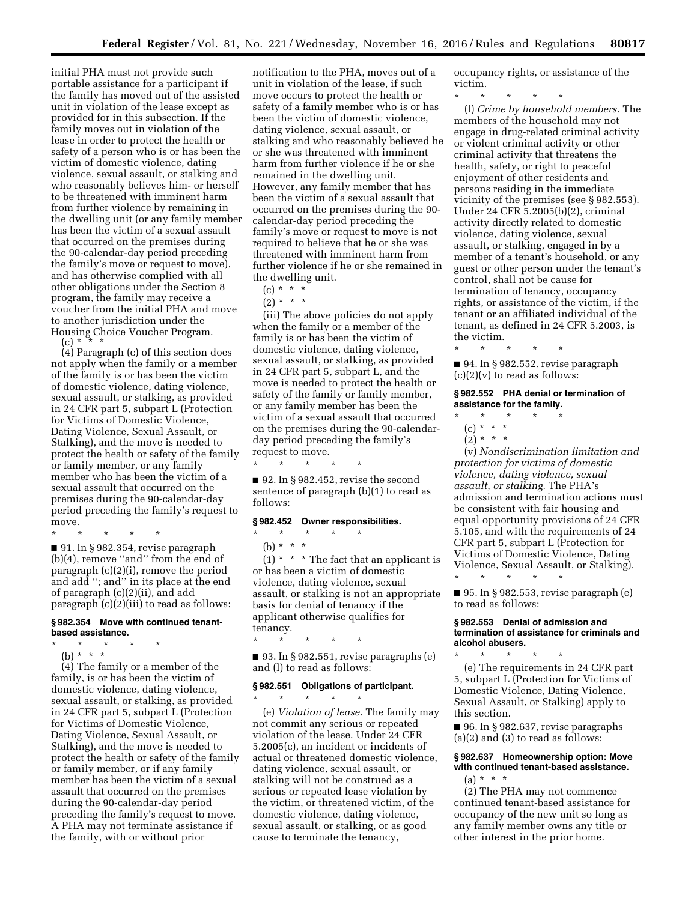initial PHA must not provide such portable assistance for a participant if the family has moved out of the assisted unit in violation of the lease except as provided for in this subsection. If the family moves out in violation of the lease in order to protect the health or safety of a person who is or has been the victim of domestic violence, dating violence, sexual assault, or stalking and who reasonably believes him- or herself to be threatened with imminent harm from further violence by remaining in the dwelling unit (or any family member has been the victim of a sexual assault that occurred on the premises during the 90-calendar-day period preceding the family's move or request to move), and has otherwise complied with all other obligations under the Section 8 program, the family may receive a voucher from the initial PHA and move to another jurisdiction under the Housing Choice Voucher Program.

(c) * * *

(4) Paragraph (c) of this section does not apply when the family or a member of the family is or has been the victim of domestic violence, dating violence, sexual assault, or stalking, as provided in 24 CFR part 5, subpart L (Protection for Victims of Domestic Violence, Dating Violence, Sexual Assault, or Stalking), and the move is needed to protect the health or safety of the family or family member, or any family member who has been the victim of a sexual assault that occurred on the premises during the 90-calendar-day period preceding the family's request to move.

\* \* \* \* \*

■ 91. In § 982.354, revise paragraph (b)(4), remove "and" from the end of paragraph (c)(2)(i), remove the period and add "; and" in its place at the end of paragraph (c)(2)(ii), and add paragraph (c)(2)(iii) to read as follows:

### § 982.354 Move with continued tenant-based assistance.

\* \* \* \* \*

(b) * * *

(4) The family or a member of the family, is or has been the victim of domestic violence, dating violence, sexual assault, or stalking, as provided in 24 CFR part 5, subpart L (Protection for Victims of Domestic Violence, Dating Violence, Sexual Assault, or Stalking), and the move is needed to protect the health or safety of the family or family member, or if any family member has been the victim of a sexual assault that occurred on the premises during the 90-calendar-day period preceding the family's request to move. A PHA may not terminate assistance if the family, with or without prior notification to the PHA, moves out of a unit in violation of the lease, if such move occurs to protect the health or safety of a family member who is or has been the victim of domestic violence, dating violence, sexual assault, or stalking and who reasonably believed he or she was threatened with imminent harm from further violence if he or she remained in the dwelling unit. However, any family member that has been the victim of a sexual assault that occurred on the premises during the 90-calendar-day period preceding the family's move or request to move is not required to believe that he or she was threatened with imminent harm from further violence if he or she remained in the dwelling unit.

(c) * * *

(2) * * *

(iii) The above policies do not apply when the family or a member of the family is or has been the victim of domestic violence, dating violence, sexual assault, or stalking, as provided in 24 CFR part 5, subpart L, and the move is needed to protect the health or safety of the family or family member, or any family member has been the victim of a sexual assault that occurred on the premises during the 90-calendar-day period preceding the family's request to move.

\* \* \* \* \*

■ 92. In § 982.452, revise the second sentence of paragraph (b)(1) to read as follows:

### § 982.452 Owner responsibilities.

\* \* \* \* \*

(b) * * *

(1) * * * The fact that an applicant is or has been a victim of domestic violence, dating violence, sexual assault, or stalking is not an appropriate basis for denial of tenancy if the applicant otherwise qualifies for tenancy.

\* \* \* \* \*

■ 93. In § 982.551, revise paragraphs (e) and (l) to read as follows:

### § 982.551 Obligations of participant.

\* \* \* \* \*

(e) *Violation of lease.* The family may not commit any serious or repeated violation of the lease. Under 24 CFR 5.2005(c), an incident or incidents of actual or threatened domestic violence, dating violence, sexual assault, or stalking will not be construed as a serious or repeated lease violation by the victim, or threatened victim, of the domestic violence, dating violence, sexual assault, or stalking, or as good cause to terminate the tenancy, occupancy rights, or assistance of the victim.

\* \* \* \* \*

(l) *Crime by household members.* The members of the household may not engage in drug-related criminal activity or violent criminal activity or other criminal activity that threatens the health, safety, or right to peaceful enjoyment of other residents and persons residing in the immediate vicinity of the premises (see § 982.553). Under 24 CFR 5.2005(b)(2), criminal activity directly related to domestic violence, dating violence, sexual assault, or stalking, engaged in by a member of a tenant's household, or any guest or other person under the tenant's control, shall not be cause for termination of tenancy, occupancy rights, or assistance of the victim, if the tenant or an affiliated individual of the tenant, as defined in 24 CFR 5.2003, is the victim.

\* \* \* \* \*

■ 94. In § 982.552, revise paragraph (c)(2)(v) to read as follows:

### § 982.552 PHA denial or termination of assistance for the family.

\* \* \* \* \*

(c) * * *

(2) * * *

(v) *Nondiscrimination limitation and protection for victims of domestic violence, dating violence, sexual assault, or stalking.* The PHA's admission and termination actions must be consistent with fair housing and equal opportunity provisions of 24 CFR 5.105, and with the requirements of 24 CFR part 5, subpart L (Protection for Victims of Domestic Violence, Dating Violence, Sexual Assault, or Stalking).

\* \* \* \* \*

■ 95. In § 982.553, revise paragraph (e) to read as follows:

### § 982.553 Denial of admission and termination of assistance for criminals and alcohol abusers.

\* \* \* \* \*

(e) The requirements in 24 CFR part 5, subpart L (Protection for Victims of Domestic Violence, Dating Violence, Sexual Assault, or Stalking) apply to this section.

■ 96. In § 982.637, revise paragraphs (a)(2) and (3) to read as follows:

### § 982.637 Homeownership option: Move with continued tenant-based assistance.

(a) * * *

(2) The PHA may not commence continued tenant-based assistance for occupancy of the new unit so long as any family member owns any title or other interest in the prior home.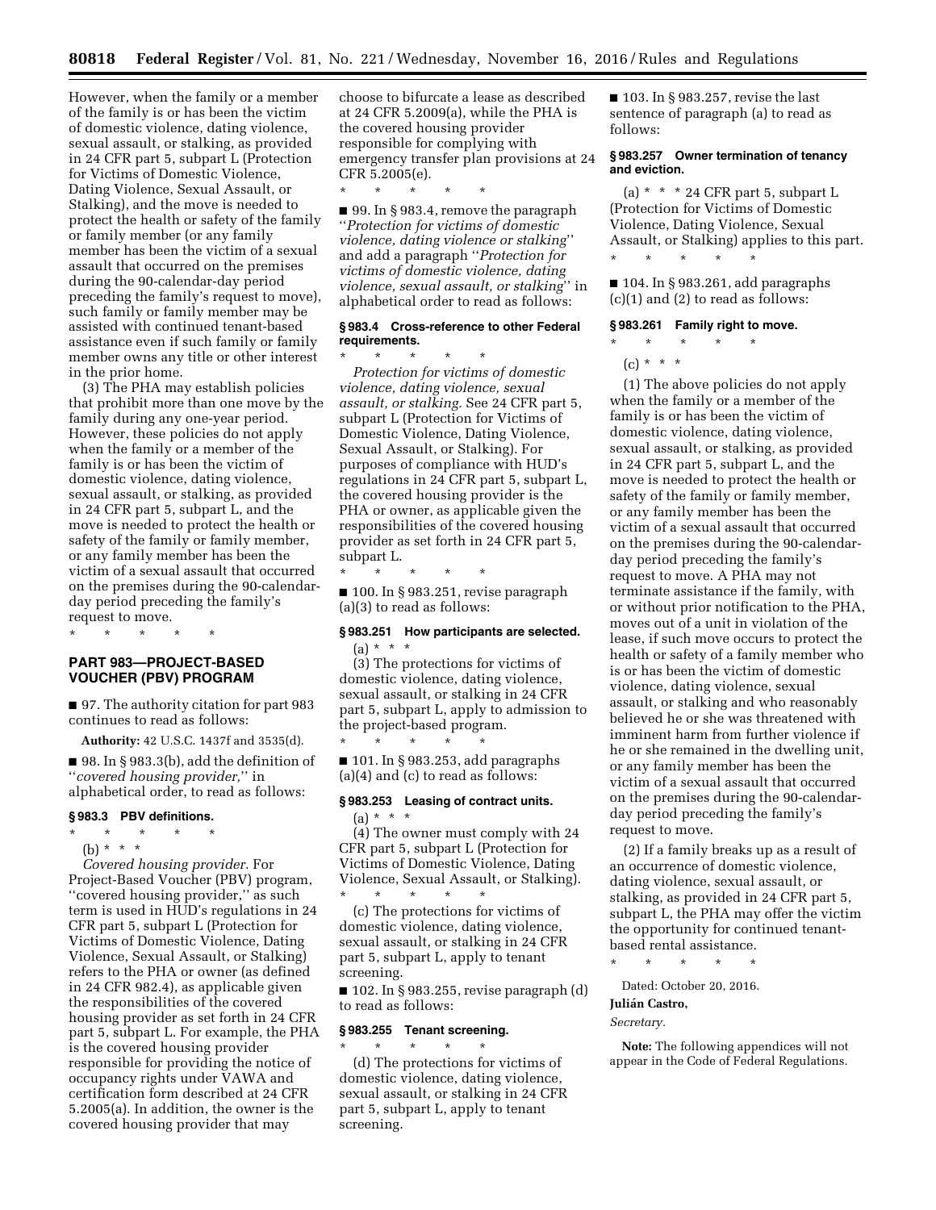However, when the family or a member of the family is or has been the victim of domestic violence, dating violence, sexual assault, or stalking, as provided in 24 CFR part 5, subpart L (Protection for Victims of Domestic Violence, Dating Violence, Sexual Assault, or Stalking), and the move is needed to protect the health or safety of the family or family member (or any family member has been the victim of a sexual assault that occurred on the premises during the 90-calendar-day period preceding the family's request to move), such family or family member may be assisted with continued tenant-based assistance even if such family or family member owns any title or other interest in the prior home.

(3) The PHA may establish policies that prohibit more than one move by the family during any one-year period. However, these policies do not apply when the family or a member of the family is or has been the victim of domestic violence, dating violence, sexual assault, or stalking, as provided in 24 CFR part 5, subpart L, and the move is needed to protect the health or safety of the family or family member, or any family member has been the victim of a sexual assault that occurred on the premises during the 90-calendar-day period preceding the family's request to move.

\* \* \* \* \*

## PART 983—PROJECT-BASED VOUCHER (PBV) PROGRAM

■ 97. The authority citation for part 983 continues to read as follows:

**Authority:** 42 U.S.C. 1437f and 3535(d).

■ 98. In § 983.3(b), add the definition of ''*covered housing provider,*'' in alphabetical order, to read as follows:

### § 983.3 PBV definitions.

\* \* \* \* \*

(b) \* \* \*

*Covered housing provider.* For Project-Based Voucher (PBV) program, ''covered housing provider,'' as such term is used in HUD's regulations in 24 CFR part 5, subpart L (Protection for Victims of Domestic Violence, Dating Violence, Sexual Assault, or Stalking) refers to the PHA or owner (as defined in 24 CFR 982.4), as applicable given the responsibilities of the covered housing provider as set forth in 24 CFR part 5, subpart L. For example, the PHA is the covered housing provider responsible for providing the notice of occupancy rights under VAWA and certification form described at 24 CFR 5.2005(a). In addition, the owner is the covered housing provider that may choose to bifurcate a lease as described at 24 CFR 5.2009(a), while the PHA is the covered housing provider responsible for complying with emergency transfer plan provisions at 24 CFR 5.2005(e).

\* \* \* \* \*

■ 99. In § 983.4, remove the paragraph ''*Protection for victims of domestic violence, dating violence or stalking*'' and add a paragraph ''*Protection for victims of domestic violence, dating violence, sexual assault, or stalking*'' in alphabetical order to read as follows:

### § 983.4 Cross-reference to other Federal requirements.

\* \* \* \* \*

*Protection for victims of domestic violence, dating violence, sexual assault, or stalking.* See 24 CFR part 5, subpart L (Protection for Victims of Domestic Violence, Dating Violence, Sexual Assault, or Stalking). For purposes of compliance with HUD's regulations in 24 CFR part 5, subpart L, the covered housing provider is the PHA or owner, as applicable given the responsibilities of the covered housing provider as set forth in 24 CFR part 5, subpart L.

\* \* \* \* \*

■ 100. In § 983.251, revise paragraph (a)(3) to read as follows:

### § 983.251 How participants are selected.

(a) \* \* \*

(3) The protections for victims of domestic violence, dating violence, sexual assault, or stalking in 24 CFR part 5, subpart L, apply to admission to the project-based program.

\* \* \* \* \*

■ 101. In § 983.253, add paragraphs (a)(4) and (c) to read as follows:

### § 983.253 Leasing of contract units.

(a) \* \* \*

(4) The owner must comply with 24 CFR part 5, subpart L (Protection for Victims of Domestic Violence, Dating Violence, Sexual Assault, or Stalking).

\* \* \* \* \*

(c) The protections for victims of domestic violence, dating violence, sexual assault, or stalking in 24 CFR part 5, subpart L, apply to tenant screening.

■ 102. In § 983.255, revise paragraph (d) to read as follows:

### § 983.255 Tenant screening.

\* \* \* \* \*

(d) The protections for victims of domestic violence, dating violence, sexual assault, or stalking in 24 CFR part 5, subpart L, apply to tenant screening.

■ 103. In § 983.257, revise the last sentence of paragraph (a) to read as follows:

### § 983.257 Owner termination of tenancy and eviction.

(a) \* \* \* 24 CFR part 5, subpart L (Protection for Victims of Domestic Violence, Dating Violence, Sexual Assault, or Stalking) applies to this part.

\* \* \* \* \*

■ 104. In § 983.261, add paragraphs (c)(1) and (2) to read as follows:

### § 983.261 Family right to move.

\* \* \* \* \*

(c) \* \* \*

(1) The above policies do not apply when the family or a member of the family is or has been the victim of domestic violence, dating violence, sexual assault, or stalking, as provided in 24 CFR part 5, subpart L, and the move is needed to protect the health or safety of the family or family member, or any family member has been the victim of a sexual assault that occurred on the premises during the 90-calendar-day period preceding the family's request to move. A PHA may not terminate assistance if the family, with or without prior notification to the PHA, moves out of a unit in violation of the lease, if such move occurs to protect the health or safety of a family member who is or has been the victim of domestic violence, dating violence, sexual assault, or stalking and who reasonably believed he or she was threatened with imminent harm from further violence if he or she remained in the dwelling unit, or any family member has been the victim of a sexual assault that occurred on the premises during the 90-calendar-day period preceding the family's request to move.

(2) If a family breaks up as a result of an occurrence of domestic violence, dating violence, sexual assault, or stalking, as provided in 24 CFR part 5, subpart L, the PHA may offer the victim the opportunity for continued tenant-based rental assistance.

\* \* \* \* \*

Dated: October 20, 2016.

**Julián Castro,**

*Secretary.*

**Note:** The following appendices will not appear in the Code of Federal Regulations.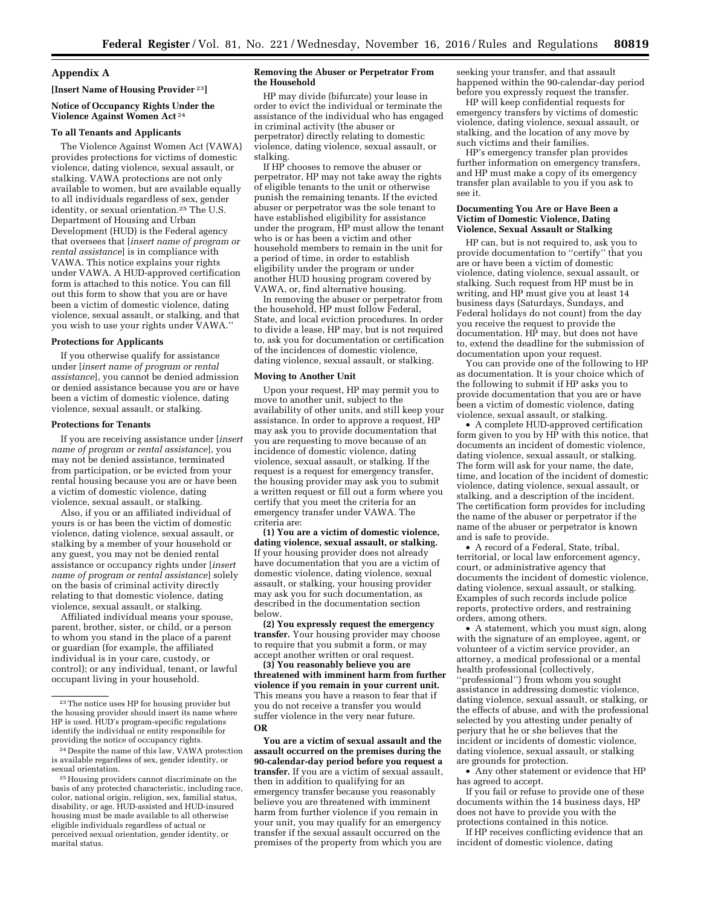## Appendix A

**[Insert Name of Housing Provider [23]]**

### Notice of Occupancy Rights Under the Violence Against Women Act [24]

#### To all Tenants and Applicants

The Violence Against Women Act (VAWA) provides protections for victims of domestic violence, dating violence, sexual assault, or stalking. VAWA protections are not only available to women, but are available equally to all individuals regardless of sex, gender identity, or sexual orientation.[25] The U.S. Department of Housing and Urban Development (HUD) is the Federal agency that oversees that [*insert name of program or rental assistance*] is in compliance with VAWA. This notice explains your rights under VAWA. A HUD-approved certification form is attached to this notice. You can fill out this form to show that you are or have been a victim of domestic violence, dating violence, sexual assault, or stalking, and that you wish to use your rights under VAWA.''

#### Protections for Applicants

If you otherwise qualify for assistance under [*insert name of program or rental assistance*], you cannot be denied admission or denied assistance because you are or have been a victim of domestic violence, dating violence, sexual assault, or stalking.

#### Protections for Tenants

If you are receiving assistance under [*insert name of program or rental assistance*], you may not be denied assistance, terminated from participation, or be evicted from your rental housing because you are or have been a victim of domestic violence, dating violence, sexual assault, or stalking.

Also, if you or an affiliated individual of yours is or has been the victim of domestic violence, dating violence, sexual assault, or stalking by a member of your household or any guest, you may not be denied rental assistance or occupancy rights under [*insert name of program or rental assistance*] solely on the basis of criminal activity directly relating to that domestic violence, dating violence, sexual assault, or stalking.

Affiliated individual means your spouse, parent, brother, sister, or child, or a person to whom you stand in the place of a parent or guardian (for example, the affiliated individual is in your care, custody, or control); or any individual, tenant, or lawful occupant living in your household.

#### Removing the Abuser or Perpetrator From the Household

HP may divide (bifurcate) your lease in order to evict the individual or terminate the assistance of the individual who has engaged in criminal activity (the abuser or perpetrator) directly relating to domestic violence, dating violence, sexual assault, or stalking.

If HP chooses to remove the abuser or perpetrator, HP may not take away the rights of eligible tenants to the unit or otherwise punish the remaining tenants. If the evicted abuser or perpetrator was the sole tenant to have established eligibility for assistance under the program, HP must allow the tenant who is or has been a victim and other household members to remain in the unit for a period of time, in order to establish eligibility under the program or under another HUD housing program covered by VAWA, or, find alternative housing.

In removing the abuser or perpetrator from the household, HP must follow Federal, State, and local eviction procedures. In order to divide a lease, HP may, but is not required to, ask you for documentation or certification of the incidences of domestic violence, dating violence, sexual assault, or stalking.

#### Moving to Another Unit

Upon your request, HP may permit you to move to another unit, subject to the availability of other units, and still keep your assistance. In order to approve a request, HP may ask you to provide documentation that you are requesting to move because of an incidence of domestic violence, dating violence, sexual assault, or stalking. If the request is a request for emergency transfer, the housing provider may ask you to submit a written request or fill out a form where you certify that you meet the criteria for an emergency transfer under VAWA. The criteria are:

**(1) You are a victim of domestic violence, dating violence, sexual assault, or stalking.** If your housing provider does not already have documentation that you are a victim of domestic violence, dating violence, sexual assault, or stalking, your housing provider may ask you for such documentation, as described in the documentation section below.

**(2) You expressly request the emergency transfer.** Your housing provider may choose to require that you submit a form, or may accept another written or oral request.

**(3) You reasonably believe you are threatened with imminent harm from further violence if you remain in your current unit.** This means you have a reason to fear that if you do not receive a transfer you would suffer violence in the very near future.

**OR**

**You are a victim of sexual assault and the assault occurred on the premises during the 90-calendar-day period before you request a transfer.** If you are a victim of sexual assault, then in addition to qualifying for an emergency transfer because you reasonably believe you are threatened with imminent harm from further violence if you remain in your unit, you may qualify for an emergency transfer if the sexual assault occurred on the premises of the property from which you are seeking your transfer, and that assault happened within the 90-calendar-day period before you expressly request the transfer.

HP will keep confidential requests for emergency transfers by victims of domestic violence, dating violence, sexual assault, or stalking, and the location of any move by such victims and their families.

HP's emergency transfer plan provides further information on emergency transfers, and HP must make a copy of its emergency transfer plan available to you if you ask to see it.

#### Documenting You Are or Have Been a Victim of Domestic Violence, Dating Violence, Sexual Assault or Stalking

HP can, but is not required to, ask you to provide documentation to ''certify'' that you are or have been a victim of domestic violence, dating violence, sexual assault, or stalking. Such request from HP must be in writing, and HP must give you at least 14 business days (Saturdays, Sundays, and Federal holidays do not count) from the day you receive the request to provide the documentation. HP may, but does not have to, extend the deadline for the submission of documentation upon your request.

You can provide one of the following to HP as documentation. It is your choice which of the following to submit if HP asks you to provide documentation that you are or have been a victim of domestic violence, dating violence, sexual assault, or stalking.

- A complete HUD-approved certification form given to you by HP with this notice, that documents an incident of domestic violence, dating violence, sexual assault, or stalking. The form will ask for your name, the date, time, and location of the incident of domestic violence, dating violence, sexual assault, or stalking, and a description of the incident. The certification form provides for including the name of the abuser or perpetrator if the name of the abuser or perpetrator is known and is safe to provide.
- A record of a Federal, State, tribal, territorial, or local law enforcement agency, court, or administrative agency that documents the incident of domestic violence, dating violence, sexual assault, or stalking. Examples of such records include police reports, protective orders, and restraining orders, among others.
- A statement, which you must sign, along with the signature of an employee, agent, or volunteer of a victim service provider, an attorney, a medical professional or a mental health professional (collectively, ''professional'') from whom you sought assistance in addressing domestic violence, dating violence, sexual assault, or stalking, or the effects of abuse, and with the professional selected by you attesting under penalty of perjury that he or she believes that the incident or incidents of domestic violence, dating violence, sexual assault, or stalking are grounds for protection.
- Any other statement or evidence that HP has agreed to accept.

If you fail or refuse to provide one of these documents within the 14 business days, HP does not have to provide you with the protections contained in this notice.

If HP receives conflicting evidence that an incident of domestic violence, dating

---

[23] The notice uses HP for housing provider but the housing provider should insert its name where HP is used. HUD's program-specific regulations identify the individual or entity responsible for providing the notice of occupancy rights.

[24] Despite the name of this law, VAWA protection is available regardless of sex, gender identity, or sexual orientation.

[25] Housing providers cannot discriminate on the basis of any protected characteristic, including race, color, national origin, religion, sex, familial status, disability, or age. HUD-assisted and HUD-insured housing must be made available to all otherwise eligible individuals regardless of actual or perceived sexual orientation, gender identity, or marital status.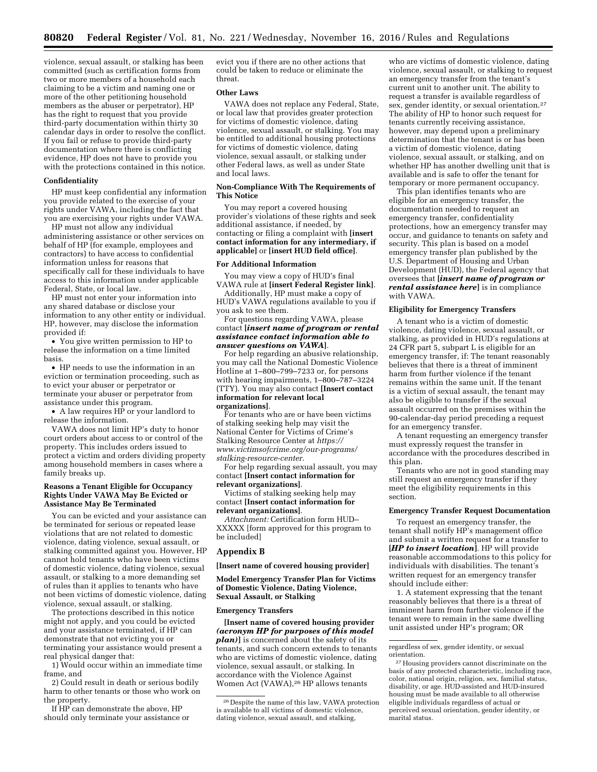violence, sexual assault, or stalking has been committed (such as certification forms from two or more members of a household each claiming to be a victim and naming one or more of the other petitioning household members as the abuser or perpetrator), HP has the right to request that you provide third-party documentation within thirty 30 calendar days in order to resolve the conflict. If you fail or refuse to provide third-party documentation where there is conflicting evidence, HP does not have to provide you with the protections contained in this notice.

**Confidentiality**

HP must keep confidential any information you provide related to the exercise of your rights under VAWA, including the fact that you are exercising your rights under VAWA.

HP must not allow any individual administering assistance or other services on behalf of HP (for example, employees and contractors) to have access to confidential information unless for reasons that specifically call for these individuals to have access to this information under applicable Federal, State, or local law.

HP must not enter your information into any shared database or disclose your information to any other entity or individual. HP, however, may disclose the information provided if:

- You give written permission to HP to release the information on a time limited basis.
- HP needs to use the information in an eviction or termination proceeding, such as to evict your abuser or perpetrator or terminate your abuser or perpetrator from assistance under this program.
- A law requires HP or your landlord to release the information.

VAWA does not limit HP's duty to honor court orders about access to or control of the property. This includes orders issued to protect a victim and orders dividing property among household members in cases where a family breaks up.

**Reasons a Tenant Eligible for Occupancy Rights Under VAWA May Be Evicted or Assistance May Be Terminated**

You can be evicted and your assistance can be terminated for serious or repeated lease violations that are not related to domestic violence, dating violence, sexual assault, or stalking committed against you. However, HP cannot hold tenants who have been victims of domestic violence, dating violence, sexual assault, or stalking to a more demanding set of rules than it applies to tenants who have not been victims of domestic violence, dating violence, sexual assault, or stalking.

The protections described in this notice might not apply, and you could be evicted and your assistance terminated, if HP can demonstrate that not evicting you or terminating your assistance would present a real physical danger that:

1) Would occur within an immediate time frame, and

2) Could result in death or serious bodily harm to other tenants or those who work on the property.

If HP can demonstrate the above, HP should only terminate your assistance or evict you if there are no other actions that could be taken to reduce or eliminate the threat.

**Other Laws**

VAWA does not replace any Federal, State, or local law that provides greater protection for victims of domestic violence, dating violence, sexual assault, or stalking. You may be entitled to additional housing protections for victims of domestic violence, dating violence, sexual assault, or stalking under other Federal laws, as well as under State and local laws.

**Non-Compliance With The Requirements of This Notice**

You may report a covered housing provider's violations of these rights and seek additional assistance, if needed, by contacting or filing a complaint with **[insert contact information for any intermediary, if applicable]** or **[insert HUD field office]**.

**For Additional Information**

You may view a copy of HUD's final VAWA rule at **[insert Federal Register link]**.

Additionally, HP must make a copy of HUD's VAWA regulations available to you if you ask to see them.

For questions regarding VAWA, please contact **[*insert name of program or rental assistance contact information able to answer questions on VAWA*]**.

For help regarding an abusive relationship, you may call the National Domestic Violence Hotline at 1–800–799–7233 or, for persons with hearing impairments, 1–800–787–3224 (TTY). You may also contact **[Insert contact information for relevant local organizations]**.

For tenants who are or have been victims of stalking seeking help may visit the National Center for Victims of Crime's Stalking Resource Center at *https://www.victimsofcrime.org/our-programs/stalking-resource-center*.

For help regarding sexual assault, you may contact **[Insert contact information for relevant organizations]**.

Victims of stalking seeking help may contact **[Insert contact information for relevant organizations]**.

*Attachment:* Certification form HUD–XXXXX [form approved for this program to be included]

## Appendix B

**[Insert name of covered housing provider]**

**Model Emergency Transfer Plan for Victims of Domestic Violence, Dating Violence, Sexual Assault, or Stalking**

**Emergency Transfers**

**[Insert name of covered housing provider *(acronym HP for purposes of this model plan)*]** is concerned about the safety of its tenants, and such concern extends to tenants who are victims of domestic violence, dating violence, sexual assault, or stalking. In accordance with the Violence Against Women Act (VAWA),[26] HP allows tenants who are victims of domestic violence, dating violence, sexual assault, or stalking to request an emergency transfer from the tenant's current unit to another unit. The ability to request a transfer is available regardless of sex, gender identity, or sexual orientation.[27] The ability of HP to honor such request for tenants currently receiving assistance, however, may depend upon a preliminary determination that the tenant is or has been a victim of domestic violence, dating violence, sexual assault, or stalking, and on whether HP has another dwelling unit that is available and is safe to offer the tenant for temporary or more permanent occupancy.

This plan identifies tenants who are eligible for an emergency transfer, the documentation needed to request an emergency transfer, confidentiality protections, how an emergency transfer may occur, and guidance to tenants on safety and security. This plan is based on a model emergency transfer plan published by the U.S. Department of Housing and Urban Development (HUD), the Federal agency that oversees that **[*insert name of program or rental assistance here*]** is in compliance with VAWA.

**Eligibility for Emergency Transfers**

A tenant who is a victim of domestic violence, dating violence, sexual assault, or stalking, as provided in HUD's regulations at 24 CFR part 5, subpart L is eligible for an emergency transfer, if: The tenant reasonably believes that there is a threat of imminent harm from further violence if the tenant remains within the same unit. If the tenant is a victim of sexual assault, the tenant may also be eligible to transfer if the sexual assault occurred on the premises within the 90-calendar-day period preceding a request for an emergency transfer.

A tenant requesting an emergency transfer must expressly request the transfer in accordance with the procedures described in this plan.

Tenants who are not in good standing may still request an emergency transfer if they meet the eligibility requirements in this section.

**Emergency Transfer Request Documentation**

To request an emergency transfer, the tenant shall notify HP's management office and submit a written request for a transfer to **[*HP to insert location*]**. HP will provide reasonable accommodations to this policy for individuals with disabilities. The tenant's written request for an emergency transfer should include either:

1. A statement expressing that the tenant reasonably believes that there is a threat of imminent harm from further violence if the tenant were to remain in the same dwelling unit assisted under HP's program; OR

[26] Despite the name of this law, VAWA protection is available to all victims of domestic violence, dating violence, sexual assault, and stalking, regardless of sex, gender identity, or sexual orientation.

[27] Housing providers cannot discriminate on the basis of any protected characteristic, including race, color, national origin, religion, sex, familial status, disability, or age. HUD-assisted and HUD-insured housing must be made available to all otherwise eligible individuals regardless of actual or perceived sexual orientation, gender identity, or marital status.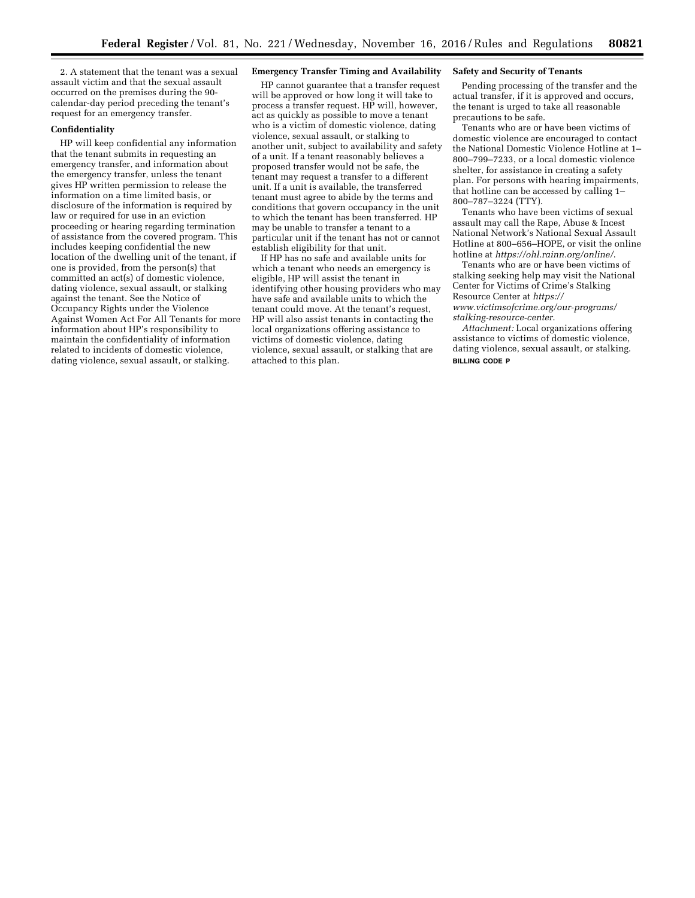2. A statement that the tenant was a sexual assault victim and that the sexual assault occurred on the premises during the 90-calendar-day period preceding the tenant's request for an emergency transfer.

**Confidentiality**

HP will keep confidential any information that the tenant submits in requesting an emergency transfer, and information about the emergency transfer, unless the tenant gives HP written permission to release the information on a time limited basis, or disclosure of the information is required by law or required for use in an eviction proceeding or hearing regarding termination of assistance from the covered program. This includes keeping confidential the new location of the dwelling unit of the tenant, if one is provided, from the person(s) that committed an act(s) of domestic violence, dating violence, sexual assault, or stalking against the tenant. See the Notice of Occupancy Rights under the Violence Against Women Act For All Tenants for more information about HP's responsibility to maintain the confidentiality of information related to incidents of domestic violence, dating violence, sexual assault, or stalking.

**Emergency Transfer Timing and Availability**

HP cannot guarantee that a transfer request will be approved or how long it will take to process a transfer request. HP will, however, act as quickly as possible to move a tenant who is a victim of domestic violence, dating violence, sexual assault, or stalking to another unit, subject to availability and safety of a unit. If a tenant reasonably believes a proposed transfer would not be safe, the tenant may request a transfer to a different unit. If a unit is available, the transferred tenant must agree to abide by the terms and conditions that govern occupancy in the unit to which the tenant has been transferred. HP may be unable to transfer a tenant to a particular unit if the tenant has not or cannot establish eligibility for that unit.

If HP has no safe and available units for which a tenant who needs an emergency is eligible, HP will assist the tenant in identifying other housing providers who may have safe and available units to which the tenant could move. At the tenant's request, HP will also assist tenants in contacting the local organizations offering assistance to victims of domestic violence, dating violence, sexual assault, or stalking that are attached to this plan.

**Safety and Security of Tenants**

Pending processing of the transfer and the actual transfer, if it is approved and occurs, the tenant is urged to take all reasonable precautions to be safe.

Tenants who are or have been victims of domestic violence are encouraged to contact the National Domestic Violence Hotline at 1–800–799–7233, or a local domestic violence shelter, for assistance in creating a safety plan. For persons with hearing impairments, that hotline can be accessed by calling 1–800–787–3224 (TTY).

Tenants who have been victims of sexual assault may call the Rape, Abuse & Incest National Network's National Sexual Assault Hotline at 800–656–HOPE, or visit the online hotline at *https://ohl.rainn.org/online/*.

Tenants who are or have been victims of stalking seeking help may visit the National Center for Victims of Crime's Stalking Resource Center at *https://www.victimsofcrime.org/our-programs/stalking-resource-center*.

*Attachment:* Local organizations offering assistance to victims of domestic violence, dating violence, sexual assault, or stalking.

BILLING CODE P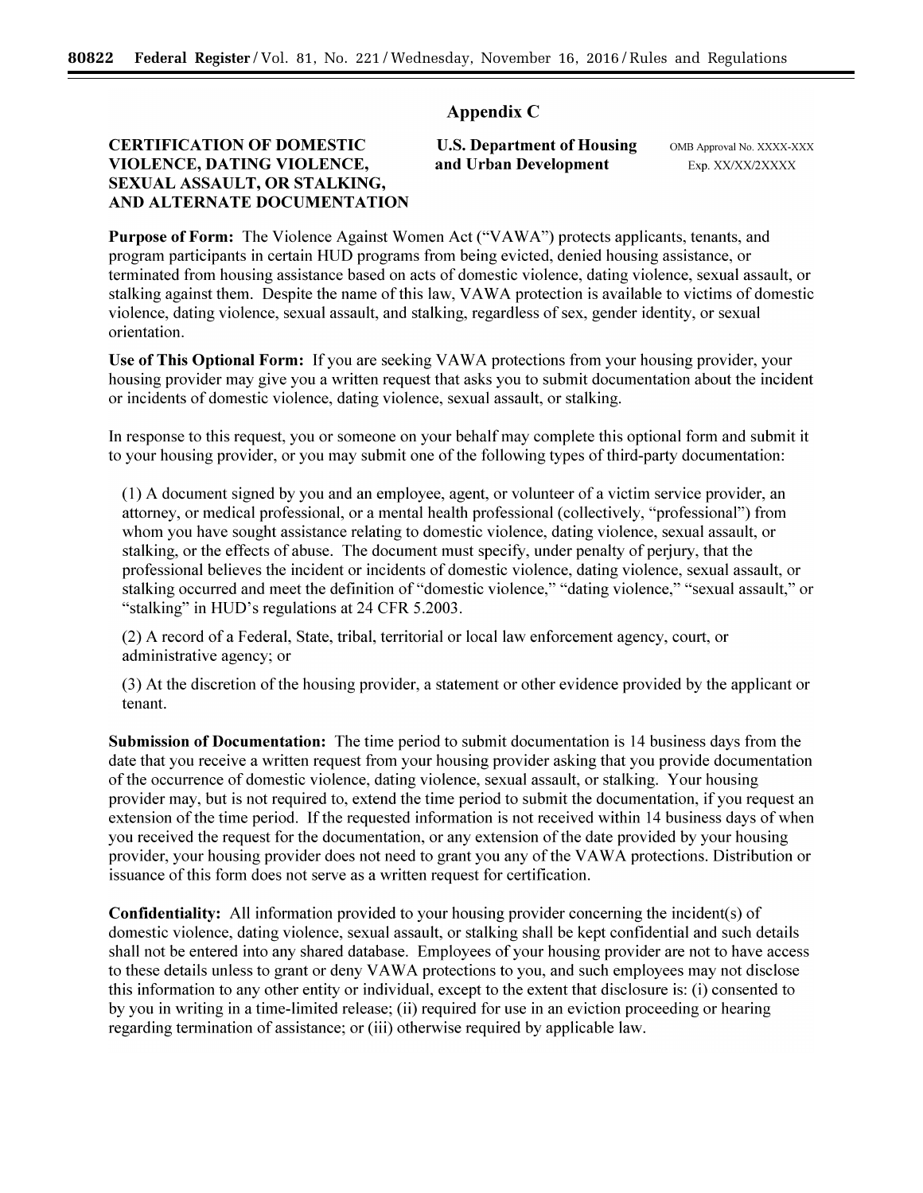## Appendix C

**CERTIFICATION OF DOMESTIC VIOLENCE, DATING VIOLENCE, SEXUAL ASSAULT, OR STALKING, AND ALTERNATE DOCUMENTATION**

**U.S. Department of Housing and Urban Development**

OMB Approval No. XXXX-XXX
Exp. XX/XX/2XXXX

**Purpose of Form:** The Violence Against Women Act ("VAWA") protects applicants, tenants, and program participants in certain HUD programs from being evicted, denied housing assistance, or terminated from housing assistance based on acts of domestic violence, dating violence, sexual assault, or stalking against them. Despite the name of this law, VAWA protection is available to victims of domestic violence, dating violence, sexual assault, and stalking, regardless of sex, gender identity, or sexual orientation.

**Use of This Optional Form:** If you are seeking VAWA protections from your housing provider, your housing provider may give you a written request that asks you to submit documentation about the incident or incidents of domestic violence, dating violence, sexual assault, or stalking.

In response to this request, you or someone on your behalf may complete this optional form and submit it to your housing provider, or you may submit one of the following types of third-party documentation:

(1) A document signed by you and an employee, agent, or volunteer of a victim service provider, an attorney, or medical professional, or a mental health professional (collectively, "professional") from whom you have sought assistance relating to domestic violence, dating violence, sexual assault, or stalking, or the effects of abuse. The document must specify, under penalty of perjury, that the professional believes the incident or incidents of domestic violence, dating violence, sexual assault, or stalking occurred and meet the definition of "domestic violence," "dating violence," "sexual assault," or "stalking" in HUD's regulations at 24 CFR 5.2003.

(2) A record of a Federal, State, tribal, territorial or local law enforcement agency, court, or administrative agency; or

(3) At the discretion of the housing provider, a statement or other evidence provided by the applicant or tenant.

**Submission of Documentation:** The time period to submit documentation is 14 business days from the date that you receive a written request from your housing provider asking that you provide documentation of the occurrence of domestic violence, dating violence, sexual assault, or stalking. Your housing provider may, but is not required to, extend the time period to submit the documentation, if you request an extension of the time period. If the requested information is not received within 14 business days of when you received the request for the documentation, or any extension of the date provided by your housing provider, your housing provider does not need to grant you any of the VAWA protections. Distribution or issuance of this form does not serve as a written request for certification.

**Confidentiality:** All information provided to your housing provider concerning the incident(s) of domestic violence, dating violence, sexual assault, or stalking shall be kept confidential and such details shall not be entered into any shared database. Employees of your housing provider are not to have access to these details unless to grant or deny VAWA protections to you, and such employees may not disclose this information to any other entity or individual, except to the extent that disclosure is: (i) consented to by you in writing in a time-limited release; (ii) required for use in an eviction proceeding or hearing regarding termination of assistance; or (iii) otherwise required by applicable law.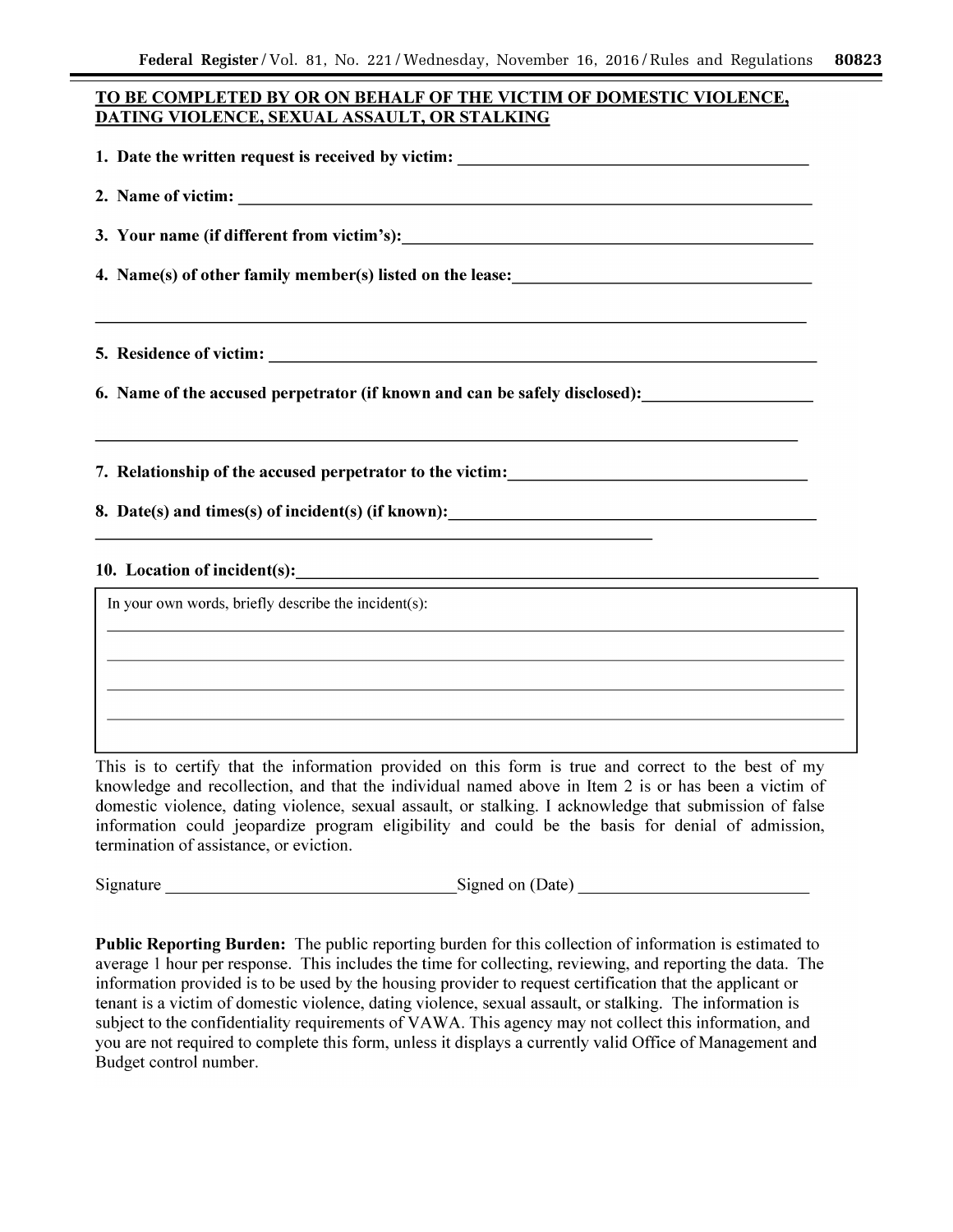**TO BE COMPLETED BY OR ON BEHALF OF THE VICTIM OF DOMESTIC VIOLENCE, DATING VIOLENCE, SEXUAL ASSAULT, OR STALKING**

1. **Date the written request is received by victim:** \_\_\_\_\_\_\_\_\_\_\_\_\_\_\_\_\_\_\_\_\_\_\_\_\_\_\_\_\_\_\_\_\_\_\_\_\_\_\_\_

2. **Name of victim:** \_\_\_\_\_\_\_\_\_\_\_\_\_\_\_\_\_\_\_\_\_\_\_\_\_\_\_\_\_\_\_\_\_\_\_\_\_\_\_\_\_\_\_\_\_\_\_\_\_\_\_\_\_\_\_\_\_\_\_\_\_\_\_\_\_\_\_

3. **Your name (if different from victim's):** \_\_\_\_\_\_\_\_\_\_\_\_\_\_\_\_\_\_\_\_\_\_\_\_\_\_\_\_\_\_\_\_\_\_\_\_\_\_\_\_\_\_\_\_\_\_\_

4. **Name(s) of other family member(s) listed on the lease:** \_\_\_\_\_\_\_\_\_\_\_\_\_\_\_\_\_\_\_\_\_\_\_\_\_\_\_\_\_\_\_\_\_\_\_

\_\_\_\_\_\_\_\_\_\_\_\_\_\_\_\_\_\_\_\_\_\_\_\_\_\_\_\_\_\_\_\_\_\_\_\_\_\_\_\_\_\_\_\_\_\_\_\_\_\_\_\_\_\_\_\_\_\_\_\_\_\_\_\_\_\_\_\_\_\_\_\_\_\_\_\_\_\_\_\_\_\_

5. **Residence of victim:** \_\_\_\_\_\_\_\_\_\_\_\_\_\_\_\_\_\_\_\_\_\_\_\_\_\_\_\_\_\_\_\_\_\_\_\_\_\_\_\_\_\_\_\_\_\_\_\_\_\_\_\_\_\_\_\_\_\_\_\_\_\_

6. **Name of the accused perpetrator (if known and can be safely disclosed):** \_\_\_\_\_\_\_\_\_\_\_\_\_\_\_\_\_\_\_

\_\_\_\_\_\_\_\_\_\_\_\_\_\_\_\_\_\_\_\_\_\_\_\_\_\_\_\_\_\_\_\_\_\_\_\_\_\_\_\_\_\_\_\_\_\_\_\_\_\_\_\_\_\_\_\_\_\_\_\_\_\_\_\_\_\_\_\_\_\_\_\_\_\_\_\_\_\_\_\_\_\_

7. **Relationship of the accused perpetrator to the victim:** \_\_\_\_\_\_\_\_\_\_\_\_\_\_\_\_\_\_\_\_\_\_\_\_\_\_\_\_\_\_\_\_\_\_\_

8. **Date(s) and times(s) of incident(s) (if known):** \_\_\_\_\_\_\_\_\_\_\_\_\_\_\_\_\_\_\_\_\_\_\_\_\_\_\_\_\_\_\_\_\_\_\_\_\_\_\_\_\_

\_\_\_\_\_\_\_\_\_\_\_\_\_\_\_\_\_\_\_\_\_\_\_\_\_\_\_\_\_\_\_\_\_\_\_\_\_\_\_\_\_\_\_\_\_\_\_\_\_\_\_\_\_\_\_\_\_\_\_\_\_\_

10. **Location of incident(s):** \_\_\_\_\_\_\_\_\_\_\_\_\_\_\_\_\_\_\_\_\_\_\_\_\_\_\_\_\_\_\_\_\_\_\_\_\_\_\_\_\_\_\_\_\_\_\_\_\_\_\_\_\_\_\_\_\_\_\_

In your own words, briefly describe the incident(s):

\_\_\_\_\_\_\_\_\_\_\_\_\_\_\_\_\_\_\_\_\_\_\_\_\_\_\_\_\_\_\_\_\_\_\_\_\_\_\_\_\_\_\_\_\_\_\_\_\_\_\_\_\_\_\_\_\_\_\_\_\_\_\_\_\_\_\_\_\_\_\_\_\_\_\_\_\_\_\_\_\_\_\_\_\_\_

\_\_\_\_\_\_\_\_\_\_\_\_\_\_\_\_\_\_\_\_\_\_\_\_\_\_\_\_\_\_\_\_\_\_\_\_\_\_\_\_\_\_\_\_\_\_\_\_\_\_\_\_\_\_\_\_\_\_\_\_\_\_\_\_\_\_\_\_\_\_\_\_\_\_\_\_\_\_\_\_\_\_\_\_\_\_

\_\_\_\_\_\_\_\_\_\_\_\_\_\_\_\_\_\_\_\_\_\_\_\_\_\_\_\_\_\_\_\_\_\_\_\_\_\_\_\_\_\_\_\_\_\_\_\_\_\_\_\_\_\_\_\_\_\_\_\_\_\_\_\_\_\_\_\_\_\_\_\_\_\_\_\_\_\_\_\_\_\_\_\_\_\_

\_\_\_\_\_\_\_\_\_\_\_\_\_\_\_\_\_\_\_\_\_\_\_\_\_\_\_\_\_\_\_\_\_\_\_\_\_\_\_\_\_\_\_\_\_\_\_\_\_\_\_\_\_\_\_\_\_\_\_\_\_\_\_\_\_\_\_\_\_\_\_\_\_\_\_\_\_\_\_\_\_\_\_\_\_\_

This is to certify that the information provided on this form is true and correct to the best of my knowledge and recollection, and that the individual named above in Item 2 is or has been a victim of domestic violence, dating violence, sexual assault, or stalking. I acknowledge that submission of false information could jeopardize program eligibility and could be the basis for denial of admission, termination of assistance, or eviction.

Signature \_\_\_\_\_\_\_\_\_\_\_\_\_\_\_\_\_\_\_\_\_\_\_\_\_\_\_\_\_\_\_\_\_\_Signed on (Date) \_\_\_\_\_\_\_\_\_\_\_\_\_\_\_\_\_\_\_\_\_\_\_\_\_\_\_

**Public Reporting Burden:** The public reporting burden for this collection of information is estimated to average 1 hour per response. This includes the time for collecting, reviewing, and reporting the data. The information provided is to be used by the housing provider to request certification that the applicant or tenant is a victim of domestic violence, dating violence, sexual assault, or stalking. The information is subject to the confidentiality requirements of VAWA. This agency may not collect this information, and you are not required to complete this form, unless it displays a currently valid Office of Management and Budget control number.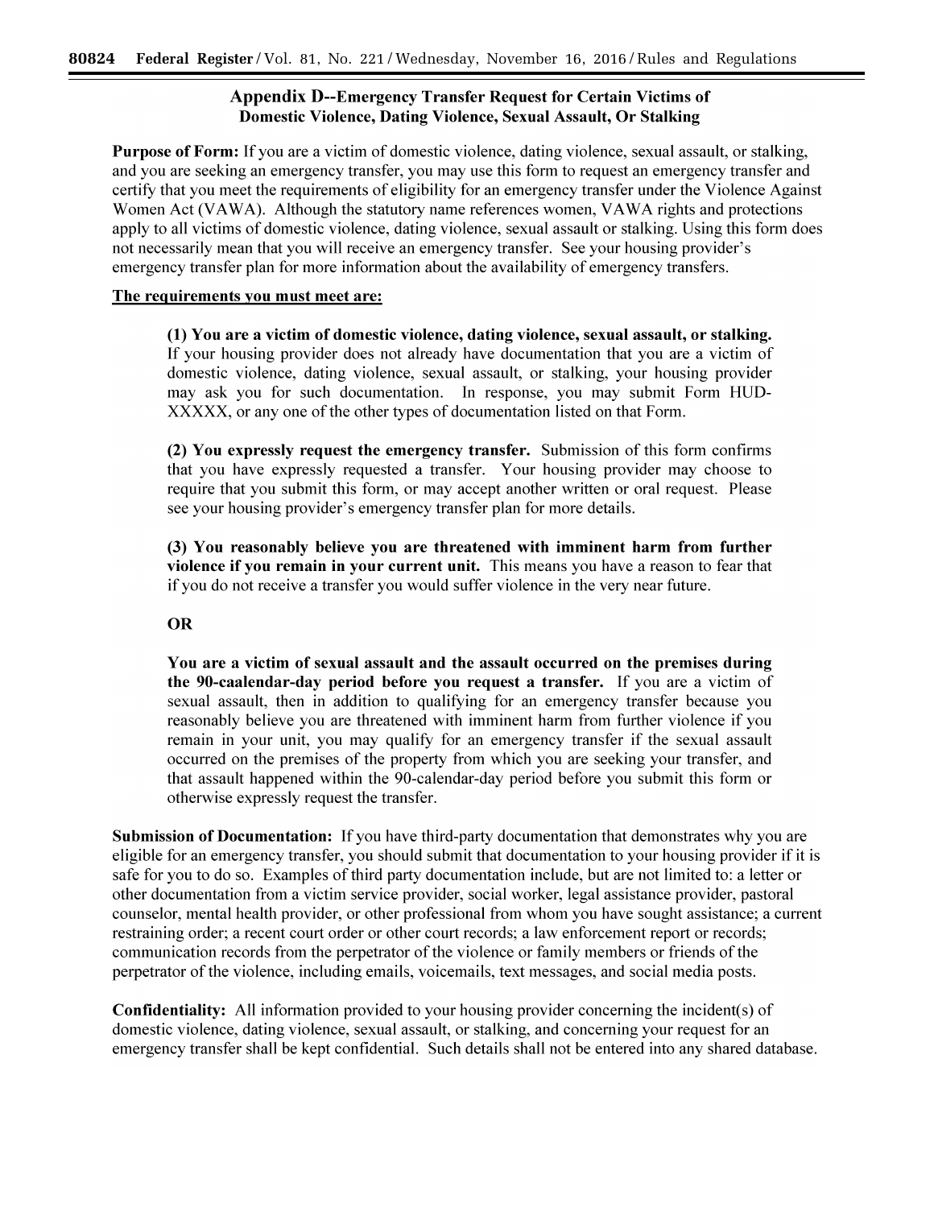## Appendix D--Emergency Transfer Request for Certain Victims of Domestic Violence, Dating Violence, Sexual Assault, Or Stalking

**Purpose of Form:** If you are a victim of domestic violence, dating violence, sexual assault, or stalking, and you are seeking an emergency transfer, you may use this form to request an emergency transfer and certify that you meet the requirements of eligibility for an emergency transfer under the Violence Against Women Act (VAWA). Although the statutory name references women, VAWA rights and protections apply to all victims of domestic violence, dating violence, sexual assault or stalking. Using this form does not necessarily mean that you will receive an emergency transfer. See your housing provider's emergency transfer plan for more information about the availability of emergency transfers.

**The requirements you must meet are:**

**(1) You are a victim of domestic violence, dating violence, sexual assault, or stalking.** If your housing provider does not already have documentation that you are a victim of domestic violence, dating violence, sexual assault, or stalking, your housing provider may ask you for such documentation. In response, you may submit Form HUD-XXXXX, or any one of the other types of documentation listed on that Form.

**(2) You expressly request the emergency transfer.** Submission of this form confirms that you have expressly requested a transfer. Your housing provider may choose to require that you submit this form, or may accept another written or oral request. Please see your housing provider's emergency transfer plan for more details.

**(3) You reasonably believe you are threatened with imminent harm from further violence if you remain in your current unit.** This means you have a reason to fear that if you do not receive a transfer you would suffer violence in the very near future.

**OR**

**You are a victim of sexual assault and the assault occurred on the premises during the 90-caalendar-day period before you request a transfer.** If you are a victim of sexual assault, then in addition to qualifying for an emergency transfer because you reasonably believe you are threatened with imminent harm from further violence if you remain in your unit, you may qualify for an emergency transfer if the sexual assault occurred on the premises of the property from which you are seeking your transfer, and that assault happened within the 90-calendar-day period before you submit this form or otherwise expressly request the transfer.

**Submission of Documentation:** If you have third-party documentation that demonstrates why you are eligible for an emergency transfer, you should submit that documentation to your housing provider if it is safe for you to do so. Examples of third party documentation include, but are not limited to: a letter or other documentation from a victim service provider, social worker, legal assistance provider, pastoral counselor, mental health provider, or other professional from whom you have sought assistance; a current restraining order; a recent court order or other court records; a law enforcement report or records; communication records from the perpetrator of the violence or family members or friends of the perpetrator of the violence, including emails, voicemails, text messages, and social media posts.

**Confidentiality:** All information provided to your housing provider concerning the incident(s) of domestic violence, dating violence, sexual assault, or stalking, and concerning your request for an emergency transfer shall be kept confidential. Such details shall not be entered into any shared database.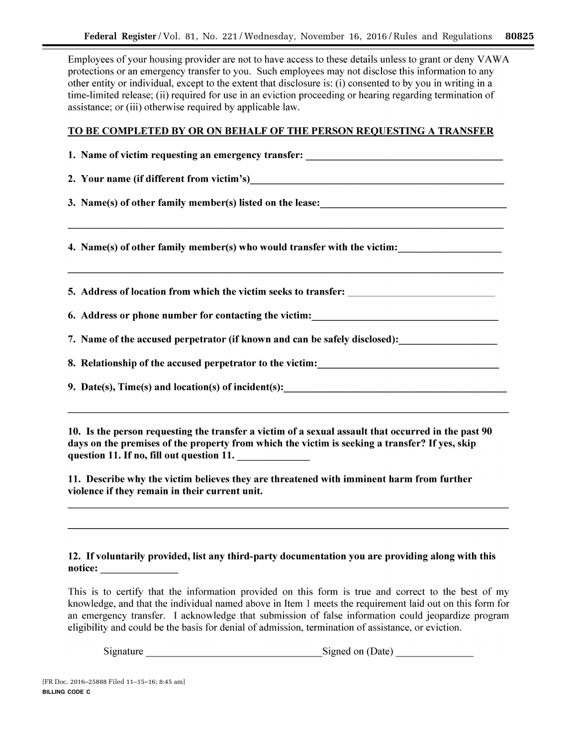Employees of your housing provider are not to have access to these details unless to grant or deny VAWA protections or an emergency transfer to you. Such employees may not disclose this information to any other entity or individual, except to the extent that disclosure is: (i) consented to by you in writing in a time-limited release; (ii) required for use in an eviction proceeding or hearing regarding termination of assistance; or (iii) otherwise required by applicable law.

**TO BE COMPLETED BY OR ON BEHALF OF THE PERSON REQUESTING A TRANSFER**

**1. Name of victim requesting an emergency transfer:** ______________________________________

**2. Your name (if different from victim's)**______________________________________________

**3. Name(s) of other family member(s) listed on the lease:**____________________________________

______________________________________________________________________________

**4. Name(s) of other family member(s) who would transfer with the victim:**____________________

______________________________________________________________________________

**5. Address of location from which the victim seeks to transfer:** ____________________________

**6. Address or phone number for contacting the victim:**____________________________________

**7. Name of the accused perpetrator (if known and can be safely disclosed):**___________________

**8. Relationship of the accused perpetrator to the victim:**___________________________________

**9. Date(s), Time(s) and location(s) of incident(s):**_________________________________________

______________________________________________________________________________

**10. Is the person requesting the transfer a victim of a sexual assault that occurred in the past 90 days on the premises of the property from which the victim is seeking a transfer? If yes, skip question 11. If no, fill out question 11.** ______________

**11. Describe why the victim believes they are threatened with imminent harm from further violence if they remain in their current unit.**

______________________________________________________________________________

______________________________________________________________________________

**12. If voluntarily provided, list any third-party documentation you are providing along with this notice:** _______________

This is to certify that the information provided on this form is true and correct to the best of my knowledge, and that the individual named above in Item 1 meets the requirement laid out on this form for an emergency transfer. I acknowledge that submission of false information could jeopardize program eligibility and could be the basis for denial of admission, termination of assistance, or eviction.

Signature __________________________________Signed on (Date) _______________

[FR Doc. 2016–25888 Filed 11–15–16; 8:45 am]

**BILLING CODE C**